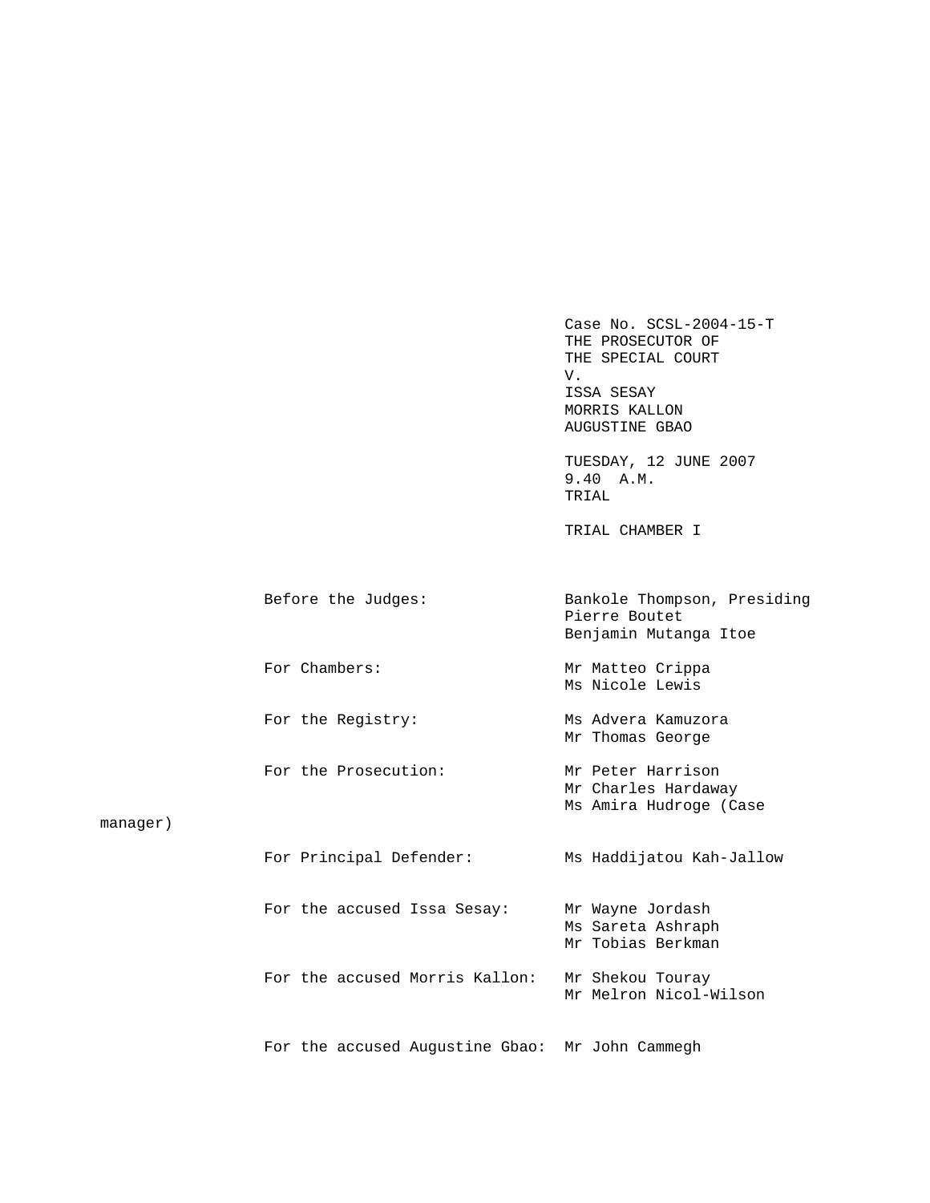Case No. SCSL-2004-15-T
THE PROSECUTOR OF
THE SPECIAL COURT
V.
ISSA SESAY
MORRIS KALLON
AUGUSTINE GBAO

TUESDAY, 12 JUNE 2007
9.40 A.M.
TRIAL

TRIAL CHAMBER I

| | |
|---|---|
| Before the Judges: | Bankole Thompson, Presiding<br>Pierre Boutet<br>Benjamin Mutanga Itoe |
| For Chambers: | Mr Matteo Crippa<br>Ms Nicole Lewis |
| For the Registry: | Ms Advera Kamuzora<br>Mr Thomas George |
| For the Prosecution: | Mr Peter Harrison<br>Mr Charles Hardaway<br>Ms Amira Hudroge (Case manager) |
| For Principal Defender: | Ms Haddijatou Kah-Jallow |
| For the accused Issa Sesay: | Mr Wayne Jordash<br>Ms Sareta Ashraph<br>Mr Tobias Berkman |
| For the accused Morris Kallon: | Mr Shekou Touray<br>Mr Melron Nicol-Wilson |
| For the accused Augustine Gbao: | Mr John Cammegh |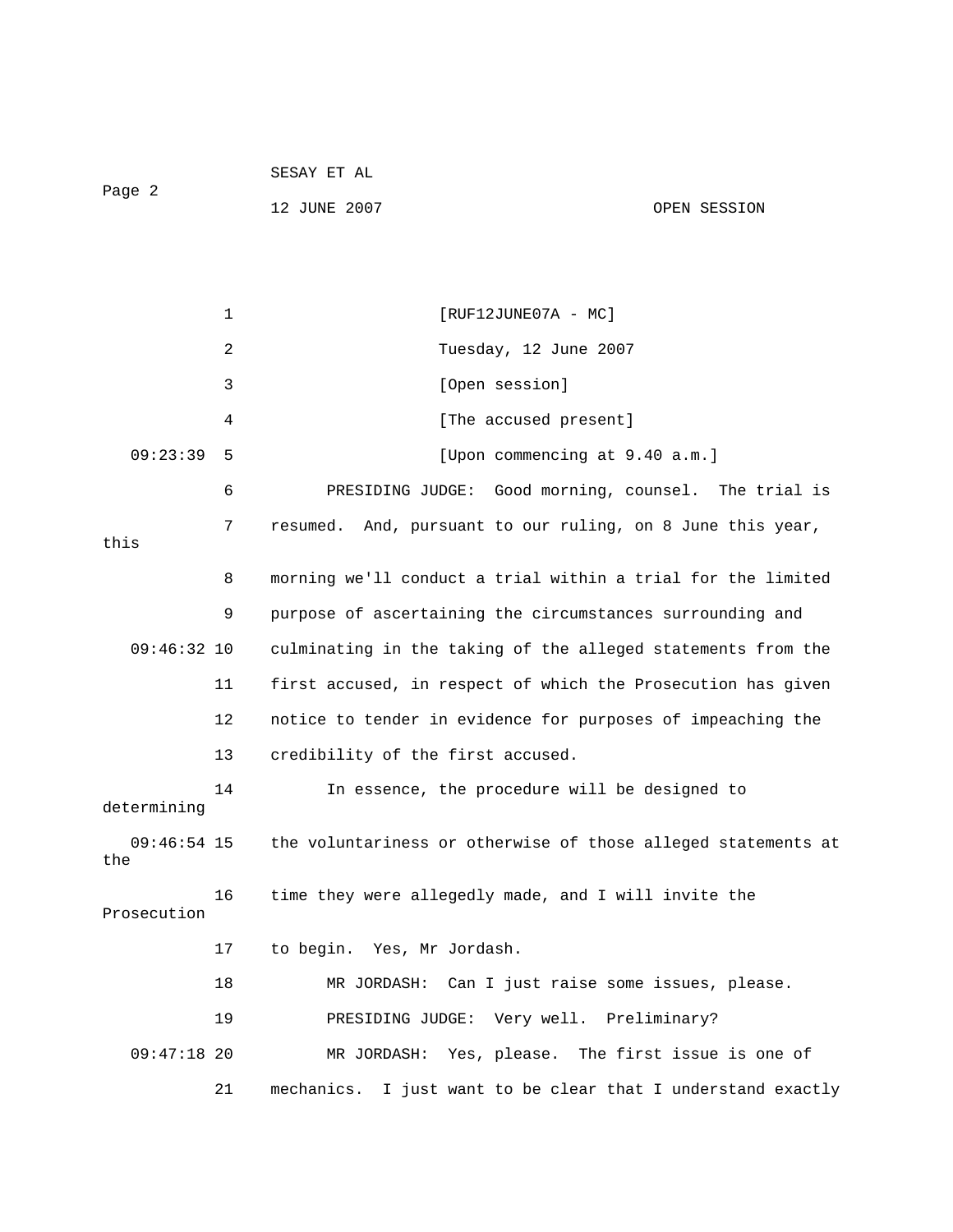[RUF12JUNE07A - MC]

Tuesday, 12 June 2007

[Open session]

[The accused present]

09:23:39 [Upon commencing at 9.40 a.m.]

PRESIDING JUDGE: Good morning, counsel. The trial is resumed. And, pursuant to our ruling, on 8 June this year, this morning we'll conduct a trial within a trial for the limited purpose of ascertaining the circumstances surrounding and

09:46:32 culminating in the taking of the alleged statements from the first accused, in respect of which the Prosecution has given notice to tender in evidence for purposes of impeaching the credibility of the first accused.

In essence, the procedure will be designed to determining

09:46:54 the voluntariness or otherwise of those alleged statements at the time they were allegedly made, and I will invite the Prosecution to begin. Yes, Mr Jordash.

MR JORDASH: Can I just raise some issues, please.

PRESIDING JUDGE: Very well. Preliminary?

09:47:18 MR JORDASH: Yes, please. The first issue is one of mechanics. I just want to be clear that I understand exactly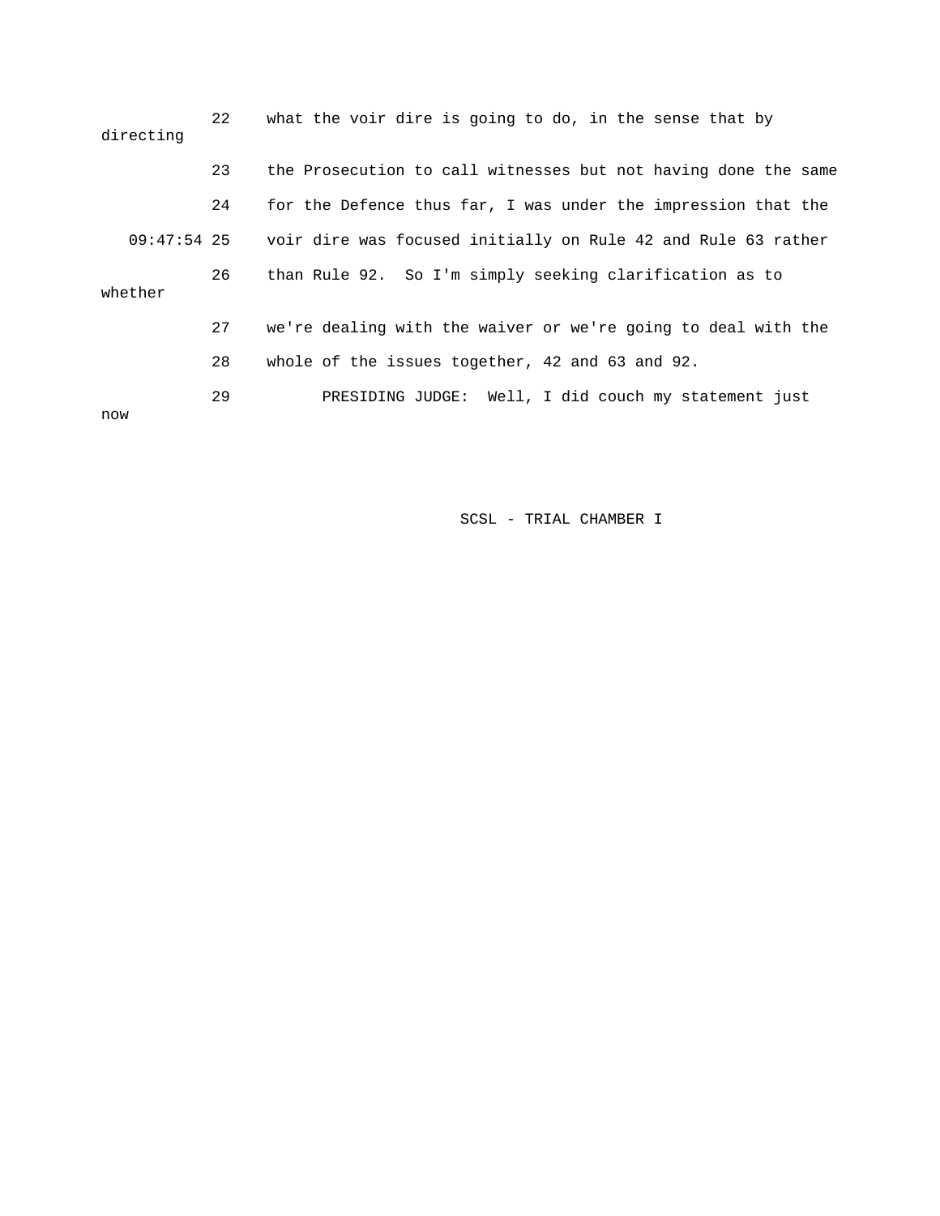22 what the voir dire is going to do, in the sense that by directing

23 the Prosecution to call witnesses but not having done the same

24 for the Defence thus far, I was under the impression that the

09:47:54 25 voir dire was focused initially on Rule 42 and Rule 63 rather

26 than Rule 92. So I'm simply seeking clarification as to whether

27 we're dealing with the waiver or we're going to deal with the

28 whole of the issues together, 42 and 63 and 92.

29 PRESIDING JUDGE: Well, I did couch my statement just now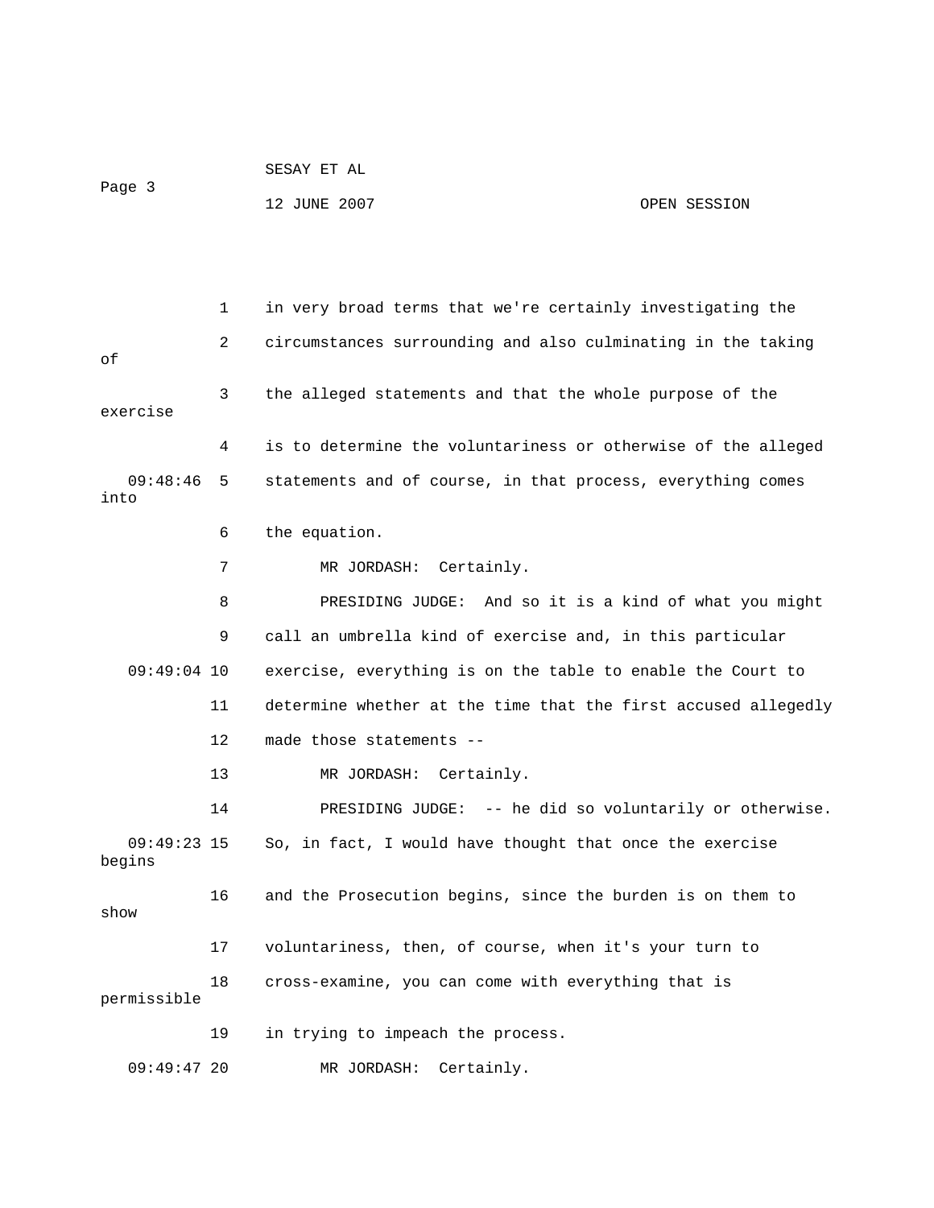in very broad terms that we're certainly investigating the circumstances surrounding and also culminating in the taking of the alleged statements and that the whole purpose of the exercise is to determine the voluntariness or otherwise of the alleged statements and of course, in that process, everything comes into the equation.

MR JORDASH: Certainly.

PRESIDING JUDGE: And so it is a kind of what you might call an umbrella kind of exercise and, in this particular exercise, everything is on the table to enable the Court to determine whether at the time that the first accused allegedly made those statements --

MR JORDASH: Certainly.

PRESIDING JUDGE: -- he did so voluntarily or otherwise. So, in fact, I would have thought that once the exercise begins and the Prosecution begins, since the burden is on them to show voluntariness, then, of course, when it's your turn to cross-examine, you can come with everything that is permissible in trying to impeach the process.

MR JORDASH: Certainly.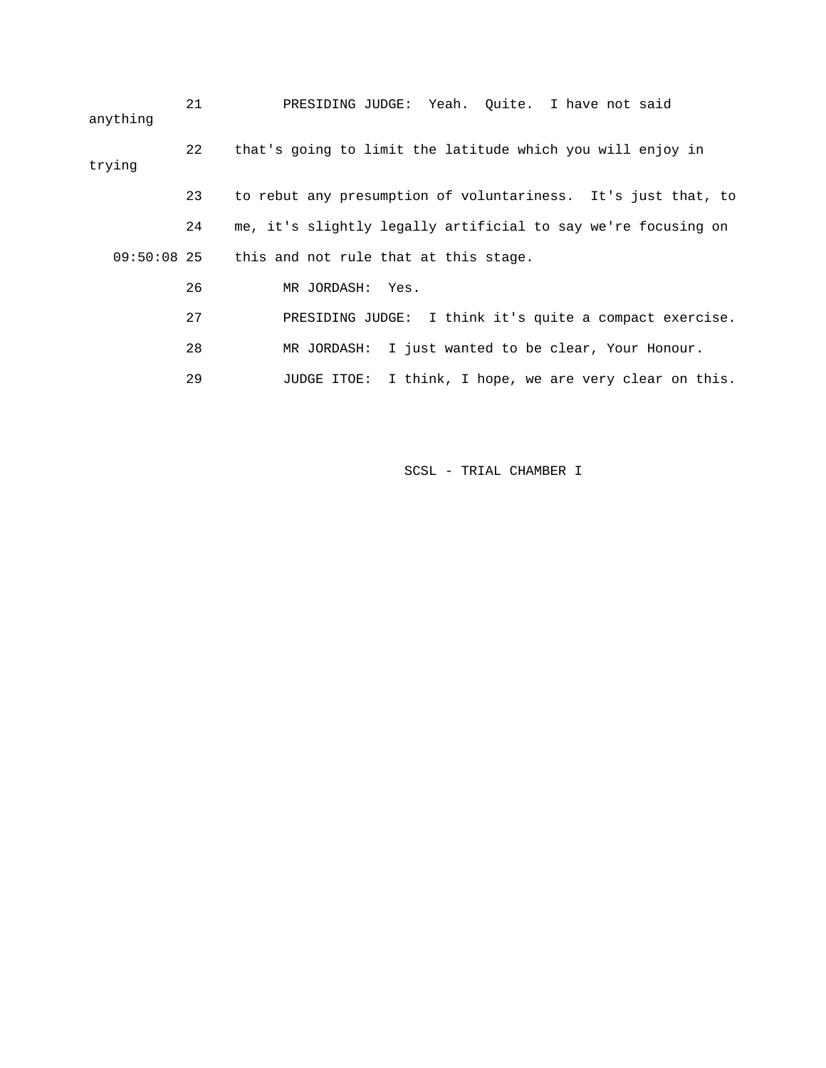21 PRESIDING JUDGE: Yeah. Quite. I have not said anything

22 that's going to limit the latitude which you will enjoy in trying

23 to rebut any presumption of voluntariness. It's just that, to

24 me, it's slightly legally artificial to say we're focusing on

09:50:08 25 this and not rule that at this stage.

26 MR JORDASH: Yes.

27 PRESIDING JUDGE: I think it's quite a compact exercise.

28 MR JORDASH: I just wanted to be clear, Your Honour.

29 JUDGE ITOE: I think, I hope, we are very clear on this.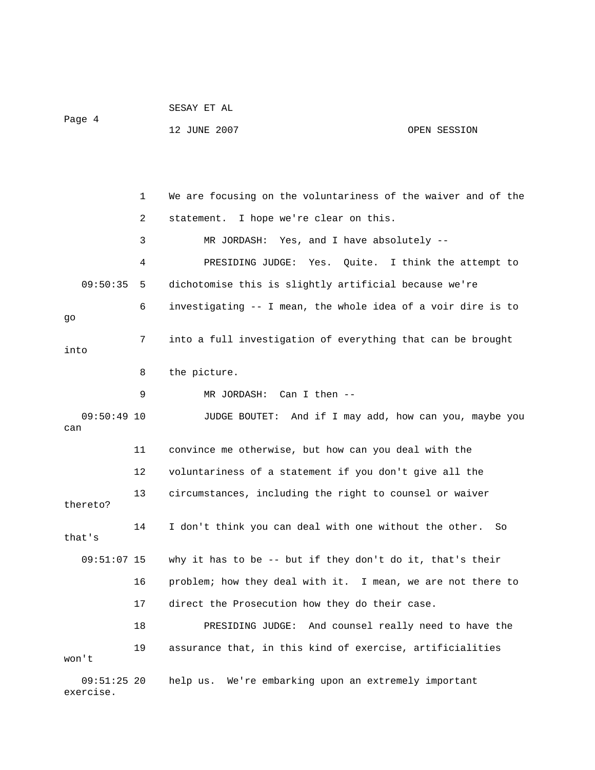We are focusing on the voluntariness of the waiver and of the statement. I hope we're clear on this.

MR JORDASH: Yes, and I have absolutely --

PRESIDING JUDGE: Yes. Quite. I think the attempt to dichotomise this is slightly artificial because we're investigating -- I mean, the whole idea of a voir dire is to go into a full investigation of everything that can be brought into the picture.

MR JORDASH: Can I then --

JUDGE BOUTET: And if I may add, how can you, maybe you can convince me otherwise, but how can you deal with the voluntariness of a statement if you don't give all the circumstances, including the right to counsel or waiver thereto? I don't think you can deal with one without the other. So that's why it has to be -- but if they don't do it, that's their problem; how they deal with it. I mean, we are not there to direct the Prosecution how they do their case.

PRESIDING JUDGE: And counsel really need to have the assurance that, in this kind of exercise, artificialities won't help us. We're embarking upon an extremely important exercise.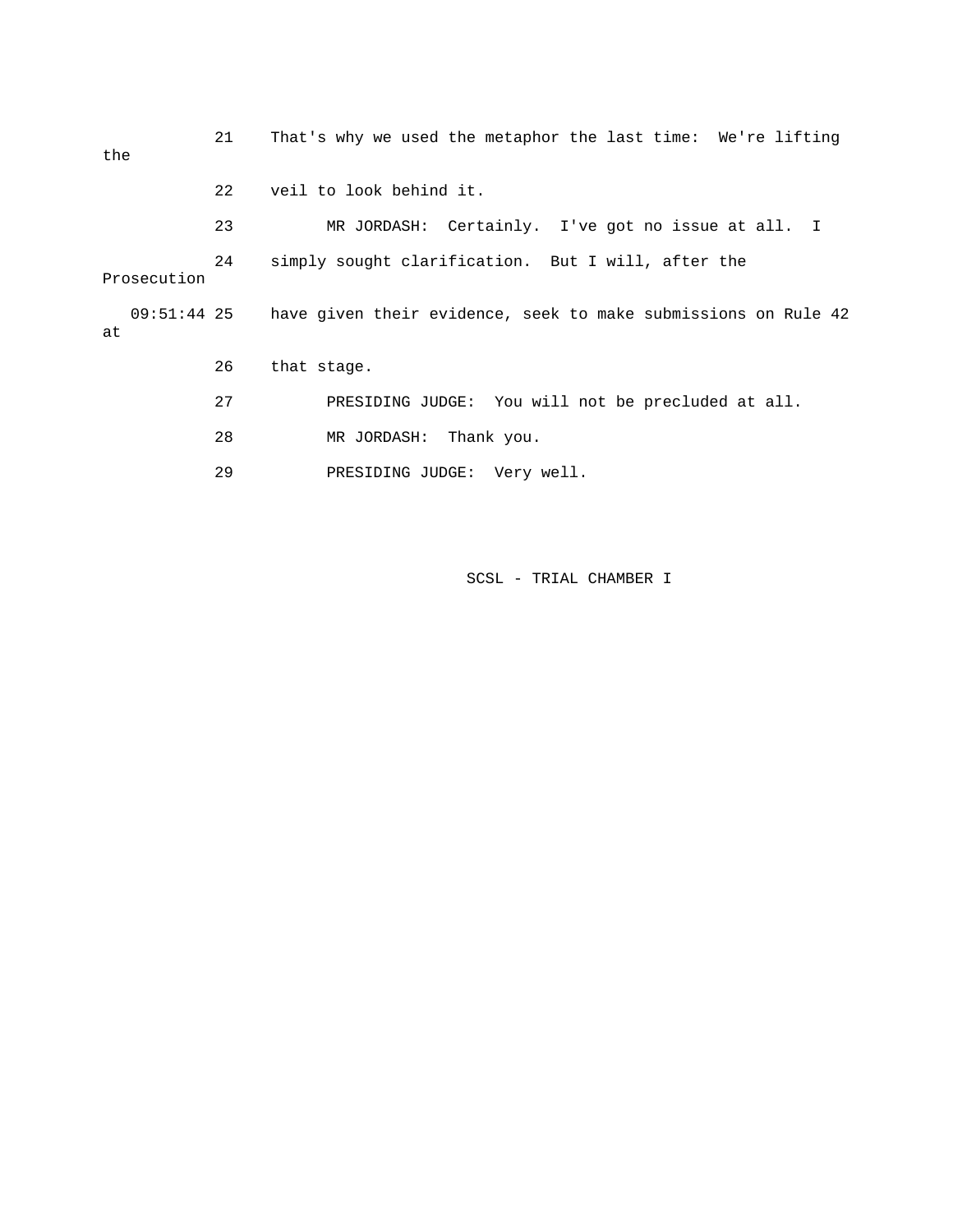21 That's why we used the metaphor the last time: We're lifting the

22 veil to look behind it.

23 MR JORDASH: Certainly. I've got no issue at all. I

24 simply sought clarification. But I will, after the Prosecution

09:51:44 25 have given their evidence, seek to make submissions on Rule 42 at

26 that stage.

27 PRESIDING JUDGE: You will not be precluded at all.

28 MR JORDASH: Thank you.

29 PRESIDING JUDGE: Very well.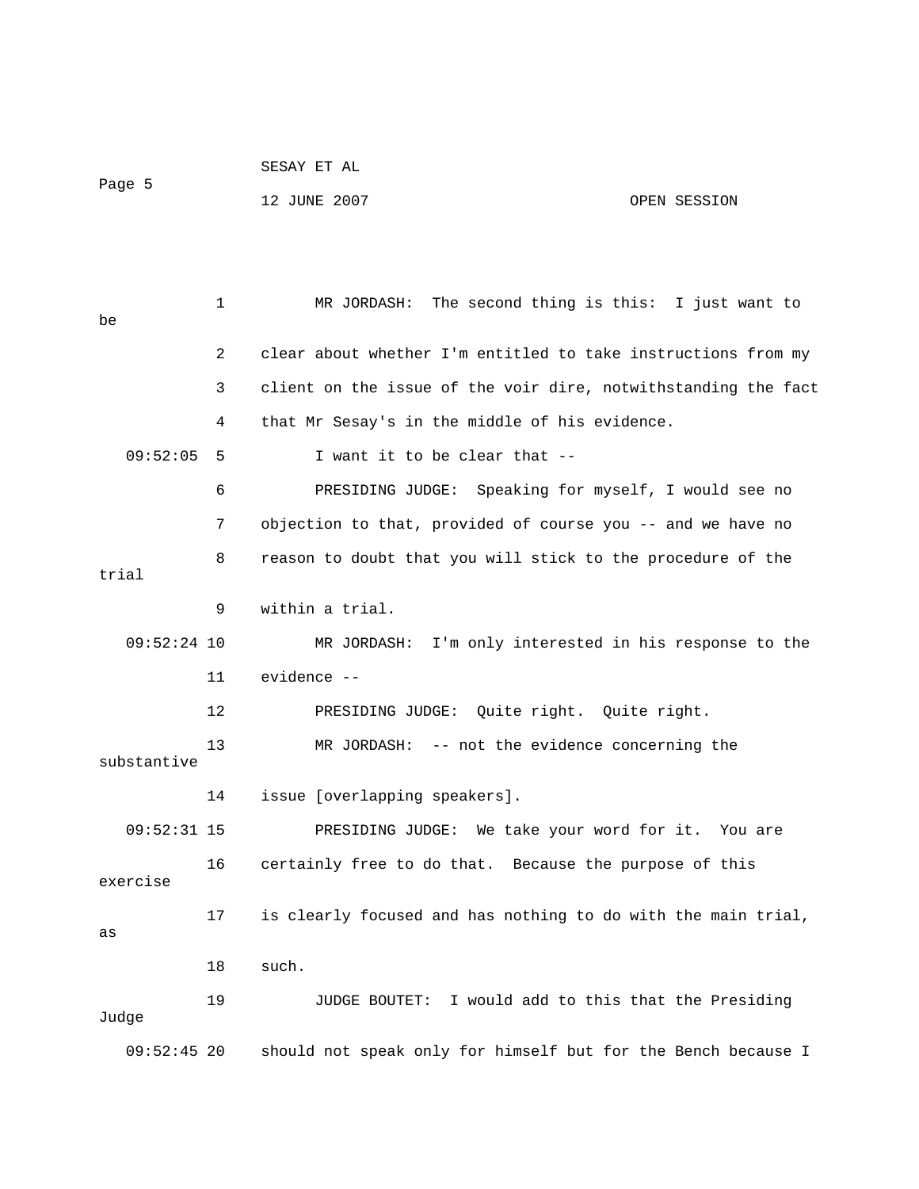MR JORDASH: The second thing is this: I just want to be clear about whether I'm entitled to take instructions from my client on the issue of the voir dire, notwithstanding the fact that Mr Sesay's in the middle of his evidence.

I want it to be clear that --

PRESIDING JUDGE: Speaking for myself, I would see no objection to that, provided of course you -- and we have no reason to doubt that you will stick to the procedure of the trial within a trial.

MR JORDASH: I'm only interested in his response to the evidence --

PRESIDING JUDGE: Quite right. Quite right.

MR JORDASH: -- not the evidence concerning the substantive issue [overlapping speakers].

PRESIDING JUDGE: We take your word for it. You are certainly free to do that. Because the purpose of this exercise is clearly focused and has nothing to do with the main trial, as such.

JUDGE BOUTET: I would add to this that the Presiding Judge should not speak only for himself but for the Bench because I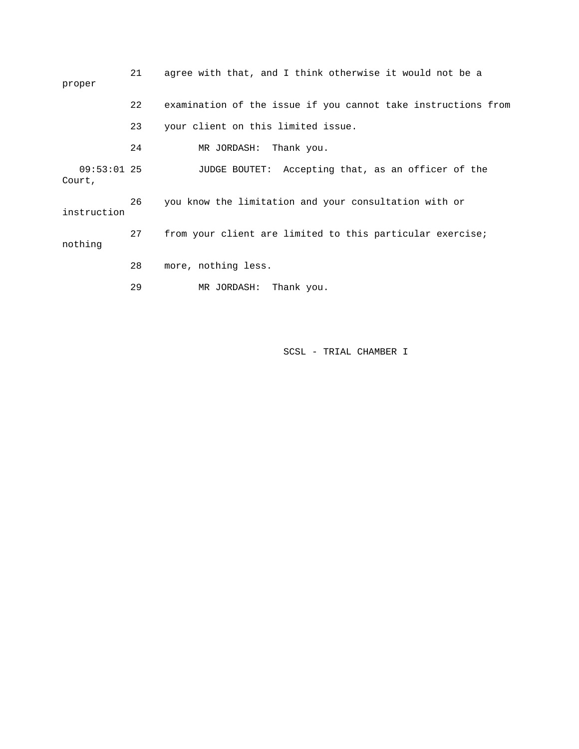21 agree with that, and I think otherwise it would not be a proper

22 examination of the issue if you cannot take instructions from

23 your client on this limited issue.

24 MR JORDASH: Thank you.

09:53:01 25 JUDGE BOUTET: Accepting that, as an officer of the Court,

26 you know the limitation and your consultation with or instruction

27 from your client are limited to this particular exercise; nothing

28 more, nothing less.

29 MR JORDASH: Thank you.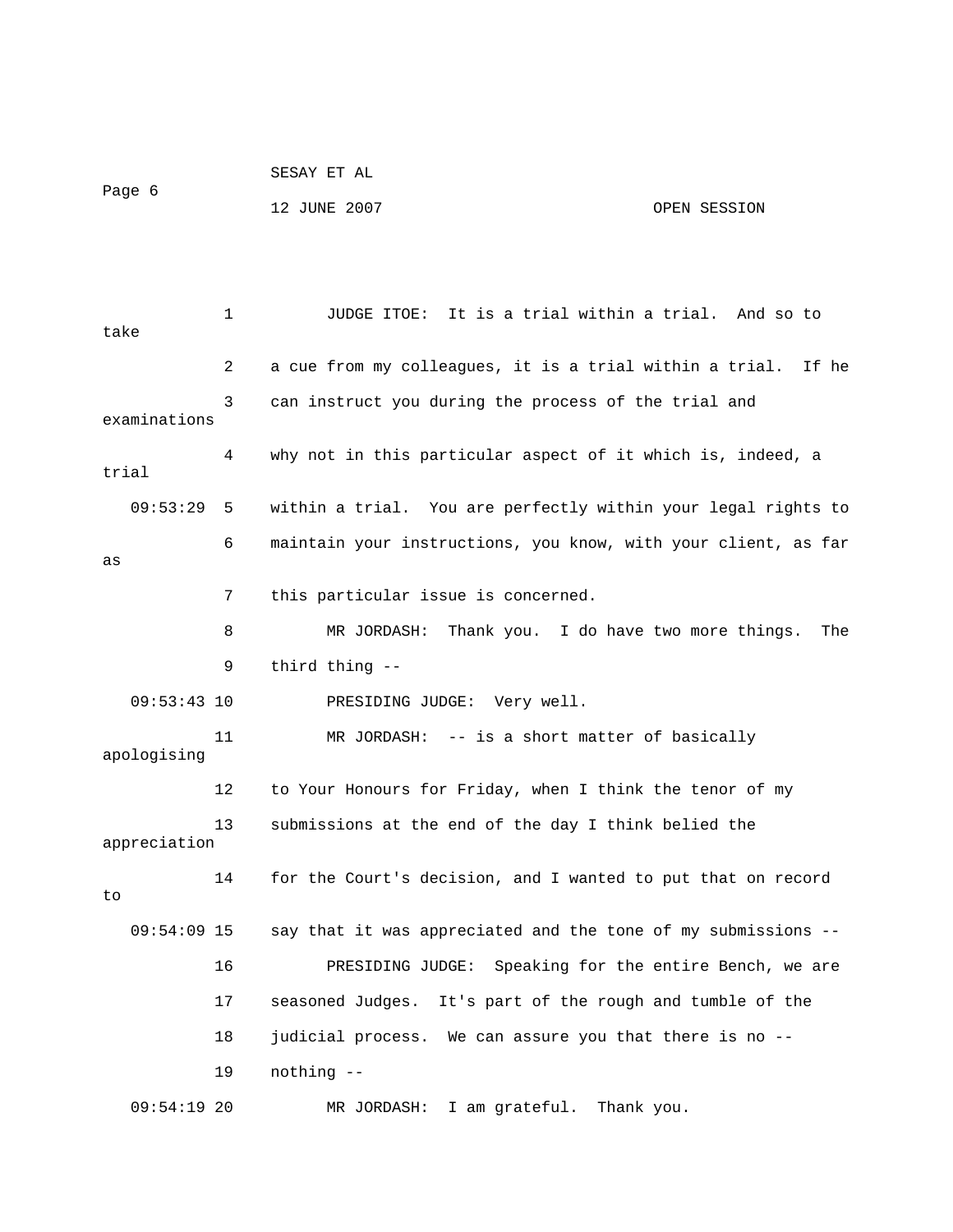1 JUDGE ITOE: It is a trial within a trial. And so to take

2 a cue from my colleagues, it is a trial within a trial. If he

3 can instruct you during the process of the trial and examinations

4 why not in this particular aspect of it which is, indeed, a trial

09:53:29 5 within a trial. You are perfectly within your legal rights to

6 maintain your instructions, you know, with your client, as far as

7 this particular issue is concerned.

8 MR JORDASH: Thank you. I do have two more things. The

9 third thing --

09:53:43 10 PRESIDING JUDGE: Very well.

11 MR JORDASH: -- is a short matter of basically apologising

12 to Your Honours for Friday, when I think the tenor of my

13 submissions at the end of the day I think belied the appreciation

14 for the Court's decision, and I wanted to put that on record to

09:54:09 15 say that it was appreciated and the tone of my submissions --

16 PRESIDING JUDGE: Speaking for the entire Bench, we are

17 seasoned Judges. It's part of the rough and tumble of the

18 judicial process. We can assure you that there is no --

19 nothing --

09:54:19 20 MR JORDASH: I am grateful. Thank you.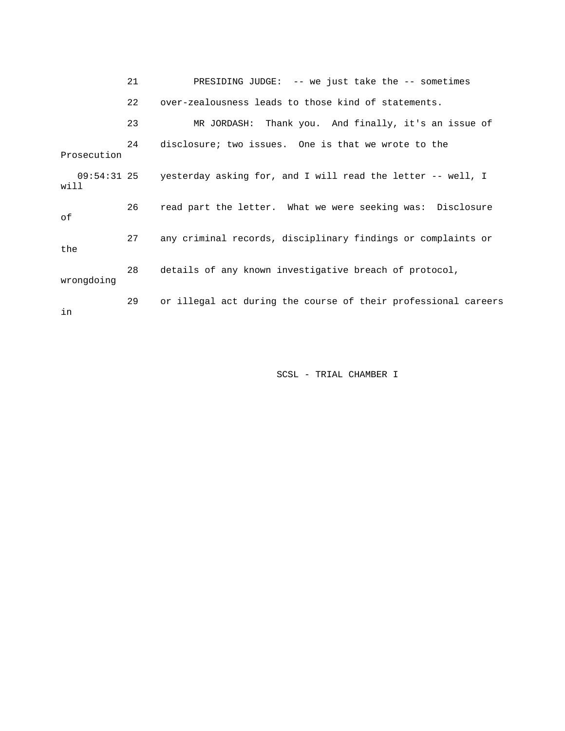21 PRESIDING JUDGE: -- we just take the -- sometimes

22 over-zealousness leads to those kind of statements.

23 MR JORDASH: Thank you. And finally, it's an issue of

24 disclosure; two issues. One is that we wrote to the Prosecution

09:54:31 25 yesterday asking for, and I will read the letter -- well, I will

26 read part the letter. What we were seeking was: Disclosure of

27 any criminal records, disciplinary findings or complaints or the

28 details of any known investigative breach of protocol, wrongdoing

29 or illegal act during the course of their professional careers in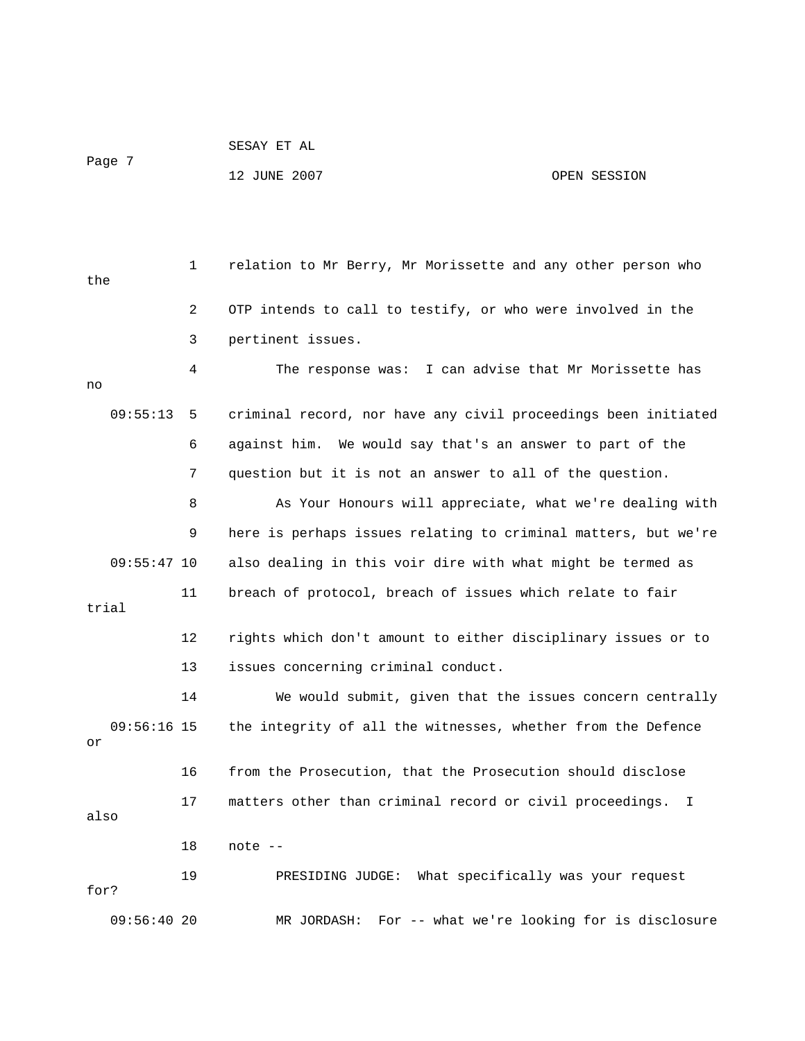relation to Mr Berry, Mr Morissette and any other person who the OTP intends to call to testify, or who were involved in the pertinent issues.

The response was: I can advise that Mr Morissette has no criminal record, nor have any civil proceedings been initiated against him. We would say that's an answer to part of the question but it is not an answer to all of the question.

As Your Honours will appreciate, what we're dealing with here is perhaps issues relating to criminal matters, but we're also dealing in this voir dire with what might be termed as breach of protocol, breach of issues which relate to fair trial rights which don't amount to either disciplinary issues or to issues concerning criminal conduct.

We would submit, given that the issues concern centrally the integrity of all the witnesses, whether from the Defence or from the Prosecution, that the Prosecution should disclose matters other than criminal record or civil proceedings. I also note --

PRESIDING JUDGE: What specifically was your request for?

MR JORDASH: For -- what we're looking for is disclosure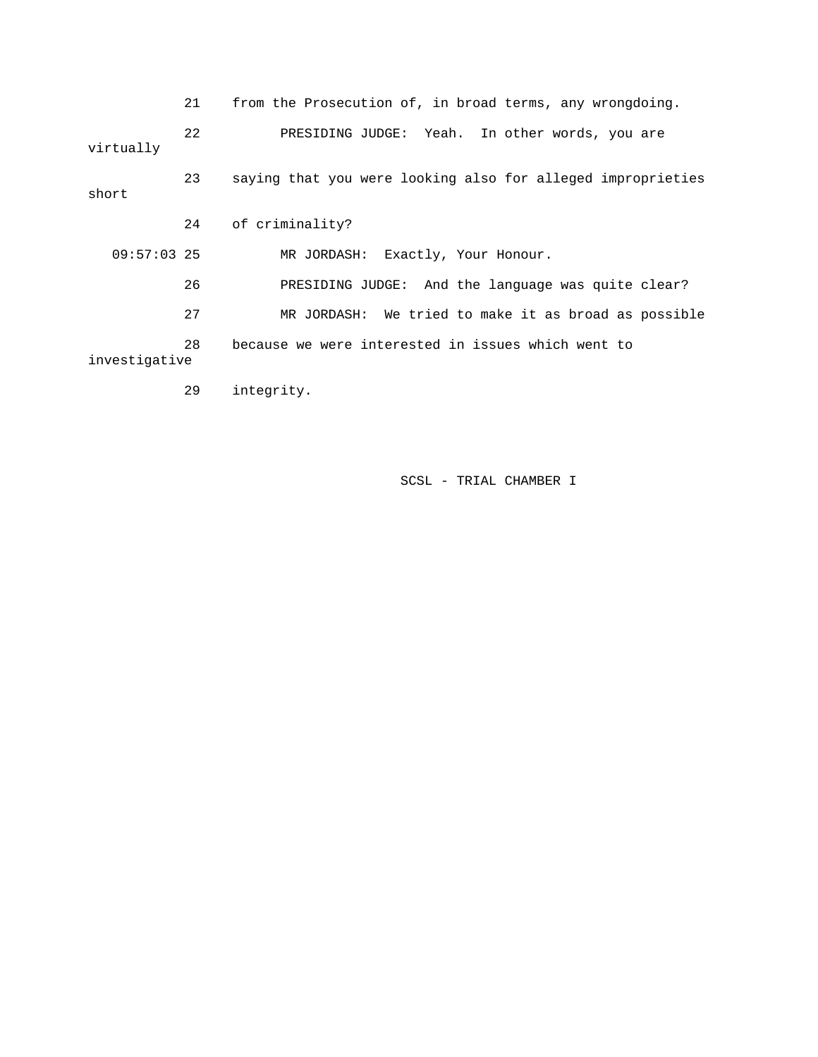21 from the Prosecution of, in broad terms, any wrongdoing.

22 PRESIDING JUDGE: Yeah. In other words, you are virtually

23 saying that you were looking also for alleged improprieties short

24 of criminality?

09:57:03 25 MR JORDASH: Exactly, Your Honour.

26 PRESIDING JUDGE: And the language was quite clear?

27 MR JORDASH: We tried to make it as broad as possible

28 because we were interested in issues which went to investigative

29 integrity.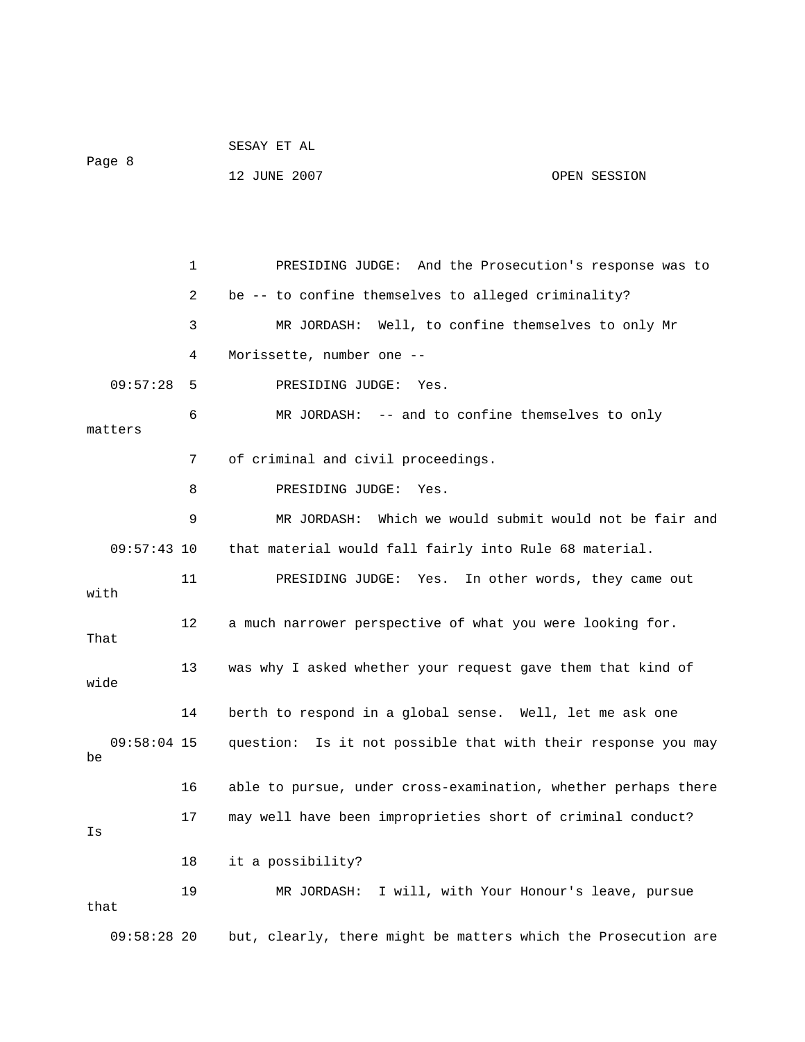1 PRESIDING JUDGE: And the Prosecution's response was to

2 be -- to confine themselves to alleged criminality?

3 MR JORDASH: Well, to confine themselves to only Mr

4 Morissette, number one --

09:57:28 5 PRESIDING JUDGE: Yes.

6 MR JORDASH: -- and to confine themselves to only matters

7 of criminal and civil proceedings.

8 PRESIDING JUDGE: Yes.

9 MR JORDASH: Which we would submit would not be fair and

09:57:43 10 that material would fall fairly into Rule 68 material.

11 PRESIDING JUDGE: Yes. In other words, they came out with

12 a much narrower perspective of what you were looking for. That

13 was why I asked whether your request gave them that kind of wide

14 berth to respond in a global sense. Well, let me ask one

09:58:04 15 question: Is it not possible that with their response you may be

16 able to pursue, under cross-examination, whether perhaps there

17 may well have been improprieties short of criminal conduct? Is

18 it a possibility?

19 MR JORDASH: I will, with Your Honour's leave, pursue that

09:58:28 20 but, clearly, there might be matters which the Prosecution are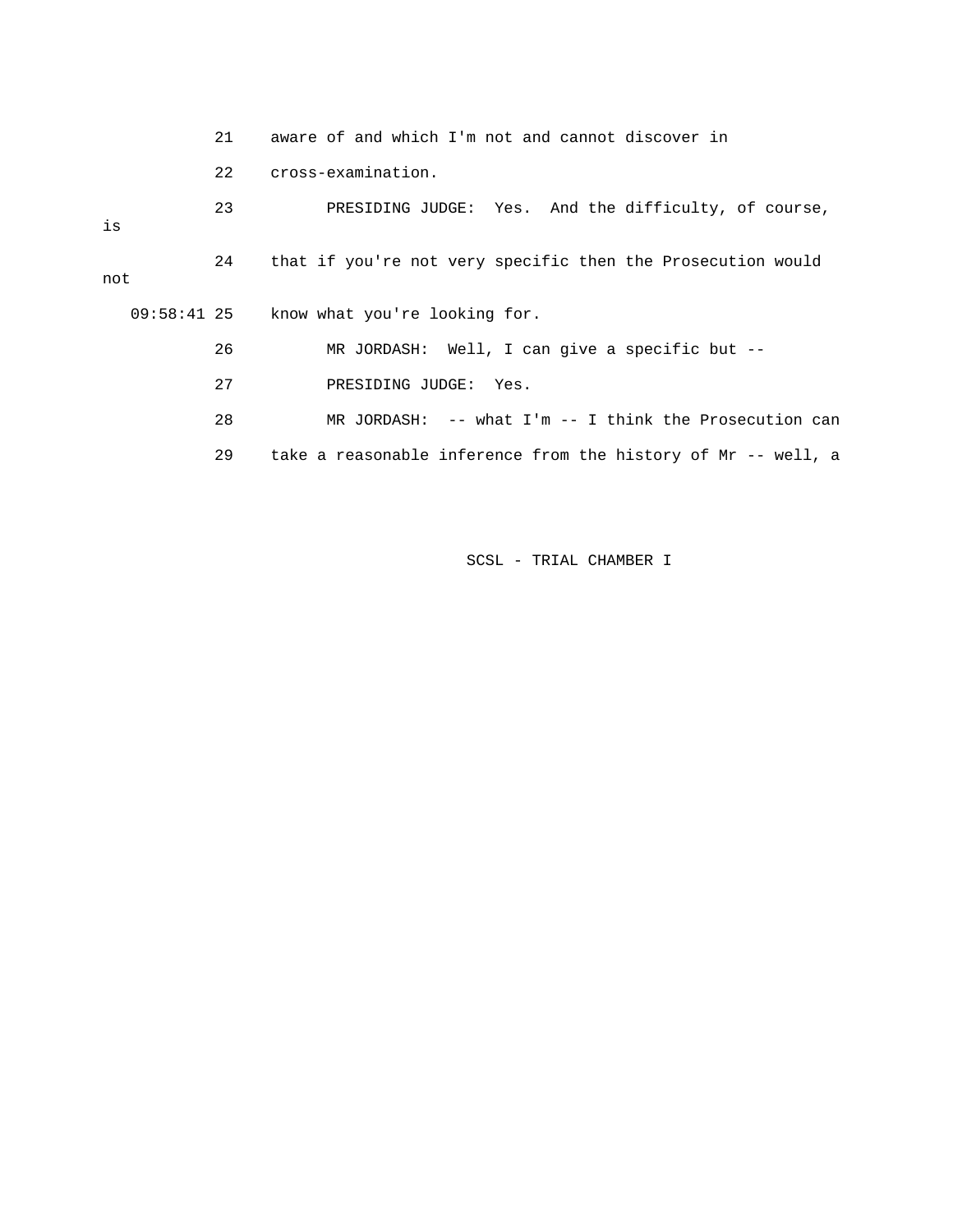21 aware of and which I'm not and cannot discover in

22 cross-examination.

23 PRESIDING JUDGE: Yes. And the difficulty, of course, is

24 that if you're not very specific then the Prosecution would not

09:58:41 25 know what you're looking for.

26 MR JORDASH: Well, I can give a specific but --

27 PRESIDING JUDGE: Yes.

28 MR JORDASH: -- what I'm -- I think the Prosecution can

29 take a reasonable inference from the history of Mr -- well, a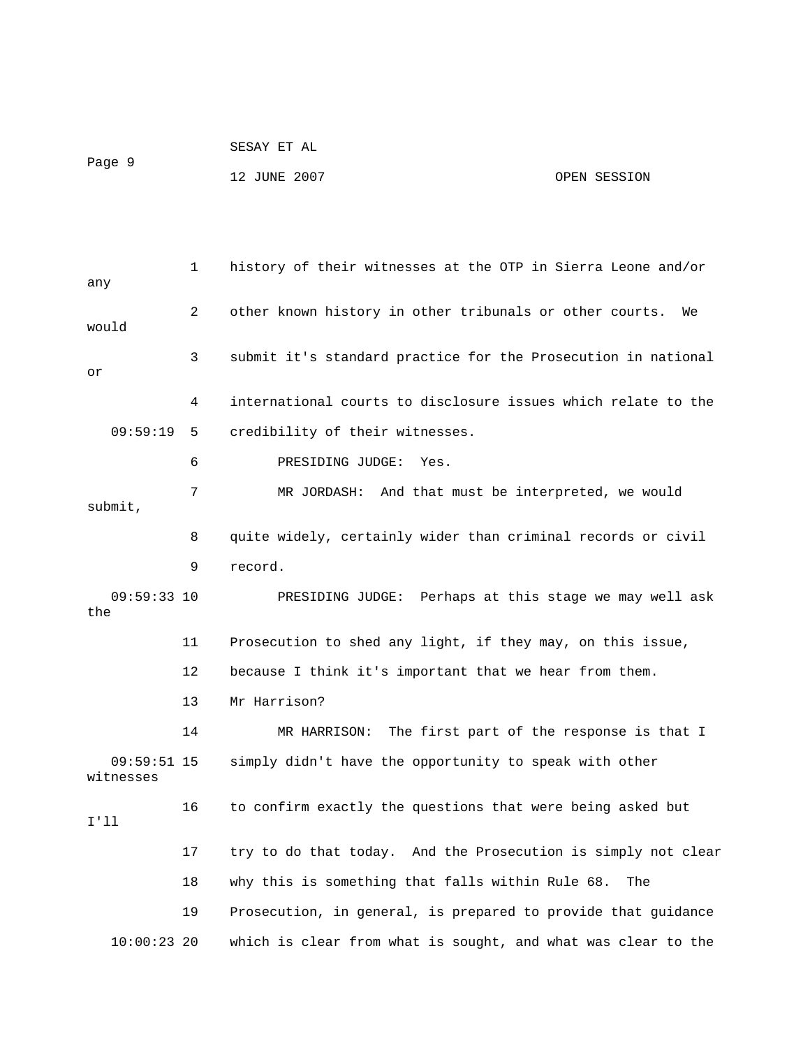1 history of their witnesses at the OTP in Sierra Leone and/or any

2 other known history in other tribunals or other courts. We would

3 submit it's standard practice for the Prosecution in national or

4 international courts to disclosure issues which relate to the

09:59:19 5 credibility of their witnesses.

6 PRESIDING JUDGE: Yes.

7 MR JORDASH: And that must be interpreted, we would submit,

8 quite widely, certainly wider than criminal records or civil

9 record.

09:59:33 10 PRESIDING JUDGE: Perhaps at this stage we may well ask the

11 Prosecution to shed any light, if they may, on this issue,

12 because I think it's important that we hear from them.

13 Mr Harrison?

14 MR HARRISON: The first part of the response is that I

09:59:51 15 simply didn't have the opportunity to speak with other witnesses

16 to confirm exactly the questions that were being asked but I'll

17 try to do that today. And the Prosecution is simply not clear

18 why this is something that falls within Rule 68. The

19 Prosecution, in general, is prepared to provide that guidance

10:00:23 20 which is clear from what is sought, and what was clear to the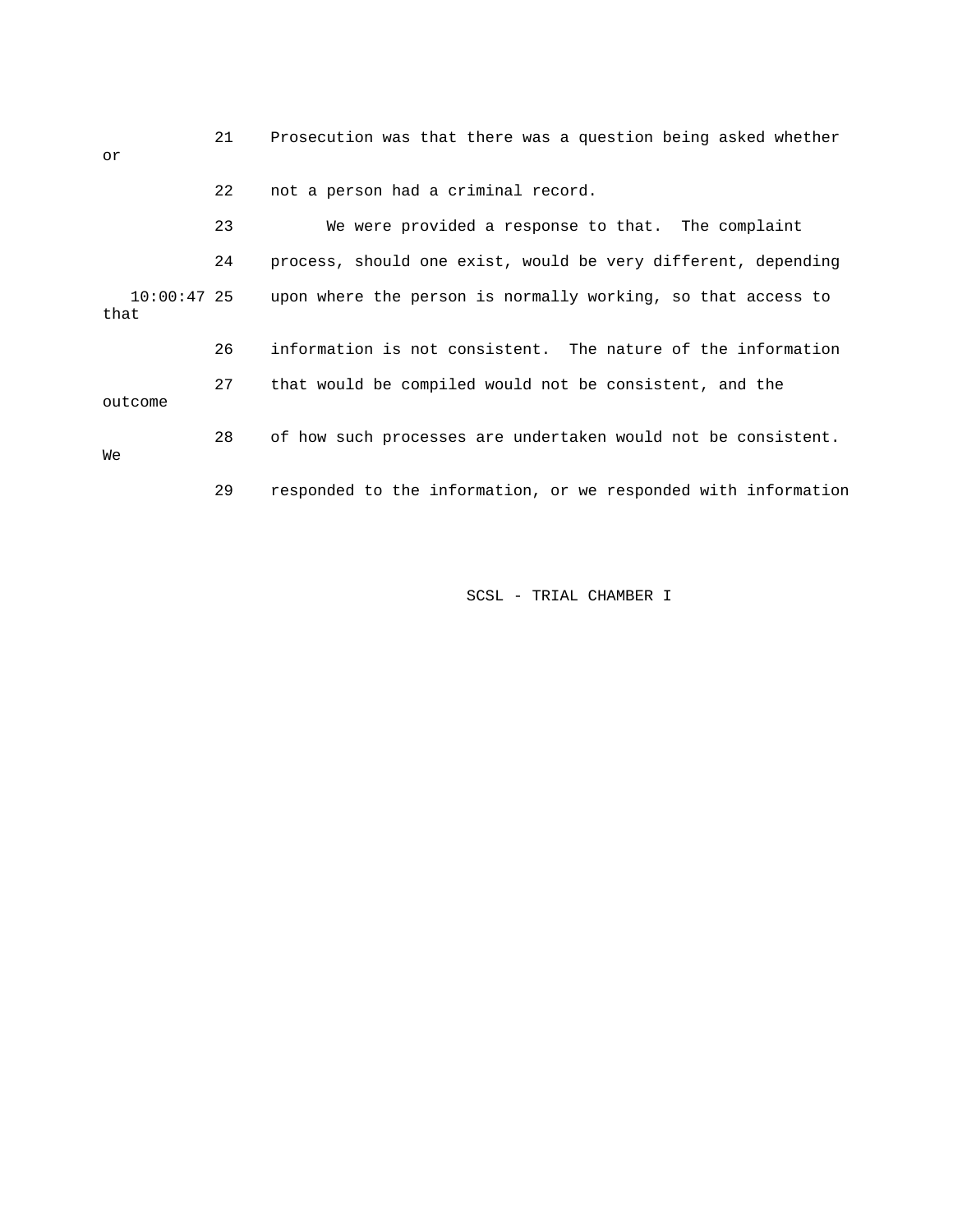21 Prosecution was that there was a question being asked whether or

22 not a person had a criminal record.

23 We were provided a response to that. The complaint

24 process, should one exist, would be very different, depending

10:00:47 25 upon where the person is normally working, so that access to that

26 information is not consistent. The nature of the information

27 that would be compiled would not be consistent, and the outcome

28 of how such processes are undertaken would not be consistent. We

29 responded to the information, or we responded with information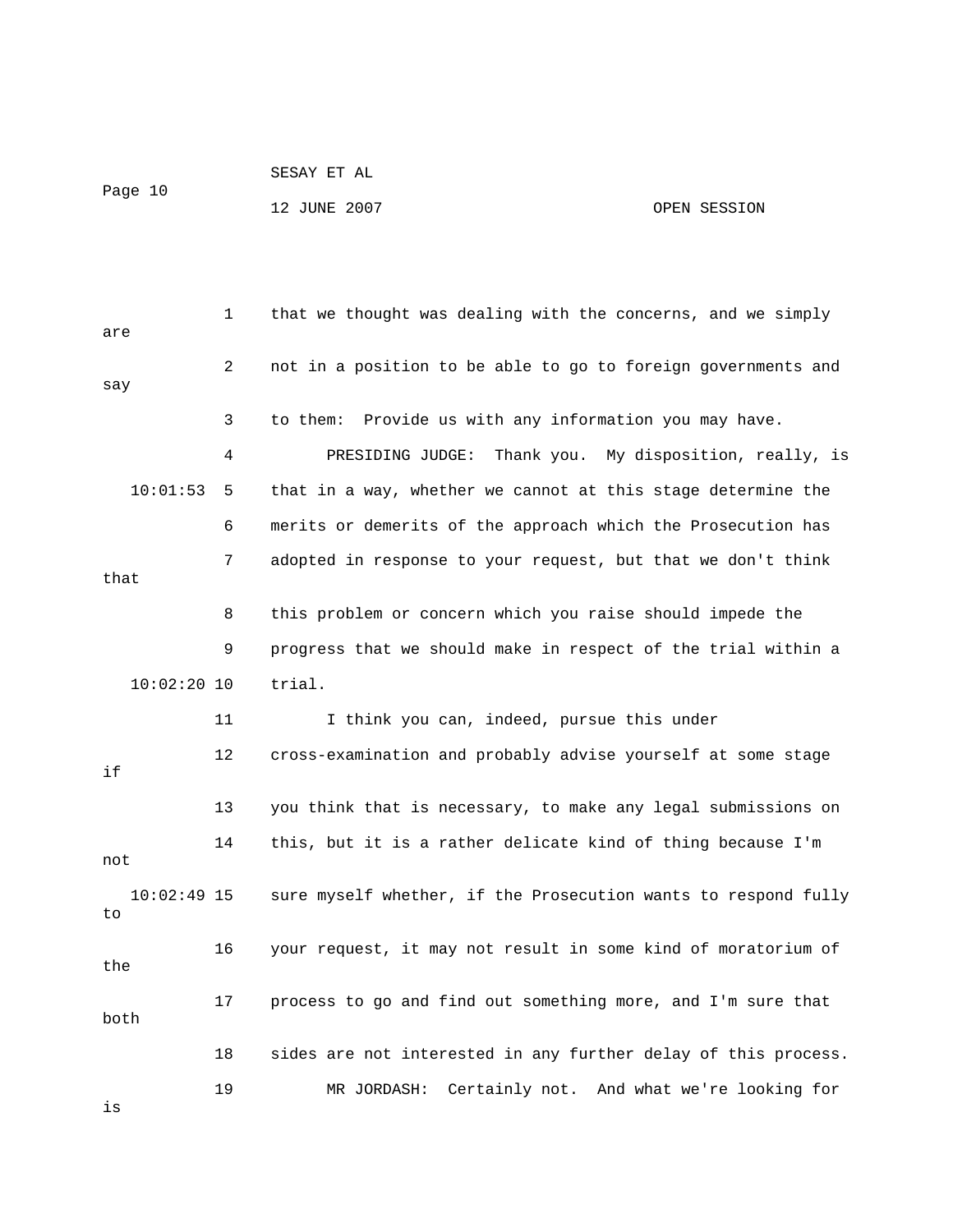that we thought was dealing with the concerns, and we simply are not in a position to be able to go to foreign governments and say to them: Provide us with any information you may have.

PRESIDING JUDGE: Thank you. My disposition, really, is that in a way, whether we cannot at this stage determine the merits or demerits of the approach which the Prosecution has adopted in response to your request, but that we don't think that this problem or concern which you raise should impede the progress that we should make in respect of the trial within a trial.

I think you can, indeed, pursue this under cross-examination and probably advise yourself at some stage if you think that is necessary, to make any legal submissions on this, but it is a rather delicate kind of thing because I'm not sure myself whether, if the Prosecution wants to respond fully to your request, it may not result in some kind of moratorium of the process to go and find out something more, and I'm sure that both sides are not interested in any further delay of this process.

MR JORDASH: Certainly not. And what we're looking for is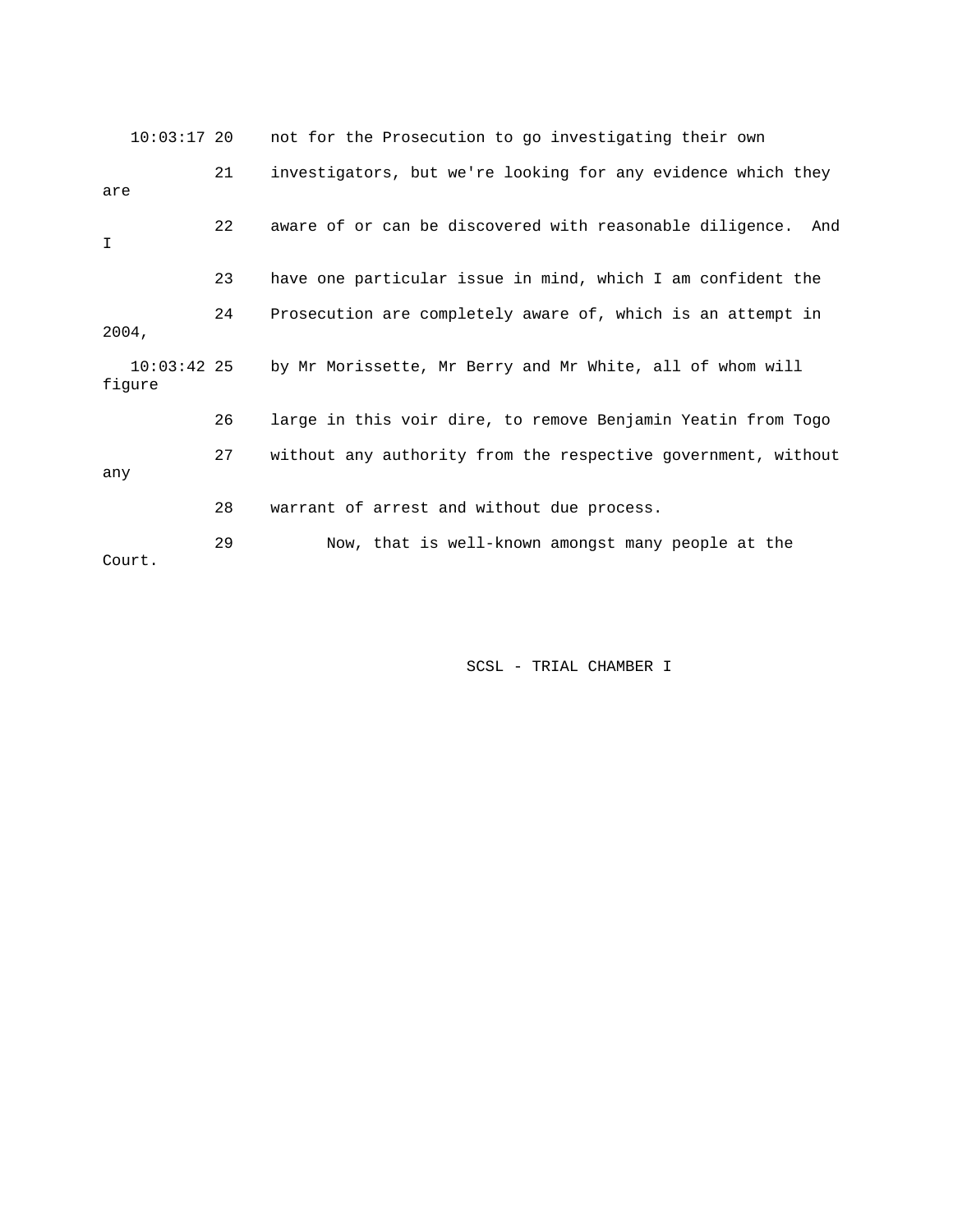10:03:17 20 not for the Prosecution to go investigating their own

21 investigators, but we're looking for any evidence which they are

22 aware of or can be discovered with reasonable diligence. And I

23 have one particular issue in mind, which I am confident the

24 Prosecution are completely aware of, which is an attempt in 2004,

10:03:42 25 by Mr Morissette, Mr Berry and Mr White, all of whom will figure

26 large in this voir dire, to remove Benjamin Yeatin from Togo

27 without any authority from the respective government, without any

28 warrant of arrest and without due process.

29 Now, that is well-known amongst many people at the Court.

SCSL - TRIAL CHAMBER I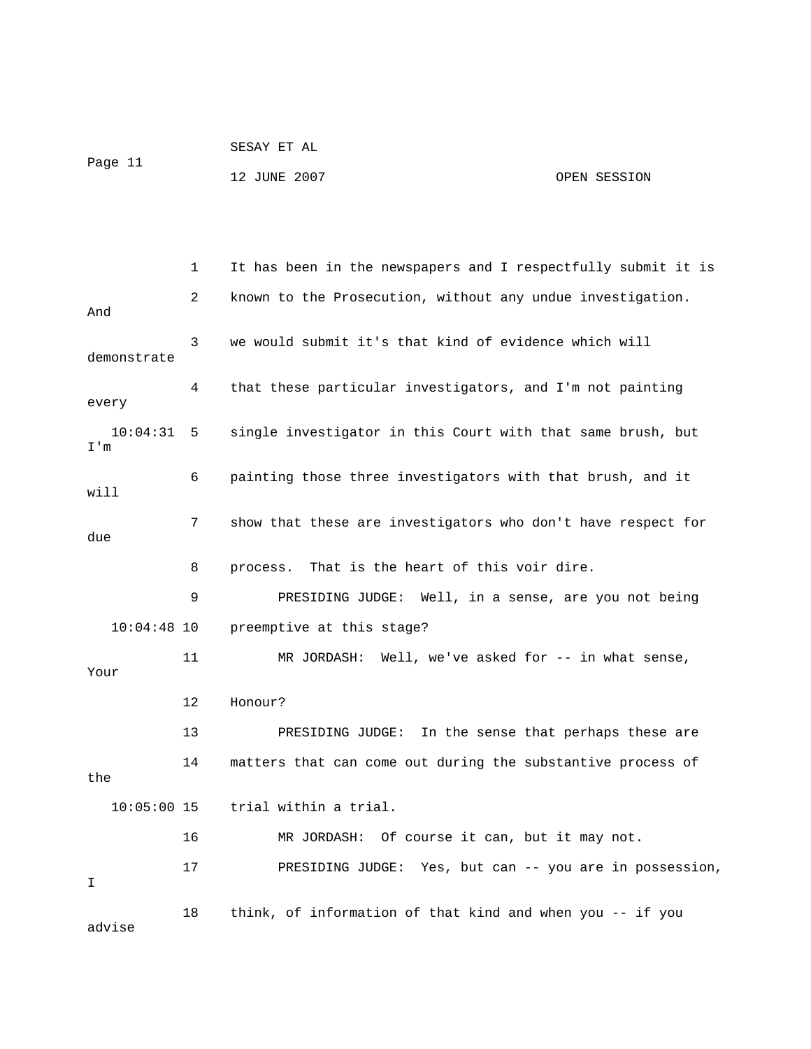It has been in the newspapers and I respectfully submit it is known to the Prosecution, without any undue investigation. And we would submit it's that kind of evidence which will demonstrate that these particular investigators, and I'm not painting every single investigator in this Court with that same brush, but I'm painting those three investigators with that brush, and it will show that these are investigators who don't have respect for due process. That is the heart of this voir dire.

PRESIDING JUDGE: Well, in a sense, are you not being preemptive at this stage?

MR JORDASH: Well, we've asked for -- in what sense, Your Honour?

PRESIDING JUDGE: In the sense that perhaps these are matters that can come out during the substantive process of the trial within a trial.

MR JORDASH: Of course it can, but it may not.

PRESIDING JUDGE: Yes, but can -- you are in possession, I think, of information of that kind and when you -- if you advise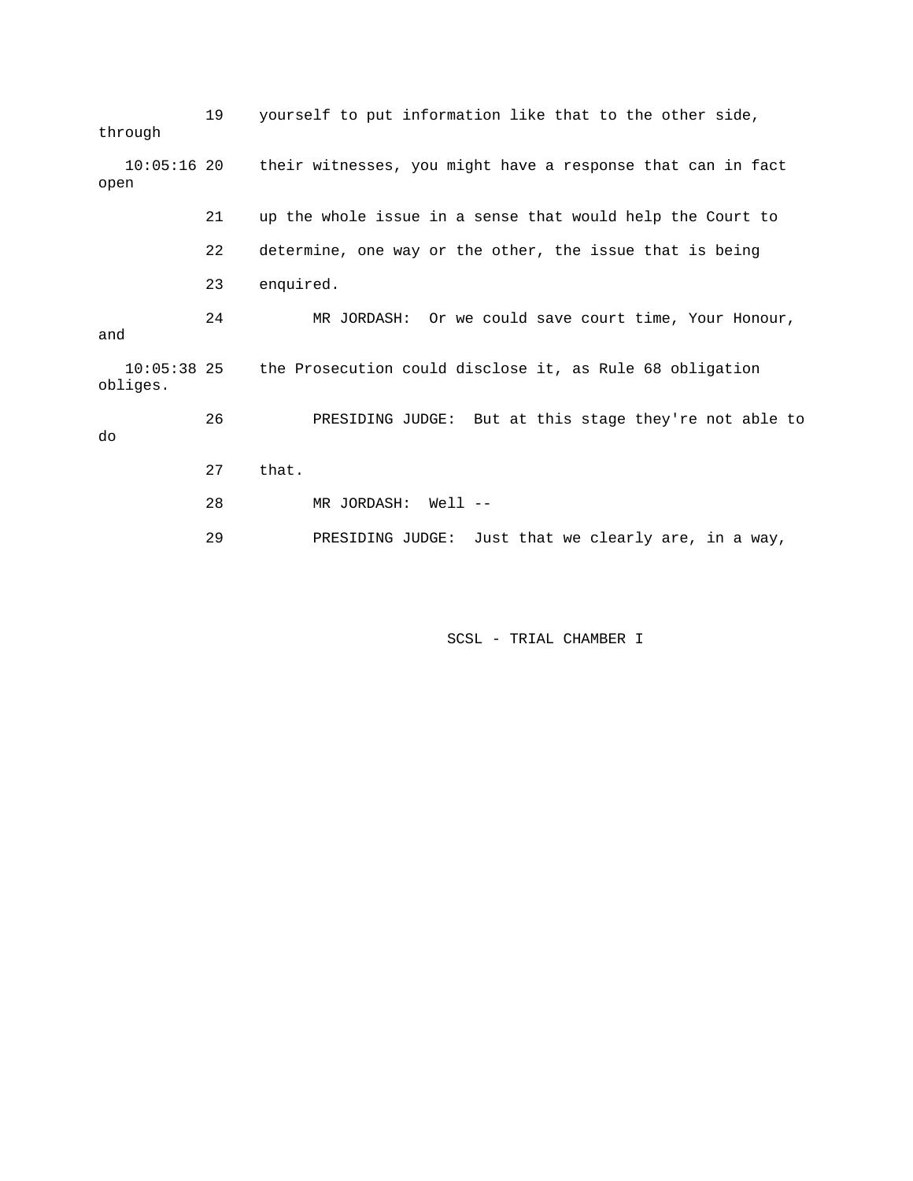19 yourself to put information like that to the other side, through

10:05:16 20 their witnesses, you might have a response that can in fact open

21 up the whole issue in a sense that would help the Court to

22 determine, one way or the other, the issue that is being

23 enquired.

24 MR JORDASH: Or we could save court time, Your Honour, and

10:05:38 25 the Prosecution could disclose it, as Rule 68 obligation obliges.

26 PRESIDING JUDGE: But at this stage they're not able to do

27 that.

28 MR JORDASH: Well --

29 PRESIDING JUDGE: Just that we clearly are, in a way,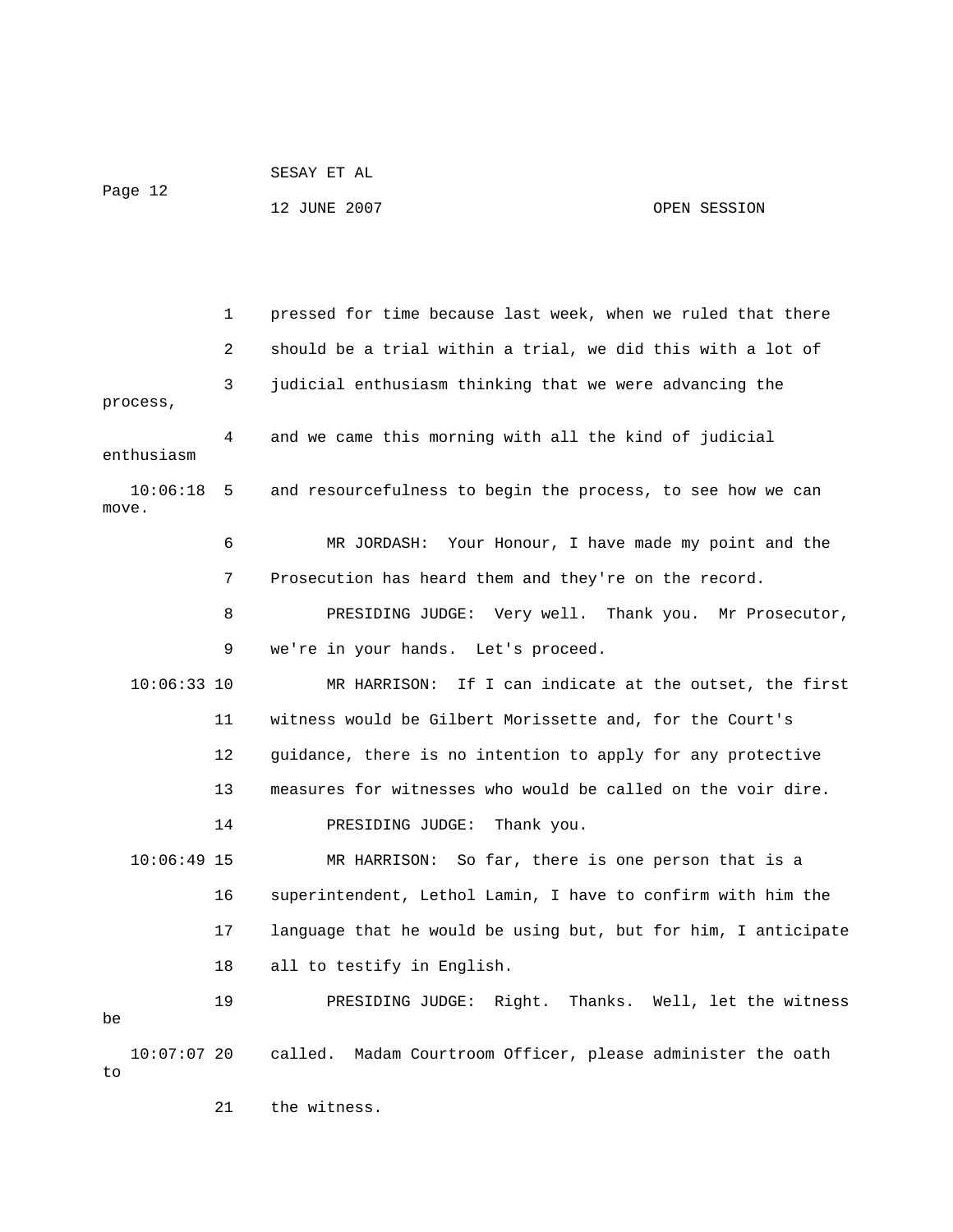pressed for time because last week, when we ruled that there should be a trial within a trial, we did this with a lot of judicial enthusiasm thinking that we were advancing the process, and we came this morning with all the kind of judicial enthusiasm and resourcefulness to begin the process, to see how we can move.

MR JORDASH: Your Honour, I have made my point and the Prosecution has heard them and they're on the record.

PRESIDING JUDGE: Very well. Thank you. Mr Prosecutor, we're in your hands. Let's proceed.

MR HARRISON: If I can indicate at the outset, the first witness would be Gilbert Morissette and, for the Court's guidance, there is no intention to apply for any protective measures for witnesses who would be called on the voir dire.

PRESIDING JUDGE: Thank you.

MR HARRISON: So far, there is one person that is a superintendent, Lethol Lamin, I have to confirm with him the language that he would be using but, but for him, I anticipate all to testify in English.

PRESIDING JUDGE: Right. Thanks. Well, let the witness be called. Madam Courtroom Officer, please administer the oath to the witness.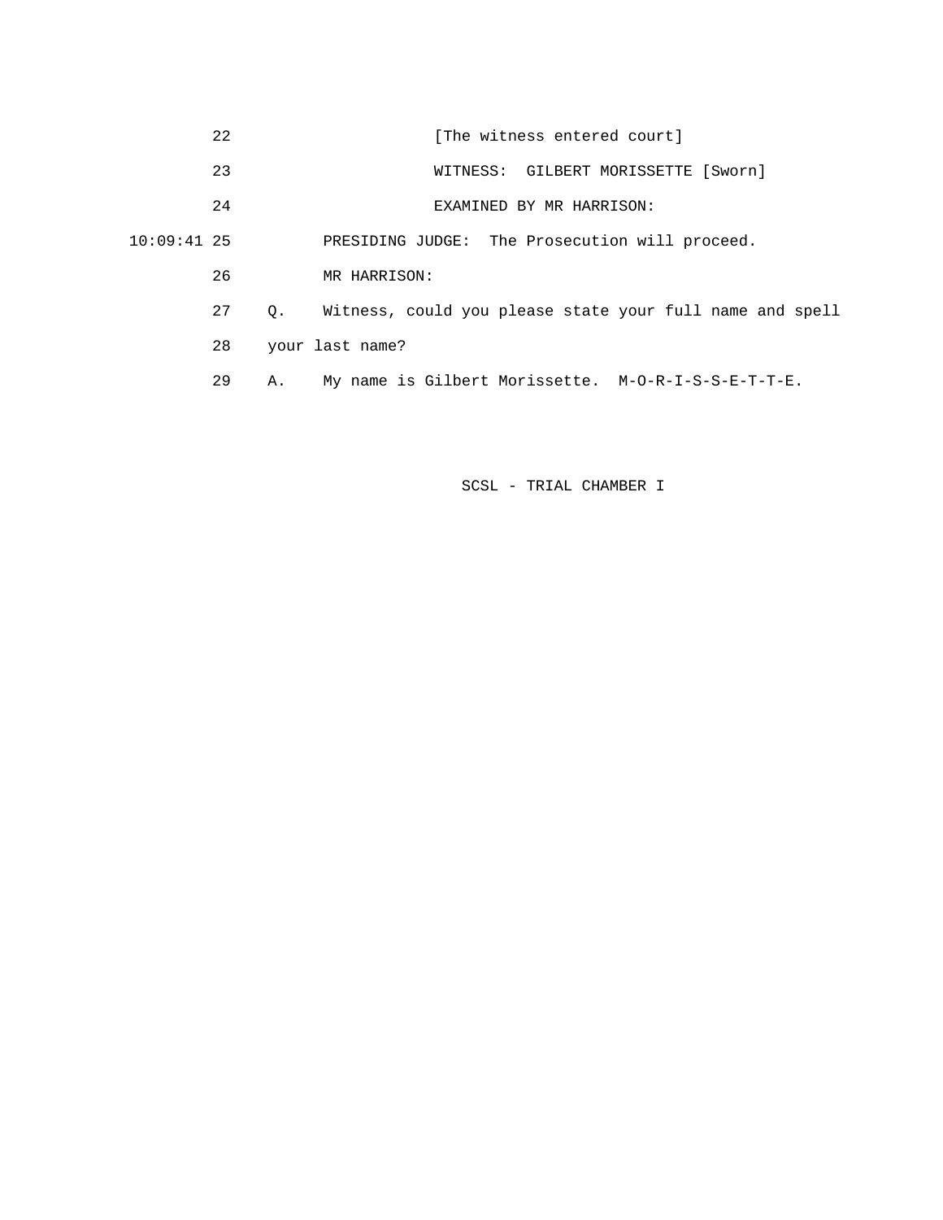22 [The witness entered court]

23 WITNESS: GILBERT MORISSETTE [Sworn]

24 EXAMINED BY MR HARRISON:

10:09:41 25 PRESIDING JUDGE: The Prosecution will proceed.

26 MR HARRISON:

27 Q. Witness, could you please state your full name and spell

28 your last name?

29 A. My name is Gilbert Morissette. M-O-R-I-S-S-E-T-T-E.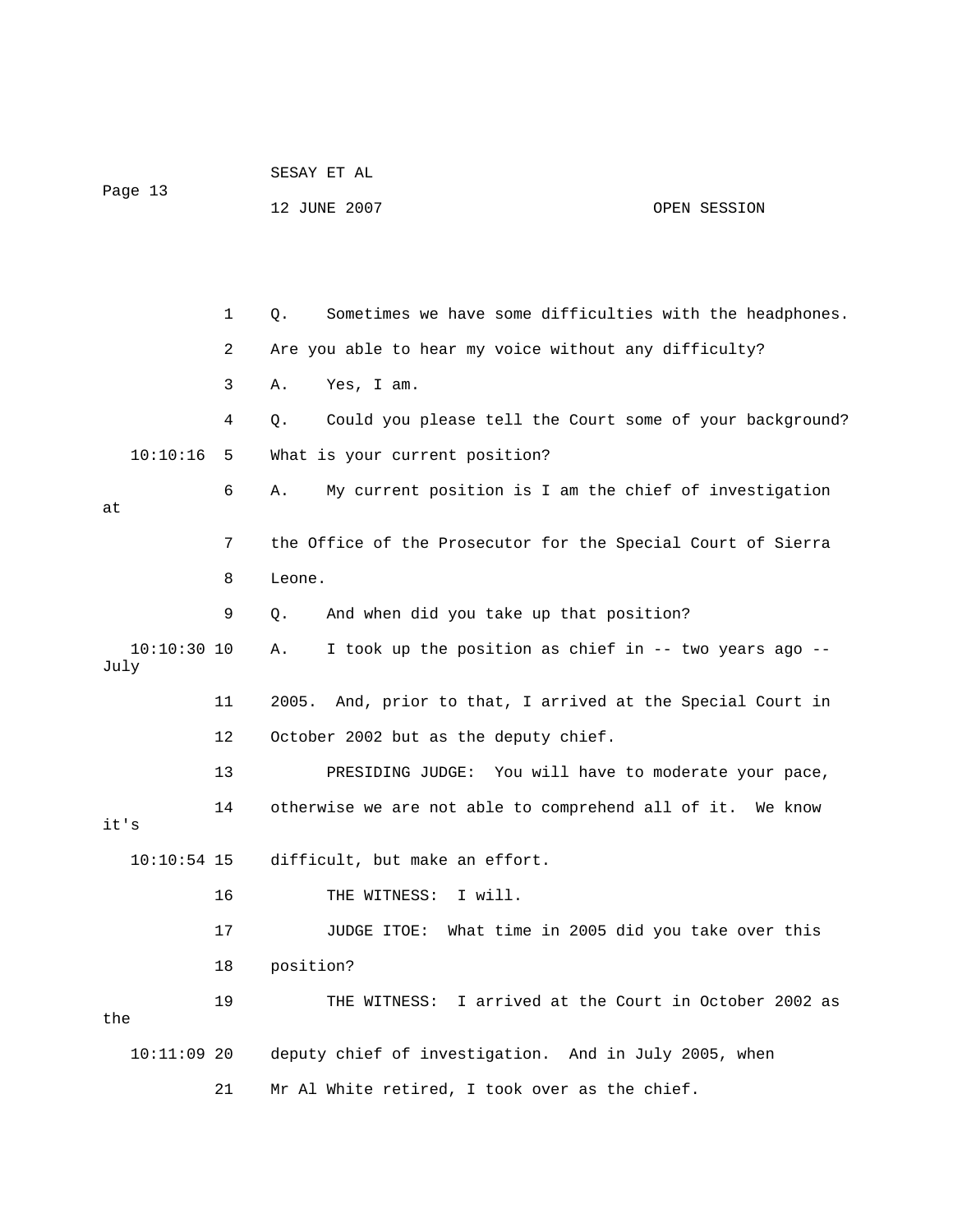Q. Sometimes we have some difficulties with the headphones. Are you able to hear my voice without any difficulty?

A. Yes, I am.

Q. Could you please tell the Court some of your background? What is your current position?

A. My current position is I am the chief of investigation at the Office of the Prosecutor for the Special Court of Sierra Leone.

Q. And when did you take up that position?

A. I took up the position as chief in -- two years ago -- July 2005. And, prior to that, I arrived at the Special Court in October 2002 but as the deputy chief.

PRESIDING JUDGE: You will have to moderate your pace, otherwise we are not able to comprehend all of it. We know it's difficult, but make an effort.

THE WITNESS: I will.

JUDGE ITOE: What time in 2005 did you take over this position?

THE WITNESS: I arrived at the Court in October 2002 as the deputy chief of investigation. And in July 2005, when Mr Al White retired, I took over as the chief.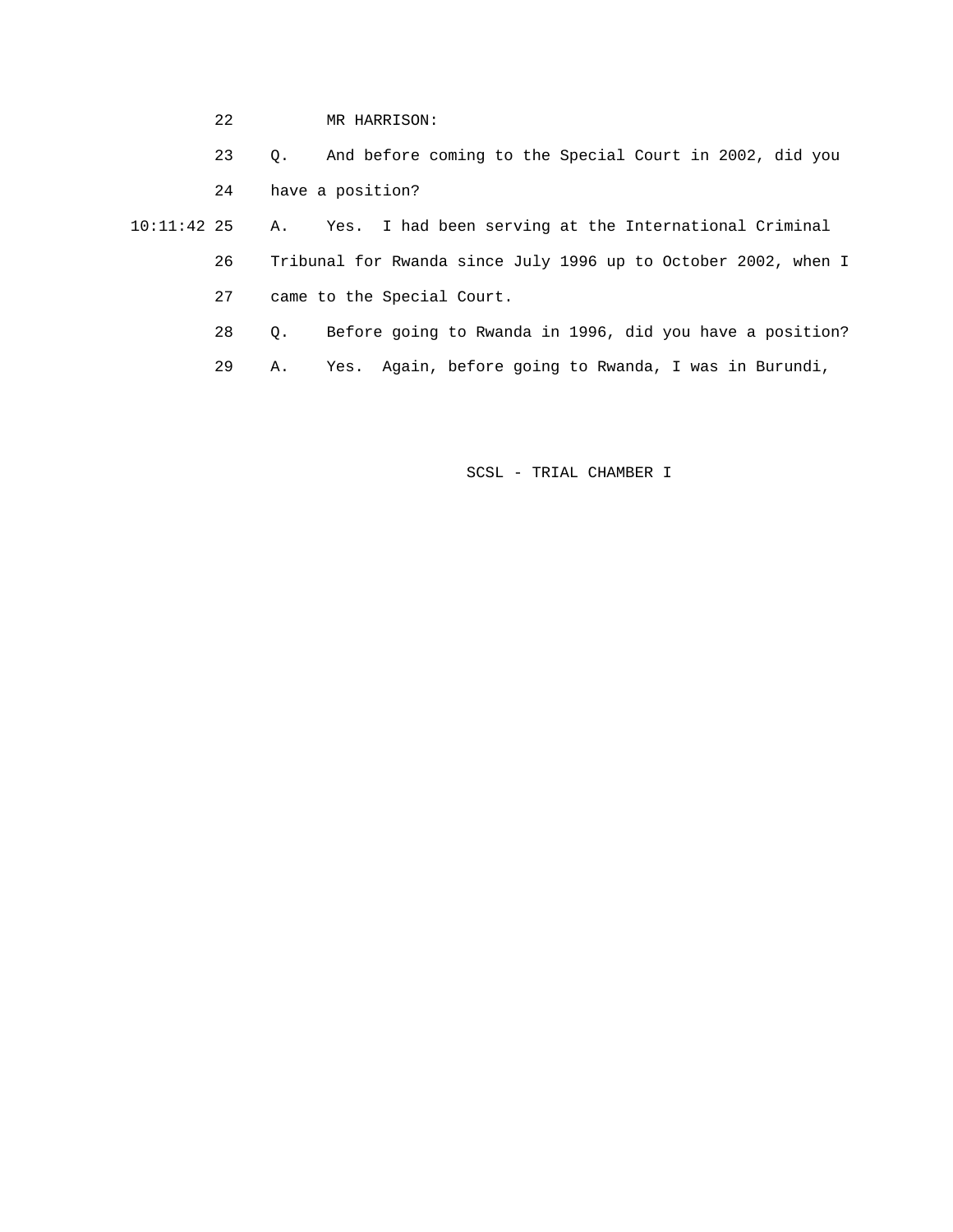22 MR HARRISON:

23 Q. And before coming to the Special Court in 2002, did you

24 have a position?

10:11:42 25 A. Yes. I had been serving at the International Criminal

26 Tribunal for Rwanda since July 1996 up to October 2002, when I

27 came to the Special Court.

28 Q. Before going to Rwanda in 1996, did you have a position?

29 A. Yes. Again, before going to Rwanda, I was in Burundi,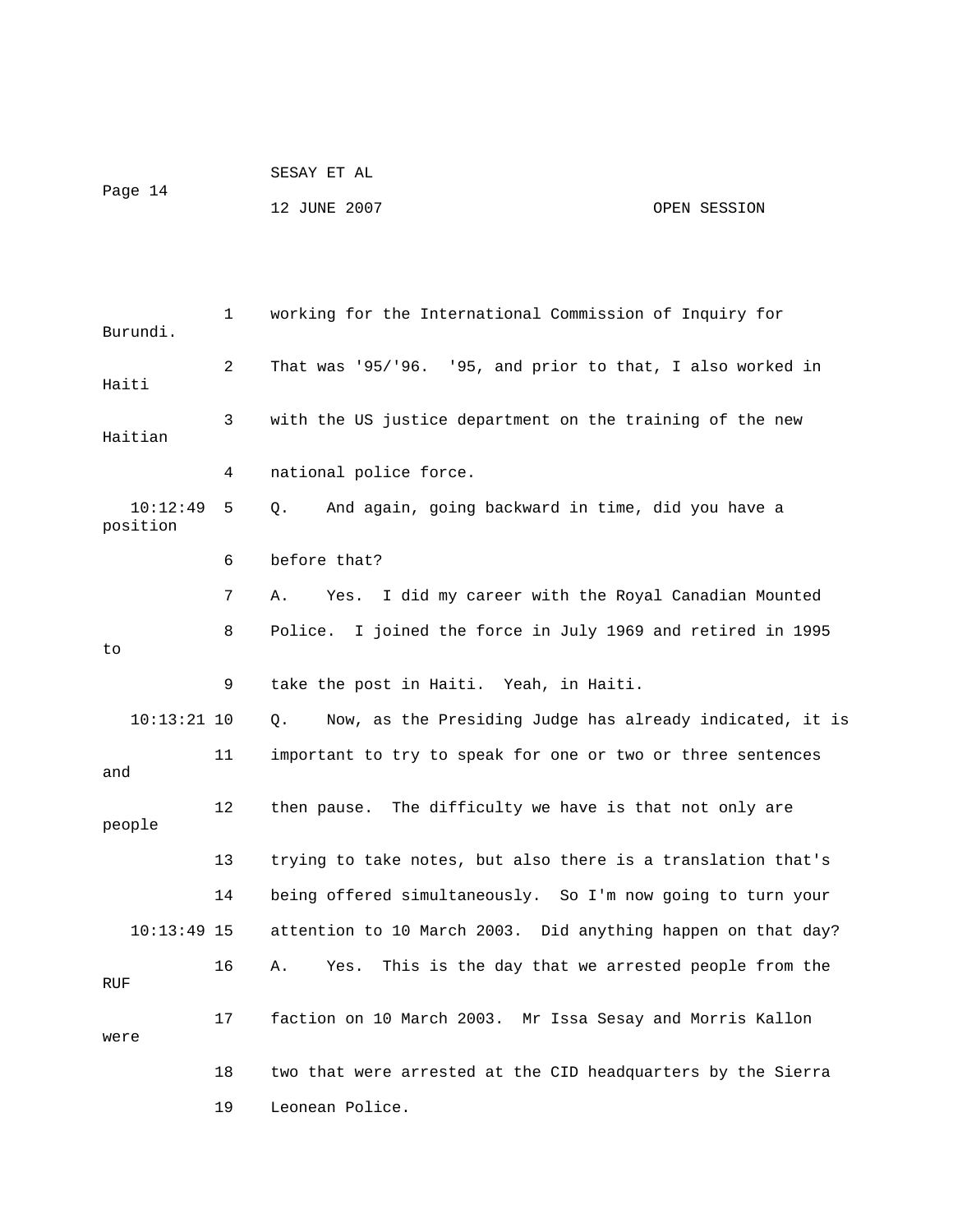1 working for the International Commission of Inquiry for Burundi.

2 That was '95/'96. '95, and prior to that, I also worked in Haiti

3 with the US justice department on the training of the new Haitian

4 national police force.

10:12:49 5 Q. And again, going backward in time, did you have a position

6 before that?

7 A. Yes. I did my career with the Royal Canadian Mounted

8 Police. I joined the force in July 1969 and retired in 1995 to

9 take the post in Haiti. Yeah, in Haiti.

10:13:21 10 Q. Now, as the Presiding Judge has already indicated, it is

11 important to try to speak for one or two or three sentences and

12 then pause. The difficulty we have is that not only are people

13 trying to take notes, but also there is a translation that's

14 being offered simultaneously. So I'm now going to turn your

10:13:49 15 attention to 10 March 2003. Did anything happen on that day?

16 A. Yes. This is the day that we arrested people from the RUF

17 faction on 10 March 2003. Mr Issa Sesay and Morris Kallon were

18 two that were arrested at the CID headquarters by the Sierra

19 Leonean Police.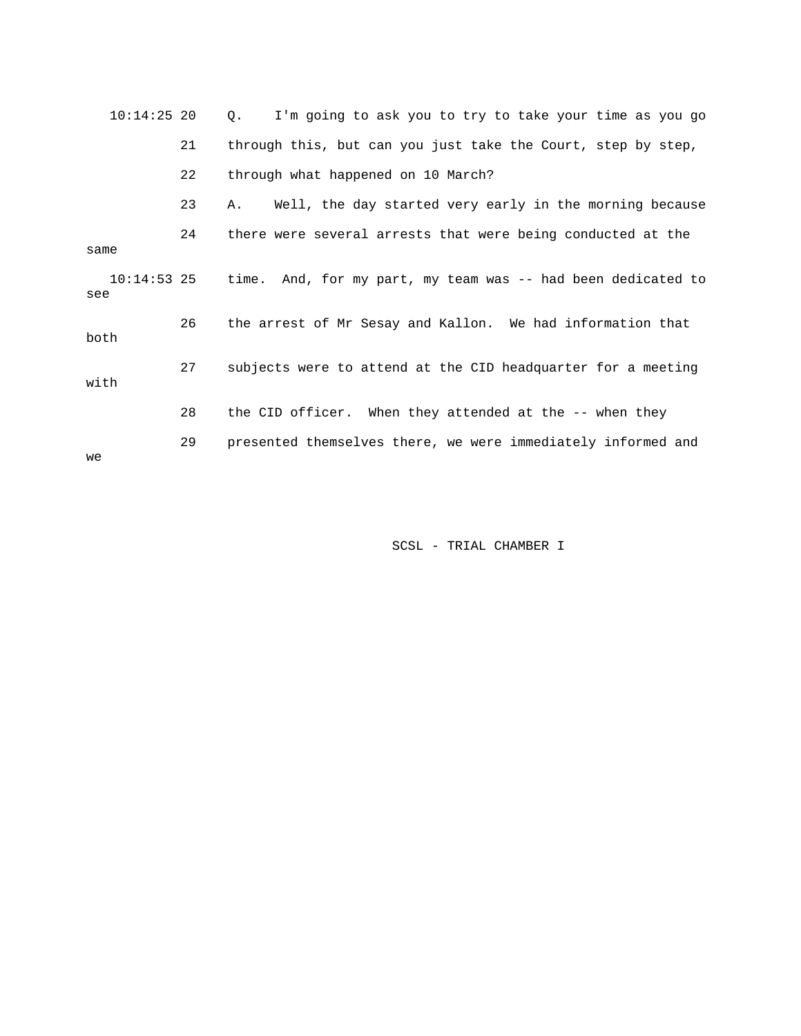10:14:25 20 Q. I'm going to ask you to try to take your time as you go

21 through this, but can you just take the Court, step by step,

22 through what happened on 10 March?

23 A. Well, the day started very early in the morning because

24 there were several arrests that were being conducted at the same

10:14:53 25 time. And, for my part, my team was -- had been dedicated to see

26 the arrest of Mr Sesay and Kallon. We had information that both

27 subjects were to attend at the CID headquarter for a meeting with

28 the CID officer. When they attended at the -- when they

29 presented themselves there, we were immediately informed and we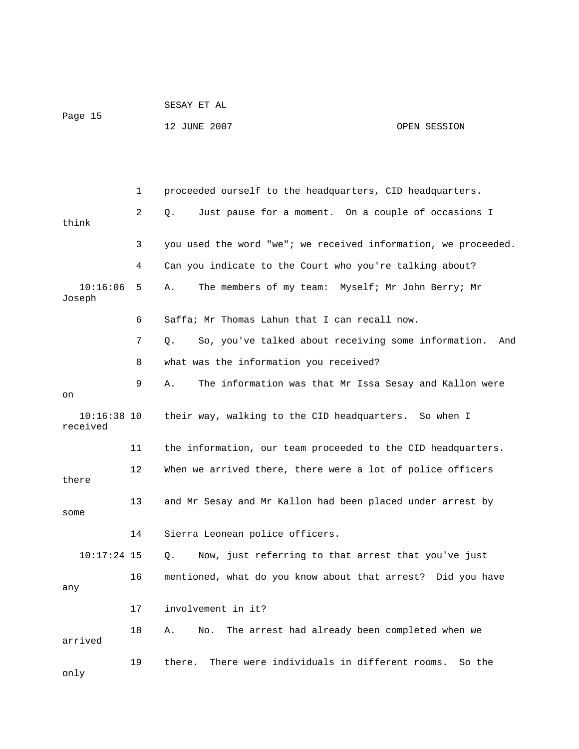1 proceeded ourself to the headquarters, CID headquarters.

2 Q. Just pause for a moment. On a couple of occasions I think

3 you used the word "we"; we received information, we proceeded.

4 Can you indicate to the Court who you're talking about?

10:16:06 5 A. The members of my team: Myself; Mr John Berry; Mr Joseph

6 Saffa; Mr Thomas Lahun that I can recall now.

7 Q. So, you've talked about receiving some information. And

8 what was the information you received?

9 A. The information was that Mr Issa Sesay and Kallon were on

10:16:38 10 their way, walking to the CID headquarters. So when I received

11 the information, our team proceeded to the CID headquarters.

12 When we arrived there, there were a lot of police officers there

13 and Mr Sesay and Mr Kallon had been placed under arrest by some

14 Sierra Leonean police officers.

10:17:24 15 Q. Now, just referring to that arrest that you've just

16 mentioned, what do you know about that arrest? Did you have any

17 involvement in it?

18 A. No. The arrest had already been completed when we arrived

19 there. There were individuals in different rooms. So the only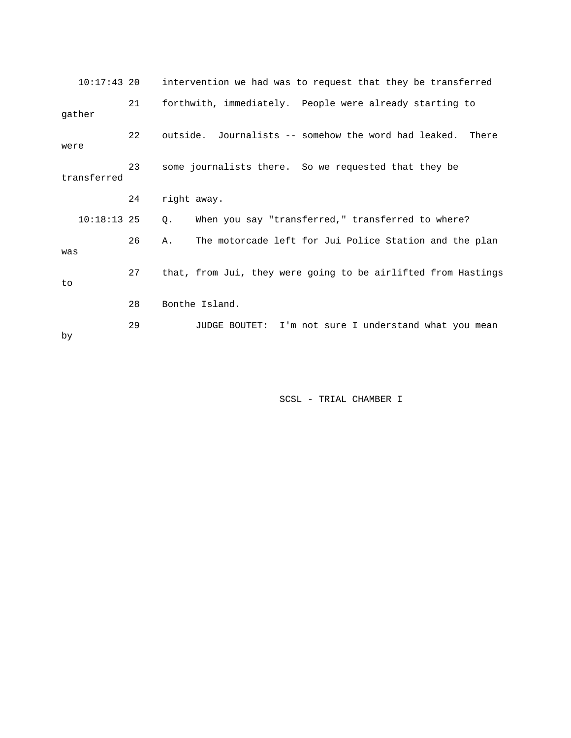10:17:43 20 intervention we had was to request that they be transferred

21 forthwith, immediately. People were already starting to gather

22 outside. Journalists -- somehow the word had leaked. There were

23 some journalists there. So we requested that they be transferred

24 right away.

10:18:13 25 Q. When you say "transferred," transferred to where?

26 A. The motorcade left for Jui Police Station and the plan was

27 that, from Jui, they were going to be airlifted from Hastings to

28 Bonthe Island.

29 JUDGE BOUTET: I'm not sure I understand what you mean by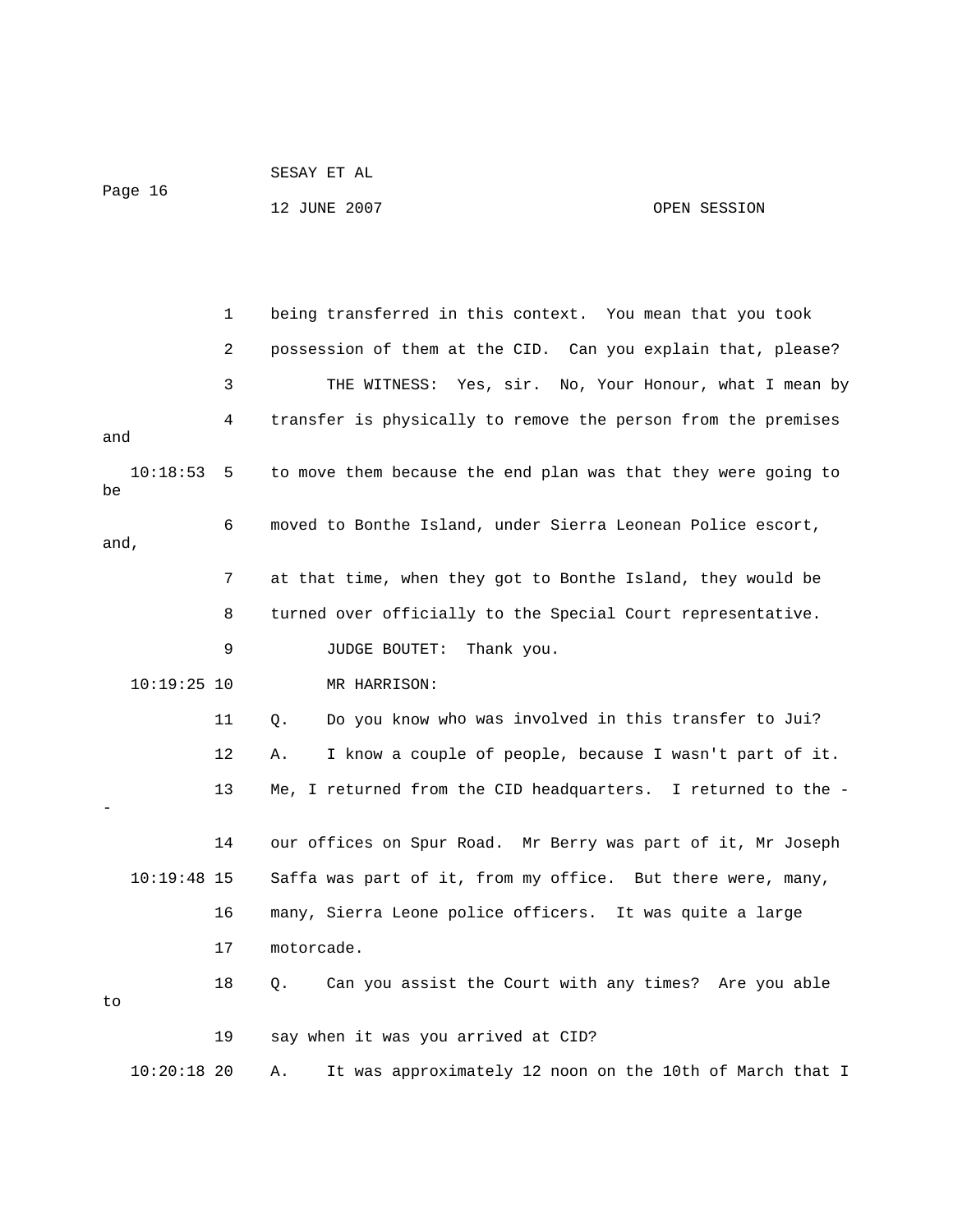being transferred in this context. You mean that you took possession of them at the CID. Can you explain that, please?

THE WITNESS: Yes, sir. No, Your Honour, what I mean by transfer is physically to remove the person from the premises and to move them because the end plan was that they were going to be moved to Bonthe Island, under Sierra Leonean Police escort, and, at that time, when they got to Bonthe Island, they would be turned over officially to the Special Court representative.

JUDGE BOUTET: Thank you.

MR HARRISON:

Q. Do you know who was involved in this transfer to Jui?

A. I know a couple of people, because I wasn't part of it. Me, I returned from the CID headquarters. I returned to the -- our offices on Spur Road. Mr Berry was part of it, Mr Joseph Saffa was part of it, from my office. But there were, many, many, Sierra Leone police officers. It was quite a large motorcade.

Q. Can you assist the Court with any times? Are you able to say when it was you arrived at CID?

A. It was approximately 12 noon on the 10th of March that I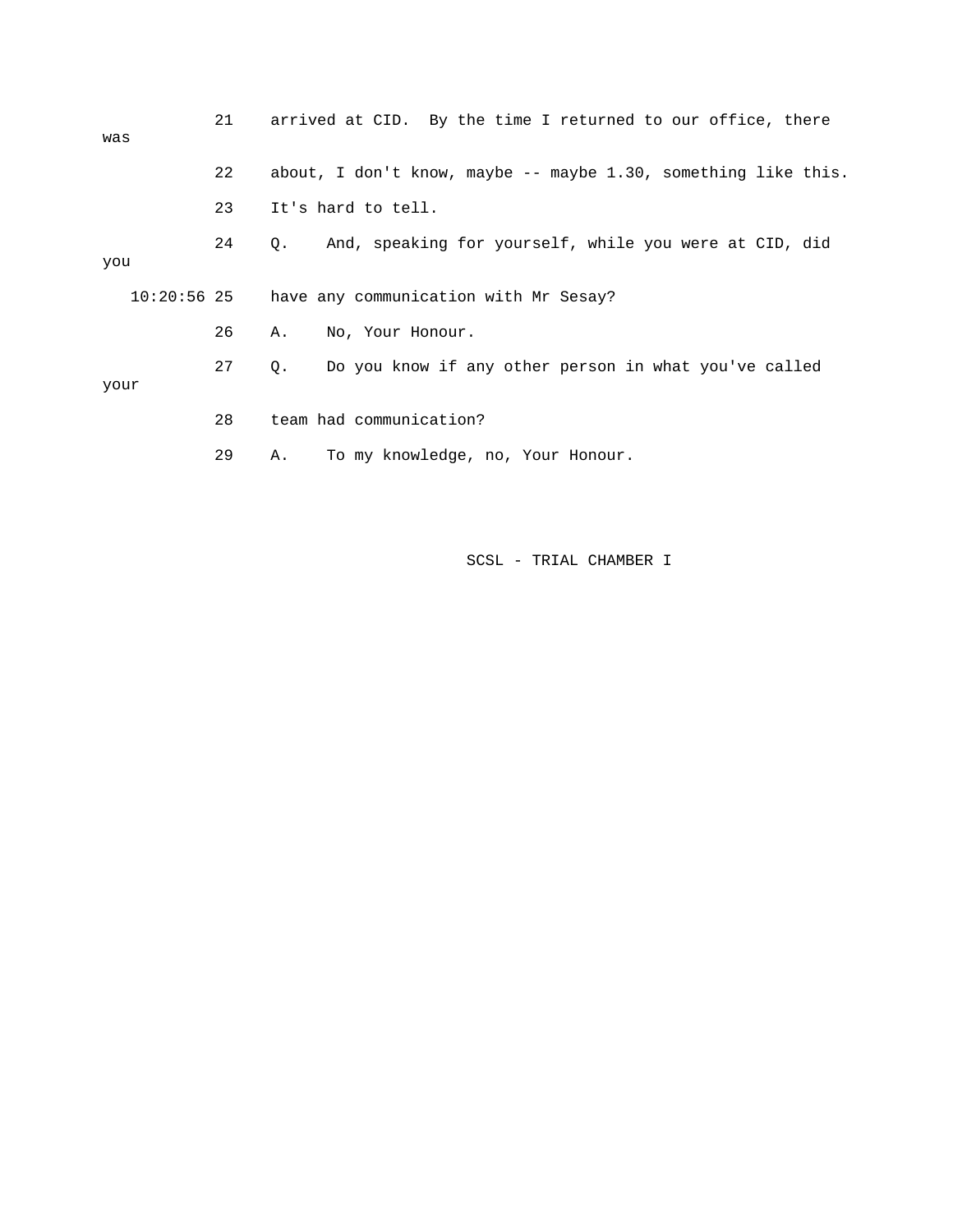21 arrived at CID. By the time I returned to our office, there was

22 about, I don't know, maybe -- maybe 1.30, something like this.

23 It's hard to tell.

24 Q. And, speaking for yourself, while you were at CID, did you

10:20:56 25 have any communication with Mr Sesay?

26 A. No, Your Honour.

27 Q. Do you know if any other person in what you've called your

28 team had communication?

29 A. To my knowledge, no, Your Honour.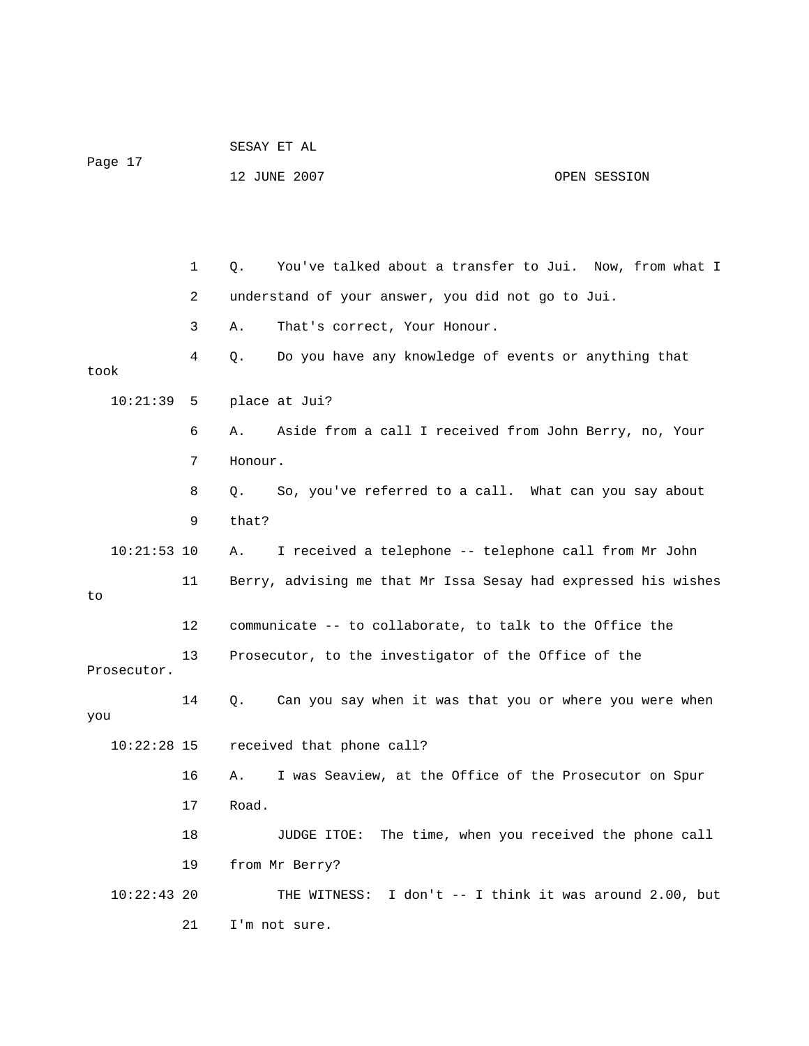Q. You've talked about a transfer to Jui. Now, from what I understand of your answer, you did not go to Jui.

A. That's correct, Your Honour.

Q. Do you have any knowledge of events or anything that took place at Jui?

A. Aside from a call I received from John Berry, no, Your Honour.

Q. So, you've referred to a call. What can you say about that?

A. I received a telephone -- telephone call from Mr John Berry, advising me that Mr Issa Sesay had expressed his wishes to communicate -- to collaborate, to talk to the Office the Prosecutor, to the investigator of the Office of the Prosecutor.

Q. Can you say when it was that you or where you were when you received that phone call?

A. I was Seaview, at the Office of the Prosecutor on Spur Road.

JUDGE ITOE: The time, when you received the phone call from Mr Berry?

THE WITNESS: I don't -- I think it was around 2.00, but I'm not sure.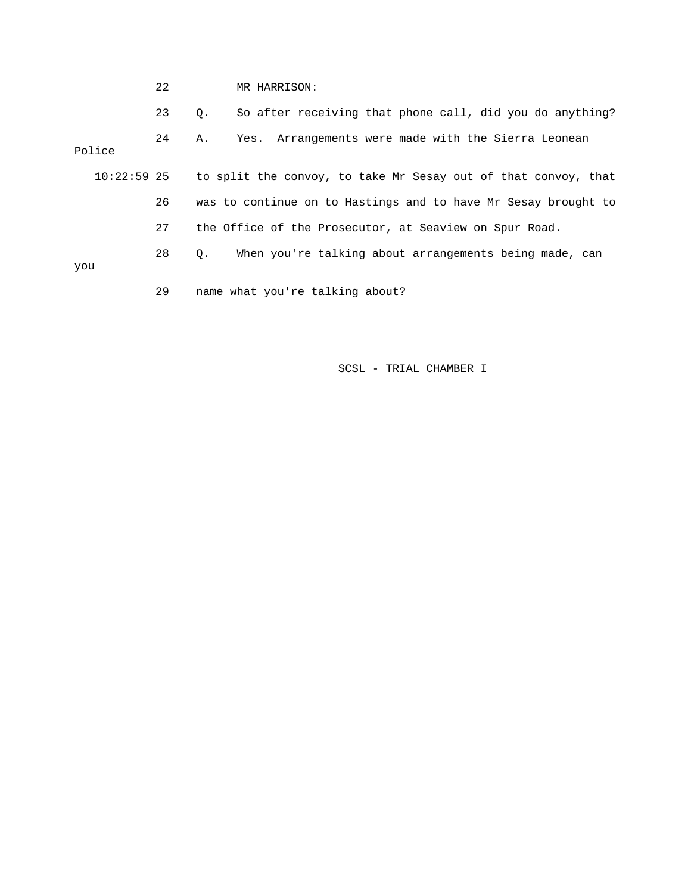22 MR HARRISON:

23 Q. So after receiving that phone call, did you do anything?

24 A. Yes. Arrangements were made with the Sierra Leonean Police

10:22:59 25 to split the convoy, to take Mr Sesay out of that convoy, that

26 was to continue on to Hastings and to have Mr Sesay brought to

27 the Office of the Prosecutor, at Seaview on Spur Road.

28 Q. When you're talking about arrangements being made, can you

29 name what you're talking about?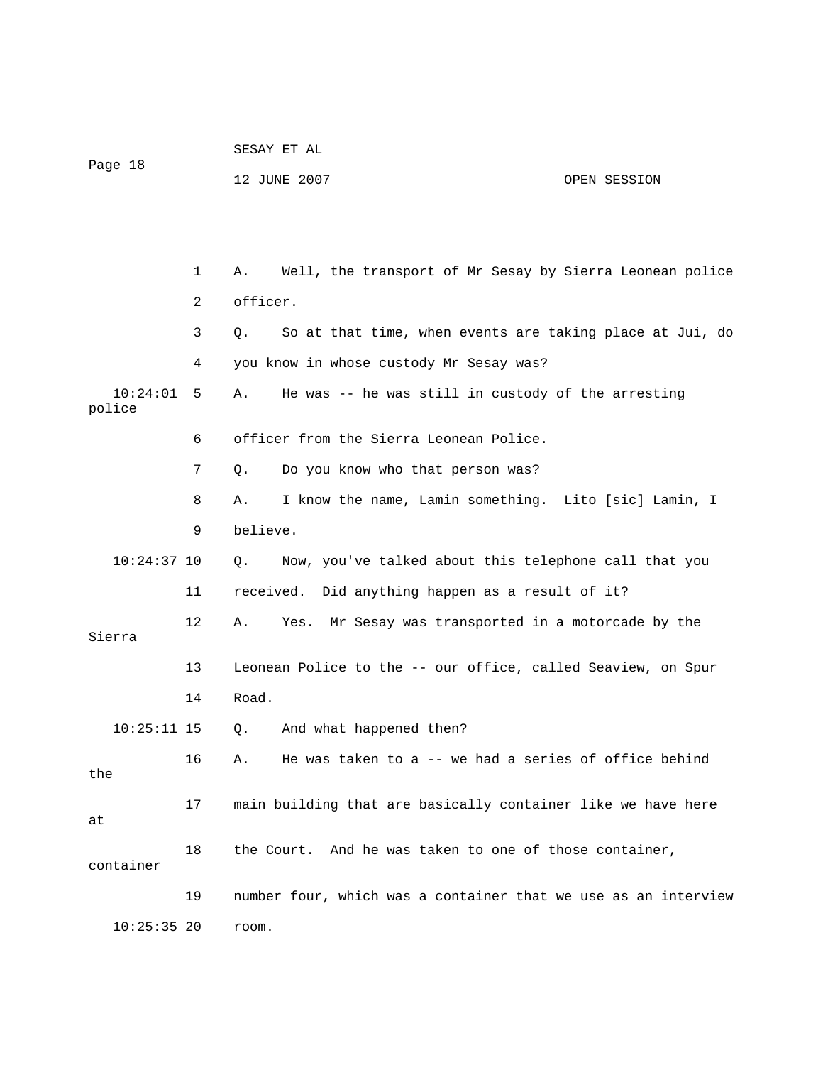A. Well, the transport of Mr Sesay by Sierra Leonean police officer.

Q. So at that time, when events are taking place at Jui, do you know in whose custody Mr Sesay was?

A. He was -- he was still in custody of the arresting police officer from the Sierra Leonean Police.

Q. Do you know who that person was?

A. I know the name, Lamin something. Lito [sic] Lamin, I believe.

Q. Now, you've talked about this telephone call that you received. Did anything happen as a result of it?

A. Yes. Mr Sesay was transported in a motorcade by the Sierra Leonean Police to the -- our office, called Seaview, on Spur Road.

Q. And what happened then?

A. He was taken to a -- we had a series of office behind the main building that are basically container like we have here at the Court. And he was taken to one of those container, container number four, which was a container that we use as an interview room.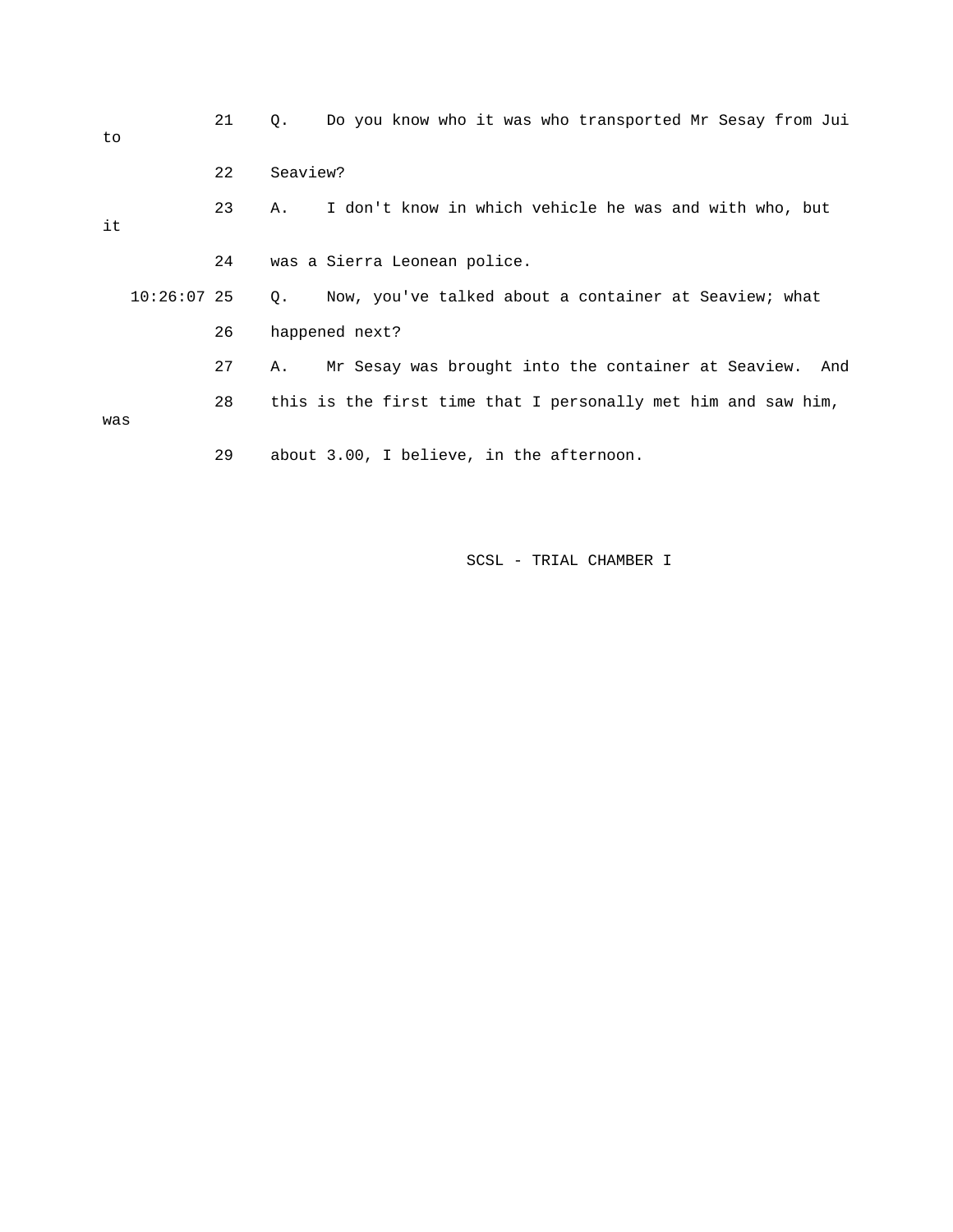21 Q. Do you know who it was who transported Mr Sesay from Jui to

22 Seaview?

23 A. I don't know in which vehicle he was and with who, but it

24 was a Sierra Leonean police.

10:26:07 25 Q. Now, you've talked about a container at Seaview; what

26 happened next?

27 A. Mr Sesay was brought into the container at Seaview. And

28 this is the first time that I personally met him and saw him, was

29 about 3.00, I believe, in the afternoon.

SCSL - TRIAL CHAMBER I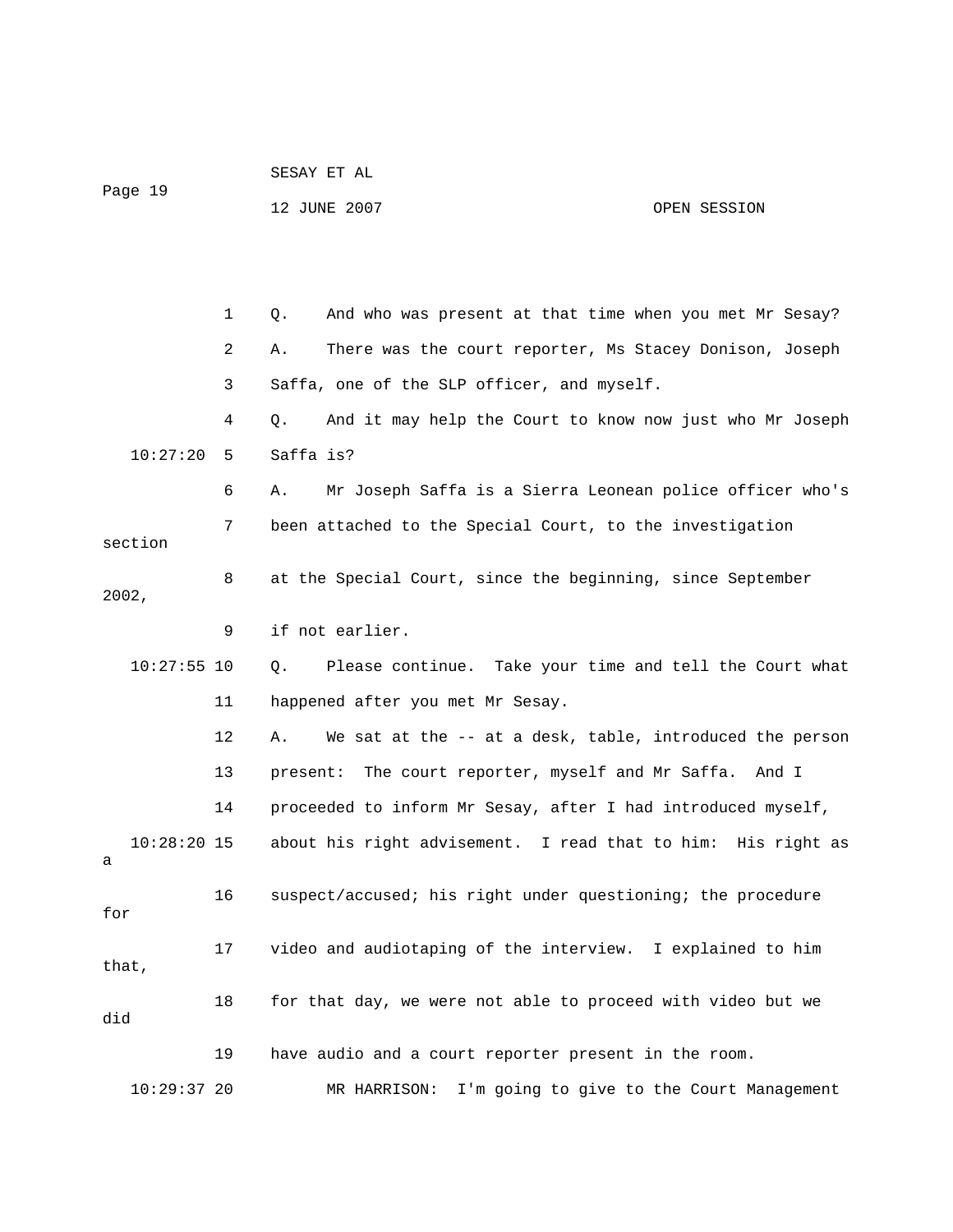1 Q. And who was present at that time when you met Mr Sesay?

2 A. There was the court reporter, Ms Stacey Donison, Joseph

3 Saffa, one of the SLP officer, and myself.

4 Q. And it may help the Court to know now just who Mr Joseph

10:27:20 5 Saffa is?

6 A. Mr Joseph Saffa is a Sierra Leonean police officer who's

7 been attached to the Special Court, to the investigation section

8 at the Special Court, since the beginning, since September 2002,

9 if not earlier.

10:27:55 10 Q. Please continue. Take your time and tell the Court what

11 happened after you met Mr Sesay.

12 A. We sat at the -- at a desk, table, introduced the person

13 present: The court reporter, myself and Mr Saffa. And I

14 proceeded to inform Mr Sesay, after I had introduced myself,

10:28:20 15 about his right advisement. I read that to him: His right as a

16 suspect/accused; his right under questioning; the procedure for

17 video and audiotaping of the interview. I explained to him that,

18 for that day, we were not able to proceed with video but we did

19 have audio and a court reporter present in the room.

10:29:37 20 MR HARRISON: I'm going to give to the Court Management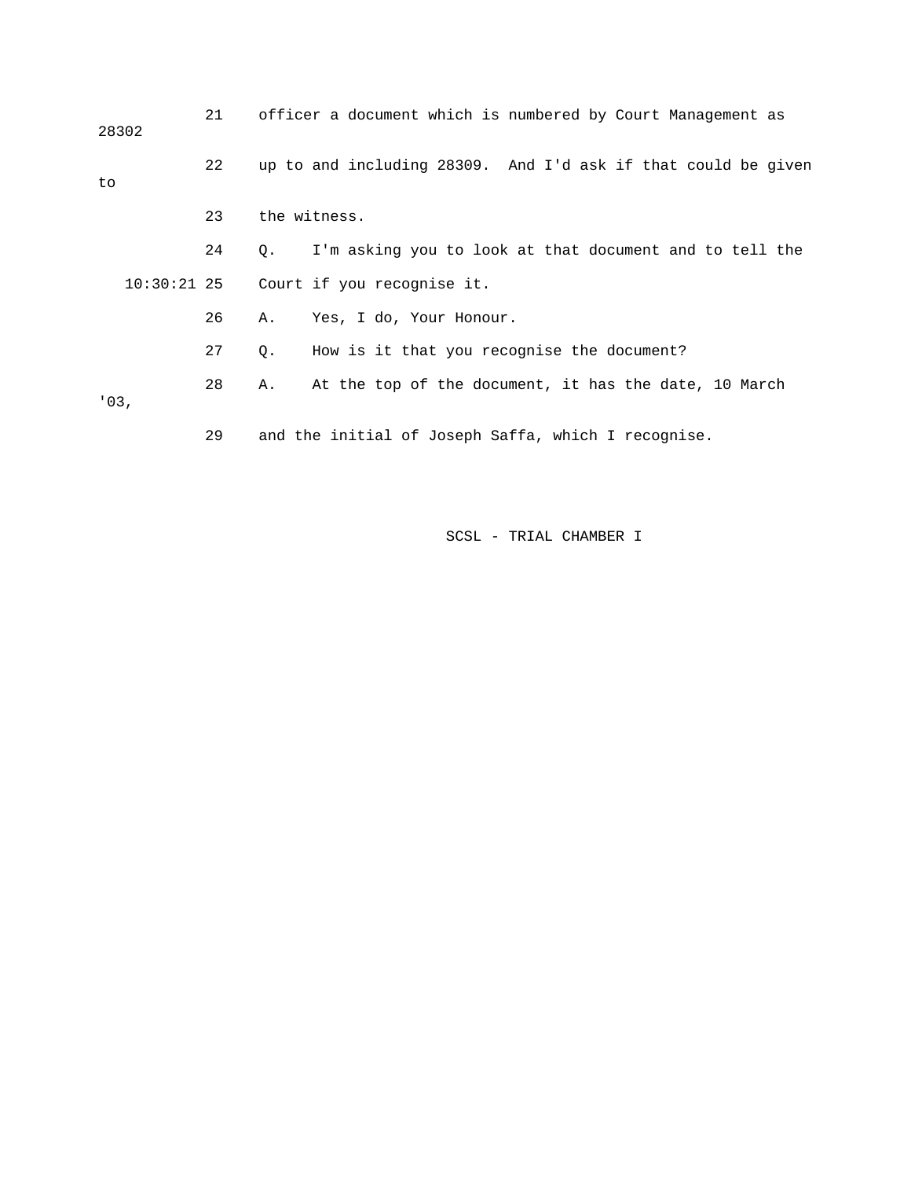21 officer a document which is numbered by Court Management as 28302

22 up to and including 28309. And I'd ask if that could be given to

23 the witness.

24 Q. I'm asking you to look at that document and to tell the

10:30:21 25 Court if you recognise it.

26 A. Yes, I do, Your Honour.

27 Q. How is it that you recognise the document?

28 A. At the top of the document, it has the date, 10 March '03,

29 and the initial of Joseph Saffa, which I recognise.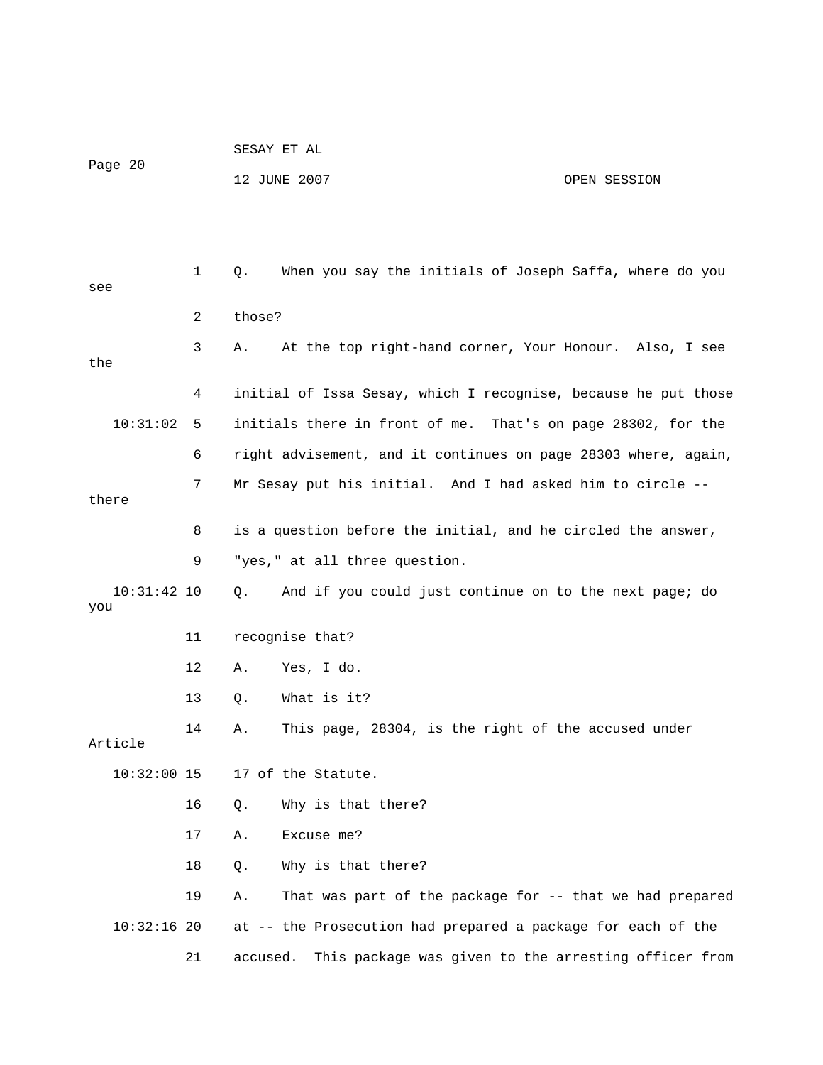1 Q. When you say the initials of Joseph Saffa, where do you see

2 those?

3 A. At the top right-hand corner, Your Honour. Also, I see the

4 initial of Issa Sesay, which I recognise, because he put those

10:31:02 5 initials there in front of me. That's on page 28302, for the

6 right advisement, and it continues on page 28303 where, again,

7 Mr Sesay put his initial. And I had asked him to circle -- there

8 is a question before the initial, and he circled the answer,

9 "yes," at all three question.

10:31:42 10 Q. And if you could just continue on to the next page; do you

11 recognise that?

12 A. Yes, I do.

13 Q. What is it?

14 A. This page, 28304, is the right of the accused under Article

10:32:00 15 17 of the Statute.

16 Q. Why is that there?

17 A. Excuse me?

18 Q. Why is that there?

19 A. That was part of the package for -- that we had prepared

10:32:16 20 at -- the Prosecution had prepared a package for each of the

21 accused. This package was given to the arresting officer from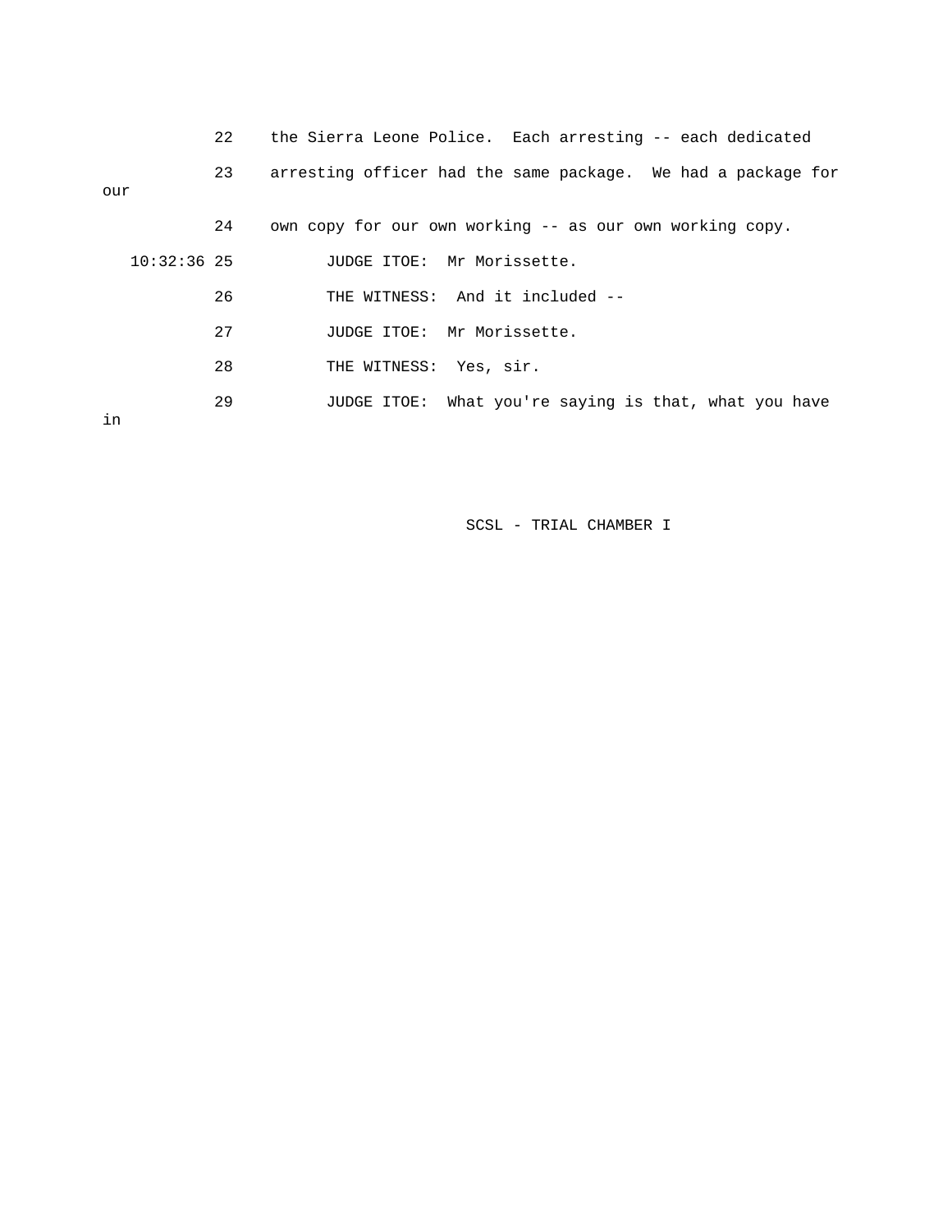22 the Sierra Leone Police. Each arresting -- each dedicated

23 arresting officer had the same package. We had a package for our

24 own copy for our own working -- as our own working copy.

10:32:36 25 JUDGE ITOE: Mr Morissette.

26 THE WITNESS: And it included --

27 JUDGE ITOE: Mr Morissette.

28 THE WITNESS: Yes, sir.

29 JUDGE ITOE: What you're saying is that, what you have in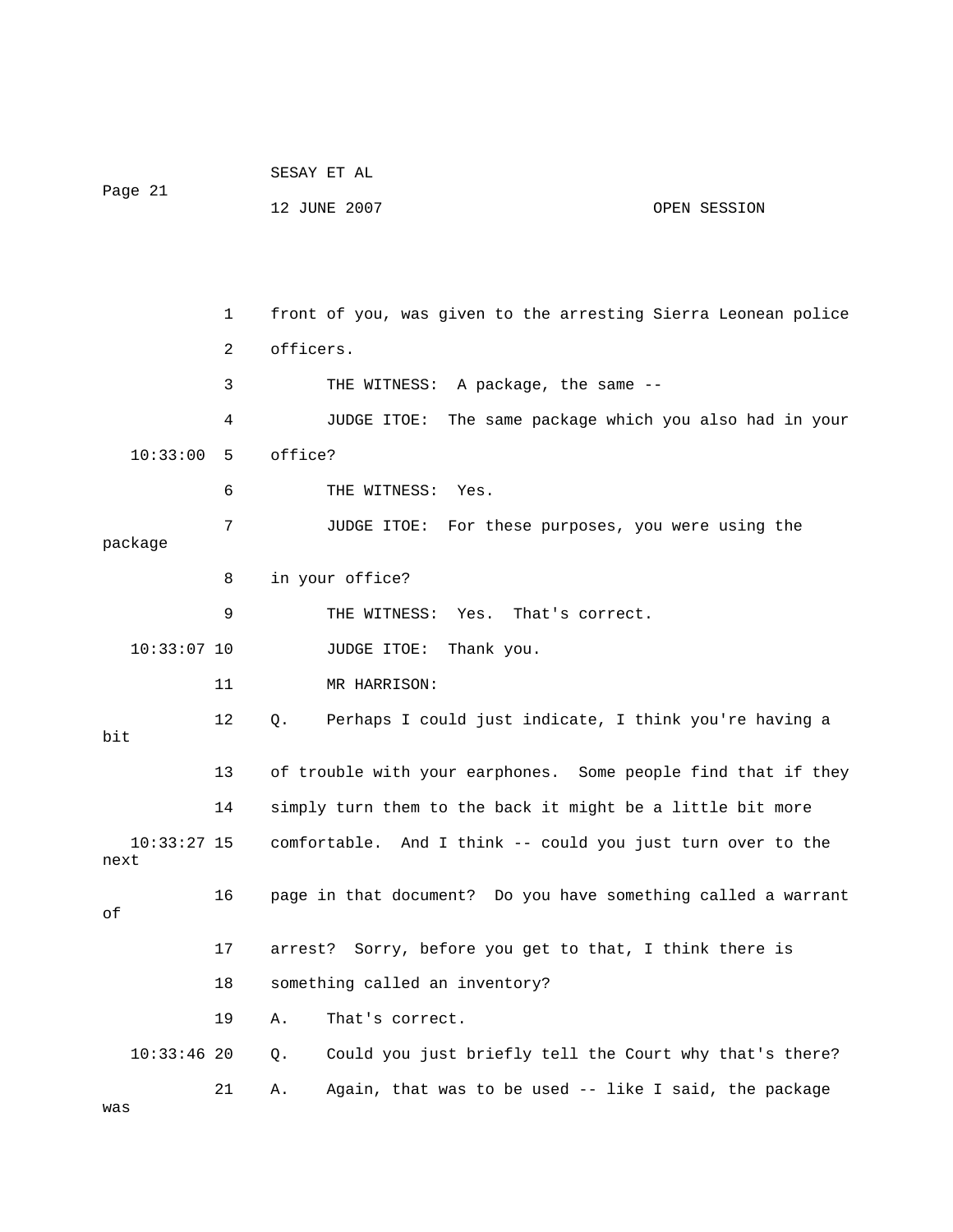1 front of you, was given to the arresting Sierra Leonean police

2 officers.

3 THE WITNESS: A package, the same --

4 JUDGE ITOE: The same package which you also had in your

10:33:00 5 office?

6 THE WITNESS: Yes.

7 JUDGE ITOE: For these purposes, you were using the package

8 in your office?

9 THE WITNESS: Yes. That's correct.

10:33:07 10 JUDGE ITOE: Thank you.

11 MR HARRISON:

12 Q. Perhaps I could just indicate, I think you're having a bit

13 of trouble with your earphones. Some people find that if they

14 simply turn them to the back it might be a little bit more

10:33:27 15 comfortable. And I think -- could you just turn over to the next

16 page in that document? Do you have something called a warrant of

17 arrest? Sorry, before you get to that, I think there is

18 something called an inventory?

19 A. That's correct.

10:33:46 20 Q. Could you just briefly tell the Court why that's there?

21 A. Again, that was to be used -- like I said, the package was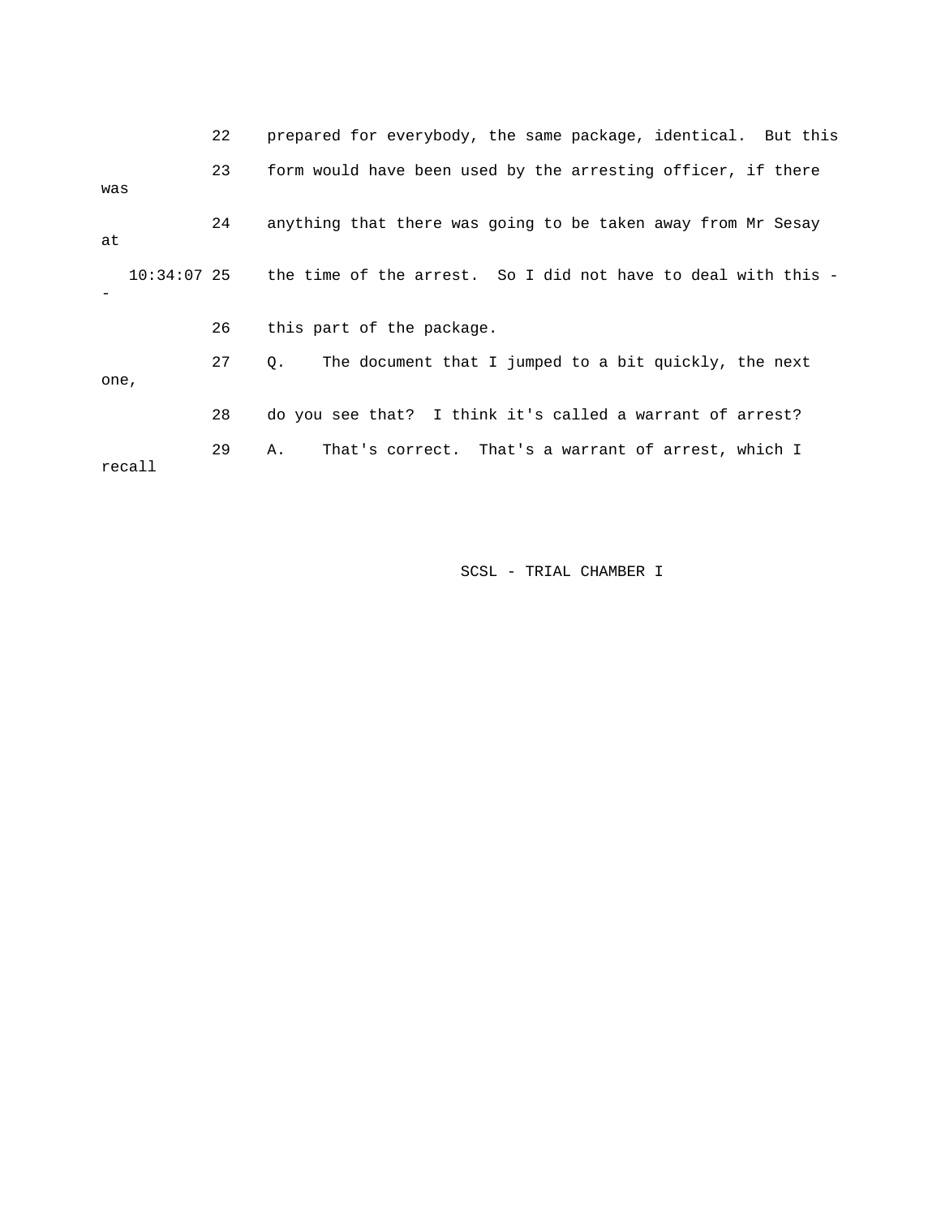22 prepared for everybody, the same package, identical. But this

23 form would have been used by the arresting officer, if there was

24 anything that there was going to be taken away from Mr Sesay at

10:34:07 25 the time of the arrest. So I did not have to deal with this --

26 this part of the package.

27 Q. The document that I jumped to a bit quickly, the next one,

28 do you see that? I think it's called a warrant of arrest?

29 A. That's correct. That's a warrant of arrest, which I recall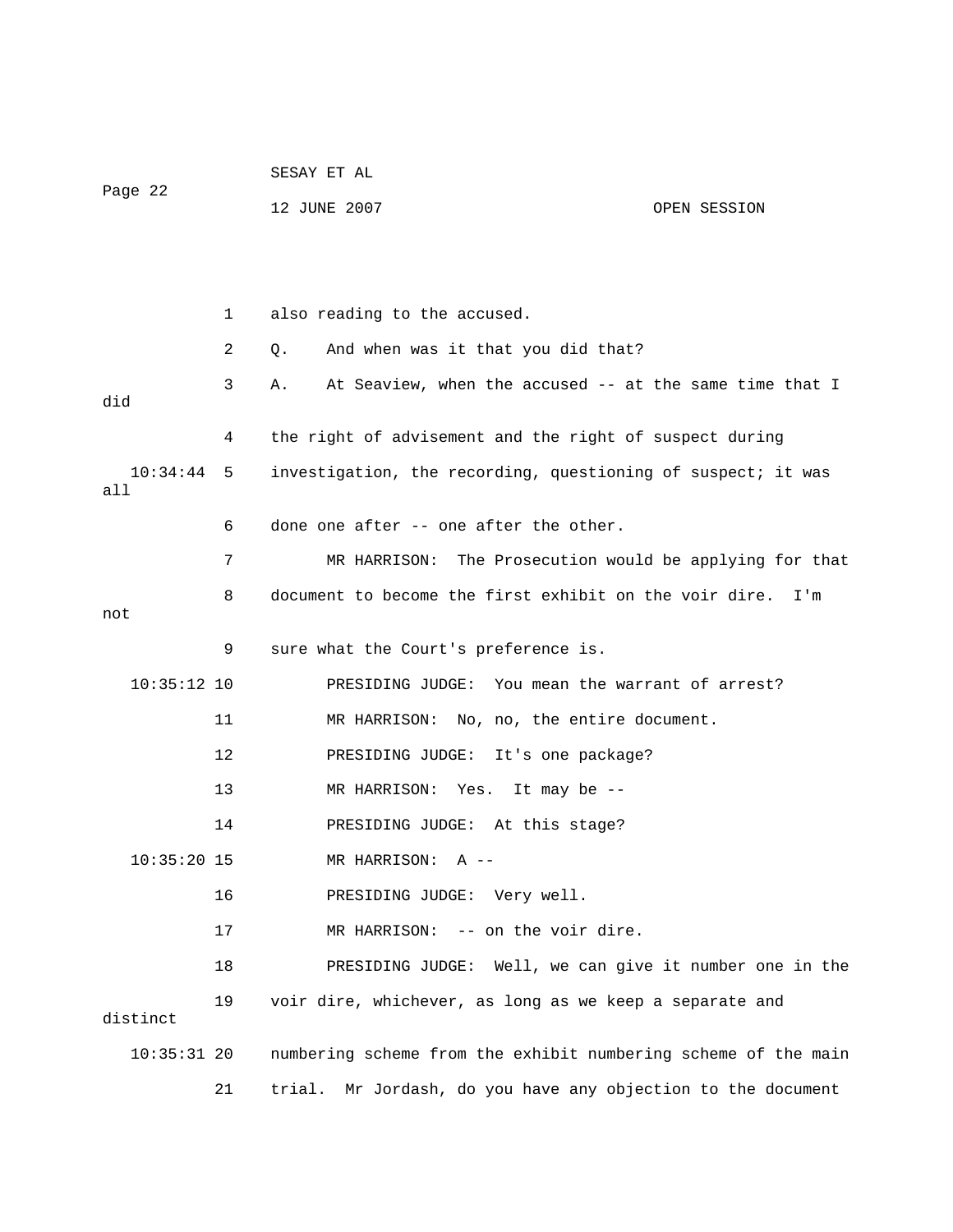also reading to the accused.

Q. And when was it that you did that?

A. At Seaview, when the accused -- at the same time that I did the right of advisement and the right of suspect during investigation, the recording, questioning of suspect; it was all done one after -- one after the other.

MR HARRISON: The Prosecution would be applying for that document to become the first exhibit on the voir dire. I'm not sure what the Court's preference is.

PRESIDING JUDGE: You mean the warrant of arrest?

MR HARRISON: No, no, the entire document.

PRESIDING JUDGE: It's one package?

MR HARRISON: Yes. It may be --

PRESIDING JUDGE: At this stage?

MR HARRISON: A --

PRESIDING JUDGE: Very well.

MR HARRISON: -- on the voir dire.

PRESIDING JUDGE: Well, we can give it number one in the voir dire, whichever, as long as we keep a separate and distinct numbering scheme from the exhibit numbering scheme of the main trial. Mr Jordash, do you have any objection to the document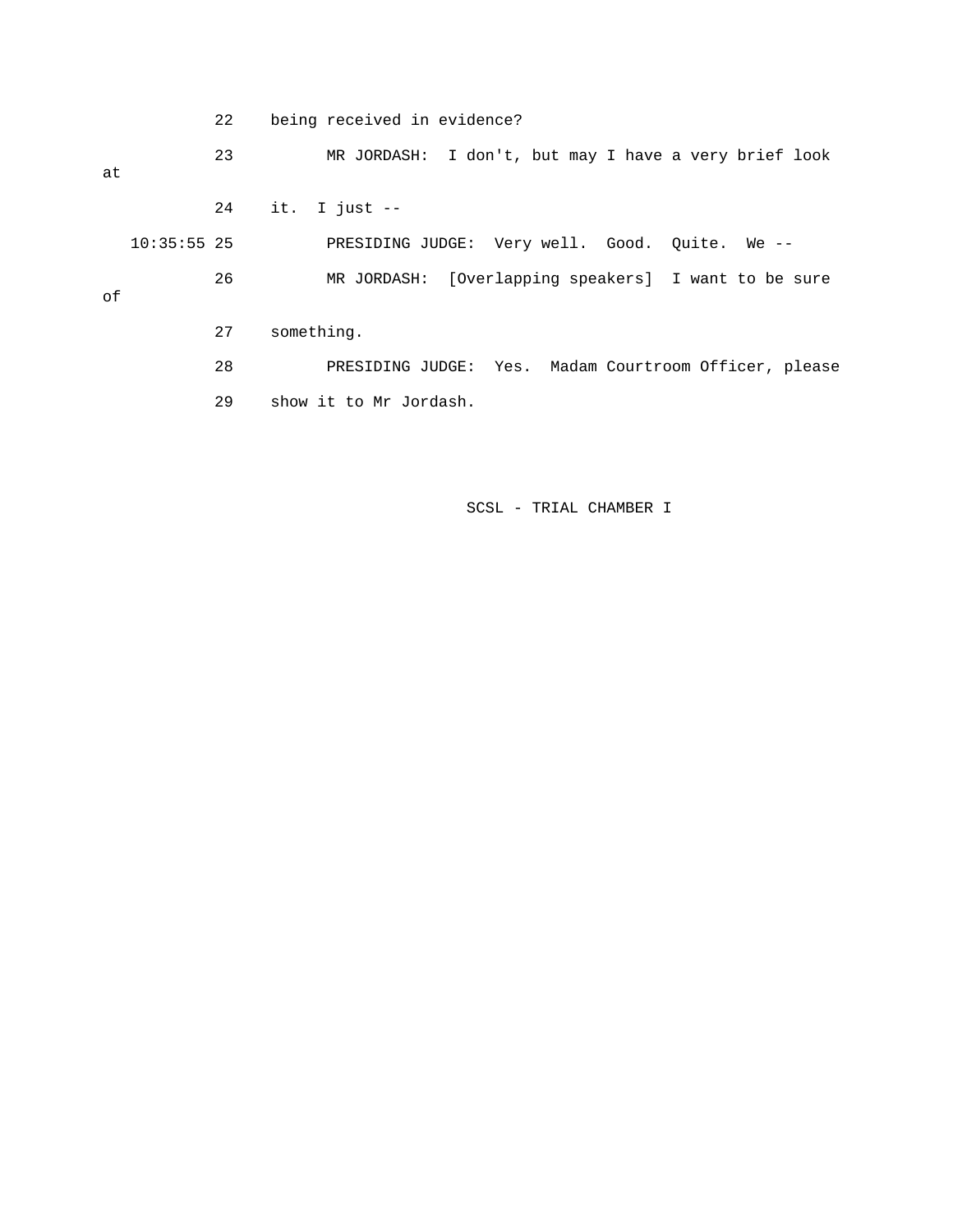22 being received in evidence?

23 MR JORDASH: I don't, but may I have a very brief look at

24 it. I just --

10:35:55 25 PRESIDING JUDGE: Very well. Good. Quite. We --

26 MR JORDASH: [Overlapping speakers] I want to be sure of

27 something.

28 PRESIDING JUDGE: Yes. Madam Courtroom Officer, please

29 show it to Mr Jordash.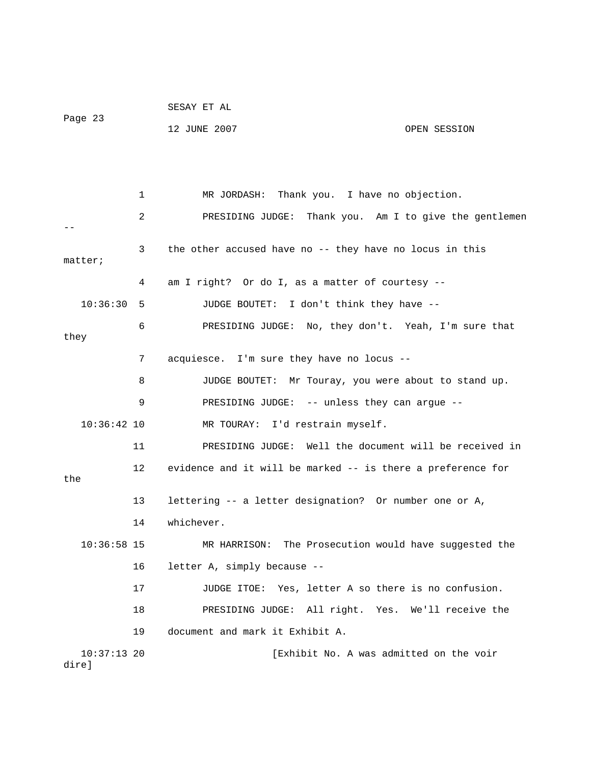1 MR JORDASH: Thank you. I have no objection.

2 PRESIDING JUDGE: Thank you. Am I to give the gentlemen --

3 the other accused have no -- they have no locus in this matter;

4 am I right? Or do I, as a matter of courtesy --

10:36:30 5 JUDGE BOUTET: I don't think they have --

6 PRESIDING JUDGE: No, they don't. Yeah, I'm sure that they

7 acquiesce. I'm sure they have no locus --

8 JUDGE BOUTET: Mr Touray, you were about to stand up.

9 PRESIDING JUDGE: -- unless they can argue --

10:36:42 10 MR TOURAY: I'd restrain myself.

11 PRESIDING JUDGE: Well the document will be received in

12 evidence and it will be marked -- is there a preference for the

13 lettering -- a letter designation? Or number one or A,

14 whichever.

10:36:58 15 MR HARRISON: The Prosecution would have suggested the

16 letter A, simply because --

17 JUDGE ITOE: Yes, letter A so there is no confusion.

18 PRESIDING JUDGE: All right. Yes. We'll receive the

19 document and mark it Exhibit A.

10:37:13 20 [Exhibit No. A was admitted on the voir dire]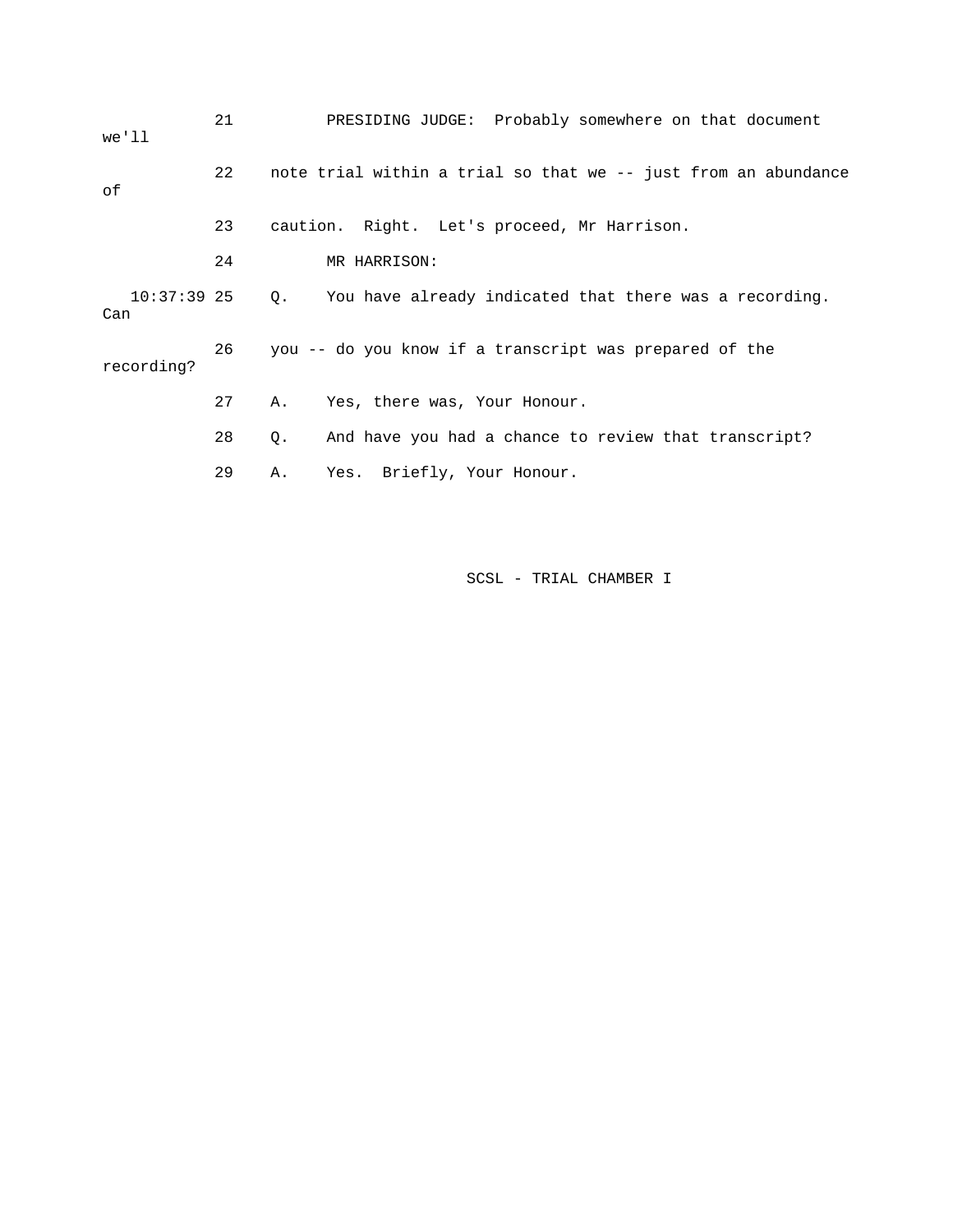21 PRESIDING JUDGE: Probably somewhere on that document we'll

22 note trial within a trial so that we -- just from an abundance of

23 caution. Right. Let's proceed, Mr Harrison.

24 MR HARRISON:

10:37:39 25 Q. You have already indicated that there was a recording. Can

26 you -- do you know if a transcript was prepared of the recording?

27 A. Yes, there was, Your Honour.

28 Q. And have you had a chance to review that transcript?

29 A. Yes. Briefly, Your Honour.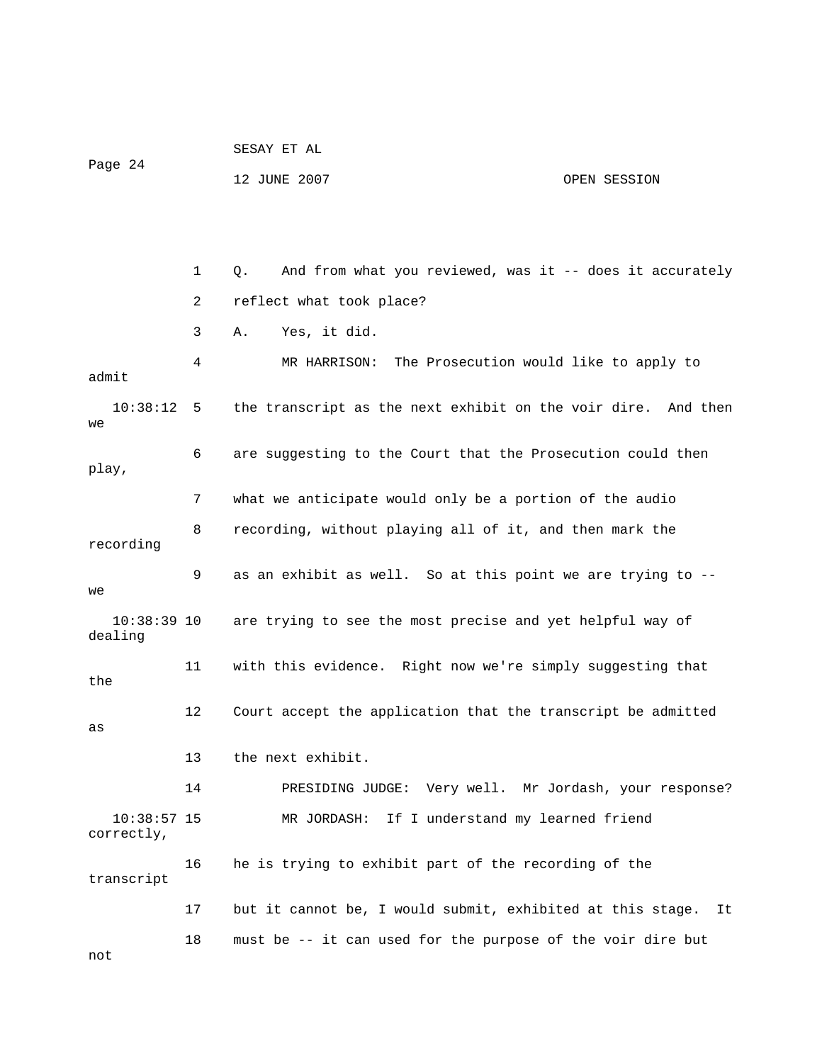1 Q. And from what you reviewed, was it -- does it accurately

2 reflect what took place?

3 A. Yes, it did.

4 MR HARRISON: The Prosecution would like to apply to admit

10:38:12 5 the transcript as the next exhibit on the voir dire. And then we

6 are suggesting to the Court that the Prosecution could then play,

7 what we anticipate would only be a portion of the audio

8 recording, without playing all of it, and then mark the recording

9 as an exhibit as well. So at this point we are trying to -- we

10:38:39 10 are trying to see the most precise and yet helpful way of dealing

11 with this evidence. Right now we're simply suggesting that the

12 Court accept the application that the transcript be admitted as

13 the next exhibit.

14 PRESIDING JUDGE: Very well. Mr Jordash, your response?

10:38:57 15 MR JORDASH: If I understand my learned friend correctly,

16 he is trying to exhibit part of the recording of the transcript

17 but it cannot be, I would submit, exhibited at this stage. It

18 must be -- it can used for the purpose of the voir dire but not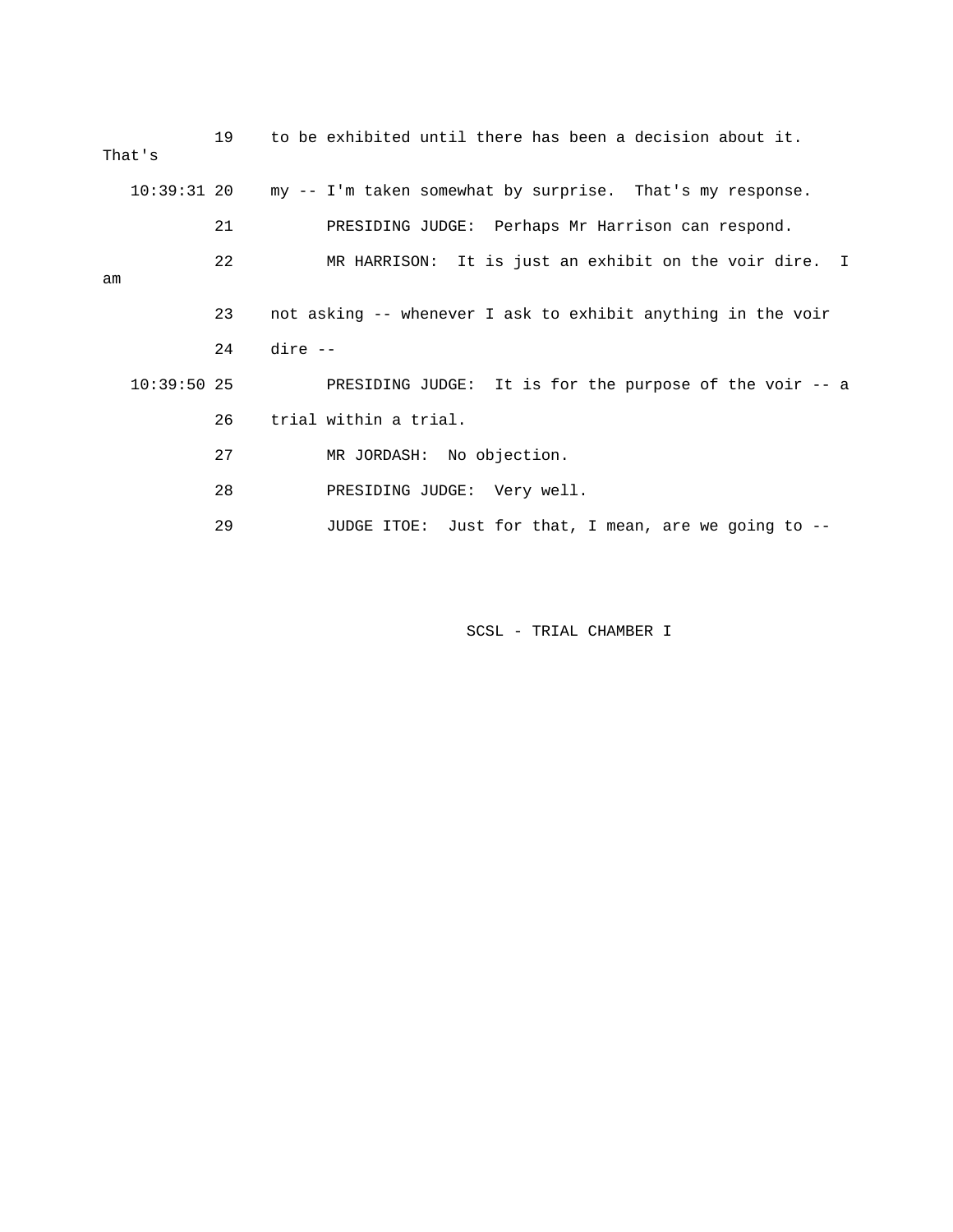```
          19    to be exhibited until there has been a decision about it.
That's
   10:39:31 20    my -- I'm taken somewhat by surprise.  That's my response.
          21          PRESIDING JUDGE:  Perhaps Mr Harrison can respond.
          22          MR HARRISON:  It is just an exhibit on the voir dire.  I
am
          23    not asking -- whenever I ask to exhibit anything in the voir
          24    dire --
   10:39:50 25          PRESIDING JUDGE:  It is for the purpose of the voir -- a
          26    trial within a trial.
          27          MR JORDASH:  No objection.
          28          PRESIDING JUDGE:  Very well.
          29          JUDGE ITOE:  Just for that, I mean, are we going to --
```

SCSL - TRIAL CHAMBER I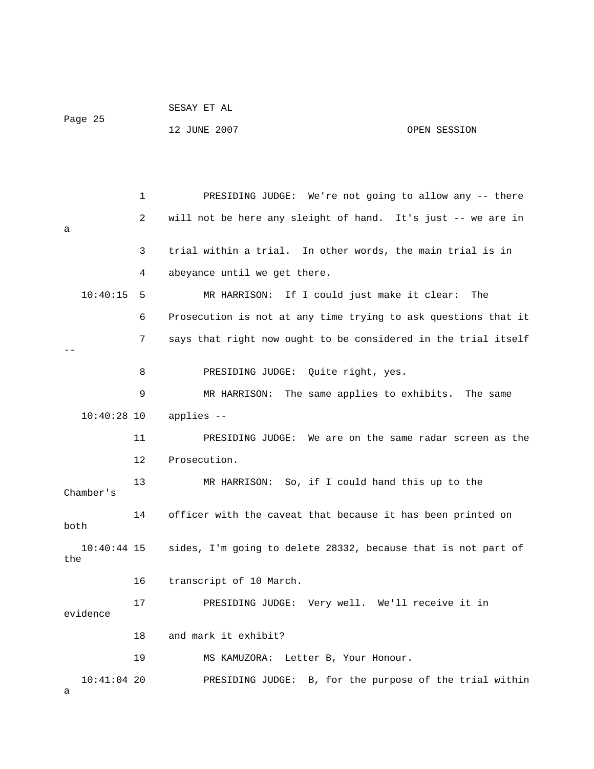1 PRESIDING JUDGE: We're not going to allow any -- there

2 will not be here any sleight of hand. It's just -- we are in a

3 trial within a trial. In other words, the main trial is in

4 abeyance until we get there.

10:40:15 5 MR HARRISON: If I could just make it clear: The

6 Prosecution is not at any time trying to ask questions that it

7 says that right now ought to be considered in the trial itself --

8 PRESIDING JUDGE: Quite right, yes.

9 MR HARRISON: The same applies to exhibits. The same

10:40:28 10 applies --

11 PRESIDING JUDGE: We are on the same radar screen as the

12 Prosecution.

13 MR HARRISON: So, if I could hand this up to the Chamber's

14 officer with the caveat that because it has been printed on both

10:40:44 15 sides, I'm going to delete 28332, because that is not part of the

16 transcript of 10 March.

17 PRESIDING JUDGE: Very well. We'll receive it in evidence

18 and mark it exhibit?

19 MS KAMUZORA: Letter B, Your Honour.

10:41:04 20 PRESIDING JUDGE: B, for the purpose of the trial within a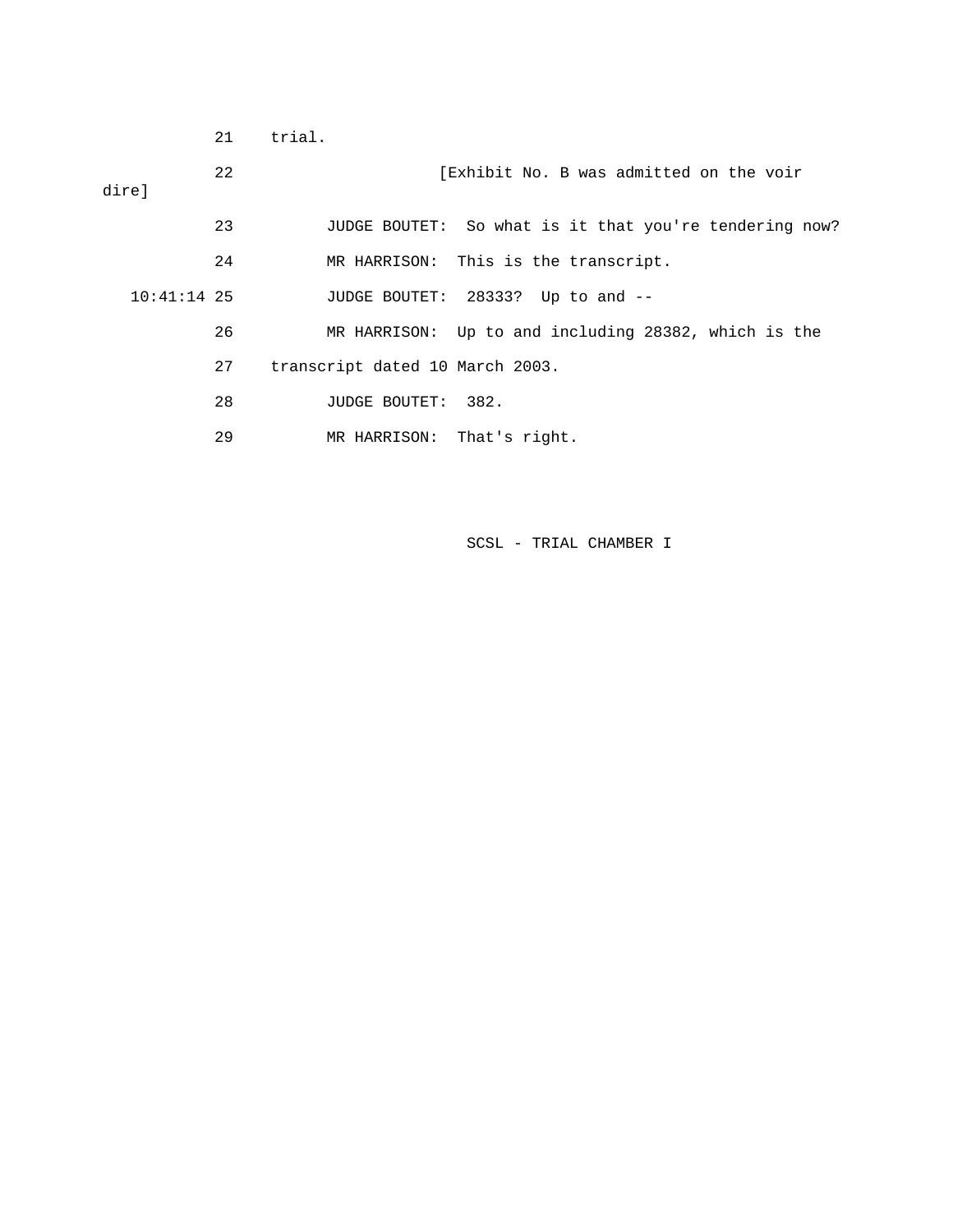21 trial.

22 [Exhibit No. B was admitted on the voir dire]

23 JUDGE BOUTET: So what is it that you're tendering now?

24 MR HARRISON: This is the transcript.

10:41:14 25 JUDGE BOUTET: 28333? Up to and --

26 MR HARRISON: Up to and including 28382, which is the

27 transcript dated 10 March 2003.

28 JUDGE BOUTET: 382.

29 MR HARRISON: That's right.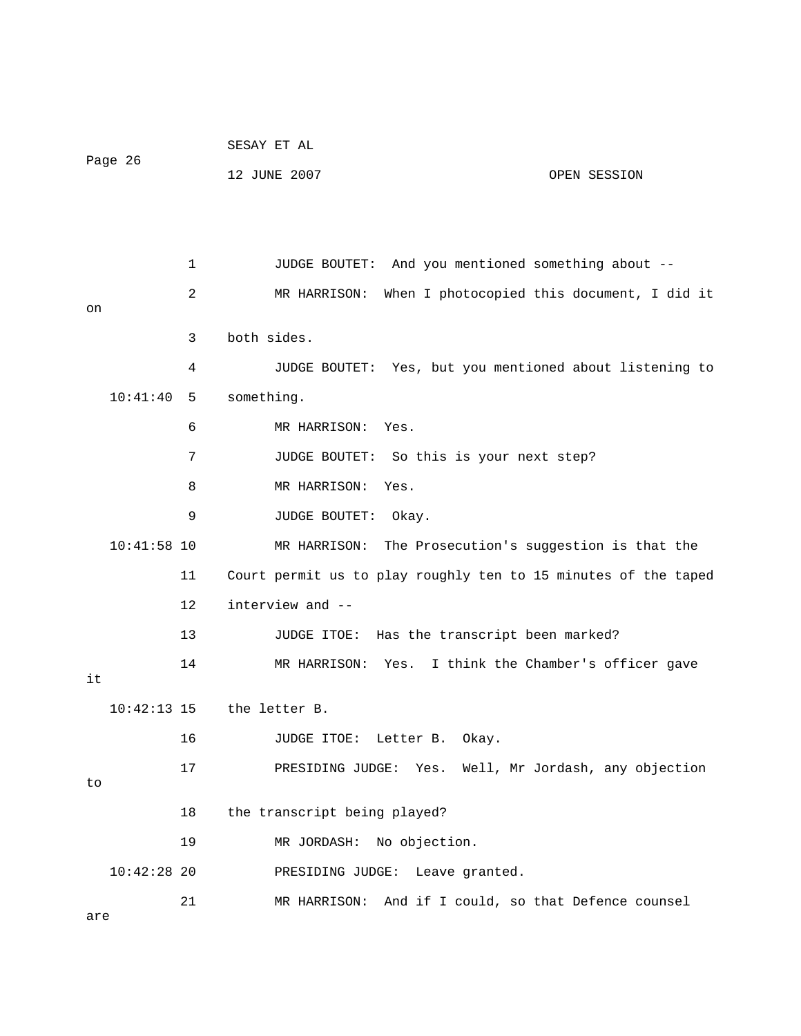1 JUDGE BOUTET: And you mentioned something about --

2 MR HARRISON: When I photocopied this document, I did it on

3 both sides.

4 JUDGE BOUTET: Yes, but you mentioned about listening to

10:41:40 5 something.

6 MR HARRISON: Yes.

7 JUDGE BOUTET: So this is your next step?

8 MR HARRISON: Yes.

9 JUDGE BOUTET: Okay.

10:41:58 10 MR HARRISON: The Prosecution's suggestion is that the

11 Court permit us to play roughly ten to 15 minutes of the taped

12 interview and --

13 JUDGE ITOE: Has the transcript been marked?

14 MR HARRISON: Yes. I think the Chamber's officer gave it

10:42:13 15 the letter B.

16 JUDGE ITOE: Letter B. Okay.

17 PRESIDING JUDGE: Yes. Well, Mr Jordash, any objection to

18 the transcript being played?

19 MR JORDASH: No objection.

10:42:28 20 PRESIDING JUDGE: Leave granted.

21 MR HARRISON: And if I could, so that Defence counsel are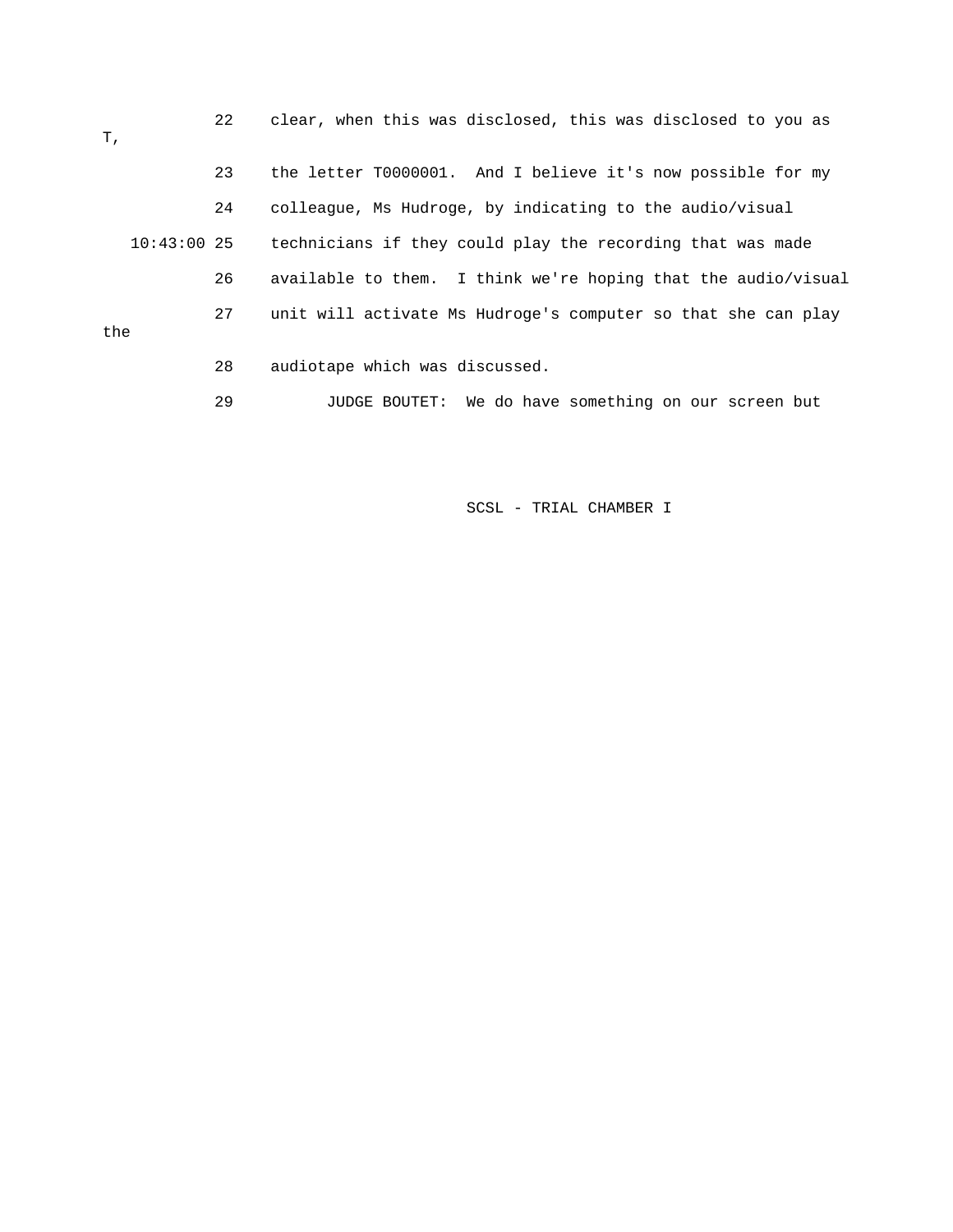22 clear, when this was disclosed, this was disclosed to you as T,

23 the letter T0000001. And I believe it's now possible for my

24 colleague, Ms Hudroge, by indicating to the audio/visual

10:43:00 25 technicians if they could play the recording that was made

26 available to them. I think we're hoping that the audio/visual

27 unit will activate Ms Hudroge's computer so that she can play the

28 audiotape which was discussed.

29 JUDGE BOUTET: We do have something on our screen but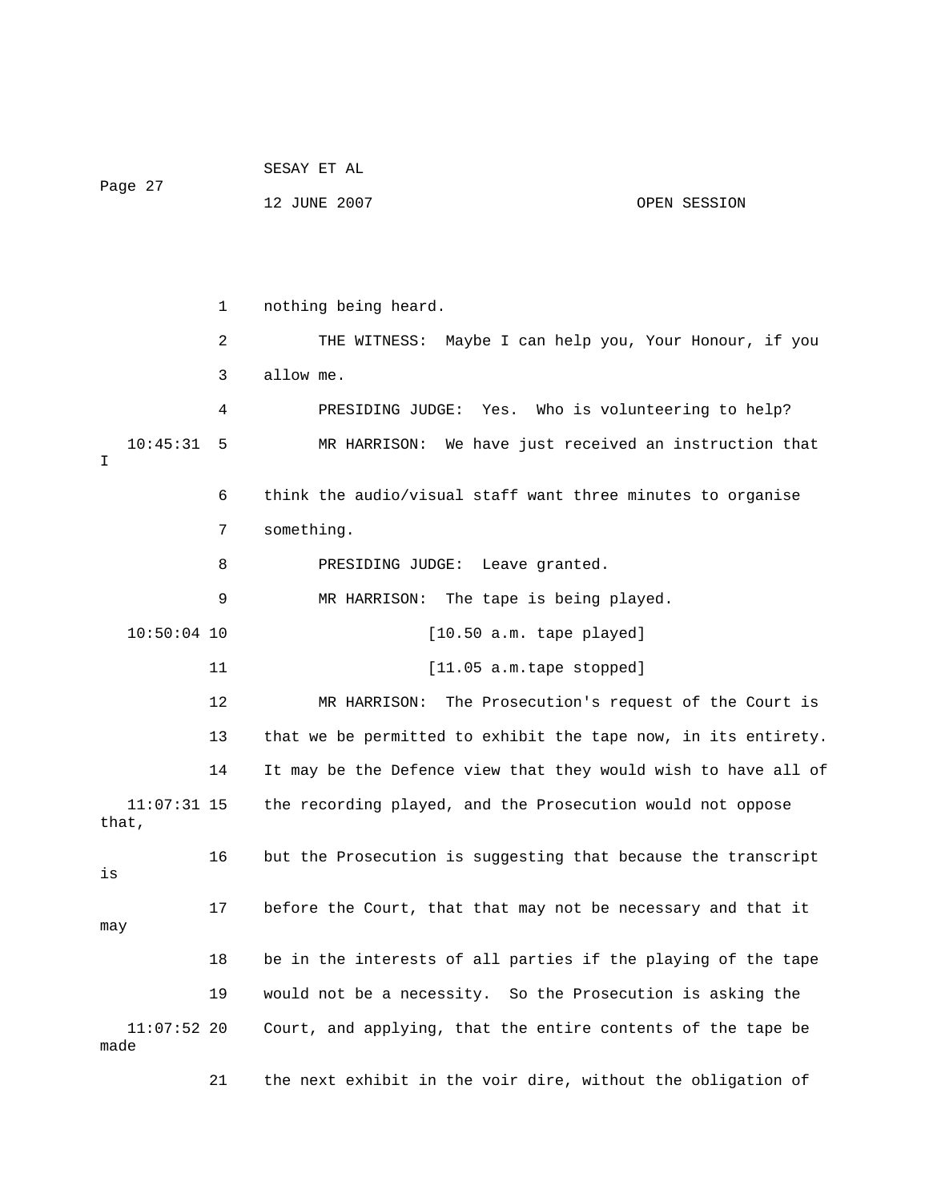nothing being heard.

THE WITNESS: Maybe I can help you, Your Honour, if you allow me.

PRESIDING JUDGE: Yes. Who is volunteering to help?

MR HARRISON: We have just received an instruction that I think the audio/visual staff want three minutes to organise something.

PRESIDING JUDGE: Leave granted.

MR HARRISON: The tape is being played.

[10.50 a.m. tape played]

[11.05 a.m.tape stopped]

MR HARRISON: The Prosecution's request of the Court is that we be permitted to exhibit the tape now, in its entirety. It may be the Defence view that they would wish to have all of the recording played, and the Prosecution would not oppose that, but the Prosecution is suggesting that because the transcript is before the Court, that that may not be necessary and that it may be in the interests of all parties if the playing of the tape would not be a necessity. So the Prosecution is asking the Court, and applying, that the entire contents of the tape be made the next exhibit in the voir dire, without the obligation of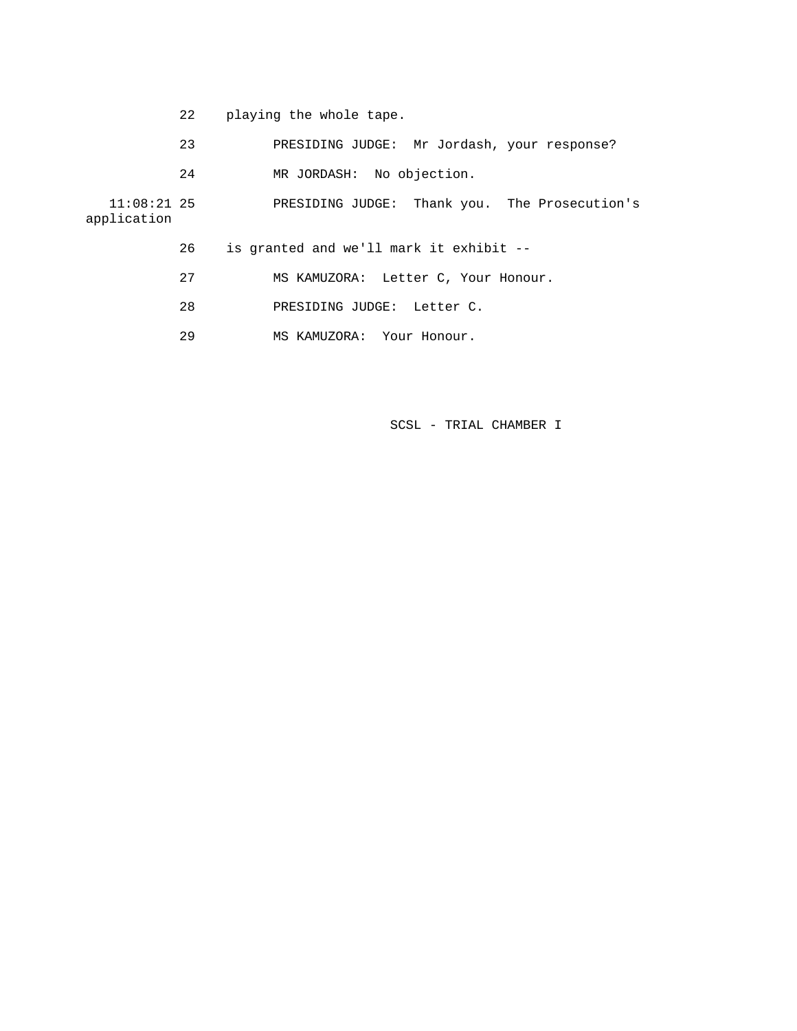22 playing the whole tape.

23 PRESIDING JUDGE: Mr Jordash, your response?

24 MR JORDASH: No objection.

11:08:21 25 PRESIDING JUDGE: Thank you. The Prosecution's application

26 is granted and we'll mark it exhibit --

27 MS KAMUZORA: Letter C, Your Honour.

28 PRESIDING JUDGE: Letter C.

29 MS KAMUZORA: Your Honour.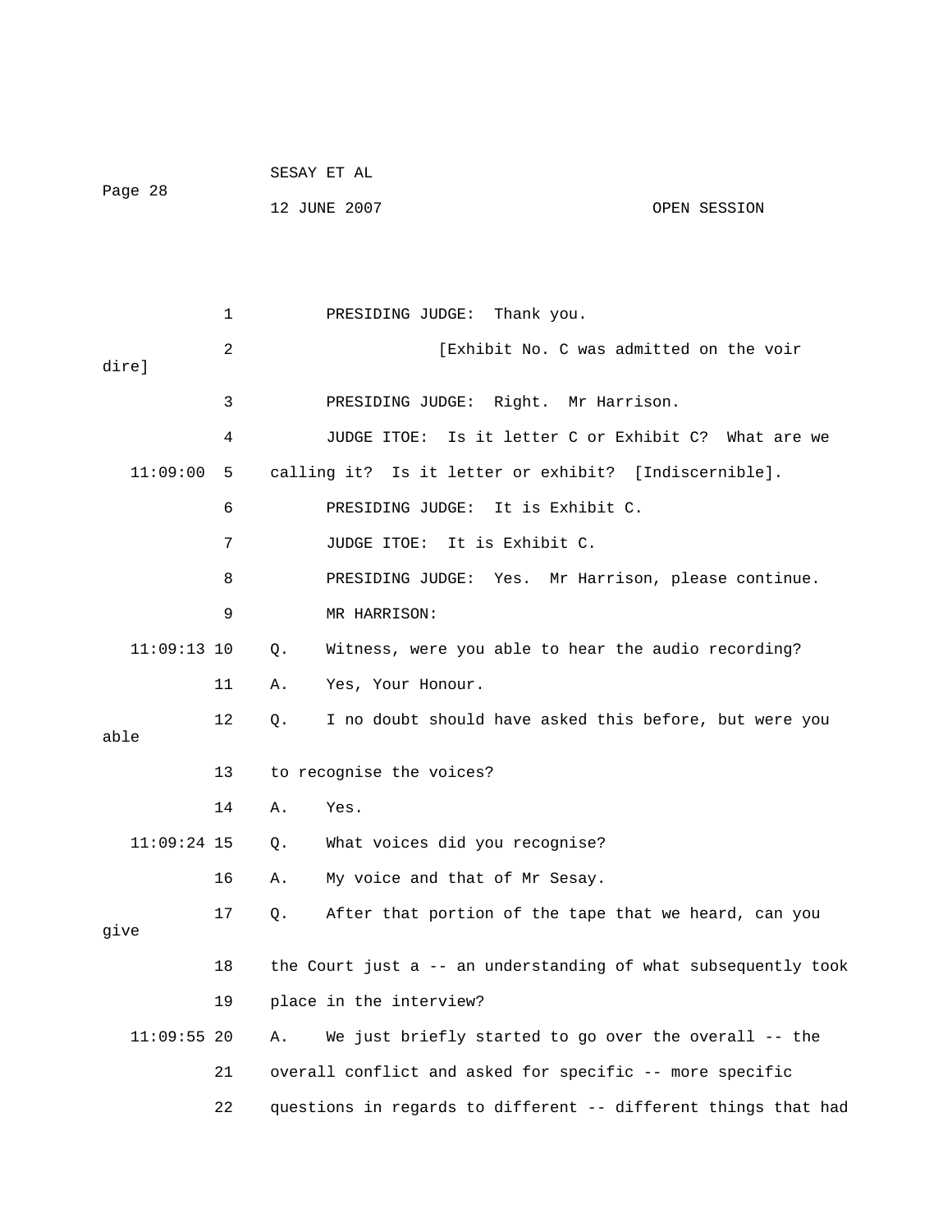PRESIDING JUDGE: Thank you.

[Exhibit No. C was admitted on the voir dire]

PRESIDING JUDGE: Right. Mr Harrison.

JUDGE ITOE: Is it letter C or Exhibit C? What are we calling it? Is it letter or exhibit? [Indiscernible].

PRESIDING JUDGE: It is Exhibit C.

JUDGE ITOE: It is Exhibit C.

PRESIDING JUDGE: Yes. Mr Harrison, please continue.

MR HARRISON:

Q. Witness, were you able to hear the audio recording?

A. Yes, Your Honour.

Q. I no doubt should have asked this before, but were you able to recognise the voices?

A. Yes.

Q. What voices did you recognise?

A. My voice and that of Mr Sesay.

Q. After that portion of the tape that we heard, can you give the Court just a -- an understanding of what subsequently took place in the interview?

A. We just briefly started to go over the overall -- the overall conflict and asked for specific -- more specific questions in regards to different -- different things that had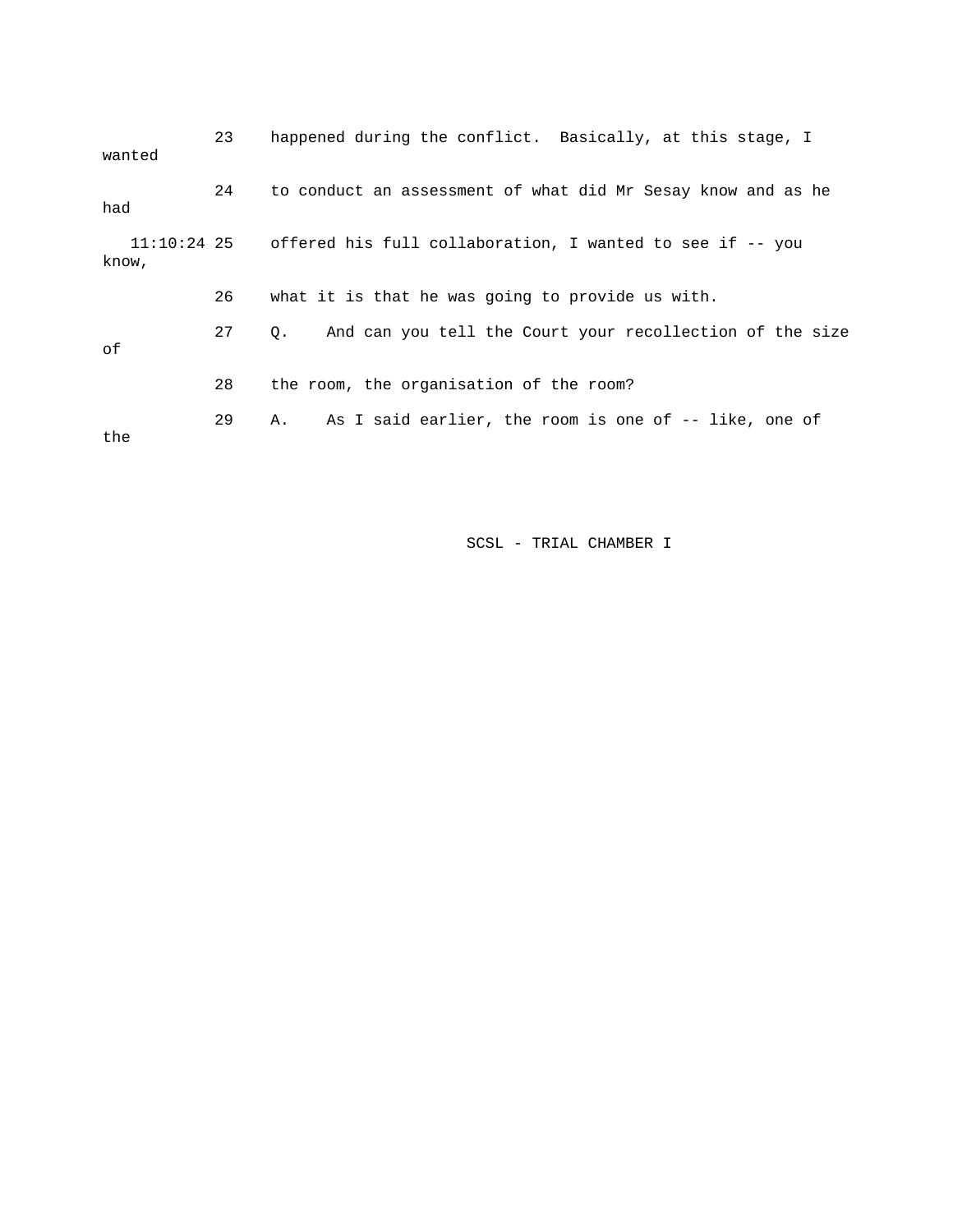23 happened during the conflict. Basically, at this stage, I wanted

24 to conduct an assessment of what did Mr Sesay know and as he had

11:10:24 25 offered his full collaboration, I wanted to see if -- you know,

26 what it is that he was going to provide us with.

27 Q. And can you tell the Court your recollection of the size of

28 the room, the organisation of the room?

29 A. As I said earlier, the room is one of -- like, one of the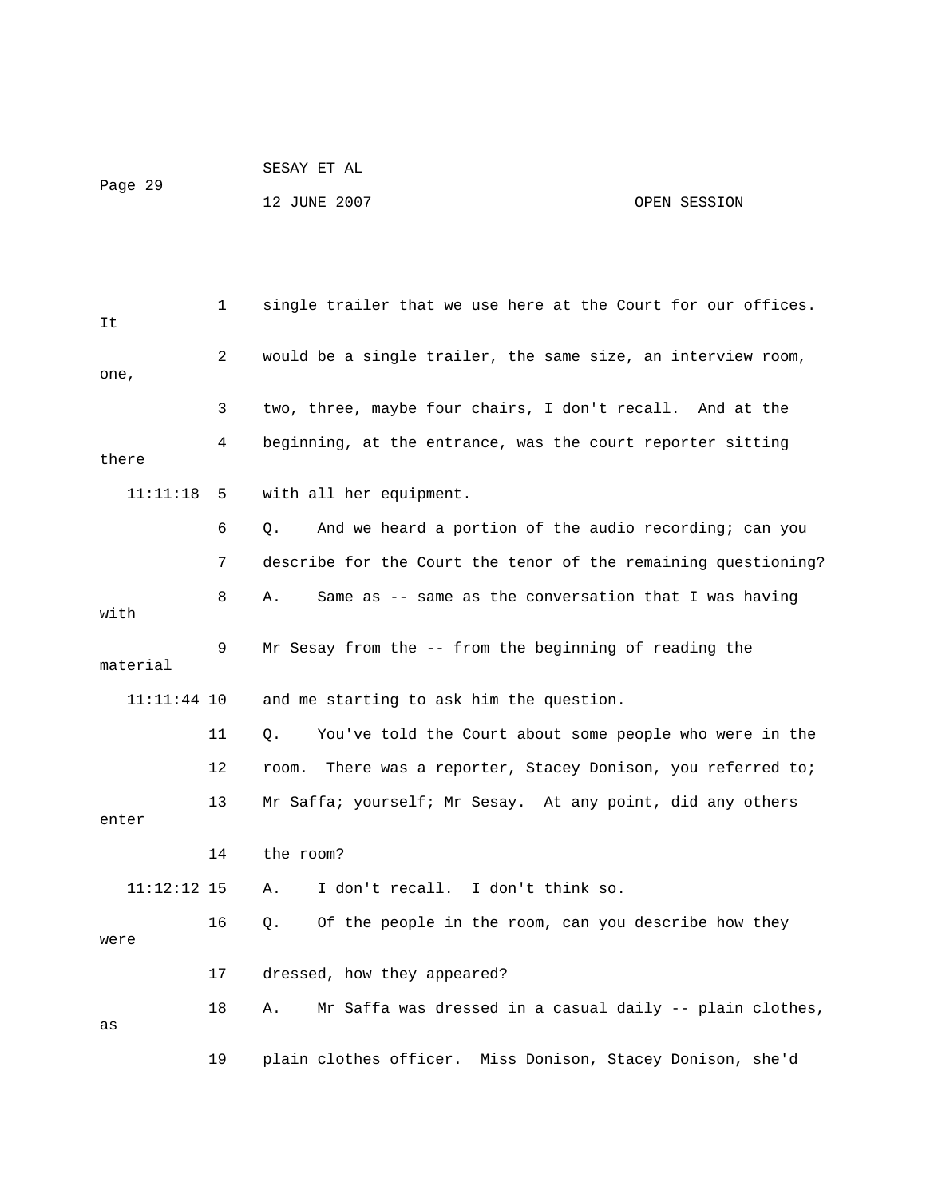1 single trailer that we use here at the Court for our offices. It

2 would be a single trailer, the same size, an interview room, one,

3 two, three, maybe four chairs, I don't recall. And at the

4 beginning, at the entrance, was the court reporter sitting there

11:11:18 5 with all her equipment.

6 Q. And we heard a portion of the audio recording; can you

7 describe for the Court the tenor of the remaining questioning?

8 A. Same as -- same as the conversation that I was having with

9 Mr Sesay from the -- from the beginning of reading the material

11:11:44 10 and me starting to ask him the question.

11 Q. You've told the Court about some people who were in the

12 room. There was a reporter, Stacey Donison, you referred to;

13 Mr Saffa; yourself; Mr Sesay. At any point, did any others enter

14 the room?

11:12:12 15 A. I don't recall. I don't think so.

16 Q. Of the people in the room, can you describe how they were

17 dressed, how they appeared?

18 A. Mr Saffa was dressed in a casual daily -- plain clothes, as

19 plain clothes officer. Miss Donison, Stacey Donison, she'd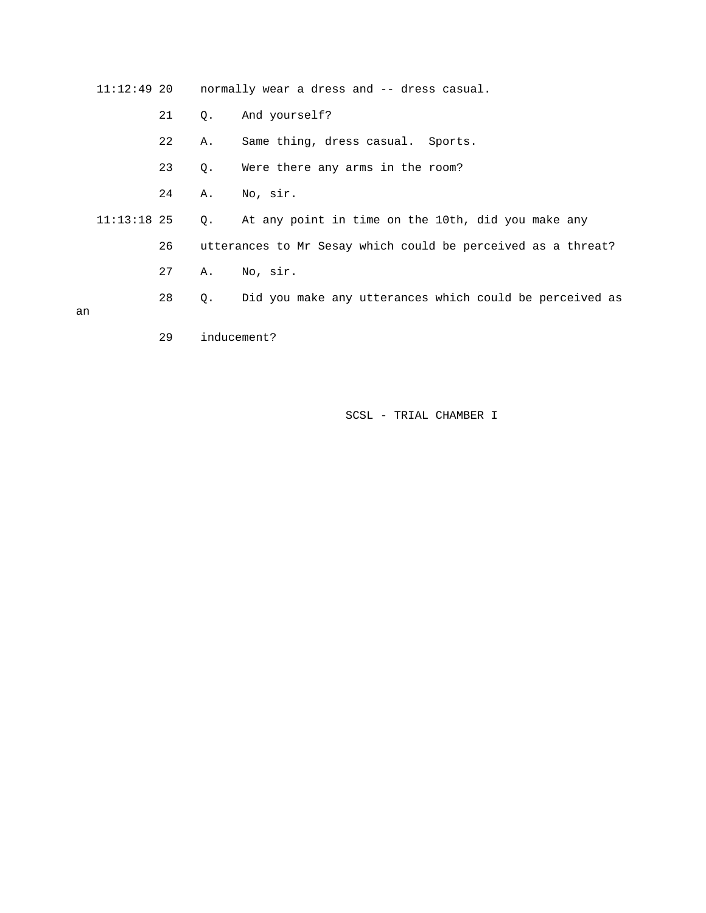11:12:49 20 normally wear a dress and -- dress casual.

21 Q. And yourself?

22 A. Same thing, dress casual. Sports.

23 Q. Were there any arms in the room?

24 A. No, sir.

11:13:18 25 Q. At any point in time on the 10th, did you make any

26 utterances to Mr Sesay which could be perceived as a threat?

27 A. No, sir.

28 Q. Did you make any utterances which could be perceived as an

29 inducement?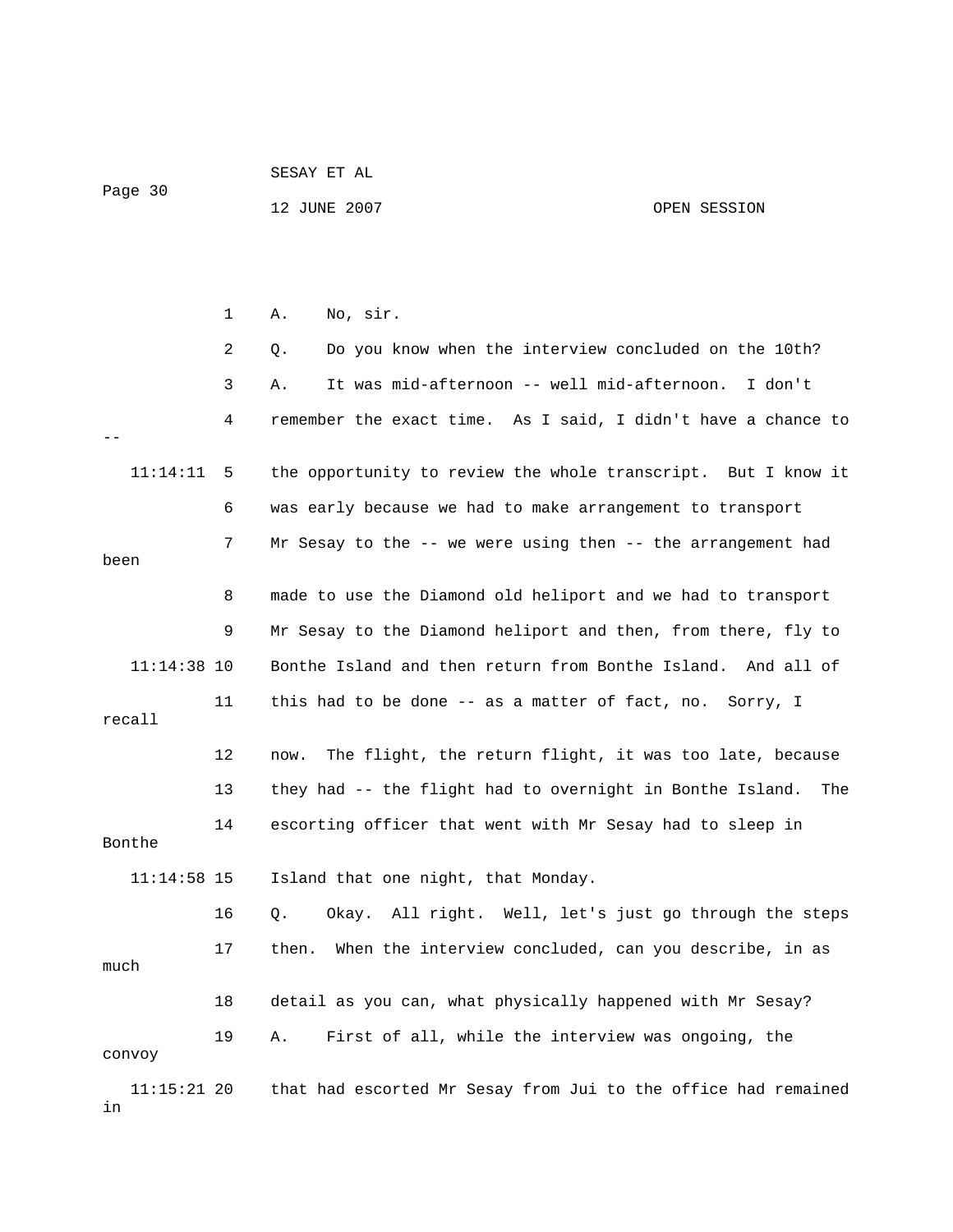1 A. No, sir.

2 Q. Do you know when the interview concluded on the 10th?

3 A. It was mid-afternoon -- well mid-afternoon. I don't

4 remember the exact time. As I said, I didn't have a chance to --

11:14:11 5 the opportunity to review the whole transcript. But I know it

6 was early because we had to make arrangement to transport

7 Mr Sesay to the -- we were using then -- the arrangement had been

8 made to use the Diamond old heliport and we had to transport

9 Mr Sesay to the Diamond heliport and then, from there, fly to

11:14:38 10 Bonthe Island and then return from Bonthe Island. And all of

11 this had to be done -- as a matter of fact, no. Sorry, I recall

12 now. The flight, the return flight, it was too late, because

13 they had -- the flight had to overnight in Bonthe Island. The

14 escorting officer that went with Mr Sesay had to sleep in Bonthe

11:14:58 15 Island that one night, that Monday.

16 Q. Okay. All right. Well, let's just go through the steps

17 then. When the interview concluded, can you describe, in as much

18 detail as you can, what physically happened with Mr Sesay?

19 A. First of all, while the interview was ongoing, the convoy

11:15:21 20 that had escorted Mr Sesay from Jui to the office had remained in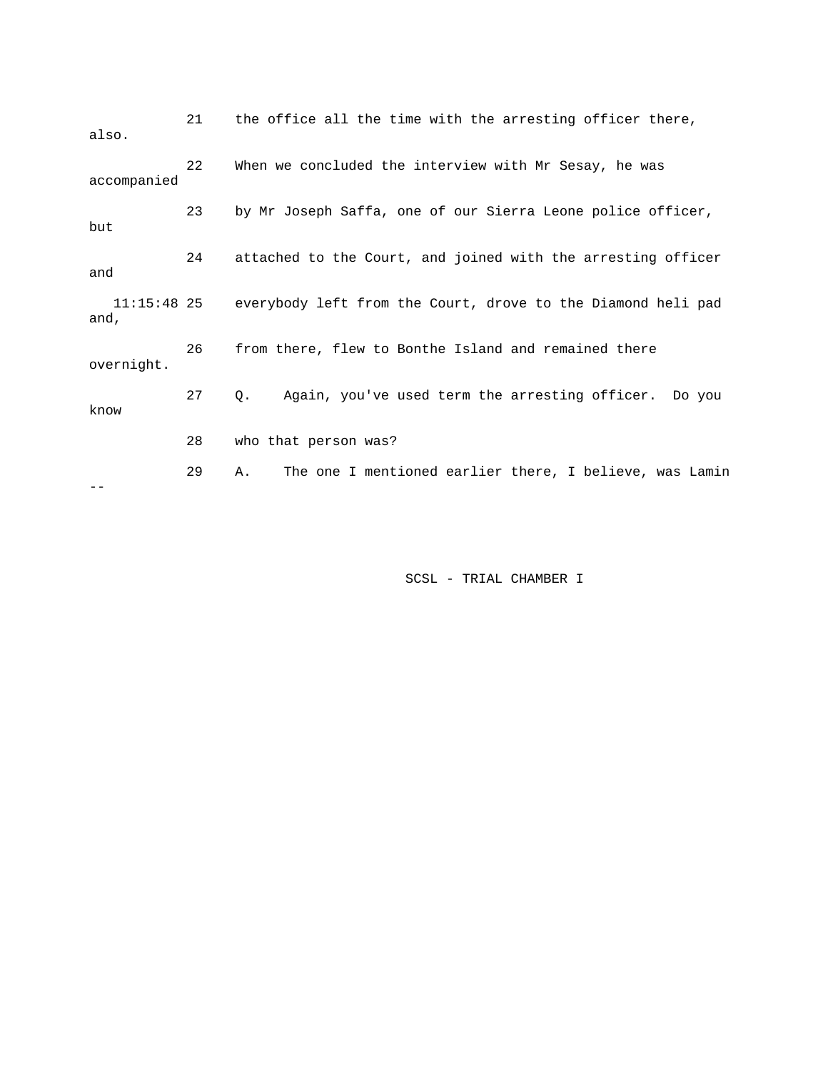21 the office all the time with the arresting officer there, also.

22 When we concluded the interview with Mr Sesay, he was accompanied

23 by Mr Joseph Saffa, one of our Sierra Leone police officer, but

24 attached to the Court, and joined with the arresting officer and

11:15:48 25 everybody left from the Court, drove to the Diamond heli pad and,

26 from there, flew to Bonthe Island and remained there overnight.

27 Q. Again, you've used term the arresting officer. Do you know

28 who that person was?

29 A. The one I mentioned earlier there, I believe, was Lamin --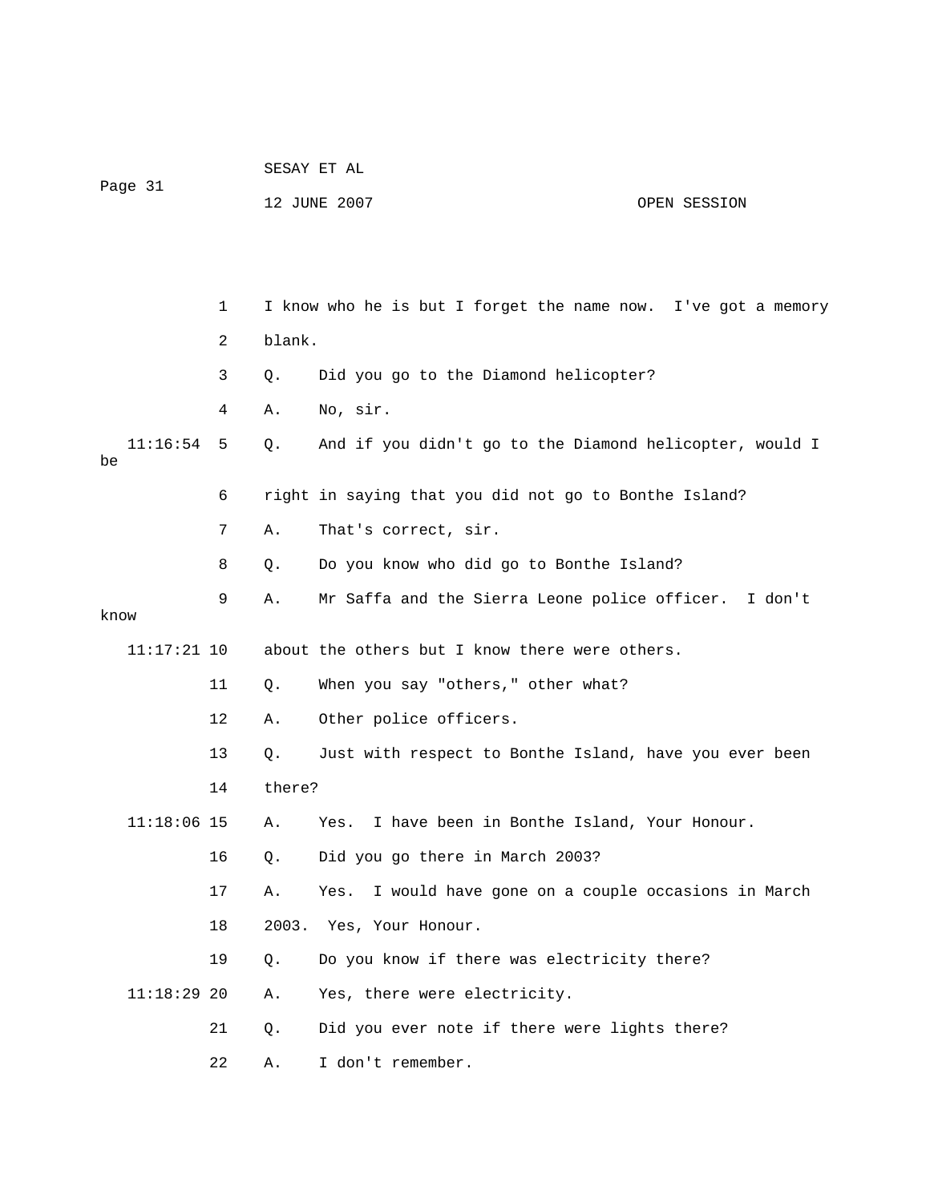I know who he is but I forget the name now. I've got a memory blank.

Q. Did you go to the Diamond helicopter?

A. No, sir.

Q. And if you didn't go to the Diamond helicopter, would I be right in saying that you did not go to Bonthe Island?

A. That's correct, sir.

Q. Do you know who did go to Bonthe Island?

A. Mr Saffa and the Sierra Leone police officer. I don't know about the others but I know there were others.

Q. When you say "others," other what?

A. Other police officers.

Q. Just with respect to Bonthe Island, have you ever been there?

A. Yes. I have been in Bonthe Island, Your Honour.

Q. Did you go there in March 2003?

A. Yes. I would have gone on a couple occasions in March 2003. Yes, Your Honour.

Q. Do you know if there was electricity there?

A. Yes, there were electricity.

Q. Did you ever note if there were lights there?

A. I don't remember.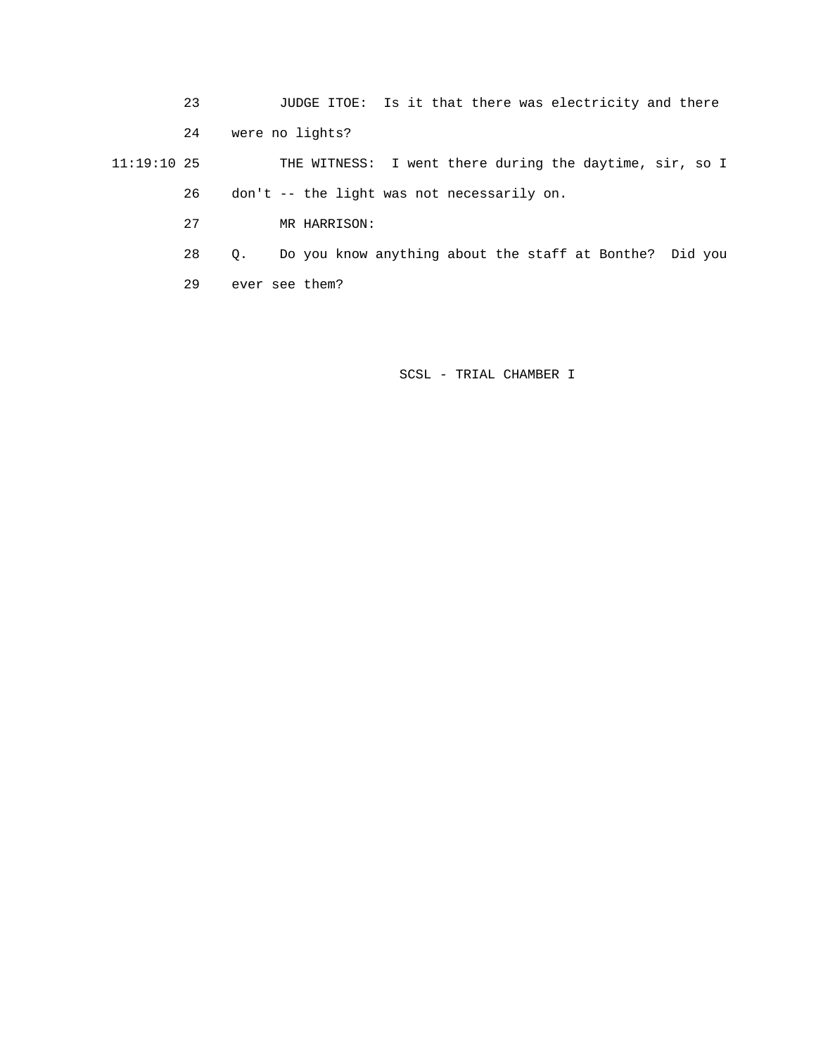JUDGE ITOE: Is it that there was electricity and there were no lights?

THE WITNESS: I went there during the daytime, sir, so I don't -- the light was not necessarily on.

MR HARRISON:

Q. Do you know anything about the staff at Bonthe? Did you ever see them?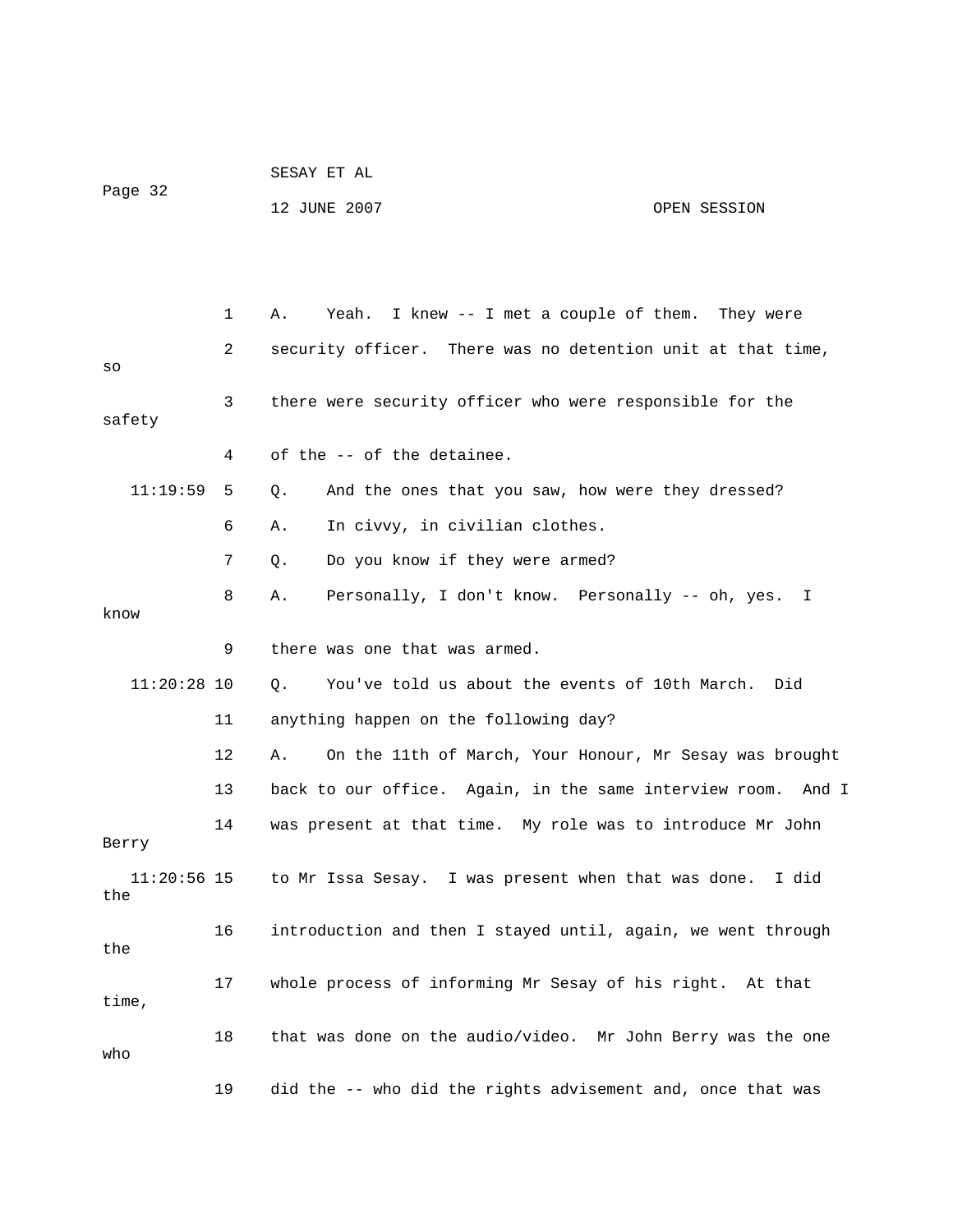1 A. Yeah. I knew -- I met a couple of them. They were
2 security officer. There was no detention unit at that time, so
3 there were security officer who were responsible for the safety
4 of the -- of the detainee.

11:19:59 5 Q. And the ones that you saw, how were they dressed?
6 A. In civvy, in civilian clothes.
7 Q. Do you know if they were armed?
8 A. Personally, I don't know. Personally -- oh, yes. I know
9 there was one that was armed.

11:20:28 10 Q. You've told us about the events of 10th March. Did
11 anything happen on the following day?
12 A. On the 11th of March, Your Honour, Mr Sesay was brought
13 back to our office. Again, in the same interview room. And I
14 was present at that time. My role was to introduce Mr John Berry

11:20:56 15 to Mr Issa Sesay. I was present when that was done. I did the
16 introduction and then I stayed until, again, we went through the
17 whole process of informing Mr Sesay of his right. At that time,
18 that was done on the audio/video. Mr John Berry was the one who
19 did the -- who did the rights advisement and, once that was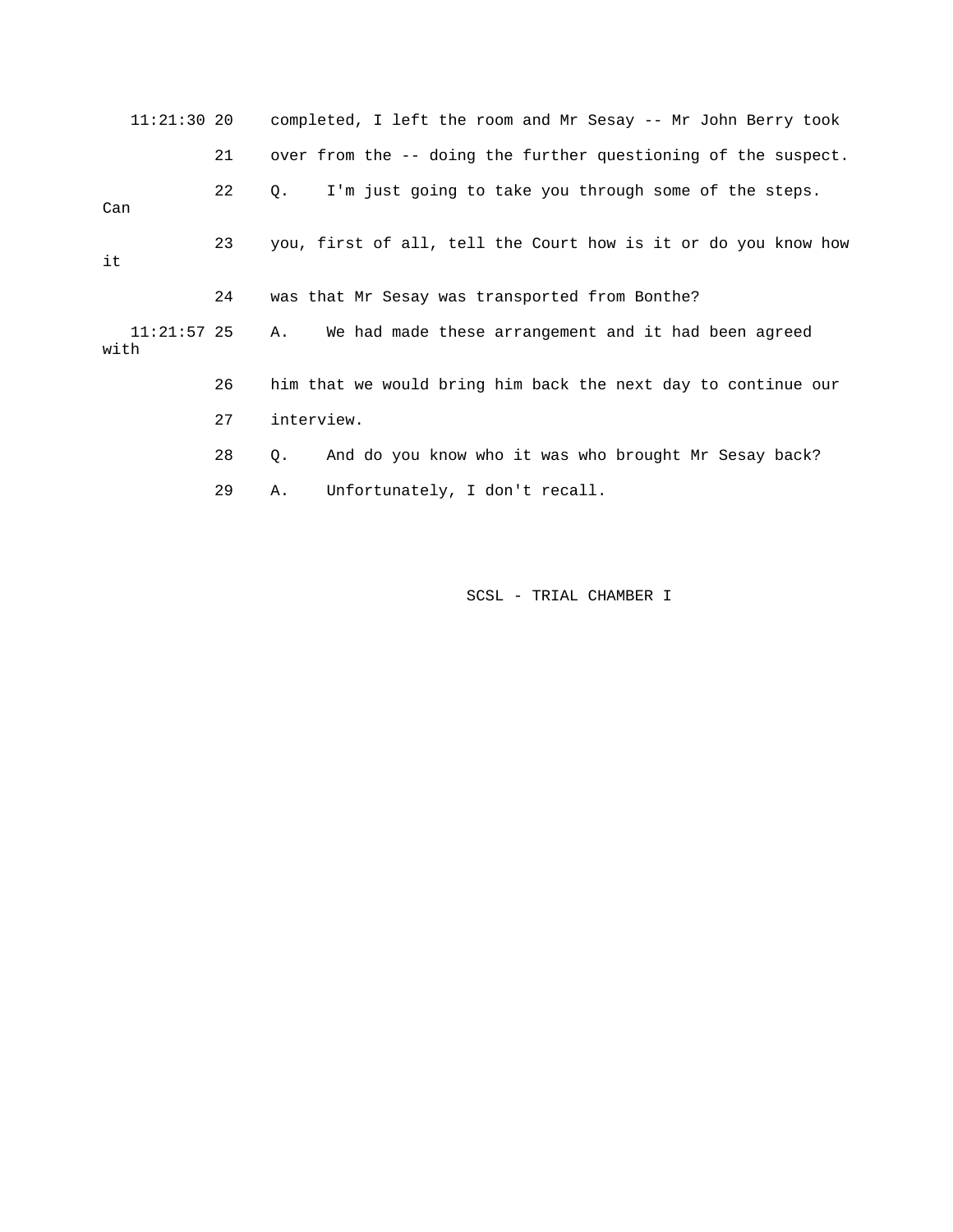11:21:30 20 completed, I left the room and Mr Sesay -- Mr John Berry took

21 over from the -- doing the further questioning of the suspect.

22 Q. I'm just going to take you through some of the steps. Can

23 you, first of all, tell the Court how is it or do you know how it

24 was that Mr Sesay was transported from Bonthe?

11:21:57 25 A. We had made these arrangement and it had been agreed with

26 him that we would bring him back the next day to continue our

27 interview.

28 Q. And do you know who it was who brought Mr Sesay back?

29 A. Unfortunately, I don't recall.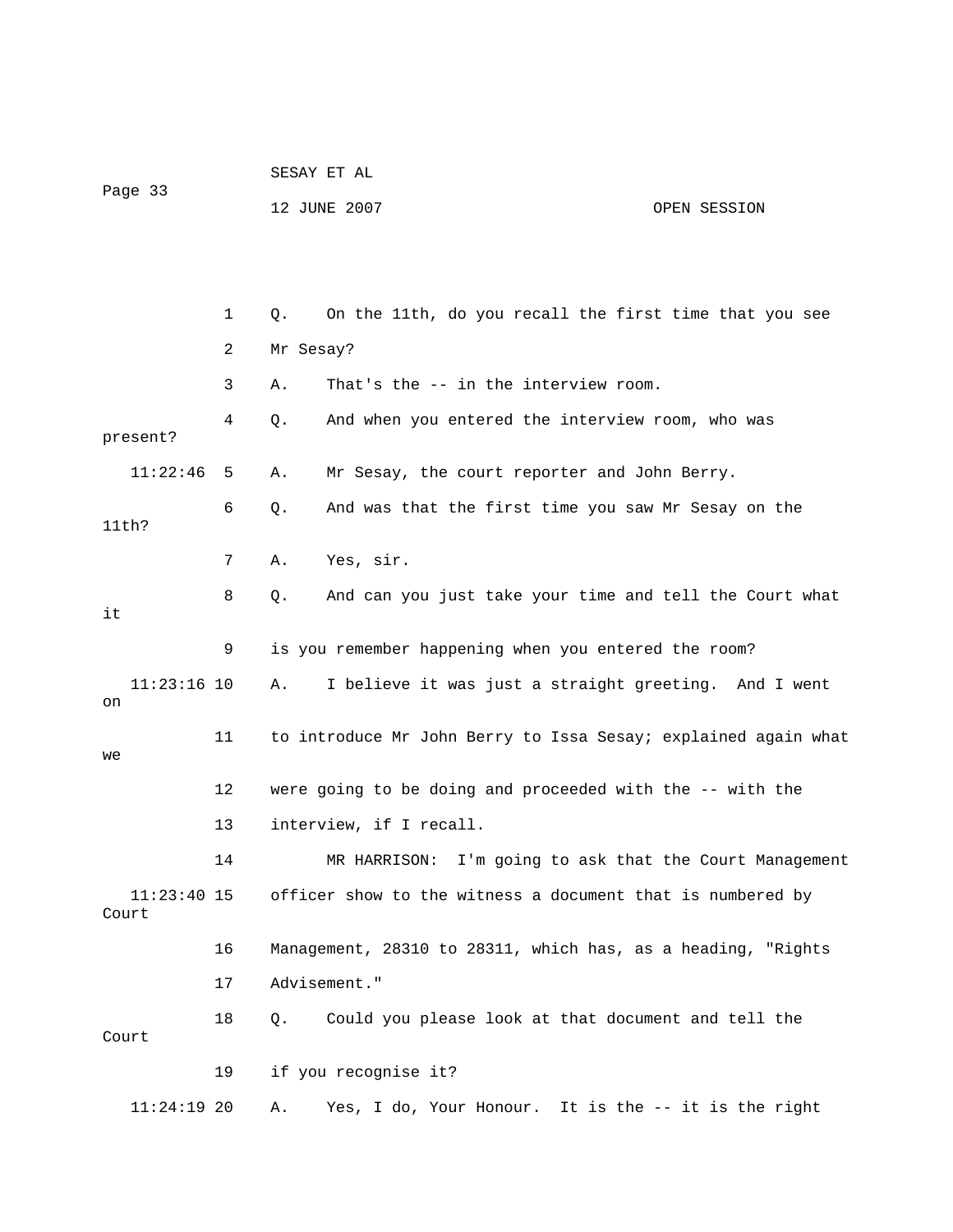1 Q. On the 11th, do you recall the first time that you see

2 Mr Sesay?

3 A. That's the -- in the interview room.

4 Q. And when you entered the interview room, who was present?

11:22:46 5 A. Mr Sesay, the court reporter and John Berry.

6 Q. And was that the first time you saw Mr Sesay on the 11th?

7 A. Yes, sir.

8 Q. And can you just take your time and tell the Court what it

9 is you remember happening when you entered the room?

11:23:16 10 A. I believe it was just a straight greeting. And I went on

11 to introduce Mr John Berry to Issa Sesay; explained again what we

12 were going to be doing and proceeded with the -- with the

13 interview, if I recall.

14 MR HARRISON: I'm going to ask that the Court Management

11:23:40 15 officer show to the witness a document that is numbered by Court

16 Management, 28310 to 28311, which has, as a heading, "Rights

17 Advisement."

18 Q. Could you please look at that document and tell the Court

19 if you recognise it?

11:24:19 20 A. Yes, I do, Your Honour. It is the -- it is the right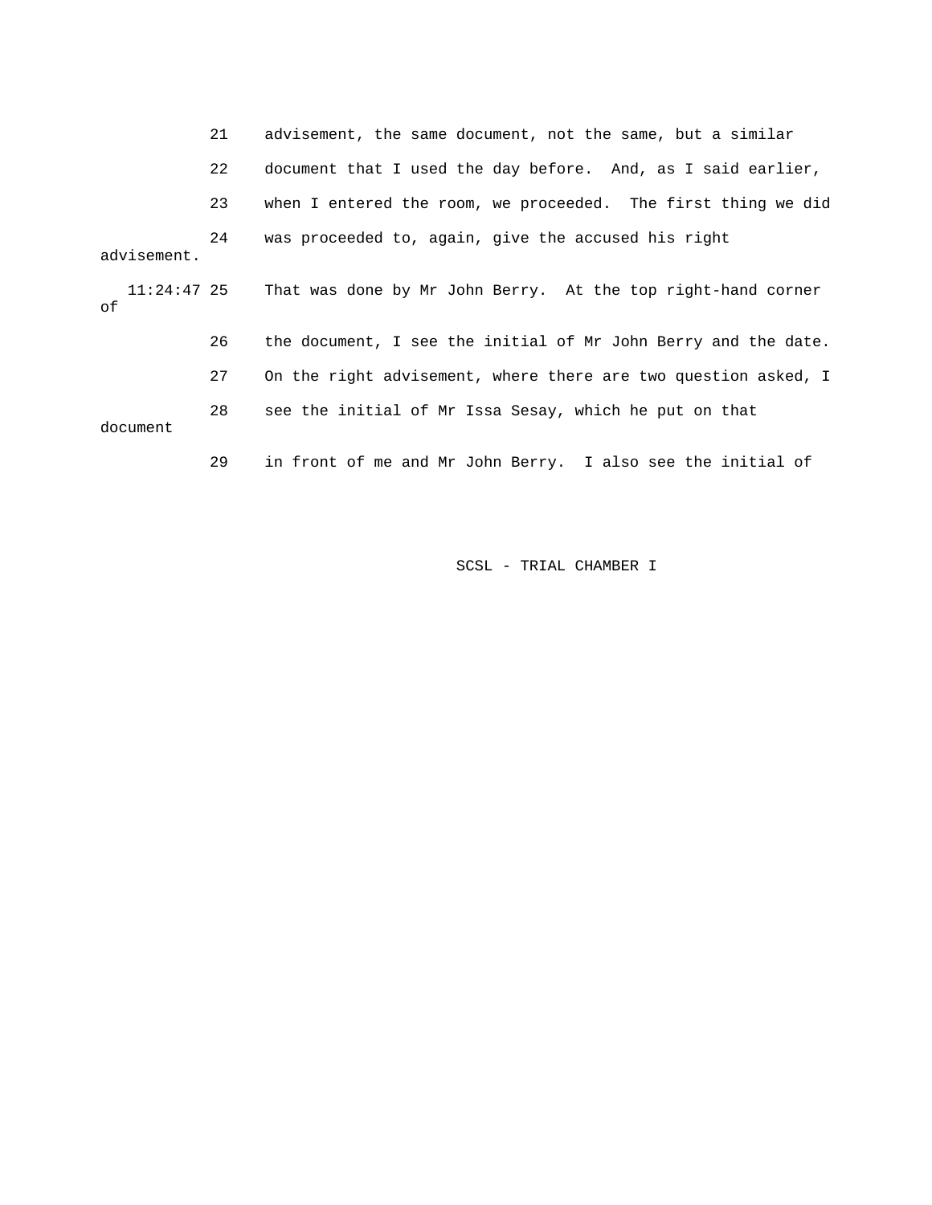21 advisement, the same document, not the same, but a similar

22 document that I used the day before. And, as I said earlier,

23 when I entered the room, we proceeded. The first thing we did

24 was proceeded to, again, give the accused his right advisement.

11:24:47 25 That was done by Mr John Berry. At the top right-hand corner of

26 the document, I see the initial of Mr John Berry and the date.

27 On the right advisement, where there are two question asked, I

28 see the initial of Mr Issa Sesay, which he put on that document

29 in front of me and Mr John Berry. I also see the initial of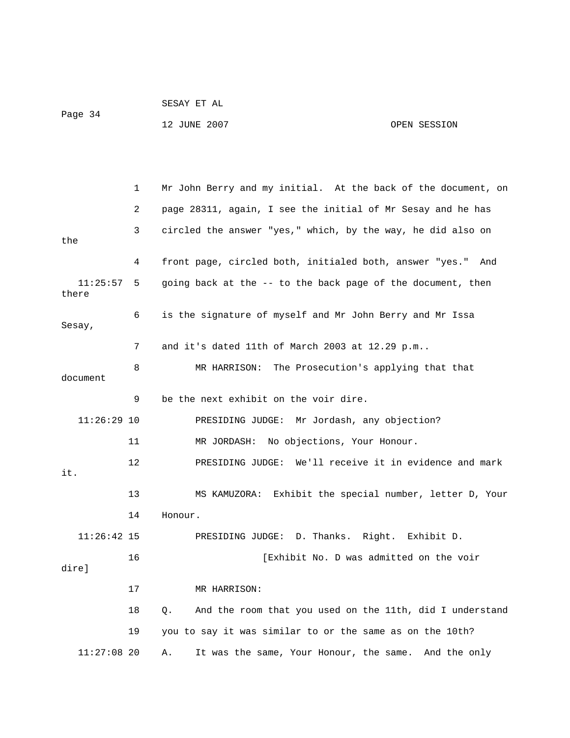Mr John Berry and my initial. At the back of the document, on page 28311, again, I see the initial of Mr Sesay and he has circled the answer "yes," which, by the way, he did also on the front page, circled both, initialed both, answer "yes." And going back at the -- to the back page of the document, then there is the signature of myself and Mr John Berry and Mr Issa Sesay, and it's dated 11th of March 2003 at 12.29 p.m..

MR HARRISON: The Prosecution's applying that that document be the next exhibit on the voir dire.

PRESIDING JUDGE: Mr Jordash, any objection?

MR JORDASH: No objections, Your Honour.

PRESIDING JUDGE: We'll receive it in evidence and mark it.

MS KAMUZORA: Exhibit the special number, letter D, Your Honour.

PRESIDING JUDGE: D. Thanks. Right. Exhibit D.

[Exhibit No. D was admitted on the voir dire]

MR HARRISON:

Q. And the room that you used on the 11th, did I understand you to say it was similar to or the same as on the 10th?

A. It was the same, Your Honour, the same. And the only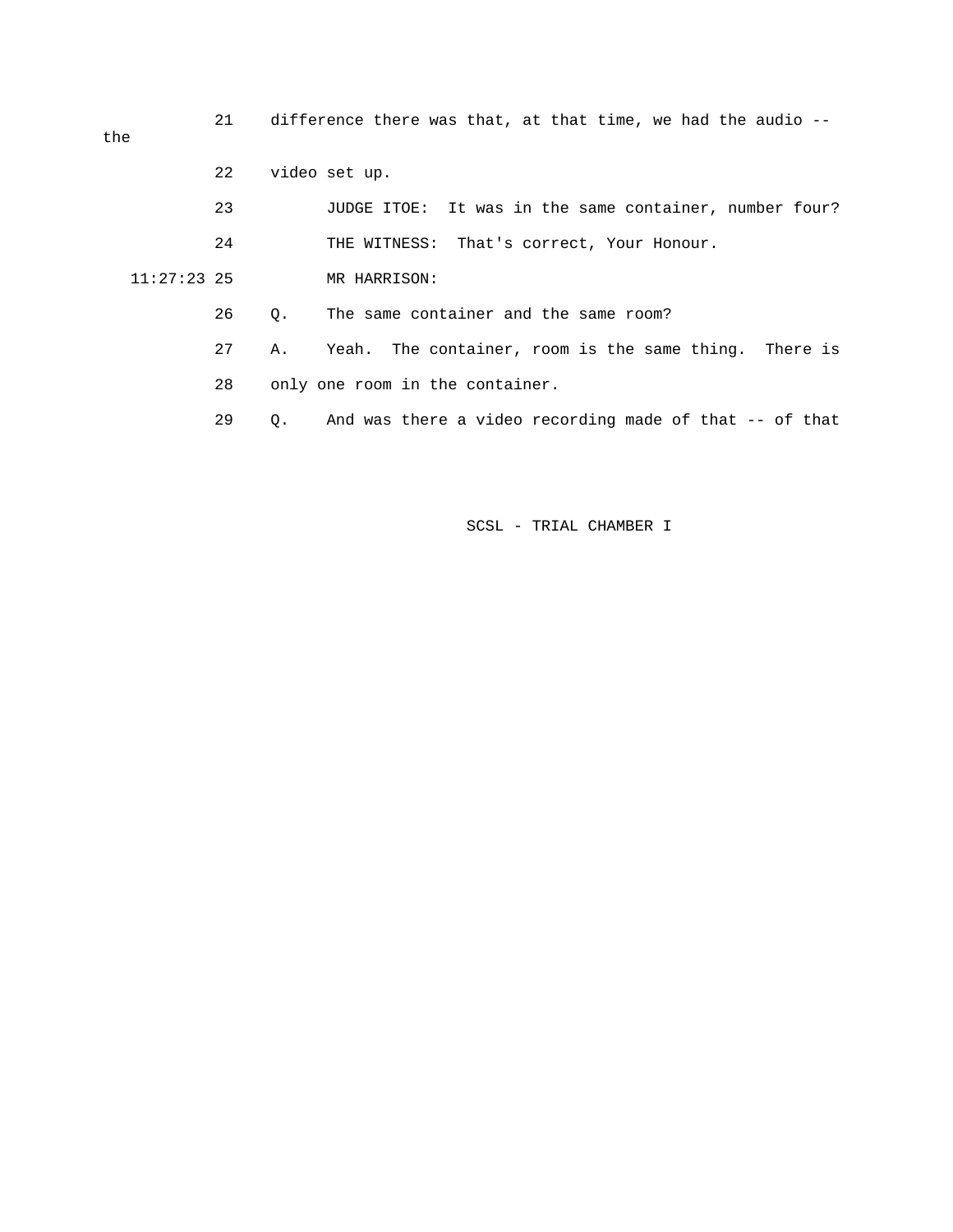21 difference there was that, at that time, we had the audio -- the

22 video set up.

23 JUDGE ITOE: It was in the same container, number four?

24 THE WITNESS: That's correct, Your Honour.

11:27:23 25 MR HARRISON:

26 Q. The same container and the same room?

27 A. Yeah. The container, room is the same thing. There is

28 only one room in the container.

29 Q. And was there a video recording made of that -- of that

SCSL - TRIAL CHAMBER I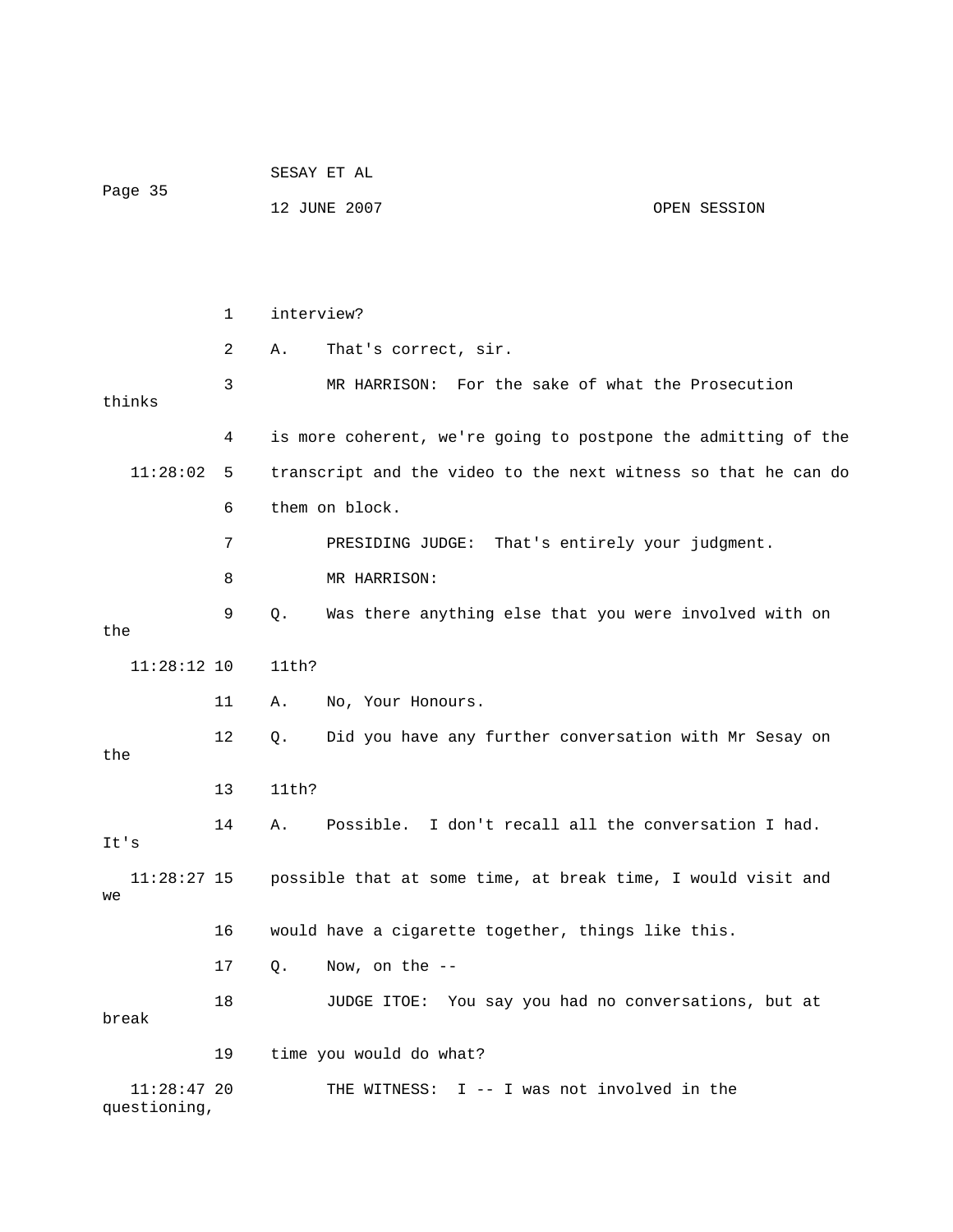interview?

A. That's correct, sir.

MR HARRISON: For the sake of what the Prosecution thinks is more coherent, we're going to postpone the admitting of the transcript and the video to the next witness so that he can do them on block.

PRESIDING JUDGE: That's entirely your judgment.

MR HARRISON:

Q. Was there anything else that you were involved with on the 11th?

A. No, Your Honours.

Q. Did you have any further conversation with Mr Sesay on the 11th?

A. Possible. I don't recall all the conversation I had. It's possible that at some time, at break time, I would visit and we would have a cigarette together, things like this.

Q. Now, on the --

JUDGE ITOE: You say you had no conversations, but at break time you would do what?

THE WITNESS: I -- I was not involved in the questioning,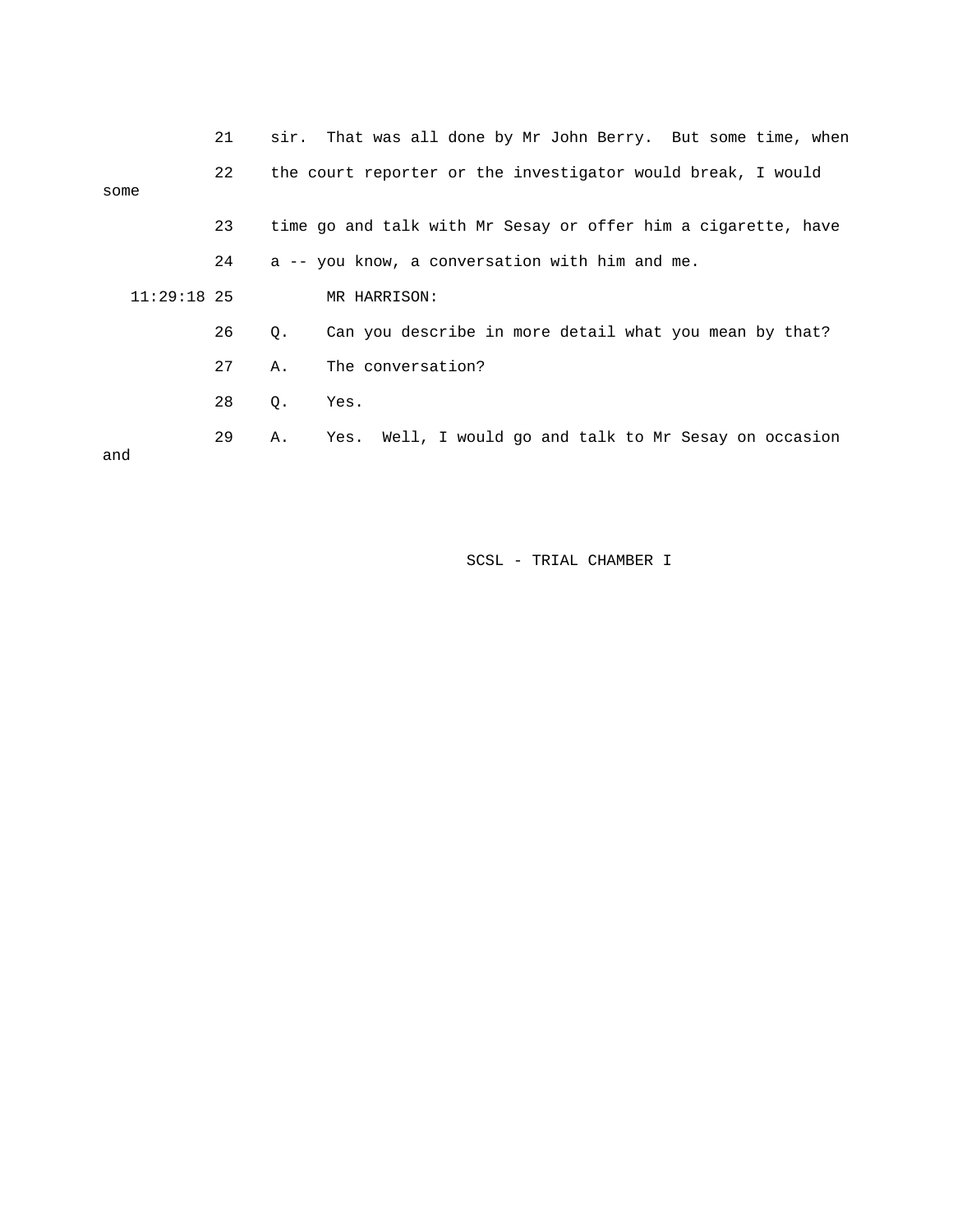21 sir. That was all done by Mr John Berry. But some time, when

22 the court reporter or the investigator would break, I would some

23 time go and talk with Mr Sesay or offer him a cigarette, have

24 a -- you know, a conversation with him and me.

11:29:18 25 MR HARRISON:

26 Q. Can you describe in more detail what you mean by that?

27 A. The conversation?

28 Q. Yes.

29 A. Yes. Well, I would go and talk to Mr Sesay on occasion and

SCSL - TRIAL CHAMBER I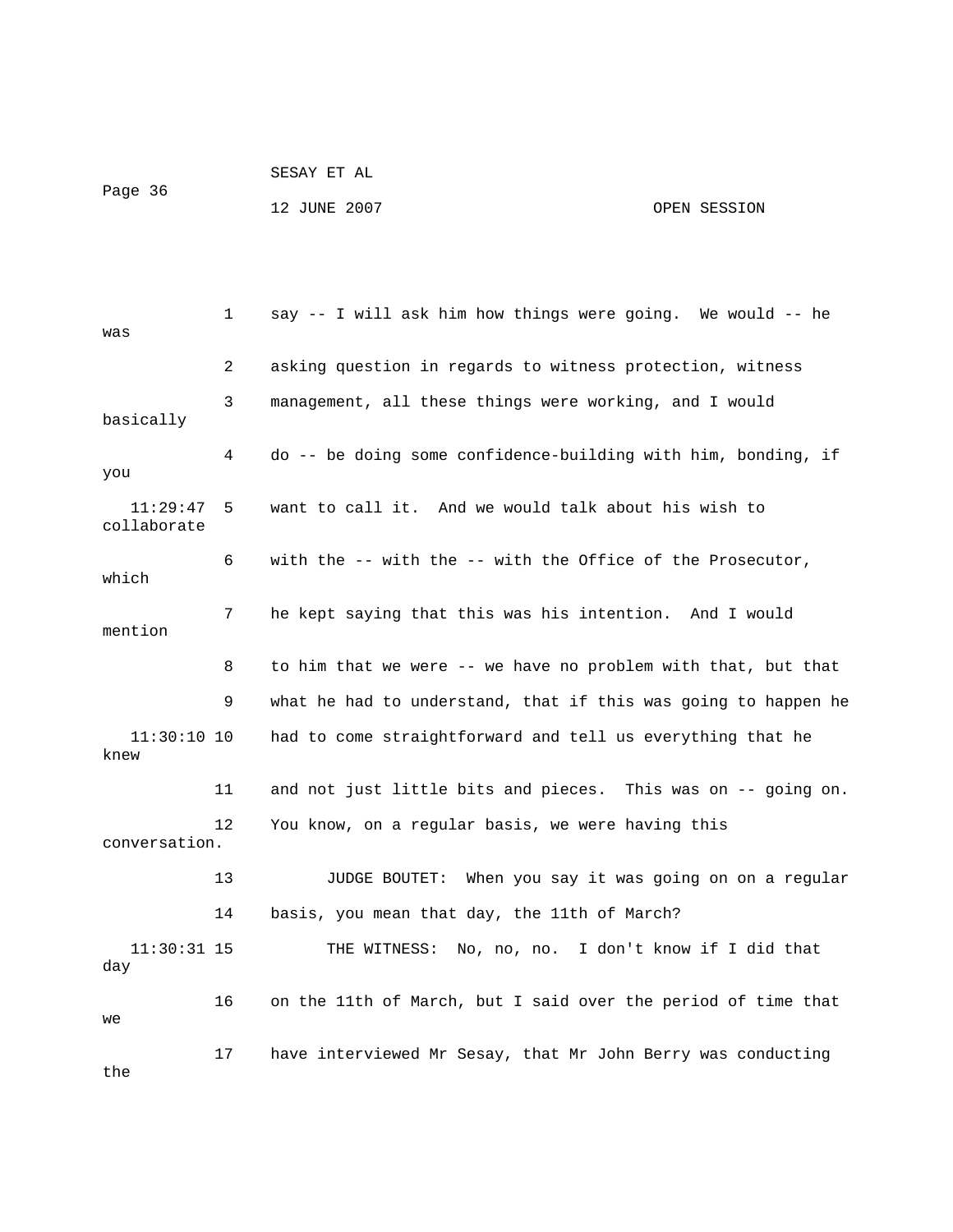1 say -- I will ask him how things were going. We would -- he was

2 asking question in regards to witness protection, witness

3 management, all these things were working, and I would basically

4 do -- be doing some confidence-building with him, bonding, if you

11:29:47 5 want to call it. And we would talk about his wish to collaborate

6 with the -- with the -- with the Office of the Prosecutor, which

7 he kept saying that this was his intention. And I would mention

8 to him that we were -- we have no problem with that, but that

9 what he had to understand, that if this was going to happen he

11:30:10 10 had to come straightforward and tell us everything that he knew

11 and not just little bits and pieces. This was on -- going on.

12 You know, on a regular basis, we were having this conversation.

13 JUDGE BOUTET: When you say it was going on on a regular

14 basis, you mean that day, the 11th of March?

11:30:31 15 THE WITNESS: No, no, no. I don't know if I did that day

16 on the 11th of March, but I said over the period of time that we

17 have interviewed Mr Sesay, that Mr John Berry was conducting the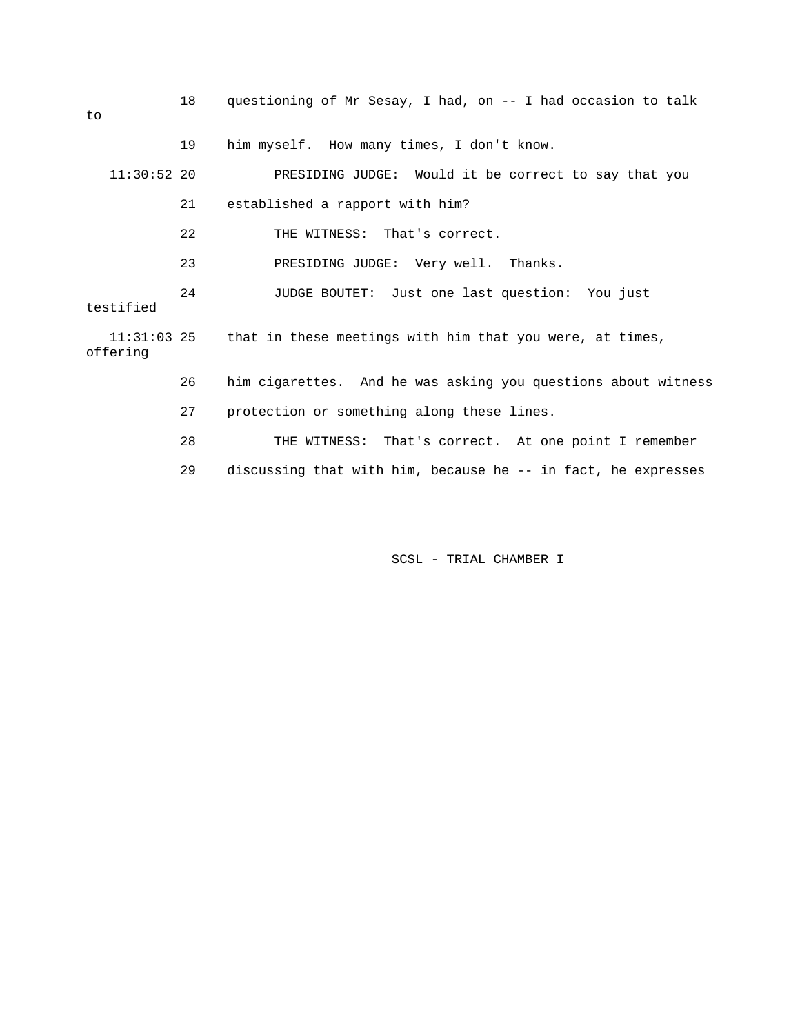18 questioning of Mr Sesay, I had, on -- I had occasion to talk to

19 him myself. How many times, I don't know.

11:30:52 20 PRESIDING JUDGE: Would it be correct to say that you

21 established a rapport with him?

22 THE WITNESS: That's correct.

23 PRESIDING JUDGE: Very well. Thanks.

24 JUDGE BOUTET: Just one last question: You just testified

11:31:03 25 that in these meetings with him that you were, at times, offering

26 him cigarettes. And he was asking you questions about witness

27 protection or something along these lines.

28 THE WITNESS: That's correct. At one point I remember

29 discussing that with him, because he -- in fact, he expresses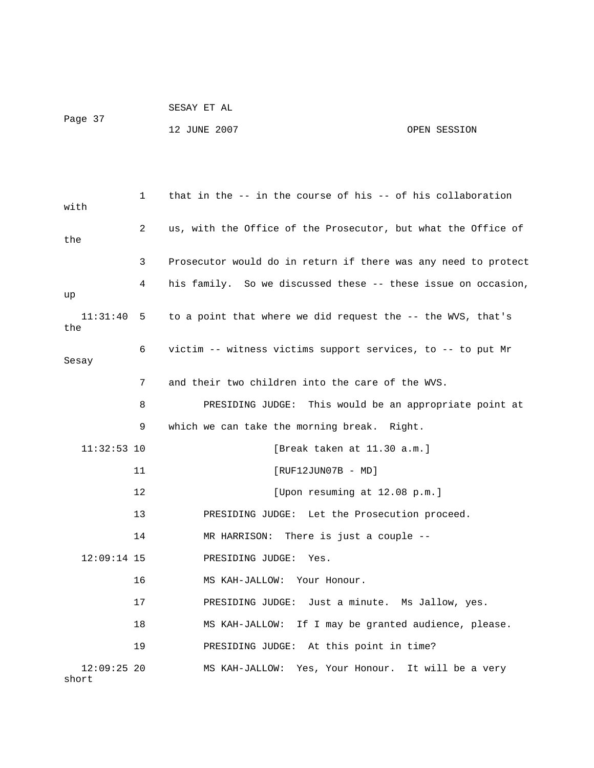1 that in the -- in the course of his -- of his collaboration with

2 us, with the Office of the Prosecutor, but what the Office of the

3 Prosecutor would do in return if there was any need to protect

4 his family. So we discussed these -- these issue on occasion, up

11:31:40 5 to a point that where we did request the -- the WVS, that's the

6 victim -- witness victims support services, to -- to put Mr Sesay

7 and their two children into the care of the WVS.

8 PRESIDING JUDGE: This would be an appropriate point at

9 which we can take the morning break. Right.

11:32:53 10 [Break taken at 11.30 a.m.]

11 [RUF12JUN07B - MD]

12 [Upon resuming at 12.08 p.m.]

13 PRESIDING JUDGE: Let the Prosecution proceed.

14 MR HARRISON: There is just a couple --

12:09:14 15 PRESIDING JUDGE: Yes.

16 MS KAH-JALLOW: Your Honour.

17 PRESIDING JUDGE: Just a minute. Ms Jallow, yes.

18 MS KAH-JALLOW: If I may be granted audience, please.

19 PRESIDING JUDGE: At this point in time?

12:09:25 20 MS KAH-JALLOW: Yes, Your Honour. It will be a very short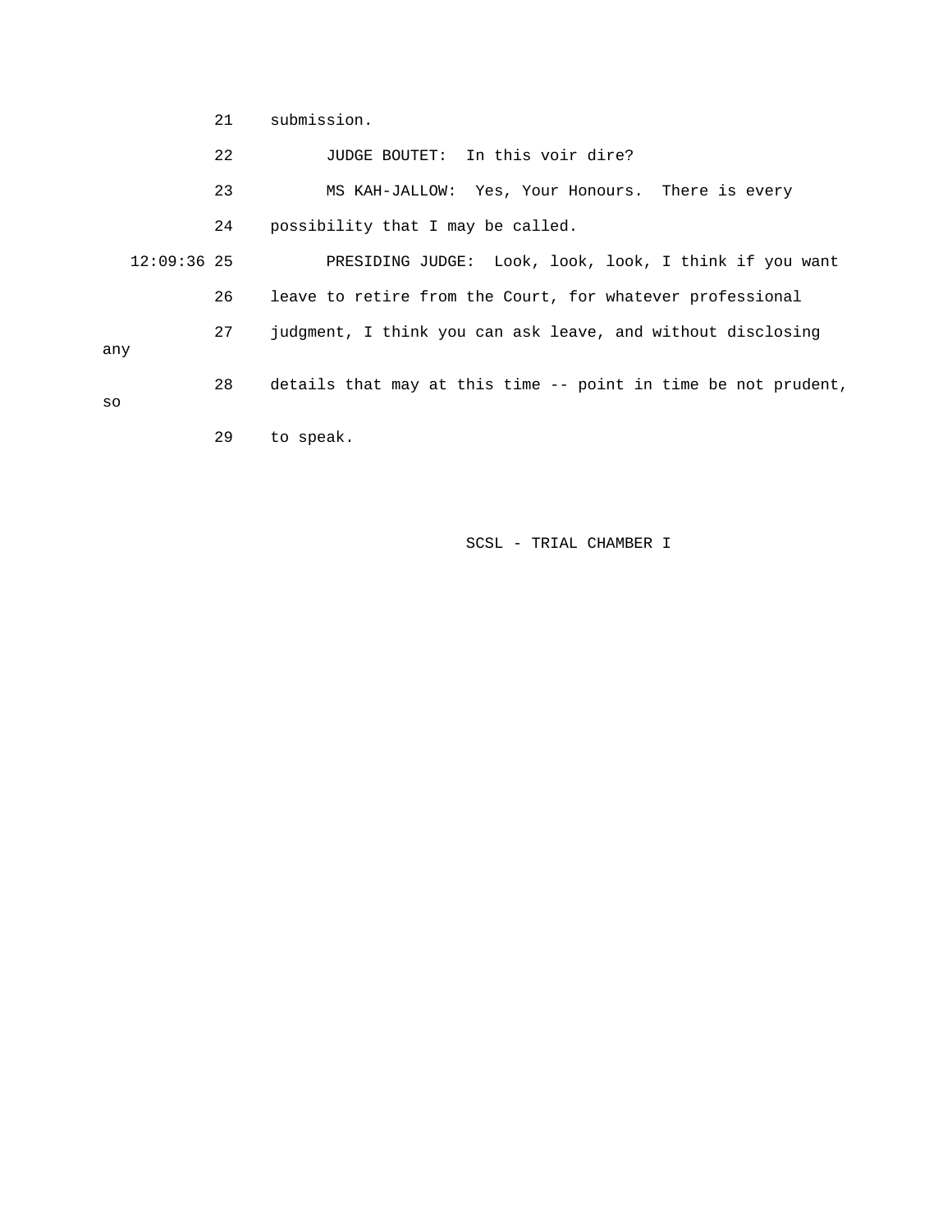21 submission.

22 JUDGE BOUTET: In this voir dire?

23 MS KAH-JALLOW: Yes, Your Honours. There is every

24 possibility that I may be called.

12:09:36 25 PRESIDING JUDGE: Look, look, look, I think if you want

26 leave to retire from the Court, for whatever professional

27 judgment, I think you can ask leave, and without disclosing any

28 details that may at this time -- point in time be not prudent, so

29 to speak.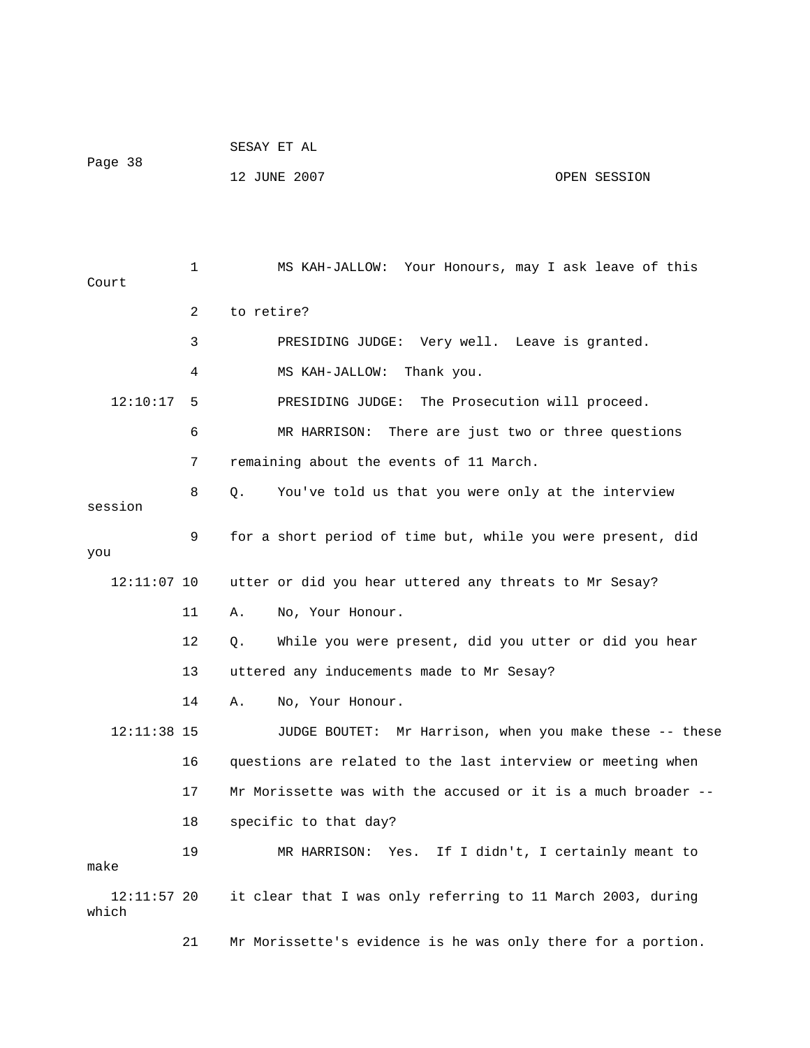MS KAH-JALLOW: Your Honours, may I ask leave of this Court to retire?

PRESIDING JUDGE: Very well. Leave is granted.

MS KAH-JALLOW: Thank you.

PRESIDING JUDGE: The Prosecution will proceed.

MR HARRISON: There are just two or three questions remaining about the events of 11 March.

Q. You've told us that you were only at the interview session for a short period of time but, while you were present, did you utter or did you hear uttered any threats to Mr Sesay?

A. No, Your Honour.

Q. While you were present, did you utter or did you hear uttered any inducements made to Mr Sesay?

A. No, Your Honour.

JUDGE BOUTET: Mr Harrison, when you make these -- these questions are related to the last interview or meeting when Mr Morissette was with the accused or it is a much broader -- specific to that day?

MR HARRISON: Yes. If I didn't, I certainly meant to make it clear that I was only referring to 11 March 2003, during which Mr Morissette's evidence is he was only there for a portion.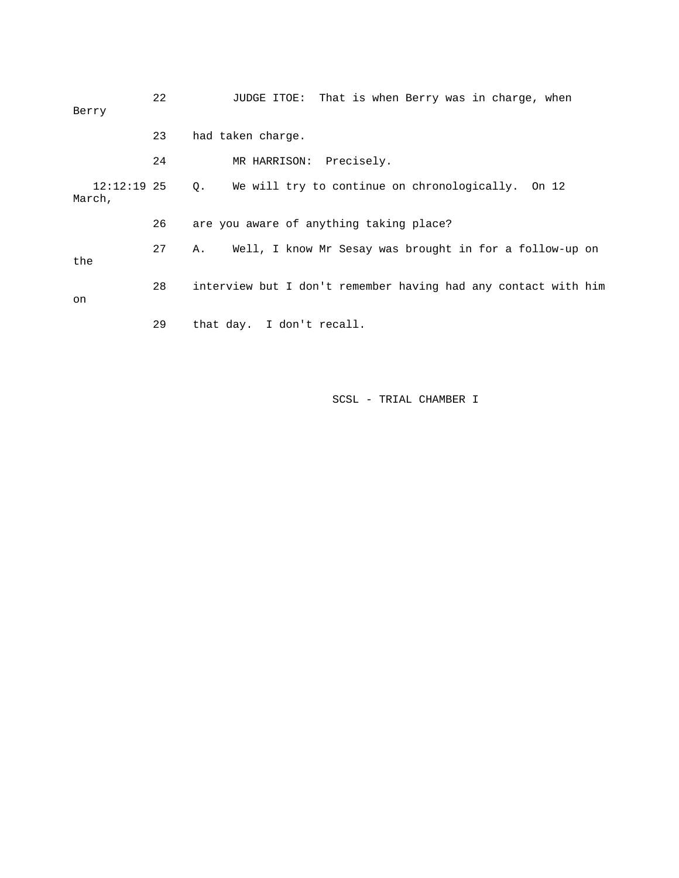22 JUDGE ITOE: That is when Berry was in charge, when Berry

23 had taken charge.

24 MR HARRISON: Precisely.

12:12:19 25 Q. We will try to continue on chronologically. On 12 March,

26 are you aware of anything taking place?

27 A. Well, I know Mr Sesay was brought in for a follow-up on the

28 interview but I don't remember having had any contact with him on

29 that day. I don't recall.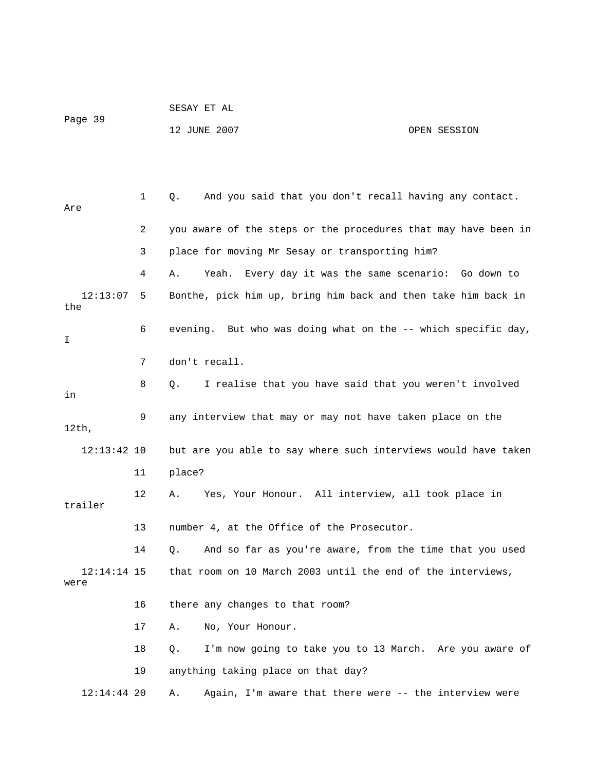1 Q. And you said that you don't recall having any contact. Are

2 you aware of the steps or the procedures that may have been in

3 place for moving Mr Sesay or transporting him?

4 A. Yeah. Every day it was the same scenario: Go down to

12:13:07 5 Bonthe, pick him up, bring him back and then take him back in the

6 evening. But who was doing what on the -- which specific day, I

7 don't recall.

8 Q. I realise that you have said that you weren't involved in

9 any interview that may or may not have taken place on the 12th,

12:13:42 10 but are you able to say where such interviews would have taken

11 place?

12 A. Yes, Your Honour. All interview, all took place in trailer

13 number 4, at the Office of the Prosecutor.

14 Q. And so far as you're aware, from the time that you used

12:14:14 15 that room on 10 March 2003 until the end of the interviews, were

16 there any changes to that room?

17 A. No, Your Honour.

18 Q. I'm now going to take you to 13 March. Are you aware of

19 anything taking place on that day?

12:14:44 20 A. Again, I'm aware that there were -- the interview were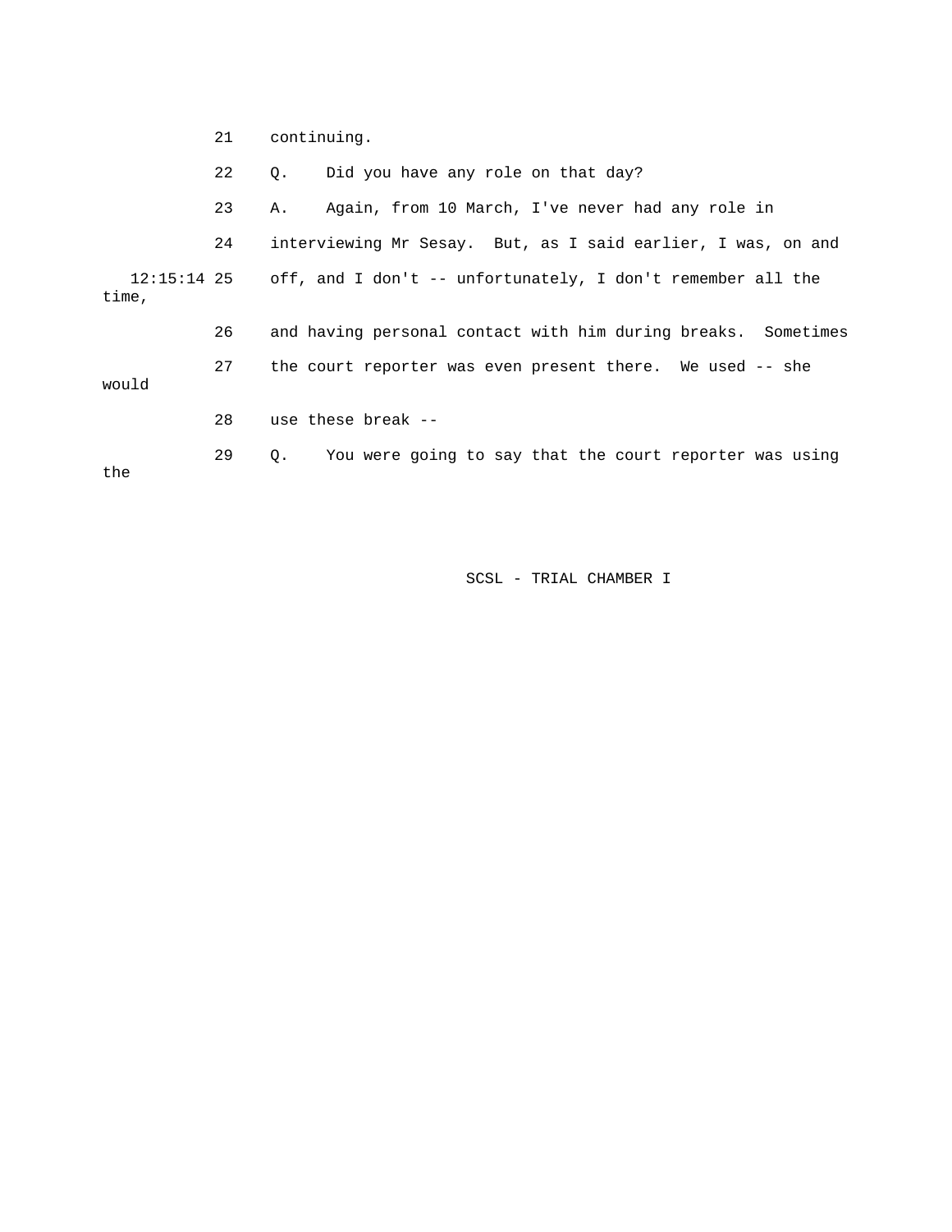21 continuing.

22 Q. Did you have any role on that day?

23 A. Again, from 10 March, I've never had any role in

24 interviewing Mr Sesay. But, as I said earlier, I was, on and

12:15:14 25 off, and I don't -- unfortunately, I don't remember all the time,

26 and having personal contact with him during breaks. Sometimes

27 the court reporter was even present there. We used -- she would

28 use these break --

29 Q. You were going to say that the court reporter was using the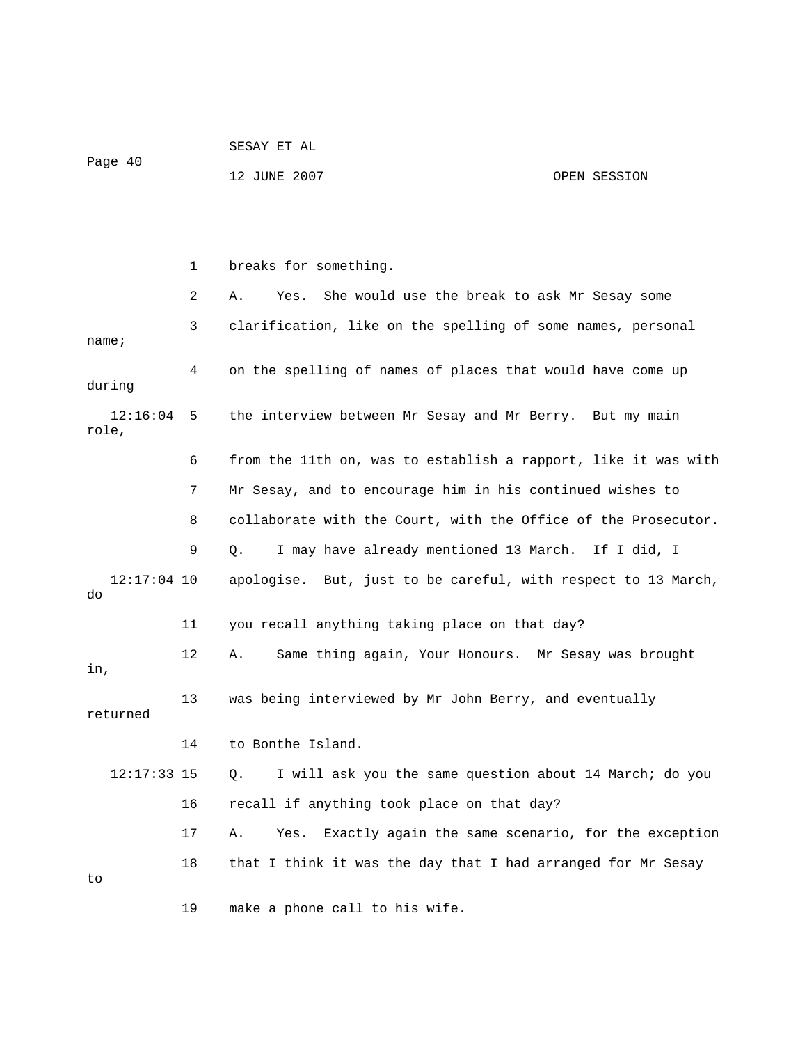breaks for something.

A. Yes. She would use the break to ask Mr Sesay some clarification, like on the spelling of some names, personal name; on the spelling of names of places that would have come up during the interview between Mr Sesay and Mr Berry. But my main role, from the 11th on, was to establish a rapport, like it was with Mr Sesay, and to encourage him in his continued wishes to collaborate with the Court, with the Office of the Prosecutor.

Q. I may have already mentioned 13 March. If I did, I apologise. But, just to be careful, with respect to 13 March, do you recall anything taking place on that day?

A. Same thing again, Your Honours. Mr Sesay was brought in, was being interviewed by Mr John Berry, and eventually returned to Bonthe Island.

Q. I will ask you the same question about 14 March; do you recall if anything took place on that day?

A. Yes. Exactly again the same scenario, for the exception that I think it was the day that I had arranged for Mr Sesay to make a phone call to his wife.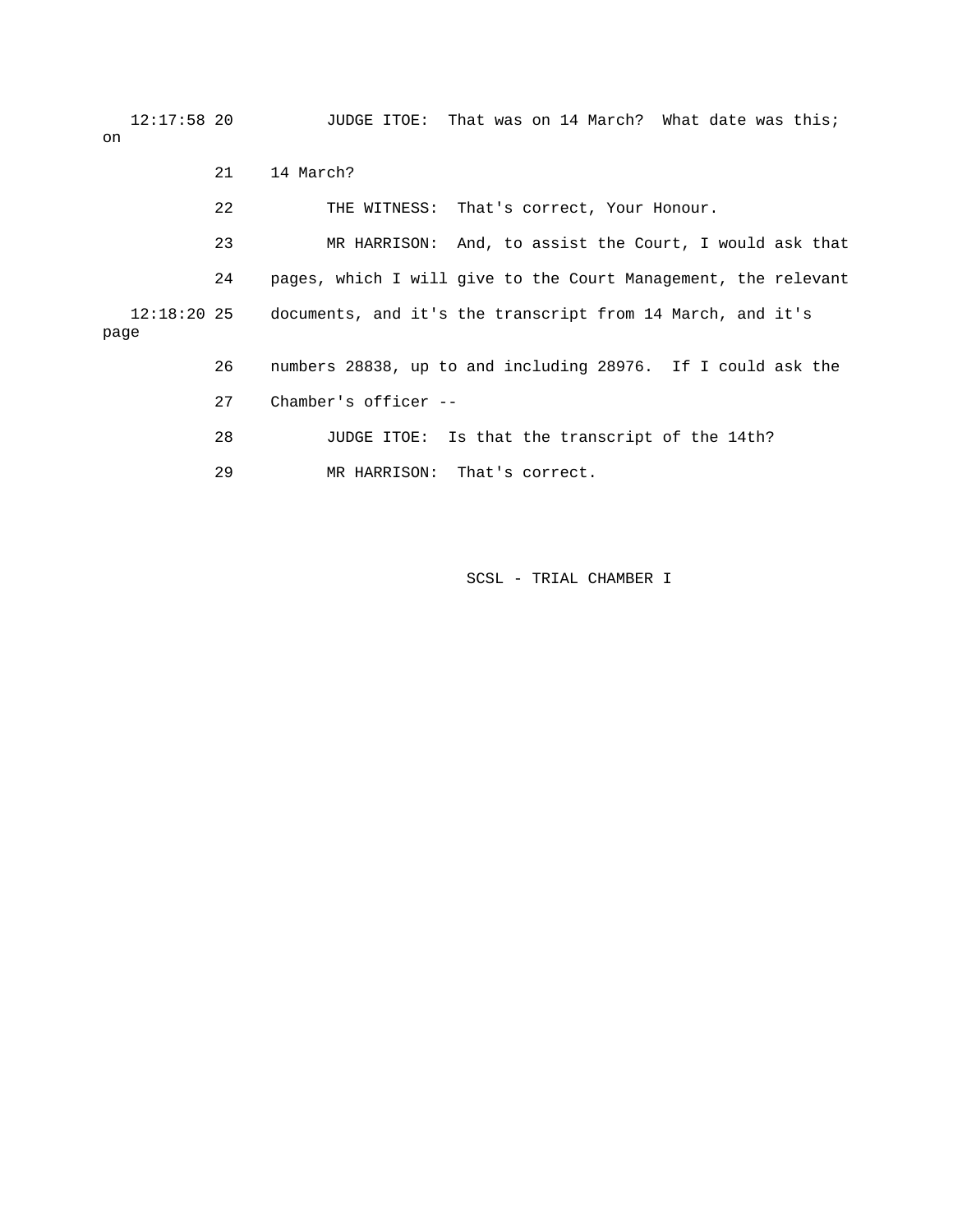12:17:58 20 JUDGE ITOE: That was on 14 March? What date was this; on

21 14 March?

22 THE WITNESS: That's correct, Your Honour.

23 MR HARRISON: And, to assist the Court, I would ask that

24 pages, which I will give to the Court Management, the relevant

12:18:20 25 documents, and it's the transcript from 14 March, and it's page

26 numbers 28838, up to and including 28976. If I could ask the

27 Chamber's officer --

28 JUDGE ITOE: Is that the transcript of the 14th?

29 MR HARRISON: That's correct.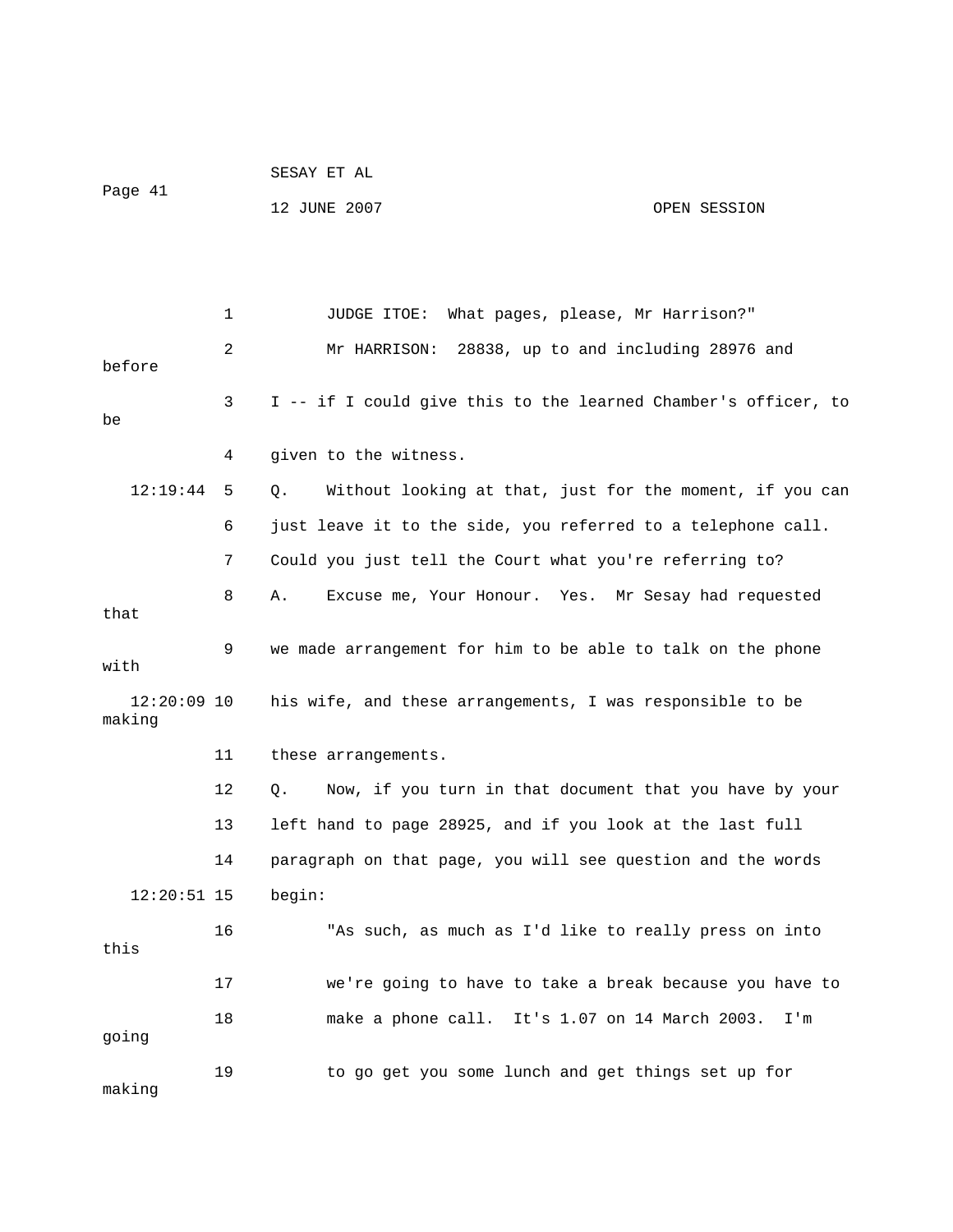1 JUDGE ITOE: What pages, please, Mr Harrison?"

2 Mr HARRISON: 28838, up to and including 28976 and before

3 I -- if I could give this to the learned Chamber's officer, to be

4 given to the witness.

12:19:44 5 Q. Without looking at that, just for the moment, if you can

6 just leave it to the side, you referred to a telephone call.

7 Could you just tell the Court what you're referring to?

8 A. Excuse me, Your Honour. Yes. Mr Sesay had requested that

9 we made arrangement for him to be able to talk on the phone with

12:20:09 10 his wife, and these arrangements, I was responsible to be making

11 these arrangements.

12 Q. Now, if you turn in that document that you have by your

13 left hand to page 28925, and if you look at the last full

14 paragraph on that page, you will see question and the words

12:20:51 15 begin:

16 "As such, as much as I'd like to really press on into this

17 we're going to have to take a break because you have to

18 make a phone call. It's 1.07 on 14 March 2003. I'm going

19 to go get you some lunch and get things set up for making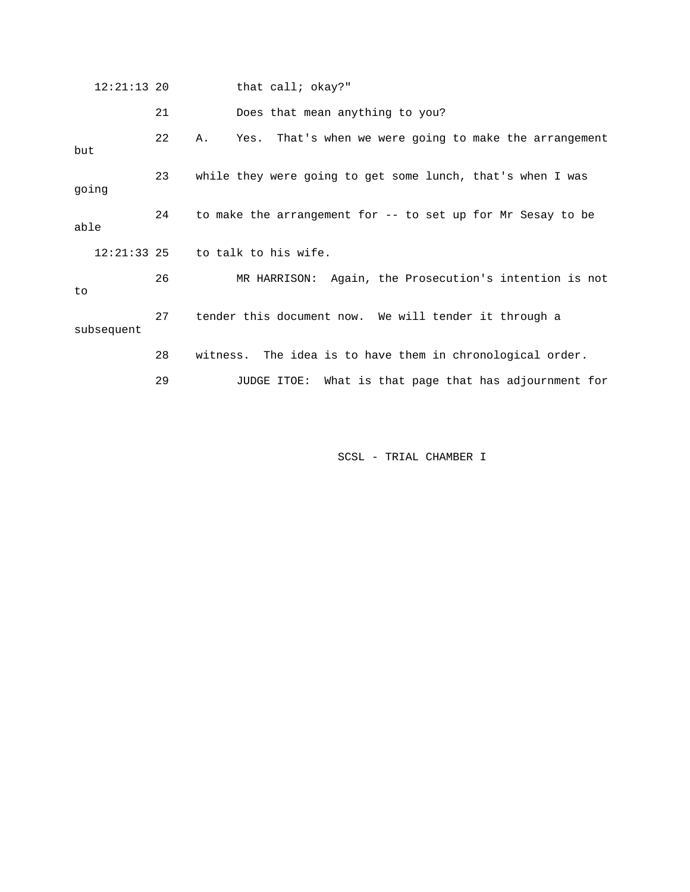12:21:13 20 that call; okay?"

21 Does that mean anything to you?

22 A. Yes. That's when we were going to make the arrangement but

23 while they were going to get some lunch, that's when I was going

24 to make the arrangement for -- to set up for Mr Sesay to be able

12:21:33 25 to talk to his wife.

26 MR HARRISON: Again, the Prosecution's intention is not to

27 tender this document now. We will tender it through a subsequent

28 witness. The idea is to have them in chronological order.

29 JUDGE ITOE: What is that page that has adjournment for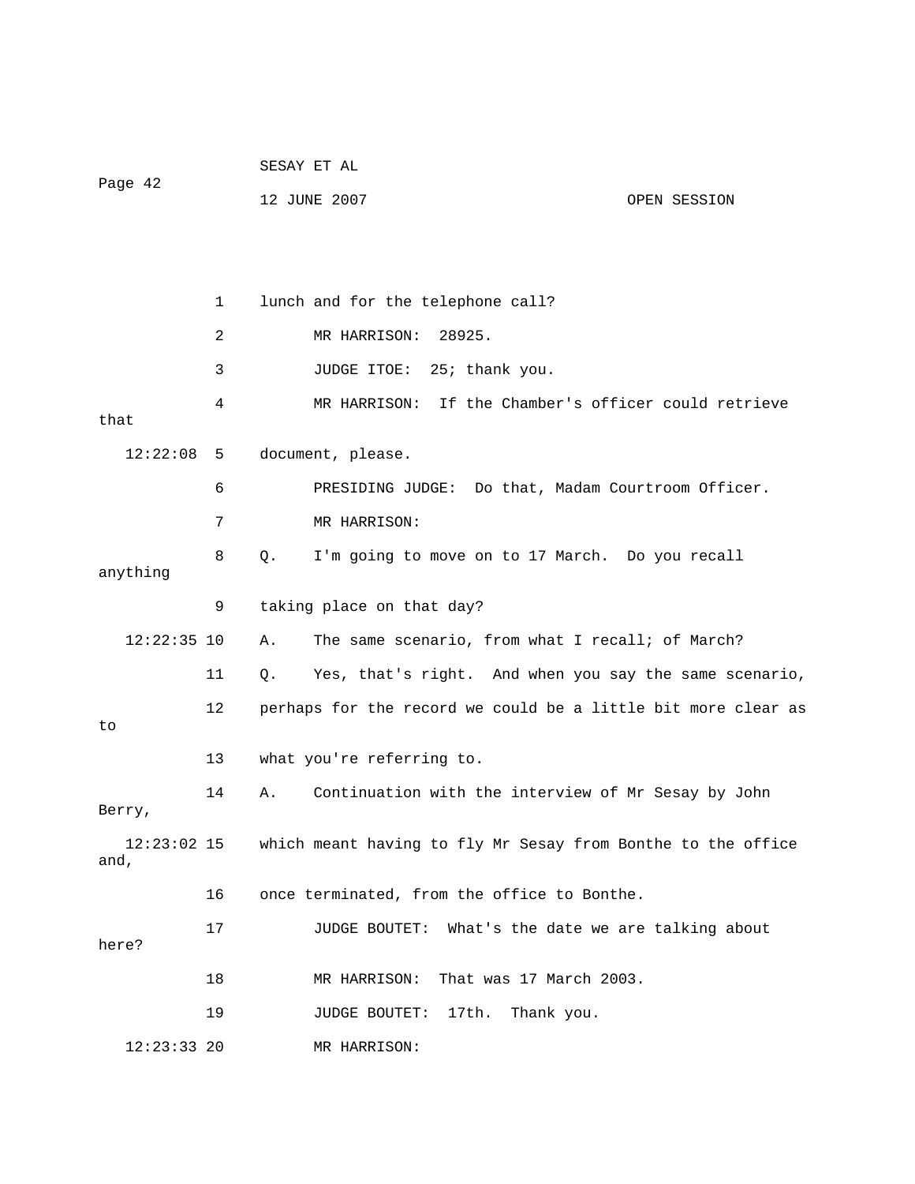lunch and for the telephone call?

MR HARRISON: 28925.

JUDGE ITOE: 25; thank you.

MR HARRISON: If the Chamber's officer could retrieve that document, please.

PRESIDING JUDGE: Do that, Madam Courtroom Officer.

MR HARRISON:

Q. I'm going to move on to 17 March. Do you recall anything taking place on that day?

A. The same scenario, from what I recall; of March?

Q. Yes, that's right. And when you say the same scenario, perhaps for the record we could be a little bit more clear as to what you're referring to.

A. Continuation with the interview of Mr Sesay by John Berry, which meant having to fly Mr Sesay from Bonthe to the office and, once terminated, from the office to Bonthe.

JUDGE BOUTET: What's the date we are talking about here?

MR HARRISON: That was 17 March 2003.

JUDGE BOUTET: 17th. Thank you.

MR HARRISON: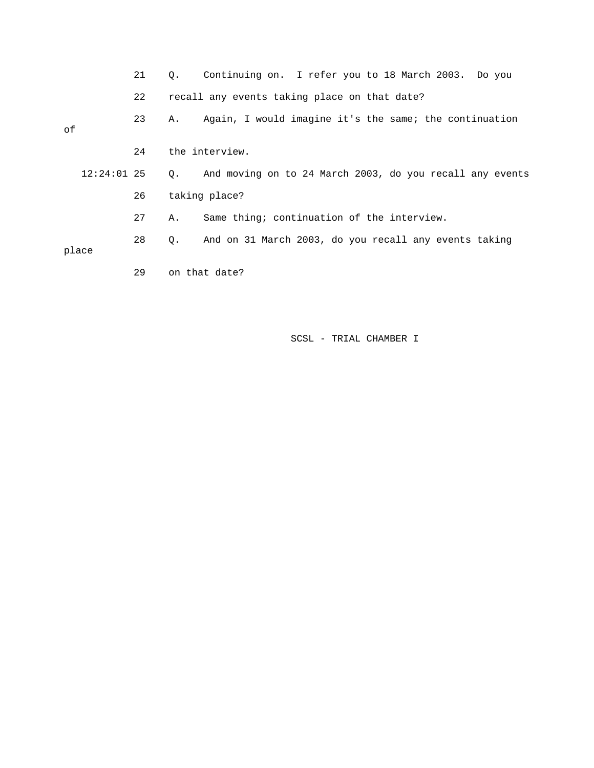21 Q. Continuing on. I refer you to 18 March 2003. Do you

22 recall any events taking place on that date?

23 A. Again, I would imagine it's the same; the continuation of

24 the interview.

12:24:01 25 Q. And moving on to 24 March 2003, do you recall any events

26 taking place?

27 A. Same thing; continuation of the interview.

28 Q. And on 31 March 2003, do you recall any events taking place

29 on that date?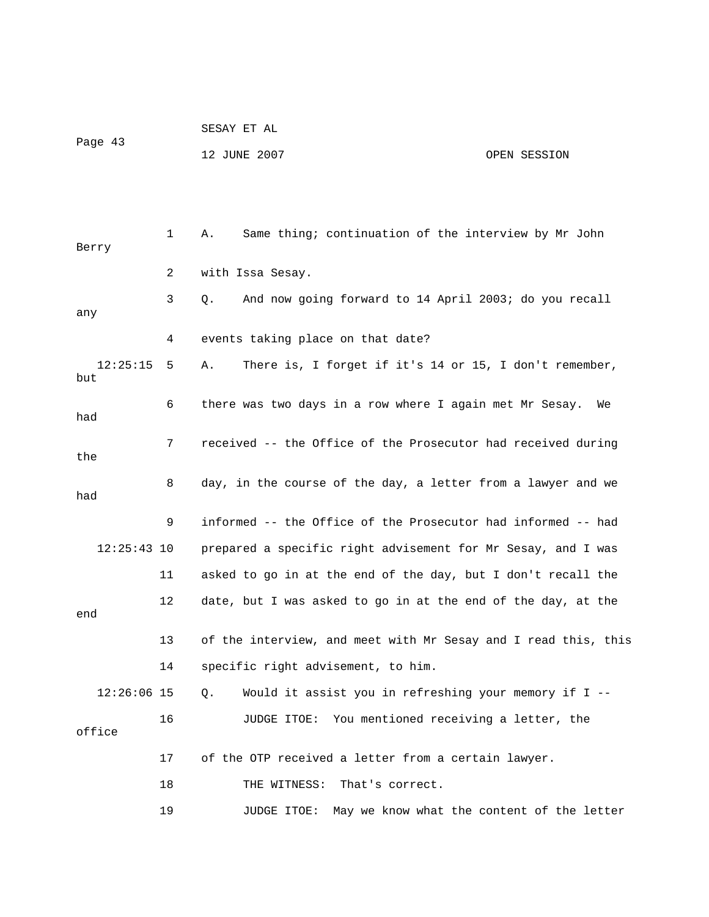1 A. Same thing; continuation of the interview by Mr John Berry

2 with Issa Sesay.

3 Q. And now going forward to 14 April 2003; do you recall any

4 events taking place on that date?

12:25:15 5 A. There is, I forget if it's 14 or 15, I don't remember, but

6 there was two days in a row where I again met Mr Sesay. We had

7 received -- the Office of the Prosecutor had received during the

8 day, in the course of the day, a letter from a lawyer and we had

9 informed -- the Office of the Prosecutor had informed -- had

12:25:43 10 prepared a specific right advisement for Mr Sesay, and I was

11 asked to go in at the end of the day, but I don't recall the

12 date, but I was asked to go in at the end of the day, at the end

13 of the interview, and meet with Mr Sesay and I read this, this

14 specific right advisement, to him.

12:26:06 15 Q. Would it assist you in refreshing your memory if I --

16 JUDGE ITOE: You mentioned receiving a letter, the office

17 of the OTP received a letter from a certain lawyer.

18 THE WITNESS: That's correct.

19 JUDGE ITOE: May we know what the content of the letter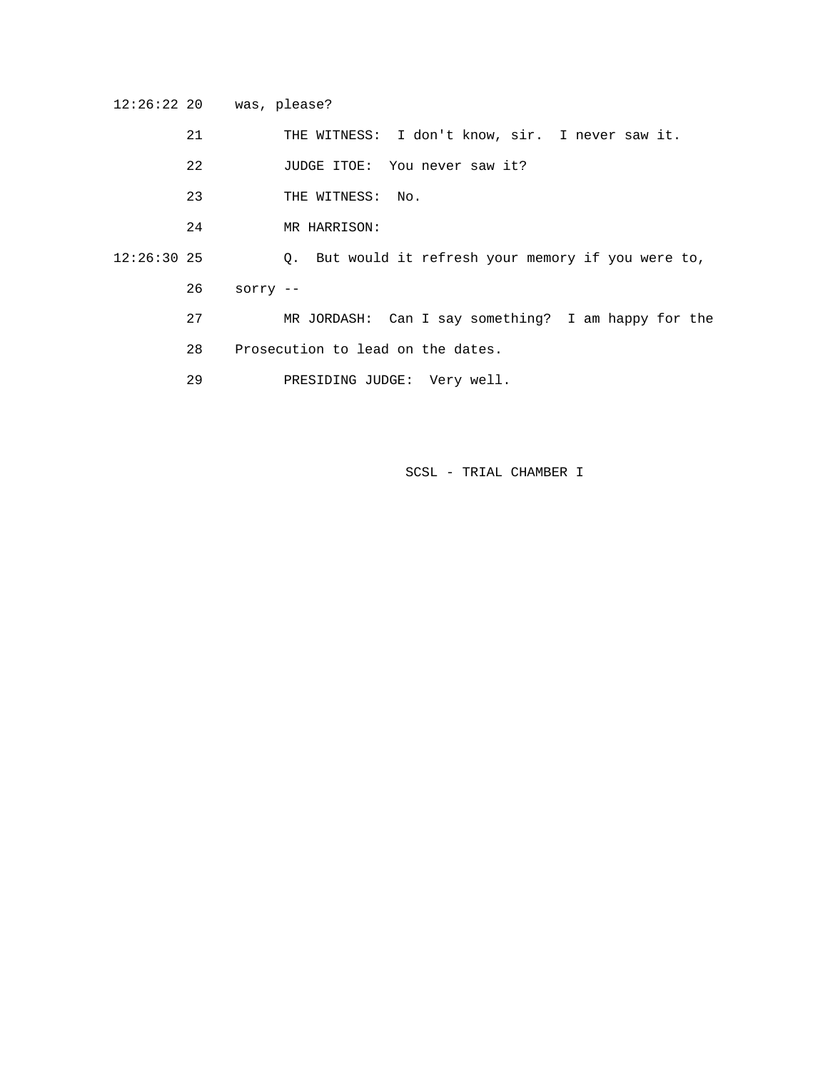12:26:22 20 was, please?

21 THE WITNESS: I don't know, sir. I never saw it.

22 JUDGE ITOE: You never saw it?

23 THE WITNESS: No.

24 MR HARRISON:

12:26:30 25 Q. But would it refresh your memory if you were to,

26 sorry --

27 MR JORDASH: Can I say something? I am happy for the

28 Prosecution to lead on the dates.

29 PRESIDING JUDGE: Very well.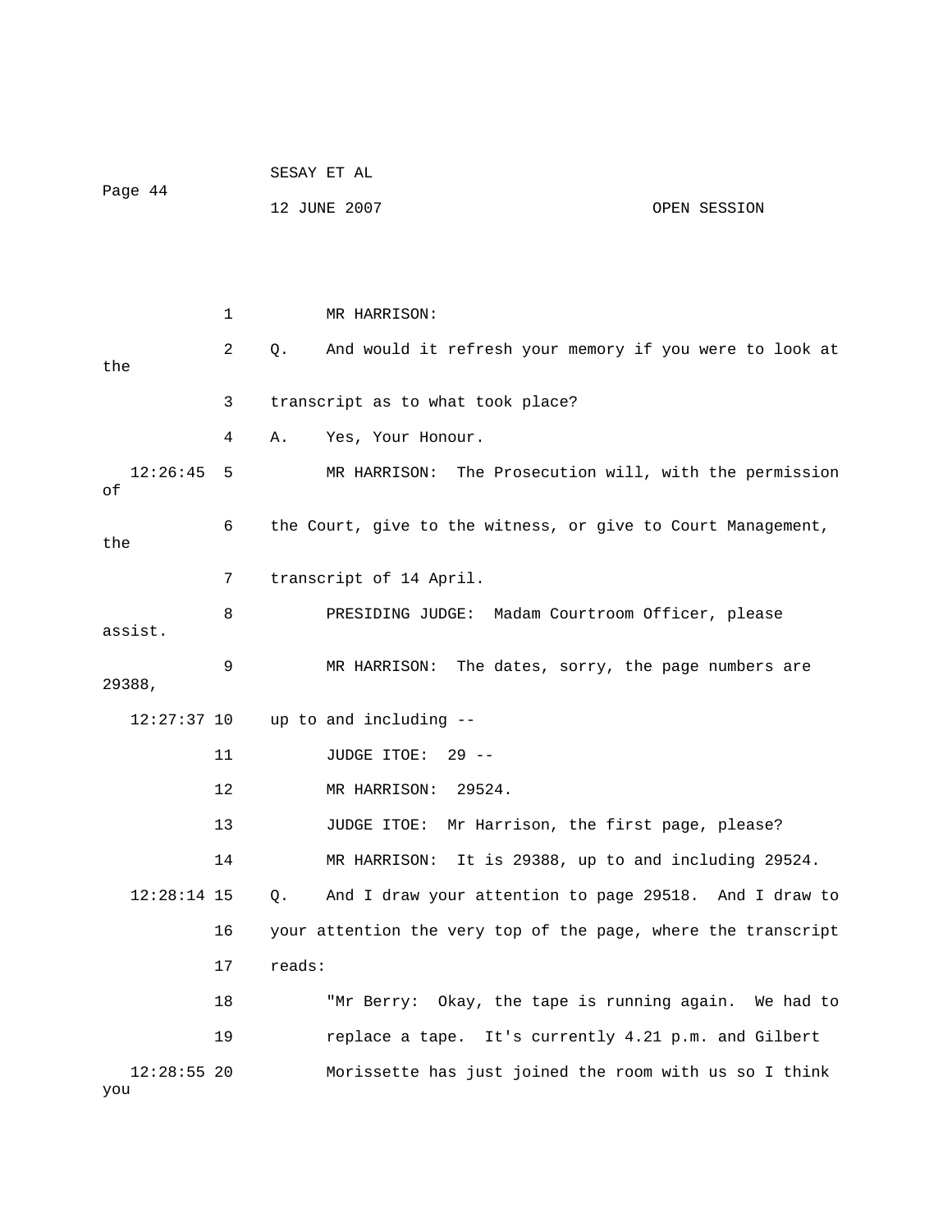MR HARRISON:

Q. And would it refresh your memory if you were to look at the transcript as to what took place?

A. Yes, Your Honour.

MR HARRISON: The Prosecution will, with the permission of the Court, give to the witness, or give to Court Management, the transcript of 14 April.

PRESIDING JUDGE: Madam Courtroom Officer, please assist.

MR HARRISON: The dates, sorry, the page numbers are 29388, up to and including --

JUDGE ITOE: 29 --

MR HARRISON: 29524.

JUDGE ITOE: Mr Harrison, the first page, please?

MR HARRISON: It is 29388, up to and including 29524.

Q. And I draw your attention to page 29518. And I draw to your attention the very top of the page, where the transcript reads:

"Mr Berry: Okay, the tape is running again. We had to replace a tape. It's currently 4.21 p.m. and Gilbert Morissette has just joined the room with us so I think you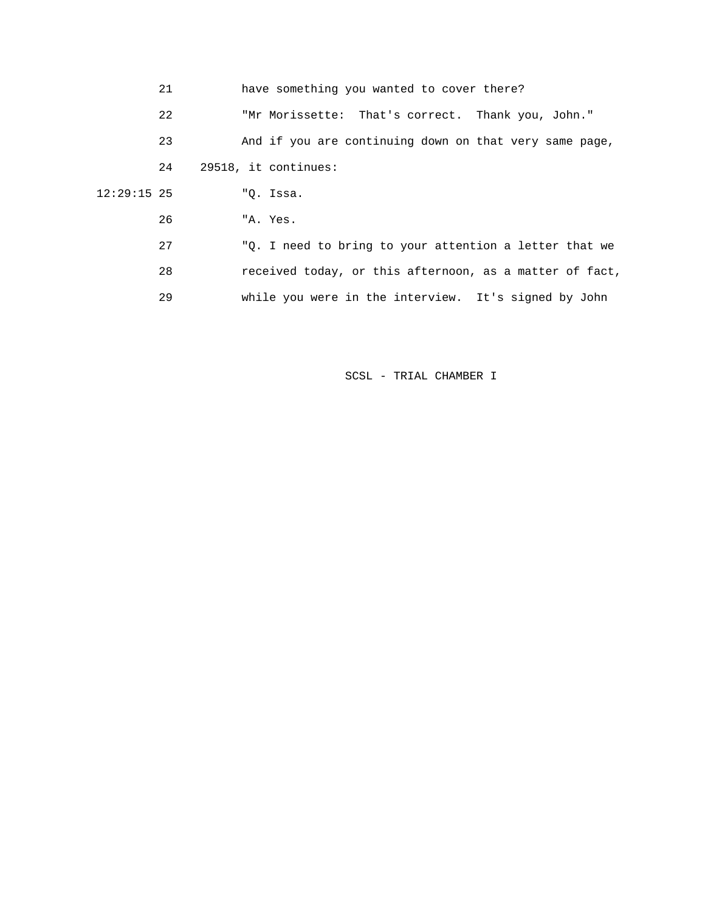have something you wanted to cover there?

"Mr Morissette: That's correct. Thank you, John."

And if you are continuing down on that very same page, 29518, it continues:

"Q. Issa.

"A. Yes.

"Q. I need to bring to your attention a letter that we received today, or this afternoon, as a matter of fact, while you were in the interview. It's signed by John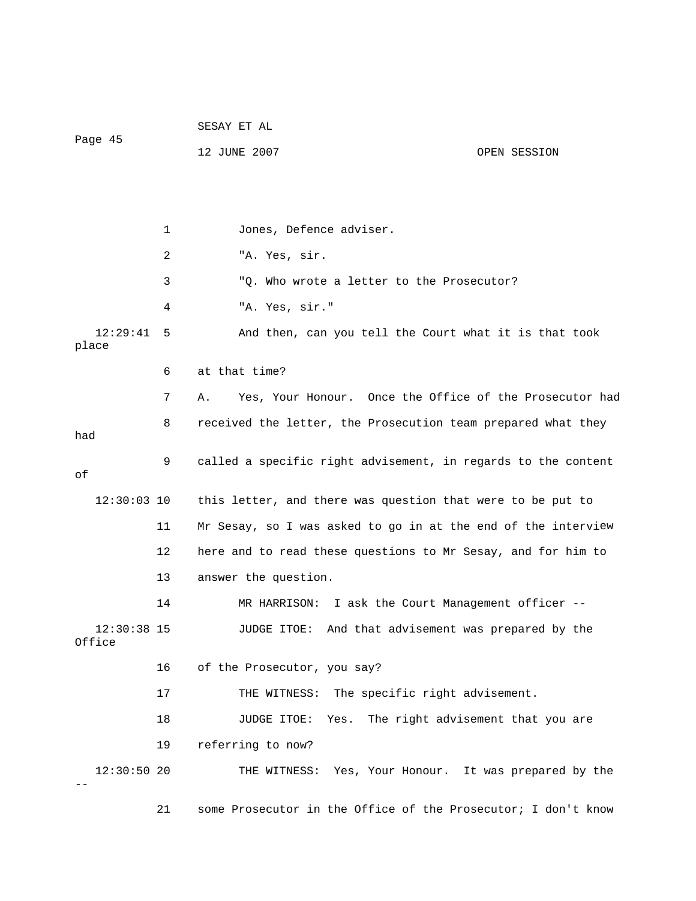1 Jones, Defence adviser.

2 "A. Yes, sir.

3 "Q. Who wrote a letter to the Prosecutor?

4 "A. Yes, sir."

12:29:41 5 And then, can you tell the Court what it is that took place

6 at that time?

7 A. Yes, Your Honour. Once the Office of the Prosecutor had

8 received the letter, the Prosecution team prepared what they had

9 called a specific right advisement, in regards to the content of

12:30:03 10 this letter, and there was question that were to be put to

11 Mr Sesay, so I was asked to go in at the end of the interview

12 here and to read these questions to Mr Sesay, and for him to

13 answer the question.

14 MR HARRISON: I ask the Court Management officer --

12:30:38 15 JUDGE ITOE: And that advisement was prepared by the Office

16 of the Prosecutor, you say?

17 THE WITNESS: The specific right advisement.

18 JUDGE ITOE: Yes. The right advisement that you are

19 referring to now?

12:30:50 20 THE WITNESS: Yes, Your Honour. It was prepared by the --

21 some Prosecutor in the Office of the Prosecutor; I don't know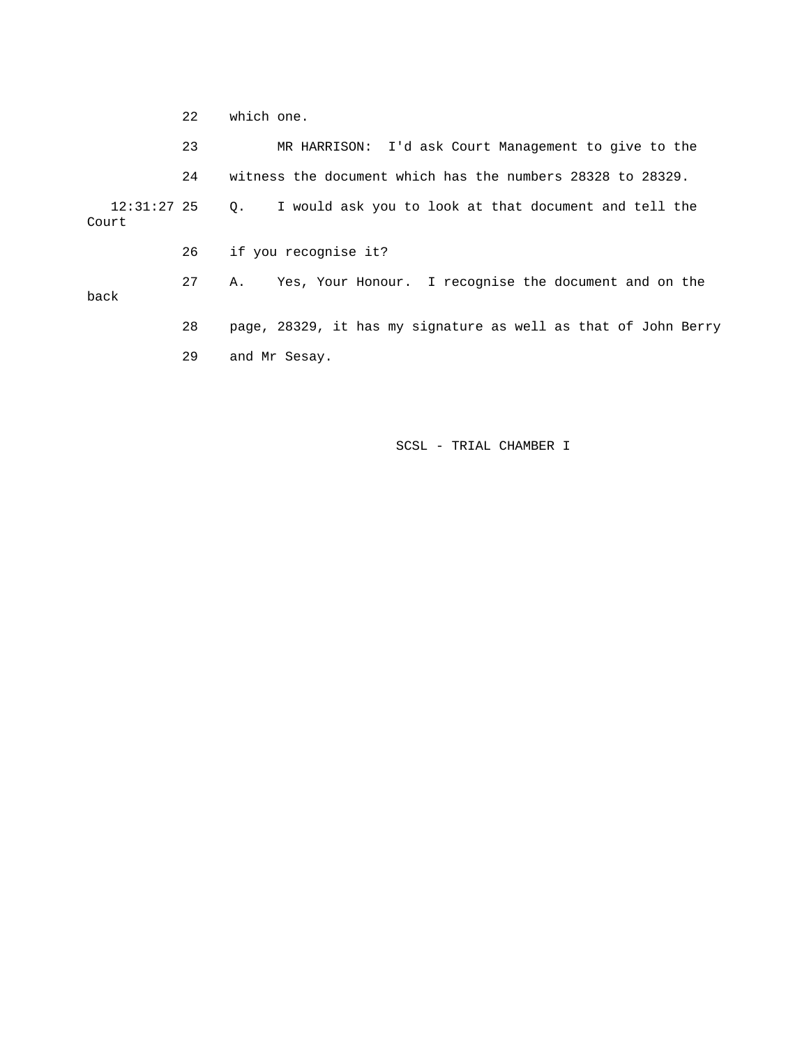22 which one.

23 MR HARRISON: I'd ask Court Management to give to the

24 witness the document which has the numbers 28328 to 28329.

12:31:27 25 Q. I would ask you to look at that document and tell the Court

26 if you recognise it?

27 A. Yes, Your Honour. I recognise the document and on the back

28 page, 28329, it has my signature as well as that of John Berry

29 and Mr Sesay.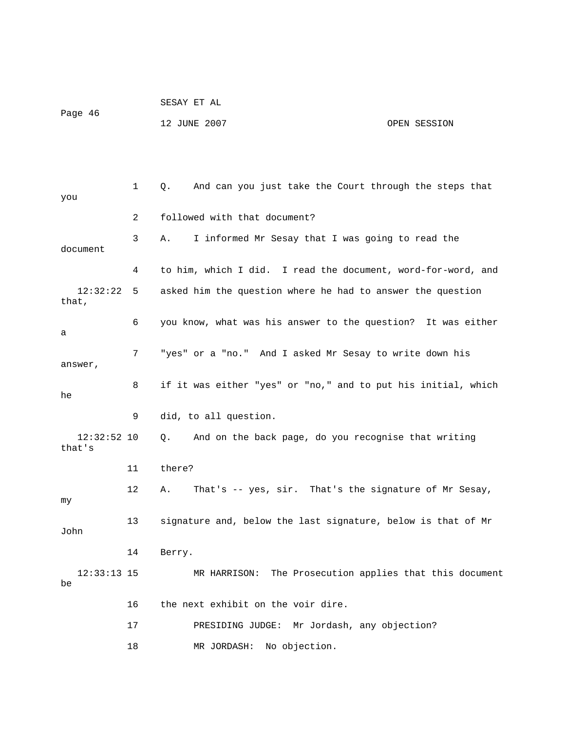1 Q. And can you just take the Court through the steps that you

2 followed with that document?

3 A. I informed Mr Sesay that I was going to read the document

4 to him, which I did. I read the document, word-for-word, and

12:32:22 5 asked him the question where he had to answer the question that,

6 you know, what was his answer to the question? It was either a

7 "yes" or a "no." And I asked Mr Sesay to write down his answer,

8 if it was either "yes" or "no," and to put his initial, which he

9 did, to all question.

12:32:52 10 Q. And on the back page, do you recognise that writing that's

11 there?

12 A. That's -- yes, sir. That's the signature of Mr Sesay, my

13 signature and, below the last signature, below is that of Mr John

14 Berry.

12:33:13 15 MR HARRISON: The Prosecution applies that this document be

16 the next exhibit on the voir dire.

17 PRESIDING JUDGE: Mr Jordash, any objection?

18 MR JORDASH: No objection.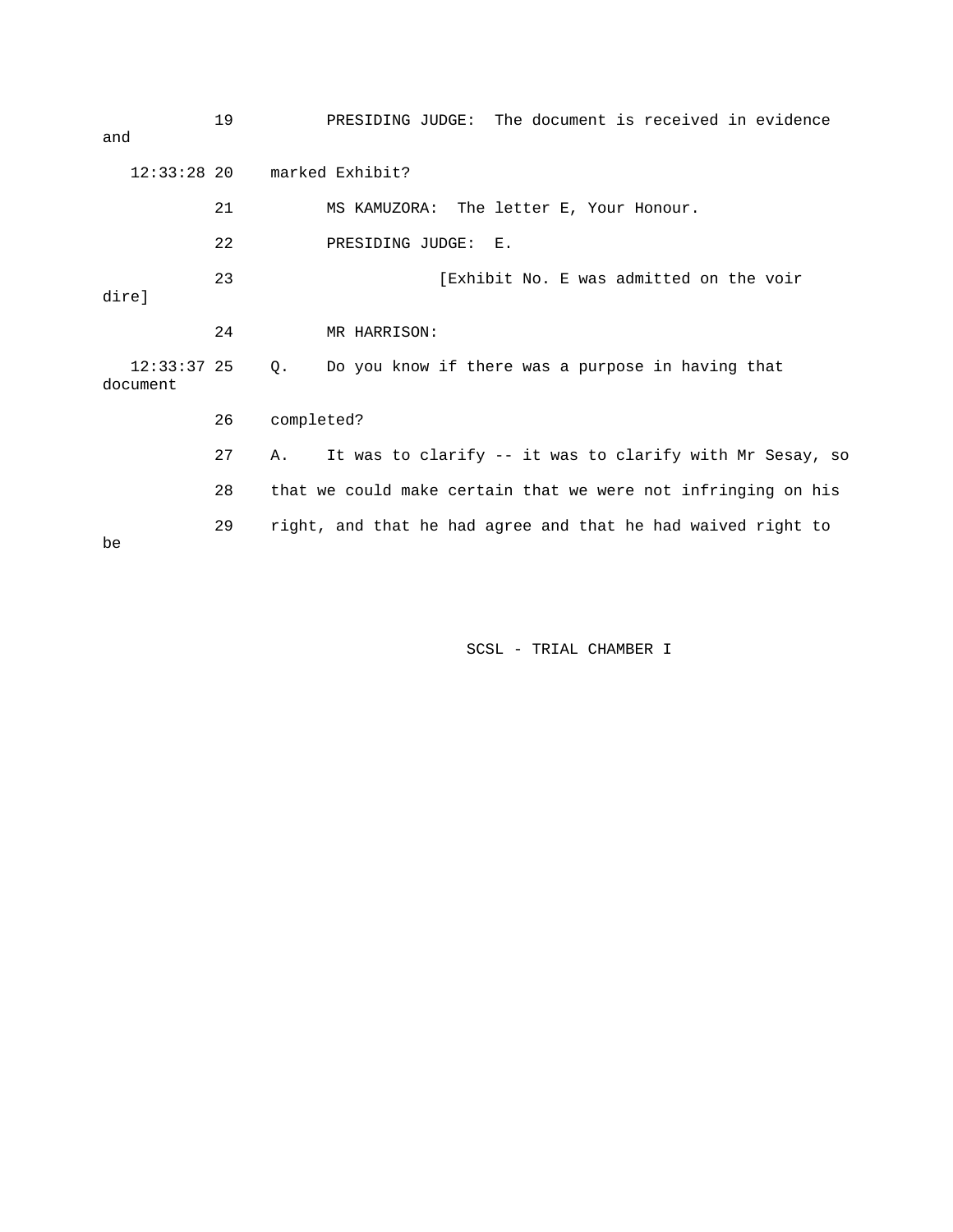19 PRESIDING JUDGE: The document is received in evidence and

12:33:28 20 marked Exhibit?

21 MS KAMUZORA: The letter E, Your Honour.

22 PRESIDING JUDGE: E.

23 [Exhibit No. E was admitted on the voir dire]

24 MR HARRISON:

12:33:37 25 Q. Do you know if there was a purpose in having that document

26 completed?

27 A. It was to clarify -- it was to clarify with Mr Sesay, so

28 that we could make certain that we were not infringing on his

29 right, and that he had agree and that he had waived right to be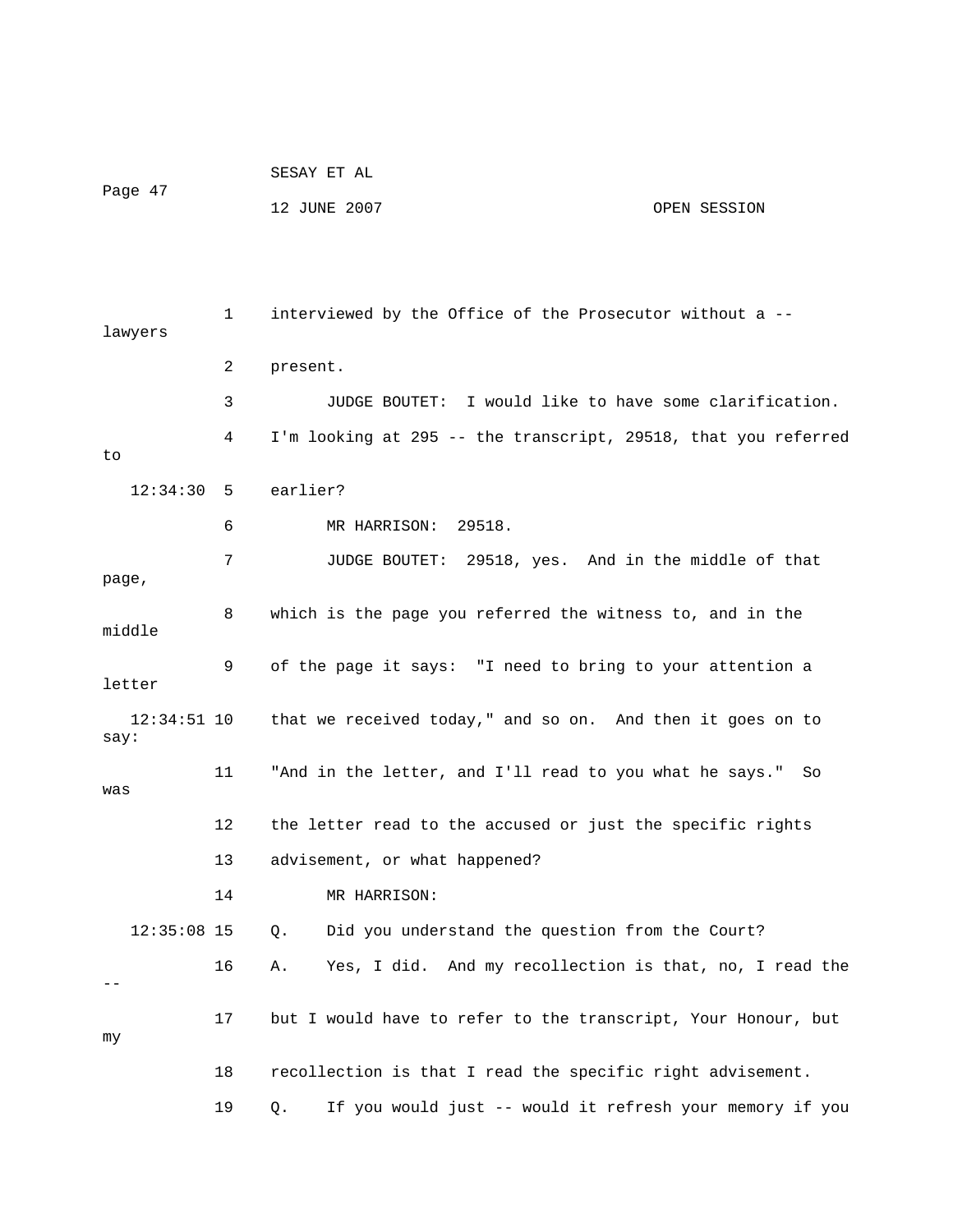1 interviewed by the Office of the Prosecutor without a -- lawyers

2 present.

3 JUDGE BOUTET: I would like to have some clarification.

4 I'm looking at 295 -- the transcript, 29518, that you referred to

12:34:30 5 earlier?

6 MR HARRISON: 29518.

7 JUDGE BOUTET: 29518, yes. And in the middle of that page,

8 which is the page you referred the witness to, and in the middle

9 of the page it says: "I need to bring to your attention a letter

12:34:51 10 that we received today," and so on. And then it goes on to say:

11 "And in the letter, and I'll read to you what he says." So was

12 the letter read to the accused or just the specific rights

13 advisement, or what happened?

14 MR HARRISON:

12:35:08 15 Q. Did you understand the question from the Court?

16 A. Yes, I did. And my recollection is that, no, I read the --

17 but I would have to refer to the transcript, Your Honour, but my

18 recollection is that I read the specific right advisement.

19 Q. If you would just -- would it refresh your memory if you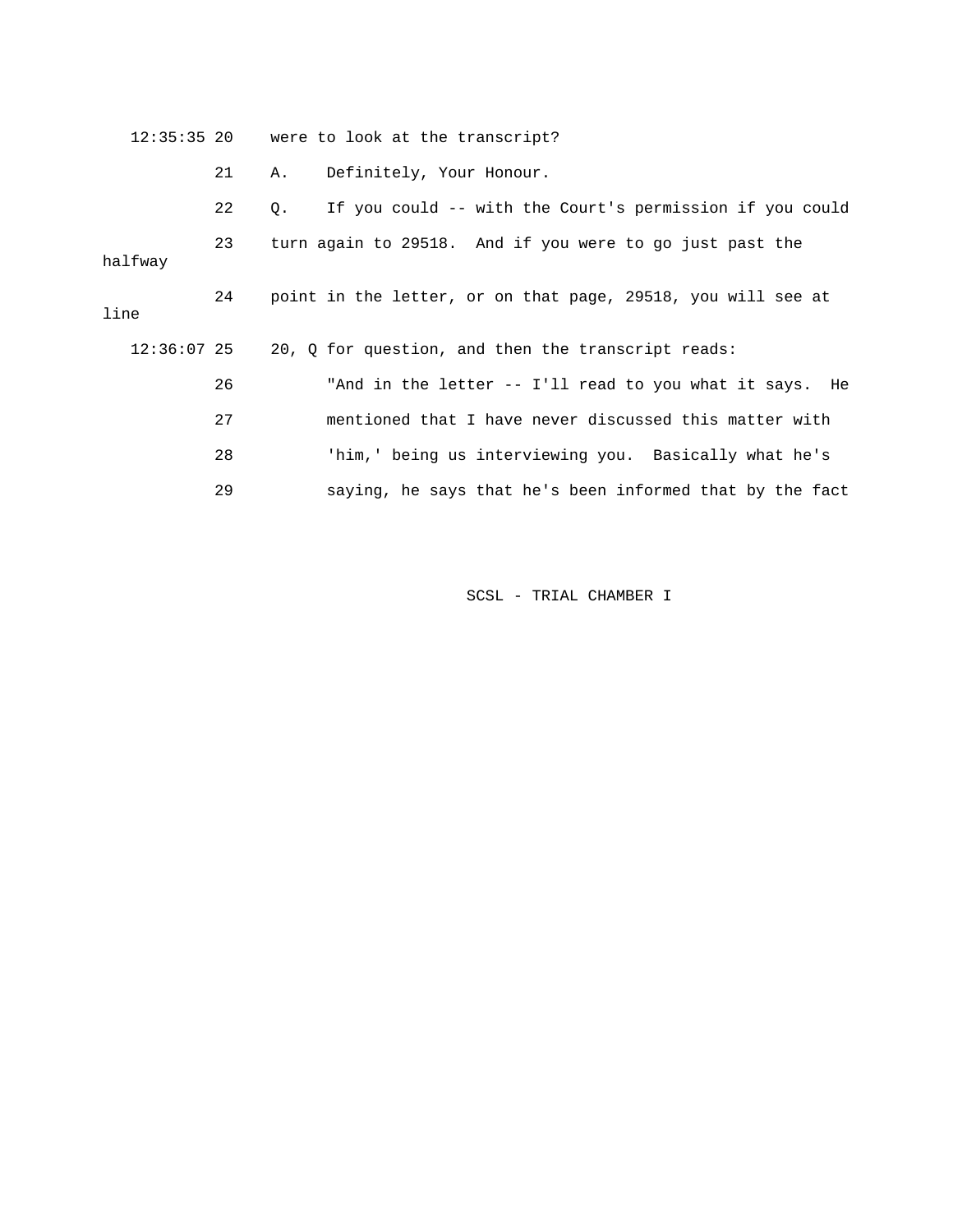12:35:35 20 were to look at the transcript?

21 A. Definitely, Your Honour.

22 Q. If you could -- with the Court's permission if you could

23 turn again to 29518. And if you were to go just past the halfway

24 point in the letter, or on that page, 29518, you will see at line

12:36:07 25 20, Q for question, and then the transcript reads:

26 "And in the letter -- I'll read to you what it says. He

27 mentioned that I have never discussed this matter with

28 'him,' being us interviewing you. Basically what he's

29 saying, he says that he's been informed that by the fact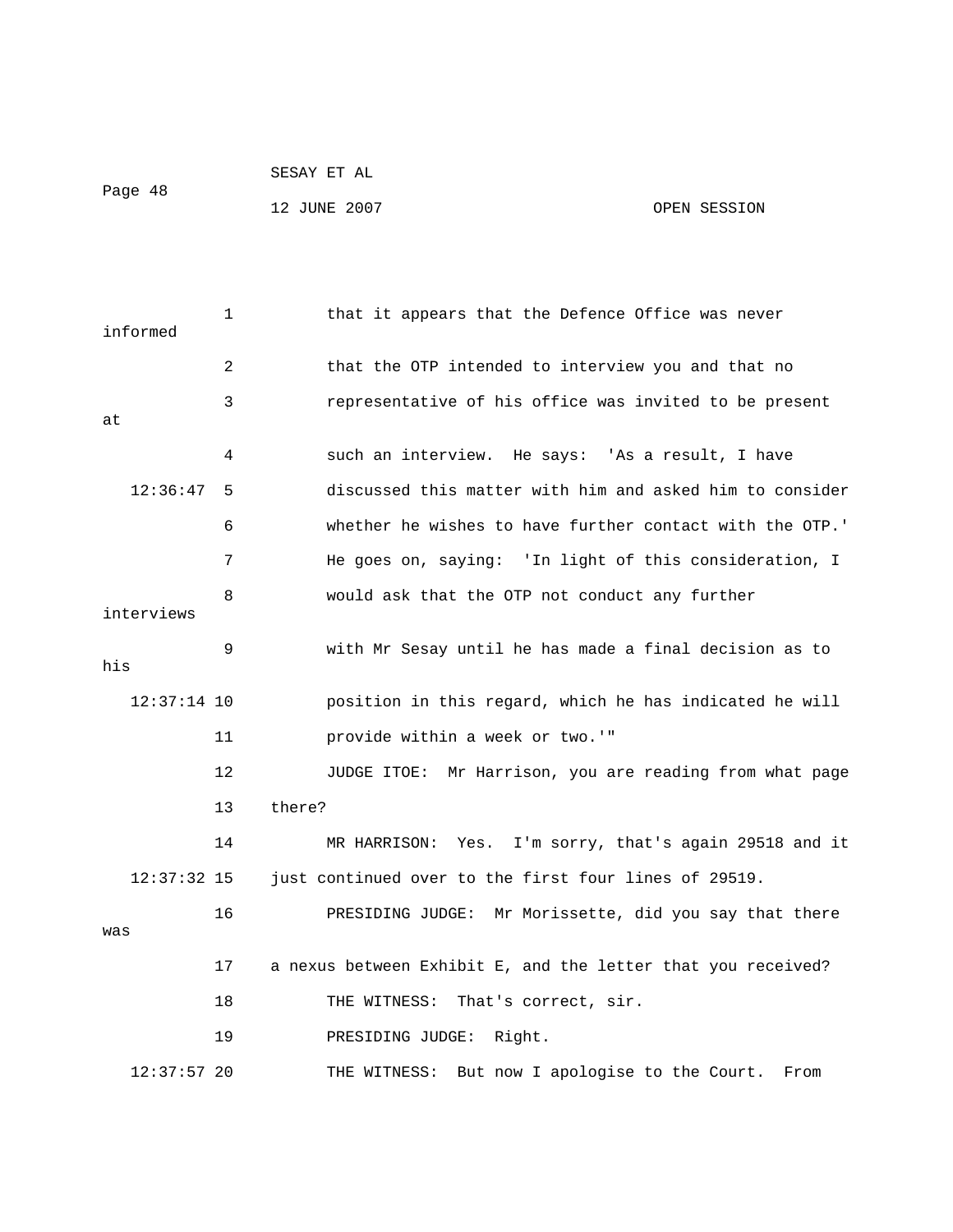that it appears that the Defence Office was never informed that the OTP intended to interview you and that no representative of his office was invited to be present at such an interview. He says: 'As a result, I have discussed this matter with him and asked him to consider whether he wishes to have further contact with the OTP.' He goes on, saying: 'In light of this consideration, I would ask that the OTP not conduct any further interviews with Mr Sesay until he has made a final decision as to his position in this regard, which he has indicated he will provide within a week or two.'"

JUDGE ITOE: Mr Harrison, you are reading from what page there?

MR HARRISON: Yes. I'm sorry, that's again 29518 and it just continued over to the first four lines of 29519.

PRESIDING JUDGE: Mr Morissette, did you say that there was a nexus between Exhibit E, and the letter that you received?

THE WITNESS: That's correct, sir.

PRESIDING JUDGE: Right.

THE WITNESS: But now I apologise to the Court. From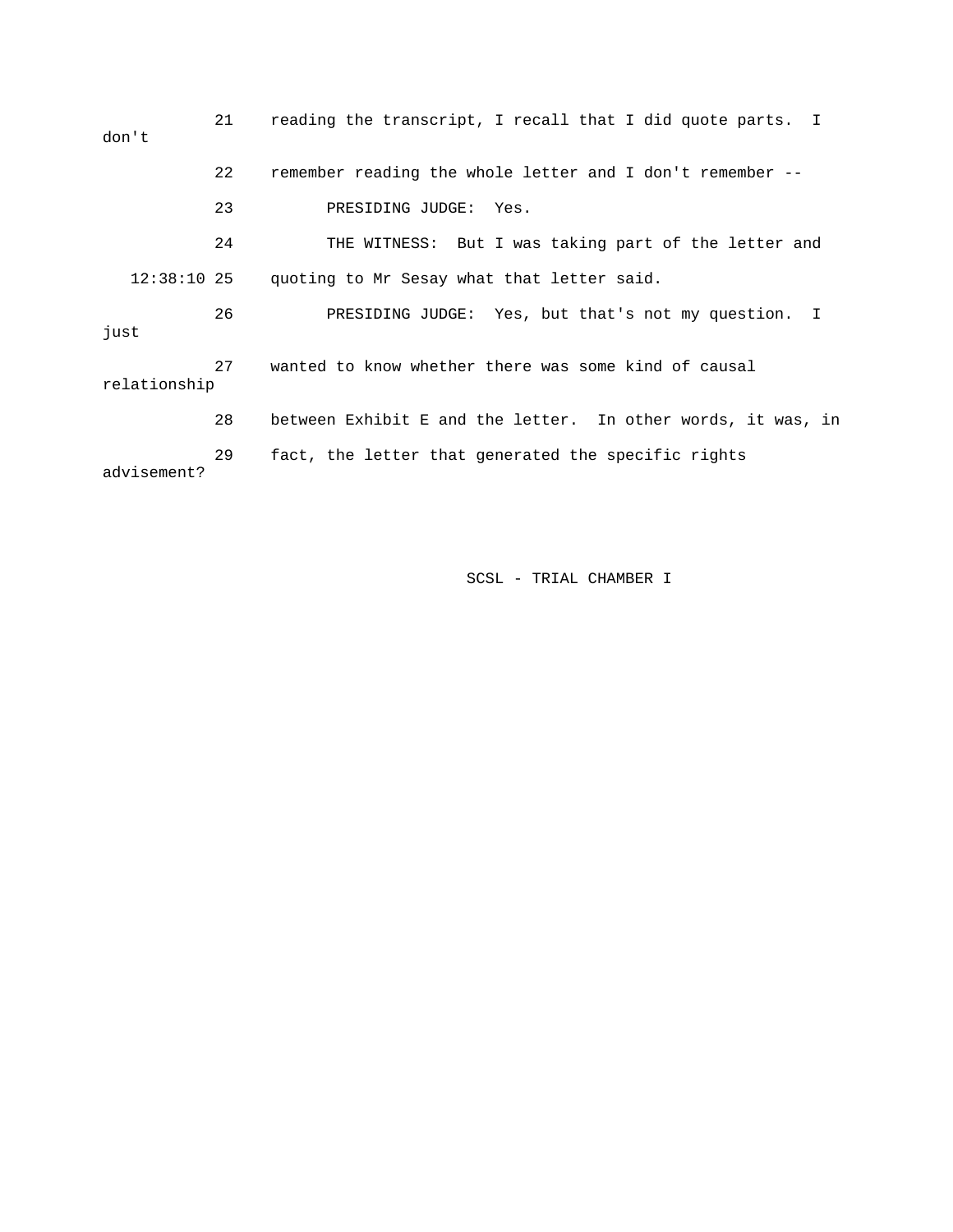21 reading the transcript, I recall that I did quote parts. I don't

22 remember reading the whole letter and I don't remember --

23 PRESIDING JUDGE: Yes.

24 THE WITNESS: But I was taking part of the letter and

12:38:10 25 quoting to Mr Sesay what that letter said.

26 PRESIDING JUDGE: Yes, but that's not my question. I just

27 wanted to know whether there was some kind of causal relationship

28 between Exhibit E and the letter. In other words, it was, in

29 fact, the letter that generated the specific rights advisement?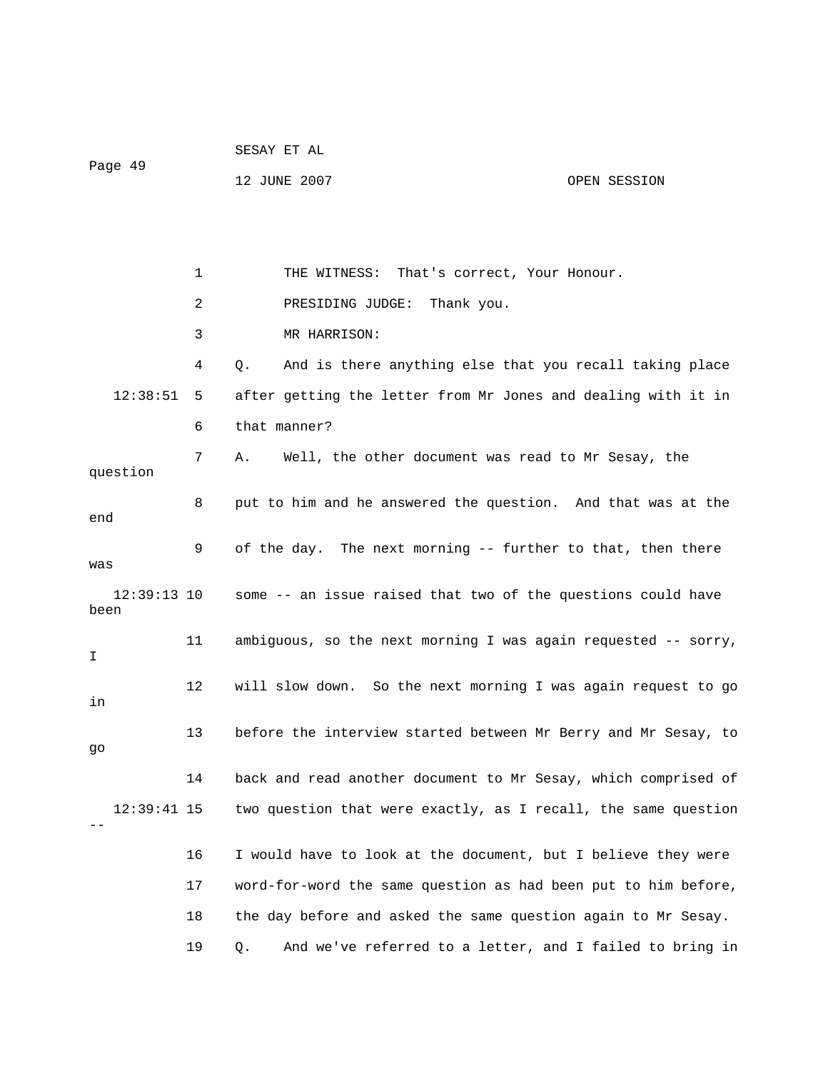1 THE WITNESS: That's correct, Your Honour.

2 PRESIDING JUDGE: Thank you.

3 MR HARRISON:

4 Q. And is there anything else that you recall taking place

12:38:51 5 after getting the letter from Mr Jones and dealing with it in

6 that manner?

7 A. Well, the other document was read to Mr Sesay, the question

8 put to him and he answered the question. And that was at the end

9 of the day. The next morning -- further to that, then there was

12:39:13 10 some -- an issue raised that two of the questions could have been

11 ambiguous, so the next morning I was again requested -- sorry, I

12 will slow down. So the next morning I was again request to go in

13 before the interview started between Mr Berry and Mr Sesay, to go

14 back and read another document to Mr Sesay, which comprised of

12:39:41 15 two question that were exactly, as I recall, the same question --

16 I would have to look at the document, but I believe they were

17 word-for-word the same question as had been put to him before,

18 the day before and asked the same question again to Mr Sesay.

19 Q. And we've referred to a letter, and I failed to bring in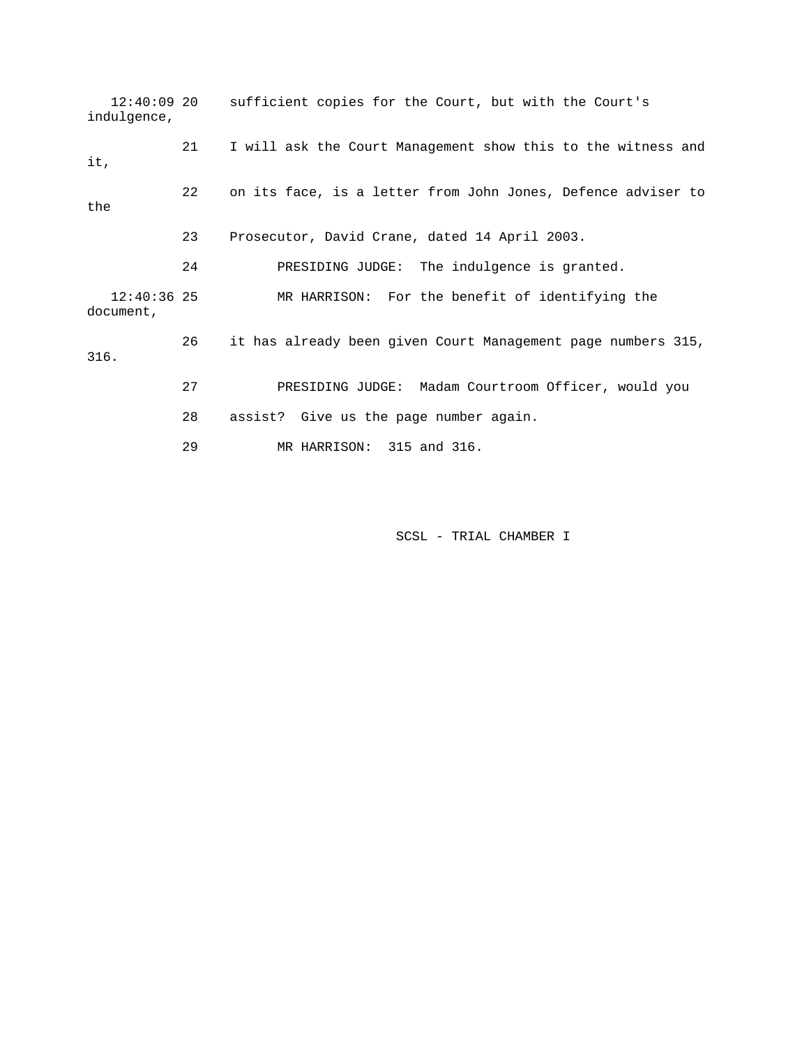12:40:09 20 sufficient copies for the Court, but with the Court's indulgence,

21 I will ask the Court Management show this to the witness and it,

22 on its face, is a letter from John Jones, Defence adviser to the

23 Prosecutor, David Crane, dated 14 April 2003.

24 PRESIDING JUDGE: The indulgence is granted.

12:40:36 25 MR HARRISON: For the benefit of identifying the document,

26 it has already been given Court Management page numbers 315, 316.

27 PRESIDING JUDGE: Madam Courtroom Officer, would you

28 assist? Give us the page number again.

29 MR HARRISON: 315 and 316.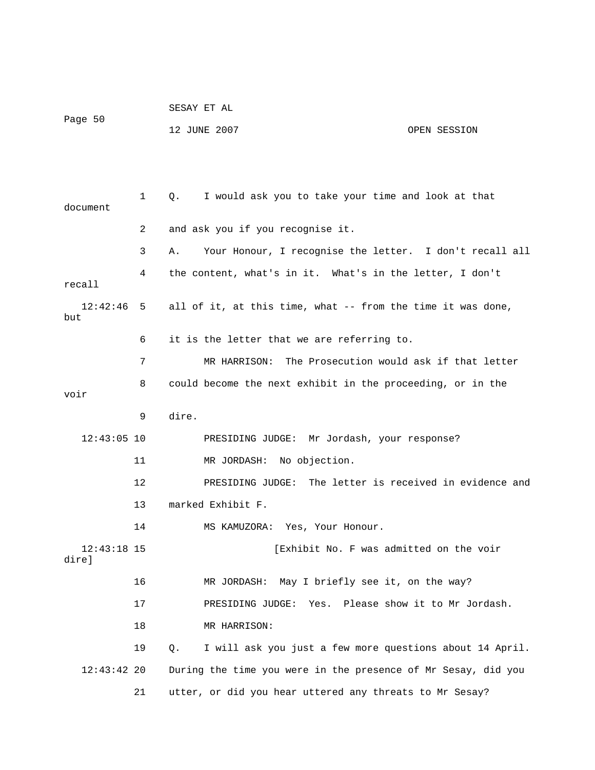1 Q. I would ask you to take your time and look at that document

2 and ask you if you recognise it.

3 A. Your Honour, I recognise the letter. I don't recall all

4 the content, what's in it. What's in the letter, I don't recall

12:42:46 5 all of it, at this time, what -- from the time it was done, but

6 it is the letter that we are referring to.

7 MR HARRISON: The Prosecution would ask if that letter

8 could become the next exhibit in the proceeding, or in the voir

9 dire.

12:43:05 10 PRESIDING JUDGE: Mr Jordash, your response?

11 MR JORDASH: No objection.

12 PRESIDING JUDGE: The letter is received in evidence and

13 marked Exhibit F.

14 MS KAMUZORA: Yes, Your Honour.

12:43:18 15 [Exhibit No. F was admitted on the voir dire]

16 MR JORDASH: May I briefly see it, on the way?

17 PRESIDING JUDGE: Yes. Please show it to Mr Jordash.

18 MR HARRISON:

19 Q. I will ask you just a few more questions about 14 April.

12:43:42 20 During the time you were in the presence of Mr Sesay, did you

21 utter, or did you hear uttered any threats to Mr Sesay?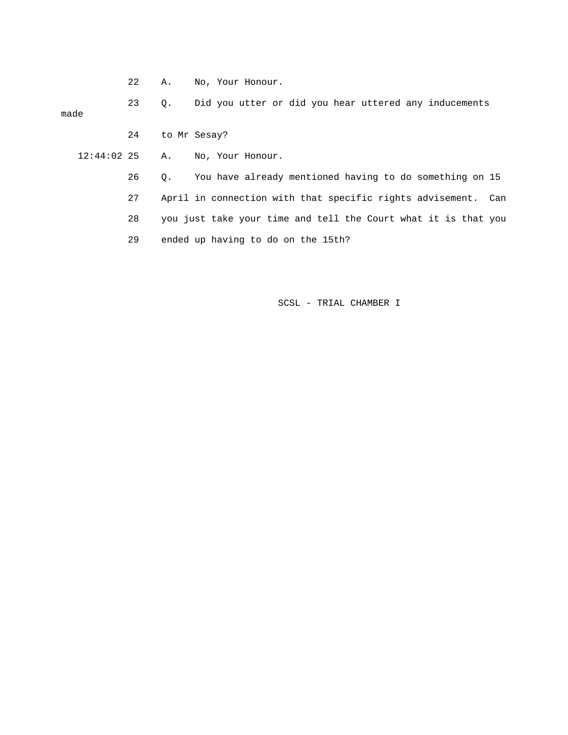22 A. No, Your Honour.

23 Q. Did you utter or did you hear uttered any inducements made

24 to Mr Sesay?

12:44:02 25 A. No, Your Honour.

26 Q. You have already mentioned having to do something on 15

27 April in connection with that specific rights advisement. Can

28 you just take your time and tell the Court what it is that you

29 ended up having to do on the 15th?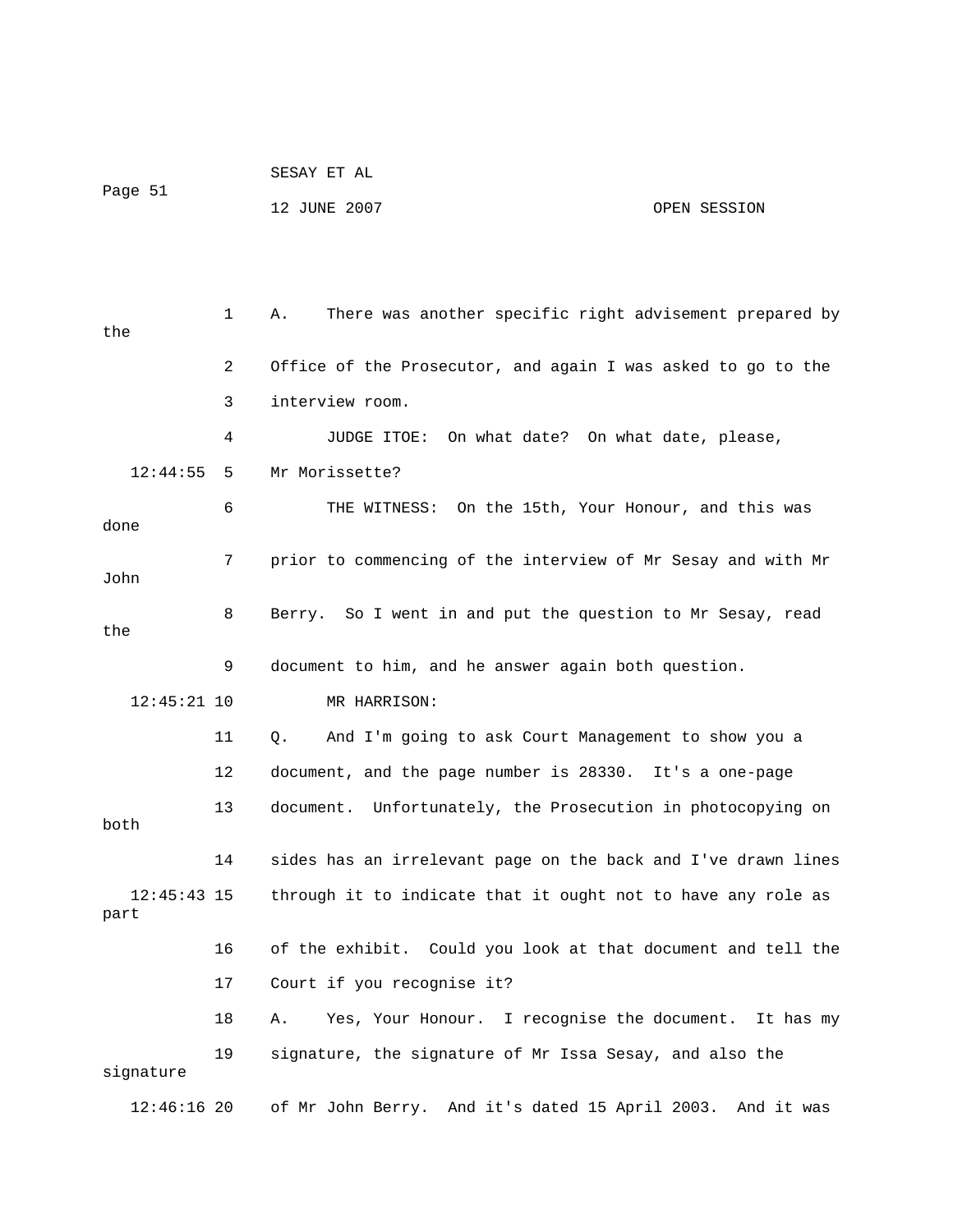A. There was another specific right advisement prepared by the Office of the Prosecutor, and again I was asked to go to the interview room.

JUDGE ITOE: On what date? On what date, please, Mr Morissette?

THE WITNESS: On the 15th, Your Honour, and this was done prior to commencing of the interview of Mr Sesay and with Mr John Berry. So I went in and put the question to Mr Sesay, read the document to him, and he answer again both question.

MR HARRISON:

Q. And I'm going to ask Court Management to show you a document, and the page number is 28330. It's a one-page document. Unfortunately, the Prosecution in photocopying on both sides has an irrelevant page on the back and I've drawn lines through it to indicate that it ought not to have any role as part of the exhibit. Could you look at that document and tell the Court if you recognise it?

A. Yes, Your Honour. I recognise the document. It has my signature, the signature of Mr Issa Sesay, and also the signature of Mr John Berry. And it's dated 15 April 2003. And it was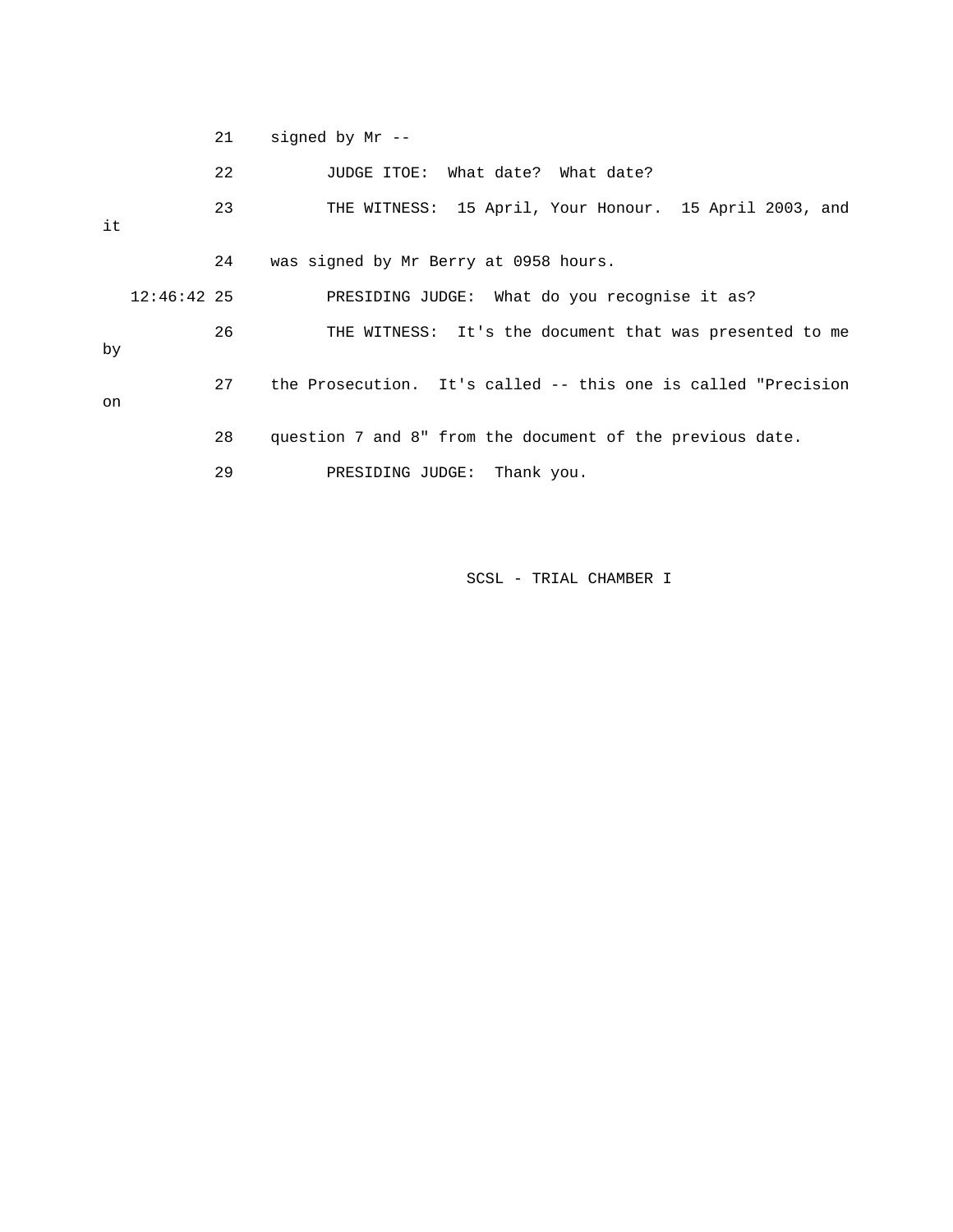21 signed by Mr --

22 JUDGE ITOE: What date? What date?

23 THE WITNESS: 15 April, Your Honour. 15 April 2003, and it

24 was signed by Mr Berry at 0958 hours.

12:46:42 25 PRESIDING JUDGE: What do you recognise it as?

26 THE WITNESS: It's the document that was presented to me by

27 the Prosecution. It's called -- this one is called "Precision on

28 question 7 and 8" from the document of the previous date.

29 PRESIDING JUDGE: Thank you.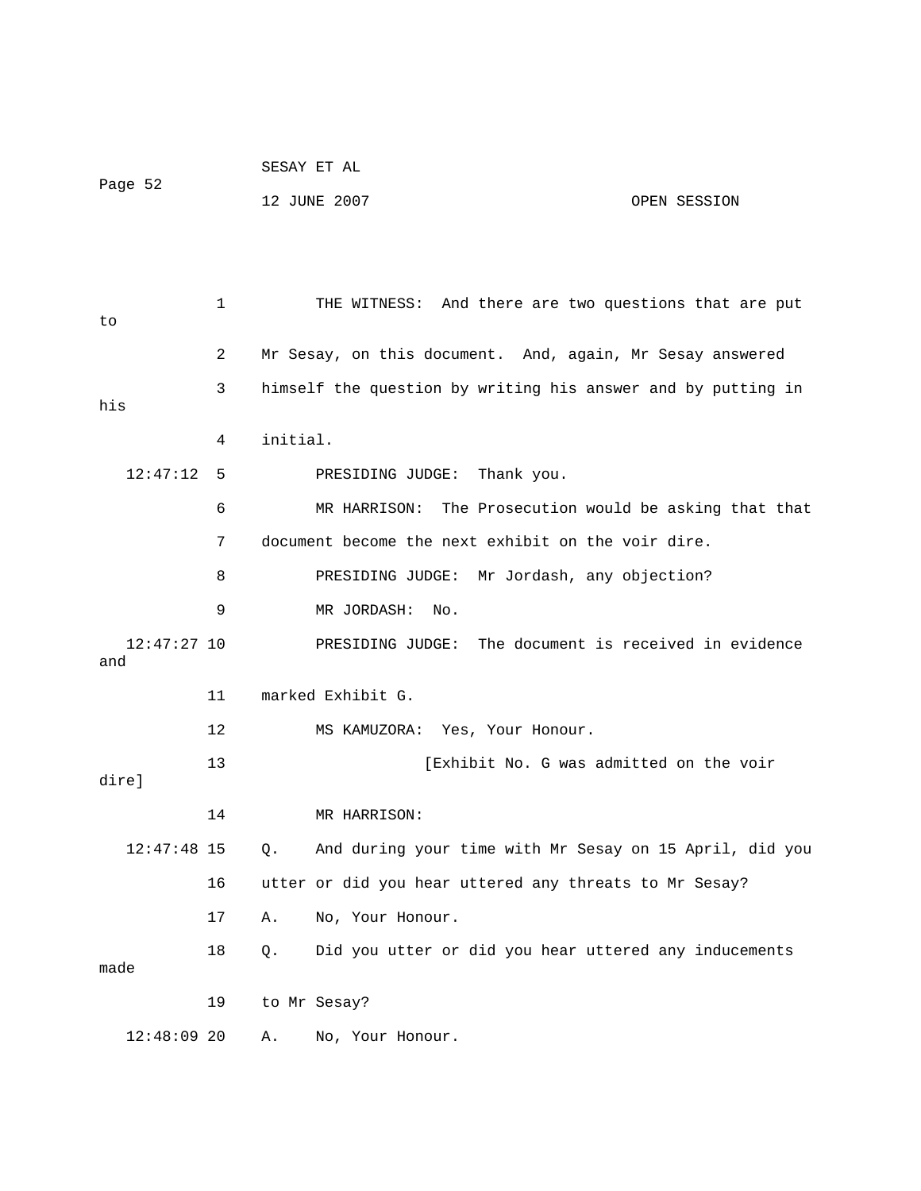THE WITNESS: And there are two questions that are put to Mr Sesay, on this document. And, again, Mr Sesay answered himself the question by writing his answer and by putting in his initial.

PRESIDING JUDGE: Thank you.

MR HARRISON: The Prosecution would be asking that that document become the next exhibit on the voir dire.

PRESIDING JUDGE: Mr Jordash, any objection?

MR JORDASH: No.

PRESIDING JUDGE: The document is received in evidence and marked Exhibit G.

MS KAMUZORA: Yes, Your Honour.

[Exhibit No. G was admitted on the voir dire]

MR HARRISON:

Q. And during your time with Mr Sesay on 15 April, did you utter or did you hear uttered any threats to Mr Sesay?

A. No, Your Honour.

Q. Did you utter or did you hear uttered any inducements made to Mr Sesay?

A. No, Your Honour.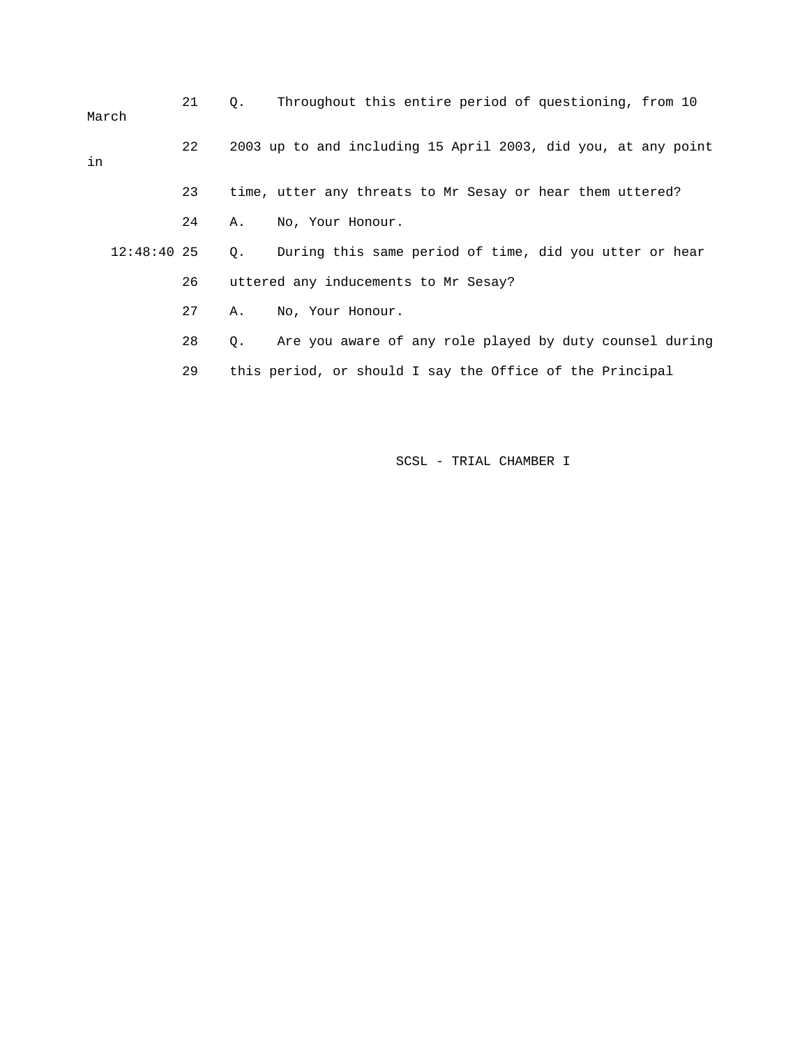21 Q. Throughout this entire period of questioning, from 10 March

22 2003 up to and including 15 April 2003, did you, at any point in

23 time, utter any threats to Mr Sesay or hear them uttered?

24 A. No, Your Honour.

12:48:40 25 Q. During this same period of time, did you utter or hear

26 uttered any inducements to Mr Sesay?

27 A. No, Your Honour.

28 Q. Are you aware of any role played by duty counsel during

29 this period, or should I say the Office of the Principal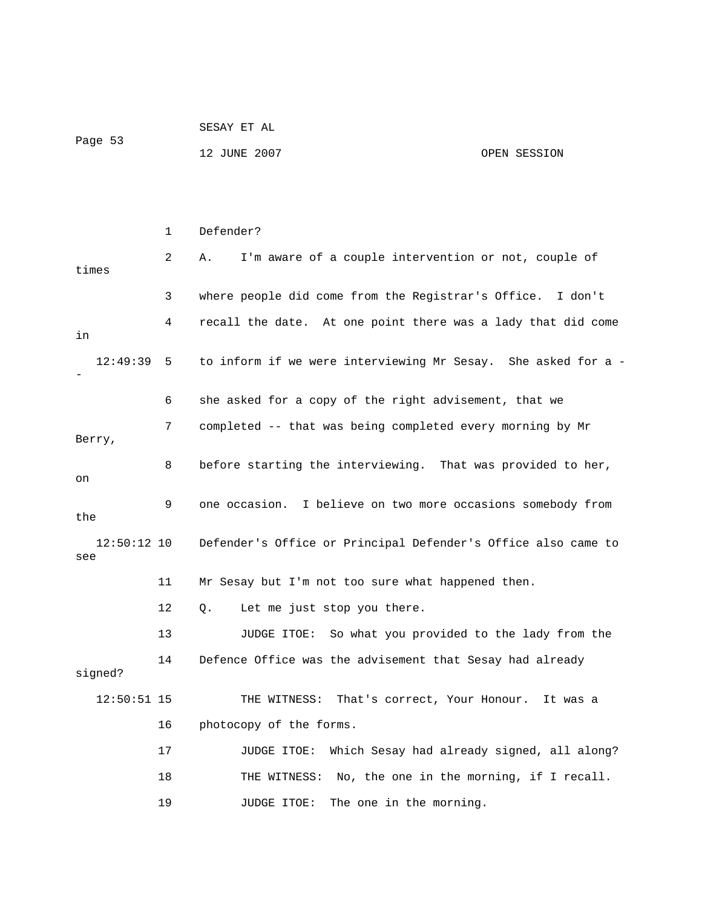1 Defender?

2 A. I'm aware of a couple intervention or not, couple of times

3 where people did come from the Registrar's Office. I don't

4 recall the date. At one point there was a lady that did come in

12:49:39 5 to inform if we were interviewing Mr Sesay. She asked for a --

6 she asked for a copy of the right advisement, that we

7 completed -- that was being completed every morning by Mr Berry,

8 before starting the interviewing. That was provided to her, on

9 one occasion. I believe on two more occasions somebody from the

12:50:12 10 Defender's Office or Principal Defender's Office also came to see

11 Mr Sesay but I'm not too sure what happened then.

12 Q. Let me just stop you there.

13 JUDGE ITOE: So what you provided to the lady from the

14 Defence Office was the advisement that Sesay had already signed?

12:50:51 15 THE WITNESS: That's correct, Your Honour. It was a

16 photocopy of the forms.

17 JUDGE ITOE: Which Sesay had already signed, all along?

18 THE WITNESS: No, the one in the morning, if I recall.

19 JUDGE ITOE: The one in the morning.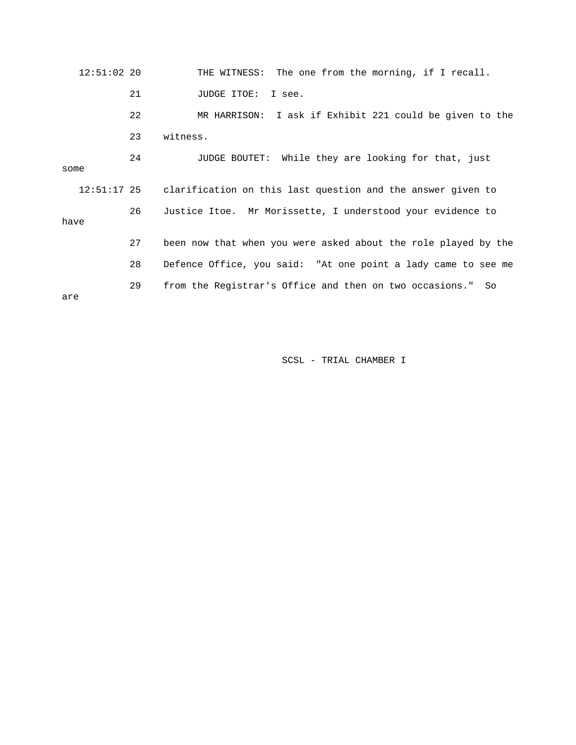12:51:02 20 THE WITNESS: The one from the morning, if I recall.

21 JUDGE ITOE: I see.

22 MR HARRISON: I ask if Exhibit 221 could be given to the

23 witness.

24 JUDGE BOUTET: While they are looking for that, just some

12:51:17 25 clarification on this last question and the answer given to

26 Justice Itoe. Mr Morissette, I understood your evidence to have

27 been now that when you were asked about the role played by the

28 Defence Office, you said: "At one point a lady came to see me

29 from the Registrar's Office and then on two occasions." So are

SCSL - TRIAL CHAMBER I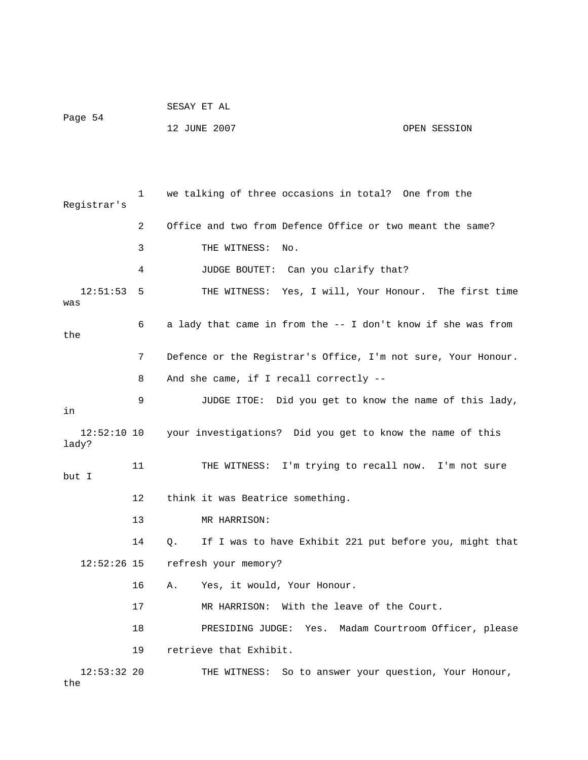1 we talking of three occasions in total? One from the Registrar's

2 Office and two from Defence Office or two meant the same?

3 THE WITNESS: No.

4 JUDGE BOUTET: Can you clarify that?

12:51:53 5 THE WITNESS: Yes, I will, Your Honour. The first time was

6 a lady that came in from the -- I don't know if she was from the

7 Defence or the Registrar's Office, I'm not sure, Your Honour.

8 And she came, if I recall correctly --

9 JUDGE ITOE: Did you get to know the name of this lady, in

12:52:10 10 your investigations? Did you get to know the name of this lady?

11 THE WITNESS: I'm trying to recall now. I'm not sure but I

12 think it was Beatrice something.

13 MR HARRISON:

14 Q. If I was to have Exhibit 221 put before you, might that

12:52:26 15 refresh your memory?

16 A. Yes, it would, Your Honour.

17 MR HARRISON: With the leave of the Court.

18 PRESIDING JUDGE: Yes. Madam Courtroom Officer, please

19 retrieve that Exhibit.

12:53:32 20 THE WITNESS: So to answer your question, Your Honour, the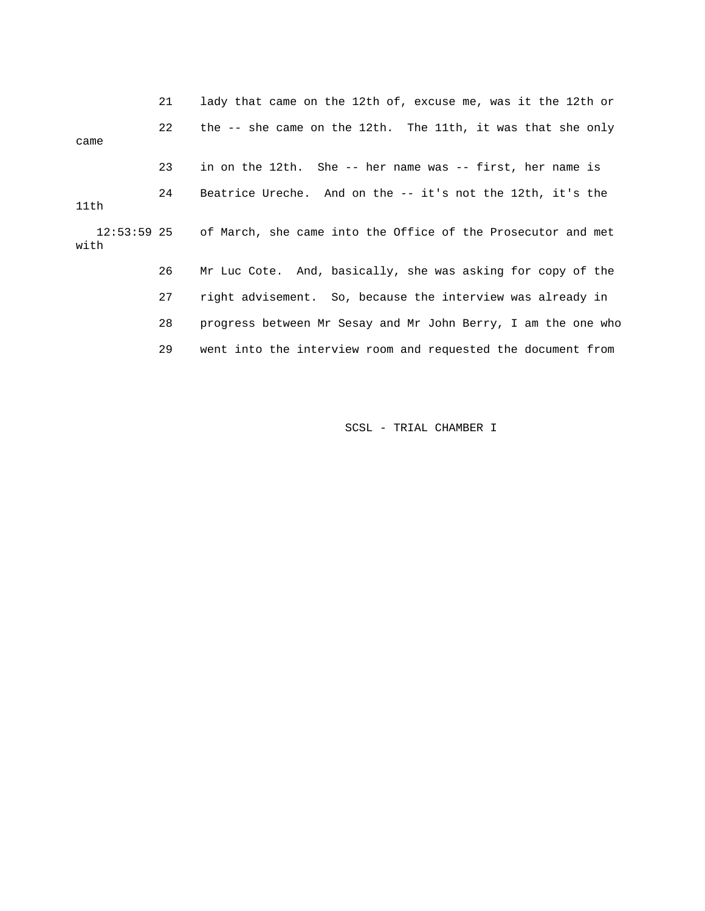21 lady that came on the 12th of, excuse me, was it the 12th or

22 the -- she came on the 12th. The 11th, it was that she only came

23 in on the 12th. She -- her name was -- first, her name is

24 Beatrice Ureche. And on the -- it's not the 12th, it's the 11th

12:53:59 25 of March, she came into the Office of the Prosecutor and met with

26 Mr Luc Cote. And, basically, she was asking for copy of the

27 right advisement. So, because the interview was already in

28 progress between Mr Sesay and Mr John Berry, I am the one who

29 went into the interview room and requested the document from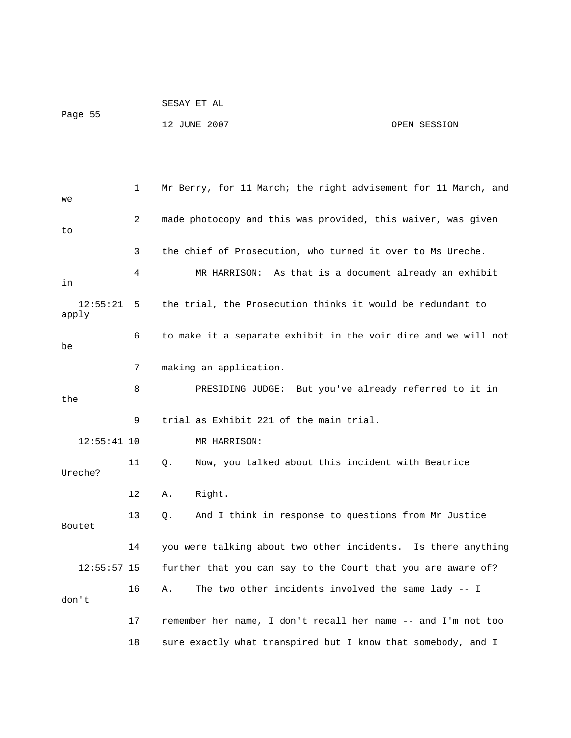1 Mr Berry, for 11 March; the right advisement for 11 March, and we

2 made photocopy and this was provided, this waiver, was given to

3 the chief of Prosecution, who turned it over to Ms Ureche.

4 MR HARRISON: As that is a document already an exhibit in

12:55:21 5 the trial, the Prosecution thinks it would be redundant to apply

6 to make it a separate exhibit in the voir dire and we will not be

7 making an application.

8 PRESIDING JUDGE: But you've already referred to it in the

9 trial as Exhibit 221 of the main trial.

12:55:41 10 MR HARRISON:

11 Q. Now, you talked about this incident with Beatrice Ureche?

12 A. Right.

13 Q. And I think in response to questions from Mr Justice Boutet

14 you were talking about two other incidents. Is there anything

12:55:57 15 further that you can say to the Court that you are aware of?

16 A. The two other incidents involved the same lady -- I don't

17 remember her name, I don't recall her name -- and I'm not too

18 sure exactly what transpired but I know that somebody, and I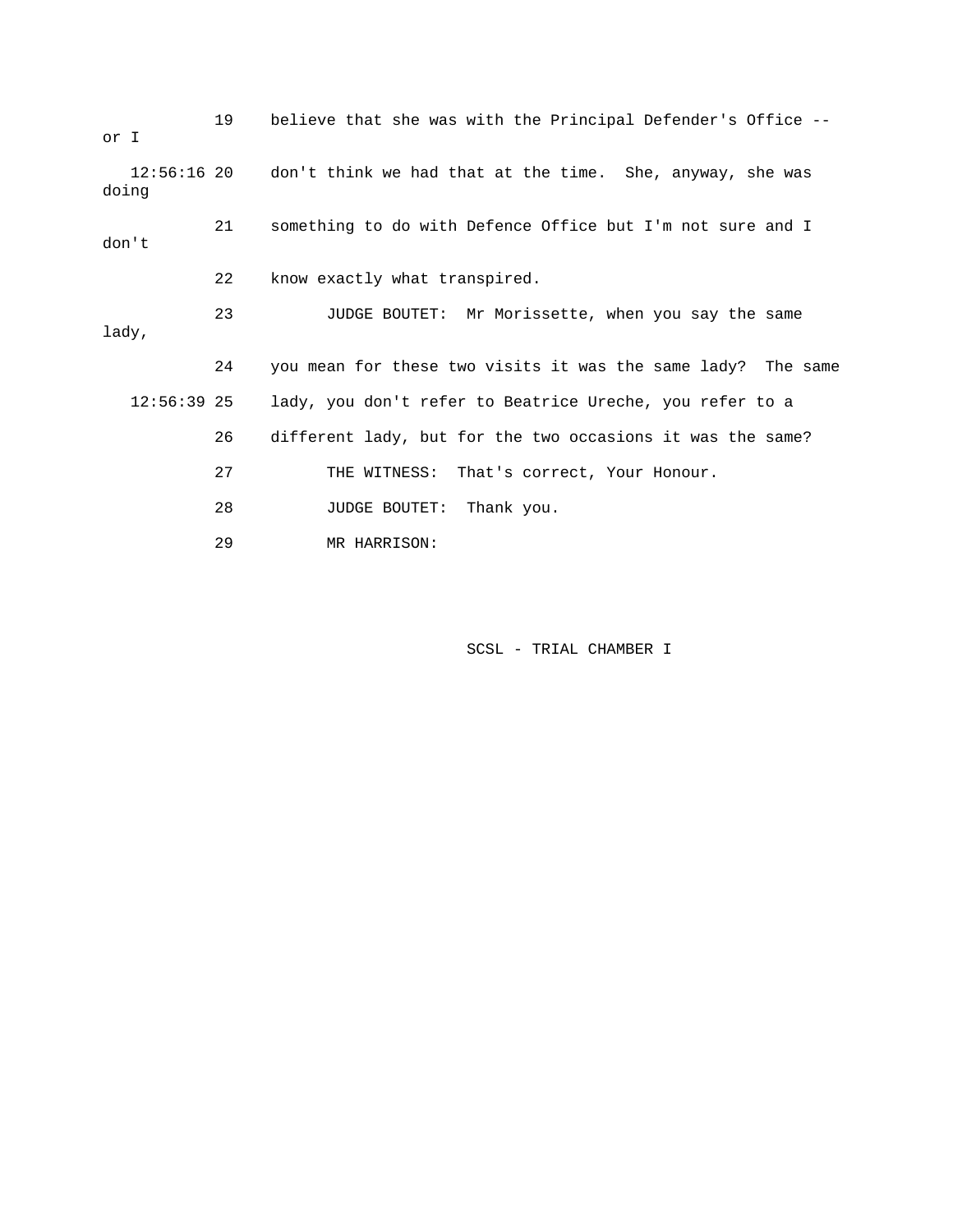19 believe that she was with the Principal Defender's Office -- or I

12:56:16 20 don't think we had that at the time. She, anyway, she was doing

21 something to do with Defence Office but I'm not sure and I don't

22 know exactly what transpired.

23 JUDGE BOUTET: Mr Morissette, when you say the same lady,

24 you mean for these two visits it was the same lady? The same

12:56:39 25 lady, you don't refer to Beatrice Ureche, you refer to a

26 different lady, but for the two occasions it was the same?

27 THE WITNESS: That's correct, Your Honour.

28 JUDGE BOUTET: Thank you.

29 MR HARRISON: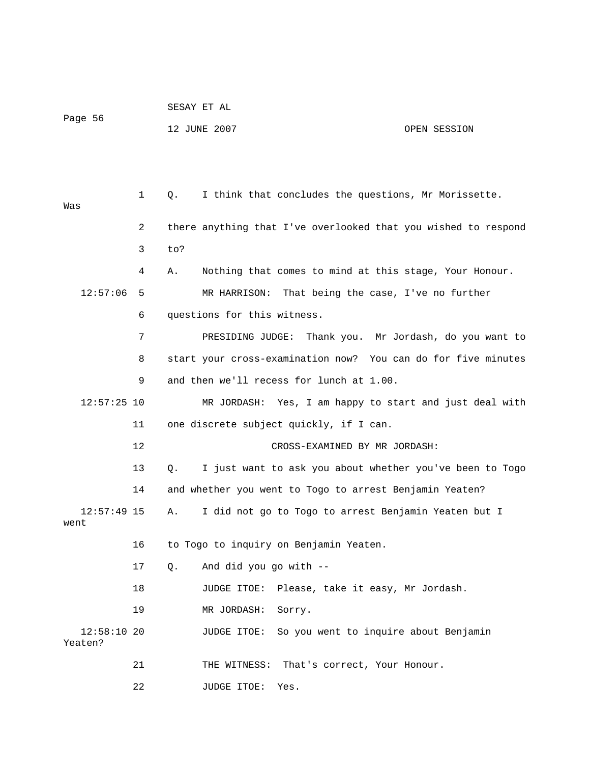1 Q. I think that concludes the questions, Mr Morissette. Was

2 there anything that I've overlooked that you wished to respond

3 to?

4 A. Nothing that comes to mind at this stage, Your Honour.

12:57:06 5 MR HARRISON: That being the case, I've no further

6 questions for this witness.

7 PRESIDING JUDGE: Thank you. Mr Jordash, do you want to

8 start your cross-examination now? You can do for five minutes

9 and then we'll recess for lunch at 1.00.

12:57:25 10 MR JORDASH: Yes, I am happy to start and just deal with

11 one discrete subject quickly, if I can.

12 CROSS-EXAMINED BY MR JORDASH:

13 Q. I just want to ask you about whether you've been to Togo

14 and whether you went to Togo to arrest Benjamin Yeaten?

12:57:49 15 A. I did not go to Togo to arrest Benjamin Yeaten but I went

16 to Togo to inquiry on Benjamin Yeaten.

17 Q. And did you go with --

18 JUDGE ITOE: Please, take it easy, Mr Jordash.

19 MR JORDASH: Sorry.

12:58:10 20 JUDGE ITOE: So you went to inquire about Benjamin Yeaten?

21 THE WITNESS: That's correct, Your Honour.

22 JUDGE ITOE: Yes.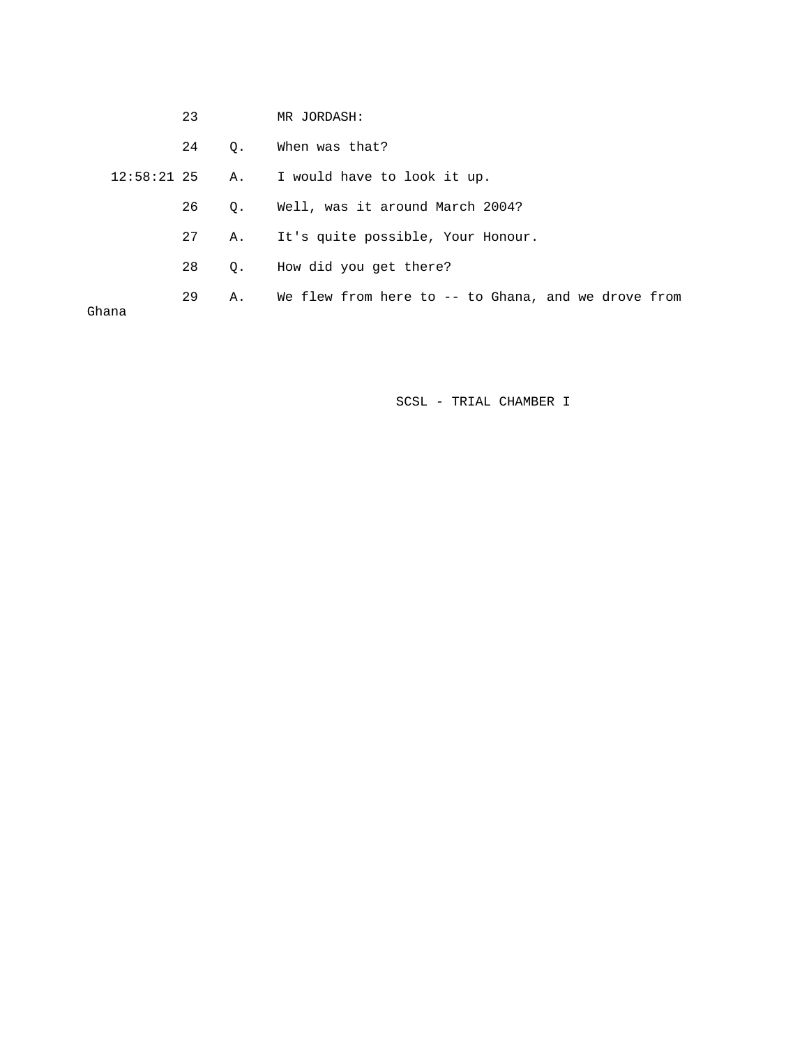23 MR JORDASH:

24 Q. When was that?

12:58:21 25 A. I would have to look it up.

26 Q. Well, was it around March 2004?

27 A. It's quite possible, Your Honour.

28 Q. How did you get there?

29 A. We flew from here to -- to Ghana, and we drove from Ghana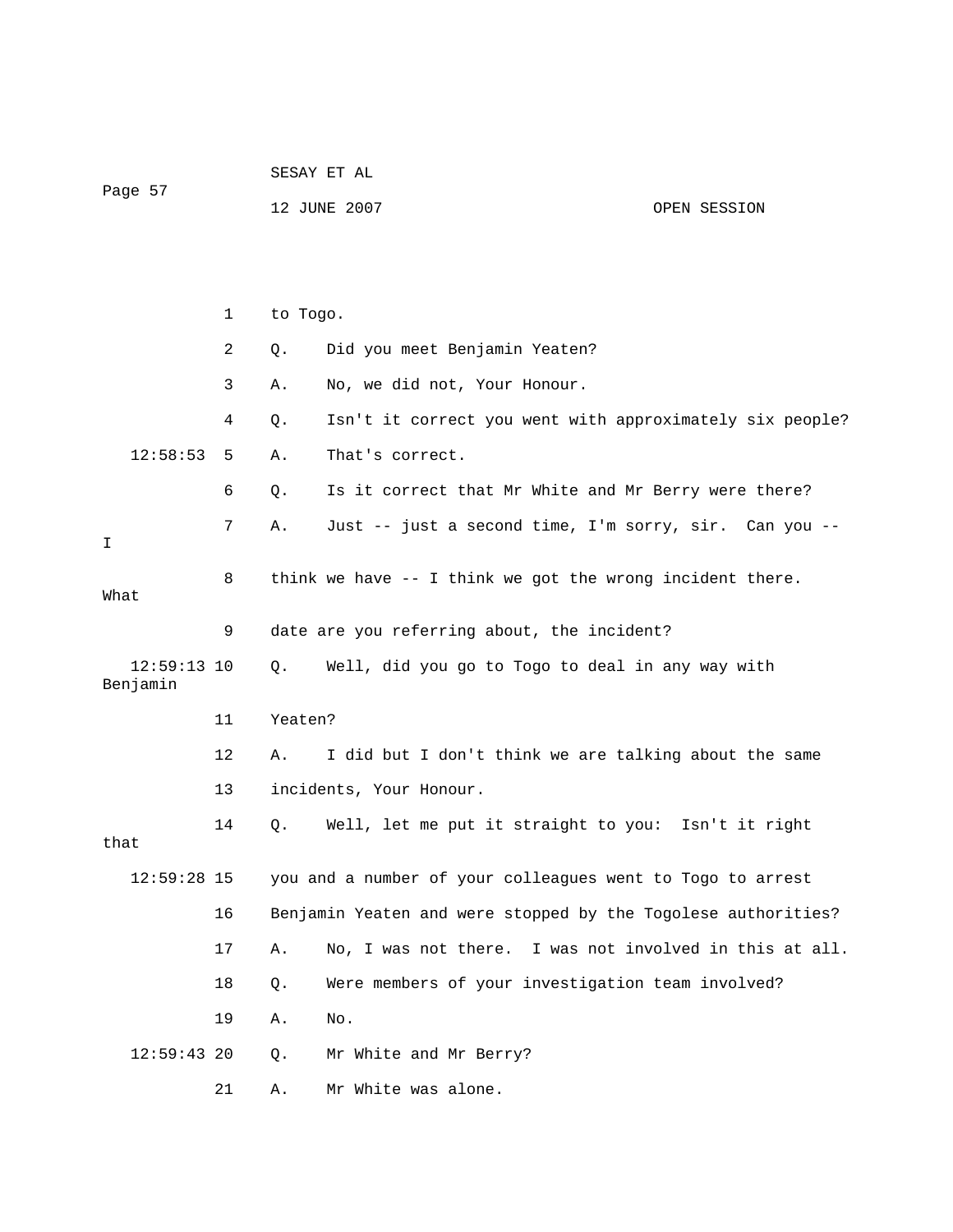1 to Togo.

2 Q. Did you meet Benjamin Yeaten?

3 A. No, we did not, Your Honour.

4 Q. Isn't it correct you went with approximately six people?

12:58:53 5 A. That's correct.

6 Q. Is it correct that Mr White and Mr Berry were there?

7 A. Just -- just a second time, I'm sorry, sir. Can you -- I

8 think we have -- I think we got the wrong incident there. What

9 date are you referring about, the incident?

12:59:13 10 Q. Well, did you go to Togo to deal in any way with Benjamin

11 Yeaten?

12 A. I did but I don't think we are talking about the same

13 incidents, Your Honour.

14 Q. Well, let me put it straight to you: Isn't it right that

12:59:28 15 you and a number of your colleagues went to Togo to arrest

16 Benjamin Yeaten and were stopped by the Togolese authorities?

17 A. No, I was not there. I was not involved in this at all.

18 Q. Were members of your investigation team involved?

19 A. No.

12:59:43 20 Q. Mr White and Mr Berry?

21 A. Mr White was alone.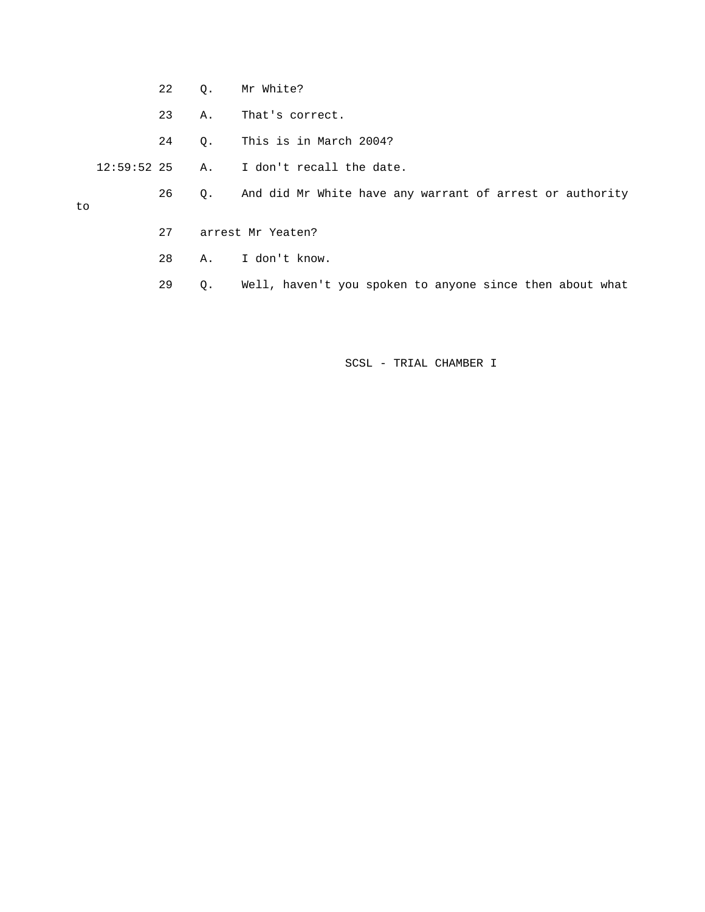22 Q. Mr White?

23 A. That's correct.

24 Q. This is in March 2004?

12:59:52 25 A. I don't recall the date.

26 Q. And did Mr White have any warrant of arrest or authority to

27 arrest Mr Yeaten?

28 A. I don't know.

29 Q. Well, haven't you spoken to anyone since then about what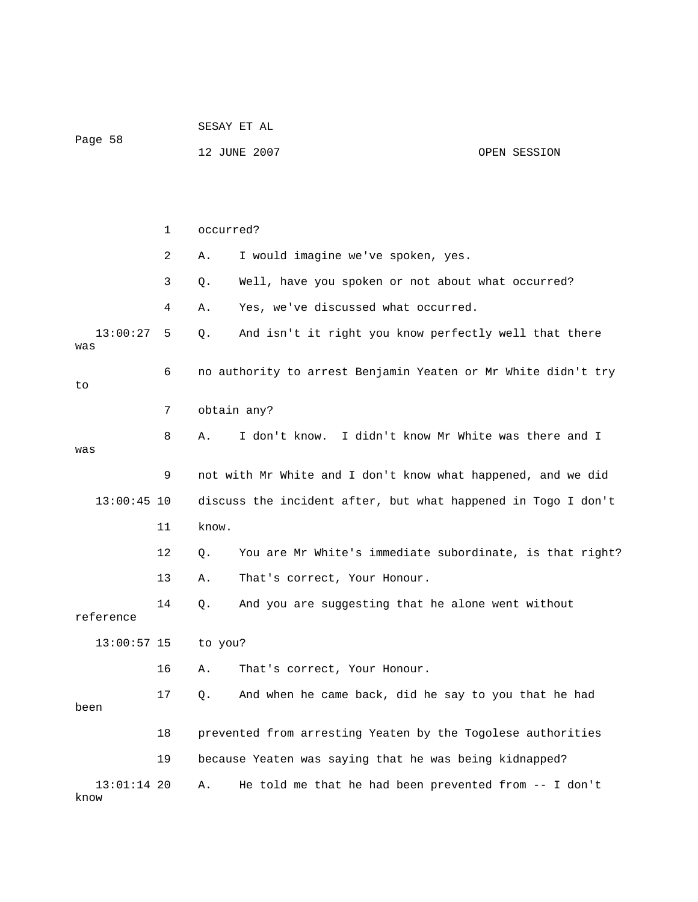1 occurred?

2 A. I would imagine we've spoken, yes.

3 Q. Well, have you spoken or not about what occurred?

4 A. Yes, we've discussed what occurred.

13:00:27 5 Q. And isn't it right you know perfectly well that there was

6 no authority to arrest Benjamin Yeaten or Mr White didn't try to

7 obtain any?

8 A. I don't know. I didn't know Mr White was there and I was

9 not with Mr White and I don't know what happened, and we did

13:00:45 10 discuss the incident after, but what happened in Togo I don't

11 know.

12 Q. You are Mr White's immediate subordinate, is that right?

13 A. That's correct, Your Honour.

14 Q. And you are suggesting that he alone went without reference

13:00:57 15 to you?

16 A. That's correct, Your Honour.

17 Q. And when he came back, did he say to you that he had been

18 prevented from arresting Yeaten by the Togolese authorities

19 because Yeaten was saying that he was being kidnapped?

13:01:14 20 A. He told me that he had been prevented from -- I don't know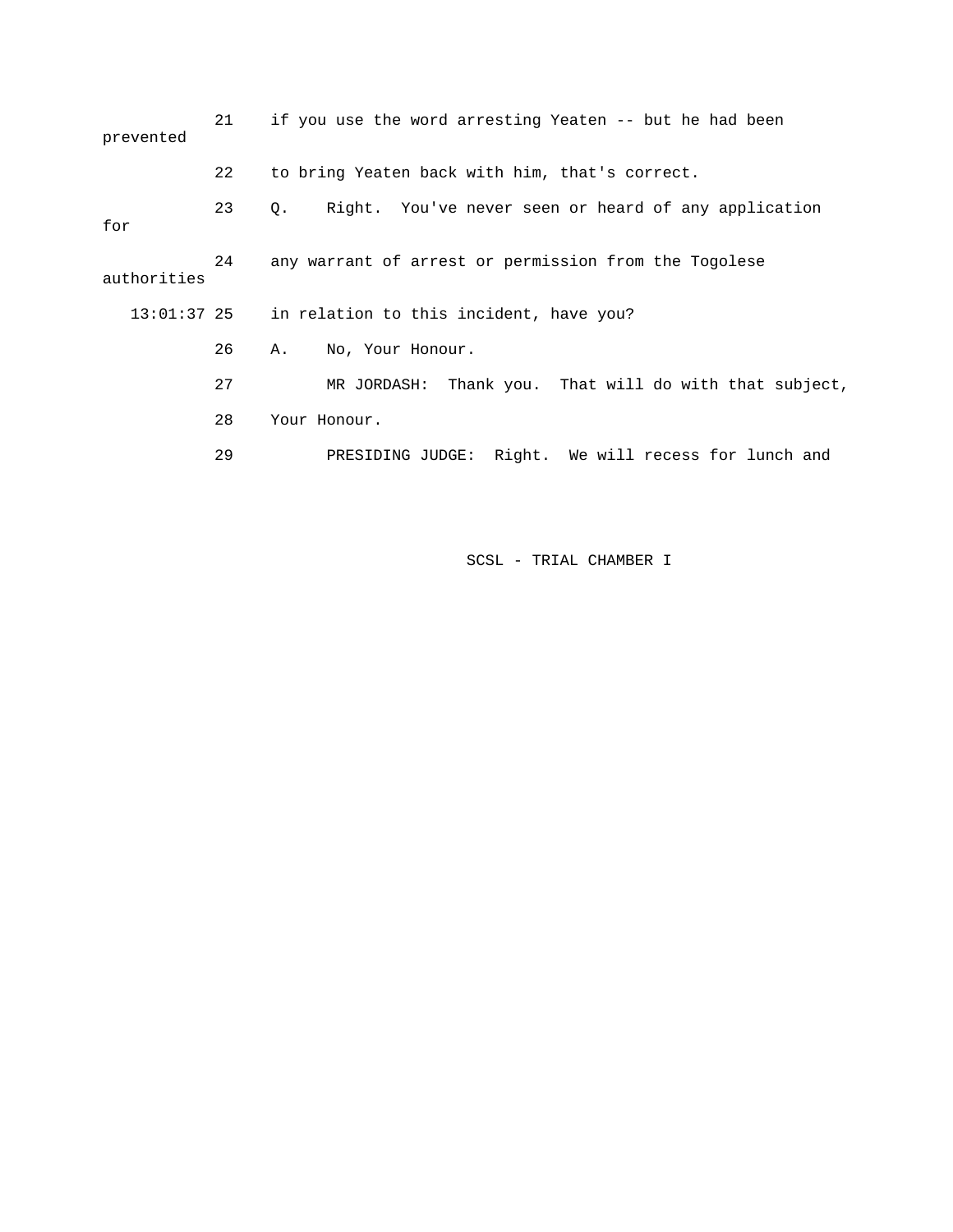21 if you use the word arresting Yeaten -- but he had been prevented

22 to bring Yeaten back with him, that's correct.

23 Q. Right. You've never seen or heard of any application for

24 any warrant of arrest or permission from the Togolese authorities

13:01:37 25 in relation to this incident, have you?

26 A. No, Your Honour.

27 MR JORDASH: Thank you. That will do with that subject,

28 Your Honour.

29 PRESIDING JUDGE: Right. We will recess for lunch and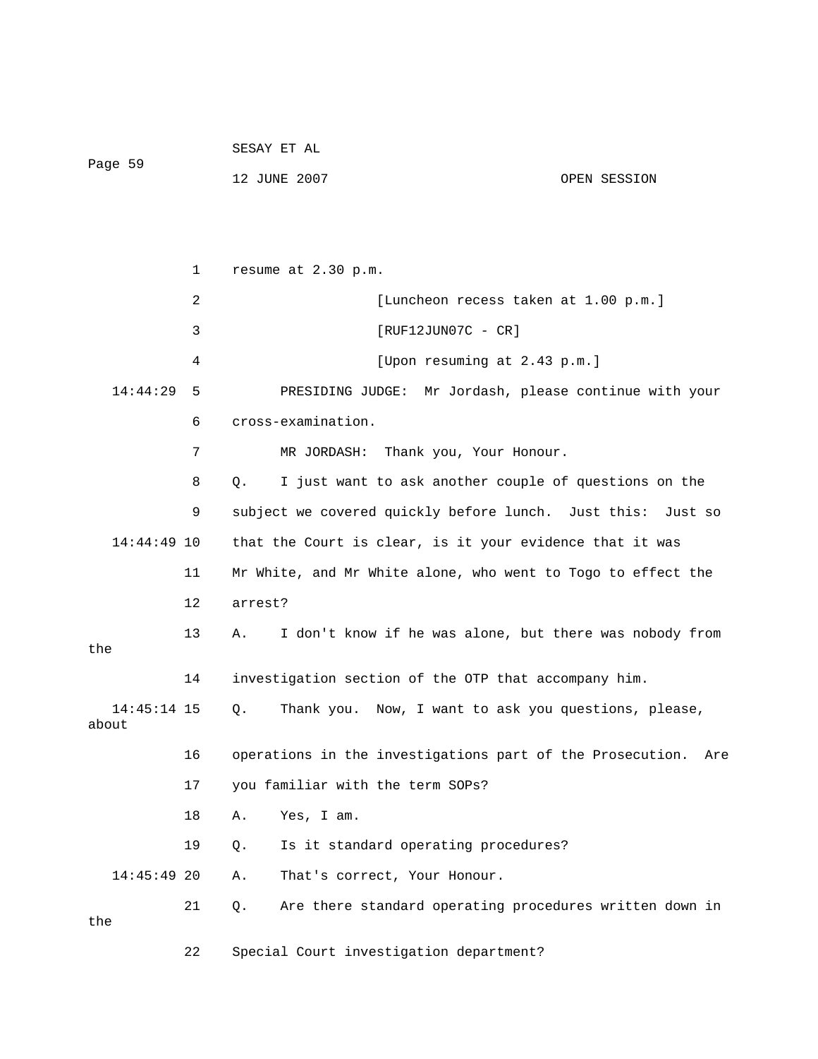1 resume at 2.30 p.m.

2 [Luncheon recess taken at 1.00 p.m.]

3 [RUF12JUN07C - CR]

4 [Upon resuming at 2.43 p.m.]

14:44:29 5 PRESIDING JUDGE: Mr Jordash, please continue with your

6 cross-examination.

7 MR JORDASH: Thank you, Your Honour.

8 Q. I just want to ask another couple of questions on the

9 subject we covered quickly before lunch. Just this: Just so

14:44:49 10 that the Court is clear, is it your evidence that it was

11 Mr White, and Mr White alone, who went to Togo to effect the

12 arrest?

13 A. I don't know if he was alone, but there was nobody from the

14 investigation section of the OTP that accompany him.

14:45:14 15 Q. Thank you. Now, I want to ask you questions, please, about

16 operations in the investigations part of the Prosecution. Are

17 you familiar with the term SOPs?

18 A. Yes, I am.

19 Q. Is it standard operating procedures?

14:45:49 20 A. That's correct, Your Honour.

21 Q. Are there standard operating procedures written down in the

22 Special Court investigation department?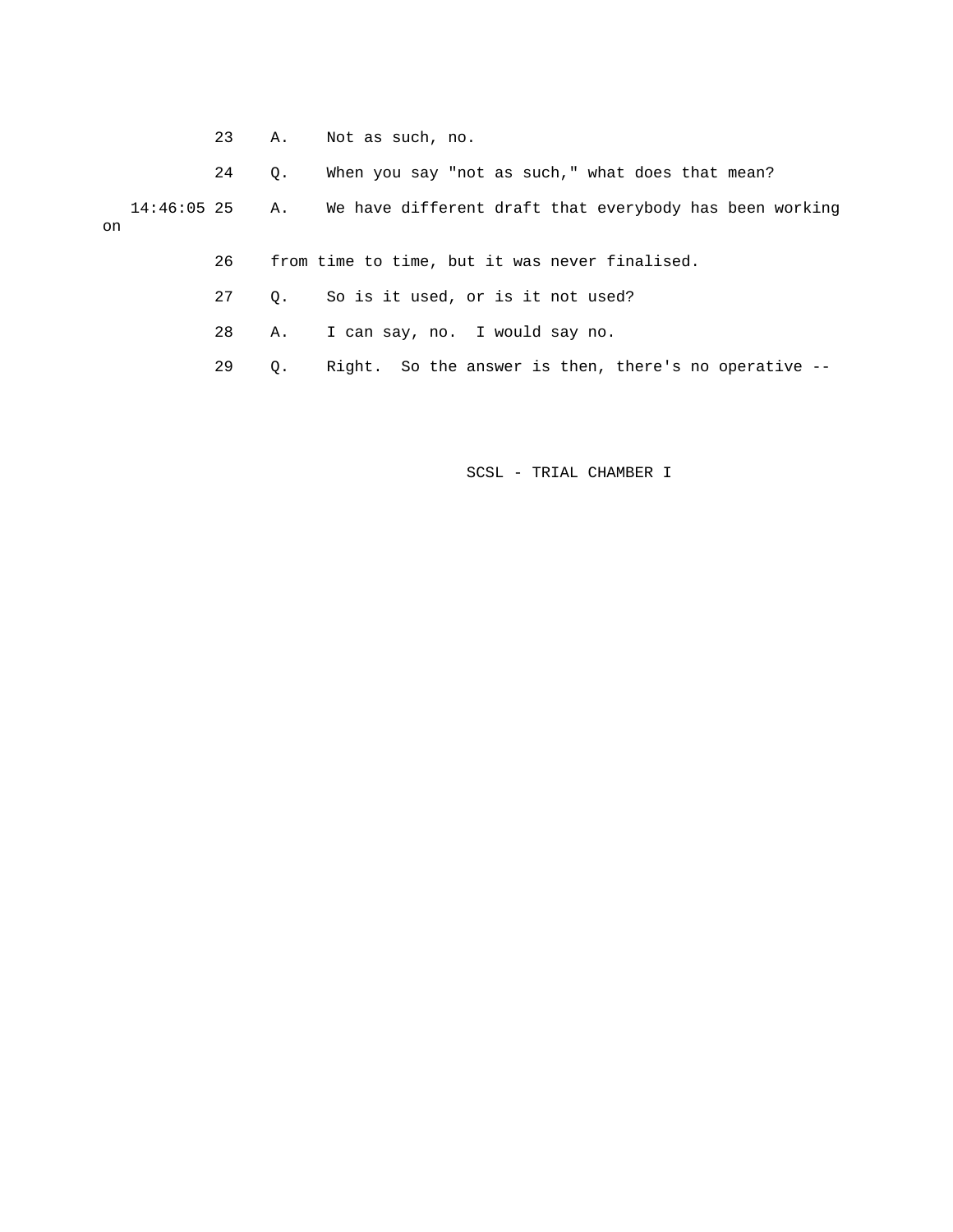23 A. Not as such, no.

24 Q. When you say "not as such," what does that mean?

14:46:05 25 A. We have different draft that everybody has been working on

26 from time to time, but it was never finalised.

27 Q. So is it used, or is it not used?

28 A. I can say, no. I would say no.

29 Q. Right. So the answer is then, there's no operative --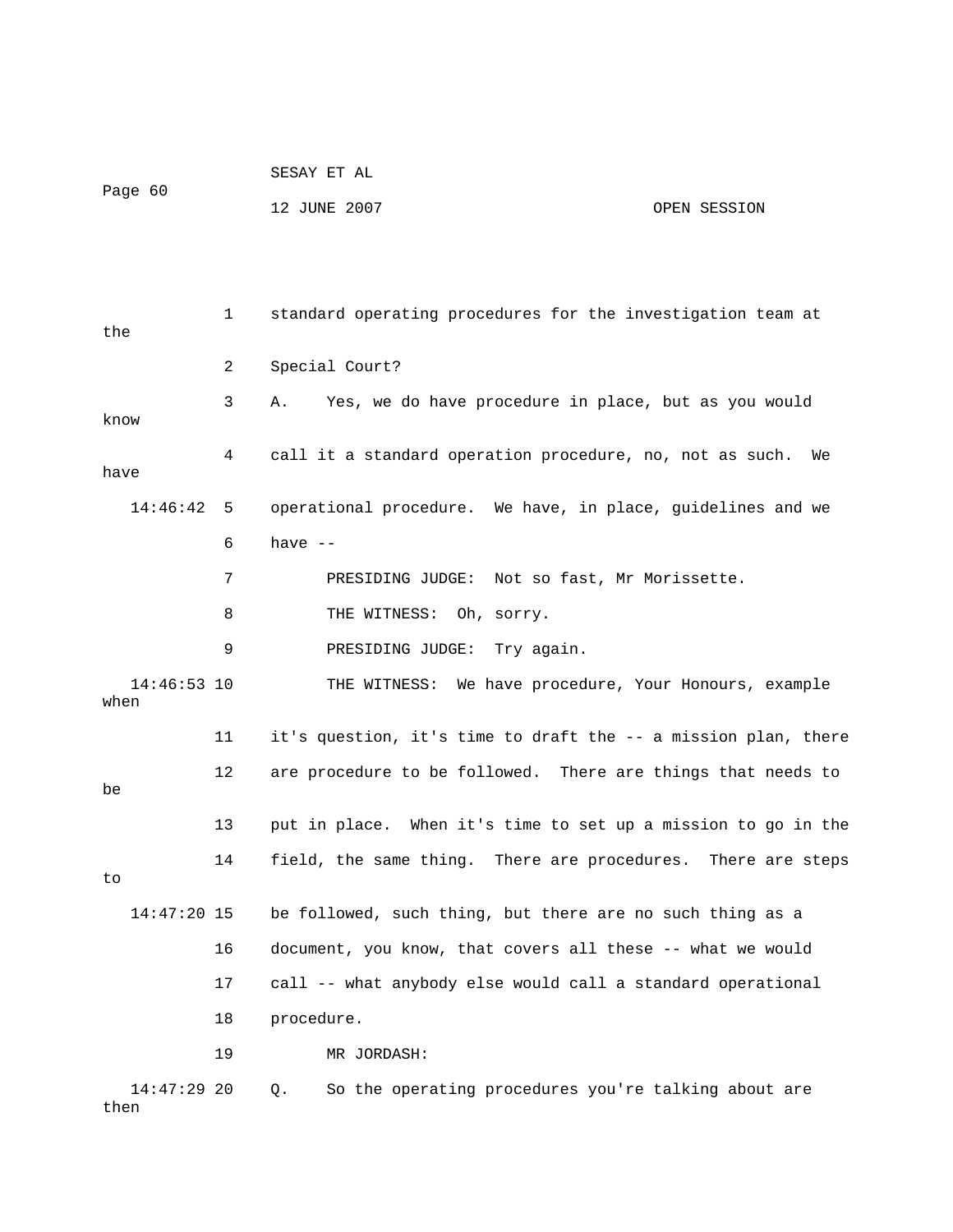1 standard operating procedures for the investigation team at the

2 Special Court?

3 A. Yes, we do have procedure in place, but as you would know

4 call it a standard operation procedure, no, not as such. We have

14:46:42 5 operational procedure. We have, in place, guidelines and we

6 have --

7 PRESIDING JUDGE: Not so fast, Mr Morissette.

8 THE WITNESS: Oh, sorry.

9 PRESIDING JUDGE: Try again.

14:46:53 10 THE WITNESS: We have procedure, Your Honours, example when

11 it's question, it's time to draft the -- a mission plan, there

12 are procedure to be followed. There are things that needs to be

13 put in place. When it's time to set up a mission to go in the

14 field, the same thing. There are procedures. There are steps to

14:47:20 15 be followed, such thing, but there are no such thing as a

16 document, you know, that covers all these -- what we would

17 call -- what anybody else would call a standard operational

18 procedure.

19 MR JORDASH:

14:47:29 20 Q. So the operating procedures you're talking about are then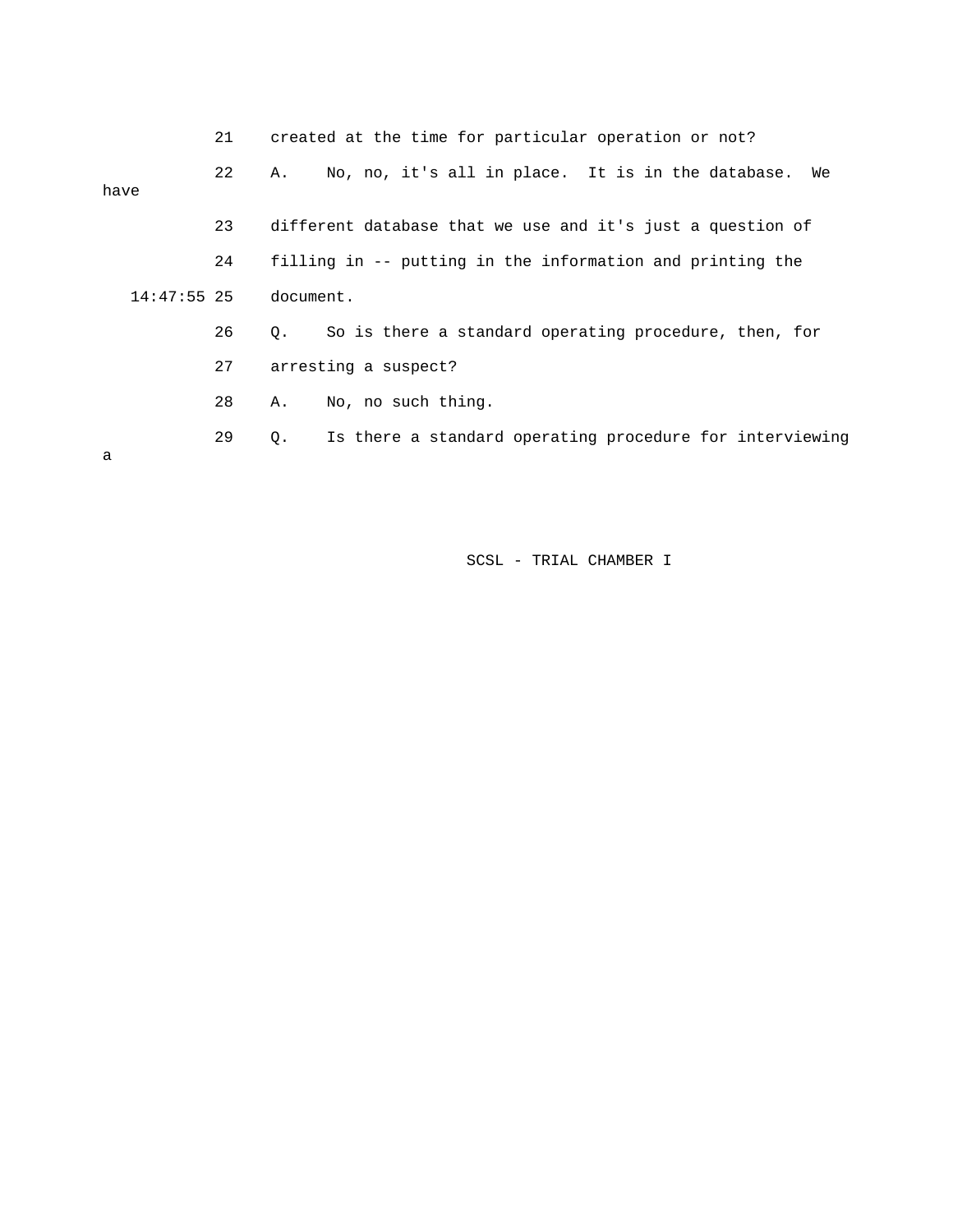21 created at the time for particular operation or not?

22 A. No, no, it's all in place. It is in the database. We have

23 different database that we use and it's just a question of

24 filling in -- putting in the information and printing the

14:47:55 25 document.

26 Q. So is there a standard operating procedure, then, for

27 arresting a suspect?

28 A. No, no such thing.

29 Q. Is there a standard operating procedure for interviewing a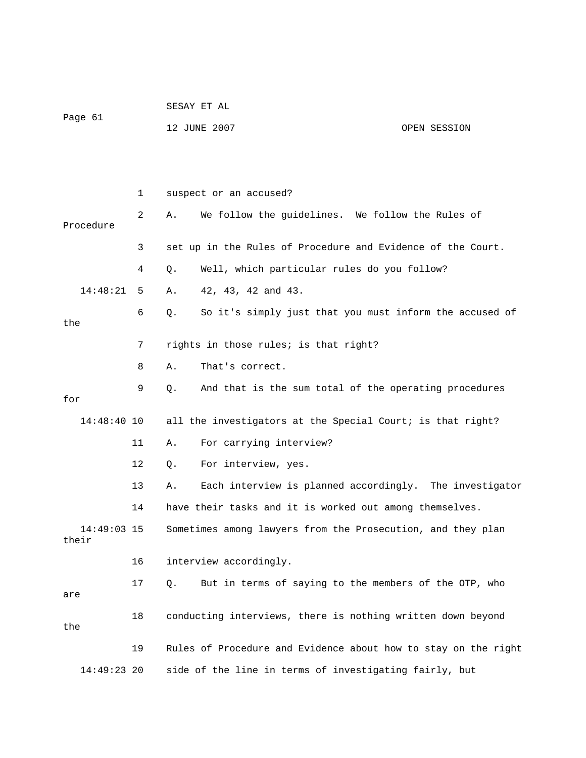suspect or an accused?

A. We follow the guidelines. We follow the Rules of Procedure set up in the Rules of Procedure and Evidence of the Court.

Q. Well, which particular rules do you follow?

A. 42, 43, 42 and 43.

Q. So it's simply just that you must inform the accused of the rights in those rules; is that right?

A. That's correct.

Q. And that is the sum total of the operating procedures for all the investigators at the Special Court; is that right?

A. For carrying interview?

Q. For interview, yes.

A. Each interview is planned accordingly. The investigator have their tasks and it is worked out among themselves. Sometimes among lawyers from the Prosecution, and they plan their interview accordingly.

Q. But in terms of saying to the members of the OTP, who are conducting interviews, there is nothing written down beyond the Rules of Procedure and Evidence about how to stay on the right side of the line in terms of investigating fairly, but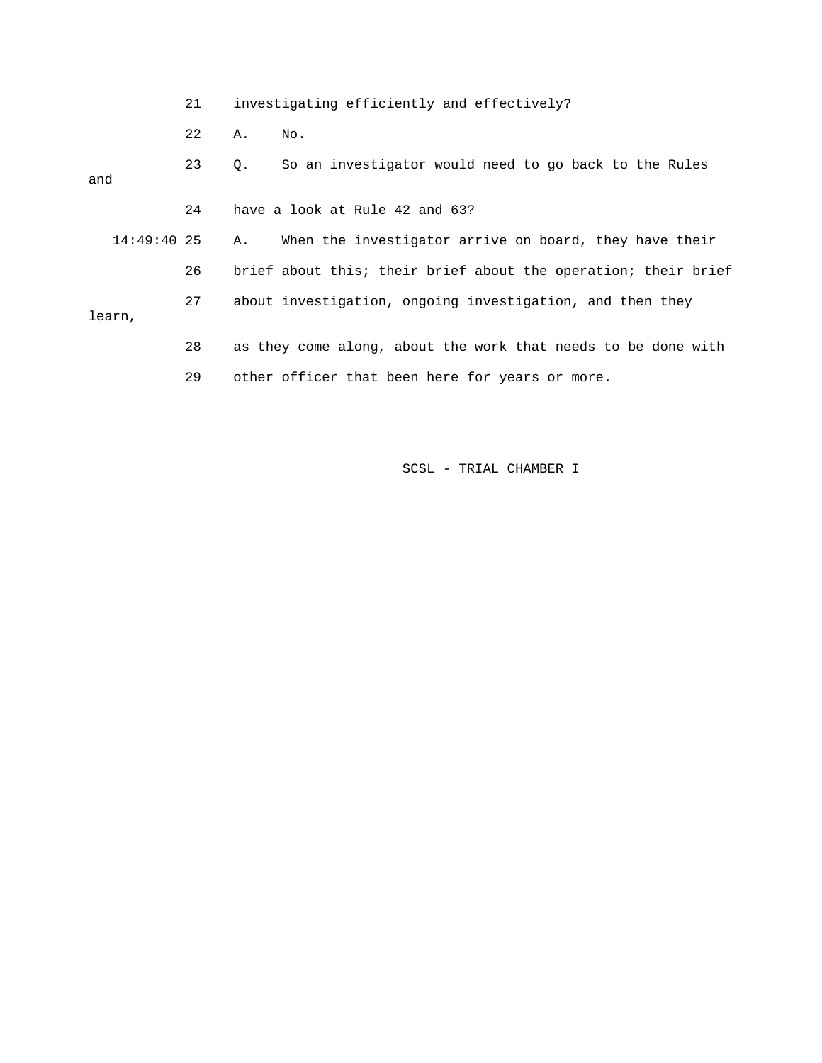21 investigating efficiently and effectively?

22 A. No.

23 Q. So an investigator would need to go back to the Rules and

24 have a look at Rule 42 and 63?

14:49:40 25 A. When the investigator arrive on board, they have their

26 brief about this; their brief about the operation; their brief

27 about investigation, ongoing investigation, and then they learn,

28 as they come along, about the work that needs to be done with

29 other officer that been here for years or more.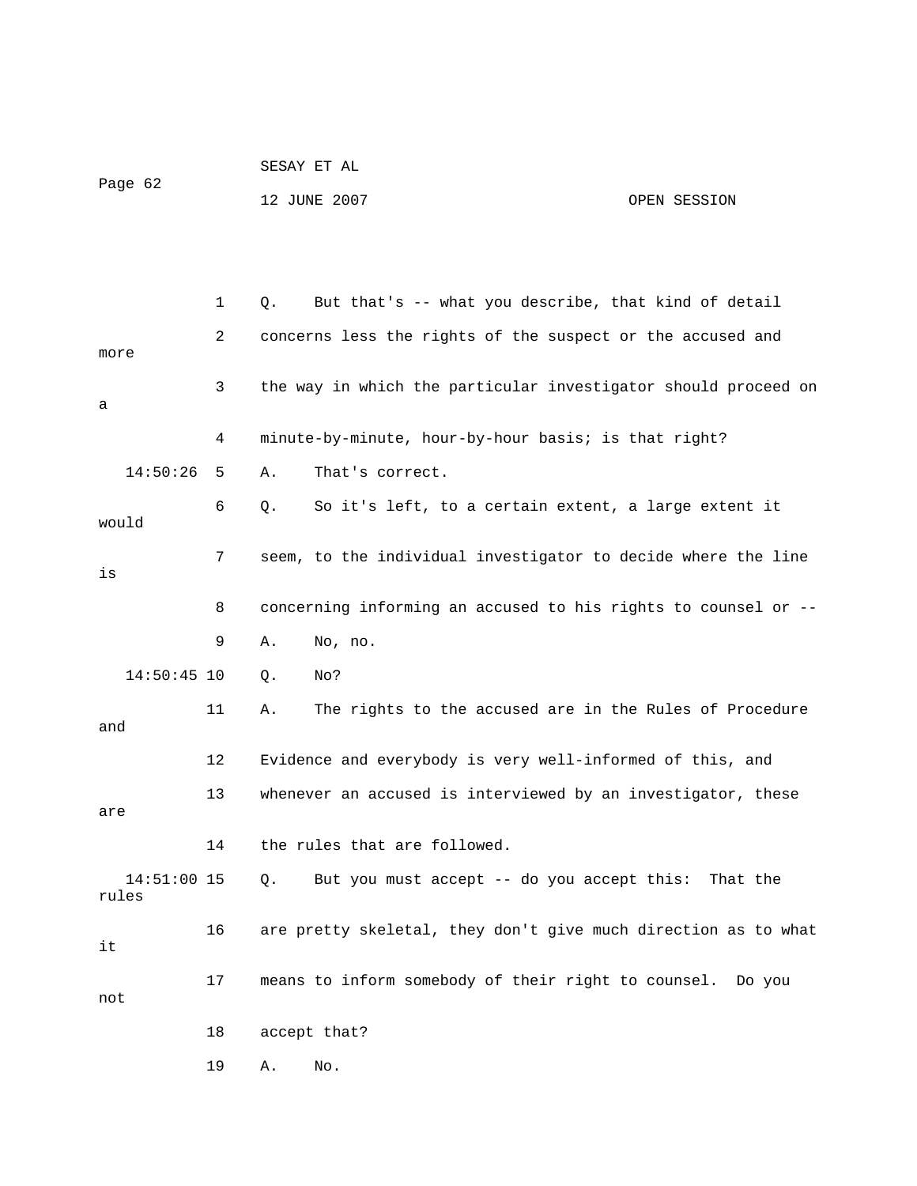1 Q. But that's -- what you describe, that kind of detail

2 concerns less the rights of the suspect or the accused and more

3 the way in which the particular investigator should proceed on a

4 minute-by-minute, hour-by-hour basis; is that right?

14:50:26 5 A. That's correct.

6 Q. So it's left, to a certain extent, a large extent it would

7 seem, to the individual investigator to decide where the line is

8 concerning informing an accused to his rights to counsel or --

9 A. No, no.

14:50:45 10 Q. No?

11 A. The rights to the accused are in the Rules of Procedure and

12 Evidence and everybody is very well-informed of this, and

13 whenever an accused is interviewed by an investigator, these are

14 the rules that are followed.

14:51:00 15 Q. But you must accept -- do you accept this: That the rules

16 are pretty skeletal, they don't give much direction as to what it

17 means to inform somebody of their right to counsel. Do you not

18 accept that?

19 A. No.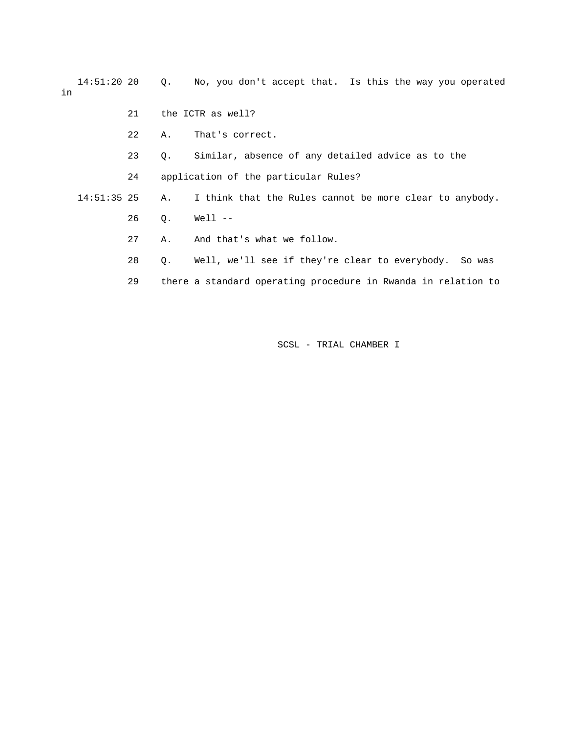14:51:20 20 Q. No, you don't accept that. Is this the way you operated in

21 the ICTR as well?

22 A. That's correct.

23 Q. Similar, absence of any detailed advice as to the

24 application of the particular Rules?

14:51:35 25 A. I think that the Rules cannot be more clear to anybody.

26 Q. Well --

27 A. And that's what we follow.

28 Q. Well, we'll see if they're clear to everybody. So was

29 there a standard operating procedure in Rwanda in relation to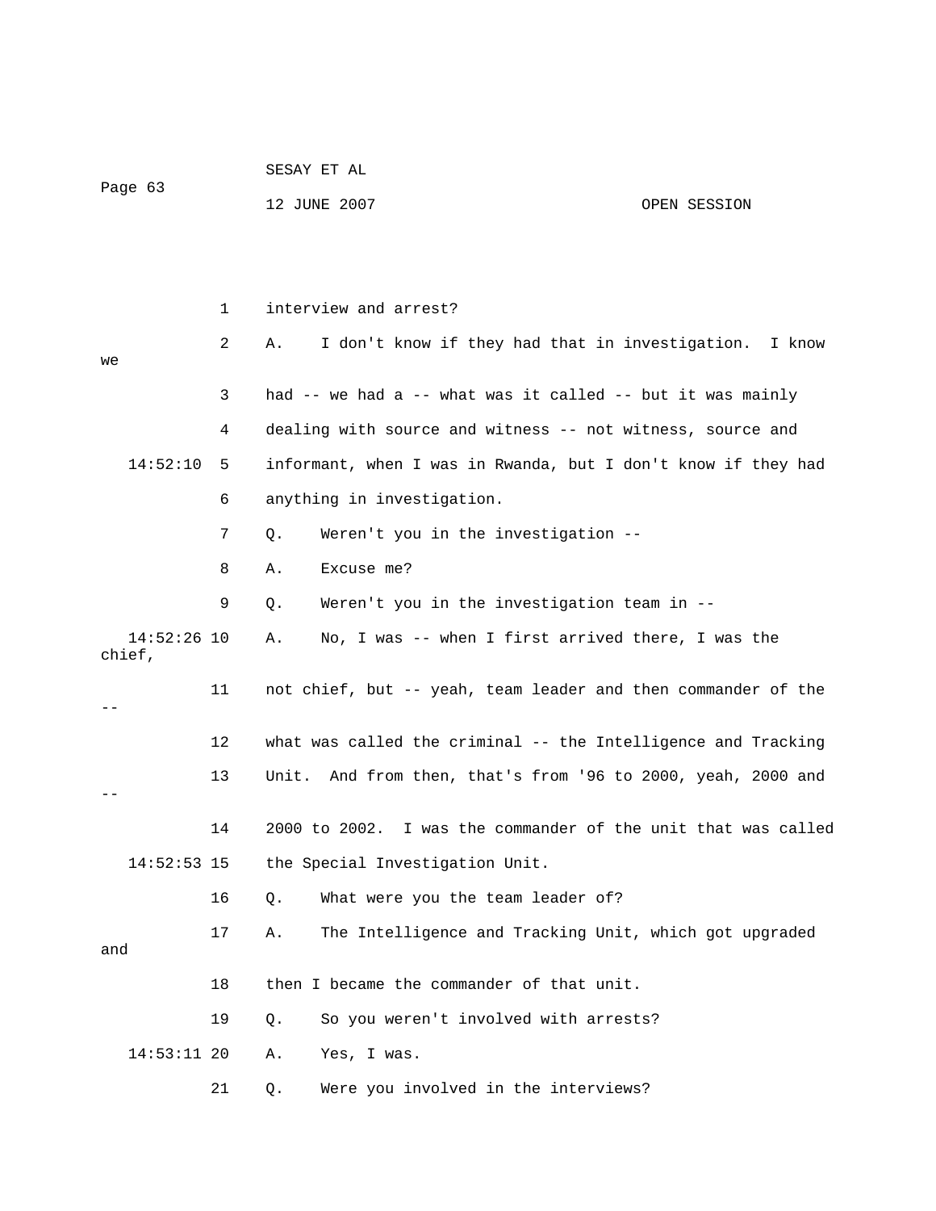1 interview and arrest?

2 A. I don't know if they had that in investigation. I know we

3 had -- we had a -- what was it called -- but it was mainly

4 dealing with source and witness -- not witness, source and

14:52:10 5 informant, when I was in Rwanda, but I don't know if they had

6 anything in investigation.

7 Q. Weren't you in the investigation --

8 A. Excuse me?

9 Q. Weren't you in the investigation team in --

14:52:26 10 A. No, I was -- when I first arrived there, I was the chief,

11 not chief, but -- yeah, team leader and then commander of the --

12 what was called the criminal -- the Intelligence and Tracking

13 Unit. And from then, that's from '96 to 2000, yeah, 2000 and --

14 2000 to 2002. I was the commander of the unit that was called

14:52:53 15 the Special Investigation Unit.

16 Q. What were you the team leader of?

17 A. The Intelligence and Tracking Unit, which got upgraded and

18 then I became the commander of that unit.

19 Q. So you weren't involved with arrests?

14:53:11 20 A. Yes, I was.

21 Q. Were you involved in the interviews?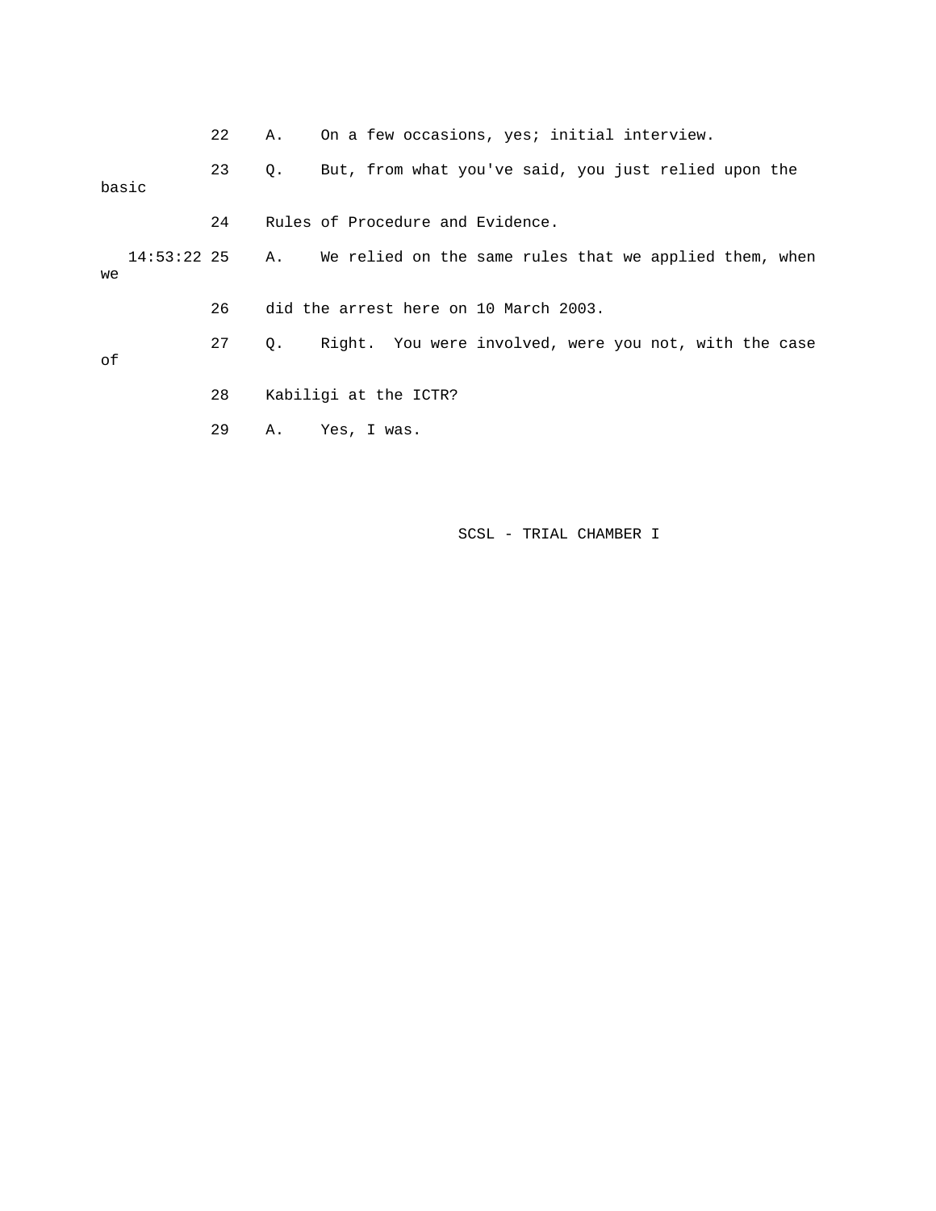22 A. On a few occasions, yes; initial interview.

23 Q. But, from what you've said, you just relied upon the basic

24 Rules of Procedure and Evidence.

14:53:22 25 A. We relied on the same rules that we applied them, when we

26 did the arrest here on 10 March 2003.

27 Q. Right. You were involved, were you not, with the case of

28 Kabiligi at the ICTR?

29 A. Yes, I was.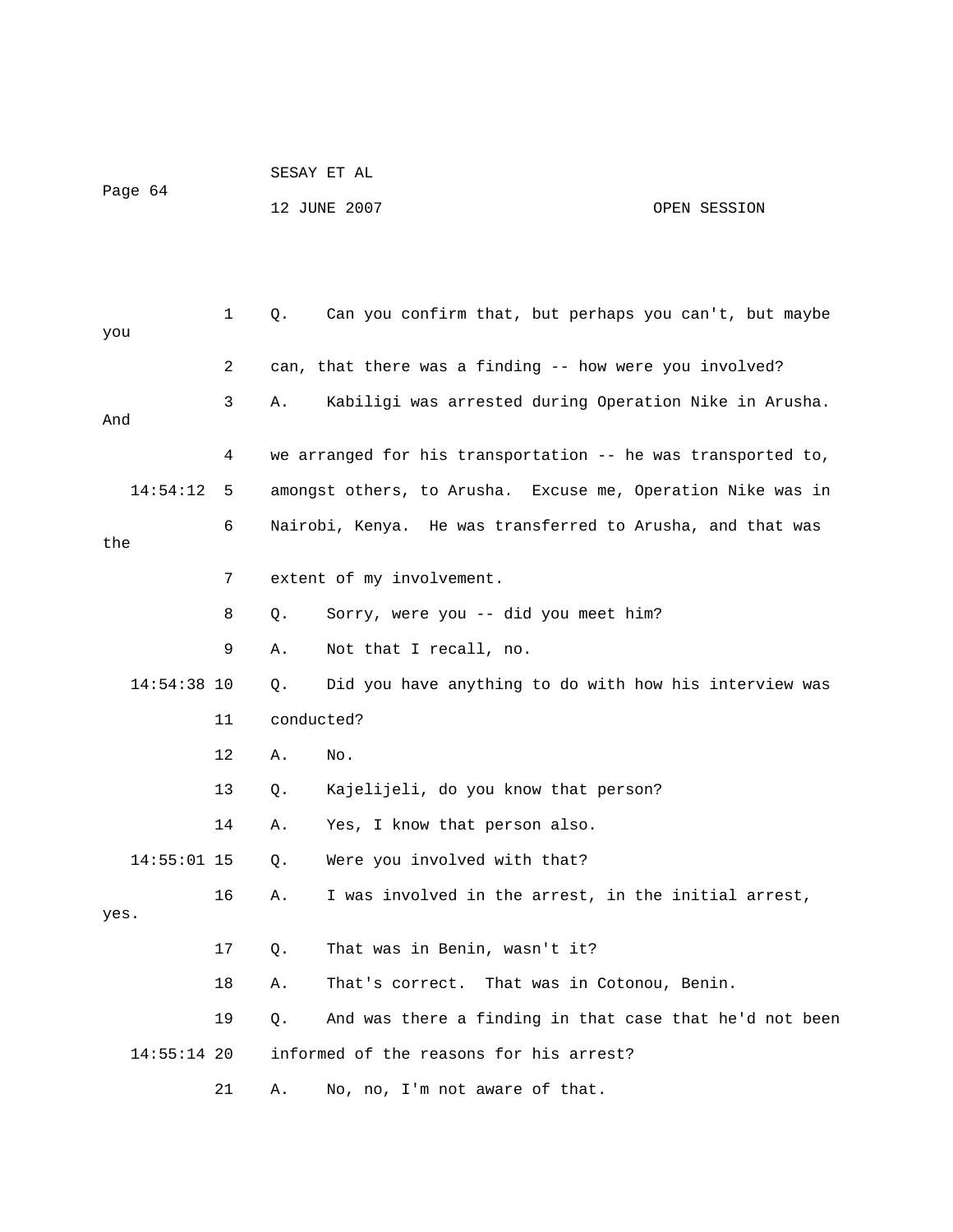Q. Can you confirm that, but perhaps you can't, but maybe you can, that there was a finding -- how were you involved?

A. Kabiligi was arrested during Operation Nike in Arusha. And we arranged for his transportation -- he was transported to, amongst others, to Arusha. Excuse me, Operation Nike was in Nairobi, Kenya. He was transferred to Arusha, and that was the extent of my involvement.

Q. Sorry, were you -- did you meet him?

A. Not that I recall, no.

Q. Did you have anything to do with how his interview was conducted?

A. No.

Q. Kajelijeli, do you know that person?

A. Yes, I know that person also.

Q. Were you involved with that?

A. I was involved in the arrest, in the initial arrest, yes.

Q. That was in Benin, wasn't it?

A. That's correct. That was in Cotonou, Benin.

Q. And was there a finding in that case that he'd not been informed of the reasons for his arrest?

A. No, no, I'm not aware of that.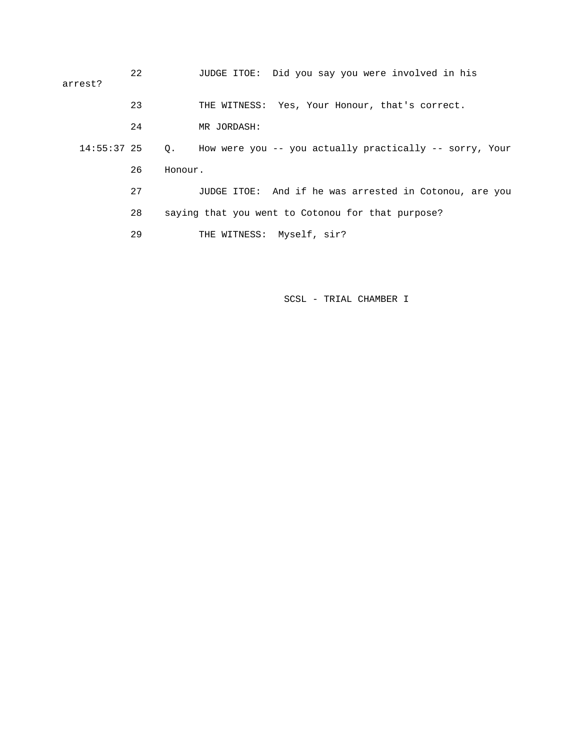22 JUDGE ITOE: Did you say you were involved in his arrest?

23 THE WITNESS: Yes, Your Honour, that's correct.

24 MR JORDASH:

14:55:37 25 Q. How were you -- you actually practically -- sorry, Your

26 Honour.

27 JUDGE ITOE: And if he was arrested in Cotonou, are you

28 saying that you went to Cotonou for that purpose?

29 THE WITNESS: Myself, sir?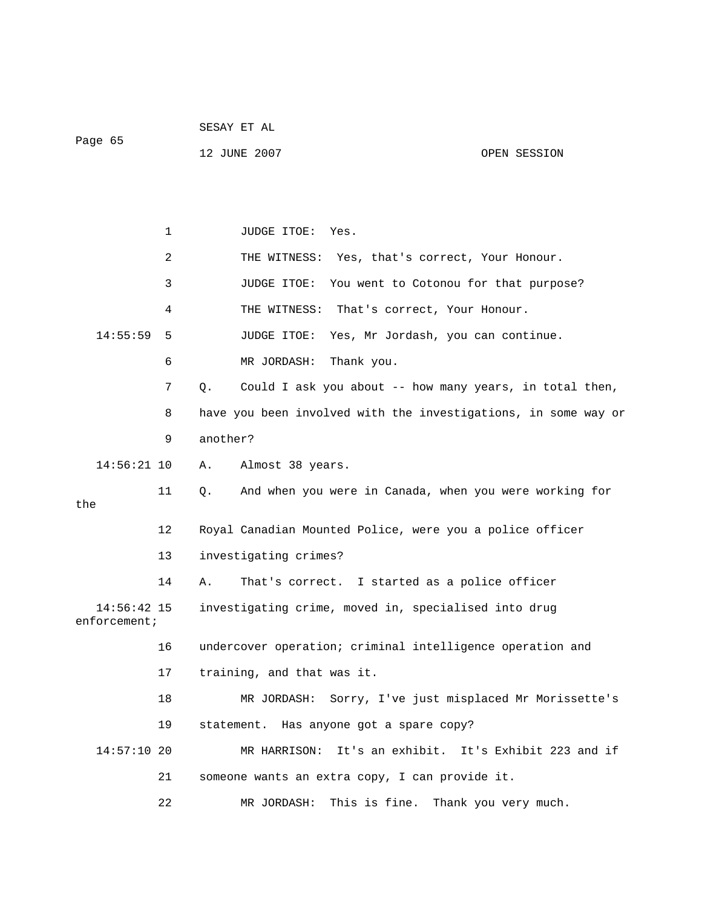1 JUDGE ITOE: Yes.

2 THE WITNESS: Yes, that's correct, Your Honour.

3 JUDGE ITOE: You went to Cotonou for that purpose?

4 THE WITNESS: That's correct, Your Honour.

14:55:59 5 JUDGE ITOE: Yes, Mr Jordash, you can continue.

6 MR JORDASH: Thank you.

7 Q. Could I ask you about -- how many years, in total then,

8 have you been involved with the investigations, in some way or

9 another?

14:56:21 10 A. Almost 38 years.

11 Q. And when you were in Canada, when you were working for the

12 Royal Canadian Mounted Police, were you a police officer

13 investigating crimes?

14 A. That's correct. I started as a police officer

14:56:42 15 investigating crime, moved in, specialised into drug enforcement;

16 undercover operation; criminal intelligence operation and

17 training, and that was it.

18 MR JORDASH: Sorry, I've just misplaced Mr Morissette's

19 statement. Has anyone got a spare copy?

14:57:10 20 MR HARRISON: It's an exhibit. It's Exhibit 223 and if

21 someone wants an extra copy, I can provide it.

22 MR JORDASH: This is fine. Thank you very much.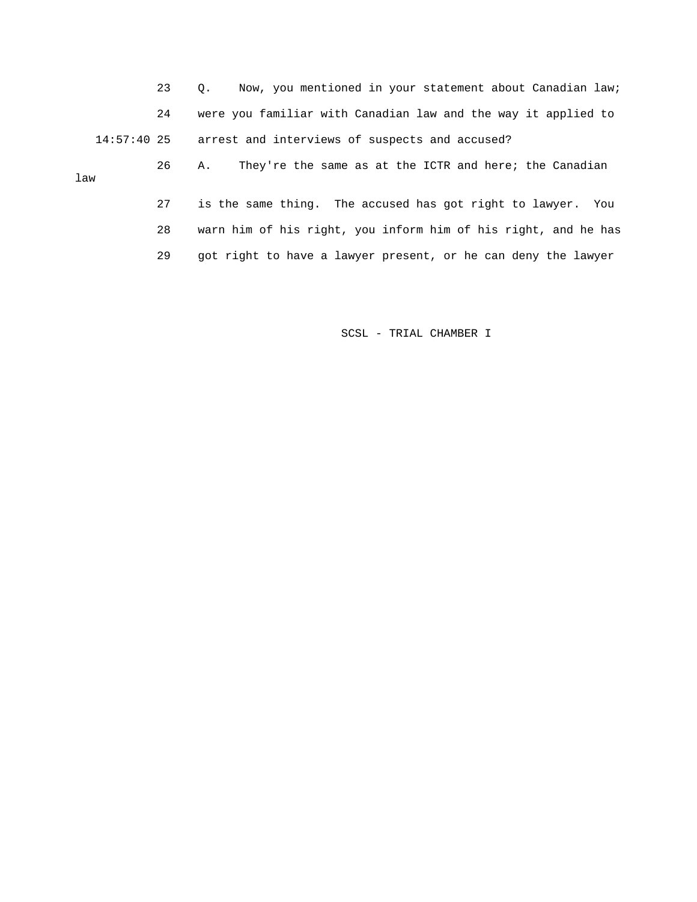23 Q. Now, you mentioned in your statement about Canadian law;

24 were you familiar with Canadian law and the way it applied to

14:57:40 25 arrest and interviews of suspects and accused?

26 A. They're the same as at the ICTR and here; the Canadian law

27 is the same thing. The accused has got right to lawyer. You

28 warn him of his right, you inform him of his right, and he has

29 got right to have a lawyer present, or he can deny the lawyer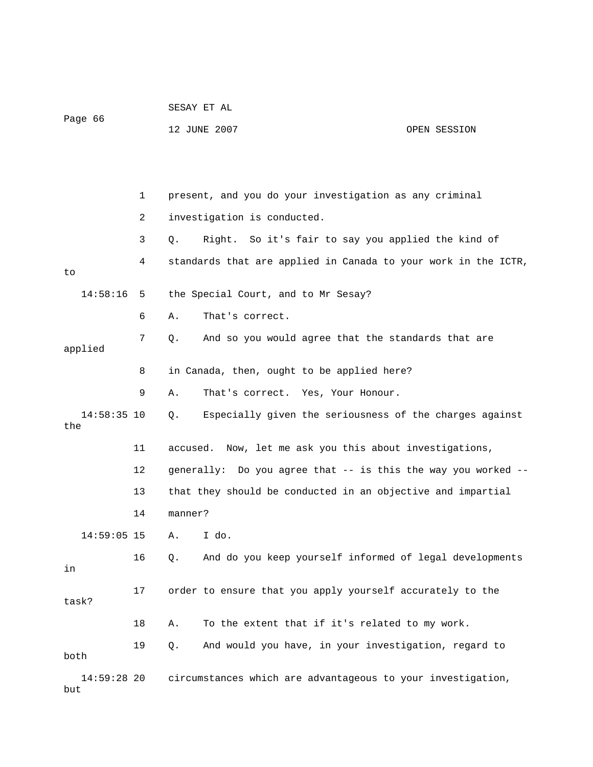1 present, and you do your investigation as any criminal

2 investigation is conducted.

3 Q. Right. So it's fair to say you applied the kind of

4 standards that are applied in Canada to your work in the ICTR, to

14:58:16 5 the Special Court, and to Mr Sesay?

6 A. That's correct.

7 Q. And so you would agree that the standards that are applied

8 in Canada, then, ought to be applied here?

9 A. That's correct. Yes, Your Honour.

14:58:35 10 Q. Especially given the seriousness of the charges against the

11 accused. Now, let me ask you this about investigations,

12 generally: Do you agree that -- is this the way you worked --

13 that they should be conducted in an objective and impartial

14 manner?

14:59:05 15 A. I do.

16 Q. And do you keep yourself informed of legal developments in

17 order to ensure that you apply yourself accurately to the task?

18 A. To the extent that if it's related to my work.

19 Q. And would you have, in your investigation, regard to both

14:59:28 20 circumstances which are advantageous to your investigation, but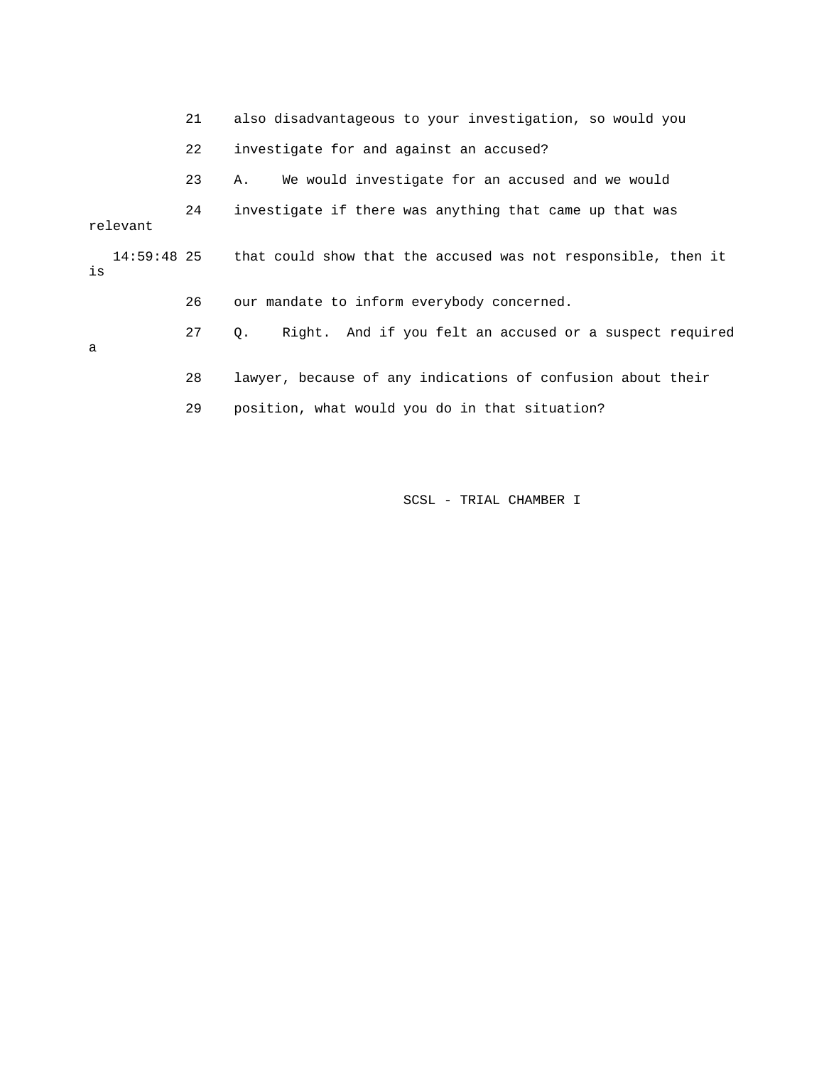21 also disadvantageous to your investigation, so would you

22 investigate for and against an accused?

23 A. We would investigate for an accused and we would

24 investigate if there was anything that came up that was relevant

14:59:48 25 that could show that the accused was not responsible, then it is

26 our mandate to inform everybody concerned.

27 Q. Right. And if you felt an accused or a suspect required a

28 lawyer, because of any indications of confusion about their

29 position, what would you do in that situation?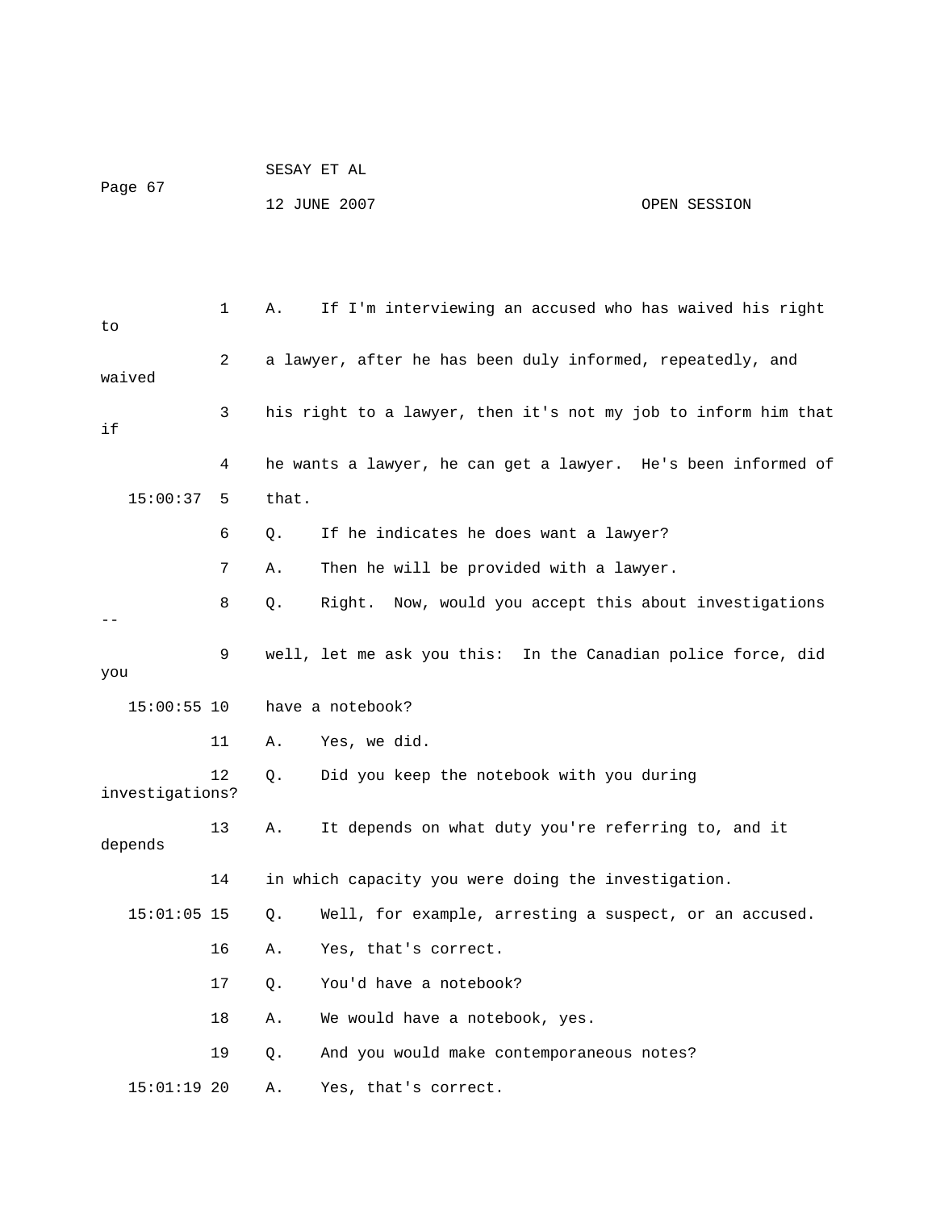1 A. If I'm interviewing an accused who has waived his right to

2 a lawyer, after he has been duly informed, repeatedly, and waived

3 his right to a lawyer, then it's not my job to inform him that if

4 he wants a lawyer, he can get a lawyer. He's been informed of

15:00:37 5 that.

6 Q. If he indicates he does want a lawyer?

7 A. Then he will be provided with a lawyer.

8 Q. Right. Now, would you accept this about investigations --

9 well, let me ask you this: In the Canadian police force, did you

15:00:55 10 have a notebook?

11 A. Yes, we did.

12 Q. Did you keep the notebook with you during investigations?

13 A. It depends on what duty you're referring to, and it depends

14 in which capacity you were doing the investigation.

15:01:05 15 Q. Well, for example, arresting a suspect, or an accused.

16 A. Yes, that's correct.

17 Q. You'd have a notebook?

18 A. We would have a notebook, yes.

19 Q. And you would make contemporaneous notes?

15:01:19 20 A. Yes, that's correct.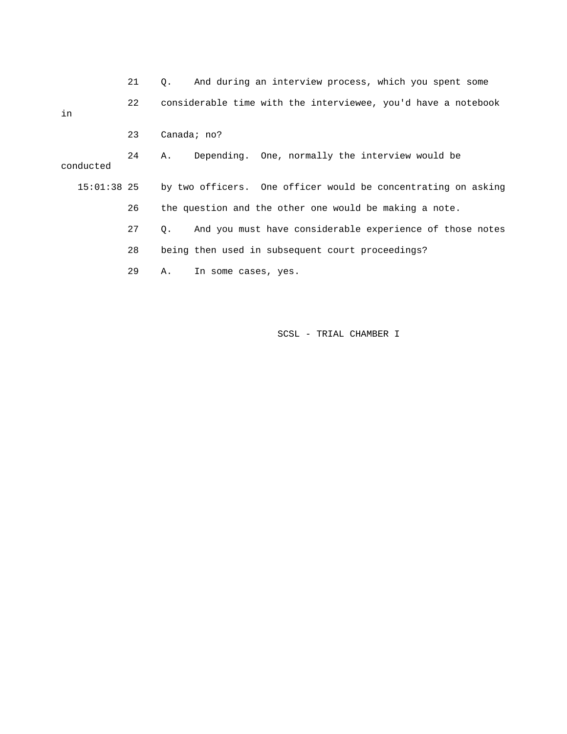21 Q. And during an interview process, which you spent some

22 considerable time with the interviewee, you'd have a notebook in

23 Canada; no?

24 A. Depending. One, normally the interview would be conducted

15:01:38 25 by two officers. One officer would be concentrating on asking

26 the question and the other one would be making a note.

27 Q. And you must have considerable experience of those notes

28 being then used in subsequent court proceedings?

29 A. In some cases, yes.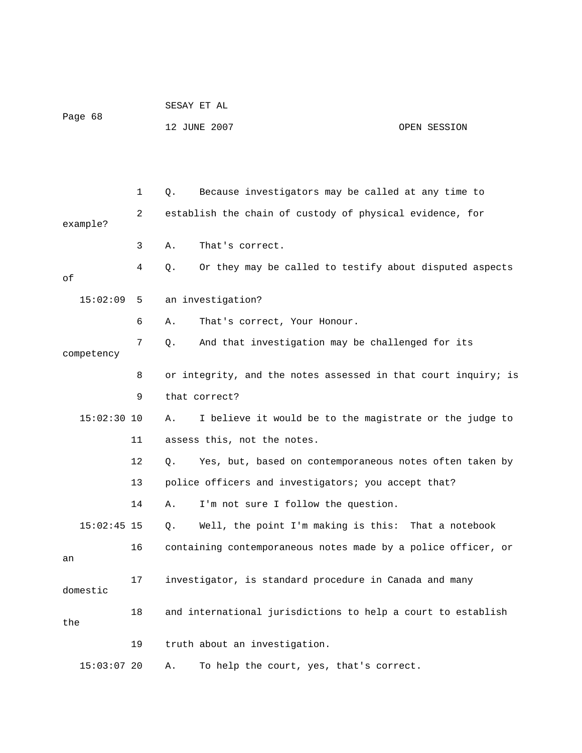1 Q. Because investigators may be called at any time to

2 establish the chain of custody of physical evidence, for example?

3 A. That's correct.

4 Q. Or they may be called to testify about disputed aspects of

15:02:09 5 an investigation?

6 A. That's correct, Your Honour.

7 Q. And that investigation may be challenged for its competency

8 or integrity, and the notes assessed in that court inquiry; is

9 that correct?

15:02:30 10 A. I believe it would be to the magistrate or the judge to

11 assess this, not the notes.

12 Q. Yes, but, based on contemporaneous notes often taken by

13 police officers and investigators; you accept that?

14 A. I'm not sure I follow the question.

15:02:45 15 Q. Well, the point I'm making is this: That a notebook

16 containing contemporaneous notes made by a police officer, or an

17 investigator, is standard procedure in Canada and many domestic

18 and international jurisdictions to help a court to establish the

19 truth about an investigation.

15:03:07 20 A. To help the court, yes, that's correct.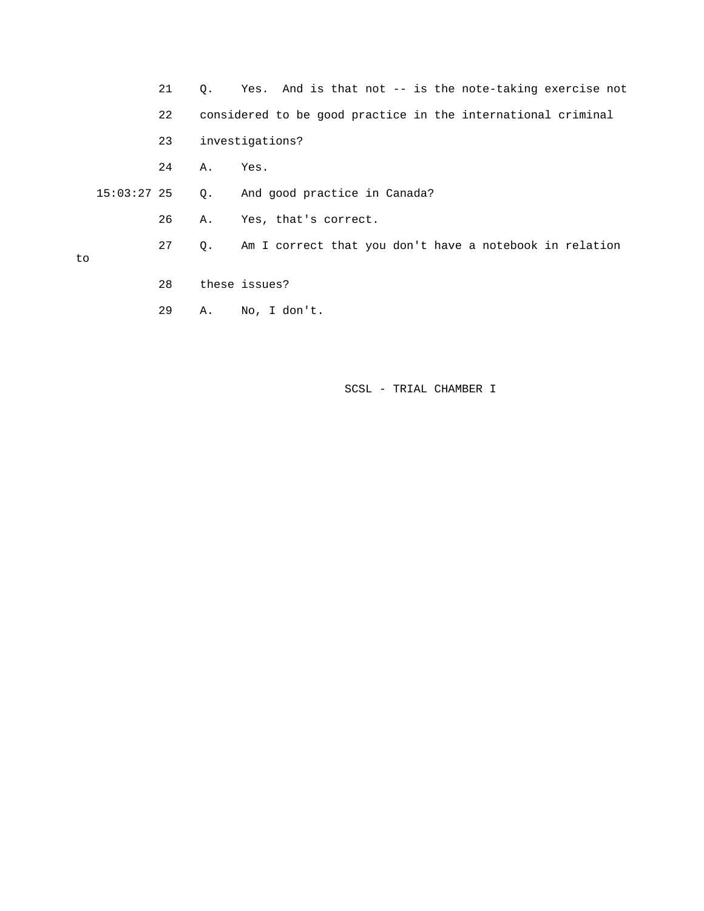21 Q. Yes. And is that not -- is the note-taking exercise not

22 considered to be good practice in the international criminal

23 investigations?

24 A. Yes.

15:03:27 25 Q. And good practice in Canada?

26 A. Yes, that's correct.

27 Q. Am I correct that you don't have a notebook in relation to

28 these issues?

29 A. No, I don't.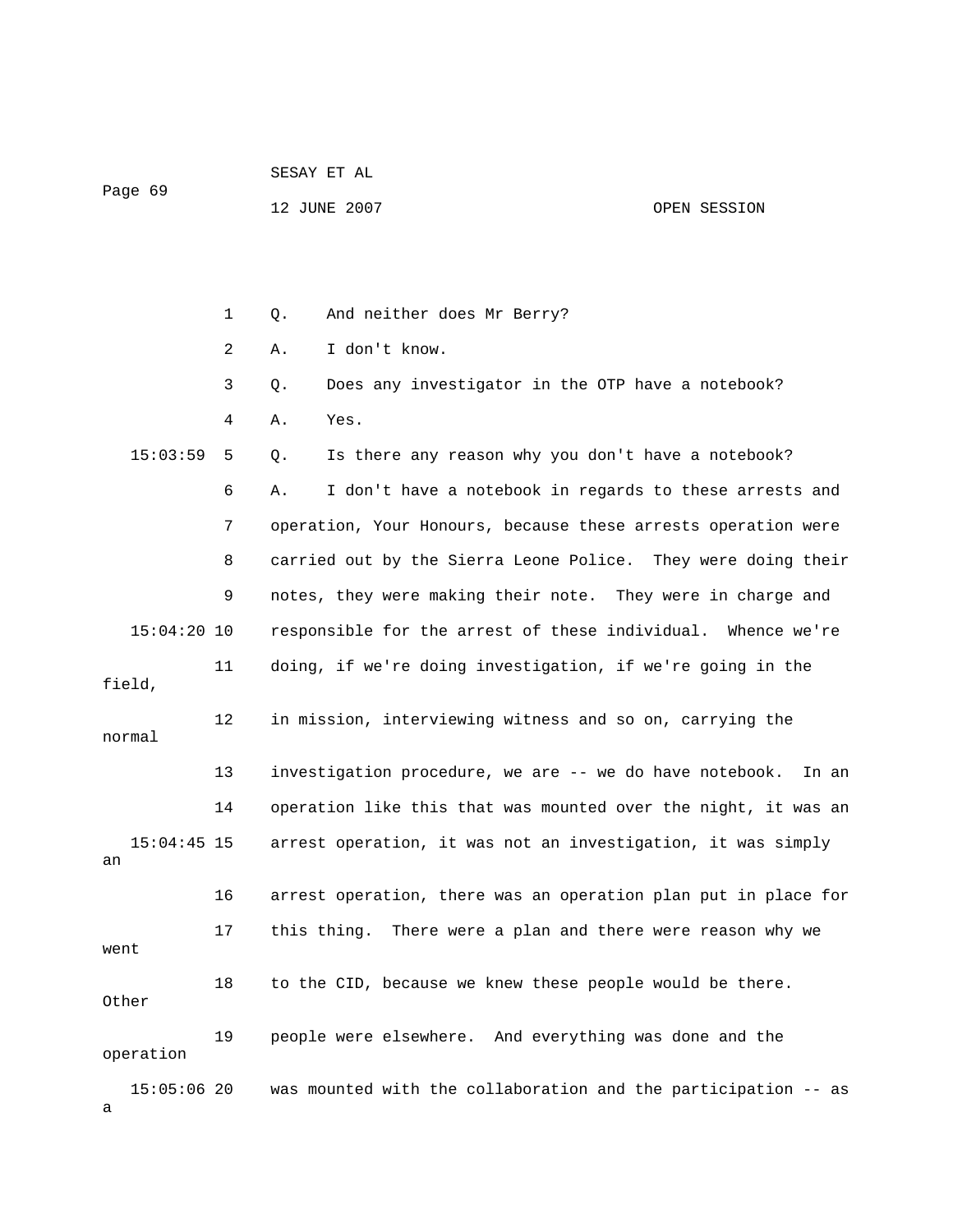1 Q. And neither does Mr Berry?

2 A. I don't know.

3 Q. Does any investigator in the OTP have a notebook?

4 A. Yes.

15:03:59 5 Q. Is there any reason why you don't have a notebook?

6 A. I don't have a notebook in regards to these arrests and

7 operation, Your Honours, because these arrests operation were

8 carried out by the Sierra Leone Police. They were doing their

9 notes, they were making their note. They were in charge and

15:04:20 10 responsible for the arrest of these individual. Whence we're

11 doing, if we're doing investigation, if we're going in the field,

12 in mission, interviewing witness and so on, carrying the normal

13 investigation procedure, we are -- we do have notebook. In an

14 operation like this that was mounted over the night, it was an

15:04:45 15 arrest operation, it was not an investigation, it was simply an

16 arrest operation, there was an operation plan put in place for

17 this thing. There were a plan and there were reason why we went

18 to the CID, because we knew these people would be there. Other

19 people were elsewhere. And everything was done and the operation

15:05:06 20 was mounted with the collaboration and the participation -- as a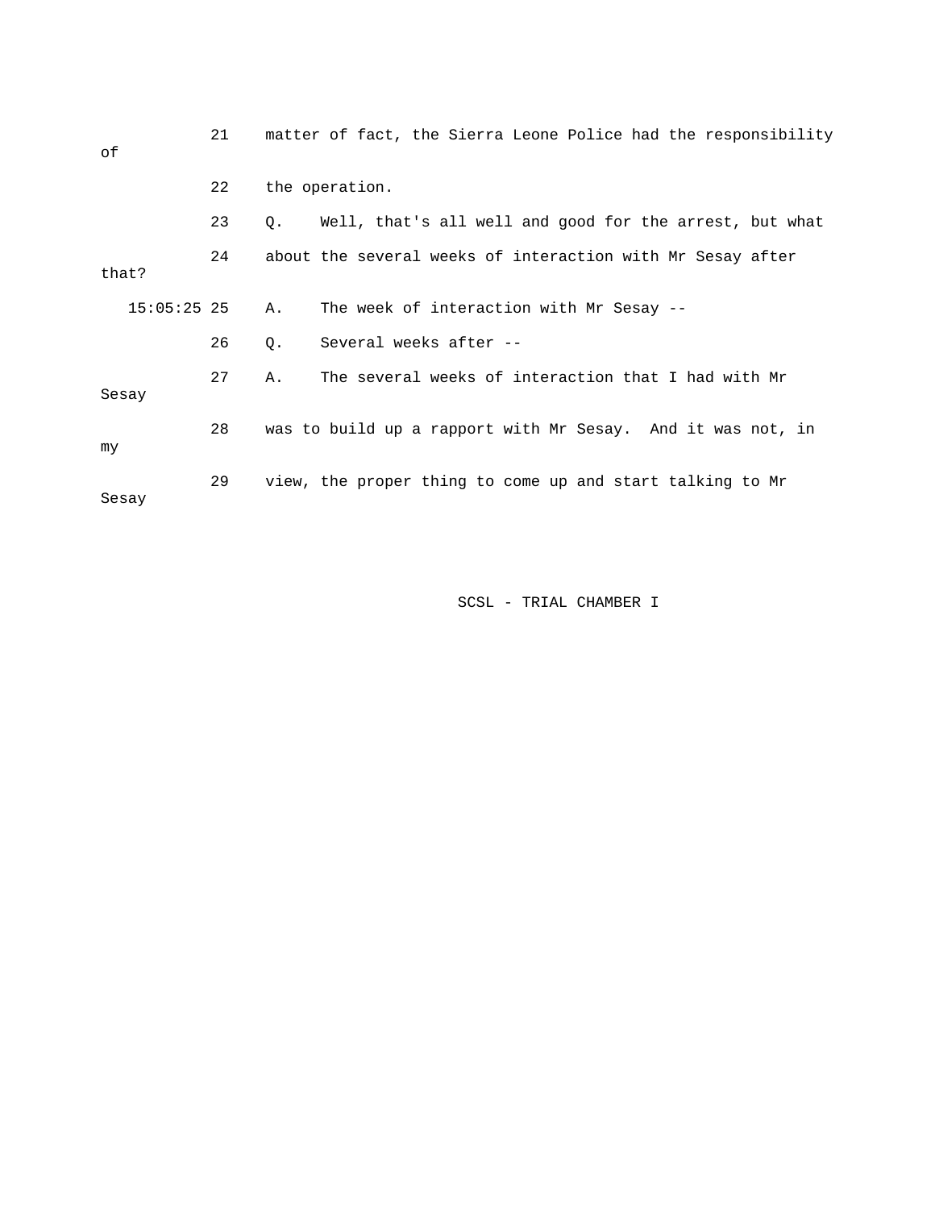21 matter of fact, the Sierra Leone Police had the responsibility of

22 the operation.

23 Q. Well, that's all well and good for the arrest, but what

24 about the several weeks of interaction with Mr Sesay after that?

15:05:25 25 A. The week of interaction with Mr Sesay --

26 Q. Several weeks after --

27 A. The several weeks of interaction that I had with Mr Sesay

28 was to build up a rapport with Mr Sesay. And it was not, in my

29 view, the proper thing to come up and start talking to Mr Sesay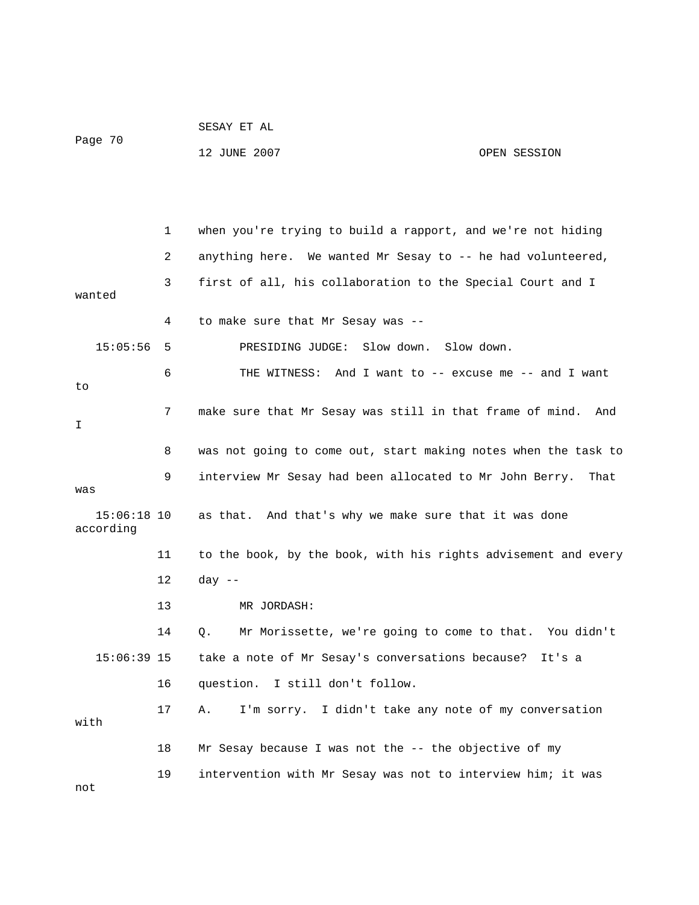1 when you're trying to build a rapport, and we're not hiding

2 anything here. We wanted Mr Sesay to -- he had volunteered,

3 first of all, his collaboration to the Special Court and I wanted

4 to make sure that Mr Sesay was --

15:05:56 5 PRESIDING JUDGE: Slow down. Slow down.

6 THE WITNESS: And I want to -- excuse me -- and I want to

7 make sure that Mr Sesay was still in that frame of mind. And I

8 was not going to come out, start making notes when the task to

9 interview Mr Sesay had been allocated to Mr John Berry. That was

15:06:18 10 as that. And that's why we make sure that it was done according

11 to the book, by the book, with his rights advisement and every

12 day --

13 MR JORDASH:

14 Q. Mr Morissette, we're going to come to that. You didn't

15:06:39 15 take a note of Mr Sesay's conversations because? It's a

16 question. I still don't follow.

17 A. I'm sorry. I didn't take any note of my conversation with

18 Mr Sesay because I was not the -- the objective of my

19 intervention with Mr Sesay was not to interview him; it was not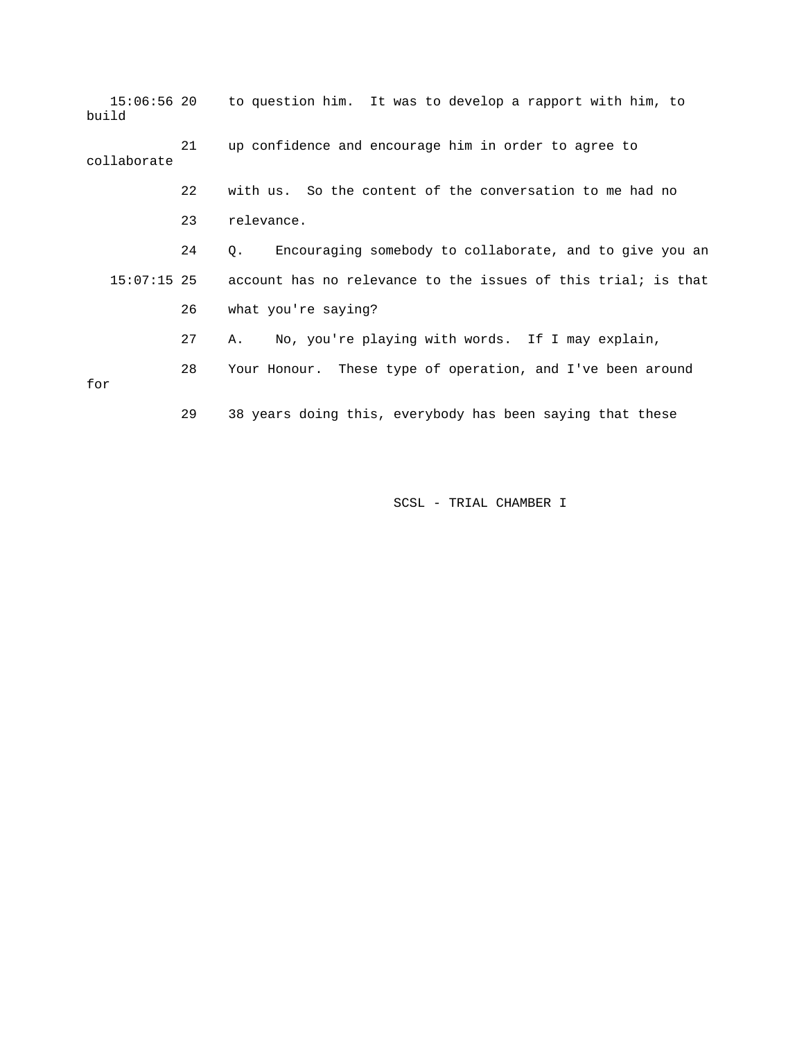15:06:56 20 to question him. It was to develop a rapport with him, to build

21 up confidence and encourage him in order to agree to collaborate

22 with us. So the content of the conversation to me had no

23 relevance.

24 Q. Encouraging somebody to collaborate, and to give you an

15:07:15 25 account has no relevance to the issues of this trial; is that

26 what you're saying?

27 A. No, you're playing with words. If I may explain,

28 Your Honour. These type of operation, and I've been around for

29 38 years doing this, everybody has been saying that these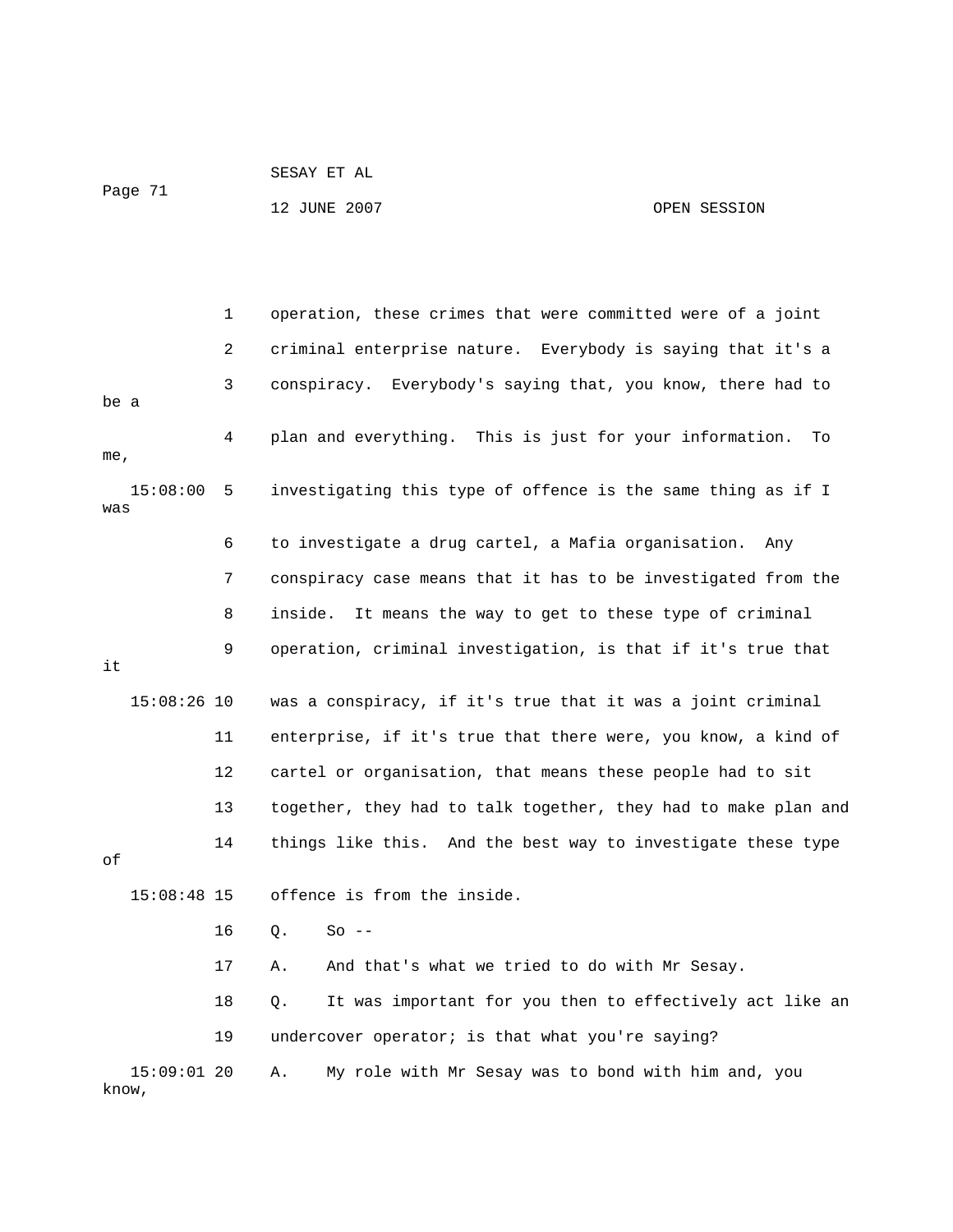operation, these crimes that were committed were of a joint criminal enterprise nature. Everybody is saying that it's a conspiracy. Everybody's saying that, you know, there had to be a plan and everything. This is just for your information. To me, investigating this type of offence is the same thing as if I was to investigate a drug cartel, a Mafia organisation. Any conspiracy case means that it has to be investigated from the inside. It means the way to get to these type of criminal operation, criminal investigation, is that if it's true that it was a conspiracy, if it's true that it was a joint criminal enterprise, if it's true that there were, you know, a kind of cartel or organisation, that means these people had to sit together, they had to talk together, they had to make plan and things like this. And the best way to investigate these type of offence is from the inside.

Q. So --

A. And that's what we tried to do with Mr Sesay.

Q. It was important for you then to effectively act like an undercover operator; is that what you're saying?

A. My role with Mr Sesay was to bond with him and, you know,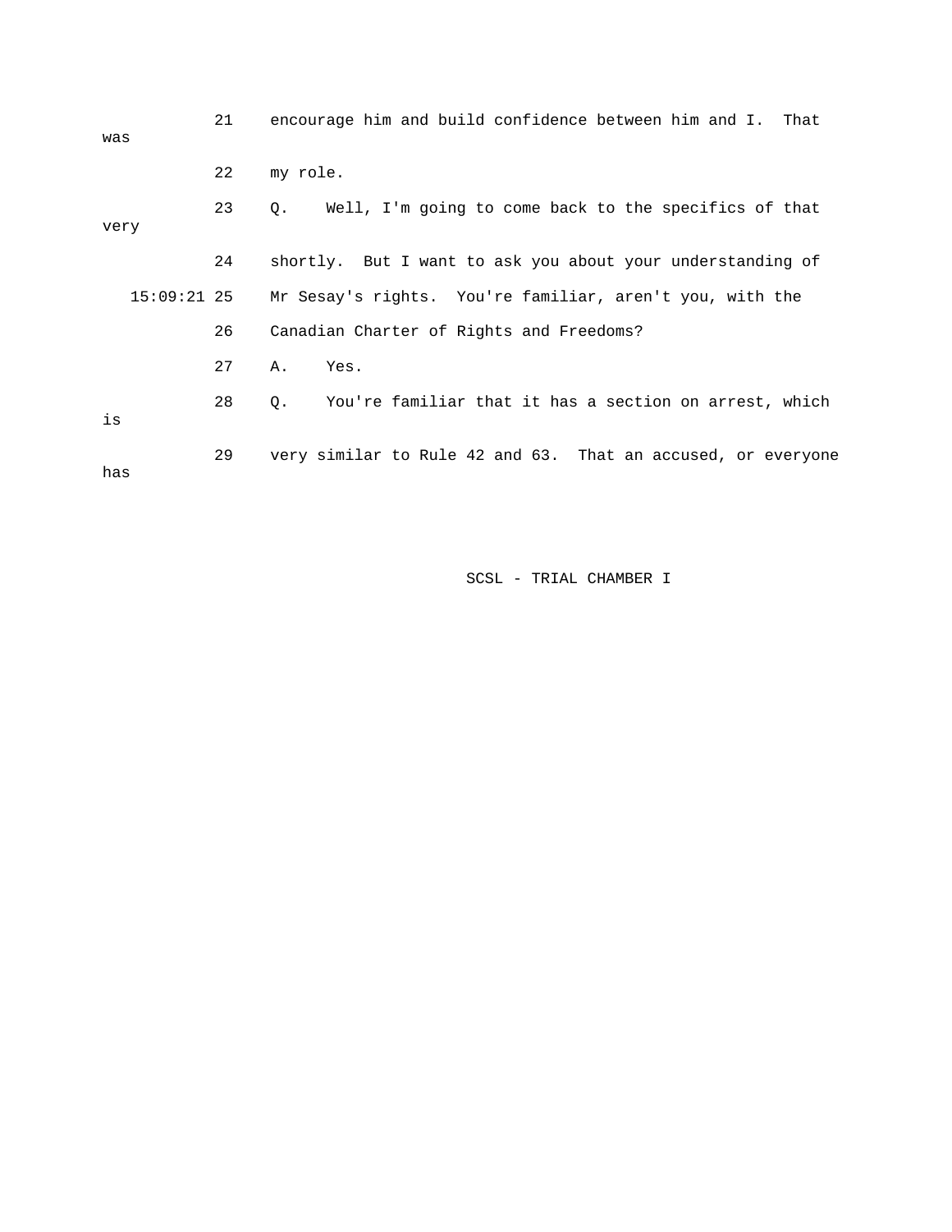21 encourage him and build confidence between him and I. That was

22 my role.

23 Q. Well, I'm going to come back to the specifics of that very

24 shortly. But I want to ask you about your understanding of

15:09:21 25 Mr Sesay's rights. You're familiar, aren't you, with the

26 Canadian Charter of Rights and Freedoms?

27 A. Yes.

28 Q. You're familiar that it has a section on arrest, which is

29 very similar to Rule 42 and 63. That an accused, or everyone has

SCSL - TRIAL CHAMBER I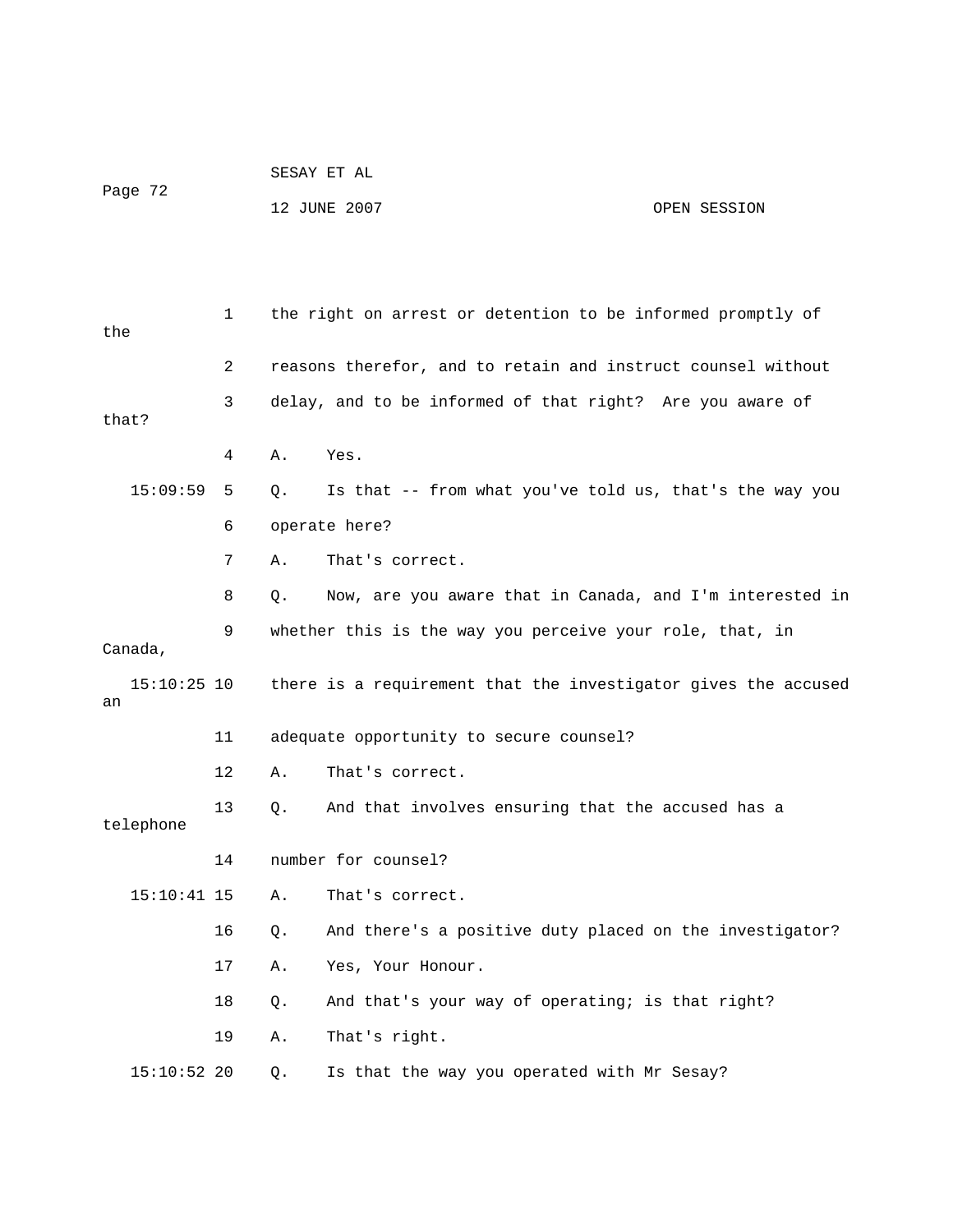1 the right on arrest or detention to be informed promptly of the

2 reasons therefor, and to retain and instruct counsel without

3 delay, and to be informed of that right? Are you aware of that?

4 A. Yes.

15:09:59 5 Q. Is that -- from what you've told us, that's the way you

6 operate here?

7 A. That's correct.

8 Q. Now, are you aware that in Canada, and I'm interested in

9 whether this is the way you perceive your role, that, in Canada,

15:10:25 10 there is a requirement that the investigator gives the accused an

11 adequate opportunity to secure counsel?

12 A. That's correct.

13 Q. And that involves ensuring that the accused has a telephone

14 number for counsel?

15:10:41 15 A. That's correct.

16 Q. And there's a positive duty placed on the investigator?

17 A. Yes, Your Honour.

18 Q. And that's your way of operating; is that right?

19 A. That's right.

15:10:52 20 Q. Is that the way you operated with Mr Sesay?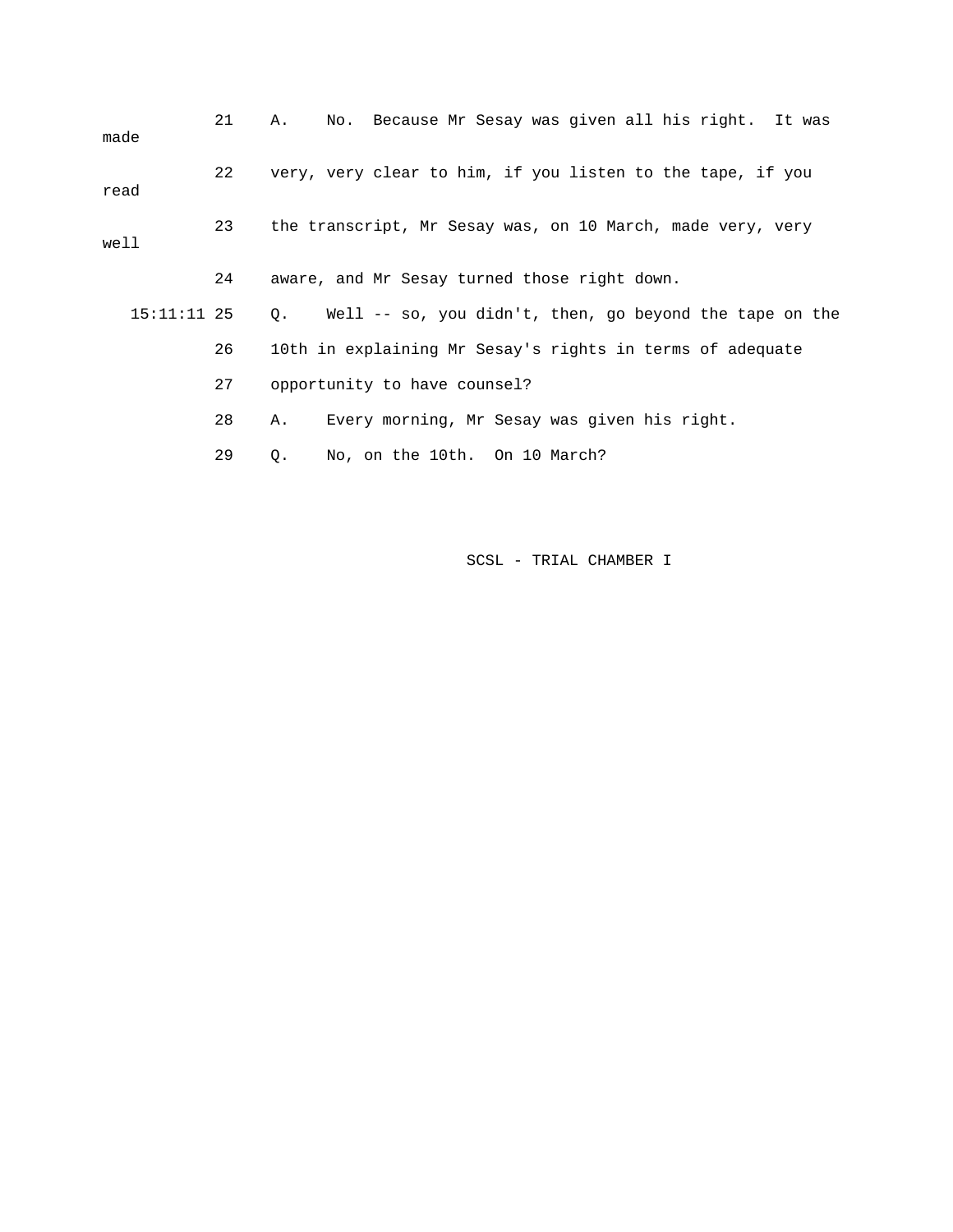21 A. No. Because Mr Sesay was given all his right. It was made

22 very, very clear to him, if you listen to the tape, if you read

23 the transcript, Mr Sesay was, on 10 March, made very, very well

24 aware, and Mr Sesay turned those right down.

15:11:11 25 Q. Well -- so, you didn't, then, go beyond the tape on the

26 10th in explaining Mr Sesay's rights in terms of adequate

27 opportunity to have counsel?

28 A. Every morning, Mr Sesay was given his right.

29 Q. No, on the 10th. On 10 March?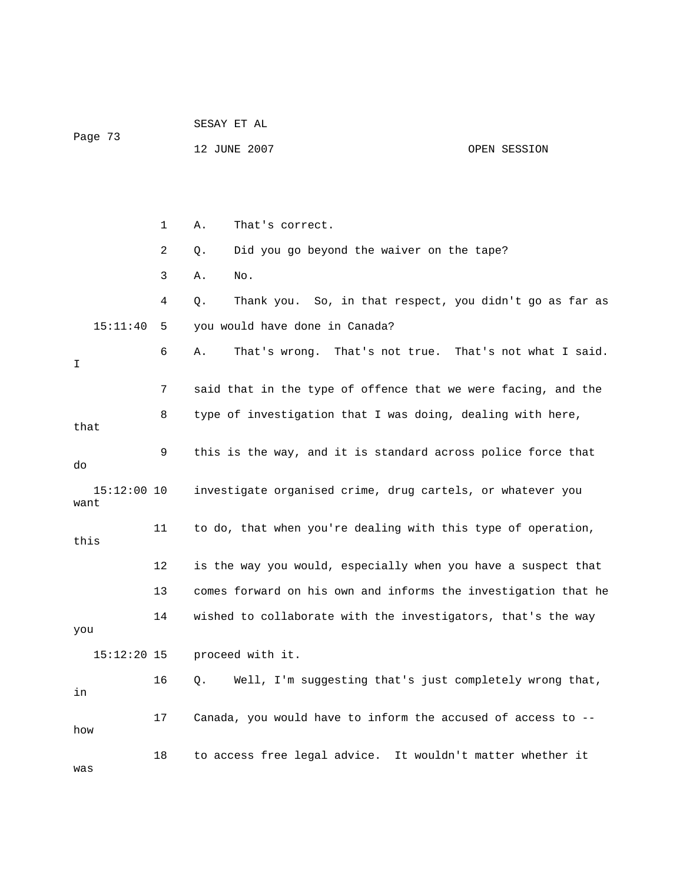1 A. That's correct.

2 Q. Did you go beyond the waiver on the tape?

3 A. No.

4 Q. Thank you. So, in that respect, you didn't go as far as

15:11:40 5 you would have done in Canada?

6 A. That's wrong. That's not true. That's not what I said. I

7 said that in the type of offence that we were facing, and the

8 type of investigation that I was doing, dealing with here, that

9 this is the way, and it is standard across police force that do

15:12:00 10 investigate organised crime, drug cartels, or whatever you want

11 to do, that when you're dealing with this type of operation, this

12 is the way you would, especially when you have a suspect that

13 comes forward on his own and informs the investigation that he

14 wished to collaborate with the investigators, that's the way you

15:12:20 15 proceed with it.

16 Q. Well, I'm suggesting that's just completely wrong that, in

17 Canada, you would have to inform the accused of access to -- how

18 to access free legal advice. It wouldn't matter whether it was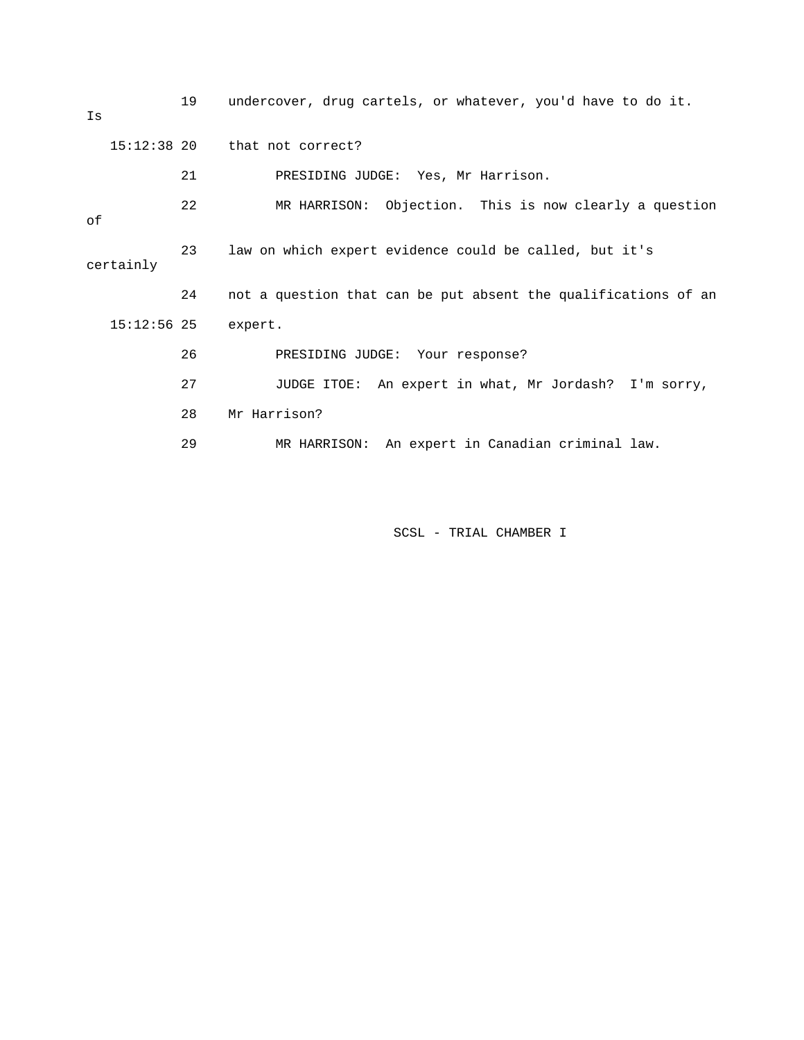19 undercover, drug cartels, or whatever, you'd have to do it. Is

15:12:38 20 that not correct?

21 PRESIDING JUDGE: Yes, Mr Harrison.

22 MR HARRISON: Objection. This is now clearly a question of

23 law on which expert evidence could be called, but it's certainly

24 not a question that can be put absent the qualifications of an

15:12:56 25 expert.

26 PRESIDING JUDGE: Your response?

27 JUDGE ITOE: An expert in what, Mr Jordash? I'm sorry,

28 Mr Harrison?

29 MR HARRISON: An expert in Canadian criminal law.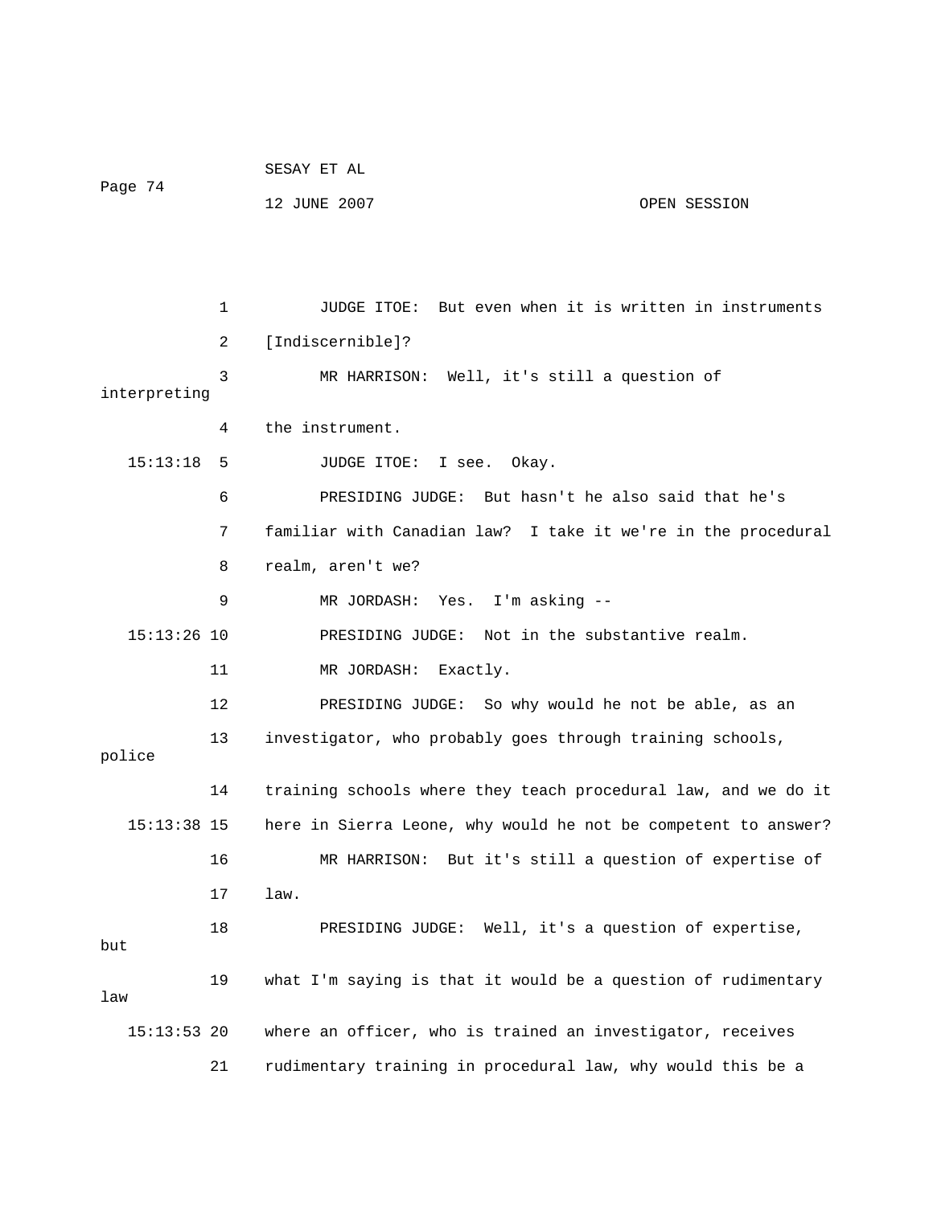JUDGE ITOE: But even when it is written in instruments [Indiscernible]?

MR HARRISON: Well, it's still a question of interpreting the instrument.

JUDGE ITOE: I see. Okay.

PRESIDING JUDGE: But hasn't he also said that he's familiar with Canadian law? I take it we're in the procedural realm, aren't we?

MR JORDASH: Yes. I'm asking --

PRESIDING JUDGE: Not in the substantive realm.

MR JORDASH: Exactly.

PRESIDING JUDGE: So why would he not be able, as an investigator, who probably goes through training schools, police training schools where they teach procedural law, and we do it here in Sierra Leone, why would he not be competent to answer?

MR HARRISON: But it's still a question of expertise of law.

PRESIDING JUDGE: Well, it's a question of expertise, but what I'm saying is that it would be a question of rudimentary law where an officer, who is trained an investigator, receives rudimentary training in procedural law, why would this be a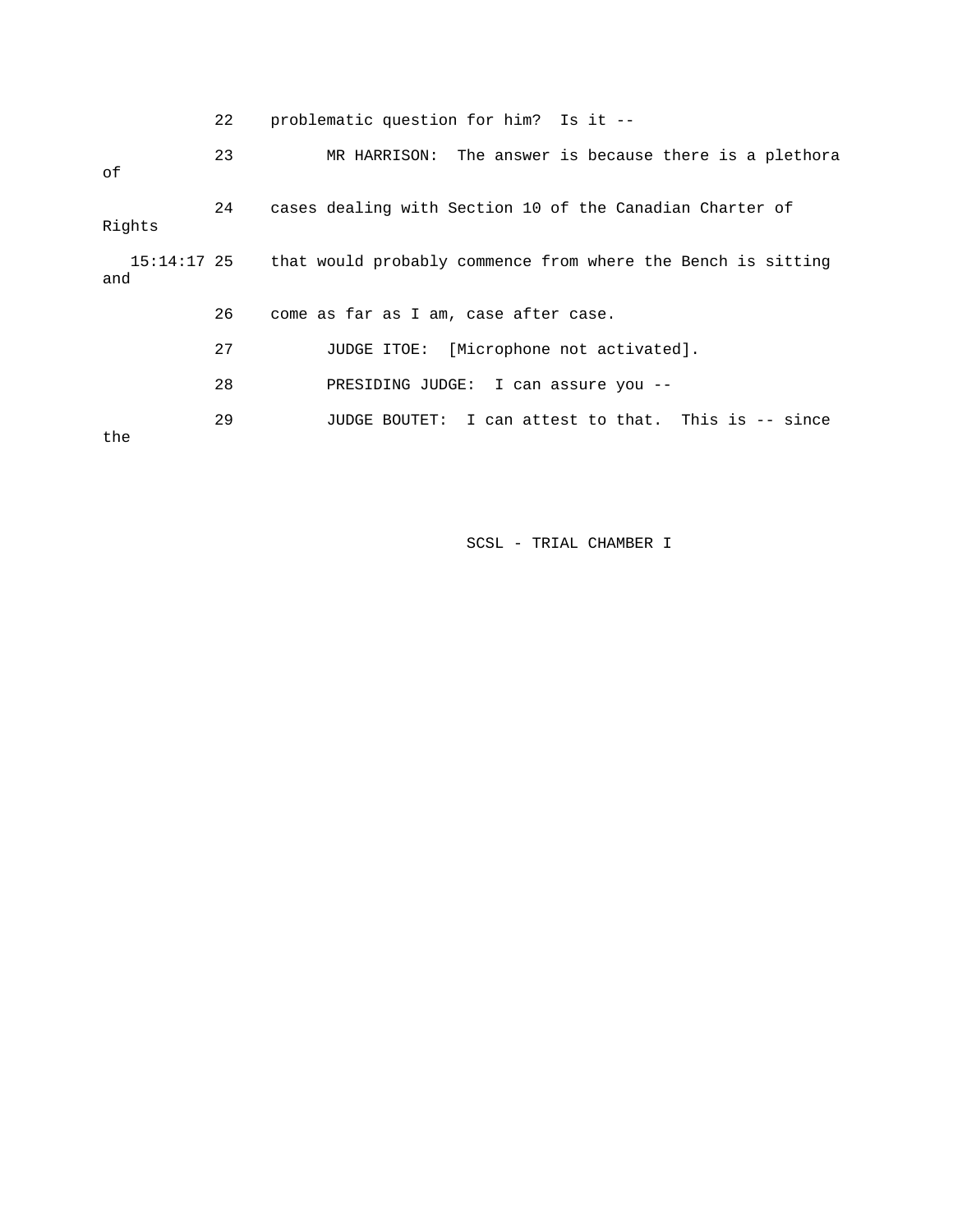22 problematic question for him? Is it --

23 MR HARRISON: The answer is because there is a plethora of

24 cases dealing with Section 10 of the Canadian Charter of Rights

15:14:17 25 that would probably commence from where the Bench is sitting and

26 come as far as I am, case after case.

27 JUDGE ITOE: [Microphone not activated].

28 PRESIDING JUDGE: I can assure you --

29 JUDGE BOUTET: I can attest to that. This is -- since the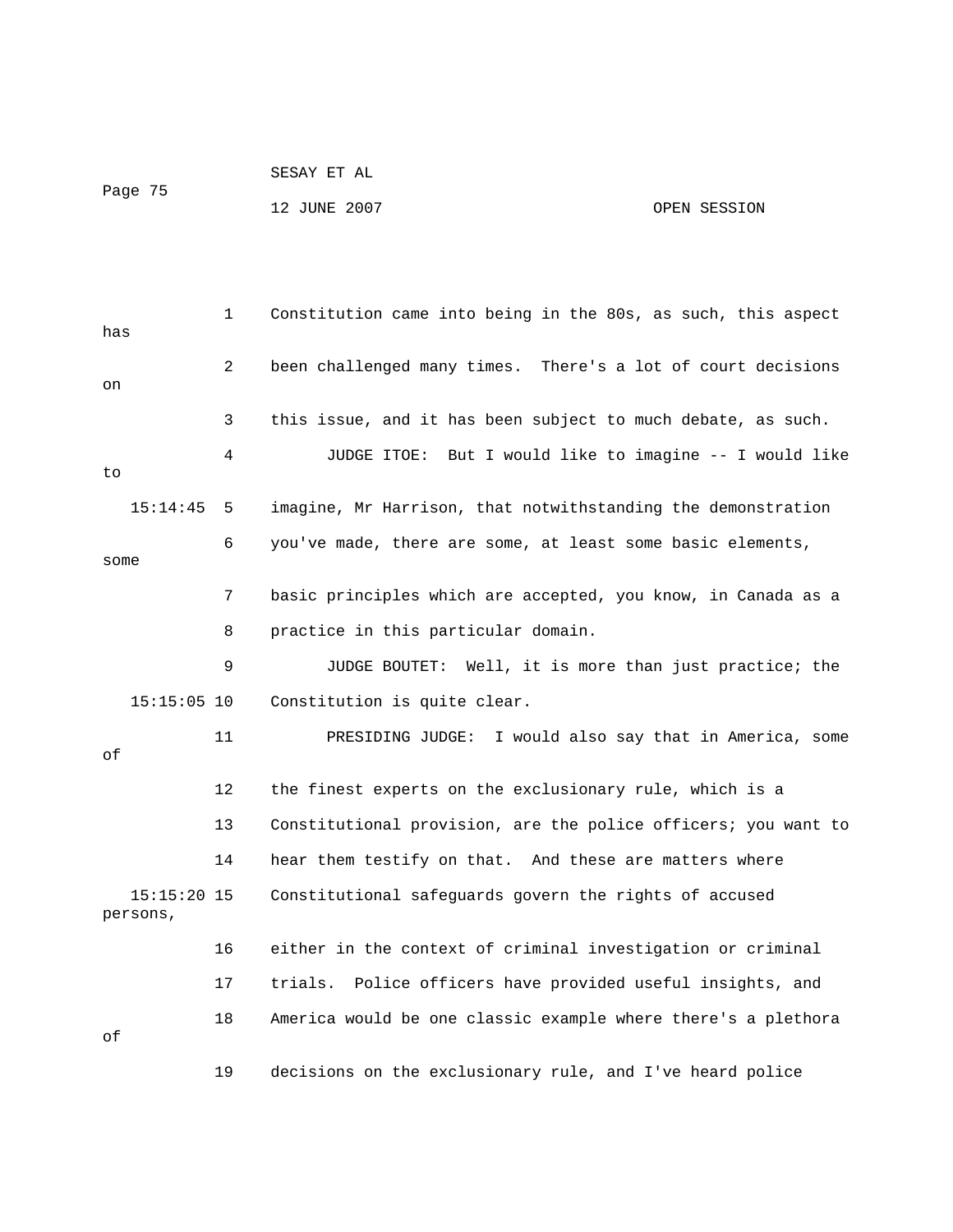1 Constitution came into being in the 80s, as such, this aspect has

2 been challenged many times. There's a lot of court decisions on

3 this issue, and it has been subject to much debate, as such.

4 JUDGE ITOE: But I would like to imagine -- I would like to

15:14:45 5 imagine, Mr Harrison, that notwithstanding the demonstration

6 you've made, there are some, at least some basic elements, some

7 basic principles which are accepted, you know, in Canada as a

8 practice in this particular domain.

9 JUDGE BOUTET: Well, it is more than just practice; the

15:15:05 10 Constitution is quite clear.

11 PRESIDING JUDGE: I would also say that in America, some of

12 the finest experts on the exclusionary rule, which is a

13 Constitutional provision, are the police officers; you want to

14 hear them testify on that. And these are matters where

15:15:20 15 Constitutional safeguards govern the rights of accused persons,

16 either in the context of criminal investigation or criminal

17 trials. Police officers have provided useful insights, and

18 America would be one classic example where there's a plethora of

19 decisions on the exclusionary rule, and I've heard police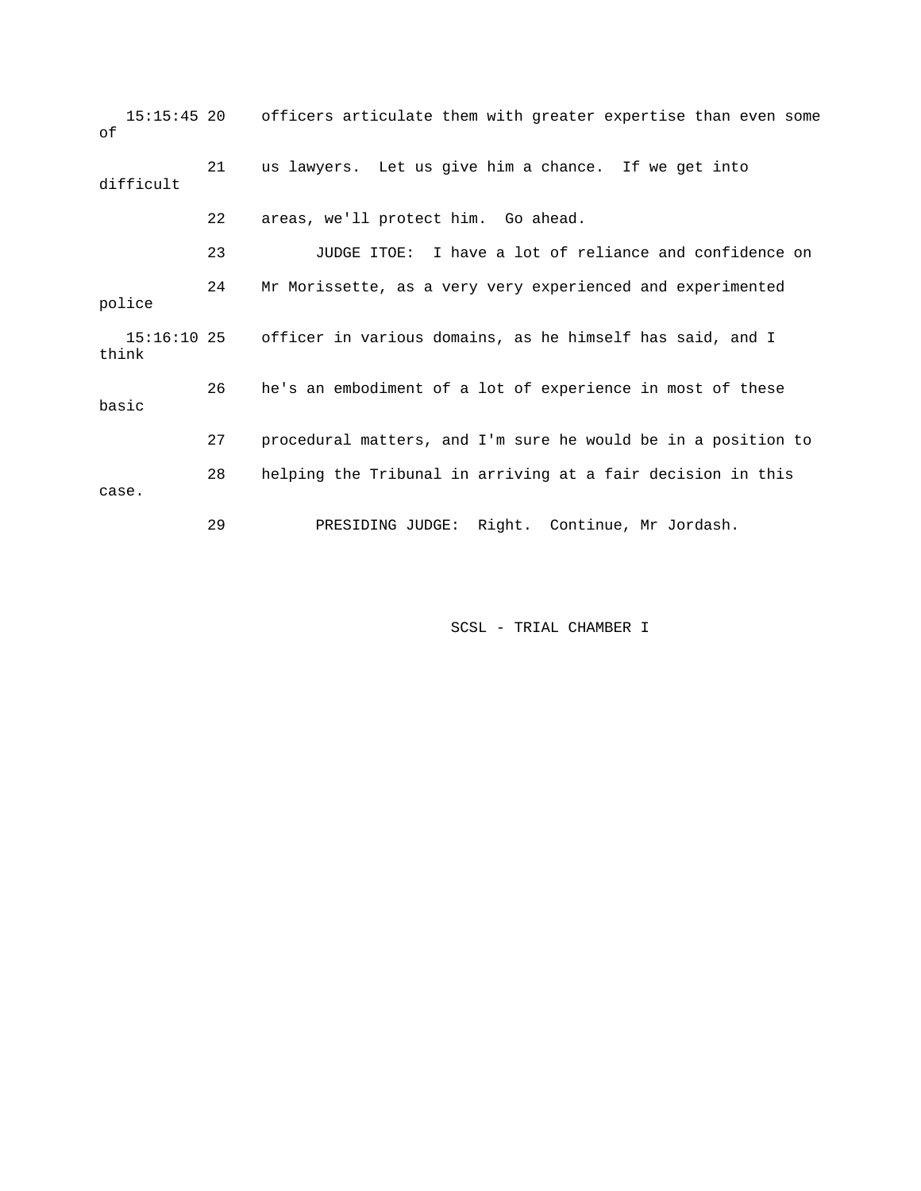15:15:45 20 officers articulate them with greater expertise than even some of

21 us lawyers. Let us give him a chance. If we get into difficult

22 areas, we'll protect him. Go ahead.

23 JUDGE ITOE: I have a lot of reliance and confidence on

24 Mr Morissette, as a very very experienced and experimented police

15:16:10 25 officer in various domains, as he himself has said, and I think

26 he's an embodiment of a lot of experience in most of these basic

27 procedural matters, and I'm sure he would be in a position to

28 helping the Tribunal in arriving at a fair decision in this case.

29 PRESIDING JUDGE: Right. Continue, Mr Jordash.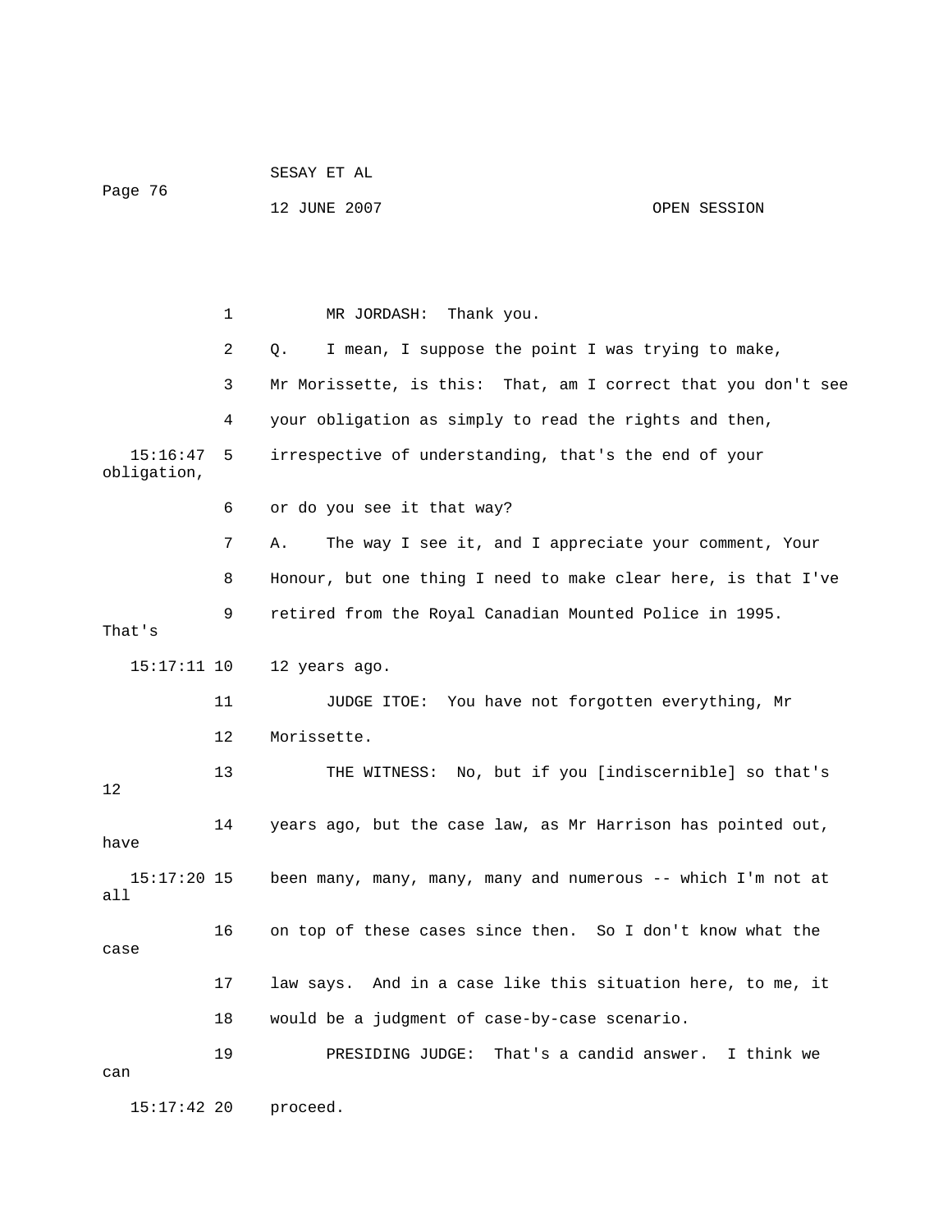MR JORDASH: Thank you.

Q. I mean, I suppose the point I was trying to make, Mr Morissette, is this: That, am I correct that you don't see your obligation as simply to read the rights and then, irrespective of understanding, that's the end of your obligation, or do you see it that way?

A. The way I see it, and I appreciate your comment, Your Honour, but one thing I need to make clear here, is that I've retired from the Royal Canadian Mounted Police in 1995. That's 12 years ago.

JUDGE ITOE: You have not forgotten everything, Mr Morissette.

THE WITNESS: No, but if you [indiscernible] so that's 12 years ago, but the case law, as Mr Harrison has pointed out, have been many, many, many, many and numerous -- which I'm not at all on top of these cases since then. So I don't know what the case law says. And in a case like this situation here, to me, it would be a judgment of case-by-case scenario.

PRESIDING JUDGE: That's a candid answer. I think we can proceed.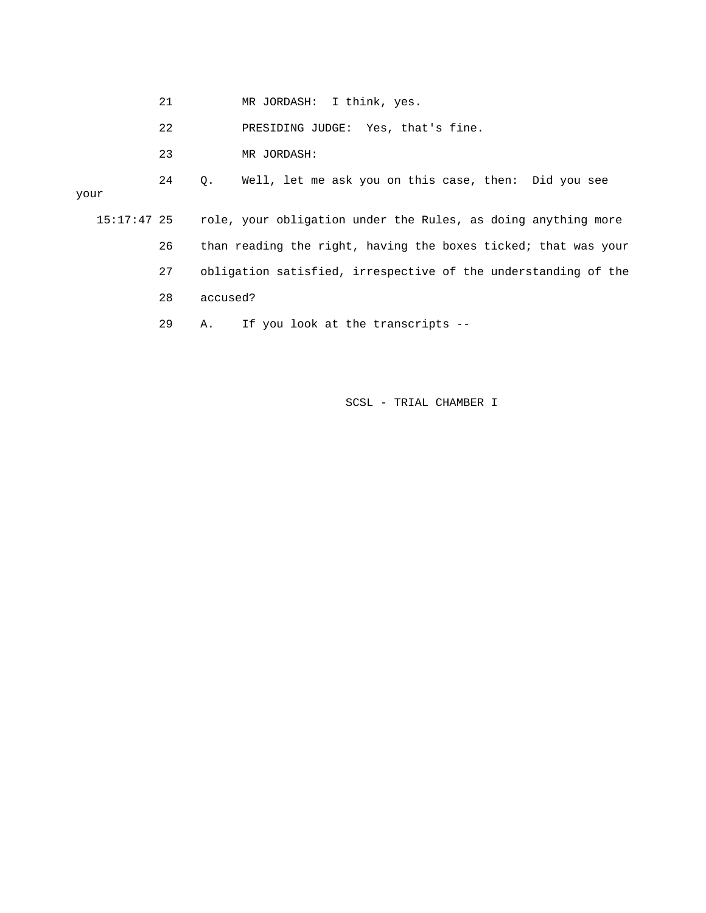21 MR JORDASH: I think, yes.

22 PRESIDING JUDGE: Yes, that's fine.

23 MR JORDASH:

24 Q. Well, let me ask you on this case, then: Did you see your

15:17:47 25 role, your obligation under the Rules, as doing anything more

26 than reading the right, having the boxes ticked; that was your

27 obligation satisfied, irrespective of the understanding of the

28 accused?

29 A. If you look at the transcripts --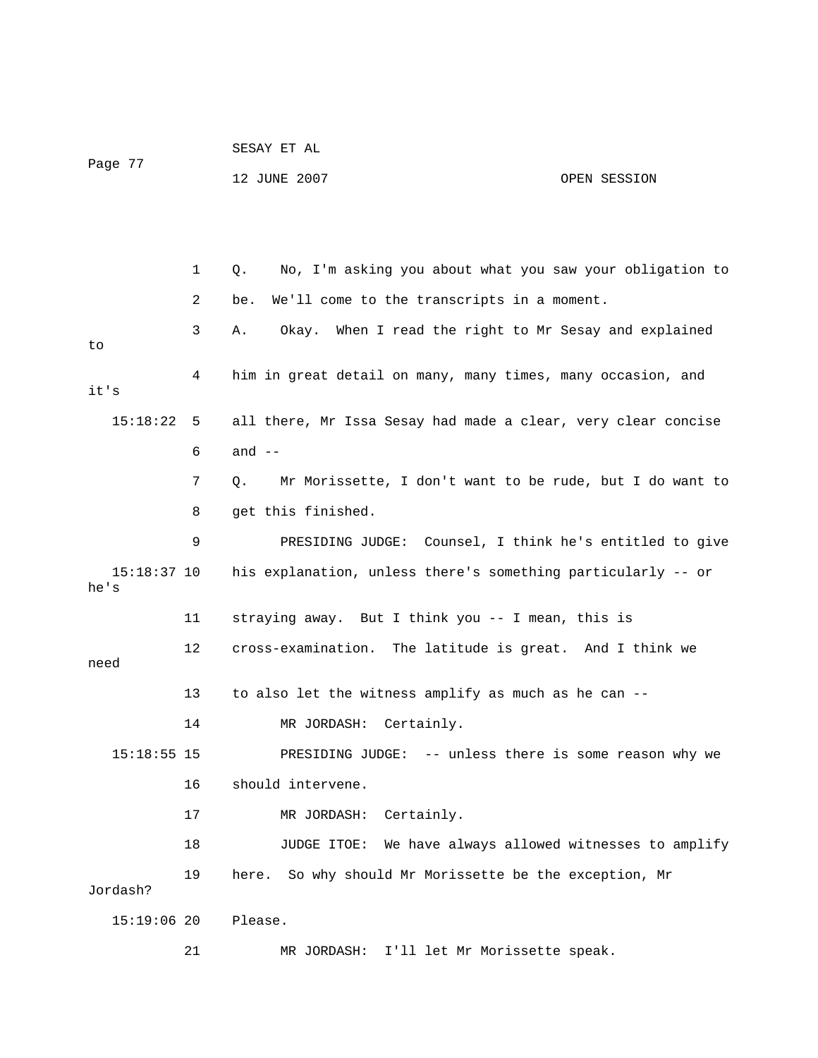Q. No, I'm asking you about what you saw your obligation to be. We'll come to the transcripts in a moment.

A. Okay. When I read the right to Mr Sesay and explained to him in great detail on many, many times, many occasion, and it's all there, Mr Issa Sesay had made a clear, very clear concise and --

Q. Mr Morissette, I don't want to be rude, but I do want to get this finished.

PRESIDING JUDGE: Counsel, I think he's entitled to give his explanation, unless there's something particularly -- or he's straying away. But I think you -- I mean, this is cross-examination. The latitude is great. And I think we need to also let the witness amplify as much as he can --

MR JORDASH: Certainly.

PRESIDING JUDGE: -- unless there is some reason why we should intervene.

MR JORDASH: Certainly.

JUDGE ITOE: We have always allowed witnesses to amplify here. So why should Mr Morissette be the exception, Mr Jordash? Please.

MR JORDASH: I'll let Mr Morissette speak.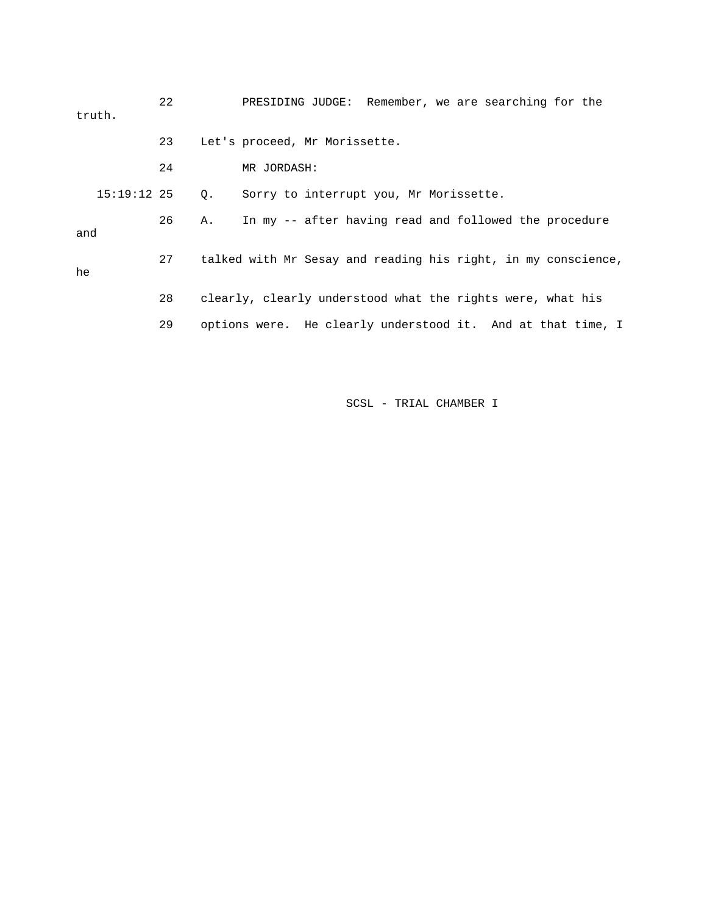22 PRESIDING JUDGE: Remember, we are searching for the truth.

23 Let's proceed, Mr Morissette.

24 MR JORDASH:

15:19:12 25 Q. Sorry to interrupt you, Mr Morissette.

26 A. In my -- after having read and followed the procedure and

27 talked with Mr Sesay and reading his right, in my conscience, he

28 clearly, clearly understood what the rights were, what his

29 options were. He clearly understood it. And at that time, I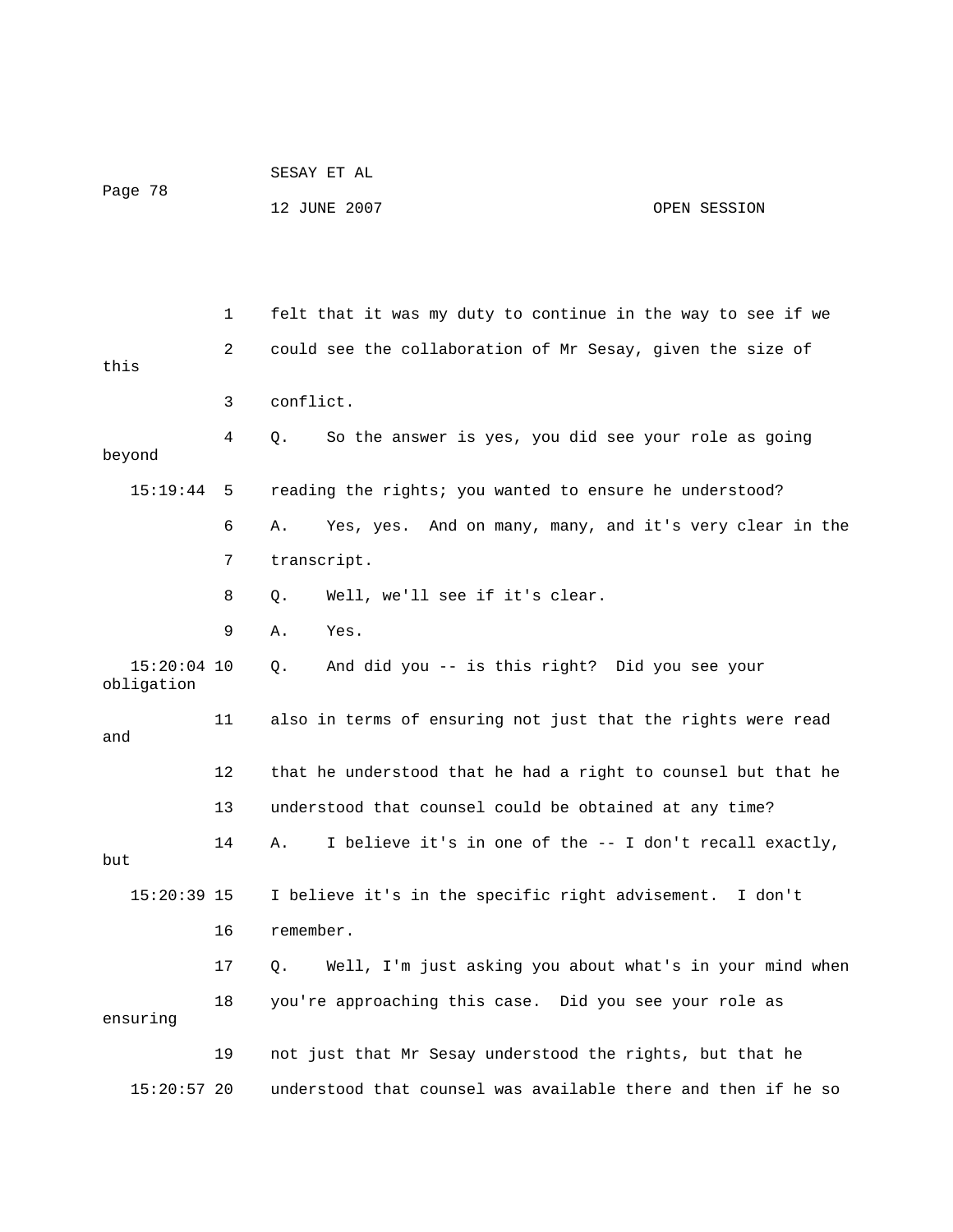felt that it was my duty to continue in the way to see if we could see the collaboration of Mr Sesay, given the size of this conflict.

Q. So the answer is yes, you did see your role as going beyond reading the rights; you wanted to ensure he understood?

A. Yes, yes. And on many, many, and it's very clear in the transcript.

Q. Well, we'll see if it's clear.

A. Yes.

Q. And did you -- is this right? Did you see your obligation also in terms of ensuring not just that the rights were read and that he understood that he had a right to counsel but that he understood that counsel could be obtained at any time?

A. I believe it's in one of the -- I don't recall exactly, but I believe it's in the specific right advisement. I don't remember.

Q. Well, I'm just asking you about what's in your mind when you're approaching this case. Did you see your role as ensuring not just that Mr Sesay understood the rights, but that he understood that counsel was available there and then if he so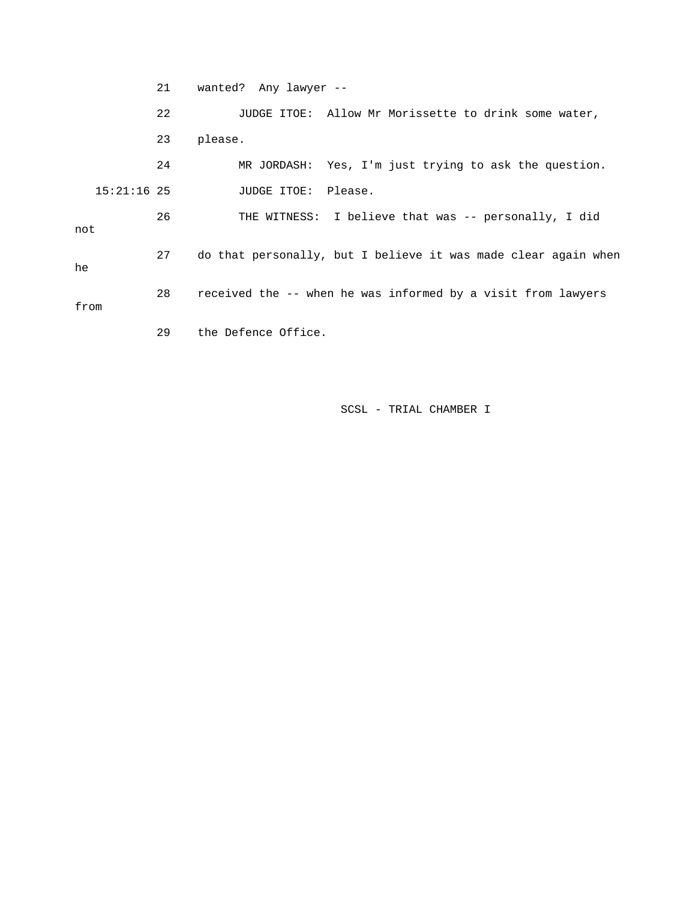21 wanted? Any lawyer --

22 JUDGE ITOE: Allow Mr Morissette to drink some water,

23 please.

24 MR JORDASH: Yes, I'm just trying to ask the question.

15:21:16 25 JUDGE ITOE: Please.

26 THE WITNESS: I believe that was -- personally, I did not

27 do that personally, but I believe it was made clear again when he

28 received the -- when he was informed by a visit from lawyers from

29 the Defence Office.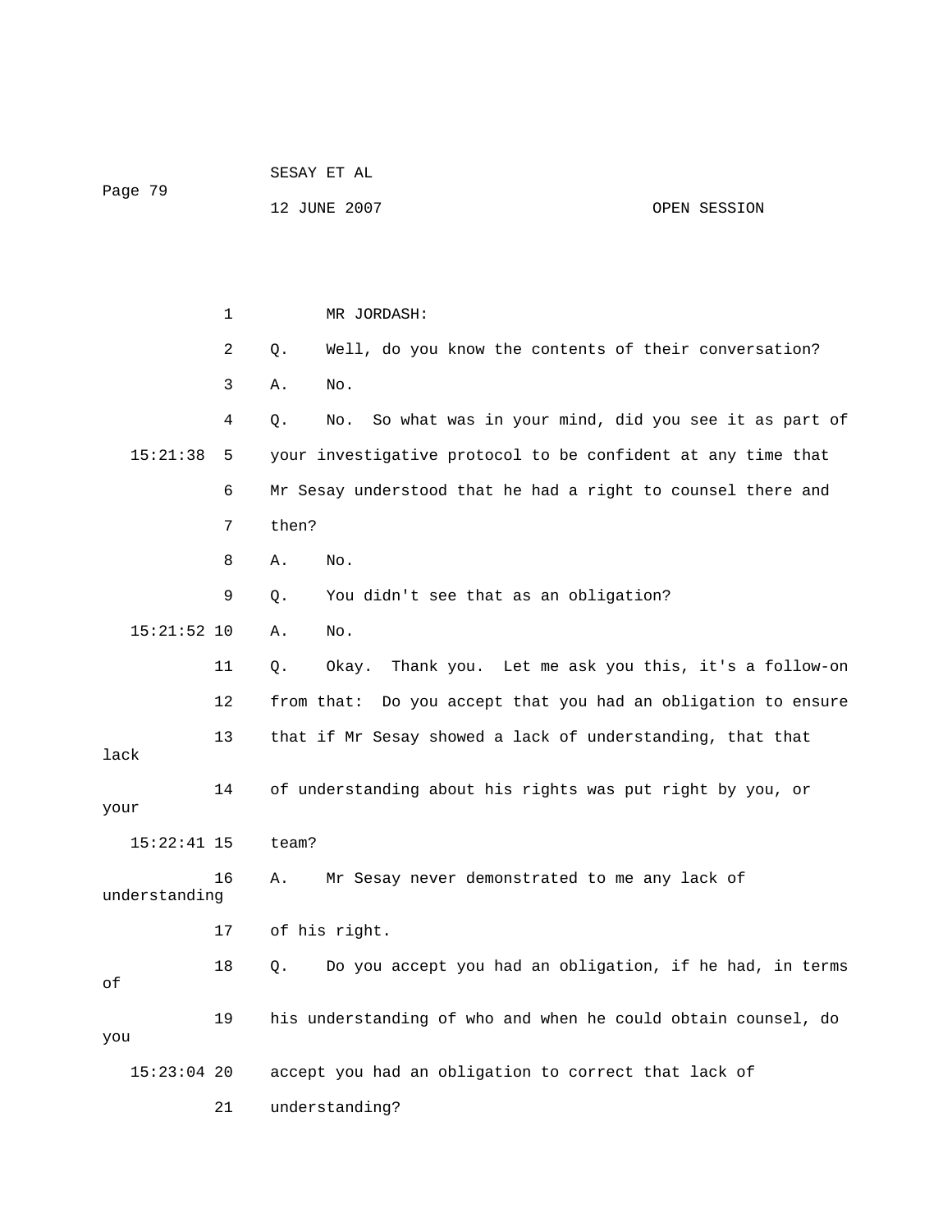MR JORDASH:

Q. Well, do you know the contents of their conversation?

A. No.

Q. No. So what was in your mind, did you see it as part of your investigative protocol to be confident at any time that Mr Sesay understood that he had a right to counsel there and then?

A. No.

Q. You didn't see that as an obligation?

A. No.

Q. Okay. Thank you. Let me ask you this, it's a follow-on from that: Do you accept that you had an obligation to ensure that if Mr Sesay showed a lack of understanding, that that lack of understanding about his rights was put right by you, or your team?

A. Mr Sesay never demonstrated to me any lack of understanding of his right.

Q. Do you accept you had an obligation, if he had, in terms of his understanding of who and when he could obtain counsel, do you accept you had an obligation to correct that lack of understanding?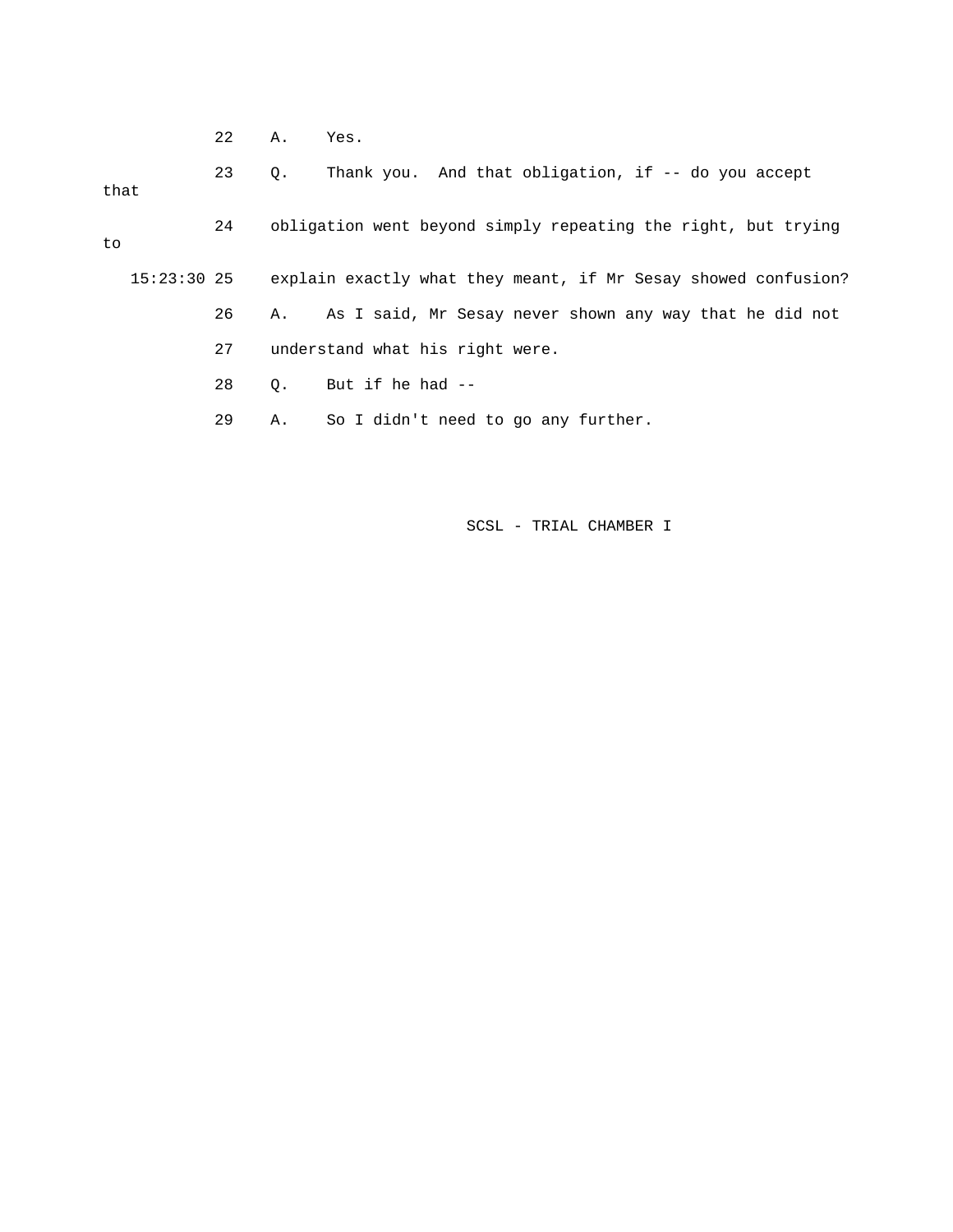22 A. Yes.

23 Q. Thank you. And that obligation, if -- do you accept that

24 obligation went beyond simply repeating the right, but trying to

15:23:30 25 explain exactly what they meant, if Mr Sesay showed confusion?

26 A. As I said, Mr Sesay never shown any way that he did not

27 understand what his right were.

28 Q. But if he had --

29 A. So I didn't need to go any further.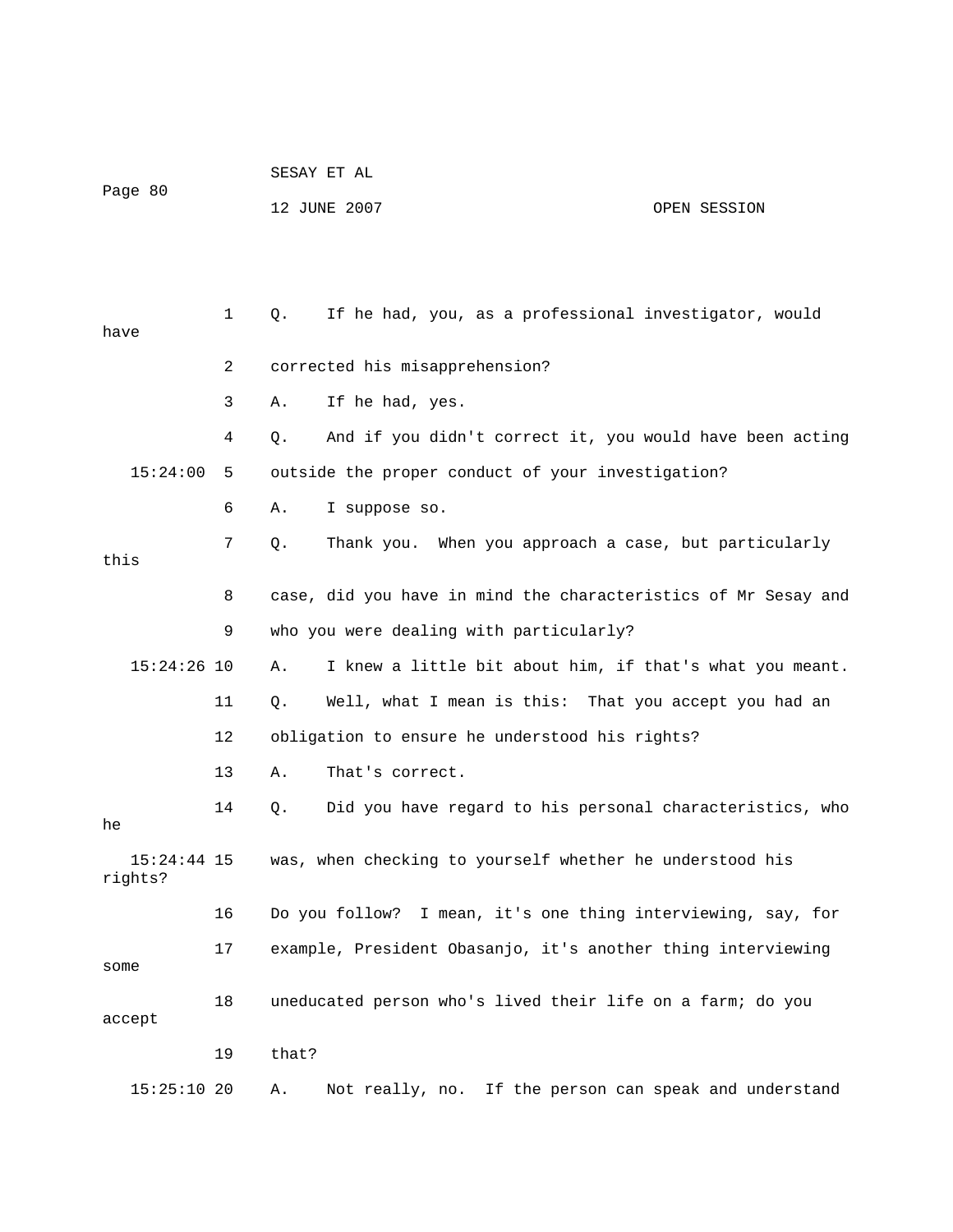Q. If he had, you, as a professional investigator, would have corrected his misapprehension?

A. If he had, yes.

Q. And if you didn't correct it, you would have been acting outside the proper conduct of your investigation?

A. I suppose so.

Q. Thank you. When you approach a case, but particularly this case, did you have in mind the characteristics of Mr Sesay and who you were dealing with particularly?

A. I knew a little bit about him, if that's what you meant.

Q. Well, what I mean is this: That you accept you had an obligation to ensure he understood his rights?

A. That's correct.

Q. Did you have regard to his personal characteristics, who he was, when checking to yourself whether he understood his rights? Do you follow? I mean, it's one thing interviewing, say, for example, President Obasanjo, it's another thing interviewing some uneducated person who's lived their life on a farm; do you accept that?

A. Not really, no. If the person can speak and understand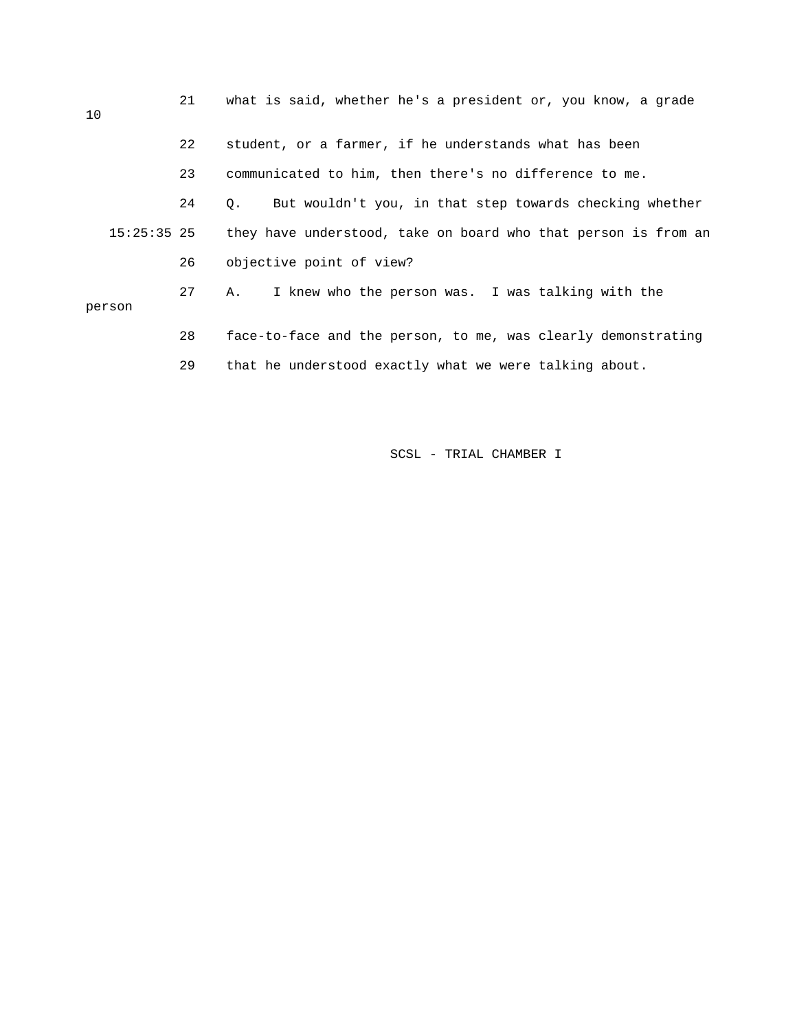21 what is said, whether he's a president or, you know, a grade 10

22 student, or a farmer, if he understands what has been

23 communicated to him, then there's no difference to me.

24 Q. But wouldn't you, in that step towards checking whether

15:25:35 25 they have understood, take on board who that person is from an

26 objective point of view?

27 A. I knew who the person was. I was talking with the person

28 face-to-face and the person, to me, was clearly demonstrating

29 that he understood exactly what we were talking about.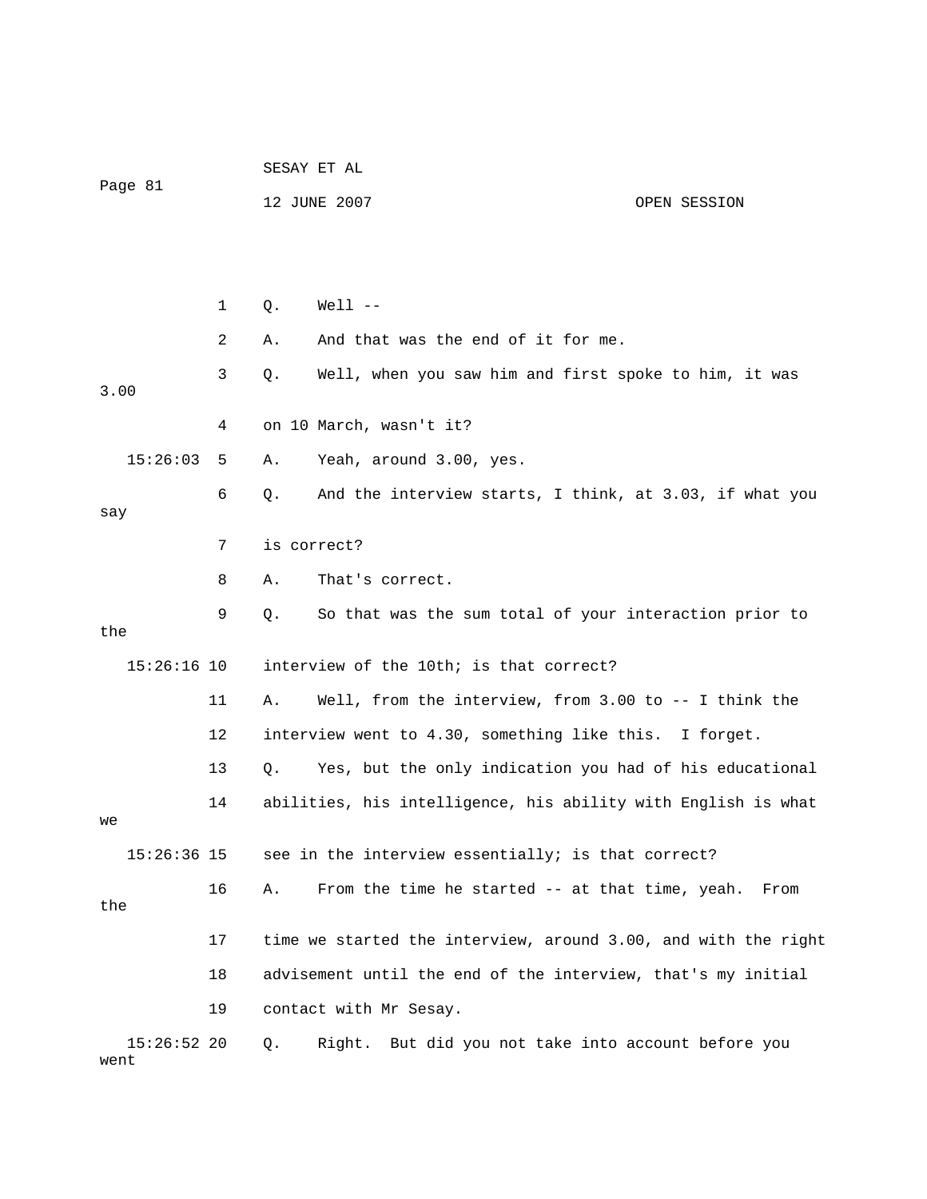1 Q. Well --

2 A. And that was the end of it for me.

3 Q. Well, when you saw him and first spoke to him, it was 3.00

4 on 10 March, wasn't it?

15:26:03 5 A. Yeah, around 3.00, yes.

6 Q. And the interview starts, I think, at 3.03, if what you say

7 is correct?

8 A. That's correct.

9 Q. So that was the sum total of your interaction prior to the

15:26:16 10 interview of the 10th; is that correct?

11 A. Well, from the interview, from 3.00 to -- I think the

12 interview went to 4.30, something like this. I forget.

13 Q. Yes, but the only indication you had of his educational

14 abilities, his intelligence, his ability with English is what we

15:26:36 15 see in the interview essentially; is that correct?

16 A. From the time he started -- at that time, yeah. From the

17 time we started the interview, around 3.00, and with the right

18 advisement until the end of the interview, that's my initial

19 contact with Mr Sesay.

15:26:52 20 Q. Right. But did you not take into account before you went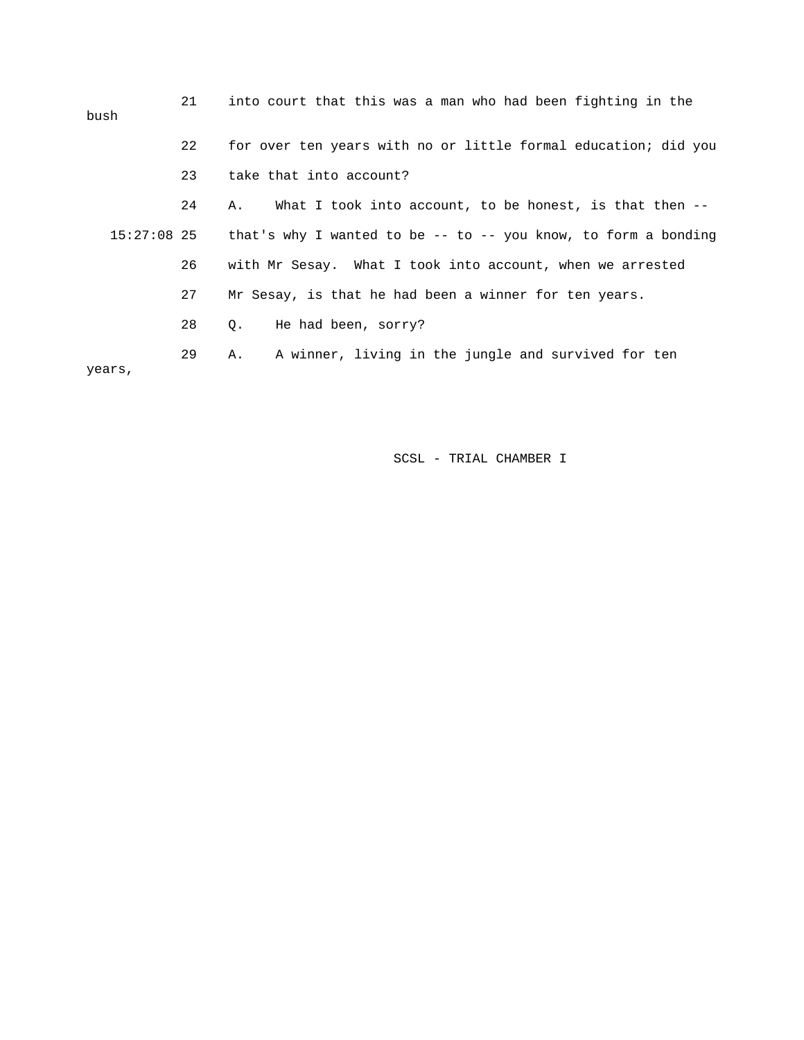21 into court that this was a man who had been fighting in the bush

22 for over ten years with no or little formal education; did you

23 take that into account?

24 A. What I took into account, to be honest, is that then --

15:27:08 25 that's why I wanted to be -- to -- you know, to form a bonding

26 with Mr Sesay. What I took into account, when we arrested

27 Mr Sesay, is that he had been a winner for ten years.

28 Q. He had been, sorry?

29 A. A winner, living in the jungle and survived for ten years,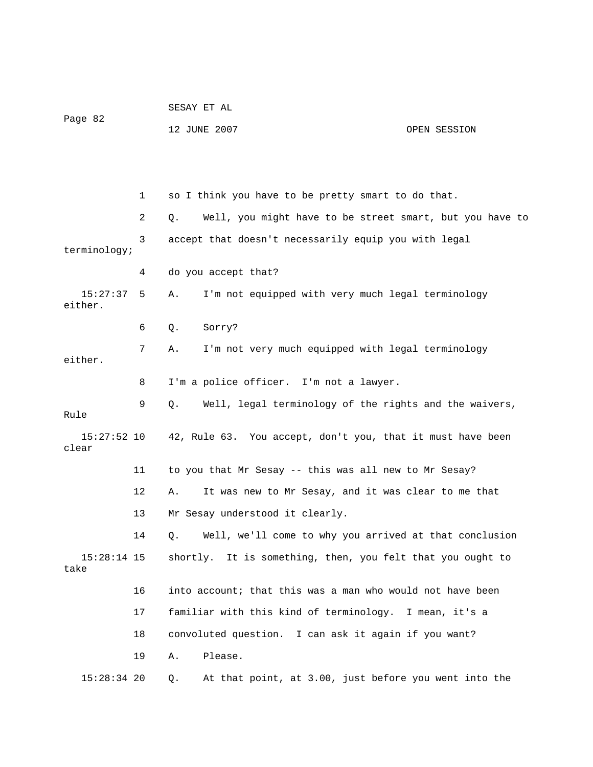1 so I think you have to be pretty smart to do that.

2 Q. Well, you might have to be street smart, but you have to

3 accept that doesn't necessarily equip you with legal terminology;

4 do you accept that?

15:27:37 5 A. I'm not equipped with very much legal terminology either.

6 Q. Sorry?

7 A. I'm not very much equipped with legal terminology either.

8 I'm a police officer. I'm not a lawyer.

9 Q. Well, legal terminology of the rights and the waivers, Rule

15:27:52 10 42, Rule 63. You accept, don't you, that it must have been clear

11 to you that Mr Sesay -- this was all new to Mr Sesay?

12 A. It was new to Mr Sesay, and it was clear to me that

13 Mr Sesay understood it clearly.

14 Q. Well, we'll come to why you arrived at that conclusion

15:28:14 15 shortly. It is something, then, you felt that you ought to take

16 into account; that this was a man who would not have been

17 familiar with this kind of terminology. I mean, it's a

18 convoluted question. I can ask it again if you want?

19 A. Please.

15:28:34 20 Q. At that point, at 3.00, just before you went into the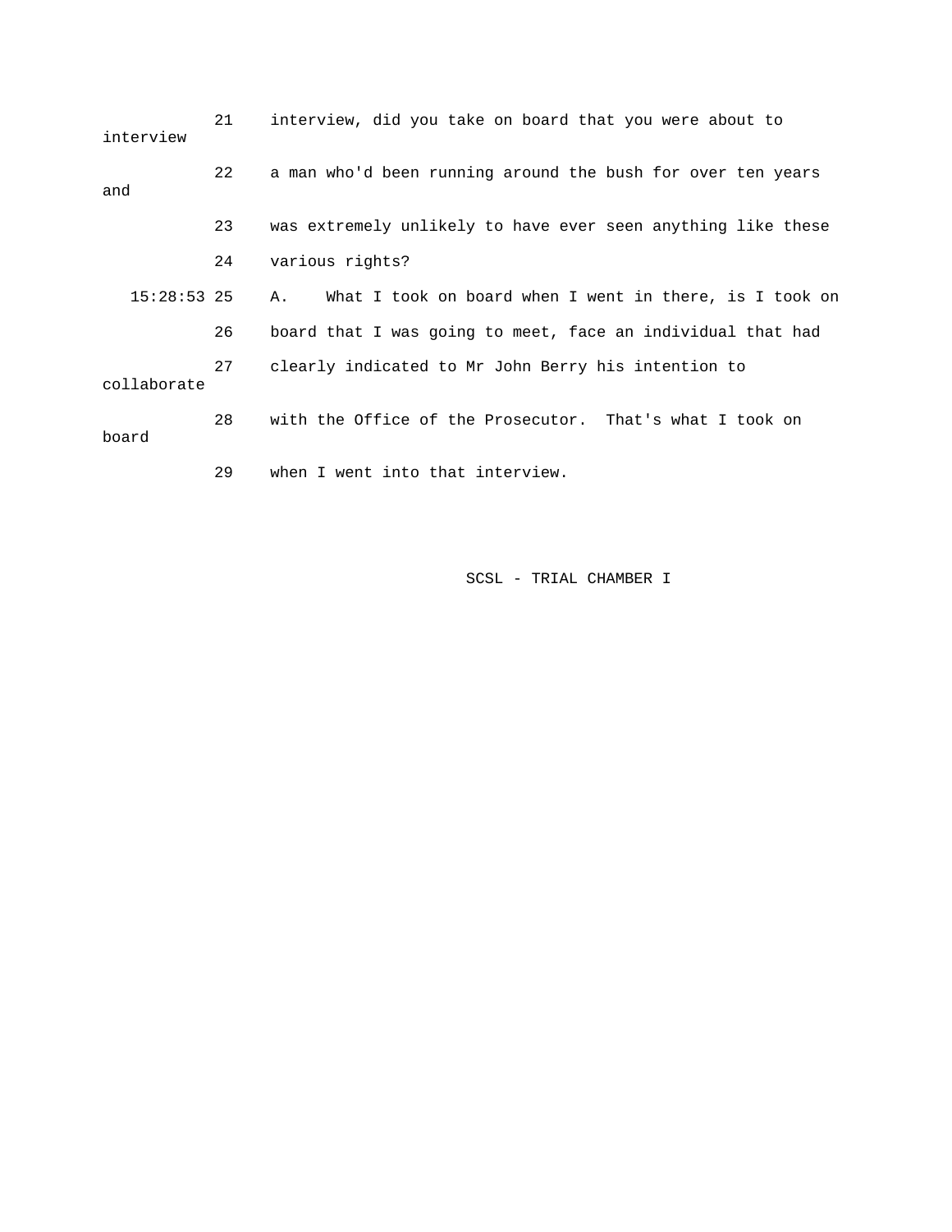21 interview, did you take on board that you were about to interview

22 a man who'd been running around the bush for over ten years and

23 was extremely unlikely to have ever seen anything like these

24 various rights?

15:28:53 25 A. What I took on board when I went in there, is I took on

26 board that I was going to meet, face an individual that had

27 clearly indicated to Mr John Berry his intention to collaborate

28 with the Office of the Prosecutor. That's what I took on board

29 when I went into that interview.

SCSL - TRIAL CHAMBER I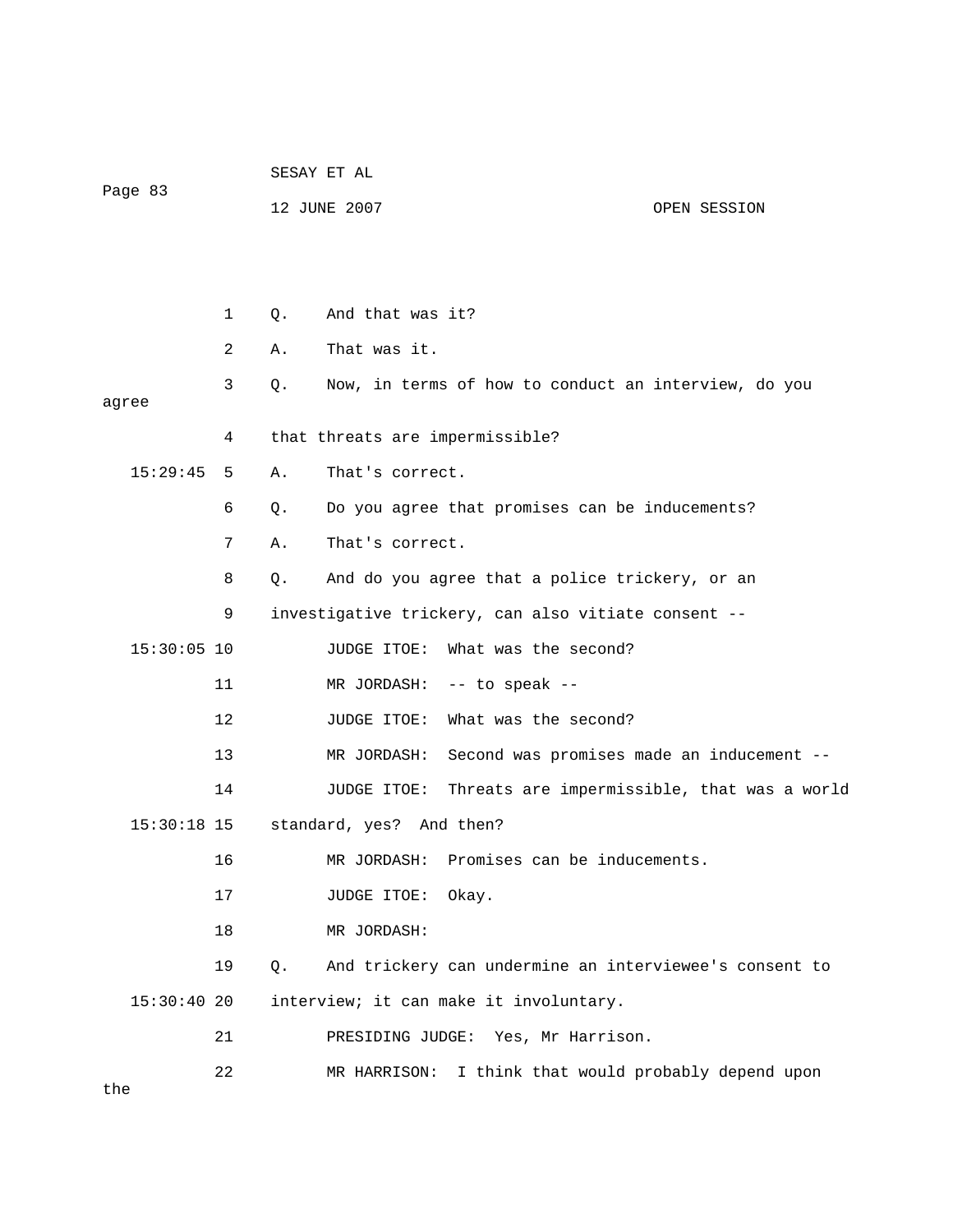1 Q. And that was it?

2 A. That was it.

3 Q. Now, in terms of how to conduct an interview, do you agree

4 that threats are impermissible?

15:29:45 5 A. That's correct.

6 Q. Do you agree that promises can be inducements?

7 A. That's correct.

8 Q. And do you agree that a police trickery, or an

9 investigative trickery, can also vitiate consent --

15:30:05 10 JUDGE ITOE: What was the second?

11 MR JORDASH: -- to speak --

12 JUDGE ITOE: What was the second?

13 MR JORDASH: Second was promises made an inducement --

14 JUDGE ITOE: Threats are impermissible, that was a world

15:30:18 15 standard, yes? And then?

16 MR JORDASH: Promises can be inducements.

17 JUDGE ITOE: Okay.

18 MR JORDASH:

19 Q. And trickery can undermine an interviewee's consent to

15:30:40 20 interview; it can make it involuntary.

21 PRESIDING JUDGE: Yes, Mr Harrison.

22 MR HARRISON: I think that would probably depend upon the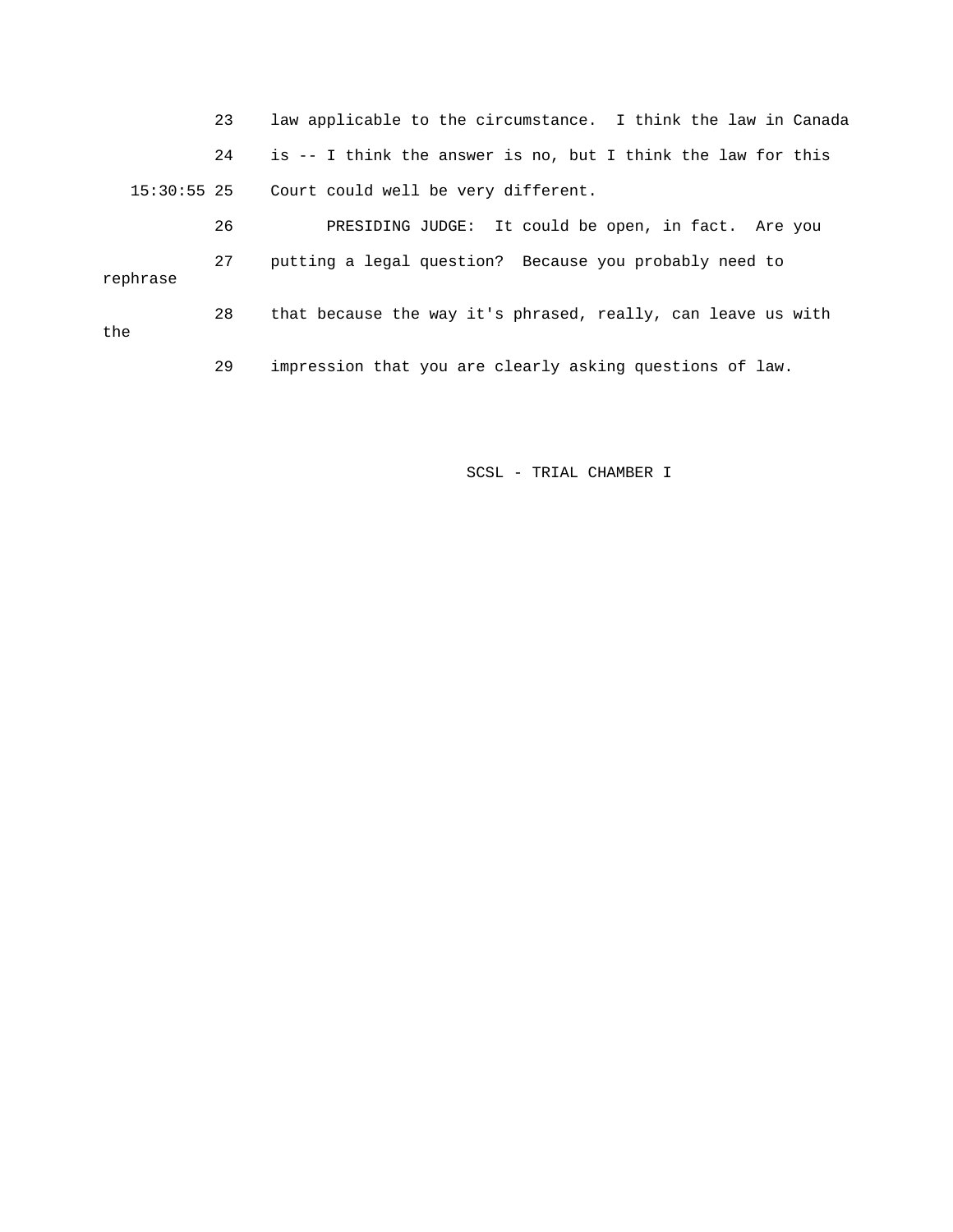23 law applicable to the circumstance. I think the law in Canada

24 is -- I think the answer is no, but I think the law for this

15:30:55 25 Court could well be very different.

26 PRESIDING JUDGE: It could be open, in fact. Are you

27 putting a legal question? Because you probably need to rephrase

28 that because the way it's phrased, really, can leave us with the

29 impression that you are clearly asking questions of law.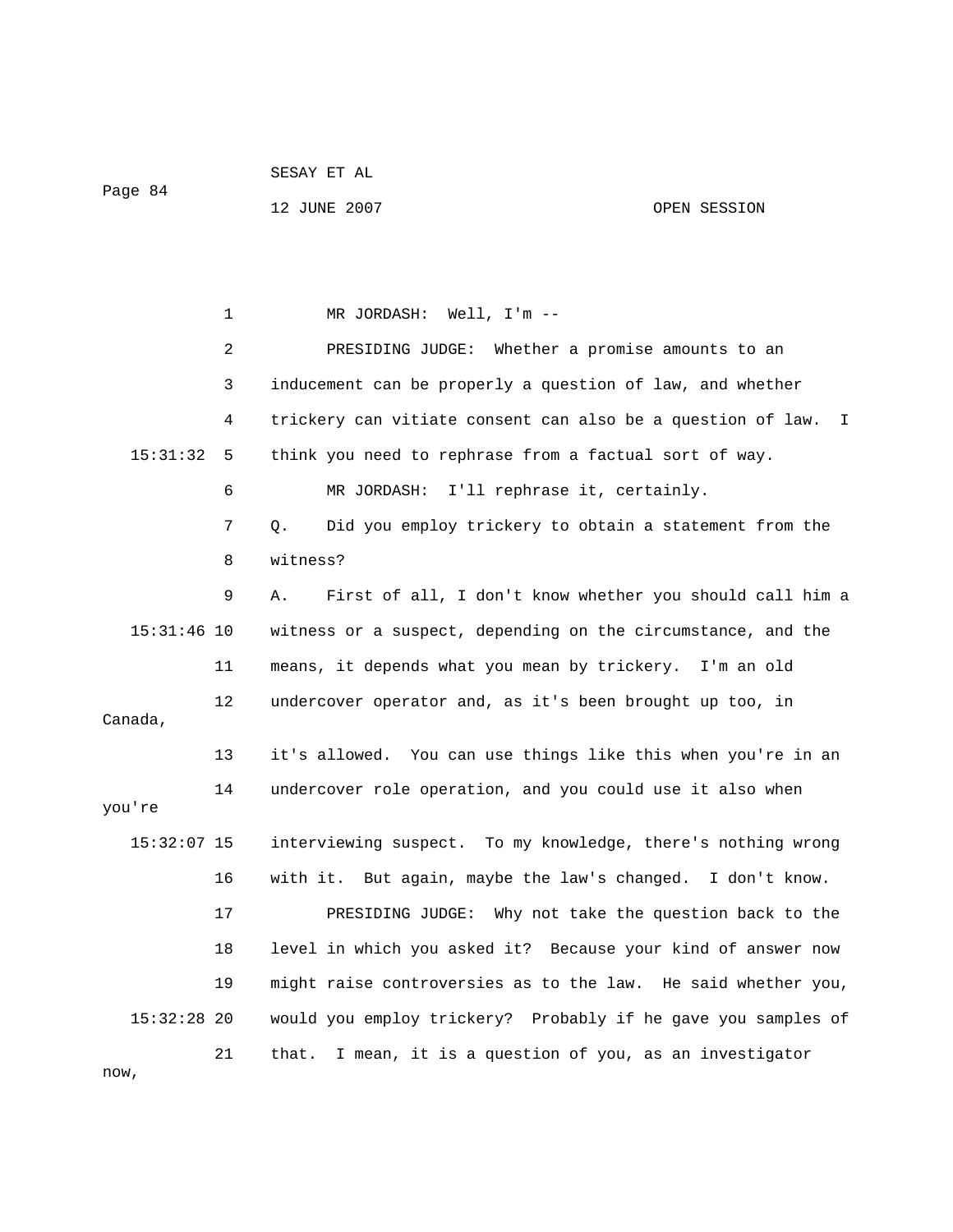MR JORDASH: Well, I'm --

PRESIDING JUDGE: Whether a promise amounts to an inducement can be properly a question of law, and whether trickery can vitiate consent can also be a question of law. I think you need to rephrase from a factual sort of way.

MR JORDASH: I'll rephrase it, certainly.

Q. Did you employ trickery to obtain a statement from the witness?

A. First of all, I don't know whether you should call him a witness or a suspect, depending on the circumstance, and the means, it depends what you mean by trickery. I'm an old undercover operator and, as it's been brought up too, in Canada, it's allowed. You can use things like this when you're in an undercover role operation, and you could use it also when you're interviewing suspect. To my knowledge, there's nothing wrong with it. But again, maybe the law's changed. I don't know.

PRESIDING JUDGE: Why not take the question back to the level in which you asked it? Because your kind of answer now might raise controversies as to the law. He said whether you, would you employ trickery? Probably if he gave you samples of that. I mean, it is a question of you, as an investigator now,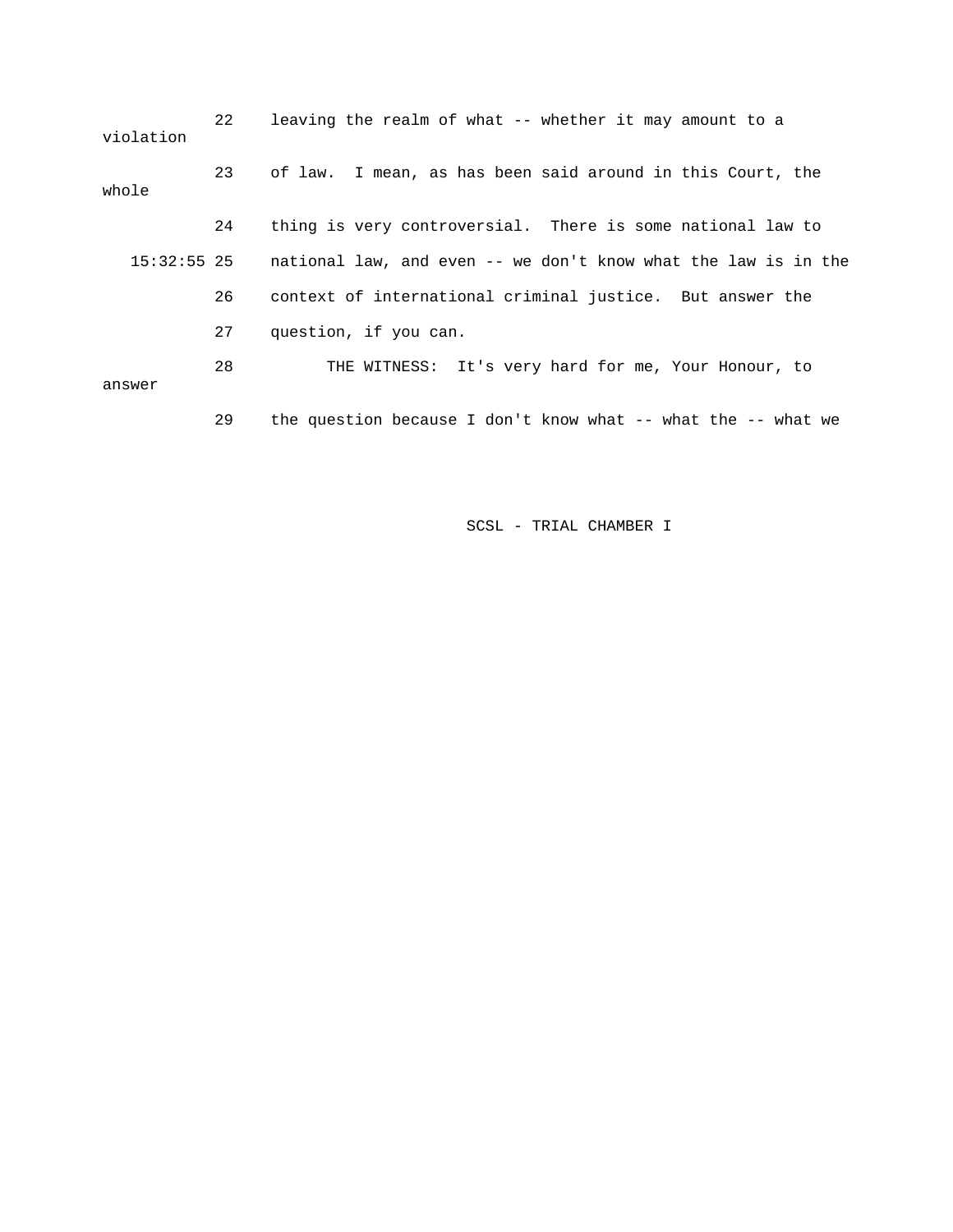22 leaving the realm of what -- whether it may amount to a violation

23 of law. I mean, as has been said around in this Court, the whole

24 thing is very controversial. There is some national law to

15:32:55 25 national law, and even -- we don't know what the law is in the

26 context of international criminal justice. But answer the

27 question, if you can.

28 THE WITNESS: It's very hard for me, Your Honour, to answer

29 the question because I don't know what -- what the -- what we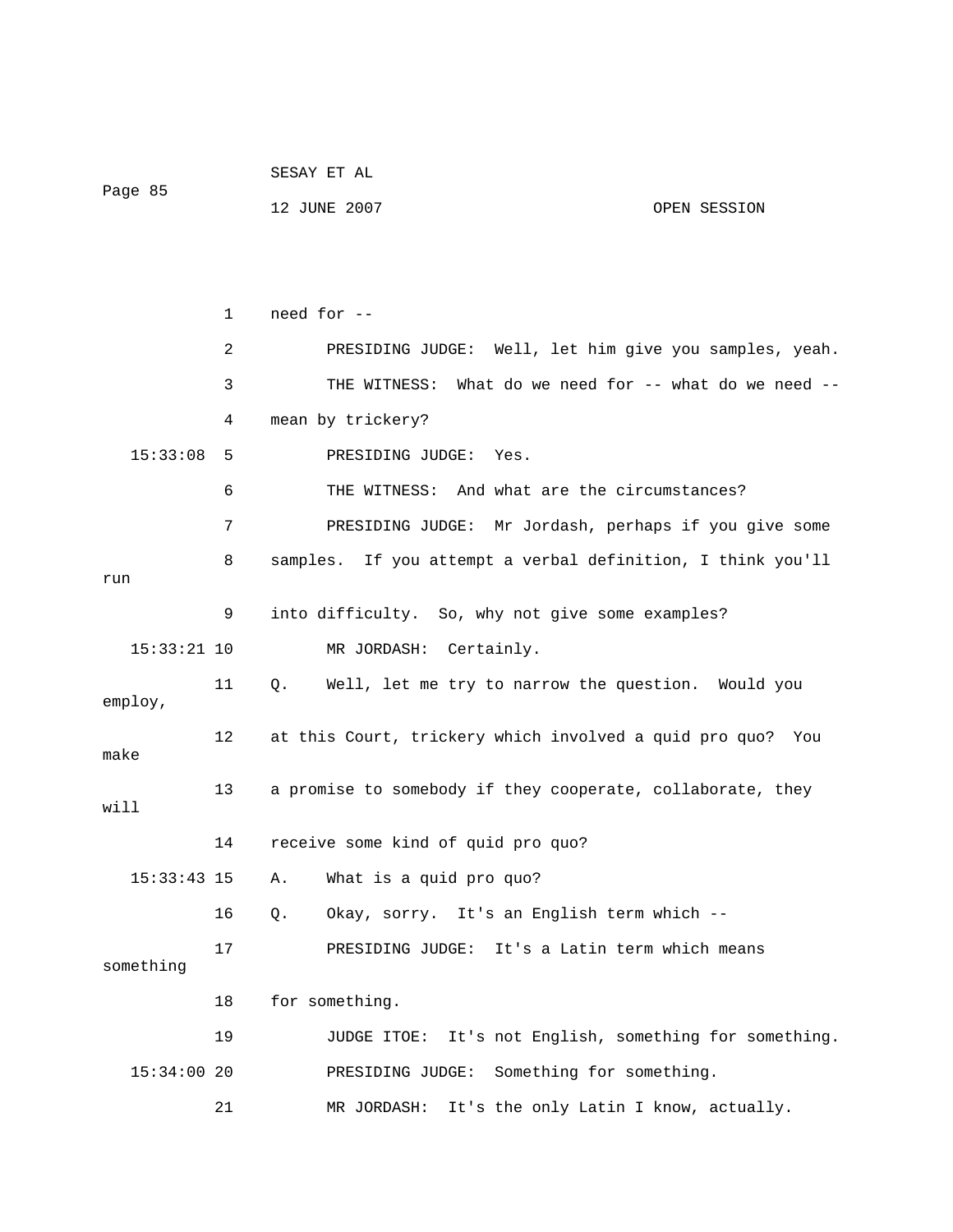need for --

PRESIDING JUDGE: Well, let him give you samples, yeah.

THE WITNESS: What do we need for -- what do we need -- mean by trickery?

PRESIDING JUDGE: Yes.

THE WITNESS: And what are the circumstances?

PRESIDING JUDGE: Mr Jordash, perhaps if you give some samples. If you attempt a verbal definition, I think you'll run into difficulty. So, why not give some examples?

MR JORDASH: Certainly.

Q. Well, let me try to narrow the question. Would you employ, at this Court, trickery which involved a quid pro quo? You make a promise to somebody if they cooperate, collaborate, they will receive some kind of quid pro quo?

A. What is a quid pro quo?

Q. Okay, sorry. It's an English term which --

PRESIDING JUDGE: It's a Latin term which means something for something.

JUDGE ITOE: It's not English, something for something.

PRESIDING JUDGE: Something for something.

MR JORDASH: It's the only Latin I know, actually.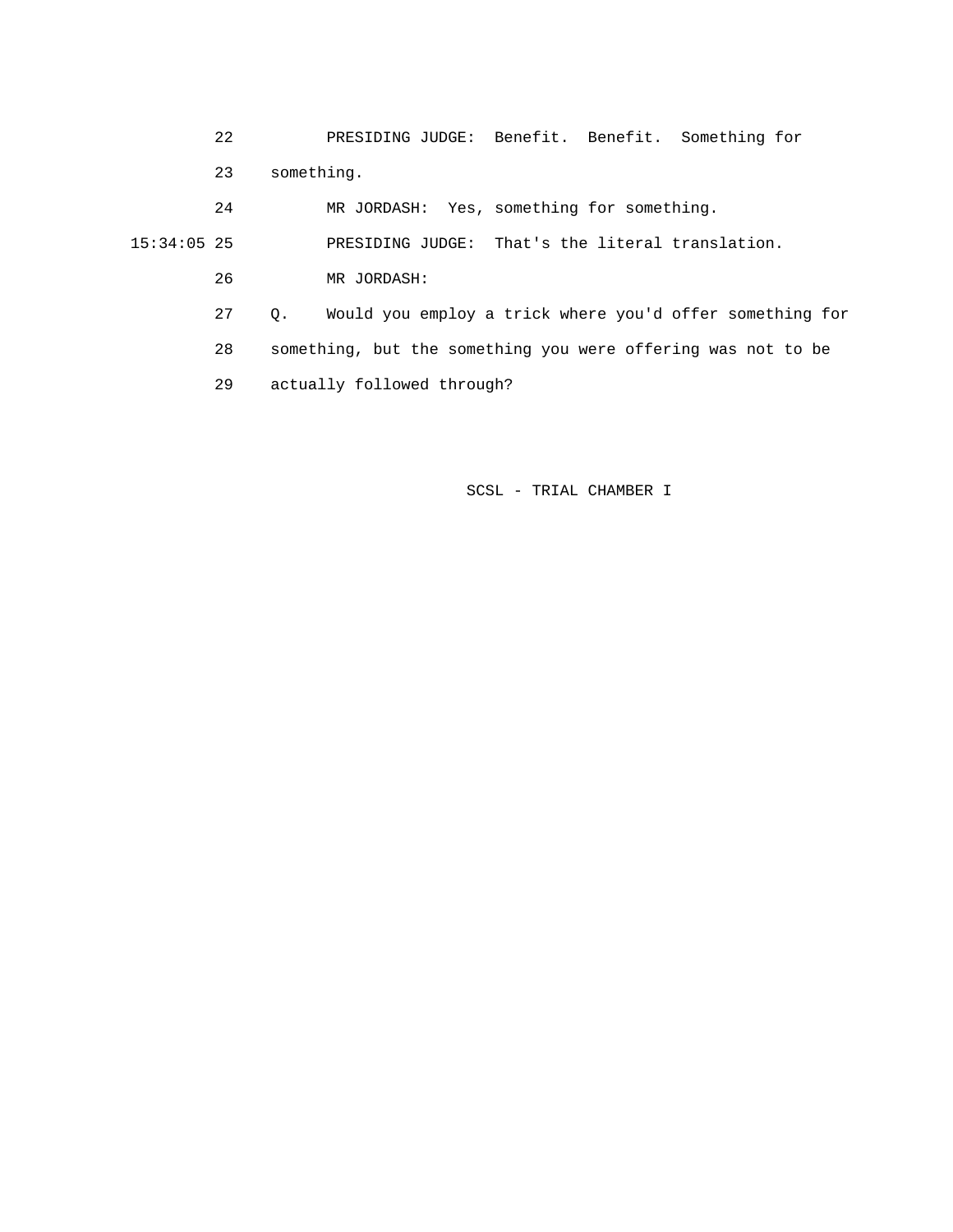22 PRESIDING JUDGE: Benefit. Benefit. Something for

23 something.

24 MR JORDASH: Yes, something for something.

15:34:05 25 PRESIDING JUDGE: That's the literal translation.

26 MR JORDASH:

27 Q. Would you employ a trick where you'd offer something for

28 something, but the something you were offering was not to be

29 actually followed through?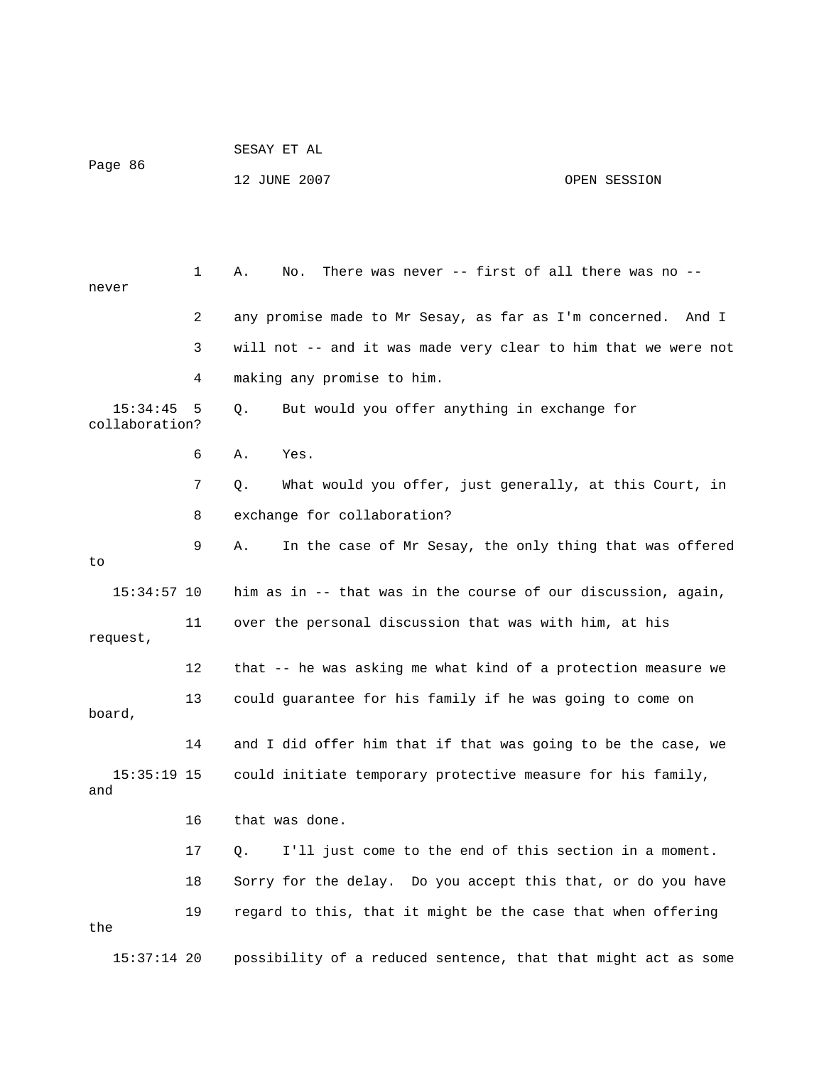1 A. No. There was never -- first of all there was no -- never

2 any promise made to Mr Sesay, as far as I'm concerned. And I

3 will not -- and it was made very clear to him that we were not

4 making any promise to him.

15:34:45 5 Q. But would you offer anything in exchange for collaboration?

6 A. Yes.

7 Q. What would you offer, just generally, at this Court, in

8 exchange for collaboration?

9 A. In the case of Mr Sesay, the only thing that was offered to

15:34:57 10 him as in -- that was in the course of our discussion, again,

11 over the personal discussion that was with him, at his request,

12 that -- he was asking me what kind of a protection measure we

13 could guarantee for his family if he was going to come on board,

14 and I did offer him that if that was going to be the case, we

15:35:19 15 could initiate temporary protective measure for his family, and

16 that was done.

17 Q. I'll just come to the end of this section in a moment.

18 Sorry for the delay. Do you accept this that, or do you have

19 regard to this, that it might be the case that when offering the

15:37:14 20 possibility of a reduced sentence, that that might act as some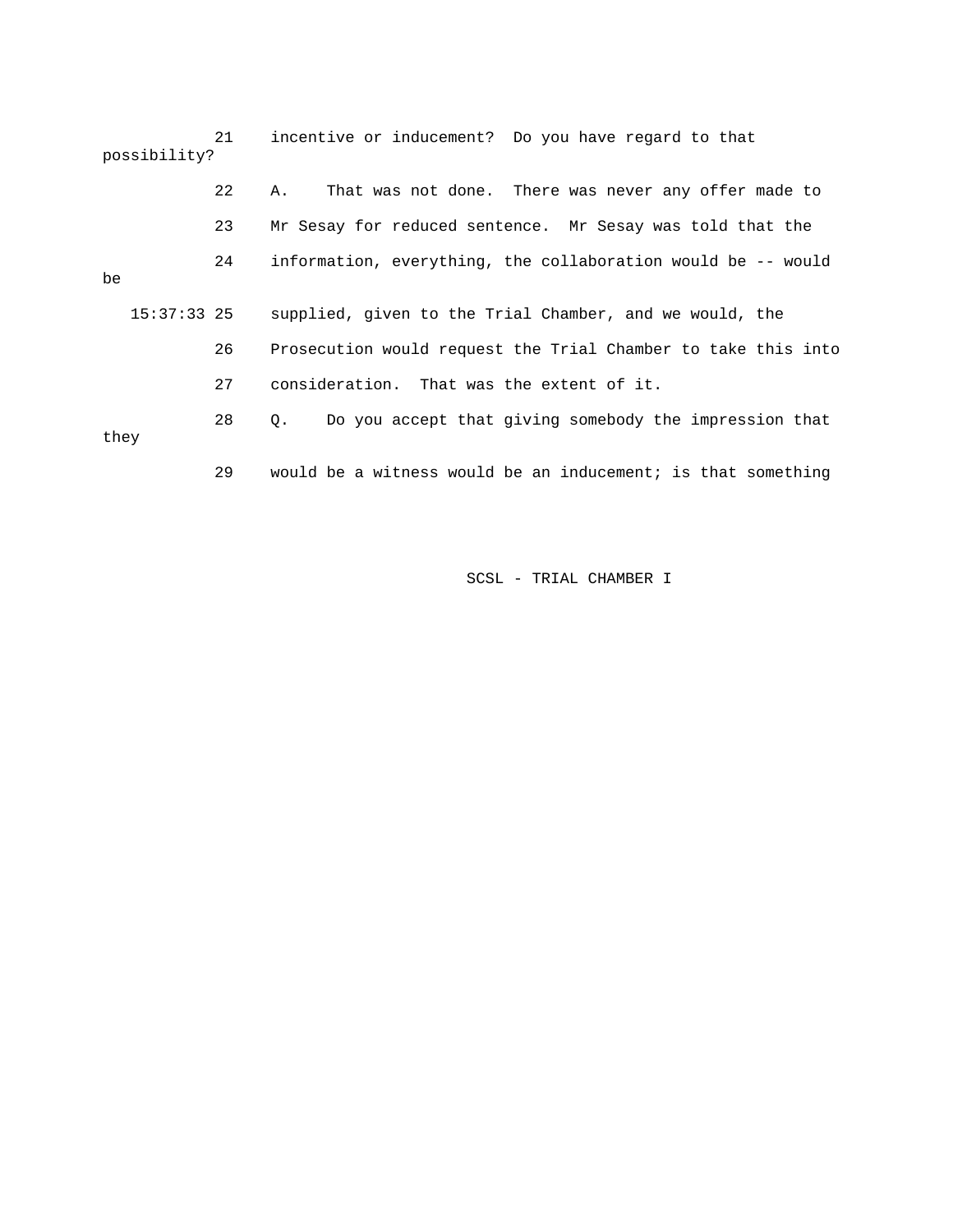21 incentive or inducement? Do you have regard to that possibility?

22 A. That was not done. There was never any offer made to

23 Mr Sesay for reduced sentence. Mr Sesay was told that the

24 information, everything, the collaboration would be -- would be

15:37:33 25 supplied, given to the Trial Chamber, and we would, the

26 Prosecution would request the Trial Chamber to take this into

27 consideration. That was the extent of it.

28 Q. Do you accept that giving somebody the impression that they

29 would be a witness would be an inducement; is that something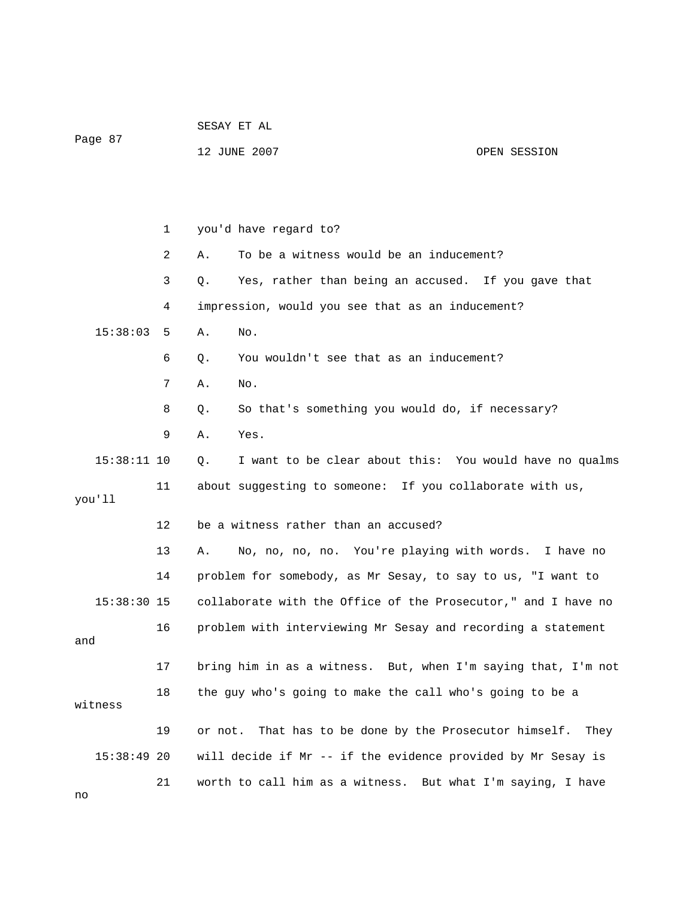1 you'd have regard to?

2 A. To be a witness would be an inducement?

3 Q. Yes, rather than being an accused. If you gave that

4 impression, would you see that as an inducement?

15:38:03 5 A. No.

6 Q. You wouldn't see that as an inducement?

7 A. No.

8 Q. So that's something you would do, if necessary?

9 A. Yes.

15:38:11 10 Q. I want to be clear about this: You would have no qualms

11 about suggesting to someone: If you collaborate with us, you'll

12 be a witness rather than an accused?

13 A. No, no, no, no. You're playing with words. I have no

14 problem for somebody, as Mr Sesay, to say to us, "I want to

15:38:30 15 collaborate with the Office of the Prosecutor," and I have no

16 problem with interviewing Mr Sesay and recording a statement and

17 bring him in as a witness. But, when I'm saying that, I'm not

18 the guy who's going to make the call who's going to be a witness

19 or not. That has to be done by the Prosecutor himself. They

15:38:49 20 will decide if Mr -- if the evidence provided by Mr Sesay is

21 worth to call him as a witness. But what I'm saying, I have no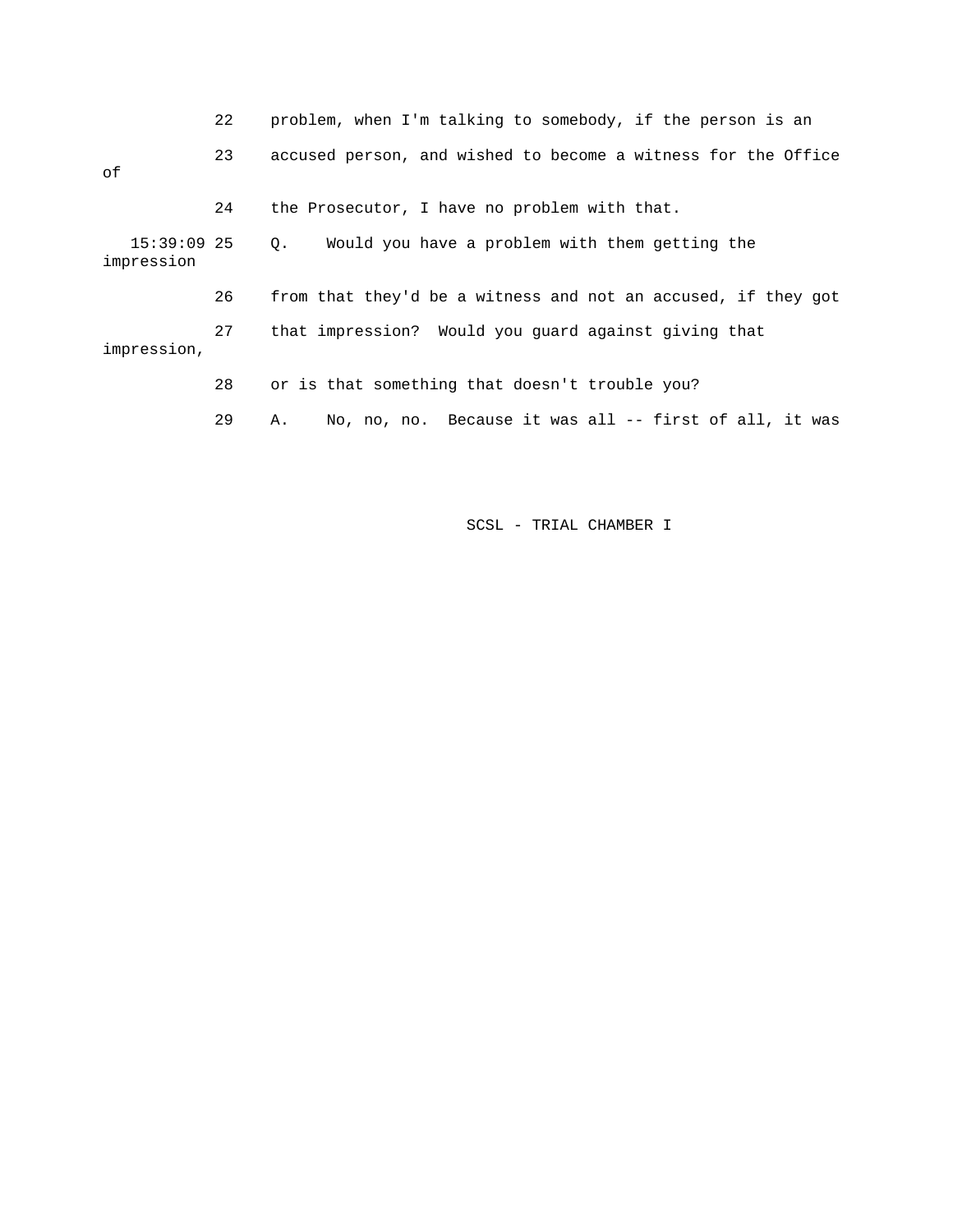22 problem, when I'm talking to somebody, if the person is an

23 accused person, and wished to become a witness for the Office of

24 the Prosecutor, I have no problem with that.

15:39:09 25 Q. Would you have a problem with them getting the impression

26 from that they'd be a witness and not an accused, if they got

27 that impression? Would you guard against giving that impression,

28 or is that something that doesn't trouble you?

29 A. No, no, no. Because it was all -- first of all, it was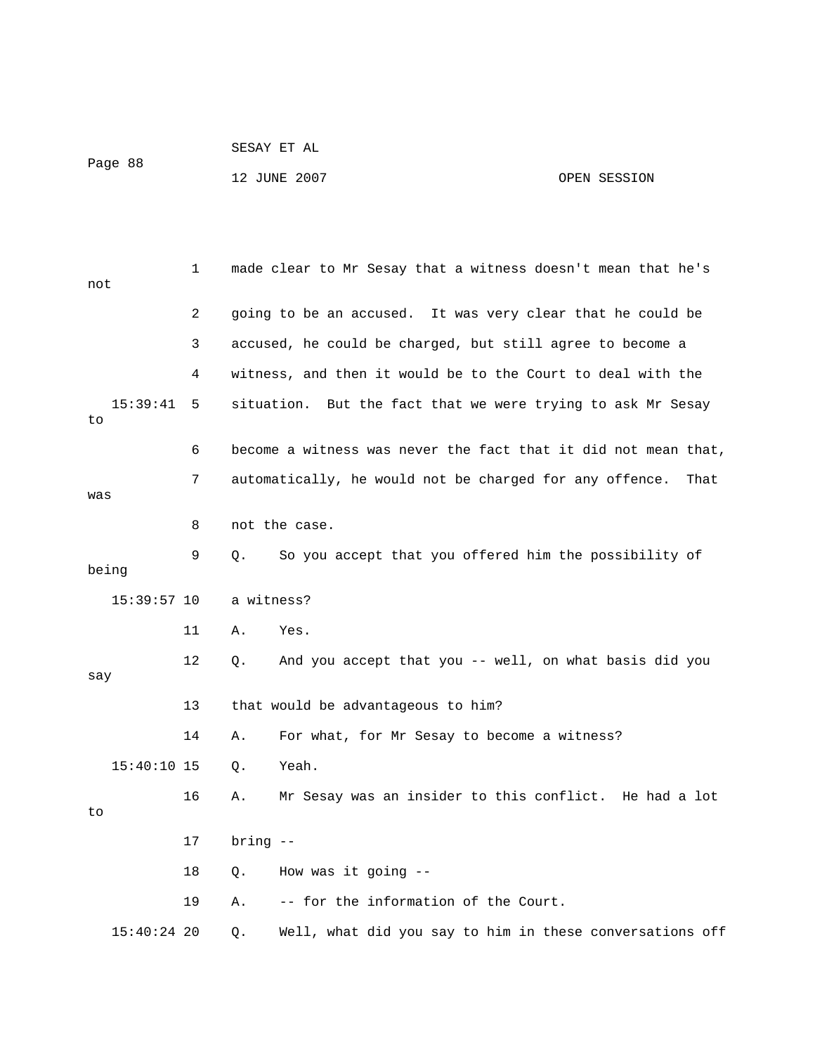made clear to Mr Sesay that a witness doesn't mean that he's not going to be an accused. It was very clear that he could be accused, he could be charged, but still agree to become a witness, and then it would be to the Court to deal with the situation. But the fact that we were trying to ask Mr Sesay to become a witness was never the fact that it did not mean that, automatically, he would not be charged for any offence. That was not the case.

Q. So you accept that you offered him the possibility of being a witness?

A. Yes.

Q. And you accept that you -- well, on what basis did you say that would be advantageous to him?

A. For what, for Mr Sesay to become a witness?

Q. Yeah.

A. Mr Sesay was an insider to this conflict. He had a lot to bring --

Q. How was it going --

A. -- for the information of the Court.

Q. Well, what did you say to him in these conversations off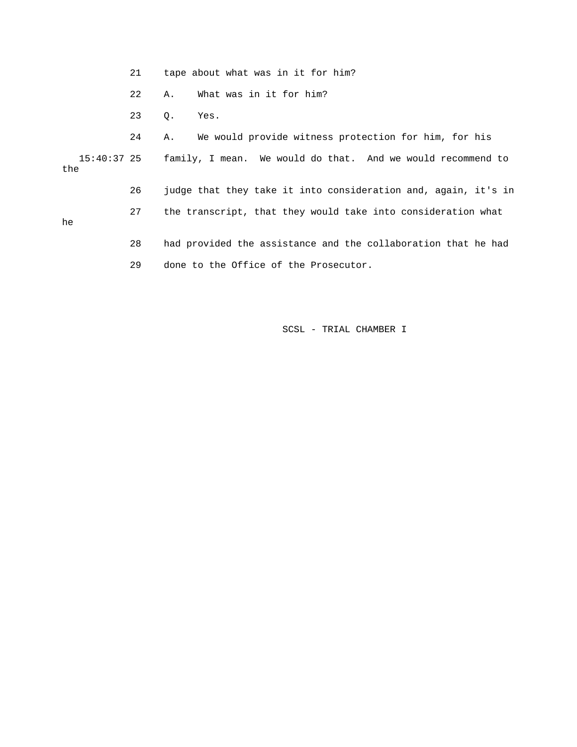21 tape about what was in it for him?

22 A. What was in it for him?

23 Q. Yes.

24 A. We would provide witness protection for him, for his

15:40:37 25 family, I mean. We would do that. And we would recommend to the

26 judge that they take it into consideration and, again, it's in

27 the transcript, that they would take into consideration what he

28 had provided the assistance and the collaboration that he had

29 done to the Office of the Prosecutor.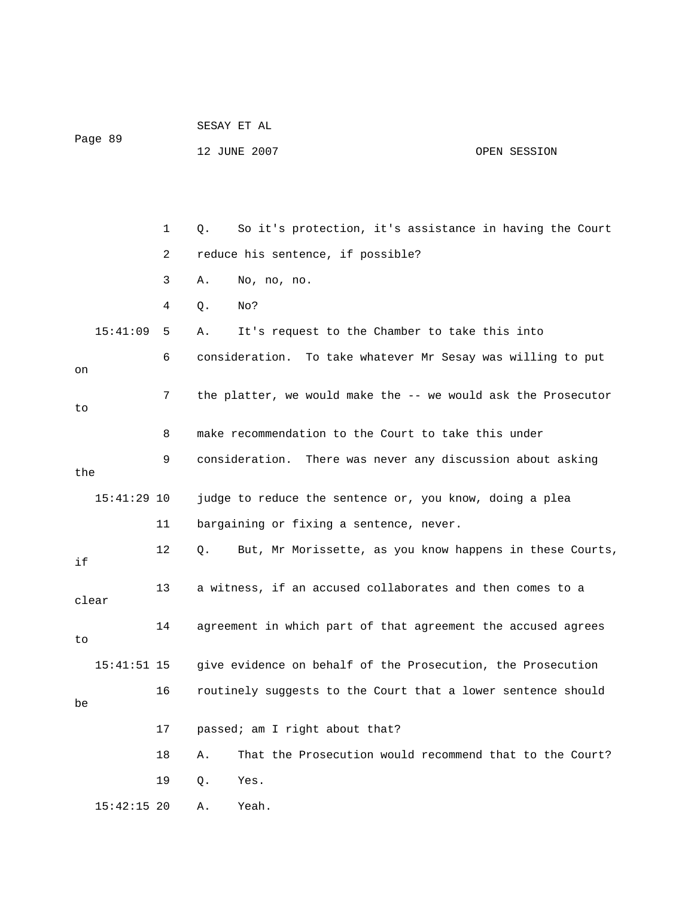Q. So it's protection, it's assistance in having the Court reduce his sentence, if possible?

A. No, no, no.

Q. No?

A. It's request to the Chamber to take this into consideration. To take whatever Mr Sesay was willing to put on the platter, we would make the -- we would ask the Prosecutor to make recommendation to the Court to take this under consideration. There was never any discussion about asking the judge to reduce the sentence or, you know, doing a plea bargaining or fixing a sentence, never.

Q. But, Mr Morissette, as you know happens in these Courts, if a witness, if an accused collaborates and then comes to a clear agreement in which part of that agreement the accused agrees to give evidence on behalf of the Prosecution, the Prosecution routinely suggests to the Court that a lower sentence should be passed; am I right about that?

A. That the Prosecution would recommend that to the Court?

Q. Yes.

A. Yeah.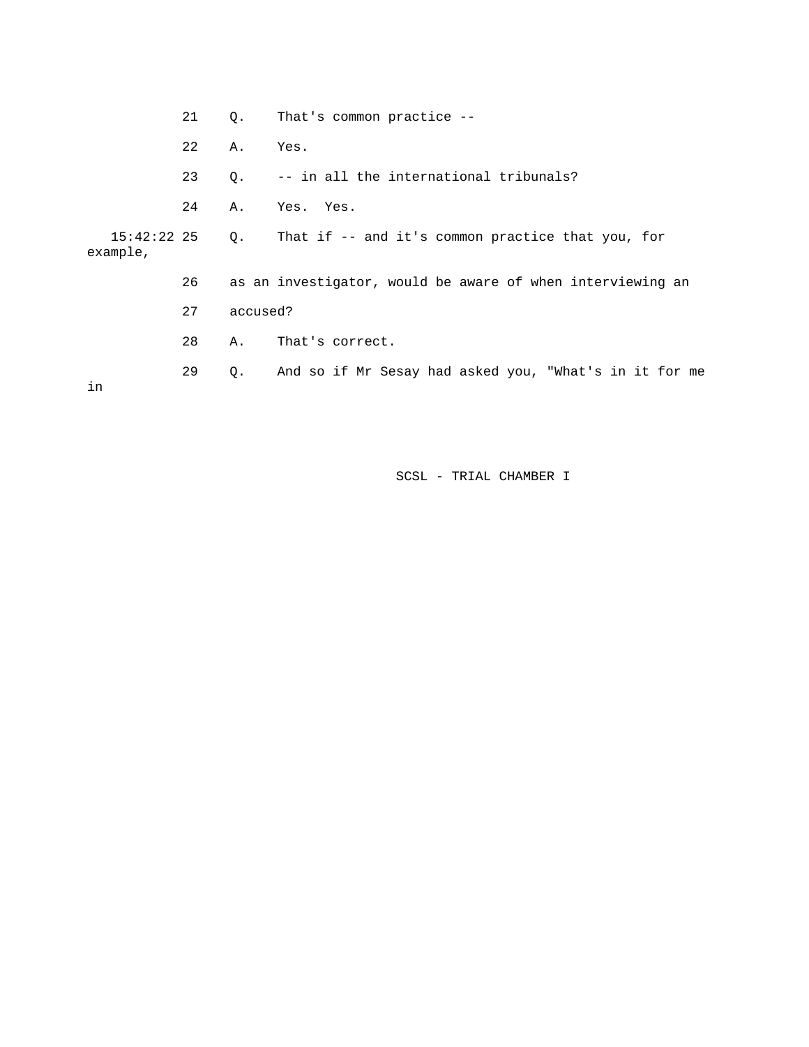21 Q. That's common practice --

22 A. Yes.

23 Q. -- in all the international tribunals?

24 A. Yes. Yes.

15:42:22 25 Q. That if -- and it's common practice that you, for example,

26 as an investigator, would be aware of when interviewing an

27 accused?

28 A. That's correct.

29 Q. And so if Mr Sesay had asked you, "What's in it for me in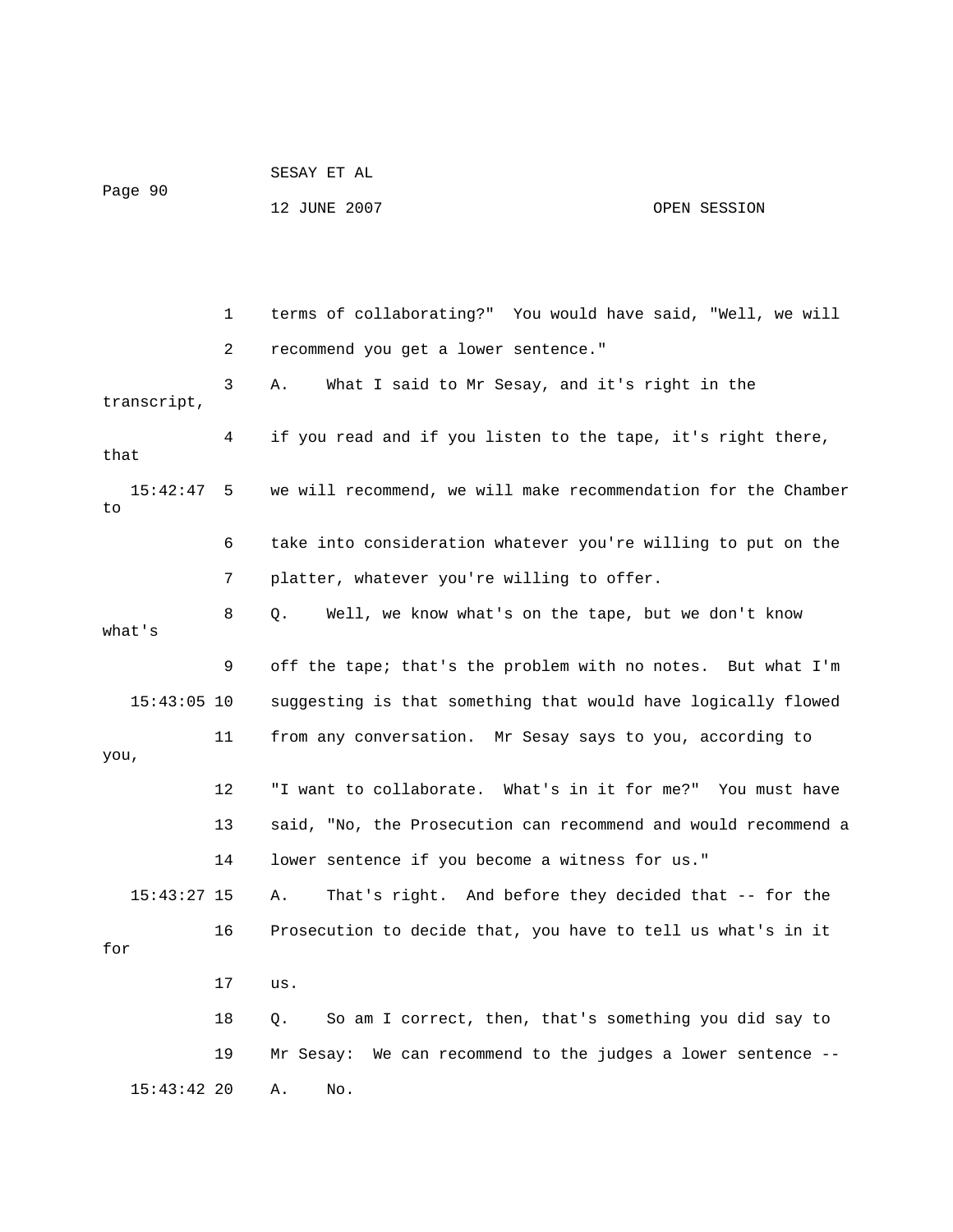1 terms of collaborating?" You would have said, "Well, we will

2 recommend you get a lower sentence."

3 A. What I said to Mr Sesay, and it's right in the transcript,

4 if you read and if you listen to the tape, it's right there, that

15:42:47 5 we will recommend, we will make recommendation for the Chamber to

6 take into consideration whatever you're willing to put on the

7 platter, whatever you're willing to offer.

8 Q. Well, we know what's on the tape, but we don't know what's

9 off the tape; that's the problem with no notes. But what I'm

15:43:05 10 suggesting is that something that would have logically flowed

11 from any conversation. Mr Sesay says to you, according to you,

12 "I want to collaborate. What's in it for me?" You must have

13 said, "No, the Prosecution can recommend and would recommend a

14 lower sentence if you become a witness for us."

15:43:27 15 A. That's right. And before they decided that -- for the

16 Prosecution to decide that, you have to tell us what's in it for

17 us.

18 Q. So am I correct, then, that's something you did say to

19 Mr Sesay: We can recommend to the judges a lower sentence --

15:43:42 20 A. No.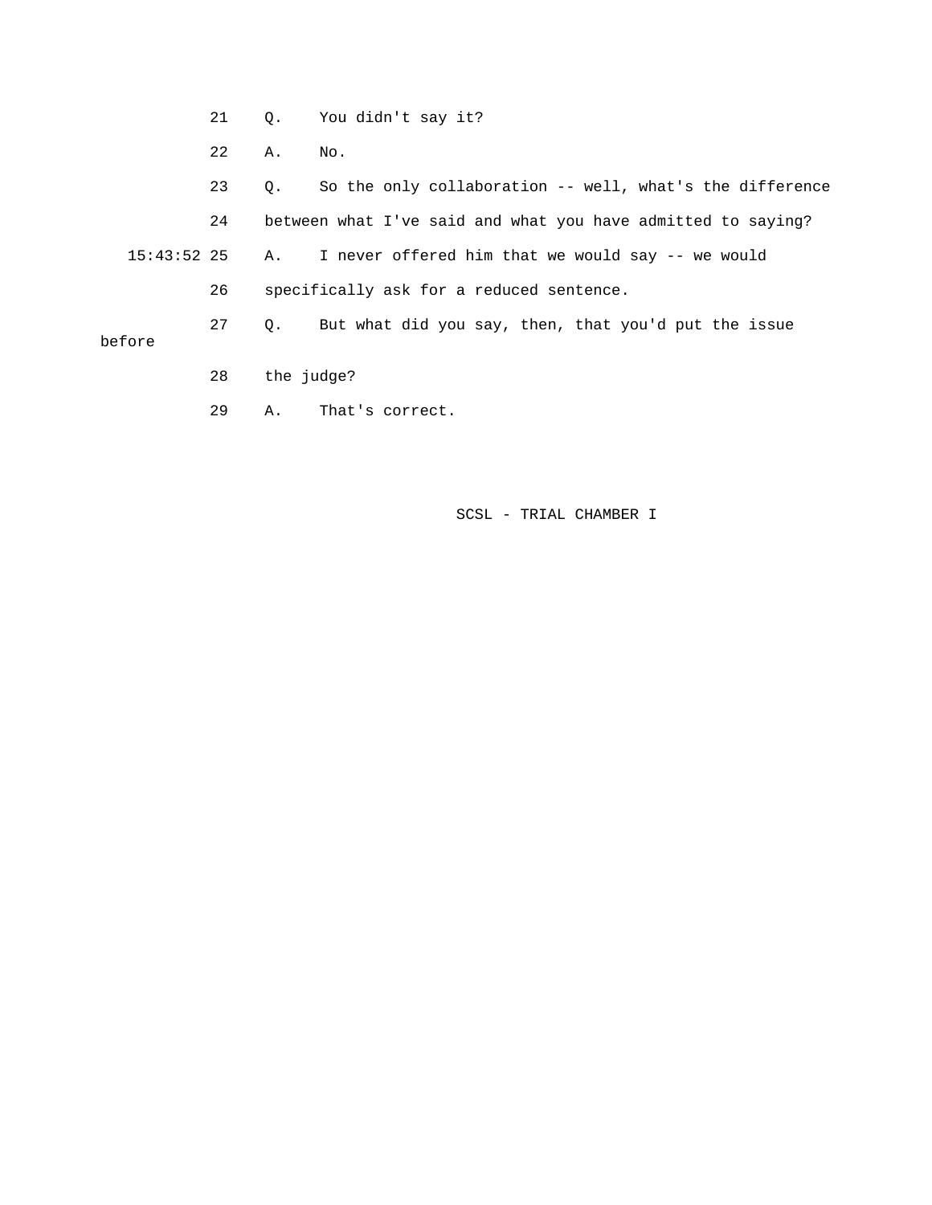21 Q. You didn't say it?

22 A. No.

23 Q. So the only collaboration -- well, what's the difference

24 between what I've said and what you have admitted to saying?

15:43:52 25 A. I never offered him that we would say -- we would

26 specifically ask for a reduced sentence.

27 Q. But what did you say, then, that you'd put the issue before

28 the judge?

29 A. That's correct.

SCSL - TRIAL CHAMBER I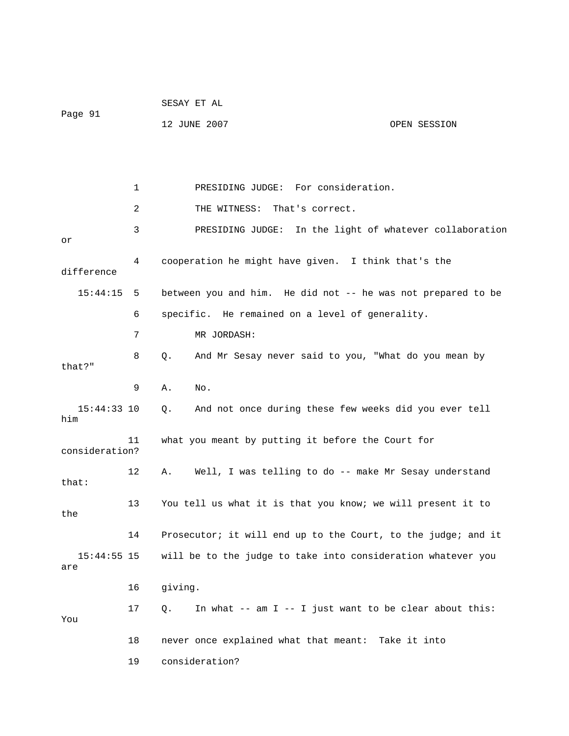PRESIDING JUDGE: For consideration.

THE WITNESS: That's correct.

PRESIDING JUDGE: In the light of whatever collaboration or cooperation he might have given. I think that's the difference between you and him. He did not -- he was not prepared to be specific. He remained on a level of generality.

MR JORDASH:

Q. And Mr Sesay never said to you, "What do you mean by that?"

A. No.

Q. And not once during these few weeks did you ever tell him what you meant by putting it before the Court for consideration?

A. Well, I was telling to do -- make Mr Sesay understand that: You tell us what it is that you know; we will present it to the Prosecutor; it will end up to the Court, to the judge; and it will be to the judge to take into consideration whatever you are giving.

Q. In what -- am I -- I just want to be clear about this: You never once explained what that meant: Take it into consideration?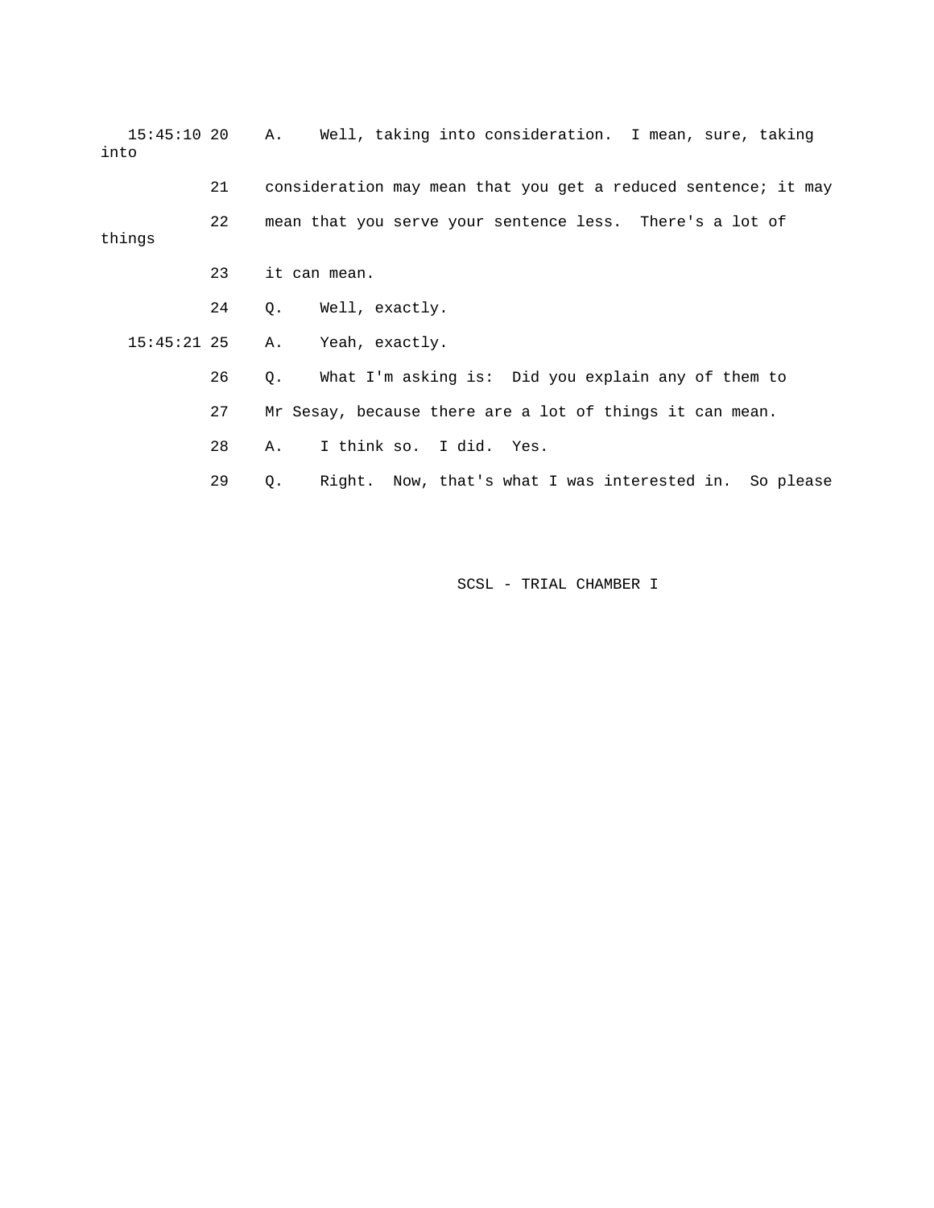15:45:10 20 A. Well, taking into consideration. I mean, sure, taking into

21 consideration may mean that you get a reduced sentence; it may

22 mean that you serve your sentence less. There's a lot of things

23 it can mean.

24 Q. Well, exactly.

15:45:21 25 A. Yeah, exactly.

26 Q. What I'm asking is: Did you explain any of them to

27 Mr Sesay, because there are a lot of things it can mean.

28 A. I think so. I did. Yes.

29 Q. Right. Now, that's what I was interested in. So please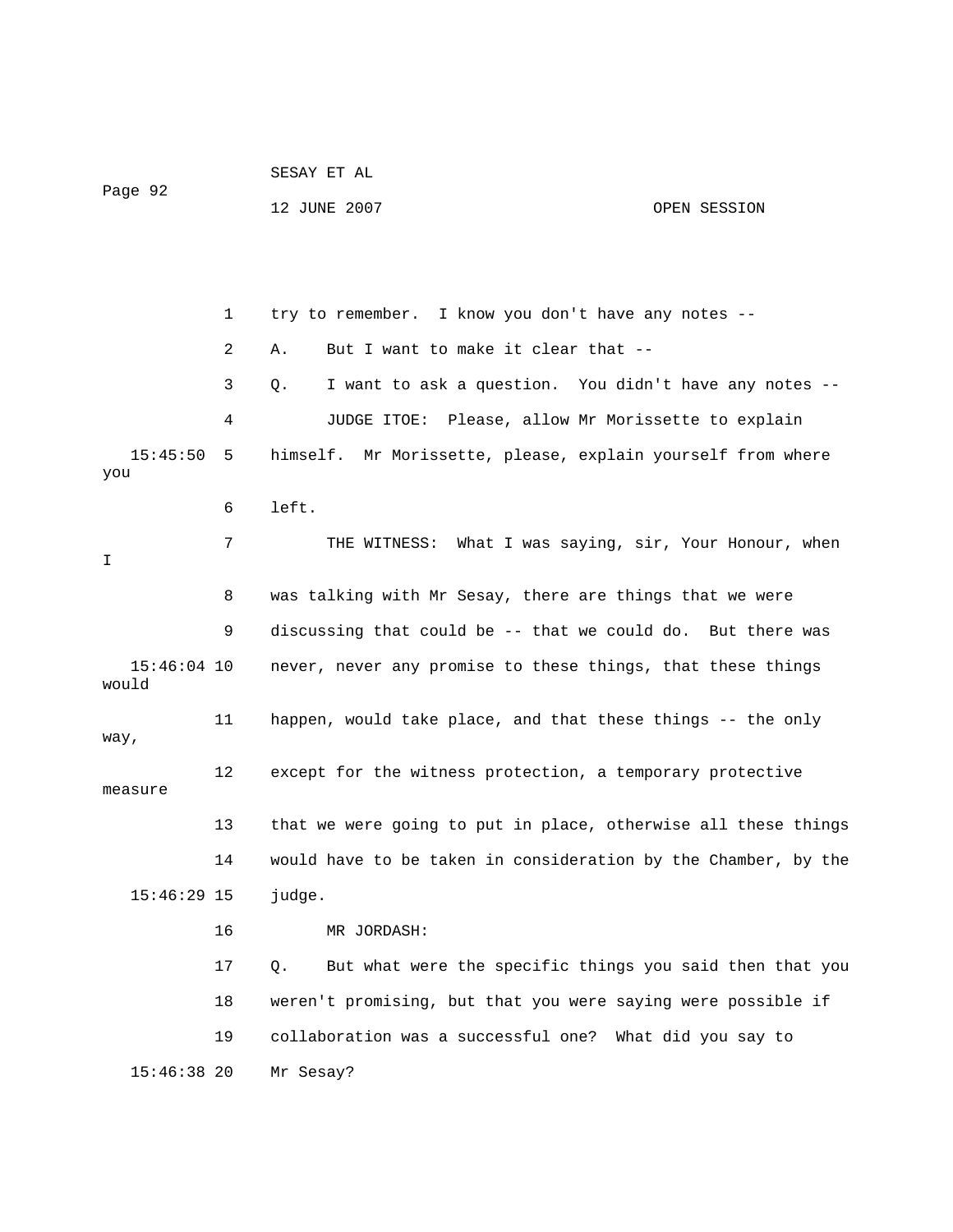1 try to remember. I know you don't have any notes --

2 A. But I want to make it clear that --

3 Q. I want to ask a question. You didn't have any notes --

4 JUDGE ITOE: Please, allow Mr Morissette to explain

15:45:50 5 himself. Mr Morissette, please, explain yourself from where you

6 left.

7 THE WITNESS: What I was saying, sir, Your Honour, when I

8 was talking with Mr Sesay, there are things that we were

9 discussing that could be -- that we could do. But there was

15:46:04 10 never, never any promise to these things, that these things would

11 happen, would take place, and that these things -- the only way,

12 except for the witness protection, a temporary protective measure

13 that we were going to put in place, otherwise all these things

14 would have to be taken in consideration by the Chamber, by the

15:46:29 15 judge.

16 MR JORDASH:

17 Q. But what were the specific things you said then that you

18 weren't promising, but that you were saying were possible if

19 collaboration was a successful one? What did you say to

15:46:38 20 Mr Sesay?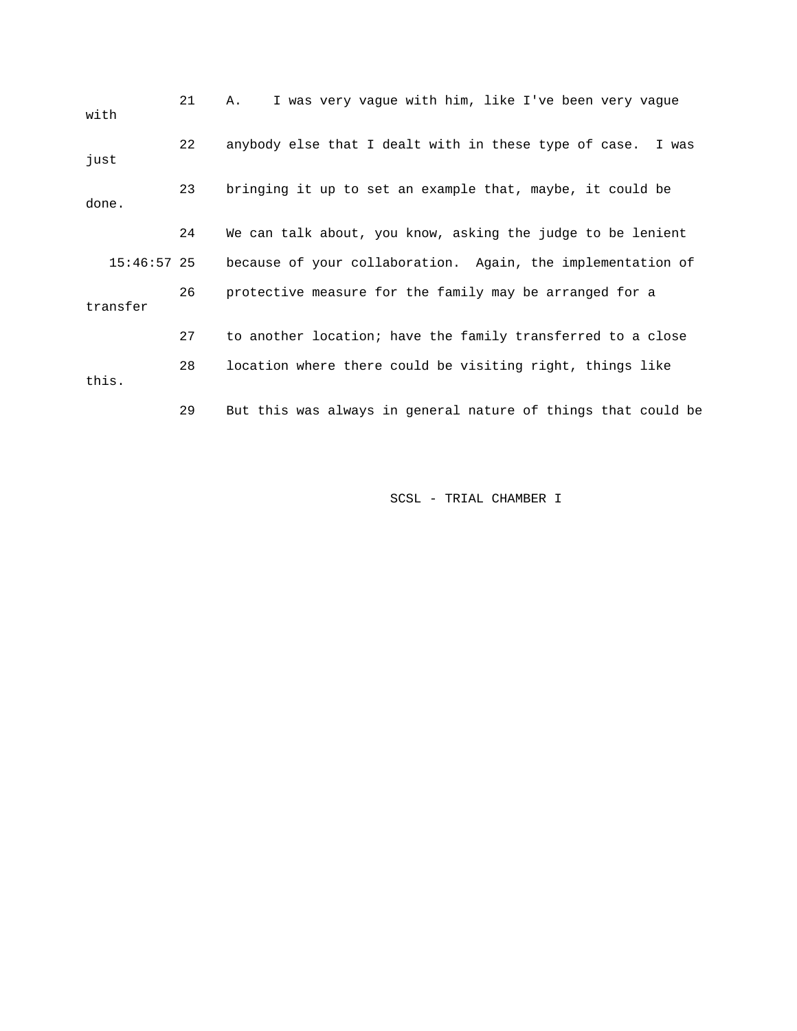21 A. I was very vague with him, like I've been very vague with

22 anybody else that I dealt with in these type of case. I was just

23 bringing it up to set an example that, maybe, it could be done.

24 We can talk about, you know, asking the judge to be lenient

15:46:57 25 because of your collaboration. Again, the implementation of

26 protective measure for the family may be arranged for a transfer

27 to another location; have the family transferred to a close

28 location where there could be visiting right, things like this.

29 But this was always in general nature of things that could be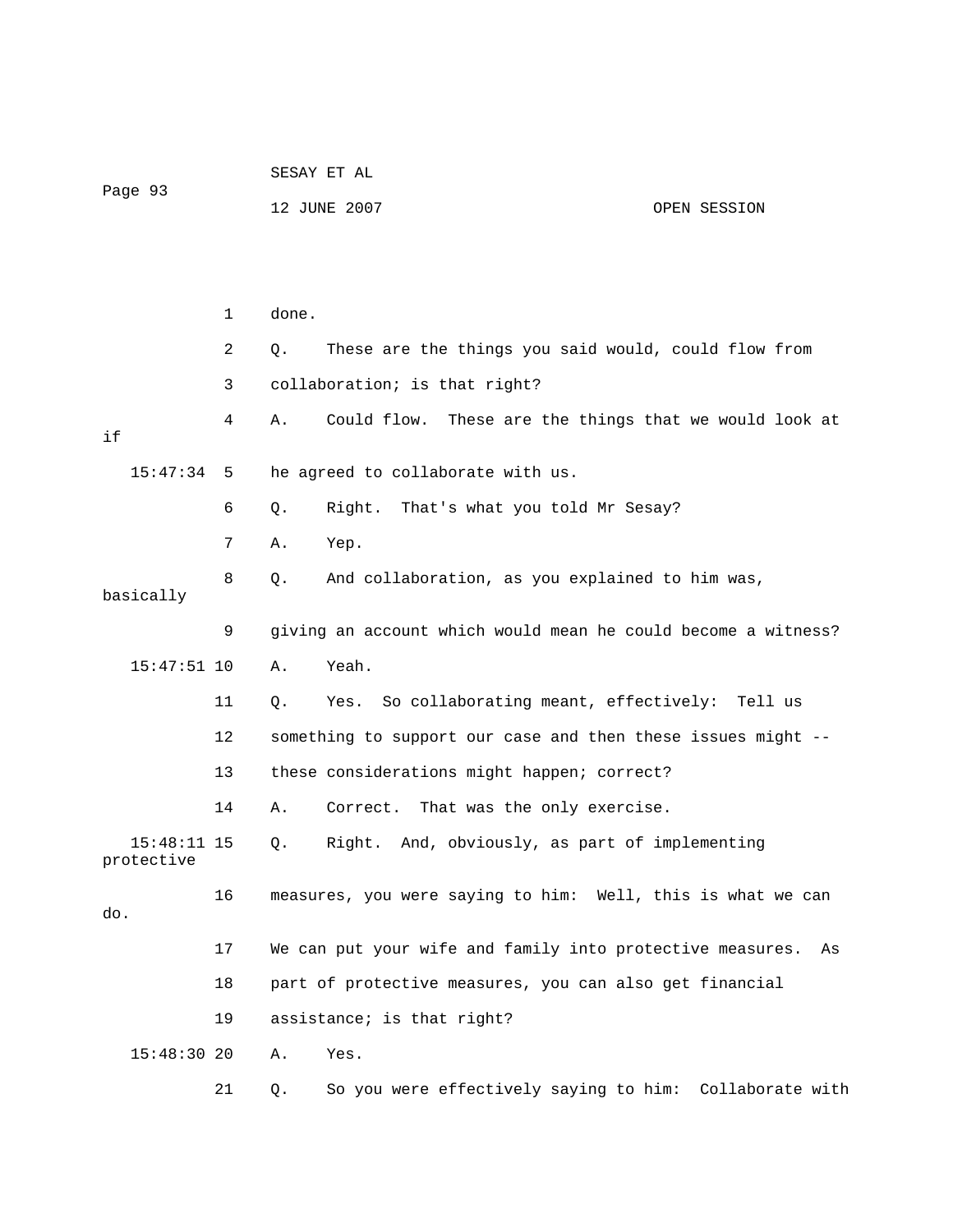1 done.

2 Q. These are the things you said would, could flow from

3 collaboration; is that right?

4 A. Could flow. These are the things that we would look at if

15:47:34 5 he agreed to collaborate with us.

6 Q. Right. That's what you told Mr Sesay?

7 A. Yep.

8 Q. And collaboration, as you explained to him was, basically

9 giving an account which would mean he could become a witness?

15:47:51 10 A. Yeah.

11 Q. Yes. So collaborating meant, effectively: Tell us

12 something to support our case and then these issues might --

13 these considerations might happen; correct?

14 A. Correct. That was the only exercise.

15:48:11 15 Q. Right. And, obviously, as part of implementing protective

16 measures, you were saying to him: Well, this is what we can do.

17 We can put your wife and family into protective measures. As

18 part of protective measures, you can also get financial

19 assistance; is that right?

15:48:30 20 A. Yes.

21 Q. So you were effectively saying to him: Collaborate with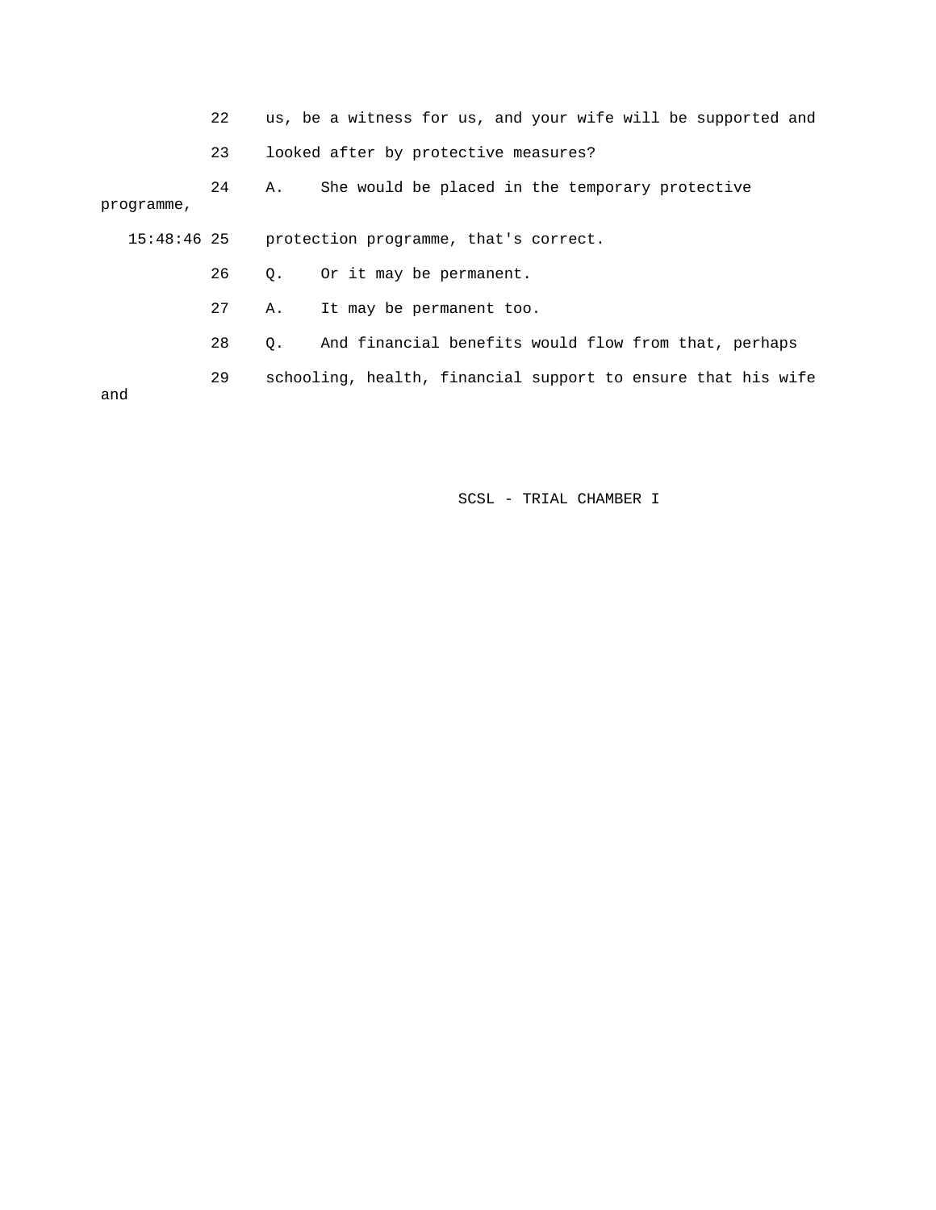22 us, be a witness for us, and your wife will be supported and

23 looked after by protective measures?

24 A. She would be placed in the temporary protective programme,

15:48:46 25 protection programme, that's correct.

26 Q. Or it may be permanent.

27 A. It may be permanent too.

28 Q. And financial benefits would flow from that, perhaps

29 schooling, health, financial support to ensure that his wife and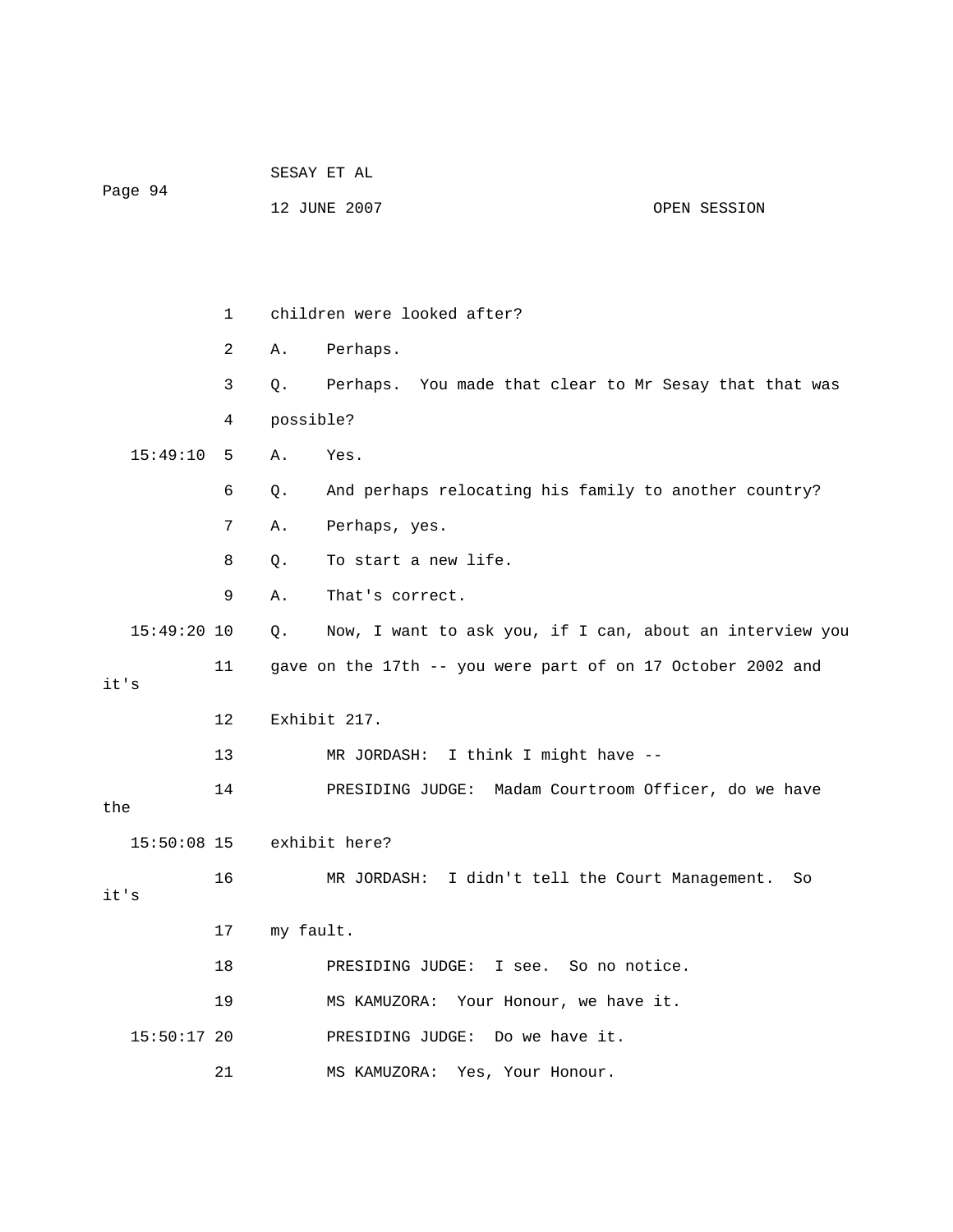children were looked after?

A. Perhaps.

Q. Perhaps. You made that clear to Mr Sesay that that was possible?

A. Yes.

Q. And perhaps relocating his family to another country?

A. Perhaps, yes.

Q. To start a new life.

A. That's correct.

Q. Now, I want to ask you, if I can, about an interview you gave on the 17th -- you were part of on 17 October 2002 and it's Exhibit 217.

MR JORDASH: I think I might have --

PRESIDING JUDGE: Madam Courtroom Officer, do we have the exhibit here?

MR JORDASH: I didn't tell the Court Management. So it's my fault.

PRESIDING JUDGE: I see. So no notice.

MS KAMUZORA: Your Honour, we have it.

PRESIDING JUDGE: Do we have it.

MS KAMUZORA: Yes, Your Honour.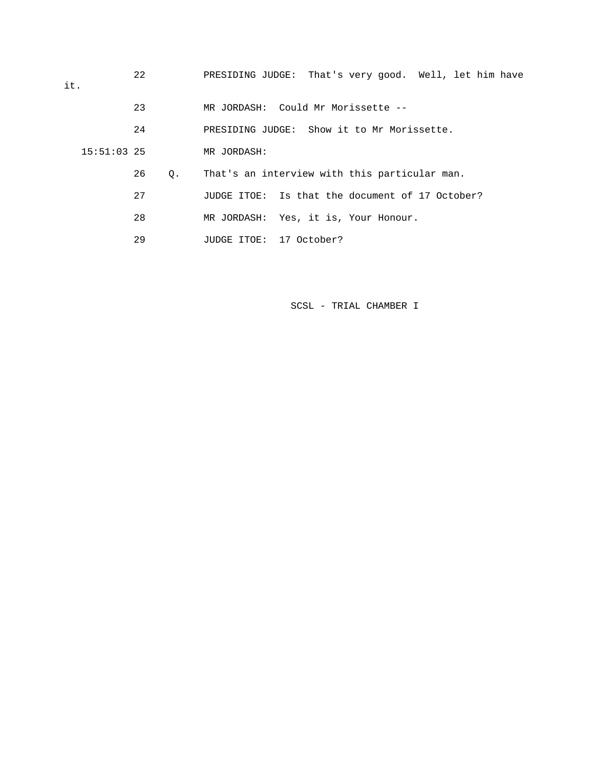22 PRESIDING JUDGE: That's very good. Well, let him have it.

23 MR JORDASH: Could Mr Morissette --

24 PRESIDING JUDGE: Show it to Mr Morissette.

15:51:03 25 MR JORDASH:

26 Q. That's an interview with this particular man.

27 JUDGE ITOE: Is that the document of 17 October?

28 MR JORDASH: Yes, it is, Your Honour.

29 JUDGE ITOE: 17 October?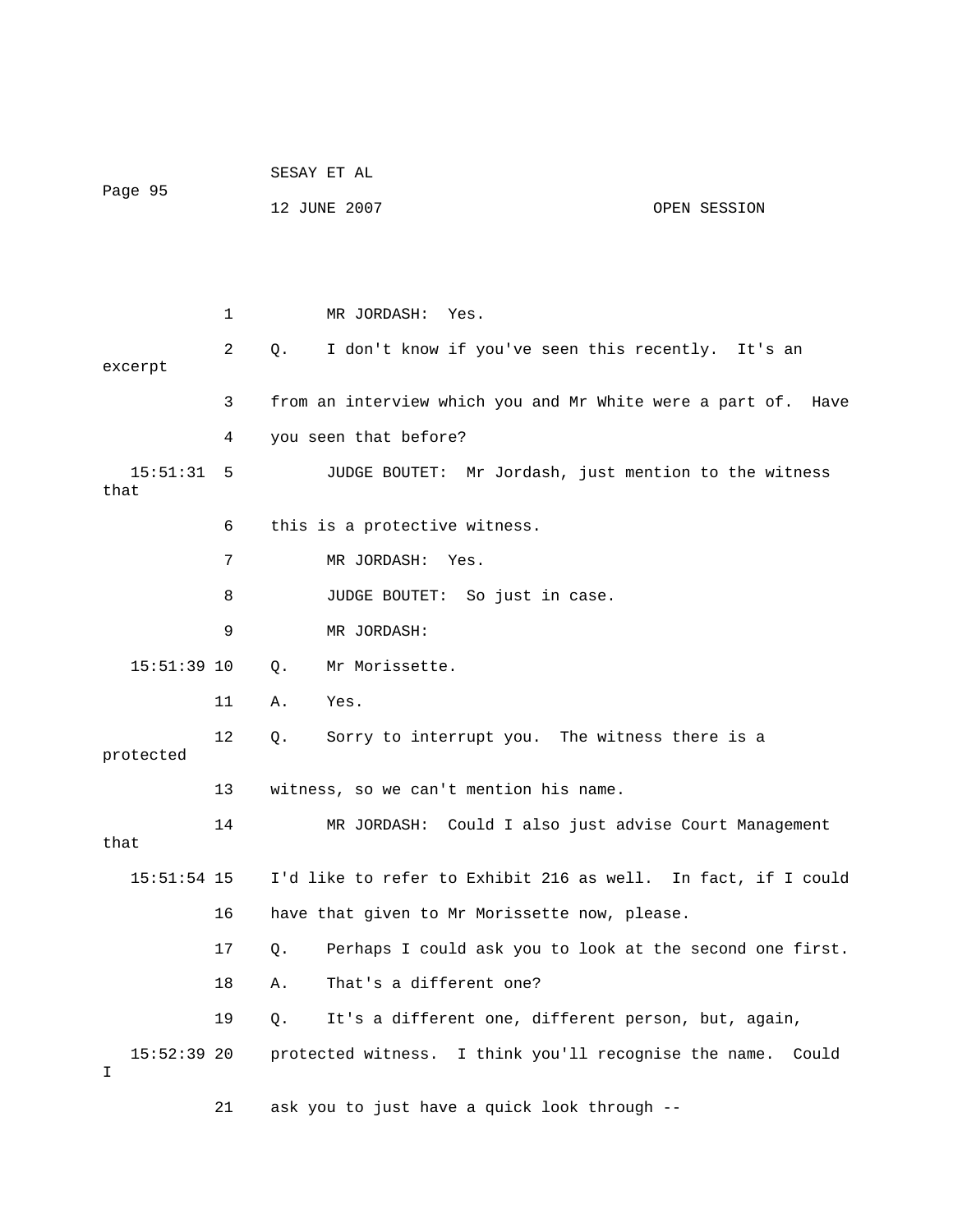1 MR JORDASH: Yes.

2 Q. I don't know if you've seen this recently. It's an excerpt

3 from an interview which you and Mr White were a part of. Have

4 you seen that before?

15:51:31 5 JUDGE BOUTET: Mr Jordash, just mention to the witness that

6 this is a protective witness.

7 MR JORDASH: Yes.

8 JUDGE BOUTET: So just in case.

9 MR JORDASH:

15:51:39 10 Q. Mr Morissette.

11 A. Yes.

12 Q. Sorry to interrupt you. The witness there is a protected

13 witness, so we can't mention his name.

14 MR JORDASH: Could I also just advise Court Management that

15:51:54 15 I'd like to refer to Exhibit 216 as well. In fact, if I could

16 have that given to Mr Morissette now, please.

17 Q. Perhaps I could ask you to look at the second one first.

18 A. That's a different one?

19 Q. It's a different one, different person, but, again,

15:52:39 20 protected witness. I think you'll recognise the name. Could I

21 ask you to just have a quick look through --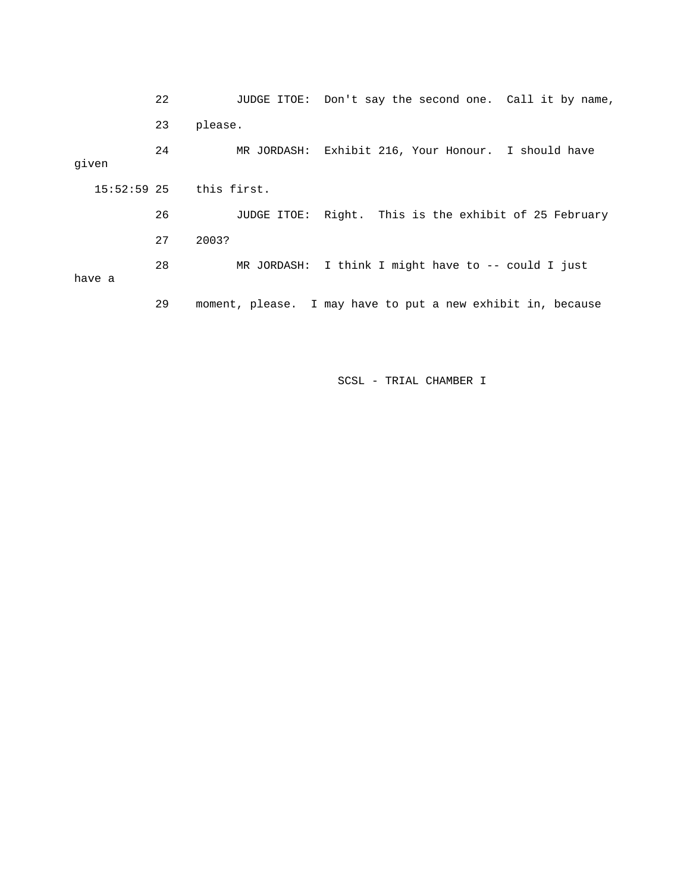22 JUDGE ITOE: Don't say the second one. Call it by name,

23 please.

24 MR JORDASH: Exhibit 216, Your Honour. I should have given

15:52:59 25 this first.

26 JUDGE ITOE: Right. This is the exhibit of 25 February

27 2003?

28 MR JORDASH: I think I might have to -- could I just have a

29 moment, please. I may have to put a new exhibit in, because

SCSL - TRIAL CHAMBER I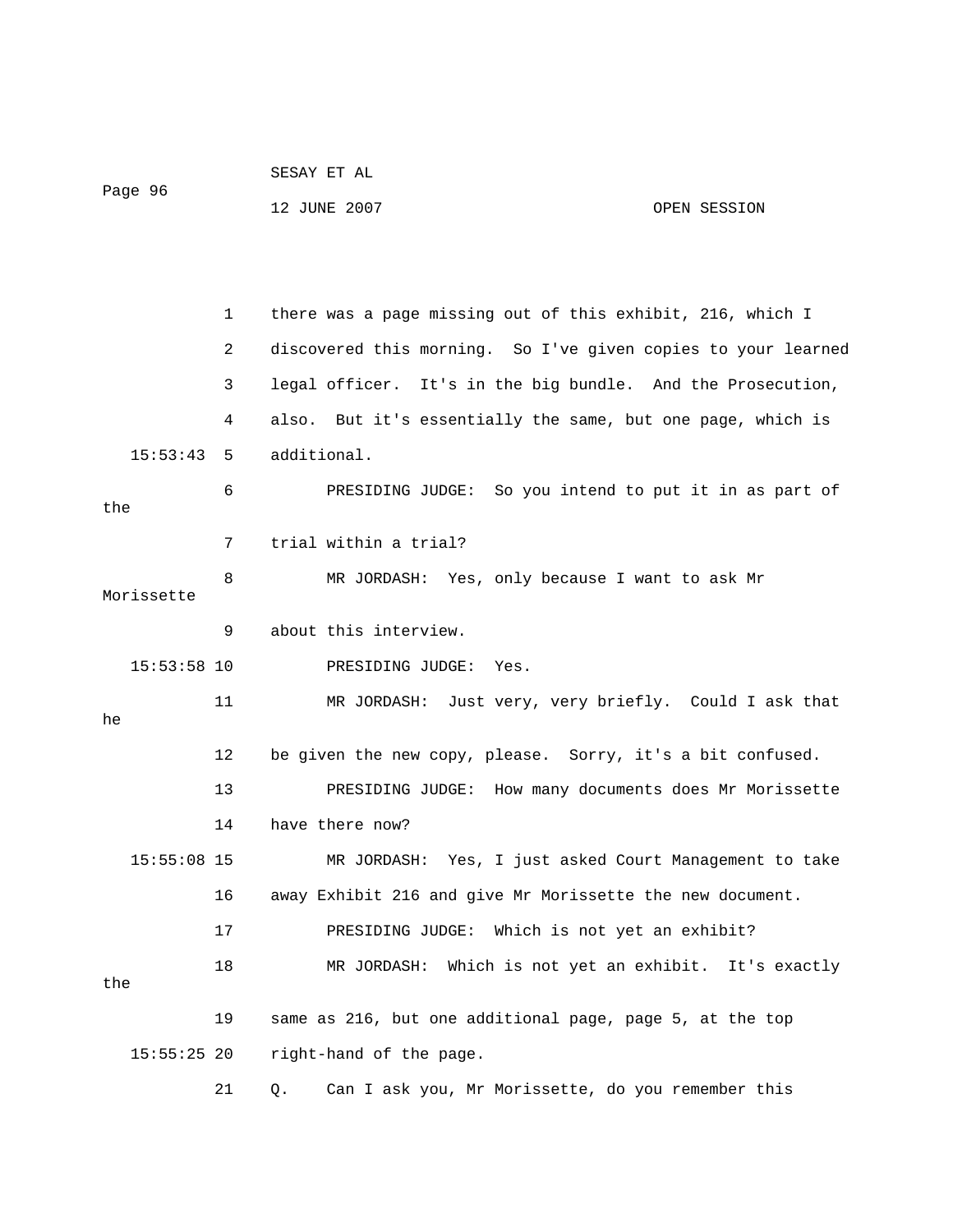there was a page missing out of this exhibit, 216, which I discovered this morning. So I've given copies to your learned legal officer. It's in the big bundle. And the Prosecution, also. But it's essentially the same, but one page, which is additional.

PRESIDING JUDGE: So you intend to put it in as part of the trial within a trial?

MR JORDASH: Yes, only because I want to ask Mr Morissette about this interview.

PRESIDING JUDGE: Yes.

MR JORDASH: Just very, very briefly. Could I ask that he be given the new copy, please. Sorry, it's a bit confused.

PRESIDING JUDGE: How many documents does Mr Morissette have there now?

MR JORDASH: Yes, I just asked Court Management to take away Exhibit 216 and give Mr Morissette the new document.

PRESIDING JUDGE: Which is not yet an exhibit?

MR JORDASH: Which is not yet an exhibit. It's exactly the same as 216, but one additional page, page 5, at the top right-hand of the page.

Q. Can I ask you, Mr Morissette, do you remember this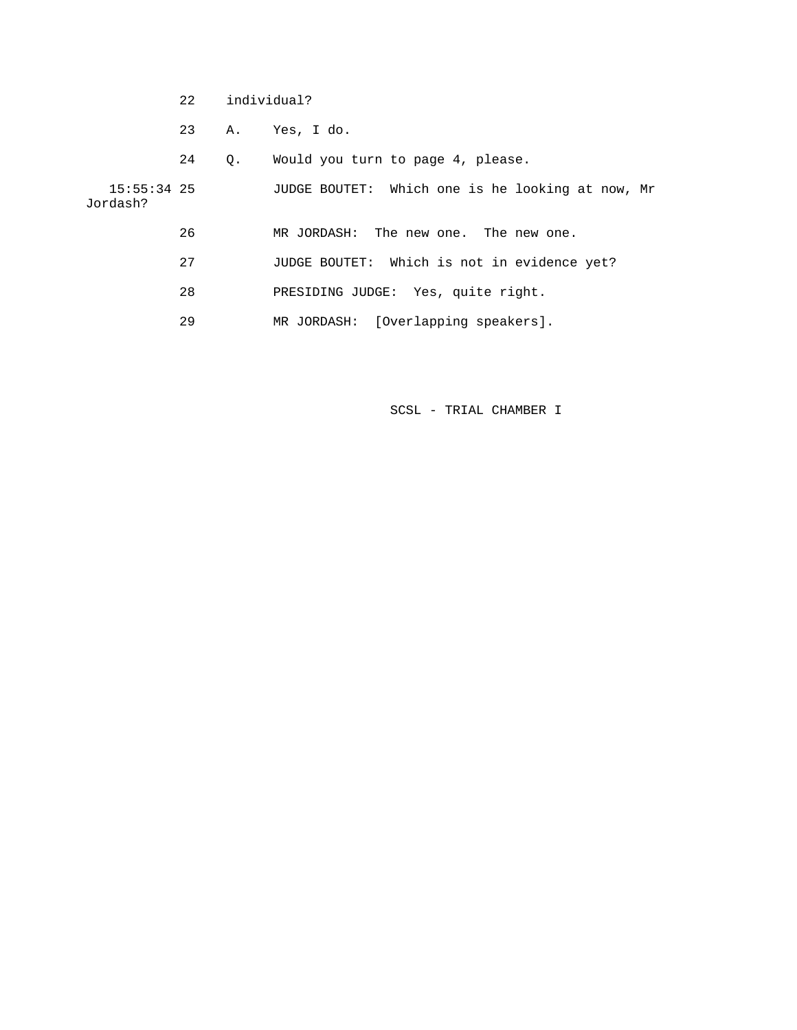22 individual?

23 A. Yes, I do.

24 Q. Would you turn to page 4, please.

15:55:34 25 JUDGE BOUTET: Which one is he looking at now, Mr Jordash?

26 MR JORDASH: The new one. The new one.

27 JUDGE BOUTET: Which is not in evidence yet?

28 PRESIDING JUDGE: Yes, quite right.

29 MR JORDASH: [Overlapping speakers].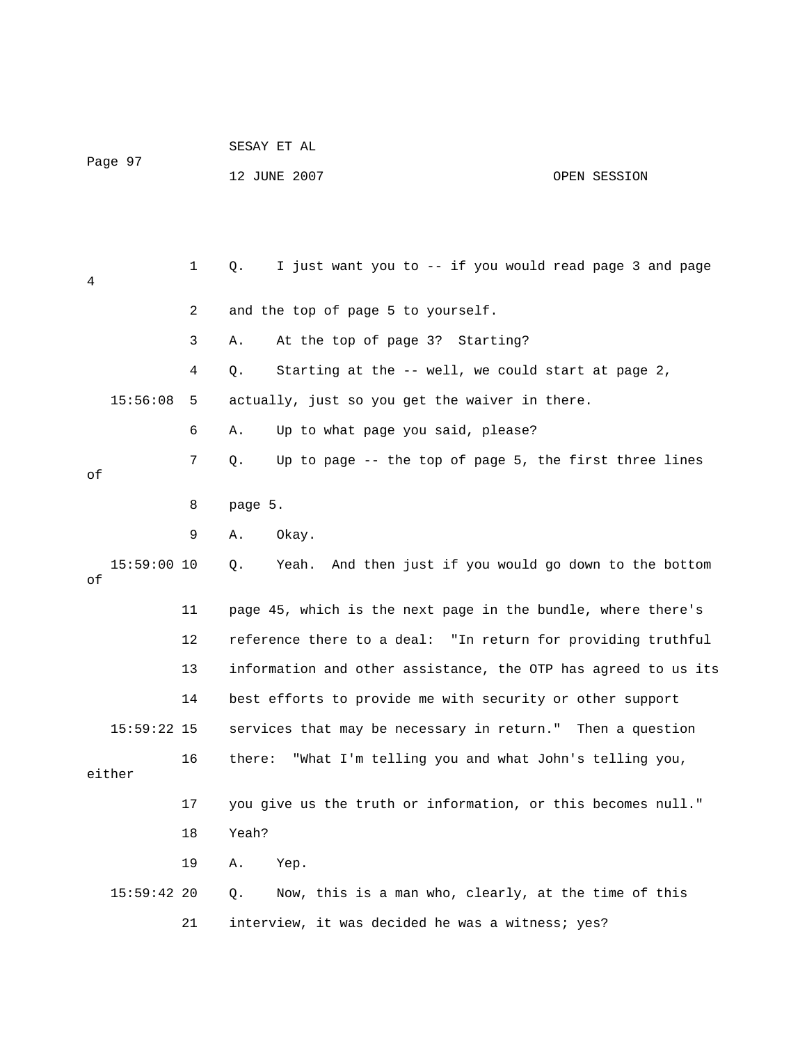1 Q. I just want you to -- if you would read page 3 and page 4

2 and the top of page 5 to yourself.

3 A. At the top of page 3? Starting?

4 Q. Starting at the -- well, we could start at page 2,

15:56:08 5 actually, just so you get the waiver in there.

6 A. Up to what page you said, please?

7 Q. Up to page -- the top of page 5, the first three lines of

8 page 5.

9 A. Okay.

15:59:00 10 Q. Yeah. And then just if you would go down to the bottom of

11 page 45, which is the next page in the bundle, where there's

12 reference there to a deal: "In return for providing truthful

13 information and other assistance, the OTP has agreed to us its

14 best efforts to provide me with security or other support

15:59:22 15 services that may be necessary in return." Then a question

16 there: "What I'm telling you and what John's telling you, either

17 you give us the truth or information, or this becomes null."

18 Yeah?

19 A. Yep.

15:59:42 20 Q. Now, this is a man who, clearly, at the time of this

21 interview, it was decided he was a witness; yes?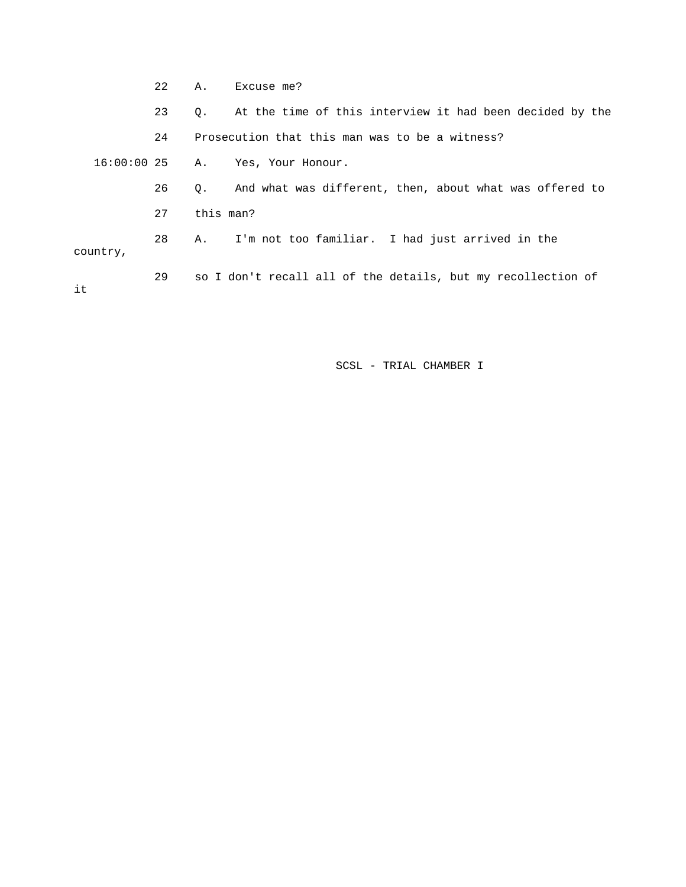22 A. Excuse me?

23 Q. At the time of this interview it had been decided by the

24 Prosecution that this man was to be a witness?

16:00:00 25 A. Yes, Your Honour.

26 Q. And what was different, then, about what was offered to

27 this man?

28 A. I'm not too familiar. I had just arrived in the country,

29 so I don't recall all of the details, but my recollection of it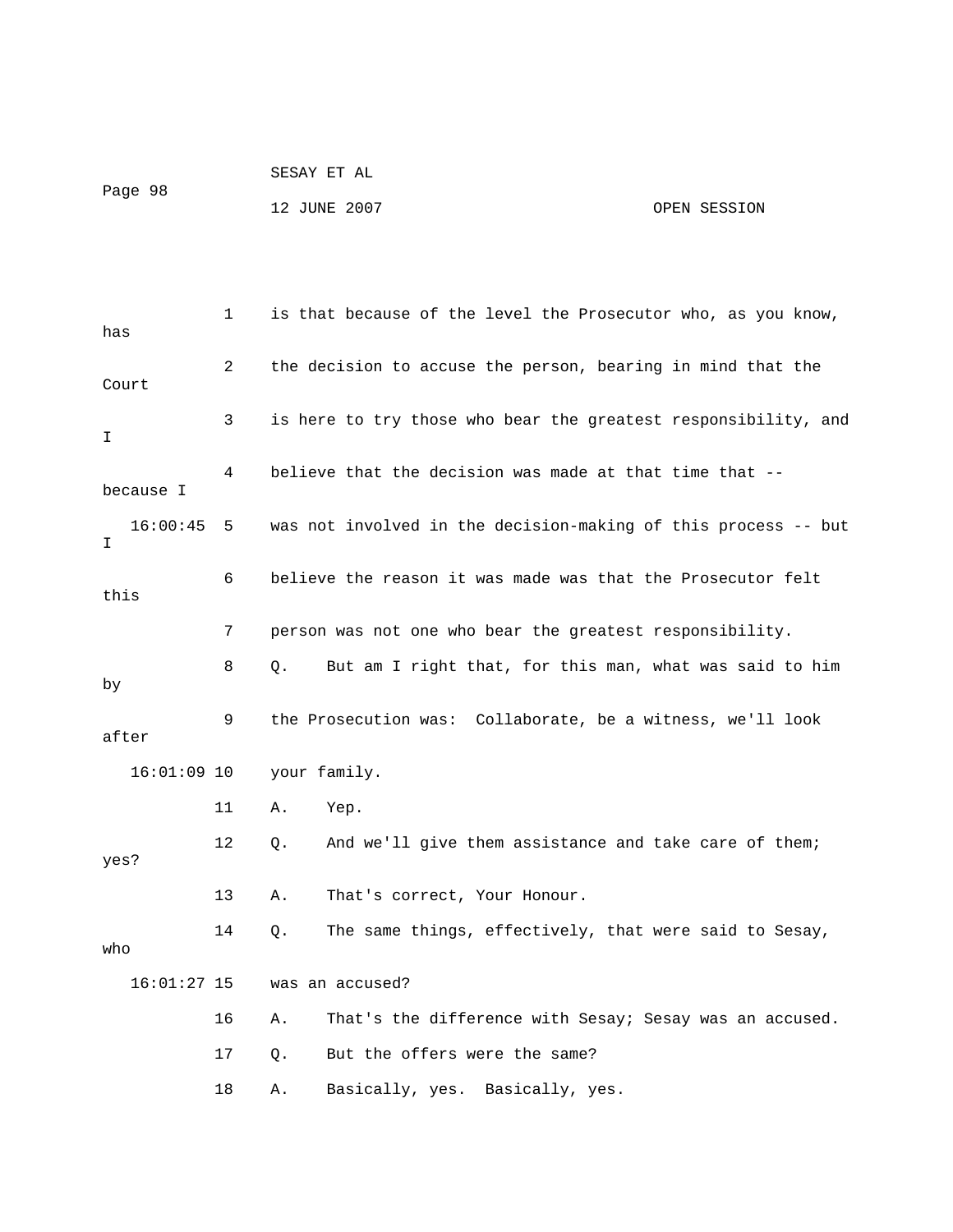is that because of the level the Prosecutor who, as you know, has the decision to accuse the person, bearing in mind that the Court is here to try those who bear the greatest responsibility, and I believe that the decision was made at that time that -- because I was not involved in the decision-making of this process -- but I believe the reason it was made was that the Prosecutor felt this person was not one who bear the greatest responsibility.

Q. But am I right that, for this man, what was said to him by the Prosecution was: Collaborate, be a witness, we'll look after your family.

A. Yep.

Q. And we'll give them assistance and take care of them; yes?

A. That's correct, Your Honour.

Q. The same things, effectively, that were said to Sesay, who was an accused?

A. That's the difference with Sesay; Sesay was an accused.

Q. But the offers were the same?

A. Basically, yes. Basically, yes.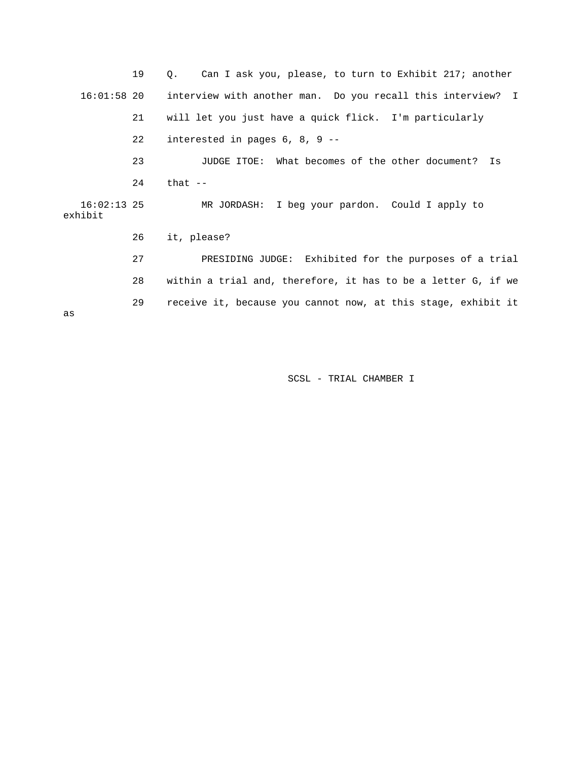19 Q. Can I ask you, please, to turn to Exhibit 217; another

16:01:58 20 interview with another man. Do you recall this interview? I

21 will let you just have a quick flick. I'm particularly

22 interested in pages 6, 8, 9 --

23 JUDGE ITOE: What becomes of the other document? Is

24 that --

16:02:13 25 MR JORDASH: I beg your pardon. Could I apply to exhibit

26 it, please?

27 PRESIDING JUDGE: Exhibited for the purposes of a trial

28 within a trial and, therefore, it has to be a letter G, if we

29 receive it, because you cannot now, at this stage, exhibit it as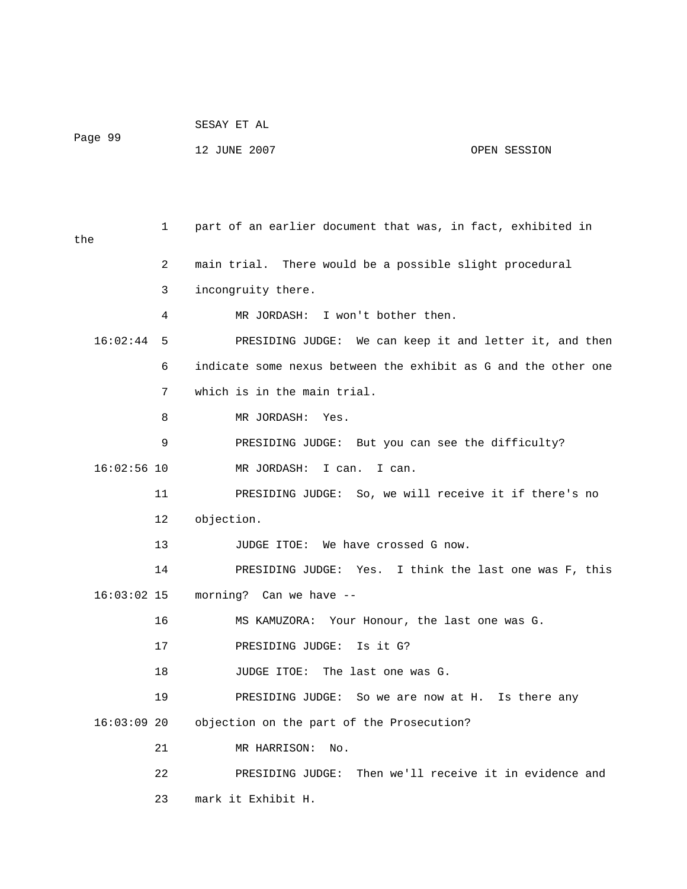part of an earlier document that was, in fact, exhibited in the main trial. There would be a possible slight procedural incongruity there.

MR JORDASH: I won't bother then.

PRESIDING JUDGE: We can keep it and letter it, and then indicate some nexus between the exhibit as G and the other one which is in the main trial.

MR JORDASH: Yes.

PRESIDING JUDGE: But you can see the difficulty?

MR JORDASH: I can. I can.

PRESIDING JUDGE: So, we will receive it if there's no objection.

JUDGE ITOE: We have crossed G now.

PRESIDING JUDGE: Yes. I think the last one was F, this morning? Can we have --

MS KAMUZORA: Your Honour, the last one was G.

PRESIDING JUDGE: Is it G?

JUDGE ITOE: The last one was G.

PRESIDING JUDGE: So we are now at H. Is there any objection on the part of the Prosecution?

MR HARRISON: No.

PRESIDING JUDGE: Then we'll receive it in evidence and mark it Exhibit H.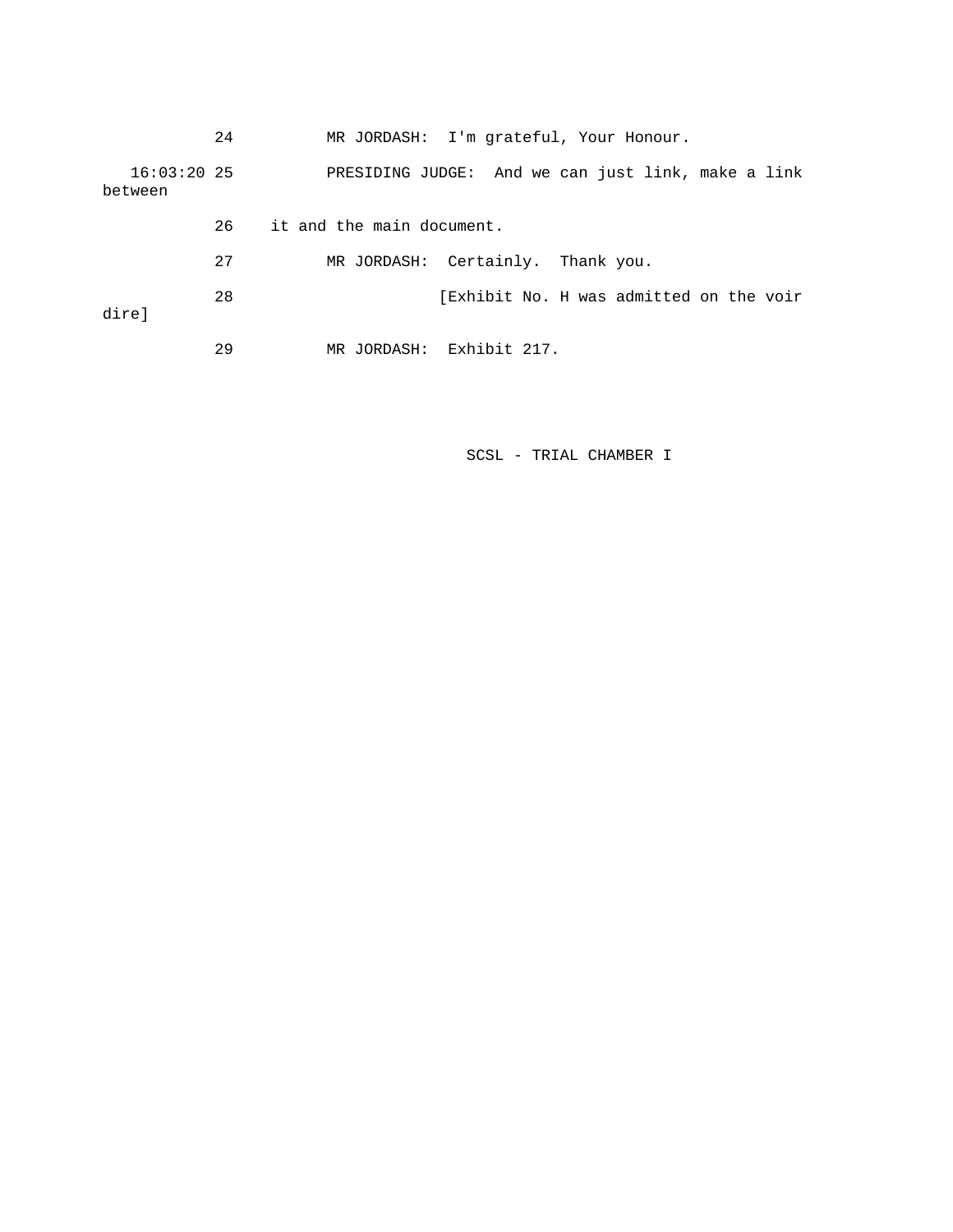24 MR JORDASH: I'm grateful, Your Honour.

16:03:20 25 PRESIDING JUDGE: And we can just link, make a link between

26 it and the main document.

27 MR JORDASH: Certainly. Thank you.

28 [Exhibit No. H was admitted on the voir dire]

29 MR JORDASH: Exhibit 217.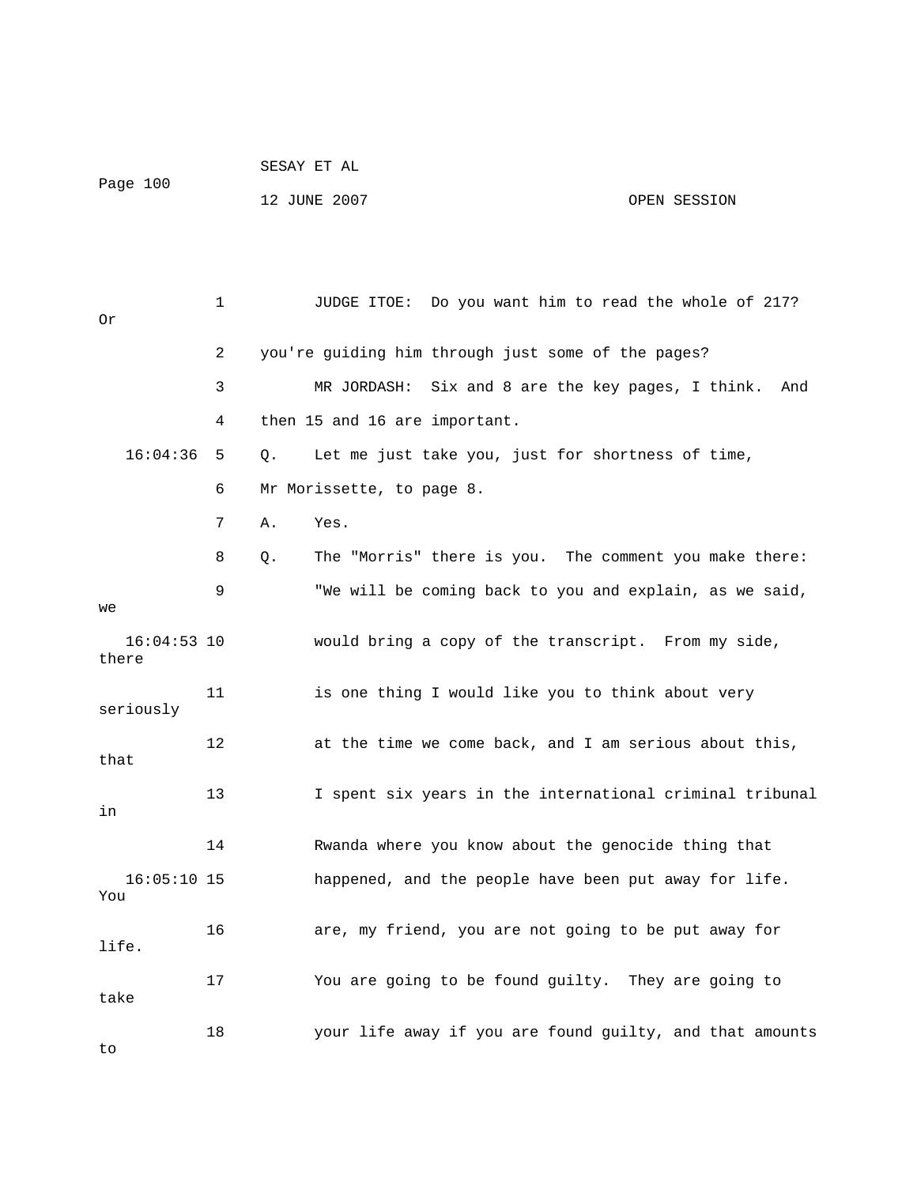1 JUDGE ITOE: Do you want him to read the whole of 217? Or

2 you're guiding him through just some of the pages?

3 MR JORDASH: Six and 8 are the key pages, I think. And

4 then 15 and 16 are important.

16:04:36 5 Q. Let me just take you, just for shortness of time,

6 Mr Morissette, to page 8.

7 A. Yes.

8 Q. The "Morris" there is you. The comment you make there:

9 "We will be coming back to you and explain, as we said, we

16:04:53 10 would bring a copy of the transcript. From my side, there

11 is one thing I would like you to think about very seriously

12 at the time we come back, and I am serious about this, that

13 I spent six years in the international criminal tribunal in

14 Rwanda where you know about the genocide thing that

16:05:10 15 happened, and the people have been put away for life. You

16 are, my friend, you are not going to be put away for life.

17 You are going to be found guilty. They are going to take

18 your life away if you are found guilty, and that amounts to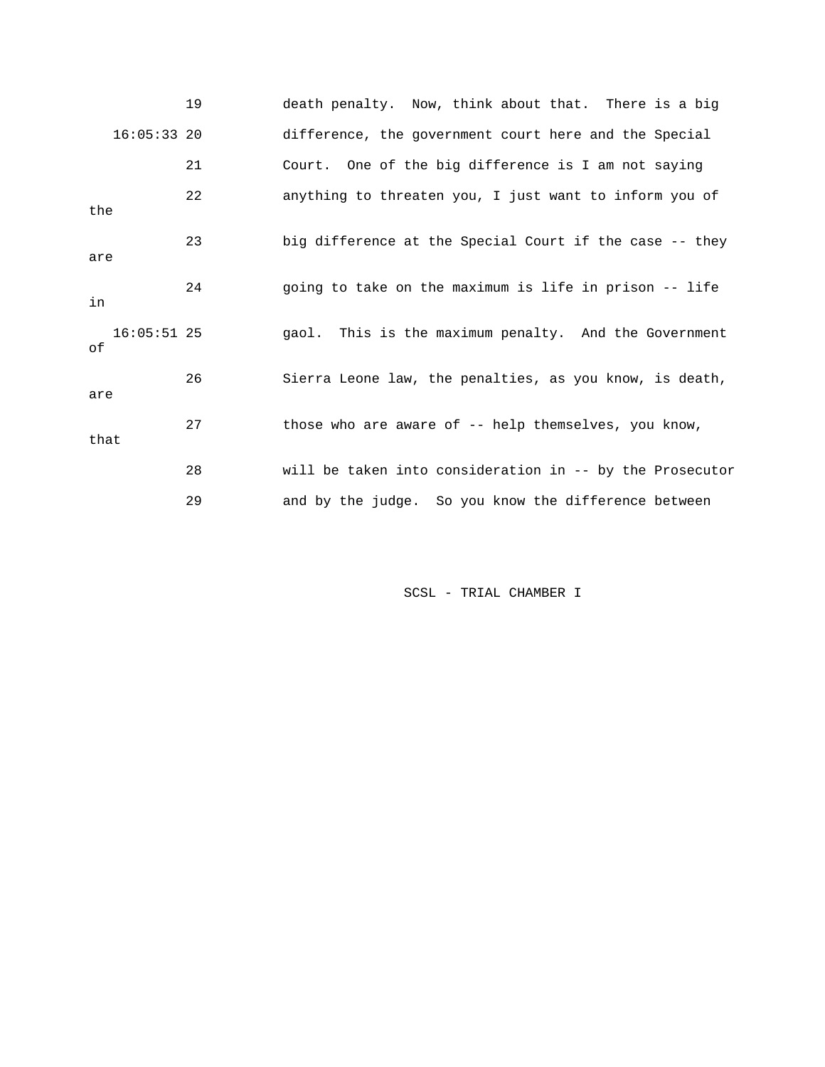19 death penalty. Now, think about that. There is a big

16:05:33 20 difference, the government court here and the Special

21 Court. One of the big difference is I am not saying

22 anything to threaten you, I just want to inform you of the

23 big difference at the Special Court if the case -- they are

24 going to take on the maximum is life in prison -- life in

16:05:51 25 gaol. This is the maximum penalty. And the Government of

26 Sierra Leone law, the penalties, as you know, is death, are

27 those who are aware of -- help themselves, you know, that

28 will be taken into consideration in -- by the Prosecutor

29 and by the judge. So you know the difference between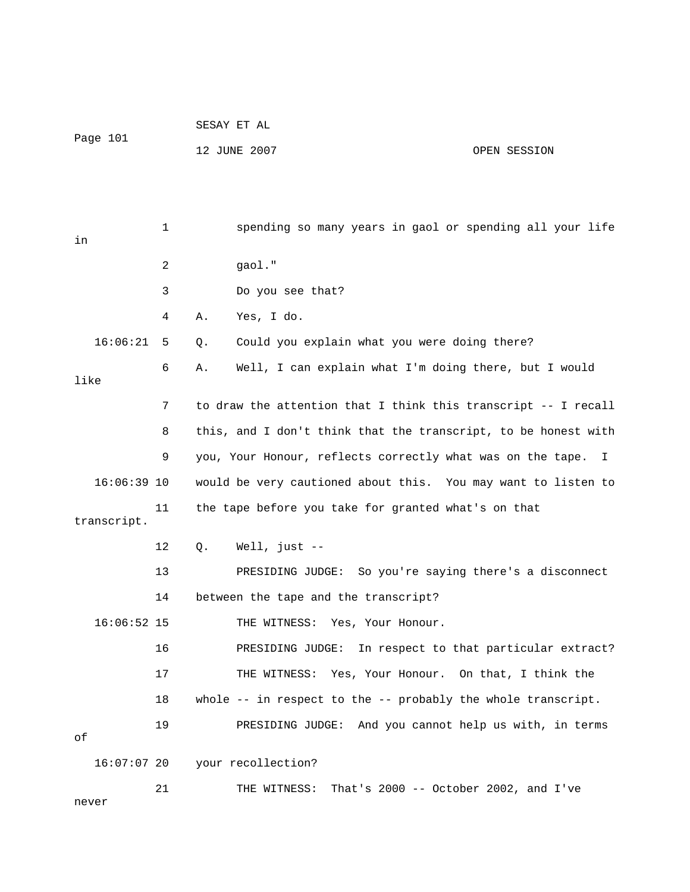spending so many years in gaol or spending all your life in gaol."

Do you see that?

A. Yes, I do.

Q. Could you explain what you were doing there?

A. Well, I can explain what I'm doing there, but I would like to draw the attention that I think this transcript -- I recall this, and I don't think that the transcript, to be honest with you, Your Honour, reflects correctly what was on the tape. I would be very cautioned about this. You may want to listen to the tape before you take for granted what's on that transcript.

Q. Well, just --

PRESIDING JUDGE: So you're saying there's a disconnect between the tape and the transcript?

THE WITNESS: Yes, Your Honour.

PRESIDING JUDGE: In respect to that particular extract?

THE WITNESS: Yes, Your Honour. On that, I think the whole -- in respect to the -- probably the whole transcript.

PRESIDING JUDGE: And you cannot help us with, in terms of your recollection?

THE WITNESS: That's 2000 -- October 2002, and I've never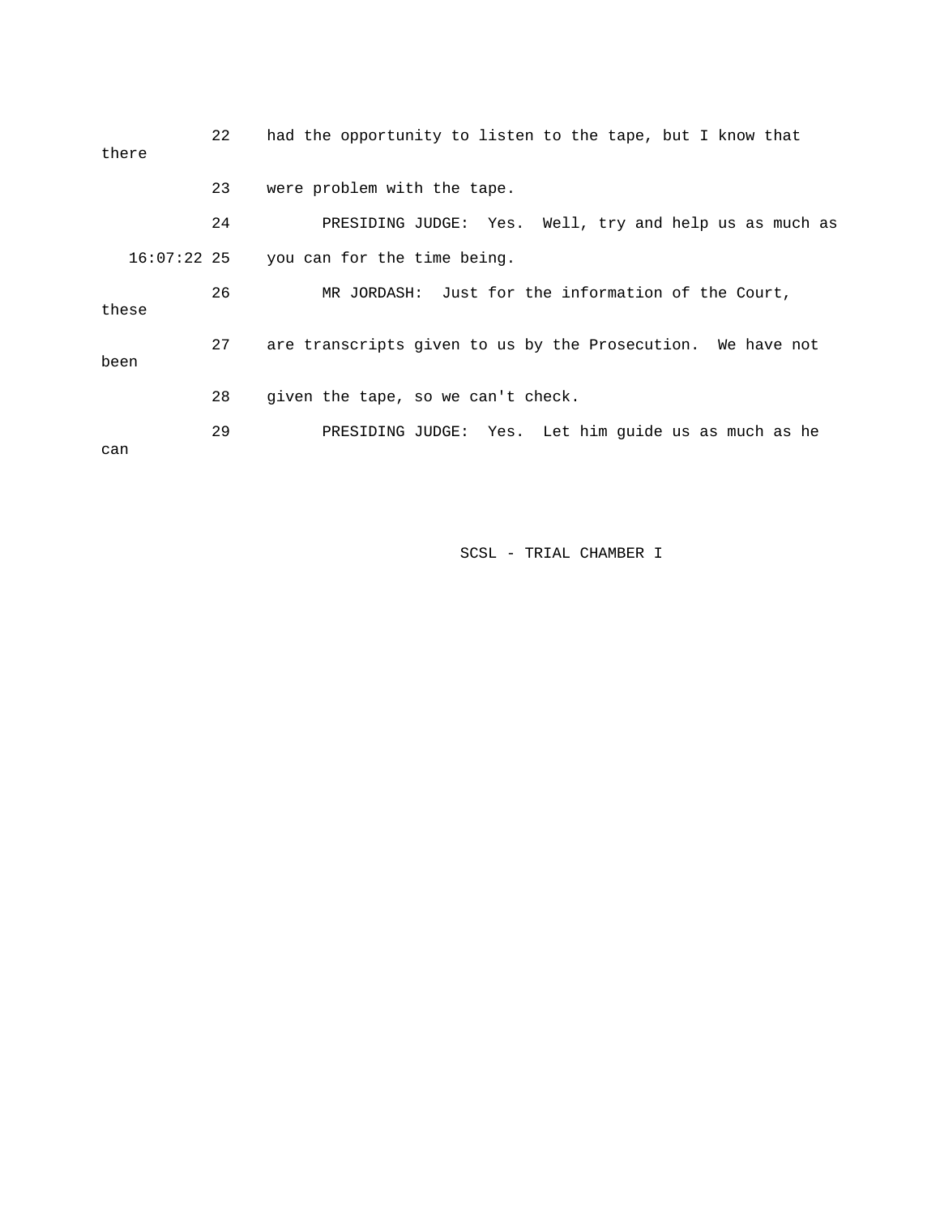22 had the opportunity to listen to the tape, but I know that there

23 were problem with the tape.

24 PRESIDING JUDGE: Yes. Well, try and help us as much as

16:07:22 25 you can for the time being.

26 MR JORDASH: Just for the information of the Court, these

27 are transcripts given to us by the Prosecution. We have not been

28 given the tape, so we can't check.

29 PRESIDING JUDGE: Yes. Let him guide us as much as he can

SCSL - TRIAL CHAMBER I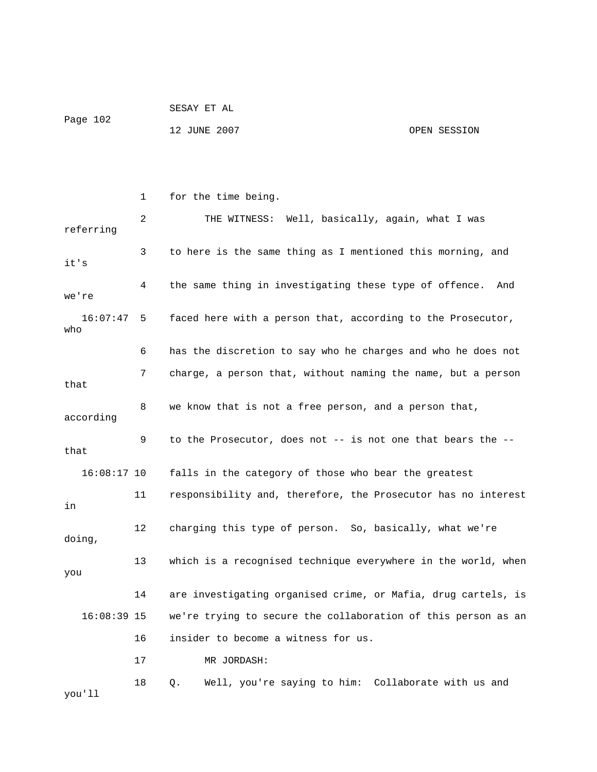1 for the time being.

2 THE WITNESS: Well, basically, again, what I was referring

3 to here is the same thing as I mentioned this morning, and it's

4 the same thing in investigating these type of offence. And we're

16:07:47 5 faced here with a person that, according to the Prosecutor, who

6 has the discretion to say who he charges and who he does not

7 charge, a person that, without naming the name, but a person that

8 we know that is not a free person, and a person that, according

9 to the Prosecutor, does not -- is not one that bears the -- that

16:08:17 10 falls in the category of those who bear the greatest

11 responsibility and, therefore, the Prosecutor has no interest in

12 charging this type of person. So, basically, what we're doing,

13 which is a recognised technique everywhere in the world, when you

14 are investigating organised crime, or Mafia, drug cartels, is

16:08:39 15 we're trying to secure the collaboration of this person as an

16 insider to become a witness for us.

17 MR JORDASH:

18 Q. Well, you're saying to him: Collaborate with us and you'll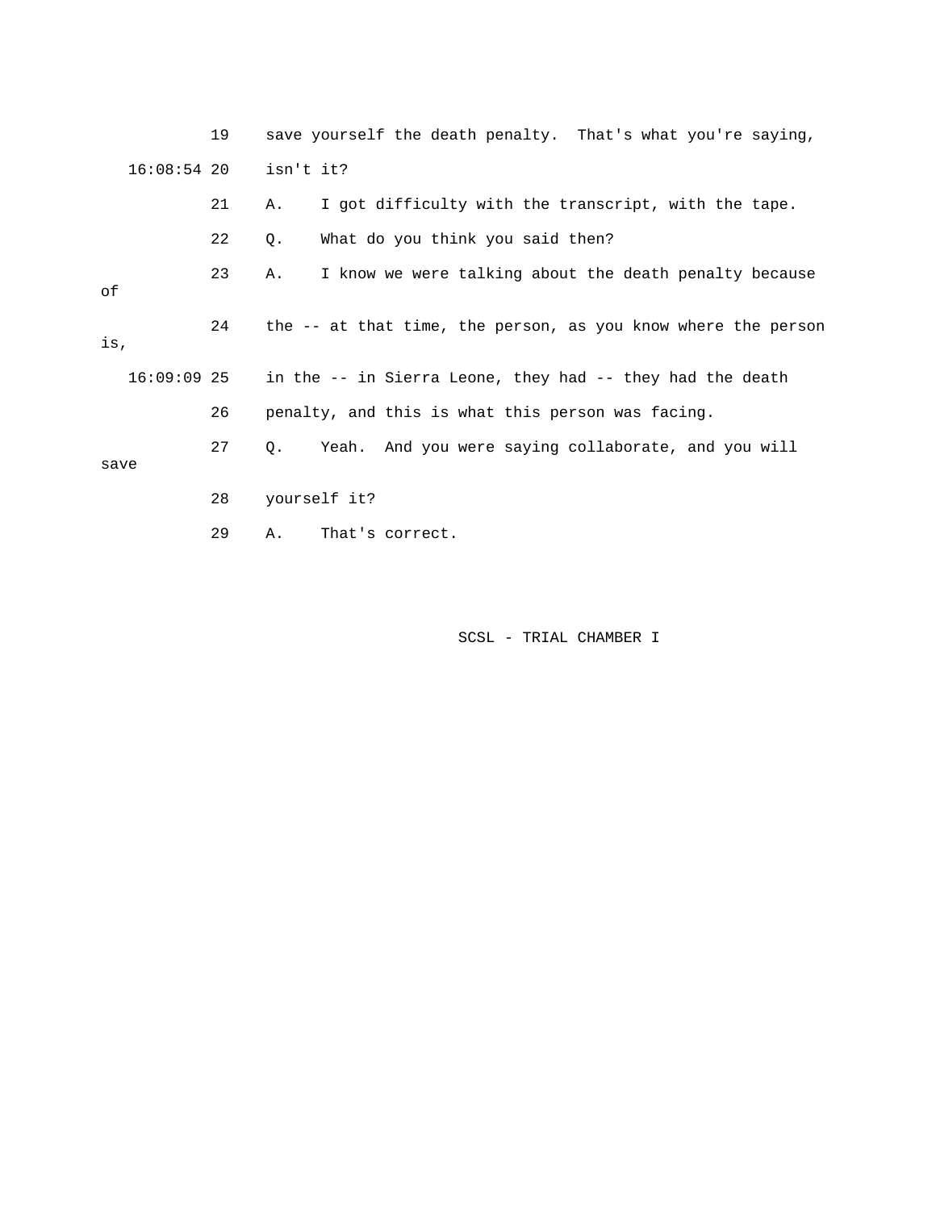19 save yourself the death penalty. That's what you're saying,

16:08:54 20 isn't it?

21 A. I got difficulty with the transcript, with the tape.

22 Q. What do you think you said then?

23 A. I know we were talking about the death penalty because of

24 the -- at that time, the person, as you know where the person is,

16:09:09 25 in the -- in Sierra Leone, they had -- they had the death

26 penalty, and this is what this person was facing.

27 Q. Yeah. And you were saying collaborate, and you will save

28 yourself it?

29 A. That's correct.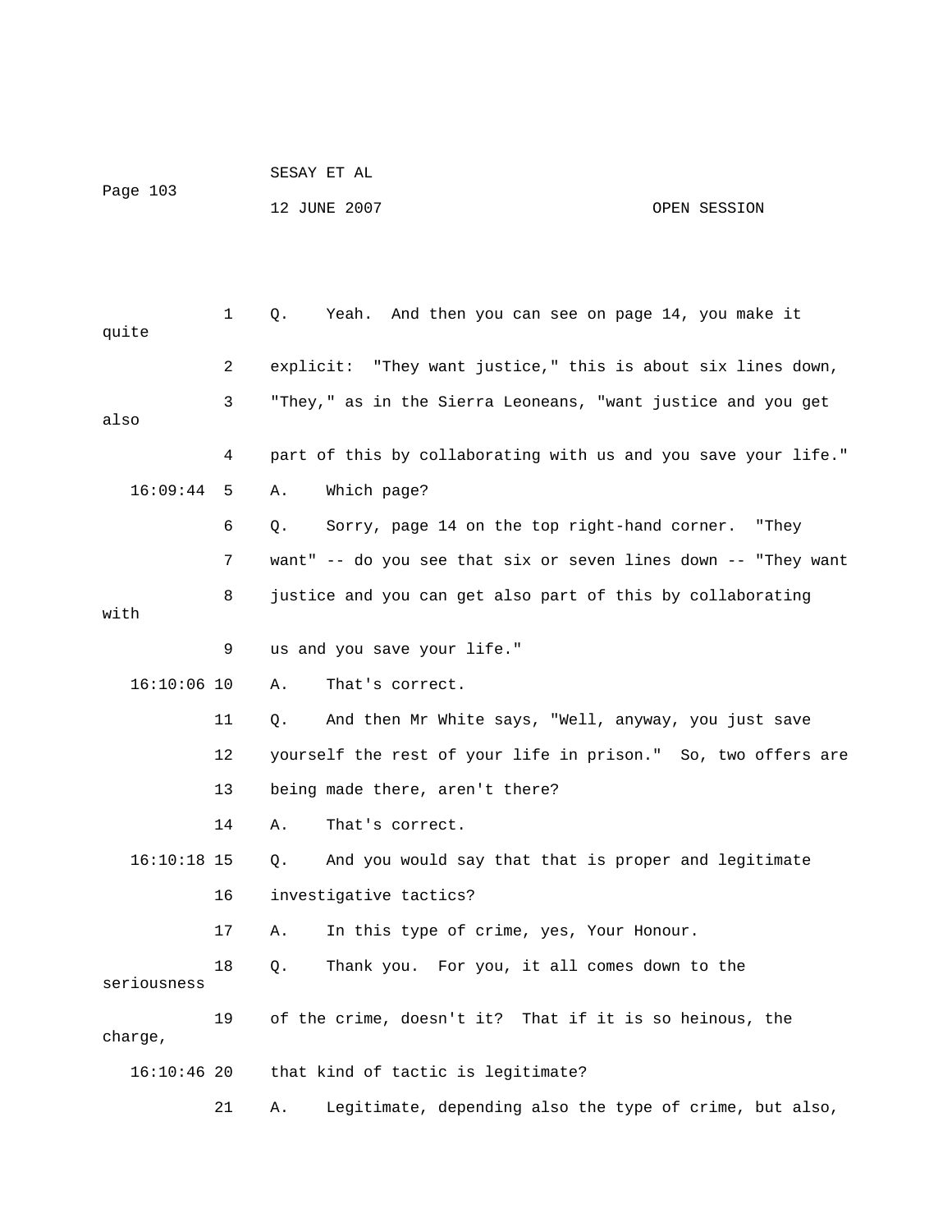1 Q. Yeah. And then you can see on page 14, you make it quite

2 explicit: "They want justice," this is about six lines down,

3 "They," as in the Sierra Leoneans, "want justice and you get also

4 part of this by collaborating with us and you save your life."

16:09:44 5 A. Which page?

6 Q. Sorry, page 14 on the top right-hand corner. "They

7 want" -- do you see that six or seven lines down -- "They want

8 justice and you can get also part of this by collaborating with

9 us and you save your life."

16:10:06 10 A. That's correct.

11 Q. And then Mr White says, "Well, anyway, you just save

12 yourself the rest of your life in prison." So, two offers are

13 being made there, aren't there?

14 A. That's correct.

16:10:18 15 Q. And you would say that that is proper and legitimate

16 investigative tactics?

17 A. In this type of crime, yes, Your Honour.

18 Q. Thank you. For you, it all comes down to the seriousness

19 of the crime, doesn't it? That if it is so heinous, the charge,

16:10:46 20 that kind of tactic is legitimate?

21 A. Legitimate, depending also the type of crime, but also,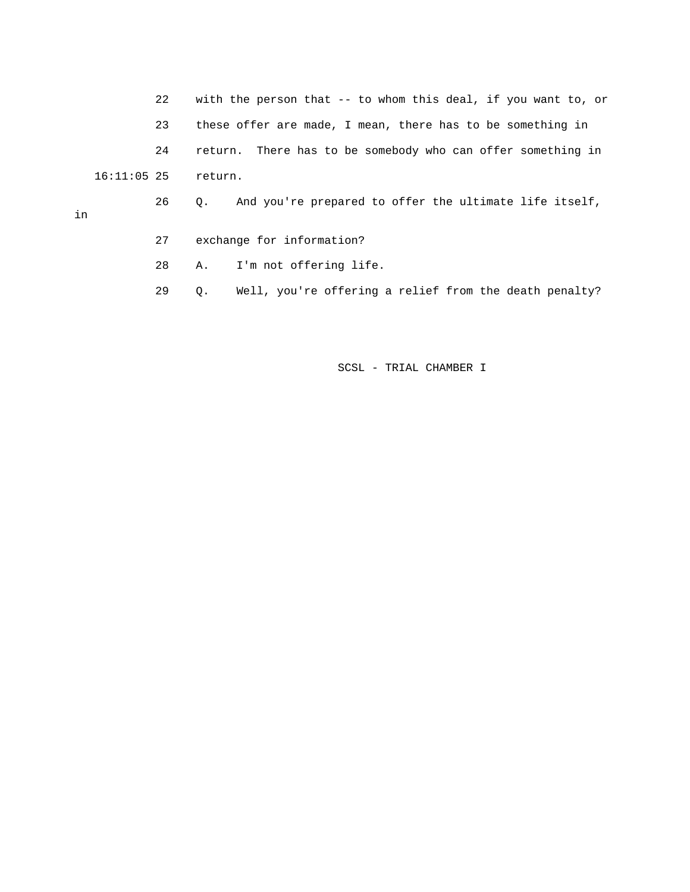22 with the person that -- to whom this deal, if you want to, or

23 these offer are made, I mean, there has to be something in

24 return. There has to be somebody who can offer something in

16:11:05 25 return.

26 Q. And you're prepared to offer the ultimate life itself, in

27 exchange for information?

28 A. I'm not offering life.

29 Q. Well, you're offering a relief from the death penalty?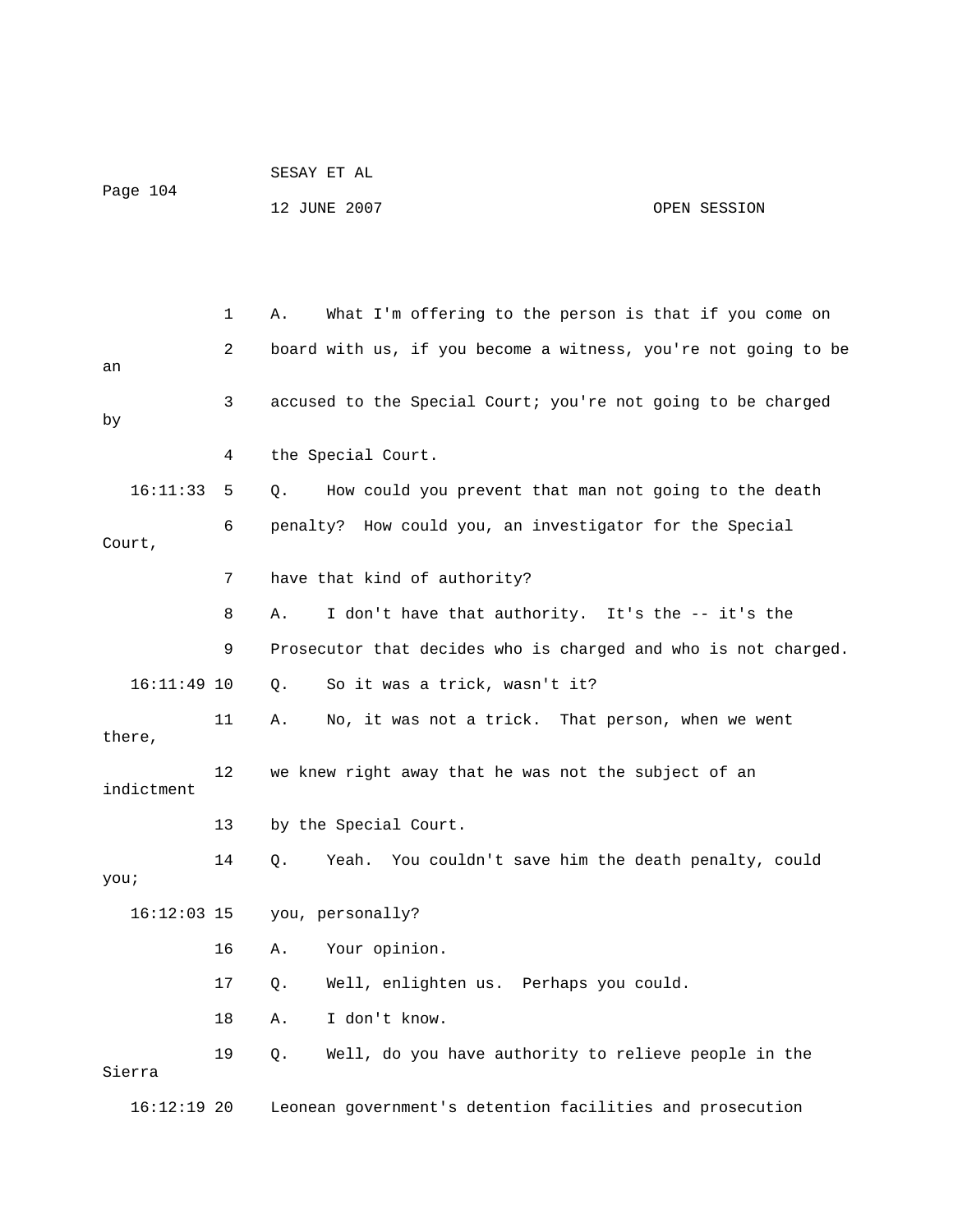1 A. What I'm offering to the person is that if you come on

2 board with us, if you become a witness, you're not going to be an

3 accused to the Special Court; you're not going to be charged by

4 the Special Court.

16:11:33 5 Q. How could you prevent that man not going to the death

6 penalty? How could you, an investigator for the Special Court,

7 have that kind of authority?

8 A. I don't have that authority. It's the -- it's the

9 Prosecutor that decides who is charged and who is not charged.

16:11:49 10 Q. So it was a trick, wasn't it?

11 A. No, it was not a trick. That person, when we went there,

12 we knew right away that he was not the subject of an indictment

13 by the Special Court.

14 Q. Yeah. You couldn't save him the death penalty, could you;

16:12:03 15 you, personally?

16 A. Your opinion.

17 Q. Well, enlighten us. Perhaps you could.

18 A. I don't know.

19 Q. Well, do you have authority to relieve people in the Sierra

16:12:19 20 Leonean government's detention facilities and prosecution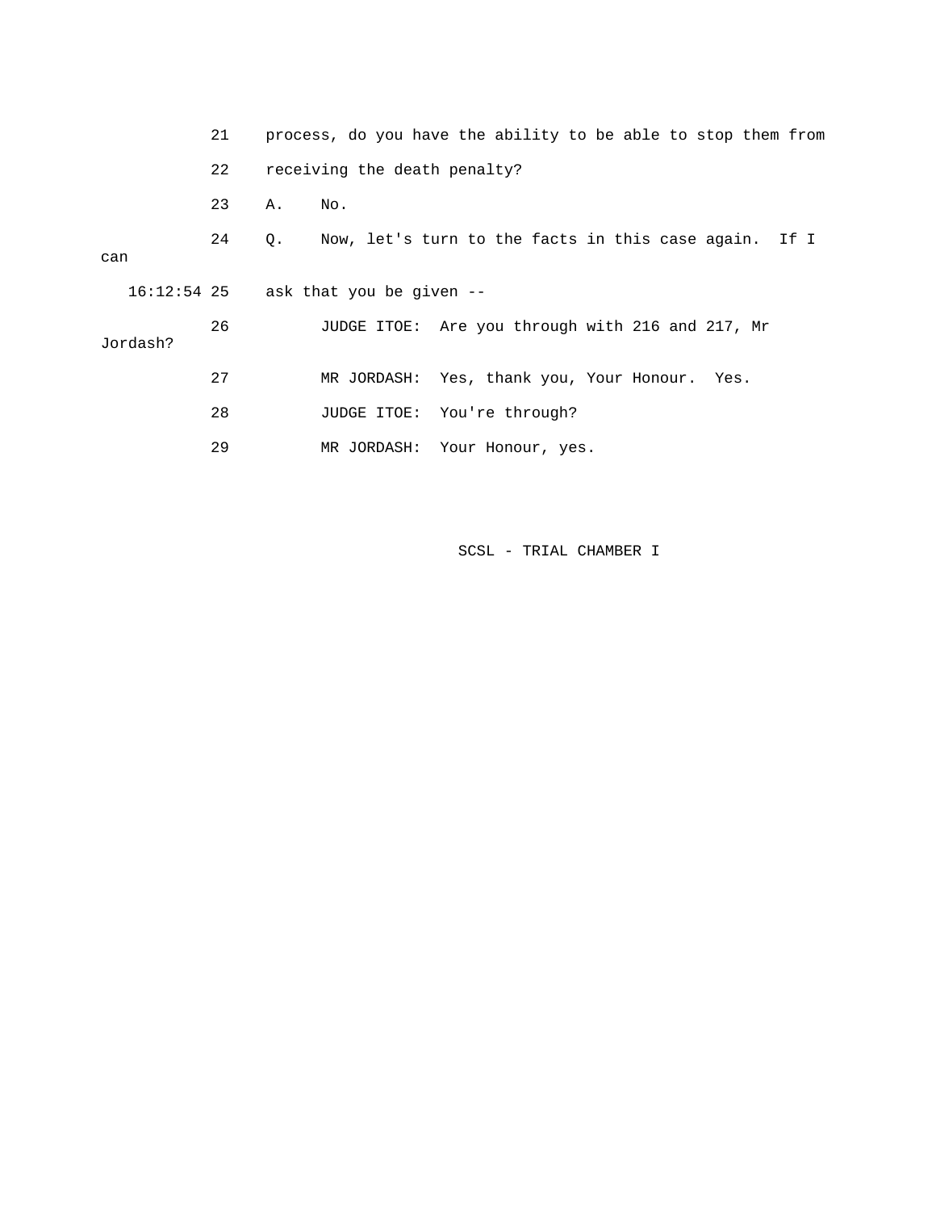21 process, do you have the ability to be able to stop them from

22 receiving the death penalty?

23 A. No.

24 Q. Now, let's turn to the facts in this case again. If I can

16:12:54 25 ask that you be given --

26 JUDGE ITOE: Are you through with 216 and 217, Mr Jordash?

27 MR JORDASH: Yes, thank you, Your Honour. Yes.

28 JUDGE ITOE: You're through?

29 MR JORDASH: Your Honour, yes.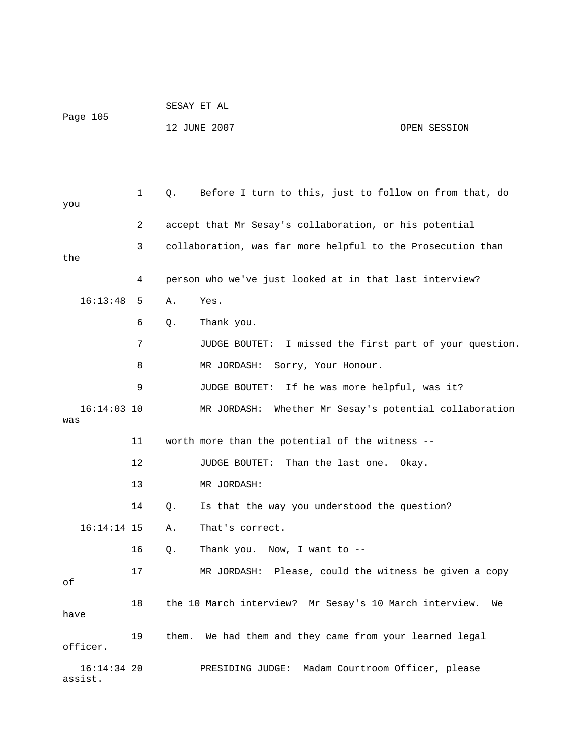1 Q. Before I turn to this, just to follow on from that, do you

2 accept that Mr Sesay's collaboration, or his potential

3 collaboration, was far more helpful to the Prosecution than the

4 person who we've just looked at in that last interview?

16:13:48 5 A. Yes.

6 Q. Thank you.

7 JUDGE BOUTET: I missed the first part of your question.

8 MR JORDASH: Sorry, Your Honour.

9 JUDGE BOUTET: If he was more helpful, was it?

16:14:03 10 MR JORDASH: Whether Mr Sesay's potential collaboration was

11 worth more than the potential of the witness --

12 JUDGE BOUTET: Than the last one. Okay.

13 MR JORDASH:

14 Q. Is that the way you understood the question?

16:14:14 15 A. That's correct.

16 Q. Thank you. Now, I want to --

17 MR JORDASH: Please, could the witness be given a copy of

18 the 10 March interview? Mr Sesay's 10 March interview. We have

19 them. We had them and they came from your learned legal officer.

16:14:34 20 PRESIDING JUDGE: Madam Courtroom Officer, please assist.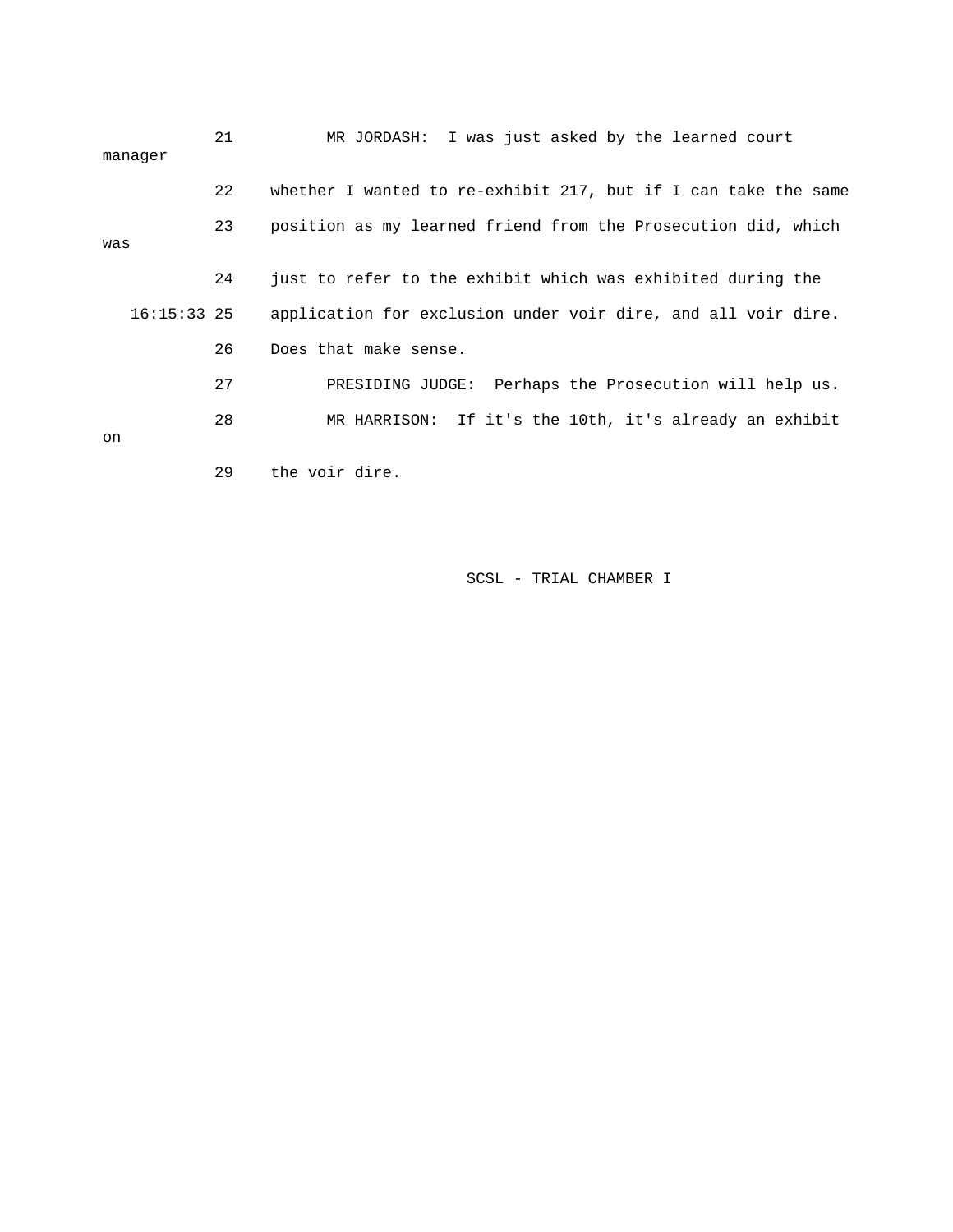21 MR JORDASH: I was just asked by the learned court manager

22 whether I wanted to re-exhibit 217, but if I can take the same

23 position as my learned friend from the Prosecution did, which was

24 just to refer to the exhibit which was exhibited during the

16:15:33 25 application for exclusion under voir dire, and all voir dire.

26 Does that make sense.

27 PRESIDING JUDGE: Perhaps the Prosecution will help us.

28 MR HARRISON: If it's the 10th, it's already an exhibit on

29 the voir dire.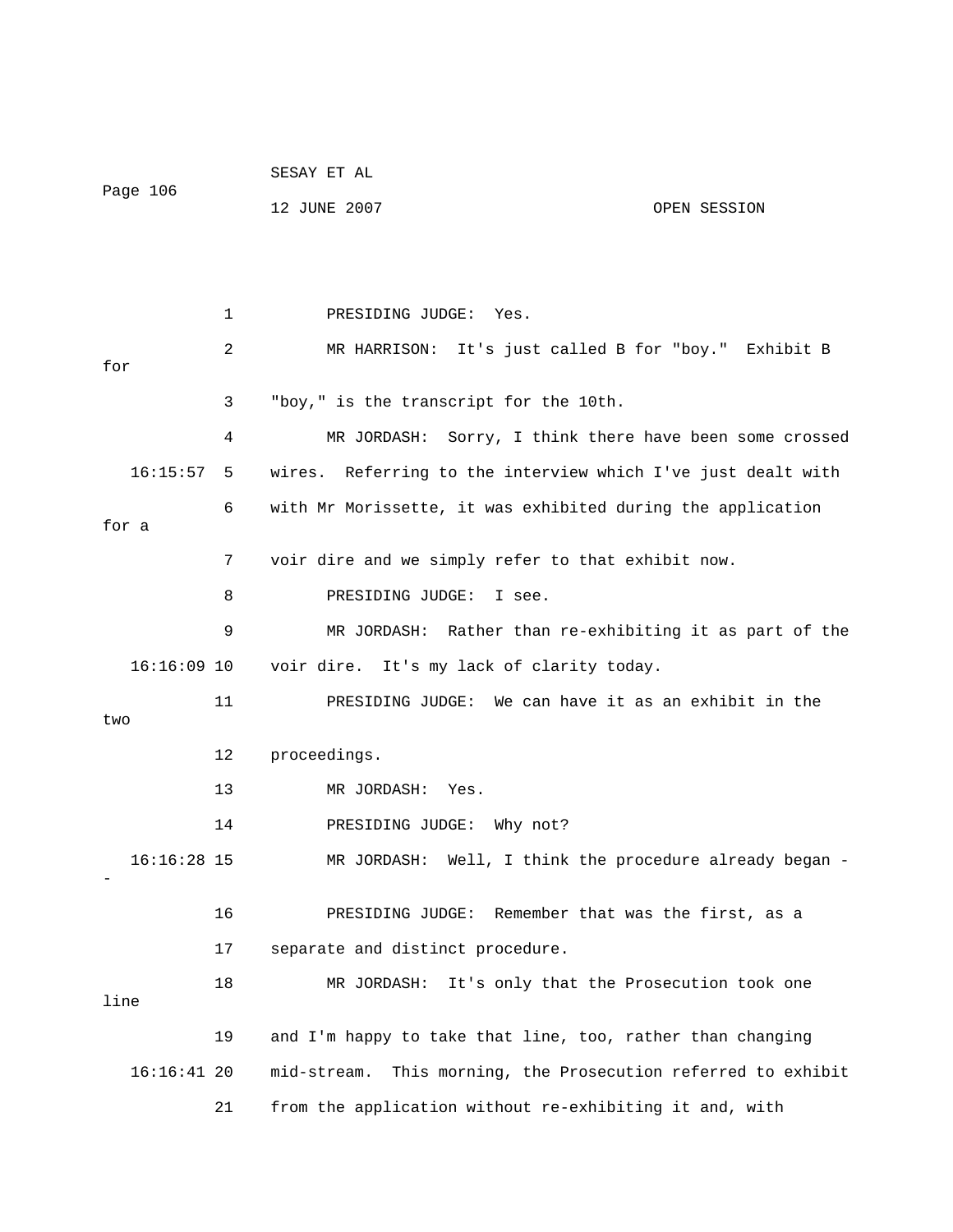1 PRESIDING JUDGE: Yes.

2 MR HARRISON: It's just called B for "boy." Exhibit B for

3 "boy," is the transcript for the 10th.

4 MR JORDASH: Sorry, I think there have been some crossed

16:15:57 5 wires. Referring to the interview which I've just dealt with

6 with Mr Morissette, it was exhibited during the application for a

7 voir dire and we simply refer to that exhibit now.

8 PRESIDING JUDGE: I see.

9 MR JORDASH: Rather than re-exhibiting it as part of the

16:16:09 10 voir dire. It's my lack of clarity today.

11 PRESIDING JUDGE: We can have it as an exhibit in the two

12 proceedings.

13 MR JORDASH: Yes.

14 PRESIDING JUDGE: Why not?

16:16:28 15 MR JORDASH: Well, I think the procedure already began --

16 PRESIDING JUDGE: Remember that was the first, as a

17 separate and distinct procedure.

18 MR JORDASH: It's only that the Prosecution took one line

19 and I'm happy to take that line, too, rather than changing

16:16:41 20 mid-stream. This morning, the Prosecution referred to exhibit

21 from the application without re-exhibiting it and, with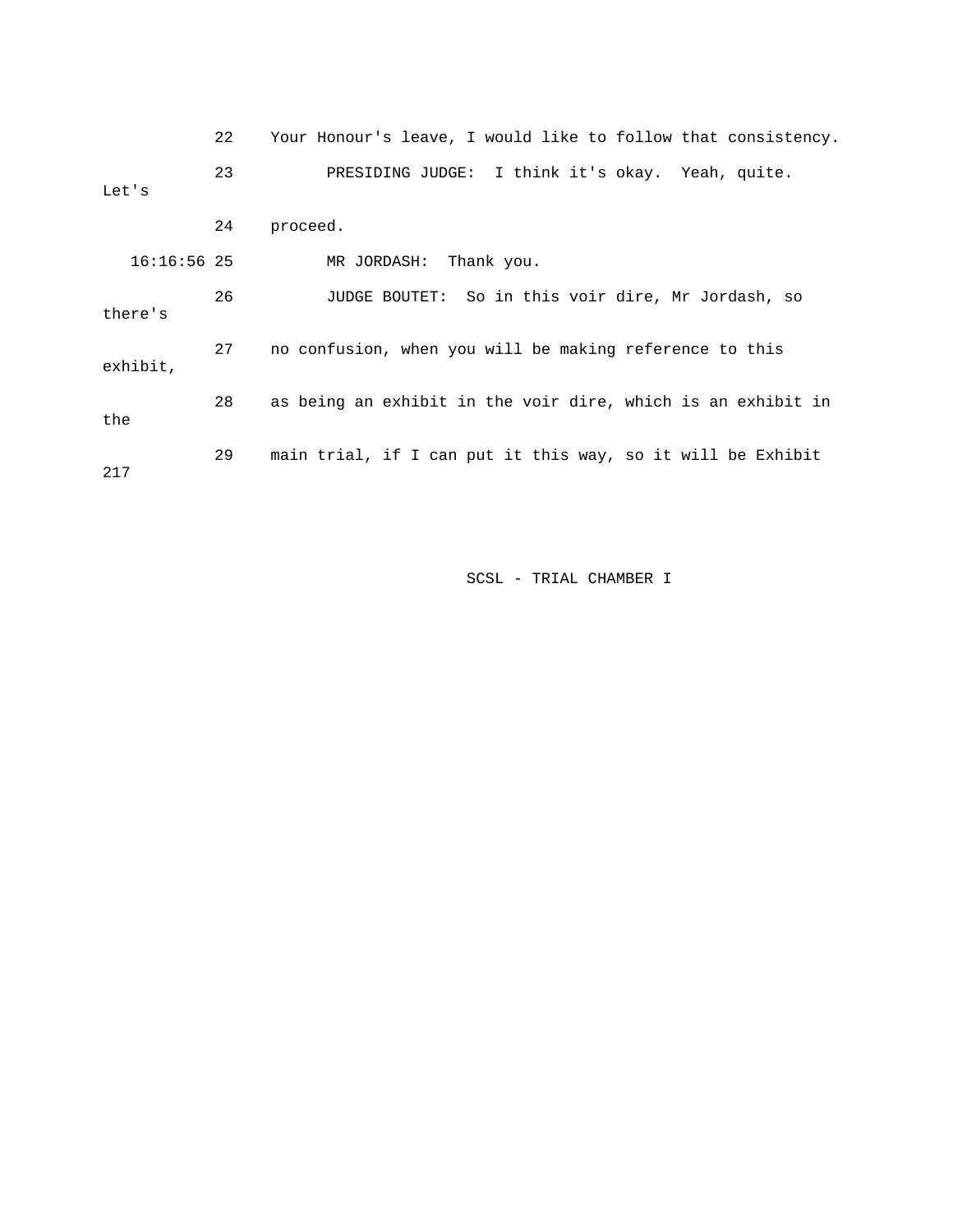22 Your Honour's leave, I would like to follow that consistency.

23 PRESIDING JUDGE: I think it's okay. Yeah, quite. Let's

24 proceed.

16:16:56 25 MR JORDASH: Thank you.

26 JUDGE BOUTET: So in this voir dire, Mr Jordash, so there's

27 no confusion, when you will be making reference to this exhibit,

28 as being an exhibit in the voir dire, which is an exhibit in the

29 main trial, if I can put it this way, so it will be Exhibit 217

SCSL - TRIAL CHAMBER I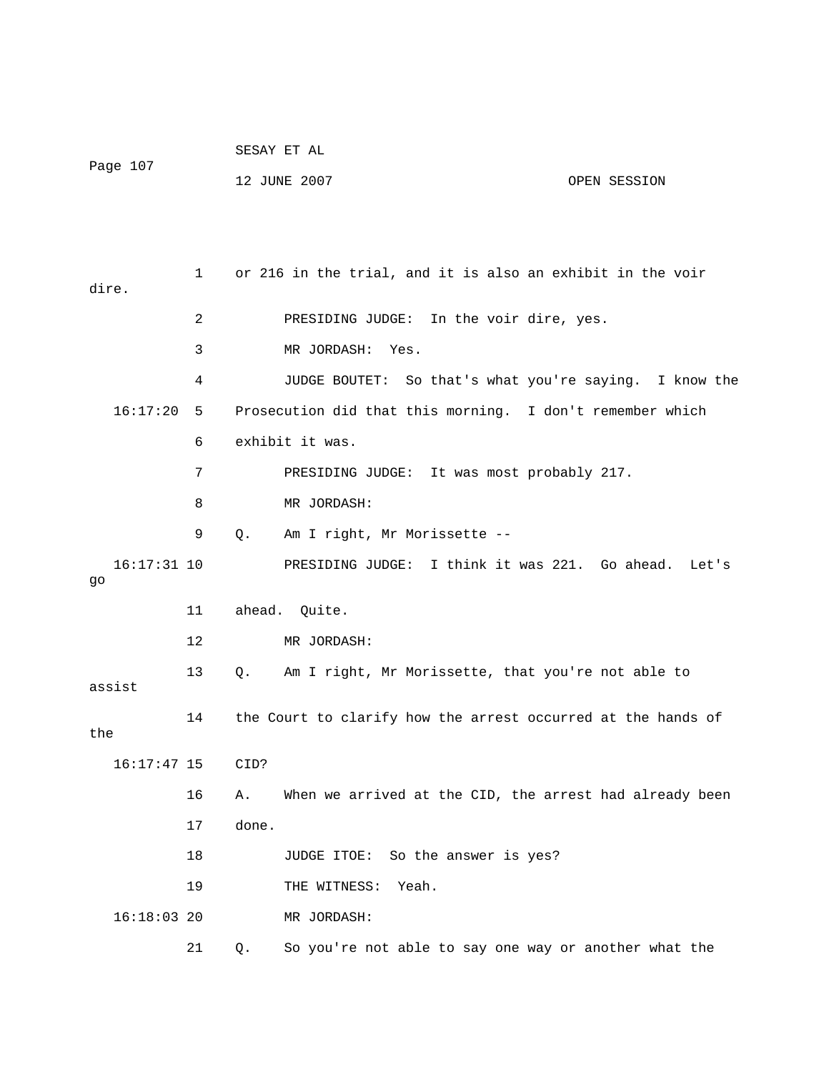1 or 216 in the trial, and it is also an exhibit in the voir dire.

2 PRESIDING JUDGE: In the voir dire, yes.

3 MR JORDASH: Yes.

4 JUDGE BOUTET: So that's what you're saying. I know the

16:17:20 5 Prosecution did that this morning. I don't remember which

6 exhibit it was.

7 PRESIDING JUDGE: It was most probably 217.

8 MR JORDASH:

9 Q. Am I right, Mr Morissette --

16:17:31 10 PRESIDING JUDGE: I think it was 221. Go ahead. Let's go

11 ahead. Quite.

12 MR JORDASH:

13 Q. Am I right, Mr Morissette, that you're not able to assist

14 the Court to clarify how the arrest occurred at the hands of the

16:17:47 15 CID?

16 A. When we arrived at the CID, the arrest had already been

17 done.

18 JUDGE ITOE: So the answer is yes?

19 THE WITNESS: Yeah.

16:18:03 20 MR JORDASH:

21 Q. So you're not able to say one way or another what the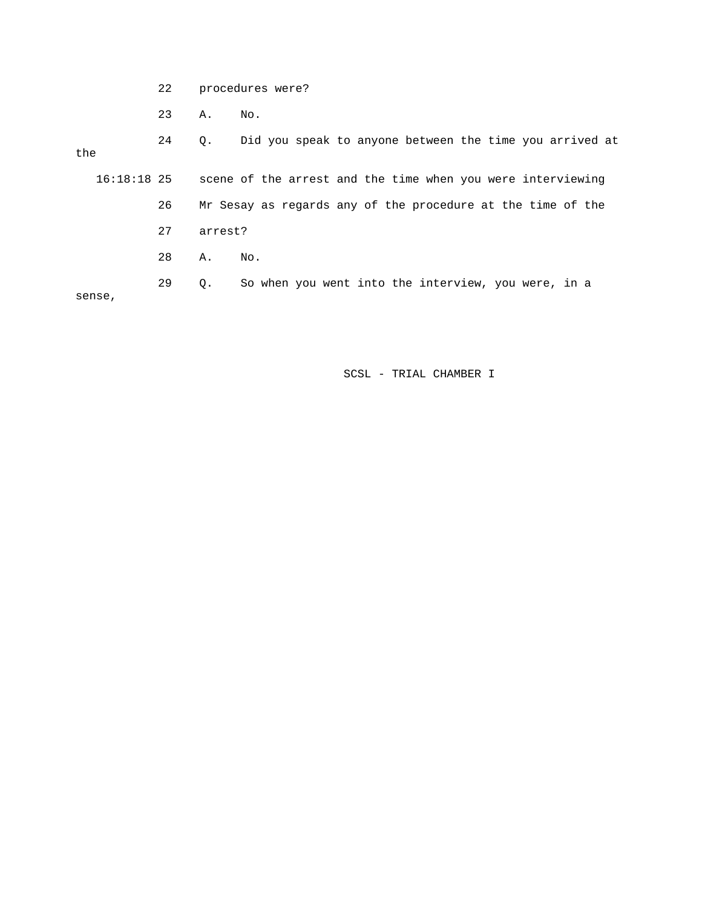22 procedures were?

23 A. No.

24 Q. Did you speak to anyone between the time you arrived at the

16:18:18 25 scene of the arrest and the time when you were interviewing

26 Mr Sesay as regards any of the procedure at the time of the

27 arrest?

28 A. No.

29 Q. So when you went into the interview, you were, in a sense,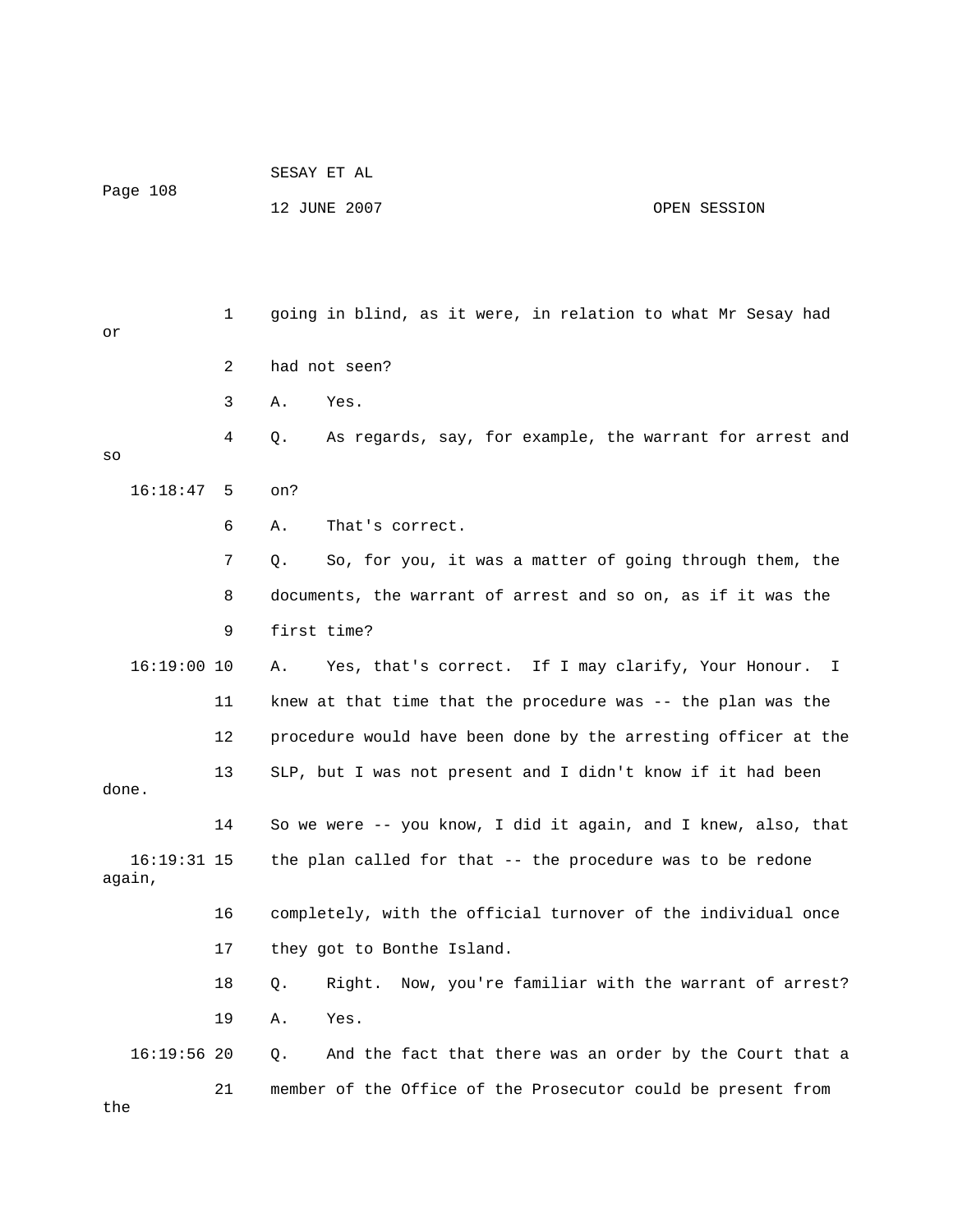going in blind, as it were, in relation to what Mr Sesay had or had not seen?

A. Yes.

Q. As regards, say, for example, the warrant for arrest and so on?

A. That's correct.

Q. So, for you, it was a matter of going through them, the documents, the warrant of arrest and so on, as if it was the first time?

A. Yes, that's correct. If I may clarify, Your Honour. I knew at that time that the procedure was -- the plan was the procedure would have been done by the arresting officer at the SLP, but I was not present and I didn't know if it had been done. So we were -- you know, I did it again, and I knew, also, that the plan called for that -- the procedure was to be redone again, completely, with the official turnover of the individual once they got to Bonthe Island.

Q. Right. Now, you're familiar with the warrant of arrest?

A. Yes.

Q. And the fact that there was an order by the Court that a member of the Office of the Prosecutor could be present from the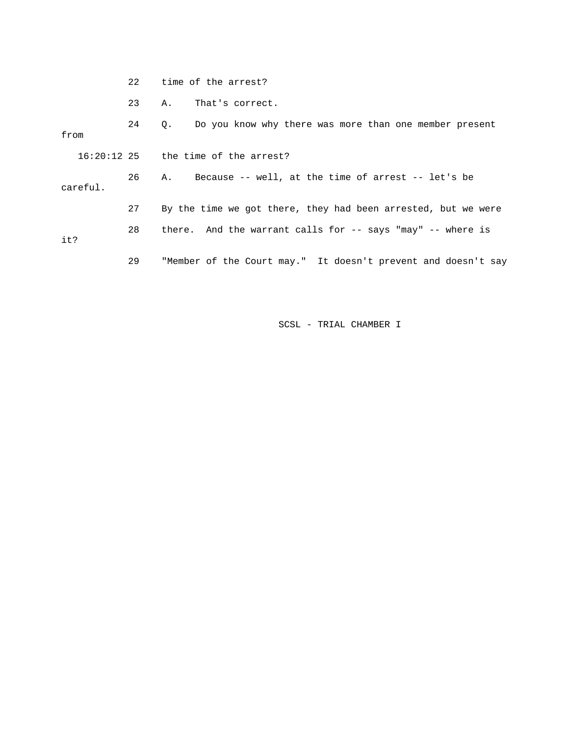22 time of the arrest?

23 A. That's correct.

24 Q. Do you know why there was more than one member present from

16:20:12 25 the time of the arrest?

26 A. Because -- well, at the time of arrest -- let's be careful.

27 By the time we got there, they had been arrested, but we were

28 there. And the warrant calls for -- says "may" -- where is it?

29 "Member of the Court may." It doesn't prevent and doesn't say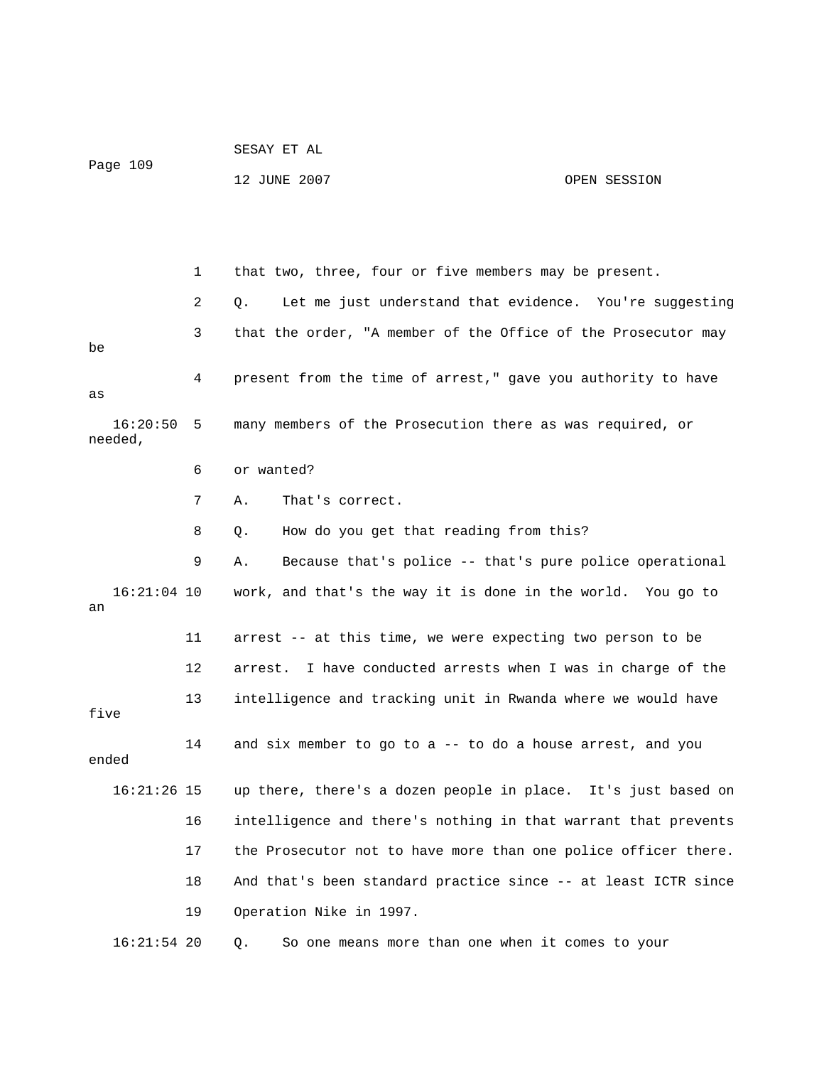1 that two, three, four or five members may be present.

2 Q. Let me just understand that evidence. You're suggesting

3 that the order, "A member of the Office of the Prosecutor may be

4 present from the time of arrest," gave you authority to have as

16:20:50 5 many members of the Prosecution there as was required, or needed,

6 or wanted?

7 A. That's correct.

8 Q. How do you get that reading from this?

9 A. Because that's police -- that's pure police operational

16:21:04 10 work, and that's the way it is done in the world. You go to an

11 arrest -- at this time, we were expecting two person to be

12 arrest. I have conducted arrests when I was in charge of the

13 intelligence and tracking unit in Rwanda where we would have five

14 and six member to go to a -- to do a house arrest, and you ended

16:21:26 15 up there, there's a dozen people in place. It's just based on

16 intelligence and there's nothing in that warrant that prevents

17 the Prosecutor not to have more than one police officer there.

18 And that's been standard practice since -- at least ICTR since

19 Operation Nike in 1997.

16:21:54 20 Q. So one means more than one when it comes to your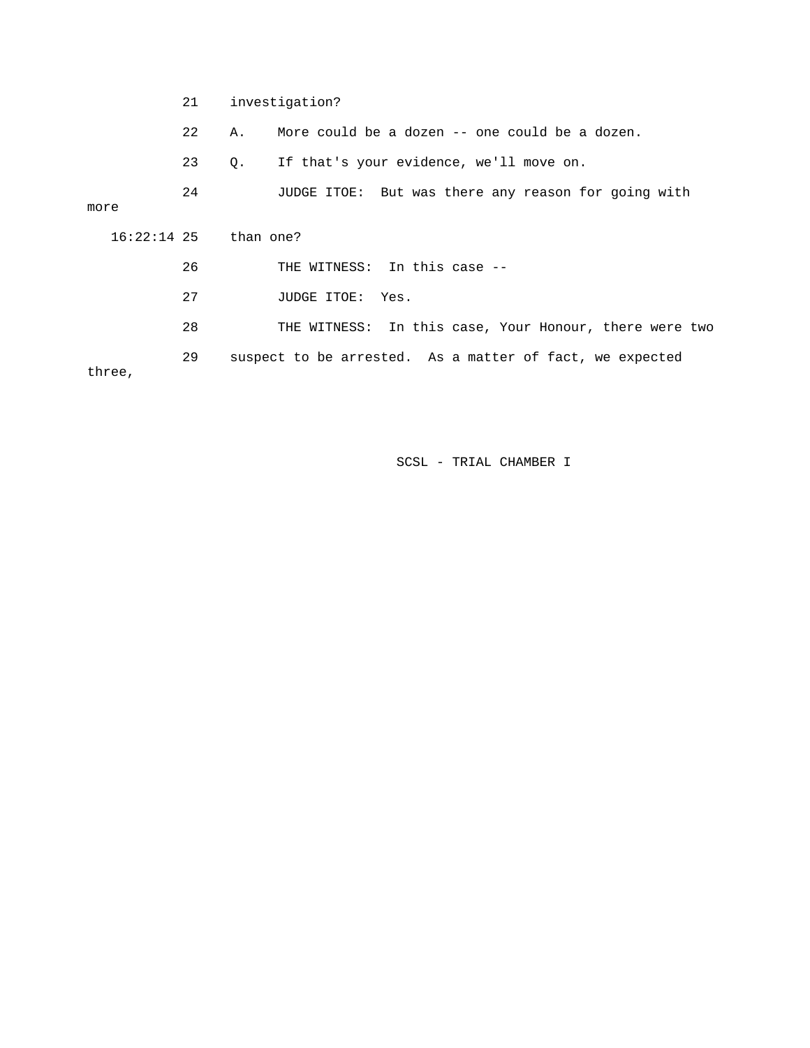21 investigation?

22 A. More could be a dozen -- one could be a dozen.

23 Q. If that's your evidence, we'll move on.

24 JUDGE ITOE: But was there any reason for going with more

16:22:14 25 than one?

26 THE WITNESS: In this case --

27 JUDGE ITOE: Yes.

28 THE WITNESS: In this case, Your Honour, there were two

29 suspect to be arrested. As a matter of fact, we expected three,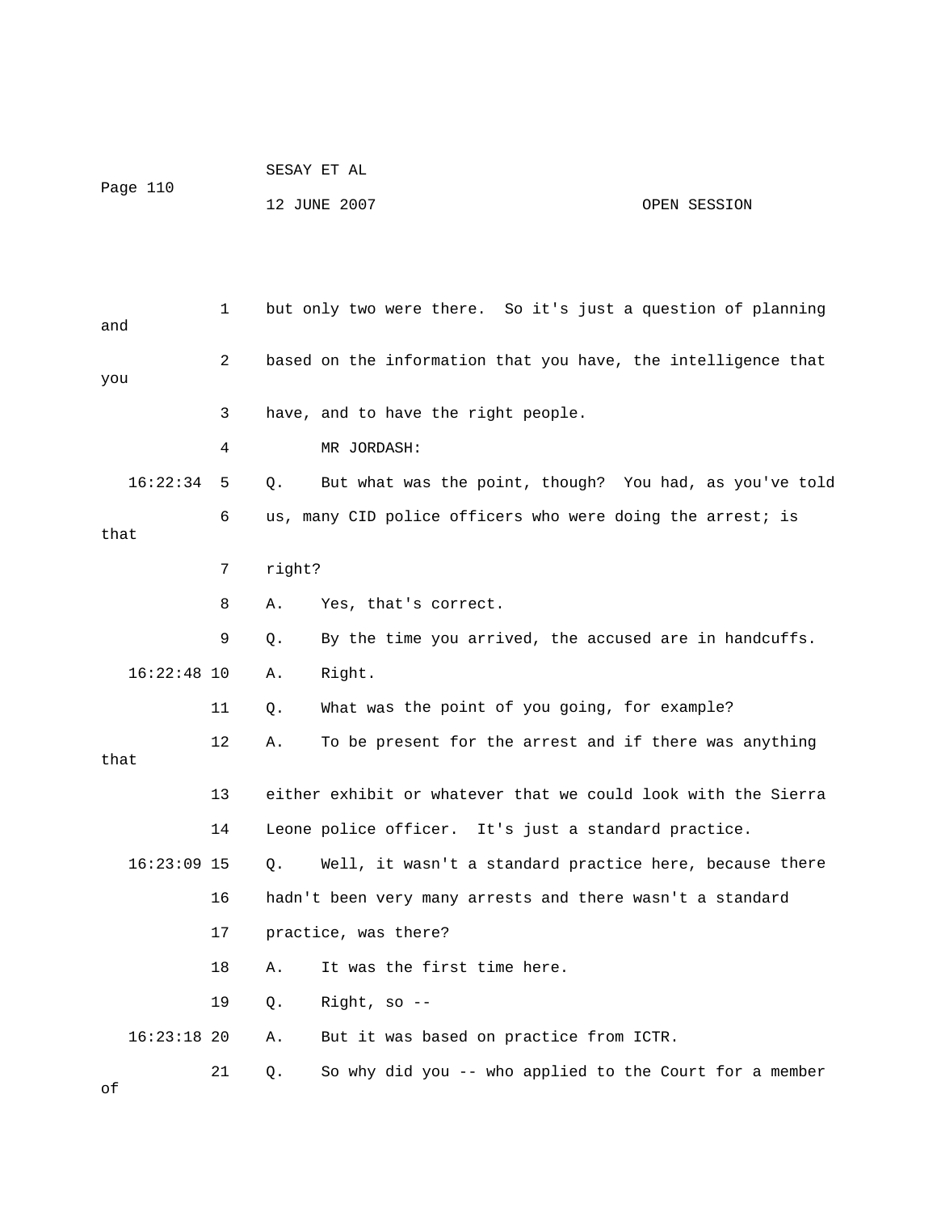1 but only two were there. So it's just a question of planning and

2 based on the information that you have, the intelligence that you

3 have, and to have the right people.

4 MR JORDASH:

16:22:34 5 Q. But what was the point, though? You had, as you've told

6 us, many CID police officers who were doing the arrest; is that

7 right?

8 A. Yes, that's correct.

9 Q. By the time you arrived, the accused are in handcuffs.

16:22:48 10 A. Right.

11 Q. What was the point of you going, for example?

12 A. To be present for the arrest and if there was anything that

13 either exhibit or whatever that we could look with the Sierra

14 Leone police officer. It's just a standard practice.

16:23:09 15 Q. Well, it wasn't a standard practice here, because there

16 hadn't been very many arrests and there wasn't a standard

17 practice, was there?

18 A. It was the first time here.

19 Q. Right, so --

16:23:18 20 A. But it was based on practice from ICTR.

21 Q. So why did you -- who applied to the Court for a member of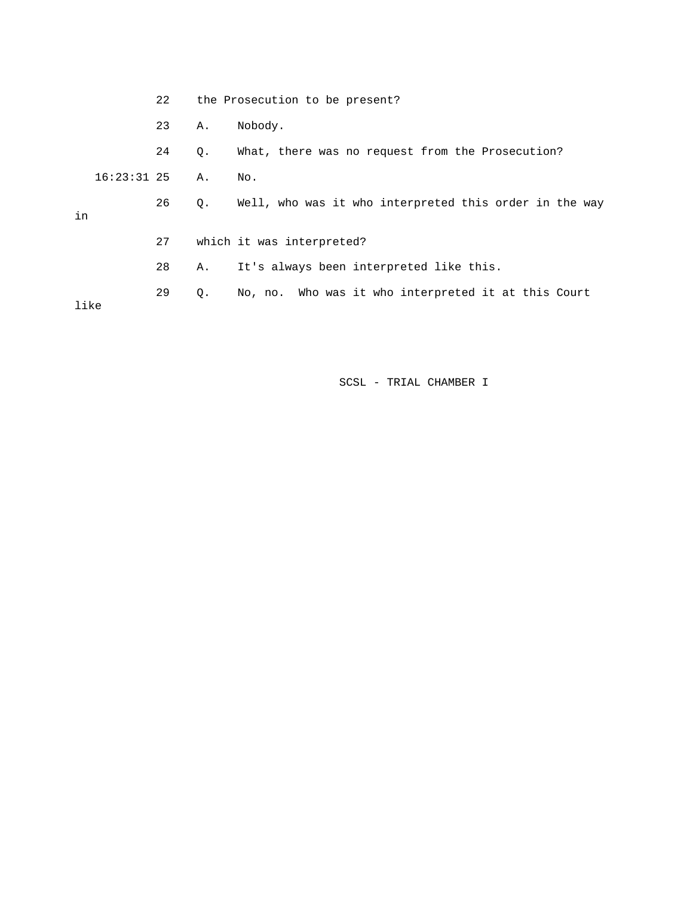22 the Prosecution to be present?

23 A. Nobody.

24 Q. What, there was no request from the Prosecution?

16:23:31 25 A. No.

26 Q. Well, who was it who interpreted this order in the way in

27 which it was interpreted?

28 A. It's always been interpreted like this.

29 Q. No, no. Who was it who interpreted it at this Court like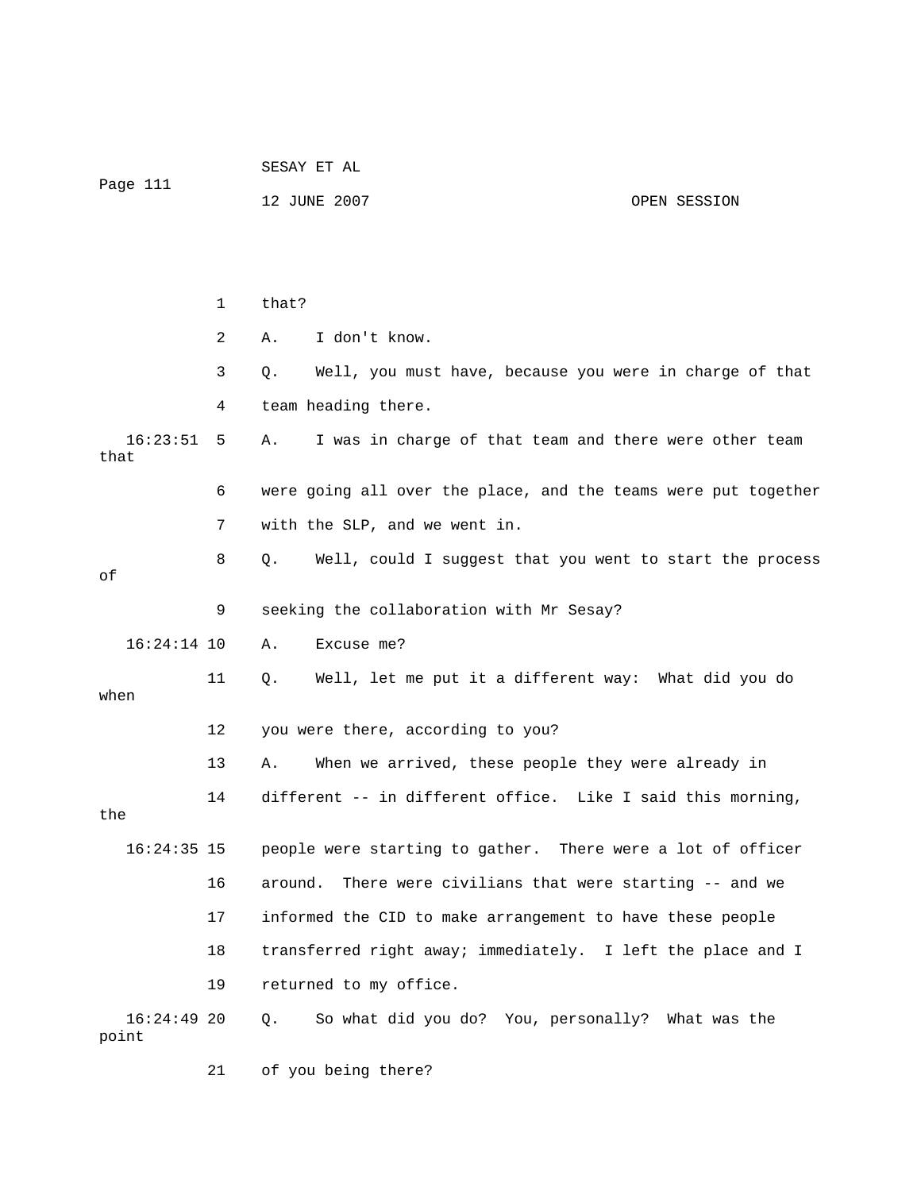1 that?

2 A. I don't know.

3 Q. Well, you must have, because you were in charge of that

4 team heading there.

16:23:51 5 A. I was in charge of that team and there were other team that

6 were going all over the place, and the teams were put together

7 with the SLP, and we went in.

8 Q. Well, could I suggest that you went to start the process of

9 seeking the collaboration with Mr Sesay?

16:24:14 10 A. Excuse me?

11 Q. Well, let me put it a different way: What did you do when

12 you were there, according to you?

13 A. When we arrived, these people they were already in

14 different -- in different office. Like I said this morning, the

16:24:35 15 people were starting to gather. There were a lot of officer

16 around. There were civilians that were starting -- and we

17 informed the CID to make arrangement to have these people

18 transferred right away; immediately. I left the place and I

19 returned to my office.

16:24:49 20 Q. So what did you do? You, personally? What was the point

21 of you being there?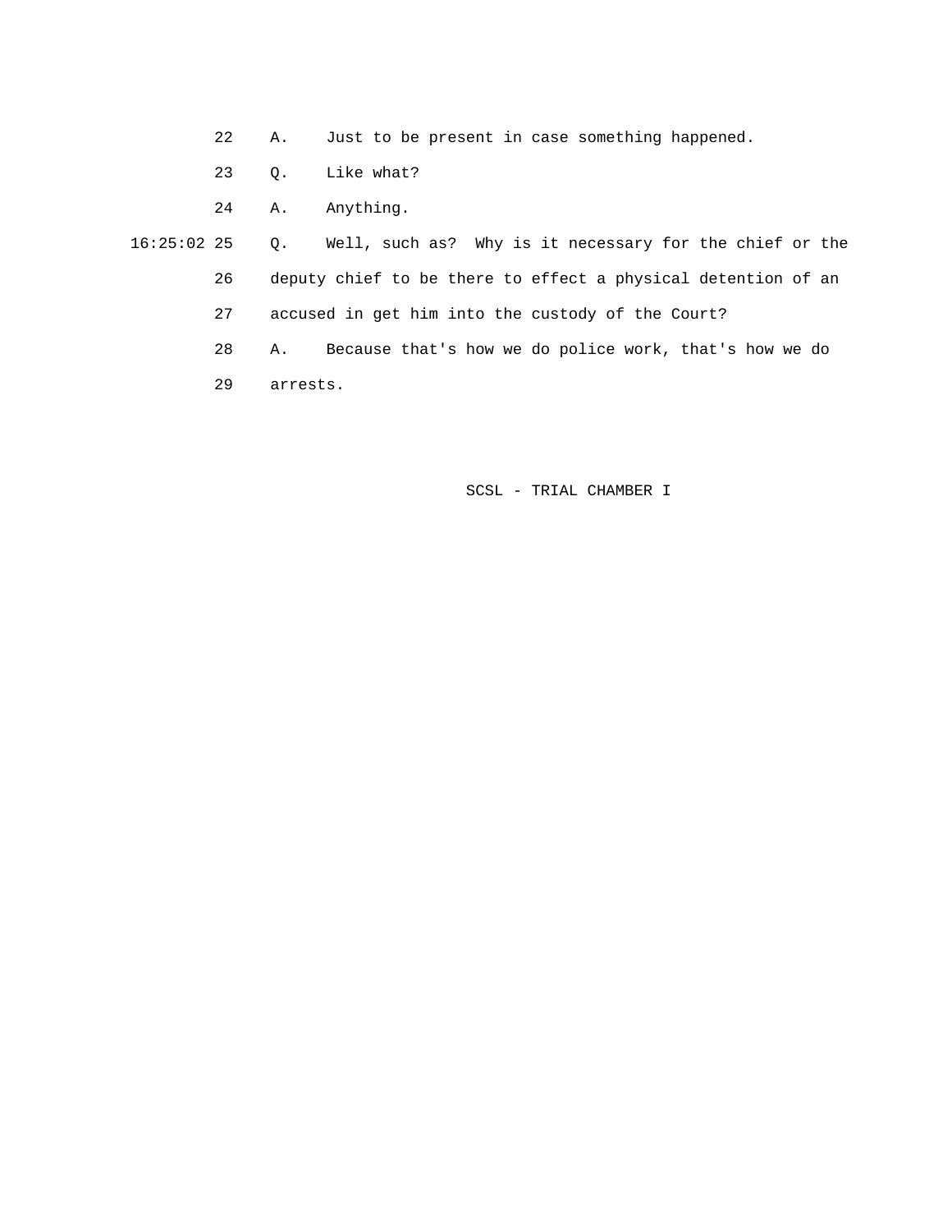22 A. Just to be present in case something happened.

23 Q. Like what?

24 A. Anything.

16:25:02 25 Q. Well, such as? Why is it necessary for the chief or the

26 deputy chief to be there to effect a physical detention of an

27 accused in get him into the custody of the Court?

28 A. Because that's how we do police work, that's how we do

29 arrests.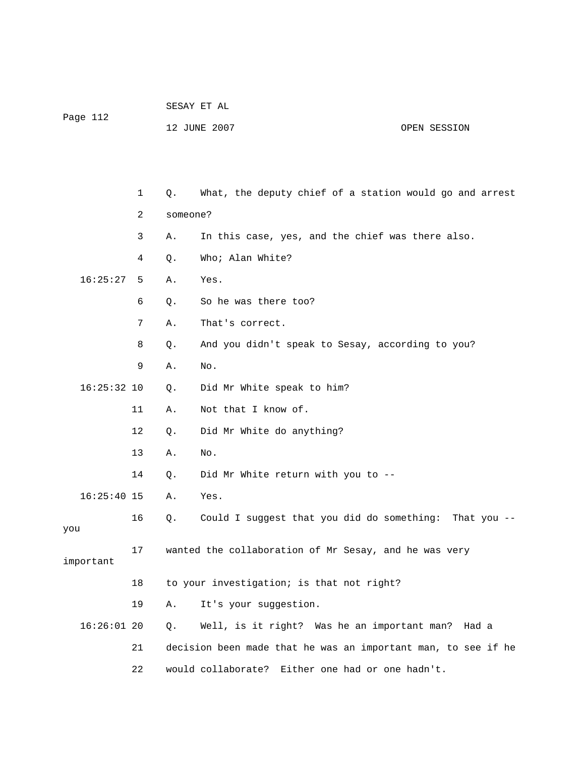Q. What, the deputy chief of a station would go and arrest someone?

A. In this case, yes, and the chief was there also.

Q. Who; Alan White?

A. Yes.

Q. So he was there too?

A. That's correct.

Q. And you didn't speak to Sesay, according to you?

A. No.

Q. Did Mr White speak to him?

A. Not that I know of.

Q. Did Mr White do anything?

A. No.

Q. Did Mr White return with you to --

A. Yes.

Q. Could I suggest that you did do something: That you -- you wanted the collaboration of Mr Sesay, and he was very important to your investigation; is that not right?

A. It's your suggestion.

Q. Well, is it right? Was he an important man? Had a decision been made that he was an important man, to see if he would collaborate? Either one had or one hadn't.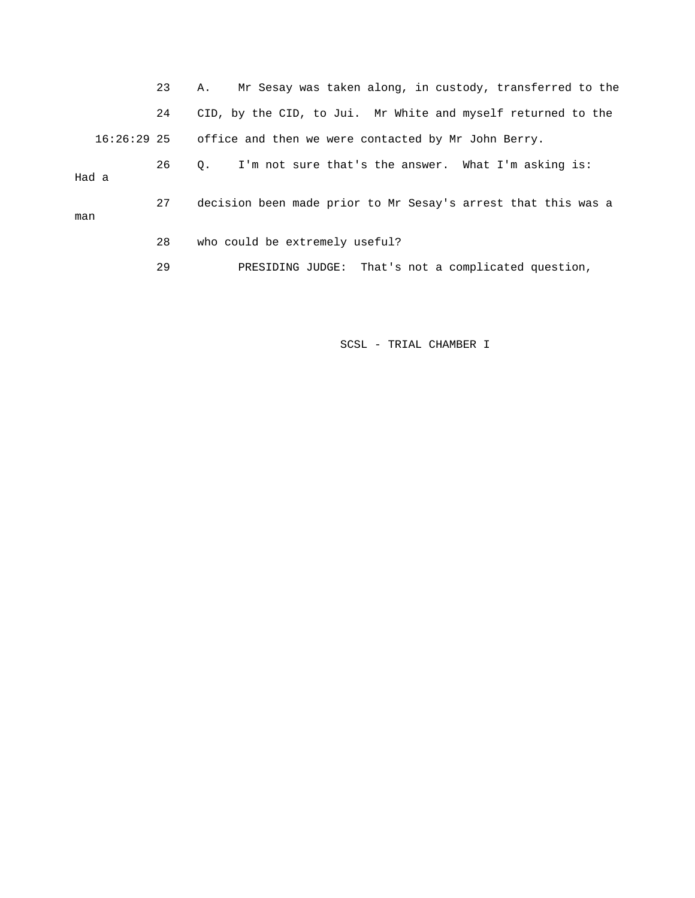23 A. Mr Sesay was taken along, in custody, transferred to the

24 CID, by the CID, to Jui. Mr White and myself returned to the

16:26:29 25 office and then we were contacted by Mr John Berry.

26 Q. I'm not sure that's the answer. What I'm asking is: Had a

27 decision been made prior to Mr Sesay's arrest that this was a man

28 who could be extremely useful?

29 PRESIDING JUDGE: That's not a complicated question,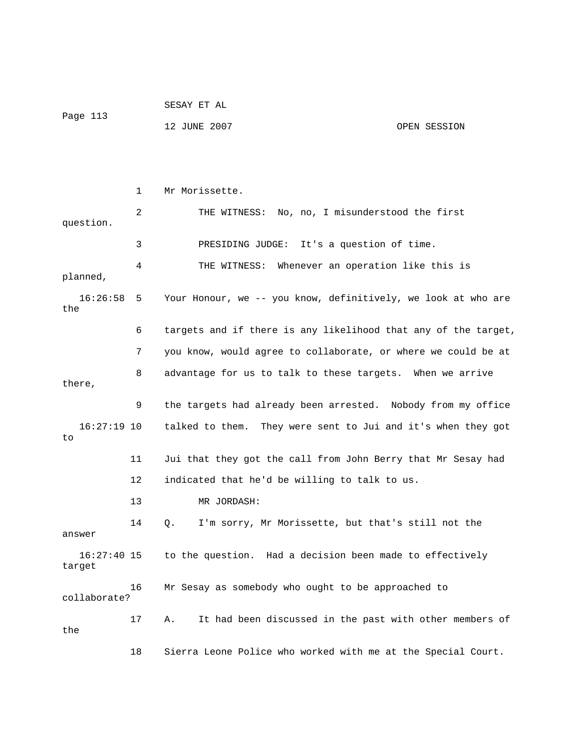1 Mr Morissette.

2 THE WITNESS: No, no, I misunderstood the first question.

3 PRESIDING JUDGE: It's a question of time.

4 THE WITNESS: Whenever an operation like this is planned,

16:26:58 5 Your Honour, we -- you know, definitively, we look at who are the

6 targets and if there is any likelihood that any of the target,

7 you know, would agree to collaborate, or where we could be at

8 advantage for us to talk to these targets. When we arrive there,

9 the targets had already been arrested. Nobody from my office

16:27:19 10 talked to them. They were sent to Jui and it's when they got to

11 Jui that they got the call from John Berry that Mr Sesay had

12 indicated that he'd be willing to talk to us.

13 MR JORDASH:

14 Q. I'm sorry, Mr Morissette, but that's still not the answer

16:27:40 15 to the question. Had a decision been made to effectively target

16 Mr Sesay as somebody who ought to be approached to collaborate?

17 A. It had been discussed in the past with other members of the

18 Sierra Leone Police who worked with me at the Special Court.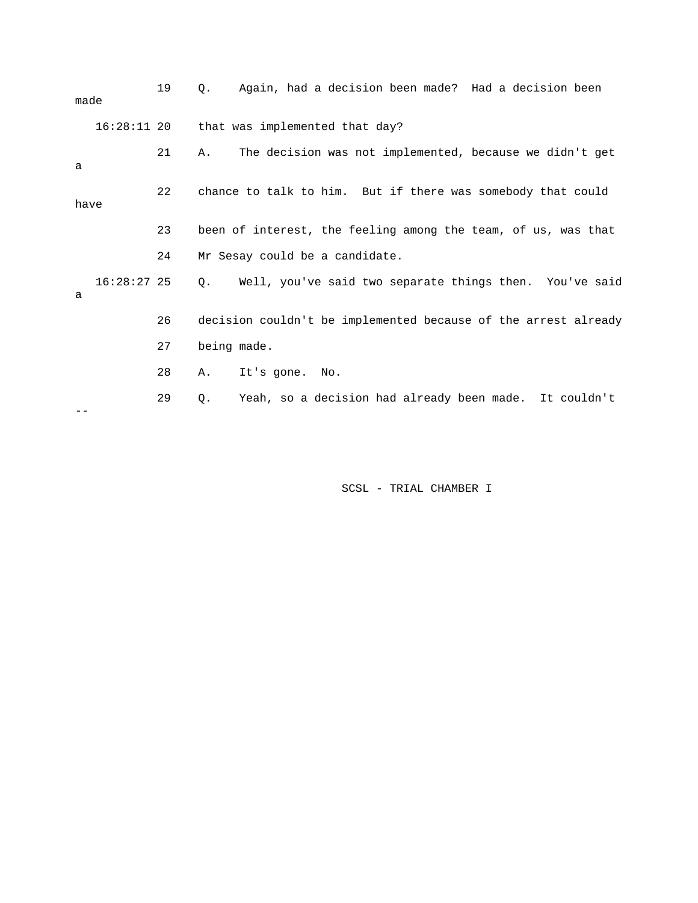19 Q. Again, had a decision been made? Had a decision been made

16:28:11 20 that was implemented that day?

21 A. The decision was not implemented, because we didn't get a

22 chance to talk to him. But if there was somebody that could have

23 been of interest, the feeling among the team, of us, was that

24 Mr Sesay could be a candidate.

16:28:27 25 Q. Well, you've said two separate things then. You've said a

26 decision couldn't be implemented because of the arrest already

27 being made.

28 A. It's gone. No.

29 Q. Yeah, so a decision had already been made. It couldn't --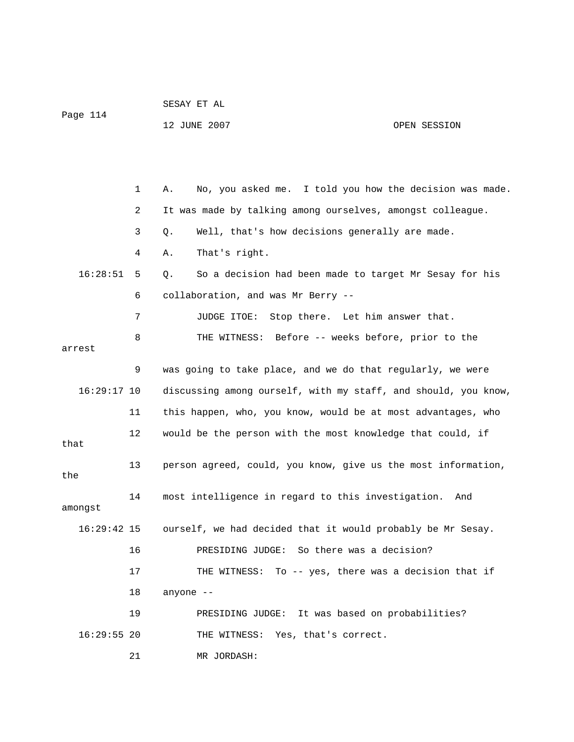1 A. No, you asked me. I told you how the decision was made.

2 It was made by talking among ourselves, amongst colleague.

3 Q. Well, that's how decisions generally are made.

4 A. That's right.

16:28:51 5 Q. So a decision had been made to target Mr Sesay for his

6 collaboration, and was Mr Berry --

7 JUDGE ITOE: Stop there. Let him answer that.

8 THE WITNESS: Before -- weeks before, prior to the arrest

9 was going to take place, and we do that regularly, we were

16:29:17 10 discussing among ourself, with my staff, and should, you know,

11 this happen, who, you know, would be at most advantages, who

12 would be the person with the most knowledge that could, if that

13 person agreed, could, you know, give us the most information, the

14 most intelligence in regard to this investigation. And amongst

16:29:42 15 ourself, we had decided that it would probably be Mr Sesay.

16 PRESIDING JUDGE: So there was a decision?

17 THE WITNESS: To -- yes, there was a decision that if

18 anyone --

19 PRESIDING JUDGE: It was based on probabilities?

16:29:55 20 THE WITNESS: Yes, that's correct.

21 MR JORDASH: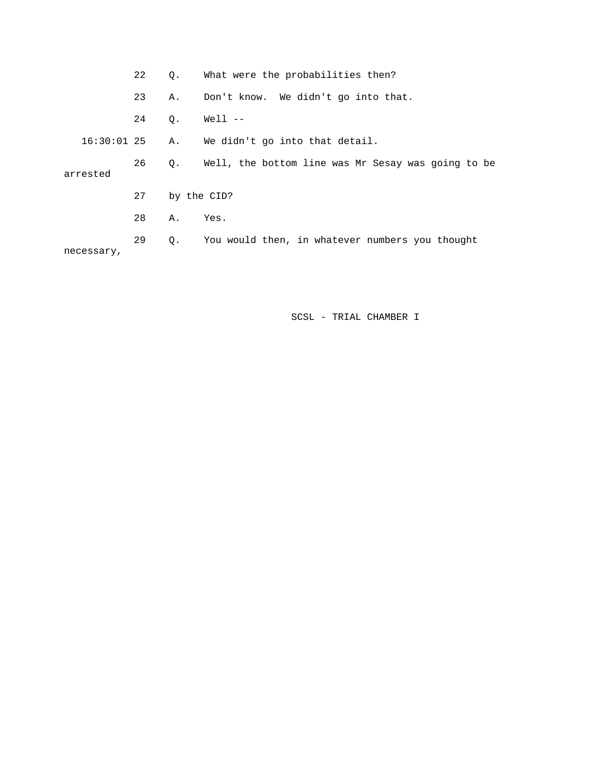22 Q. What were the probabilities then?

23 A. Don't know. We didn't go into that.

24 Q. Well --

16:30:01 25 A. We didn't go into that detail.

26 Q. Well, the bottom line was Mr Sesay was going to be arrested

27 by the CID?

28 A. Yes.

29 Q. You would then, in whatever numbers you thought necessary,

SCSL - TRIAL CHAMBER I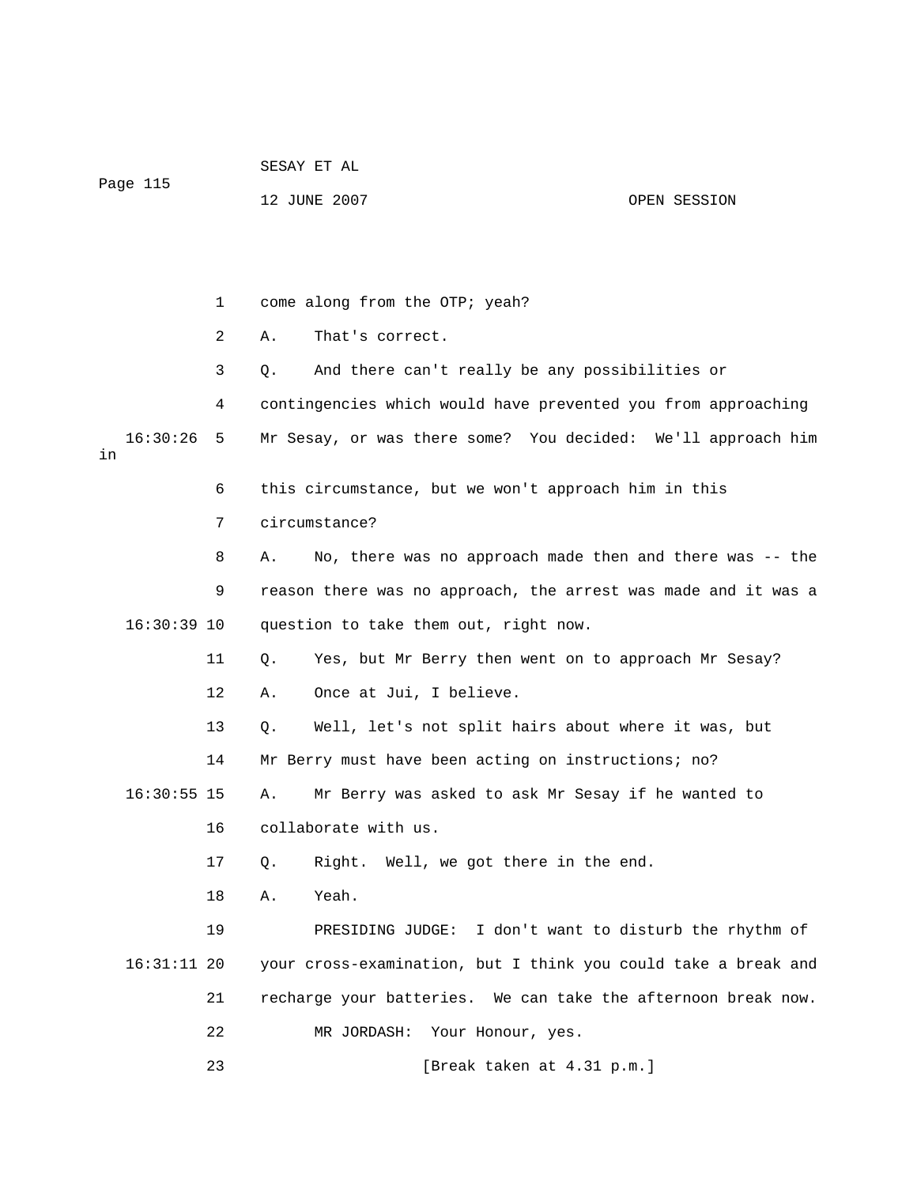1 come along from the OTP; yeah?

2 A. That's correct.

3 Q. And there can't really be any possibilities or

4 contingencies which would have prevented you from approaching

16:30:26 5 Mr Sesay, or was there some? You decided: We'll approach him in

6 this circumstance, but we won't approach him in this

7 circumstance?

8 A. No, there was no approach made then and there was -- the

9 reason there was no approach, the arrest was made and it was a

16:30:39 10 question to take them out, right now.

11 Q. Yes, but Mr Berry then went on to approach Mr Sesay?

12 A. Once at Jui, I believe.

13 Q. Well, let's not split hairs about where it was, but

14 Mr Berry must have been acting on instructions; no?

16:30:55 15 A. Mr Berry was asked to ask Mr Sesay if he wanted to

16 collaborate with us.

17 Q. Right. Well, we got there in the end.

18 A. Yeah.

19 PRESIDING JUDGE: I don't want to disturb the rhythm of

16:31:11 20 your cross-examination, but I think you could take a break and

21 recharge your batteries. We can take the afternoon break now.

22 MR JORDASH: Your Honour, yes.

23 [Break taken at 4.31 p.m.]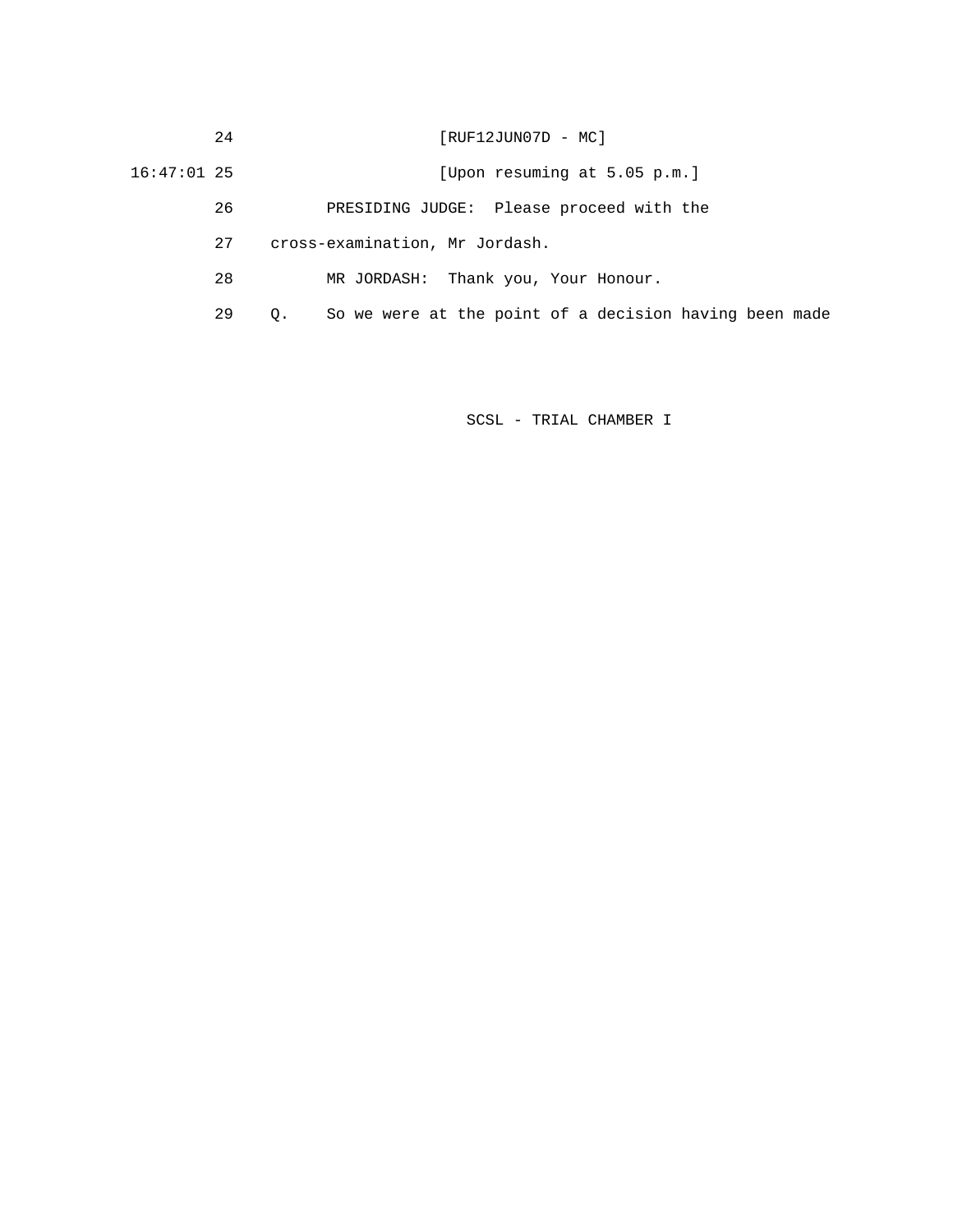24 [RUF12JUN07D - MC]

16:47:01 25 [Upon resuming at 5.05 p.m.]

26 PRESIDING JUDGE: Please proceed with the

27 cross-examination, Mr Jordash.

28 MR JORDASH: Thank you, Your Honour.

29 Q. So we were at the point of a decision having been made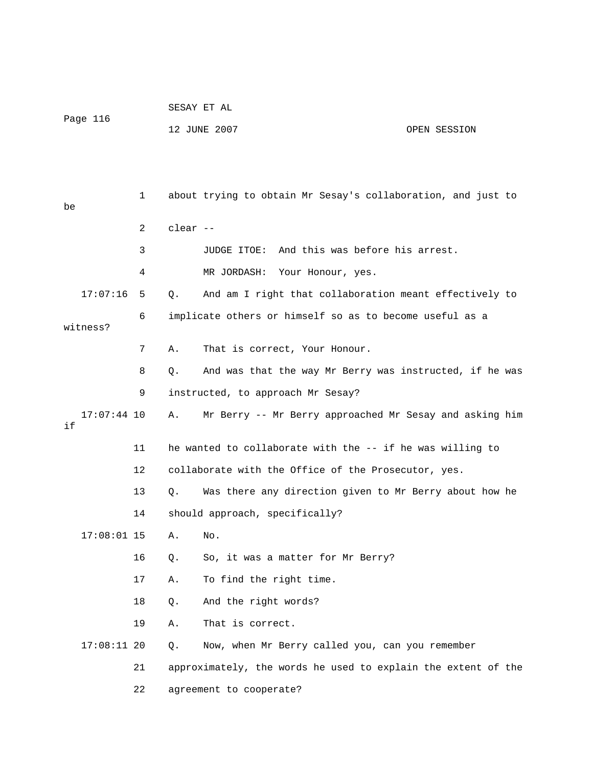1 about trying to obtain Mr Sesay's collaboration, and just to be

2 clear --

3 JUDGE ITOE: And this was before his arrest.

4 MR JORDASH: Your Honour, yes.

17:07:16 5 Q. And am I right that collaboration meant effectively to

6 implicate others or himself so as to become useful as a witness?

7 A. That is correct, Your Honour.

8 Q. And was that the way Mr Berry was instructed, if he was

9 instructed, to approach Mr Sesay?

17:07:44 10 A. Mr Berry -- Mr Berry approached Mr Sesay and asking him if

11 he wanted to collaborate with the -- if he was willing to

12 collaborate with the Office of the Prosecutor, yes.

13 Q. Was there any direction given to Mr Berry about how he

14 should approach, specifically?

17:08:01 15 A. No.

16 Q. So, it was a matter for Mr Berry?

17 A. To find the right time.

18 Q. And the right words?

19 A. That is correct.

17:08:11 20 Q. Now, when Mr Berry called you, can you remember

21 approximately, the words he used to explain the extent of the

22 agreement to cooperate?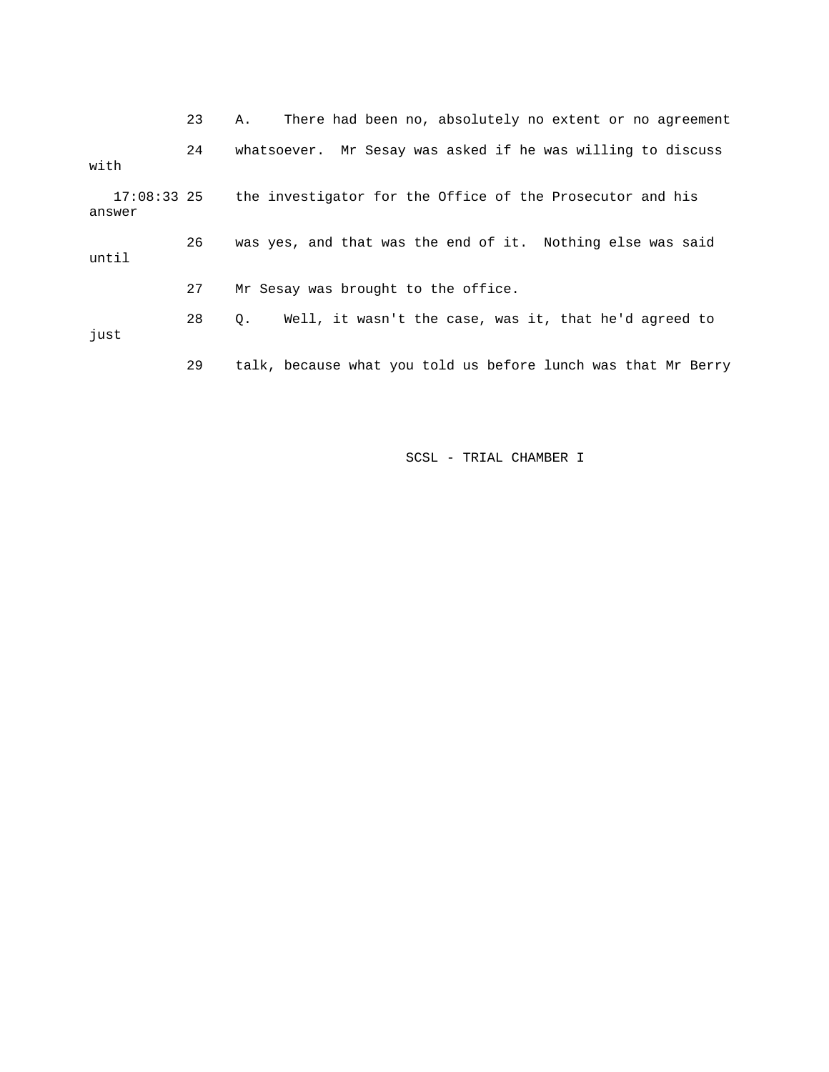23 A. There had been no, absolutely no extent or no agreement

24 whatsoever. Mr Sesay was asked if he was willing to discuss with

17:08:33 25 the investigator for the Office of the Prosecutor and his answer

26 was yes, and that was the end of it. Nothing else was said until

27 Mr Sesay was brought to the office.

28 Q. Well, it wasn't the case, was it, that he'd agreed to just

29 talk, because what you told us before lunch was that Mr Berry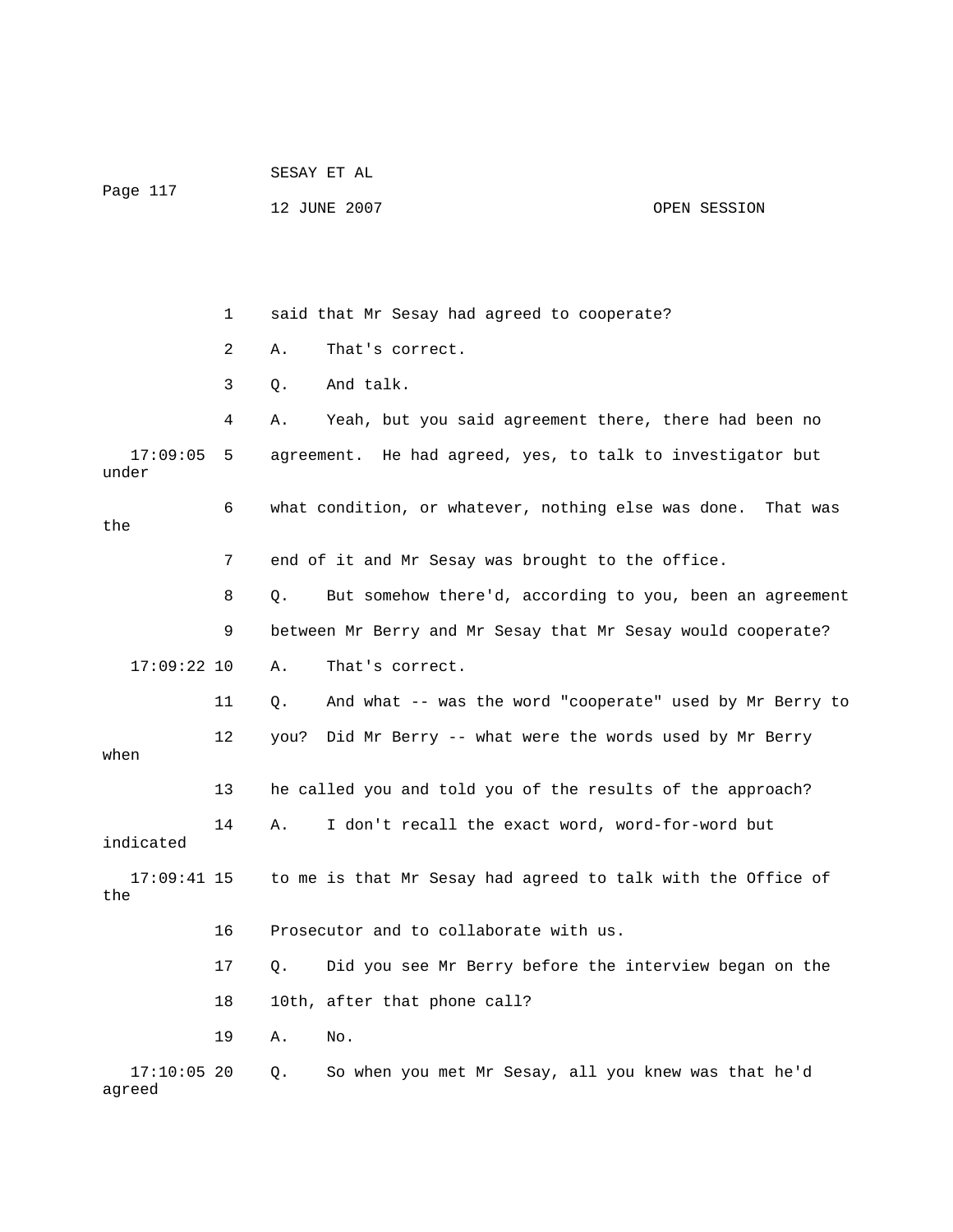1 said that Mr Sesay had agreed to cooperate?

2 A. That's correct.

3 Q. And talk.

4 A. Yeah, but you said agreement there, there had been no

17:09:05 5 agreement. He had agreed, yes, to talk to investigator but under

6 what condition, or whatever, nothing else was done. That was the

7 end of it and Mr Sesay was brought to the office.

8 Q. But somehow there'd, according to you, been an agreement

9 between Mr Berry and Mr Sesay that Mr Sesay would cooperate?

17:09:22 10 A. That's correct.

11 Q. And what -- was the word "cooperate" used by Mr Berry to

12 you? Did Mr Berry -- what were the words used by Mr Berry when

13 he called you and told you of the results of the approach?

14 A. I don't recall the exact word, word-for-word but indicated

17:09:41 15 to me is that Mr Sesay had agreed to talk with the Office of the

16 Prosecutor and to collaborate with us.

17 Q. Did you see Mr Berry before the interview began on the

18 10th, after that phone call?

19 A. No.

17:10:05 20 Q. So when you met Mr Sesay, all you knew was that he'd agreed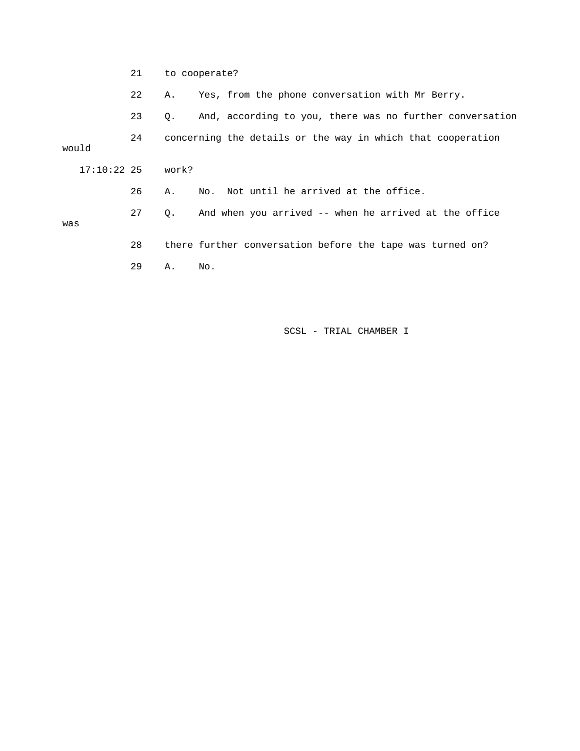21 to cooperate?

22 A. Yes, from the phone conversation with Mr Berry.

23 Q. And, according to you, there was no further conversation

24 concerning the details or the way in which that cooperation would

17:10:22 25 work?

26 A. No. Not until he arrived at the office.

27 Q. And when you arrived -- when he arrived at the office was

28 there further conversation before the tape was turned on?

29 A. No.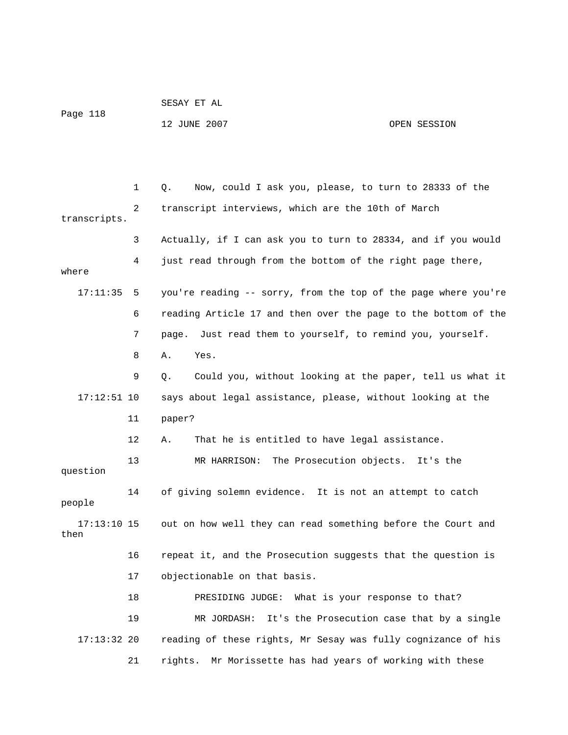Q. Now, could I ask you, please, to turn to 28333 of the transcript interviews, which are the 10th of March transcripts. Actually, if I can ask you to turn to 28334, and if you would just read through from the bottom of the right page there, where you're reading -- sorry, from the top of the page where you're reading Article 17 and then over the page to the bottom of the page. Just read them to yourself, to remind you, yourself.

A. Yes.

Q. Could you, without looking at the paper, tell us what it says about legal assistance, please, without looking at the paper?

A. That he is entitled to have legal assistance.

MR HARRISON: The Prosecution objects. It's the question of giving solemn evidence. It is not an attempt to catch people out on how well they can read something before the Court and then repeat it, and the Prosecution suggests that the question is objectionable on that basis.

PRESIDING JUDGE: What is your response to that?

MR JORDASH: It's the Prosecution case that by a single reading of these rights, Mr Sesay was fully cognizance of his rights. Mr Morissette has had years of working with these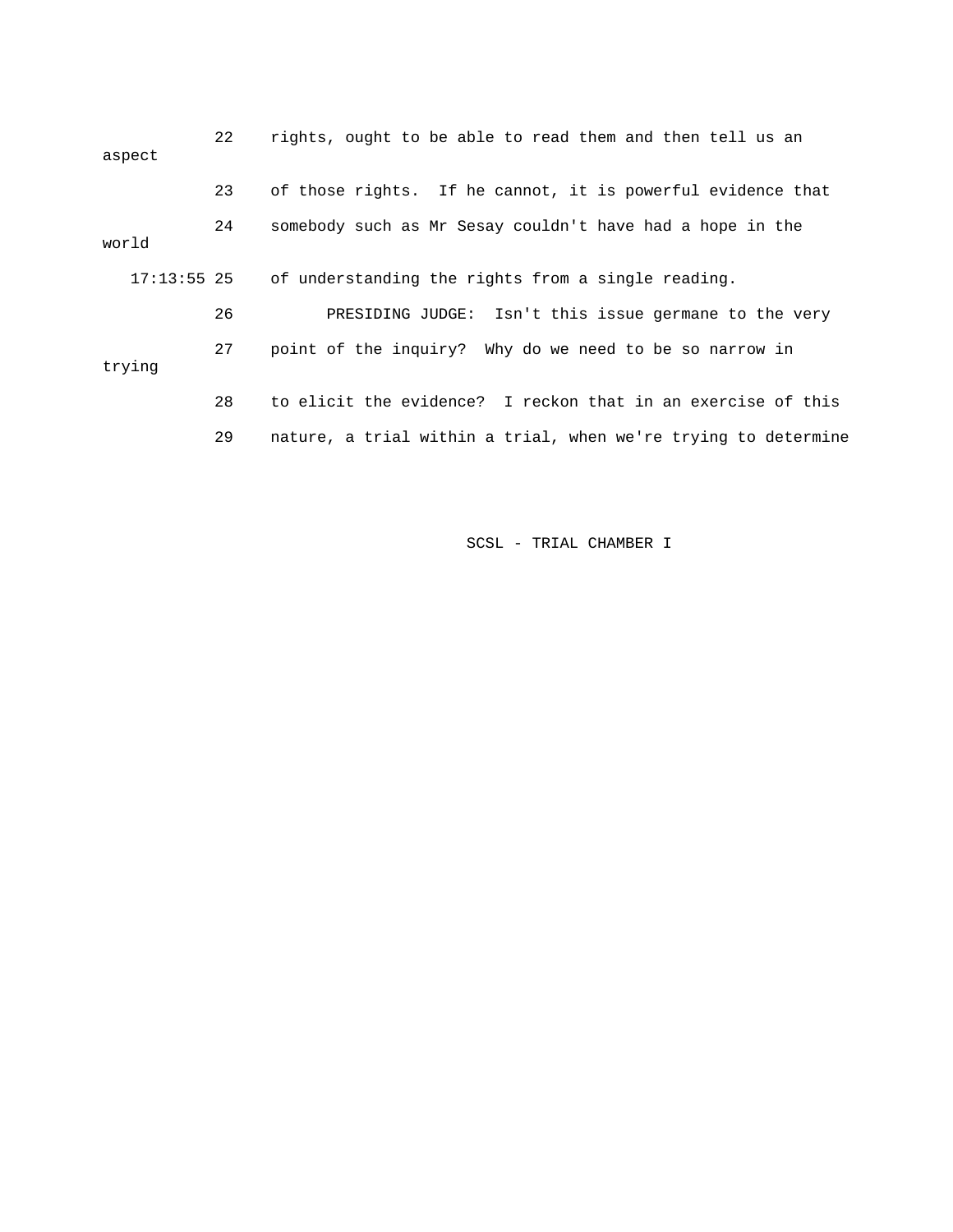22 rights, ought to be able to read them and then tell us an aspect

23 of those rights. If he cannot, it is powerful evidence that

24 somebody such as Mr Sesay couldn't have had a hope in the world

17:13:55 25 of understanding the rights from a single reading.

26 PRESIDING JUDGE: Isn't this issue germane to the very

27 point of the inquiry? Why do we need to be so narrow in trying

28 to elicit the evidence? I reckon that in an exercise of this

29 nature, a trial within a trial, when we're trying to determine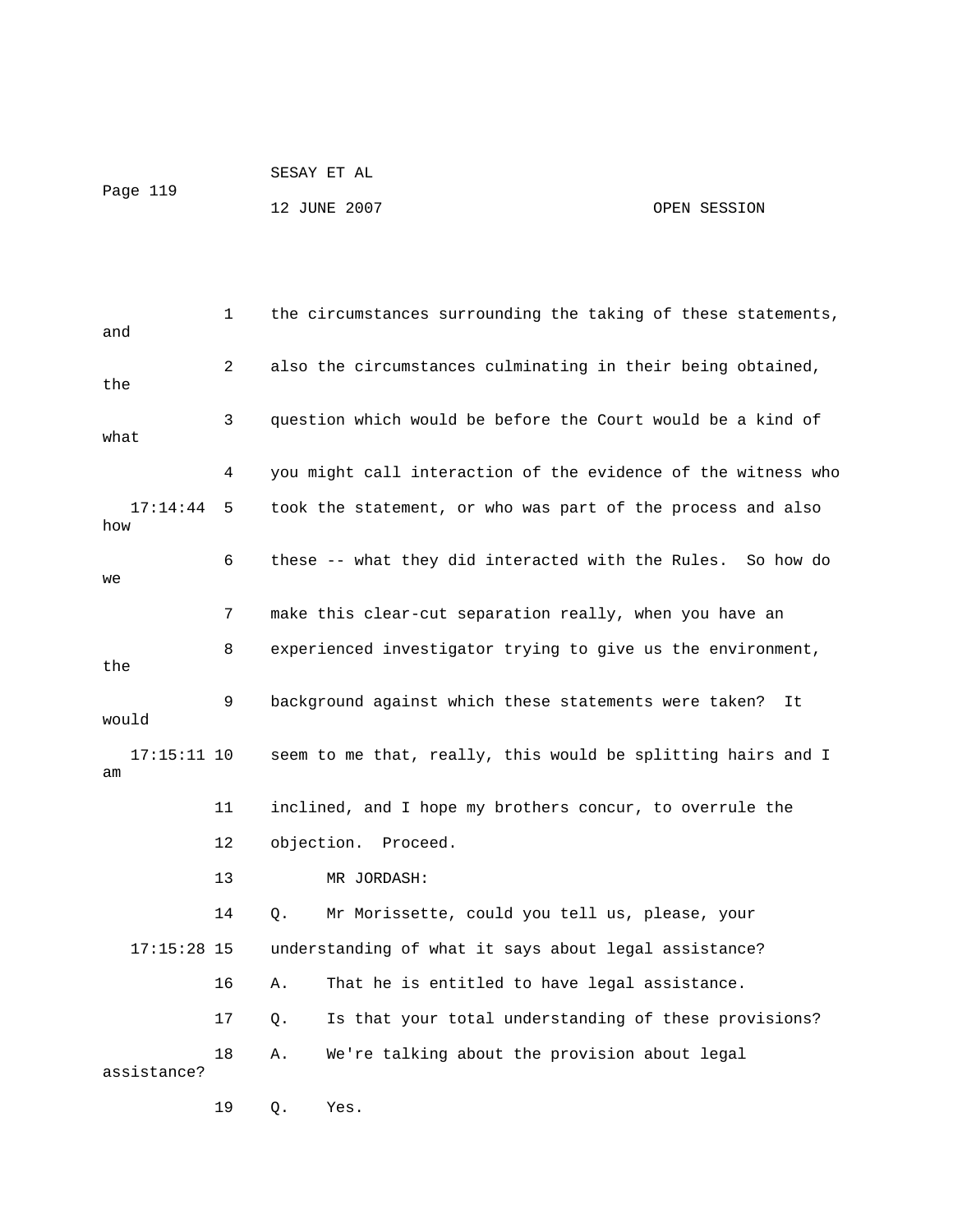1 the circumstances surrounding the taking of these statements, and

2 also the circumstances culminating in their being obtained, the

3 question which would be before the Court would be a kind of what

4 you might call interaction of the evidence of the witness who

17:14:44 5 took the statement, or who was part of the process and also how

6 these -- what they did interacted with the Rules. So how do we

7 make this clear-cut separation really, when you have an

8 experienced investigator trying to give us the environment, the

9 background against which these statements were taken? It would

17:15:11 10 seem to me that, really, this would be splitting hairs and I am

11 inclined, and I hope my brothers concur, to overrule the

12 objection. Proceed.

13 MR JORDASH:

14 Q. Mr Morissette, could you tell us, please, your

17:15:28 15 understanding of what it says about legal assistance?

16 A. That he is entitled to have legal assistance.

17 Q. Is that your total understanding of these provisions?

18 A. We're talking about the provision about legal assistance?

19 Q. Yes.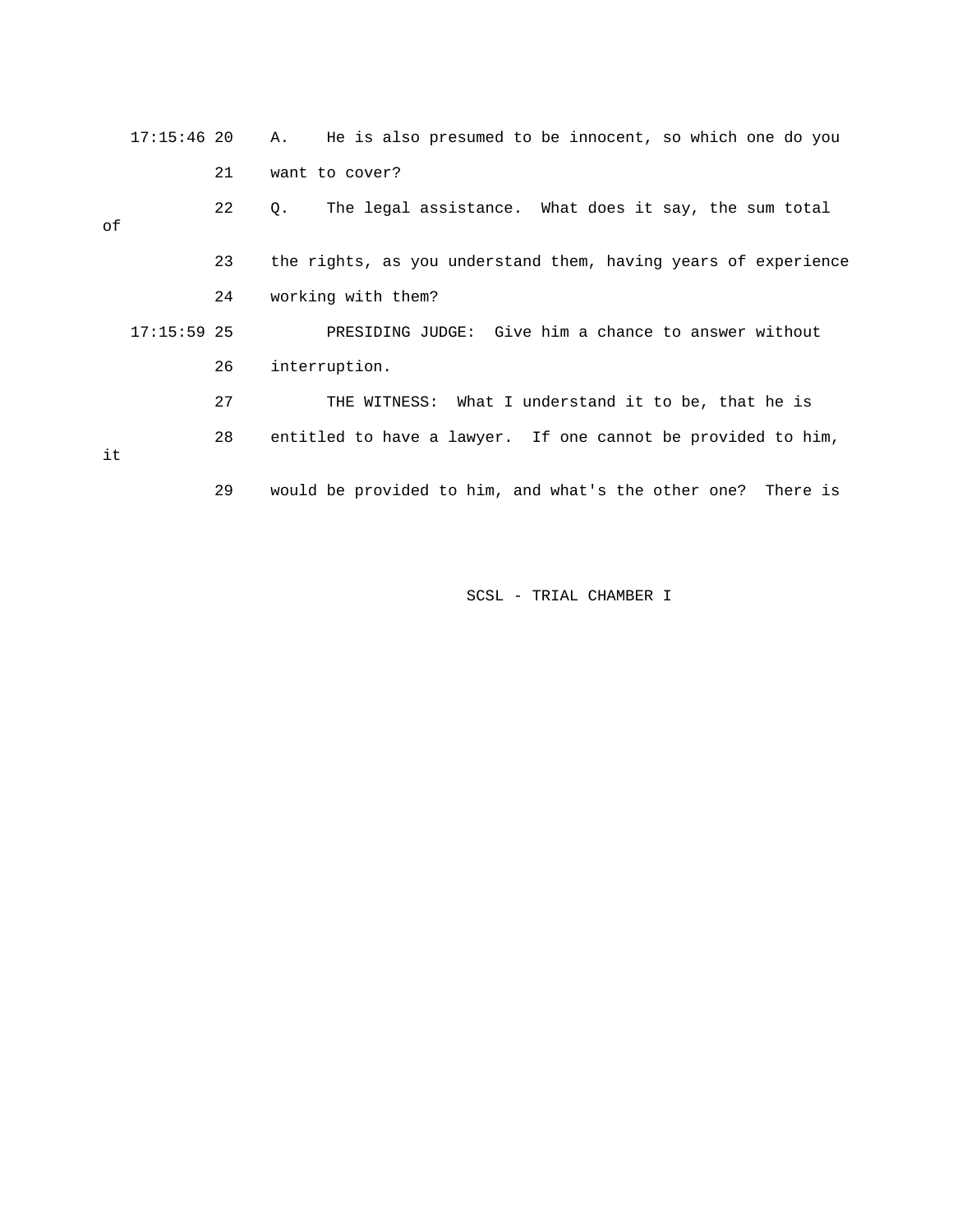17:15:46 20 A. He is also presumed to be innocent, so which one do you

21 want to cover?

22 Q. The legal assistance. What does it say, the sum total of

23 the rights, as you understand them, having years of experience

24 working with them?

17:15:59 25 PRESIDING JUDGE: Give him a chance to answer without

26 interruption.

27 THE WITNESS: What I understand it to be, that he is

28 entitled to have a lawyer. If one cannot be provided to him, it

29 would be provided to him, and what's the other one? There is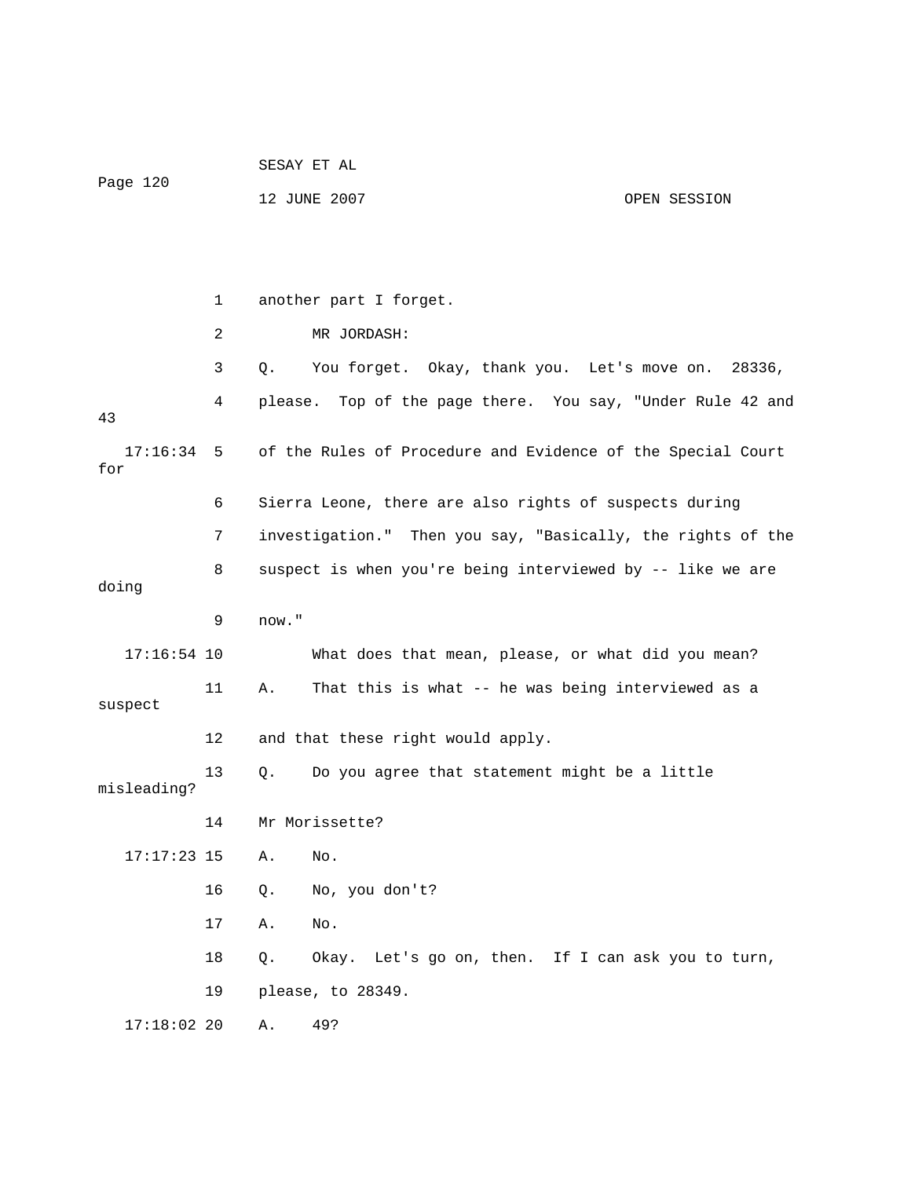1 another part I forget.

2 MR JORDASH:

3 Q. You forget. Okay, thank you. Let's move on. 28336,

4 please. Top of the page there. You say, "Under Rule 42 and 43

17:16:34 5 of the Rules of Procedure and Evidence of the Special Court for

6 Sierra Leone, there are also rights of suspects during

7 investigation." Then you say, "Basically, the rights of the

8 suspect is when you're being interviewed by -- like we are doing

9 now."

17:16:54 10 What does that mean, please, or what did you mean?

11 A. That this is what -- he was being interviewed as a suspect

12 and that these right would apply.

13 Q. Do you agree that statement might be a little misleading?

14 Mr Morissette?

17:17:23 15 A. No.

16 Q. No, you don't?

17 A. No.

18 Q. Okay. Let's go on, then. If I can ask you to turn,

19 please, to 28349.

17:18:02 20 A. 49?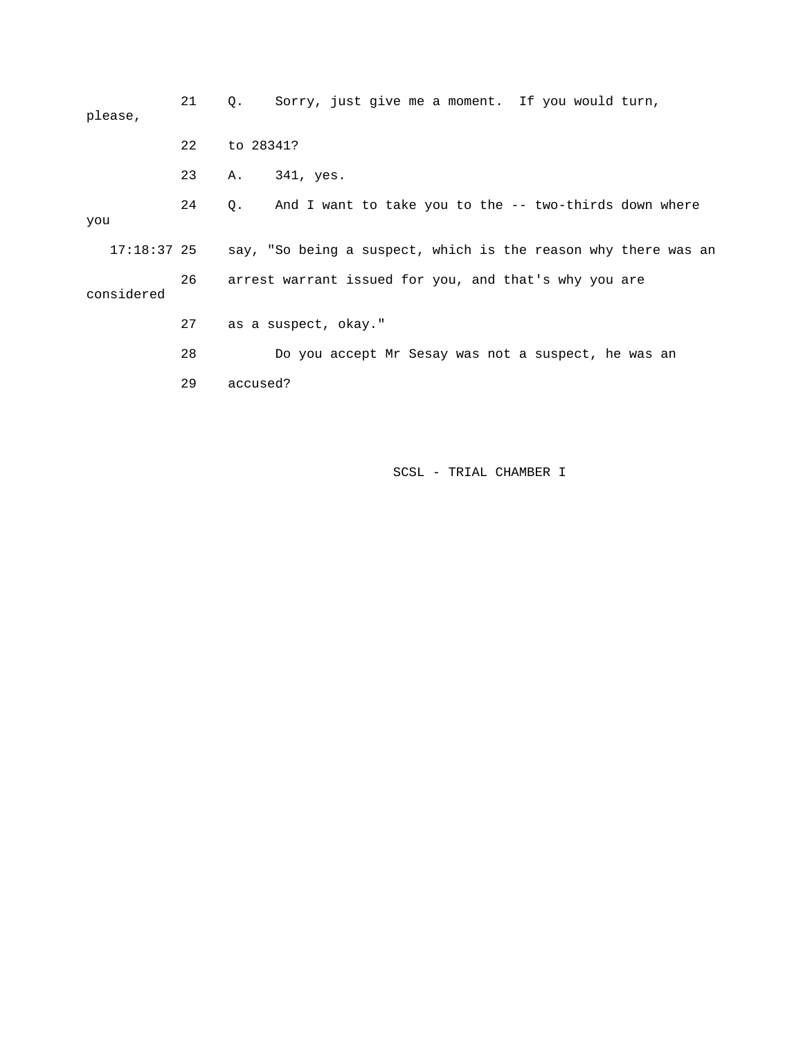21 Q. Sorry, just give me a moment. If you would turn, please,

22 to 28341?

23 A. 341, yes.

24 Q. And I want to take you to the -- two-thirds down where you

17:18:37 25 say, "So being a suspect, which is the reason why there was an

26 arrest warrant issued for you, and that's why you are considered

27 as a suspect, okay."

28 Do you accept Mr Sesay was not a suspect, he was an

29 accused?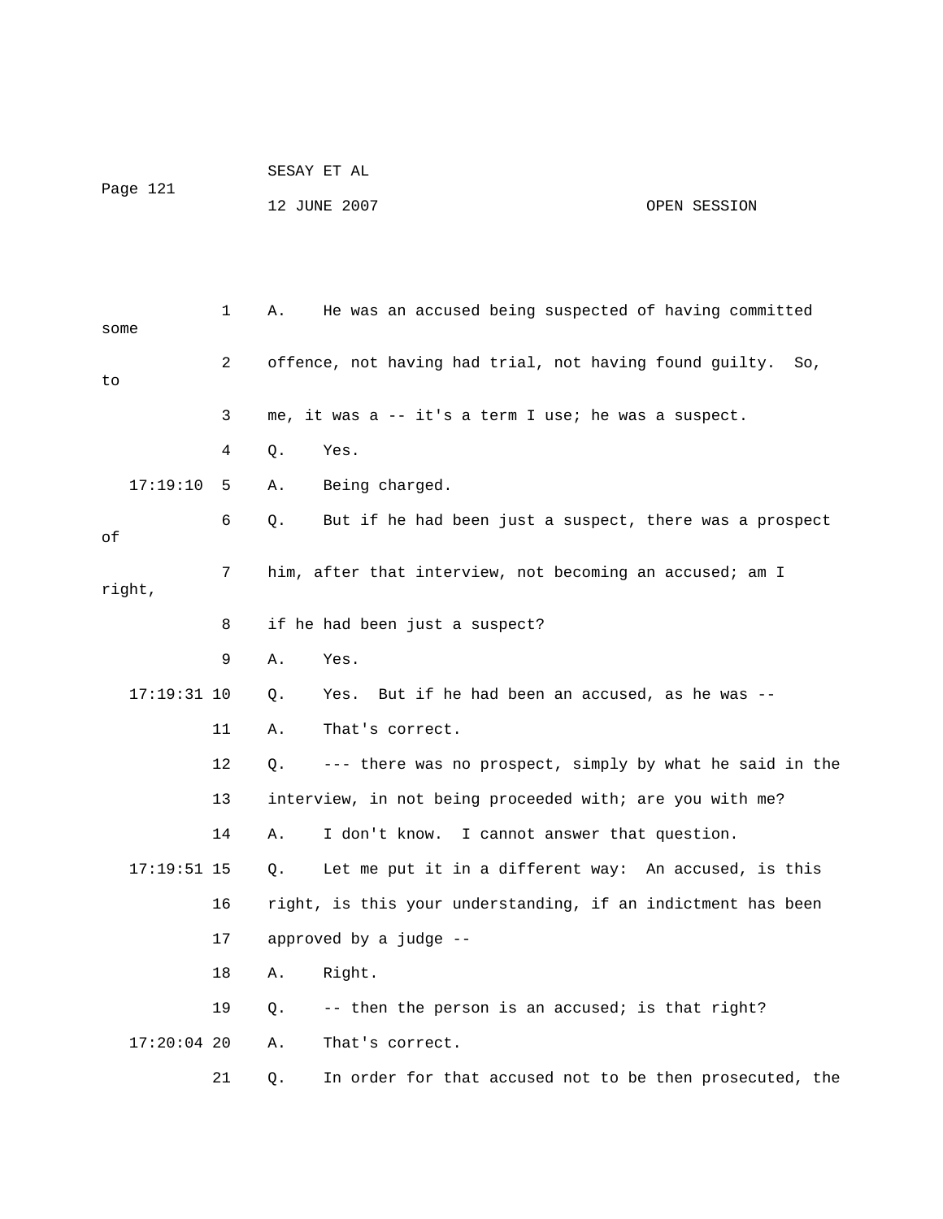1 A. He was an accused being suspected of having committed some

2 offence, not having had trial, not having found guilty. So, to

3 me, it was a -- it's a term I use; he was a suspect.

4 Q. Yes.

17:19:10 5 A. Being charged.

6 Q. But if he had been just a suspect, there was a prospect of

7 him, after that interview, not becoming an accused; am I right,

8 if he had been just a suspect?

9 A. Yes.

17:19:31 10 Q. Yes. But if he had been an accused, as he was --

11 A. That's correct.

12 Q. --- there was no prospect, simply by what he said in the

13 interview, in not being proceeded with; are you with me?

14 A. I don't know. I cannot answer that question.

17:19:51 15 Q. Let me put it in a different way: An accused, is this

16 right, is this your understanding, if an indictment has been

17 approved by a judge --

18 A. Right.

19 Q. -- then the person is an accused; is that right?

17:20:04 20 A. That's correct.

21 Q. In order for that accused not to be then prosecuted, the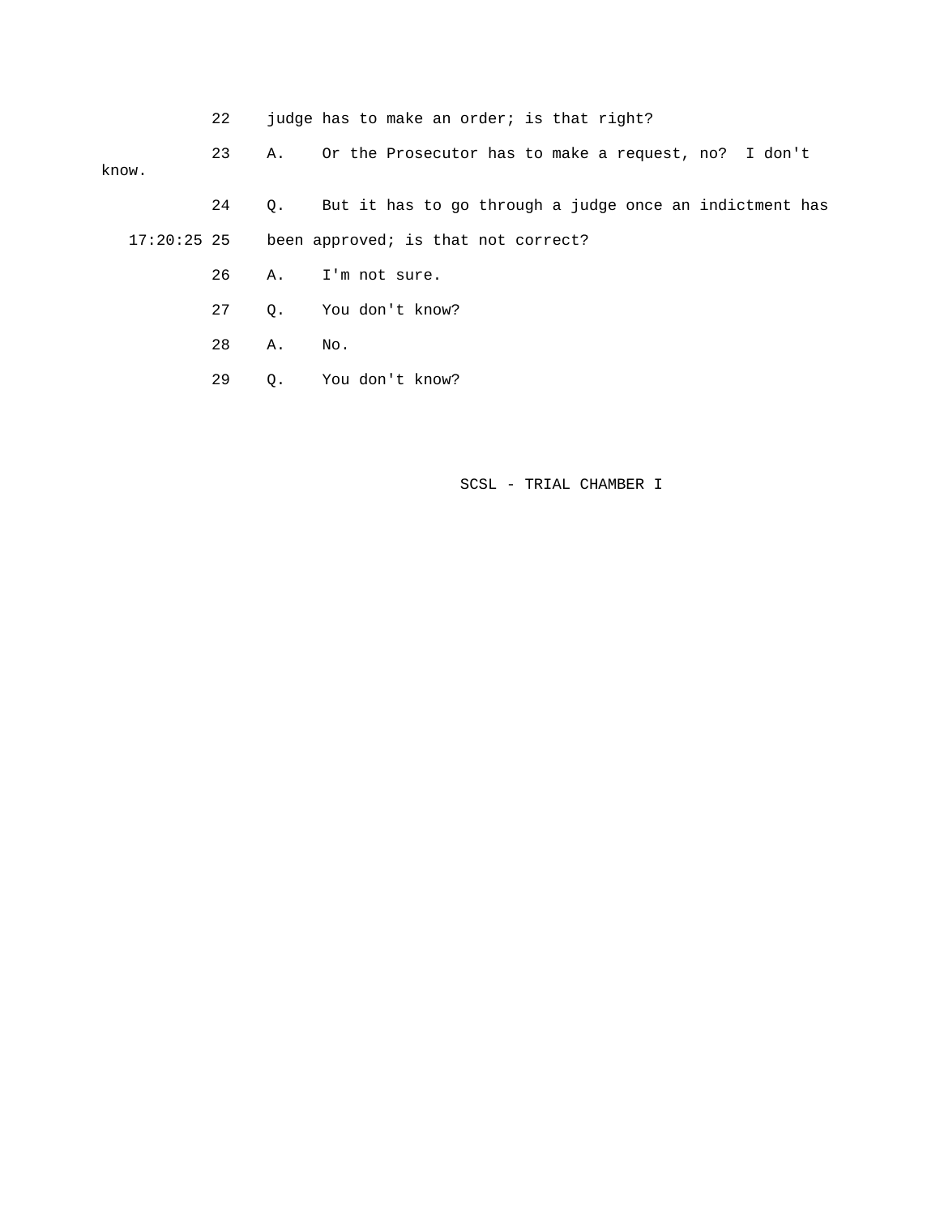22 judge has to make an order; is that right?

23 A. Or the Prosecutor has to make a request, no? I don't know.

24 Q. But it has to go through a judge once an indictment has

17:20:25 25 been approved; is that not correct?

26 A. I'm not sure.

27 Q. You don't know?

28 A. No.

29 Q. You don't know?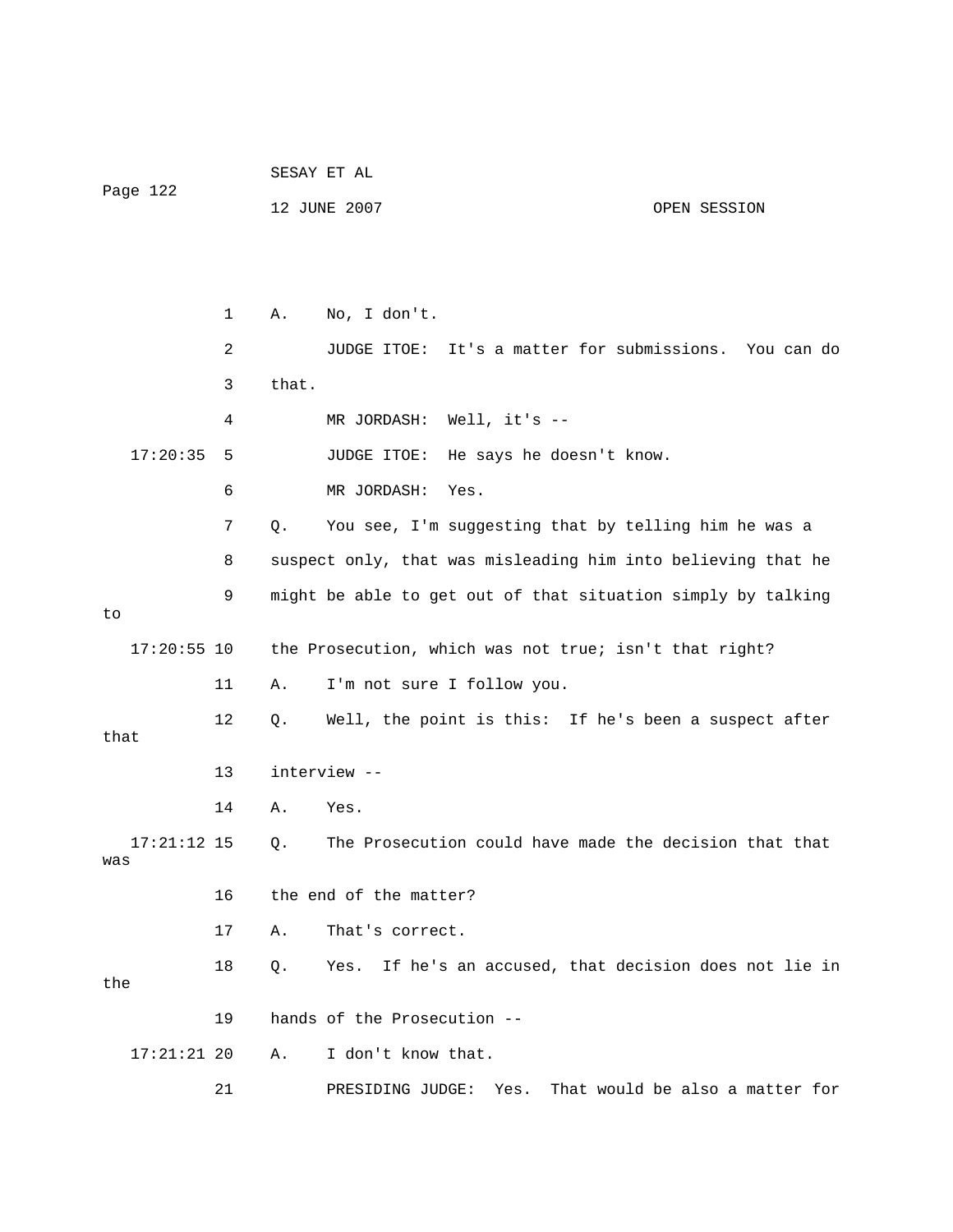1 A. No, I don't.

2 JUDGE ITOE: It's a matter for submissions. You can do

3 that.

4 MR JORDASH: Well, it's --

17:20:35 5 JUDGE ITOE: He says he doesn't know.

6 MR JORDASH: Yes.

7 Q. You see, I'm suggesting that by telling him he was a

8 suspect only, that was misleading him into believing that he

9 might be able to get out of that situation simply by talking to

17:20:55 10 the Prosecution, which was not true; isn't that right?

11 A. I'm not sure I follow you.

12 Q. Well, the point is this: If he's been a suspect after that

13 interview --

14 A. Yes.

17:21:12 15 Q. The Prosecution could have made the decision that that was

16 the end of the matter?

17 A. That's correct.

18 Q. Yes. If he's an accused, that decision does not lie in the

19 hands of the Prosecution --

17:21:21 20 A. I don't know that.

21 PRESIDING JUDGE: Yes. That would be also a matter for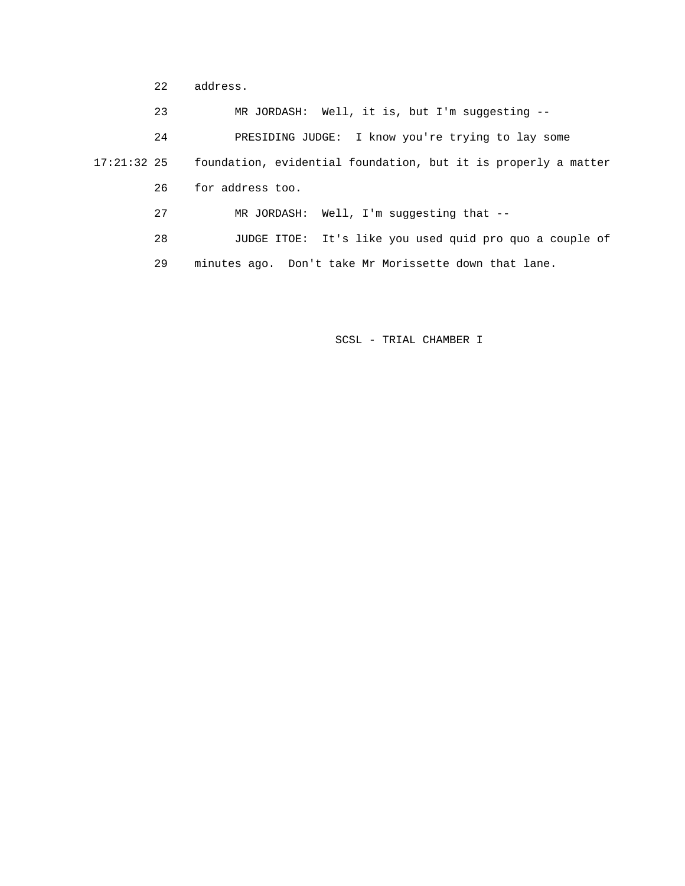22 address.

23 MR JORDASH: Well, it is, but I'm suggesting --

24 PRESIDING JUDGE: I know you're trying to lay some

17:21:32 25 foundation, evidential foundation, but it is properly a matter

26 for address too.

27 MR JORDASH: Well, I'm suggesting that --

28 JUDGE ITOE: It's like you used quid pro quo a couple of

29 minutes ago. Don't take Mr Morissette down that lane.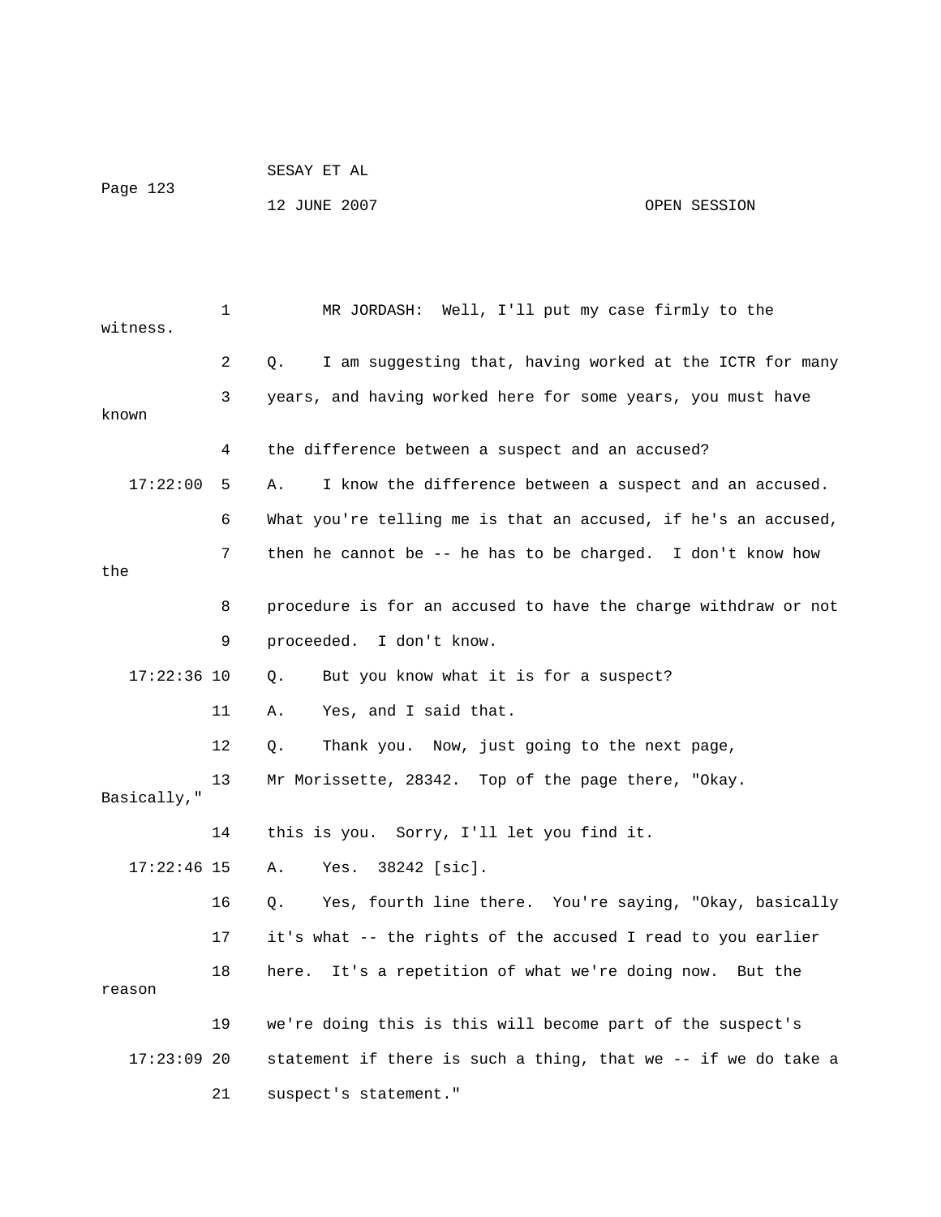MR JORDASH: Well, I'll put my case firmly to the witness.

Q. I am suggesting that, having worked at the ICTR for many years, and having worked here for some years, you must have known the difference between a suspect and an accused?

A. I know the difference between a suspect and an accused. What you're telling me is that an accused, if he's an accused, then he cannot be -- he has to be charged. I don't know how the procedure is for an accused to have the charge withdraw or not proceeded. I don't know.

Q. But you know what it is for a suspect?

A. Yes, and I said that.

Q. Thank you. Now, just going to the next page, Mr Morissette, 28342. Top of the page there, "Okay. Basically," this is you. Sorry, I'll let you find it.

A. Yes. 38242 [sic].

Q. Yes, fourth line there. You're saying, "Okay, basically it's what -- the rights of the accused I read to you earlier here. It's a repetition of what we're doing now. But the reason we're doing this is this will become part of the suspect's statement if there is such a thing, that we -- if we do take a suspect's statement."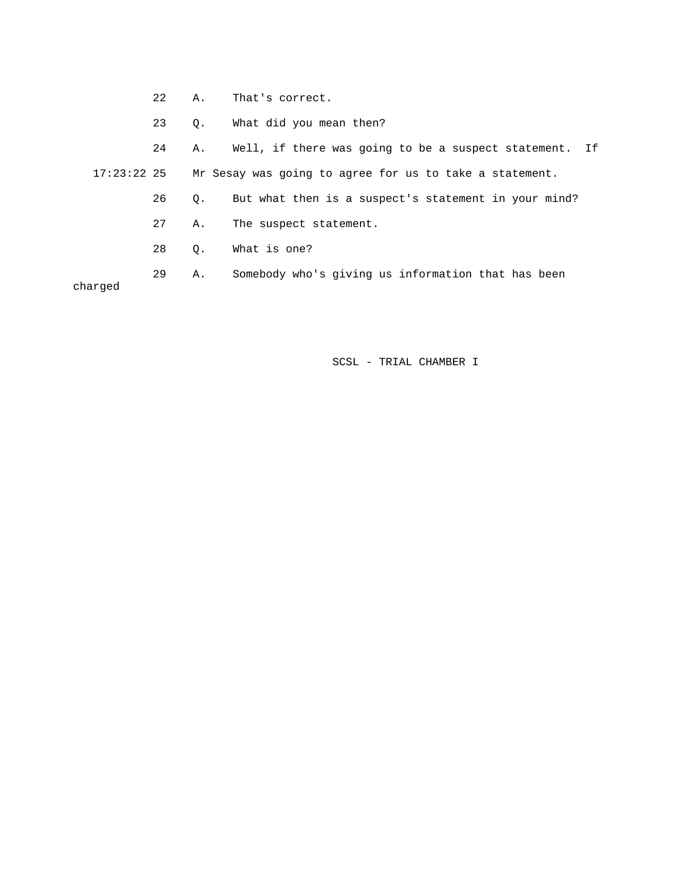22 A. That's correct.

23 Q. What did you mean then?

24 A. Well, if there was going to be a suspect statement. If

17:23:22 25 Mr Sesay was going to agree for us to take a statement.

26 Q. But what then is a suspect's statement in your mind?

27 A. The suspect statement.

28 Q. What is one?

29 A. Somebody who's giving us information that has been charged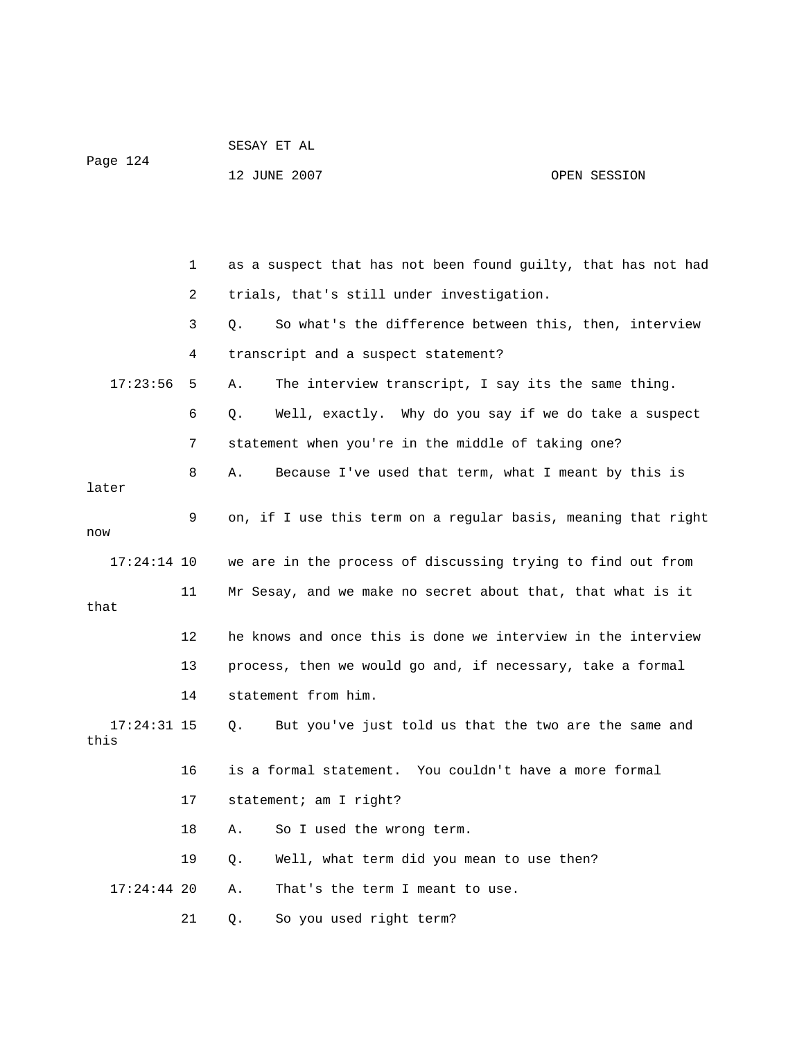1 as a suspect that has not been found guilty, that has not had

2 trials, that's still under investigation.

3 Q. So what's the difference between this, then, interview

4 transcript and a suspect statement?

17:23:56 5 A. The interview transcript, I say its the same thing.

6 Q. Well, exactly. Why do you say if we do take a suspect

7 statement when you're in the middle of taking one?

8 A. Because I've used that term, what I meant by this is later

9 on, if I use this term on a regular basis, meaning that right now

17:24:14 10 we are in the process of discussing trying to find out from

11 Mr Sesay, and we make no secret about that, that what is it that

12 he knows and once this is done we interview in the interview

13 process, then we would go and, if necessary, take a formal

14 statement from him.

17:24:31 15 Q. But you've just told us that the two are the same and this

16 is a formal statement. You couldn't have a more formal

17 statement; am I right?

18 A. So I used the wrong term.

19 Q. Well, what term did you mean to use then?

17:24:44 20 A. That's the term I meant to use.

21 Q. So you used right term?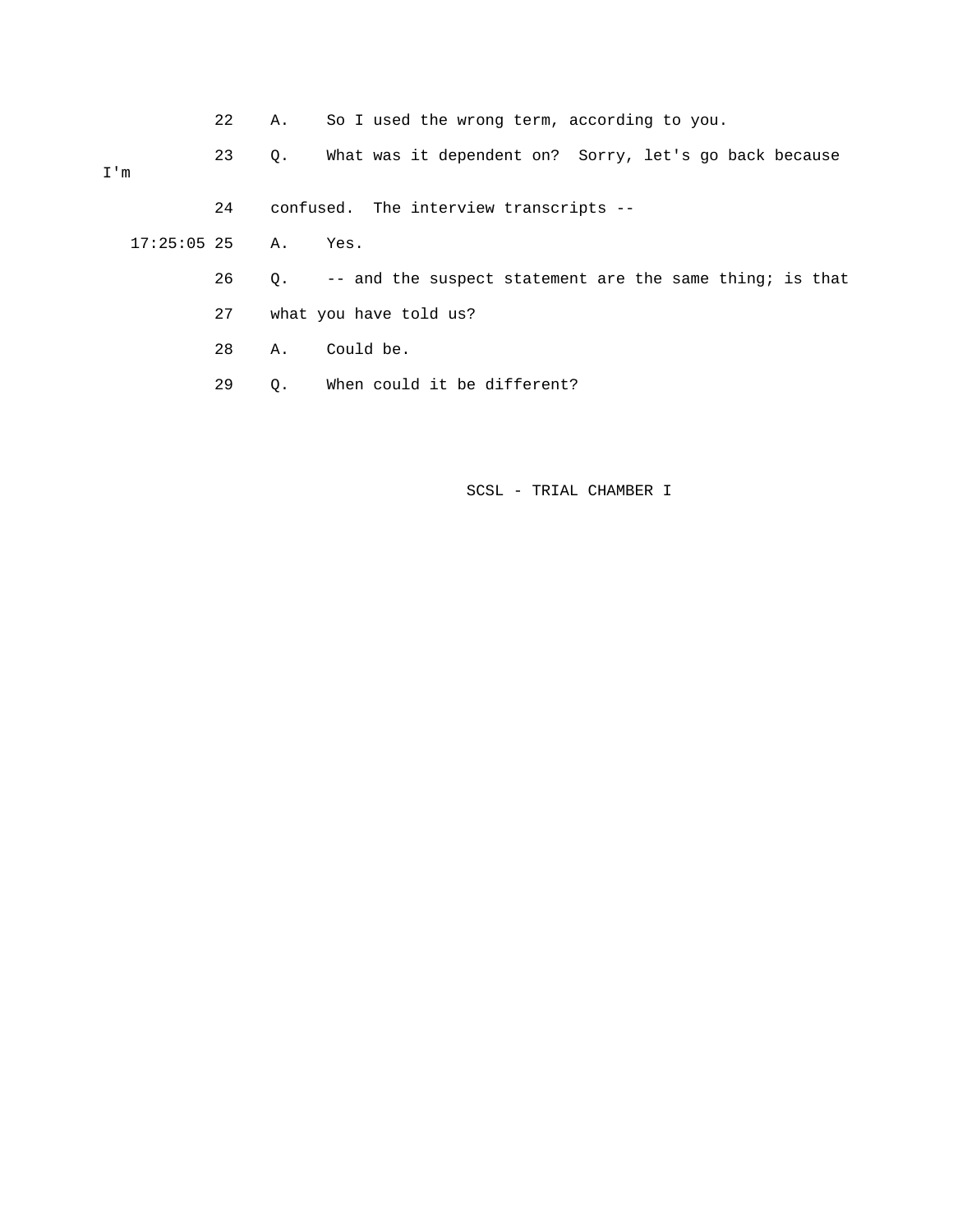22 A. So I used the wrong term, according to you.

23 Q. What was it dependent on? Sorry, let's go back because I'm

24 confused. The interview transcripts --

17:25:05 25 A. Yes.

26 Q. -- and the suspect statement are the same thing; is that

27 what you have told us?

28 A. Could be.

29 Q. When could it be different?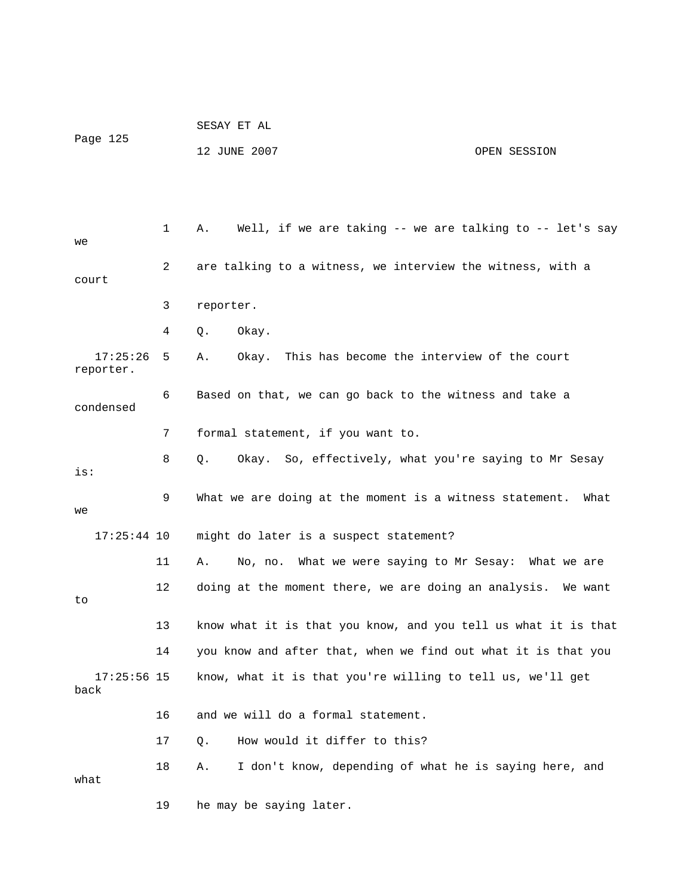1 A. Well, if we are taking -- we are talking to -- let's say we

2 are talking to a witness, we interview the witness, with a court

3 reporter.

4 Q. Okay.

17:25:26 5 A. Okay. This has become the interview of the court reporter.

6 Based on that, we can go back to the witness and take a condensed

7 formal statement, if you want to.

8 Q. Okay. So, effectively, what you're saying to Mr Sesay is:

9 What we are doing at the moment is a witness statement. What we

17:25:44 10 might do later is a suspect statement?

11 A. No, no. What we were saying to Mr Sesay: What we are

12 doing at the moment there, we are doing an analysis. We want to

13 know what it is that you know, and you tell us what it is that

14 you know and after that, when we find out what it is that you

17:25:56 15 know, what it is that you're willing to tell us, we'll get back

16 and we will do a formal statement.

17 Q. How would it differ to this?

18 A. I don't know, depending of what he is saying here, and what

19 he may be saying later.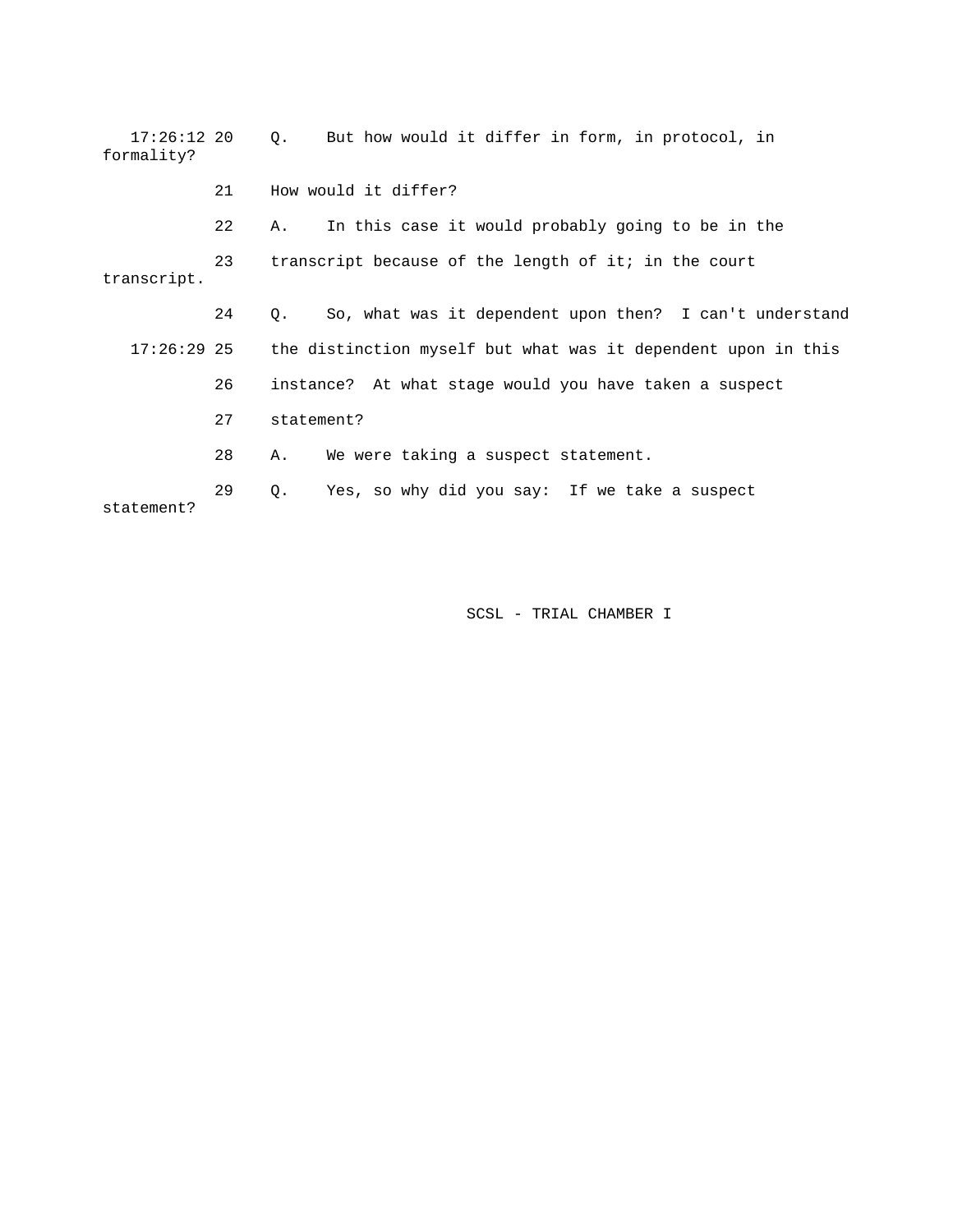17:26:12 20 Q. But how would it differ in form, in protocol, in formality?

21 How would it differ?

22 A. In this case it would probably going to be in the

23 transcript because of the length of it; in the court transcript.

24 Q. So, what was it dependent upon then? I can't understand

17:26:29 25 the distinction myself but what was it dependent upon in this

26 instance? At what stage would you have taken a suspect

27 statement?

28 A. We were taking a suspect statement.

29 Q. Yes, so why did you say: If we take a suspect statement?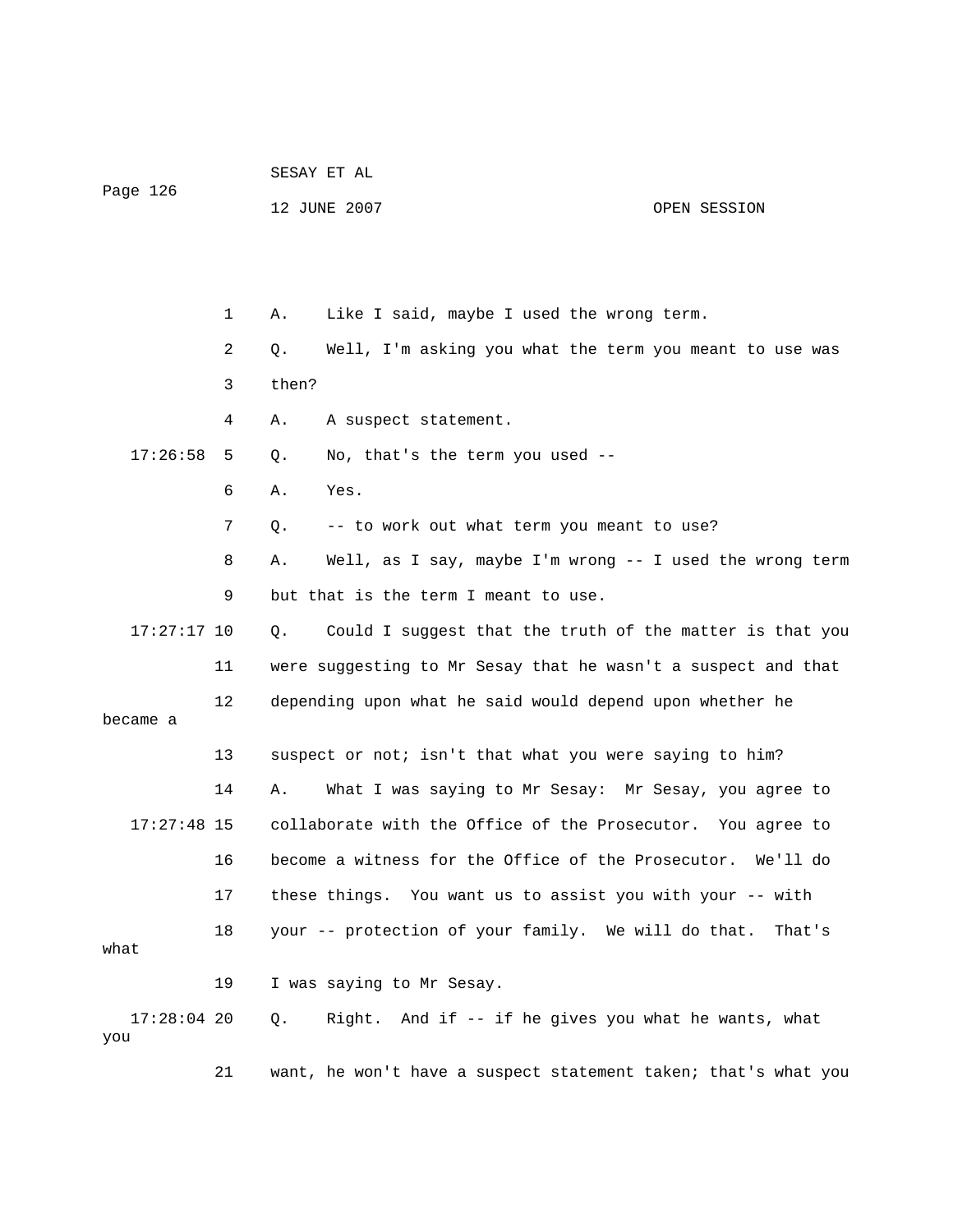1 A. Like I said, maybe I used the wrong term.

2 Q. Well, I'm asking you what the term you meant to use was

3 then?

4 A. A suspect statement.

17:26:58 5 Q. No, that's the term you used --

6 A. Yes.

7 Q. -- to work out what term you meant to use?

8 A. Well, as I say, maybe I'm wrong -- I used the wrong term

9 but that is the term I meant to use.

17:27:17 10 Q. Could I suggest that the truth of the matter is that you

11 were suggesting to Mr Sesay that he wasn't a suspect and that

12 depending upon what he said would depend upon whether he became a

13 suspect or not; isn't that what you were saying to him?

14 A. What I was saying to Mr Sesay: Mr Sesay, you agree to

17:27:48 15 collaborate with the Office of the Prosecutor. You agree to

16 become a witness for the Office of the Prosecutor. We'll do

17 these things. You want us to assist you with your -- with

18 your -- protection of your family. We will do that. That's what

19 I was saying to Mr Sesay.

17:28:04 20 Q. Right. And if -- if he gives you what he wants, what you

21 want, he won't have a suspect statement taken; that's what you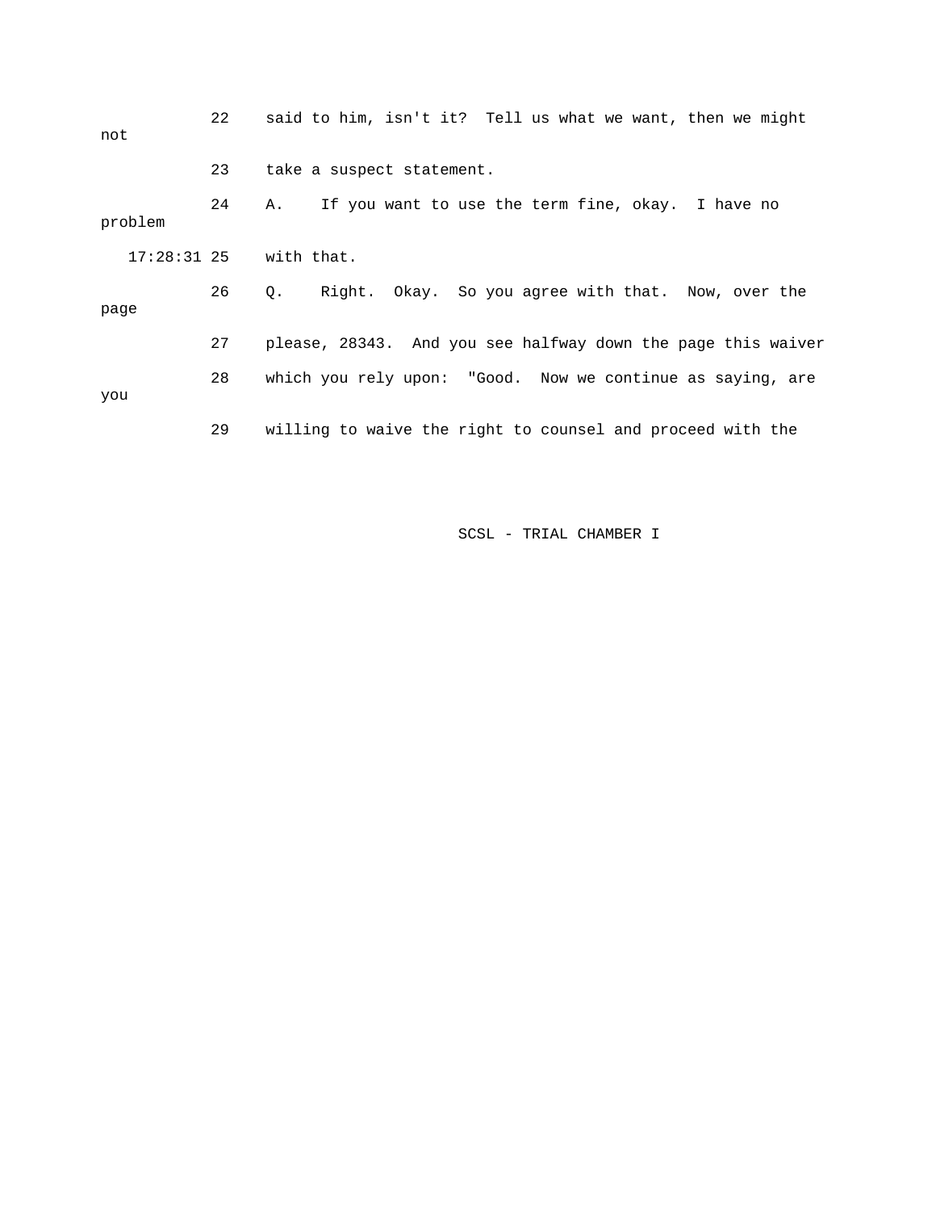22 said to him, isn't it? Tell us what we want, then we might not

23 take a suspect statement.

24 A. If you want to use the term fine, okay. I have no problem

17:28:31 25 with that.

26 Q. Right. Okay. So you agree with that. Now, over the page

27 please, 28343. And you see halfway down the page this waiver

28 which you rely upon: "Good. Now we continue as saying, are you

29 willing to waive the right to counsel and proceed with the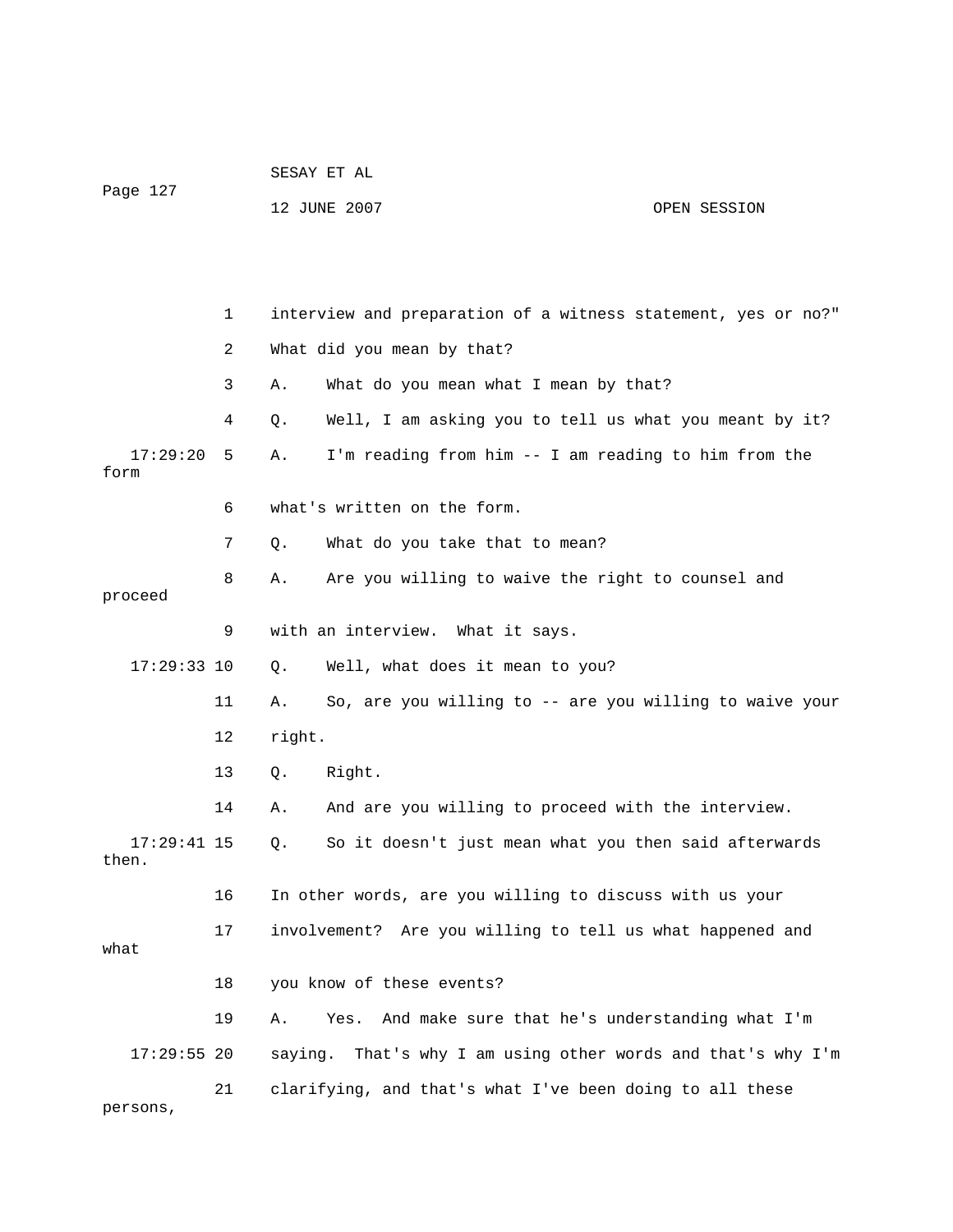1 interview and preparation of a witness statement, yes or no?"

2 What did you mean by that?

3 A. What do you mean what I mean by that?

4 Q. Well, I am asking you to tell us what you meant by it?

17:29:20 5 A. I'm reading from him -- I am reading to him from the form

6 what's written on the form.

7 Q. What do you take that to mean?

8 A. Are you willing to waive the right to counsel and proceed

9 with an interview. What it says.

17:29:33 10 Q. Well, what does it mean to you?

11 A. So, are you willing to -- are you willing to waive your

12 right.

13 Q. Right.

14 A. And are you willing to proceed with the interview.

17:29:41 15 Q. So it doesn't just mean what you then said afterwards then.

16 In other words, are you willing to discuss with us your

17 involvement? Are you willing to tell us what happened and what

18 you know of these events?

19 A. Yes. And make sure that he's understanding what I'm

17:29:55 20 saying. That's why I am using other words and that's why I'm

21 clarifying, and that's what I've been doing to all these persons,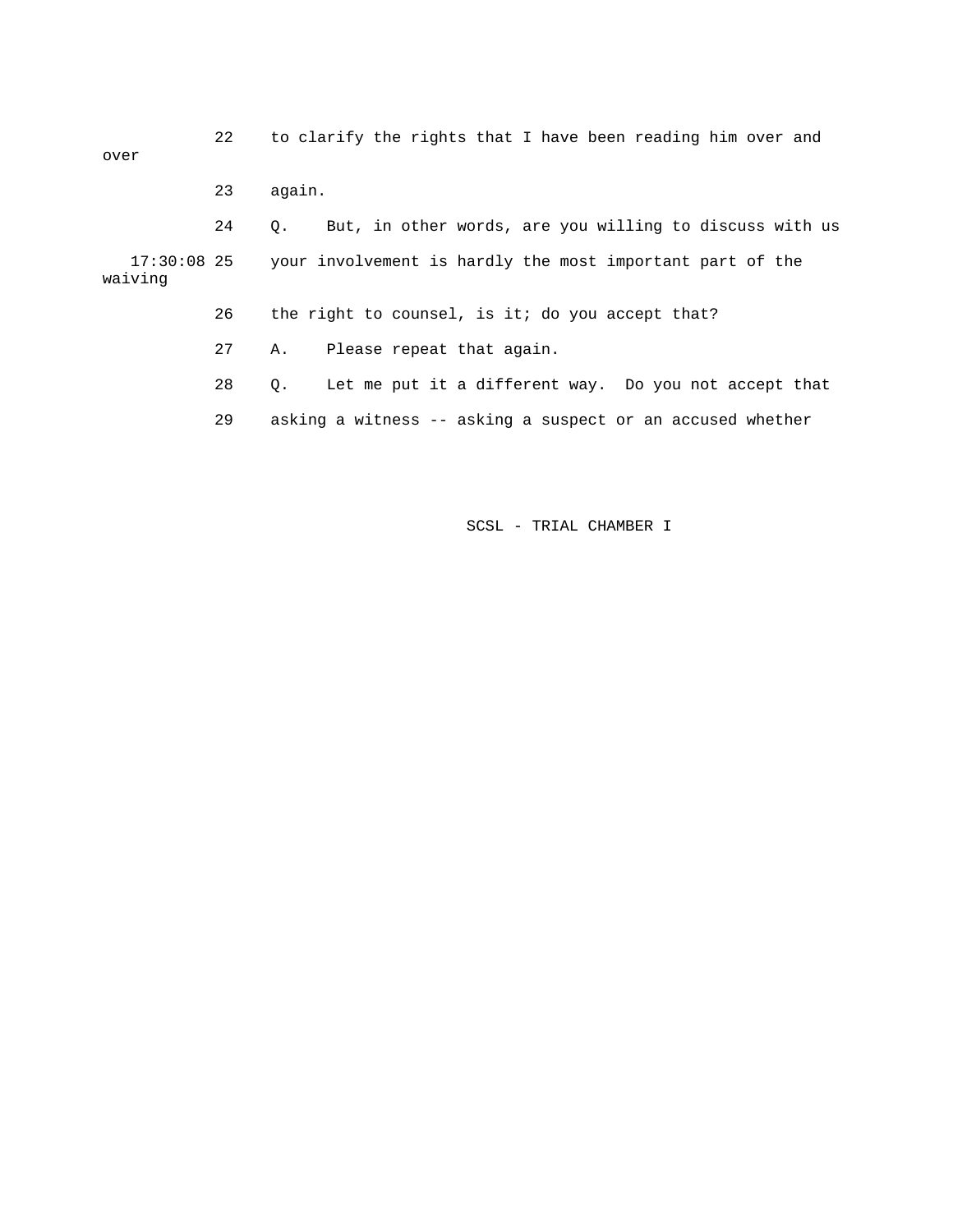22 to clarify the rights that I have been reading him over and over

23 again.

24 Q. But, in other words, are you willing to discuss with us

17:30:08 25 your involvement is hardly the most important part of the waiving

26 the right to counsel, is it; do you accept that?

27 A. Please repeat that again.

28 Q. Let me put it a different way. Do you not accept that

29 asking a witness -- asking a suspect or an accused whether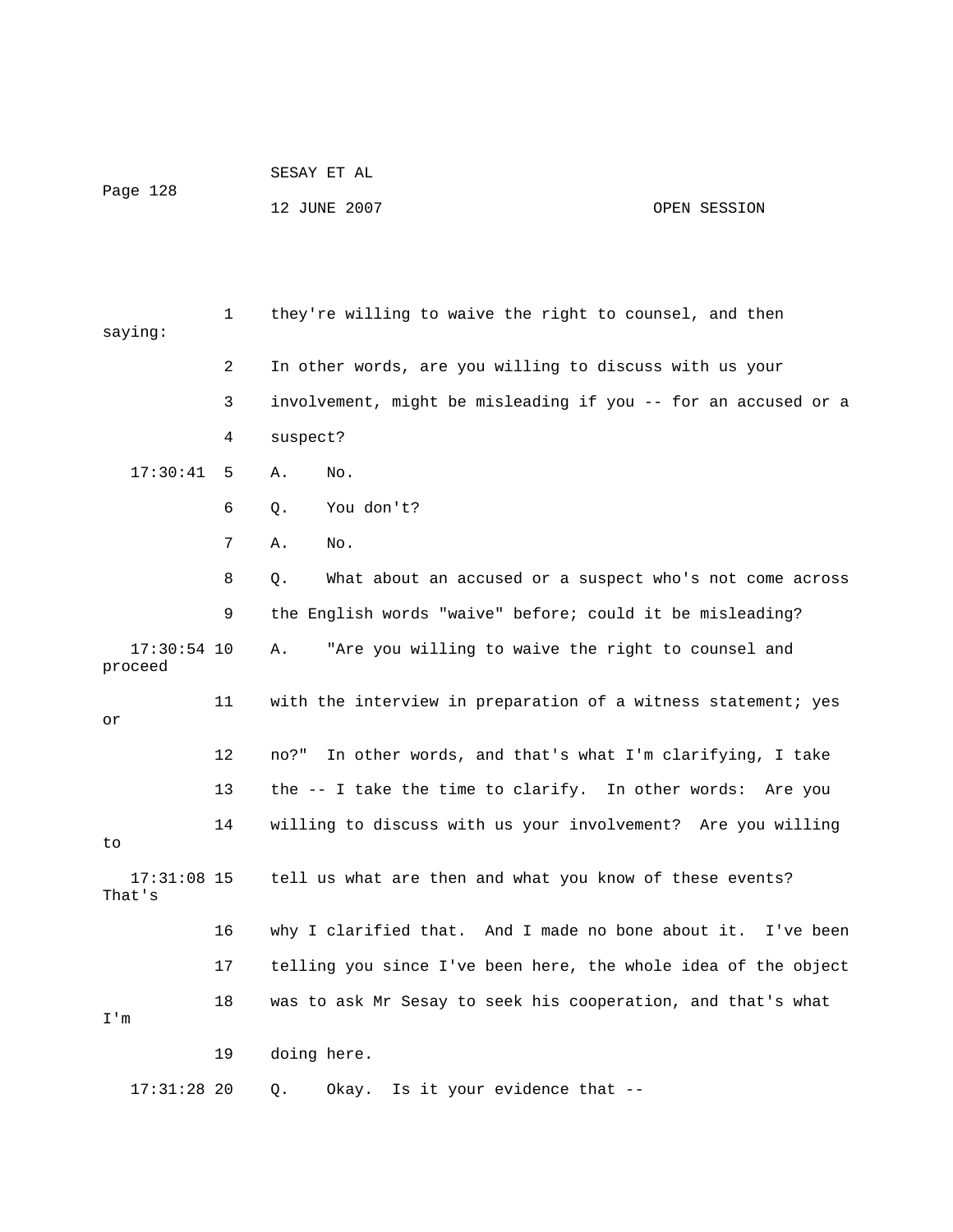1 they're willing to waive the right to counsel, and then saying:

2 In other words, are you willing to discuss with us your

3 involvement, might be misleading if you -- for an accused or a

4 suspect?

17:30:41 5 A. No.

6 Q. You don't?

7 A. No.

8 Q. What about an accused or a suspect who's not come across

9 the English words "waive" before; could it be misleading?

17:30:54 10 A. "Are you willing to waive the right to counsel and proceed

11 with the interview in preparation of a witness statement; yes or

12 no?" In other words, and that's what I'm clarifying, I take

13 the -- I take the time to clarify. In other words: Are you

14 willing to discuss with us your involvement? Are you willing to

17:31:08 15 tell us what are then and what you know of these events? That's

16 why I clarified that. And I made no bone about it. I've been

17 telling you since I've been here, the whole idea of the object

18 was to ask Mr Sesay to seek his cooperation, and that's what I'm

19 doing here.

17:31:28 20 Q. Okay. Is it your evidence that --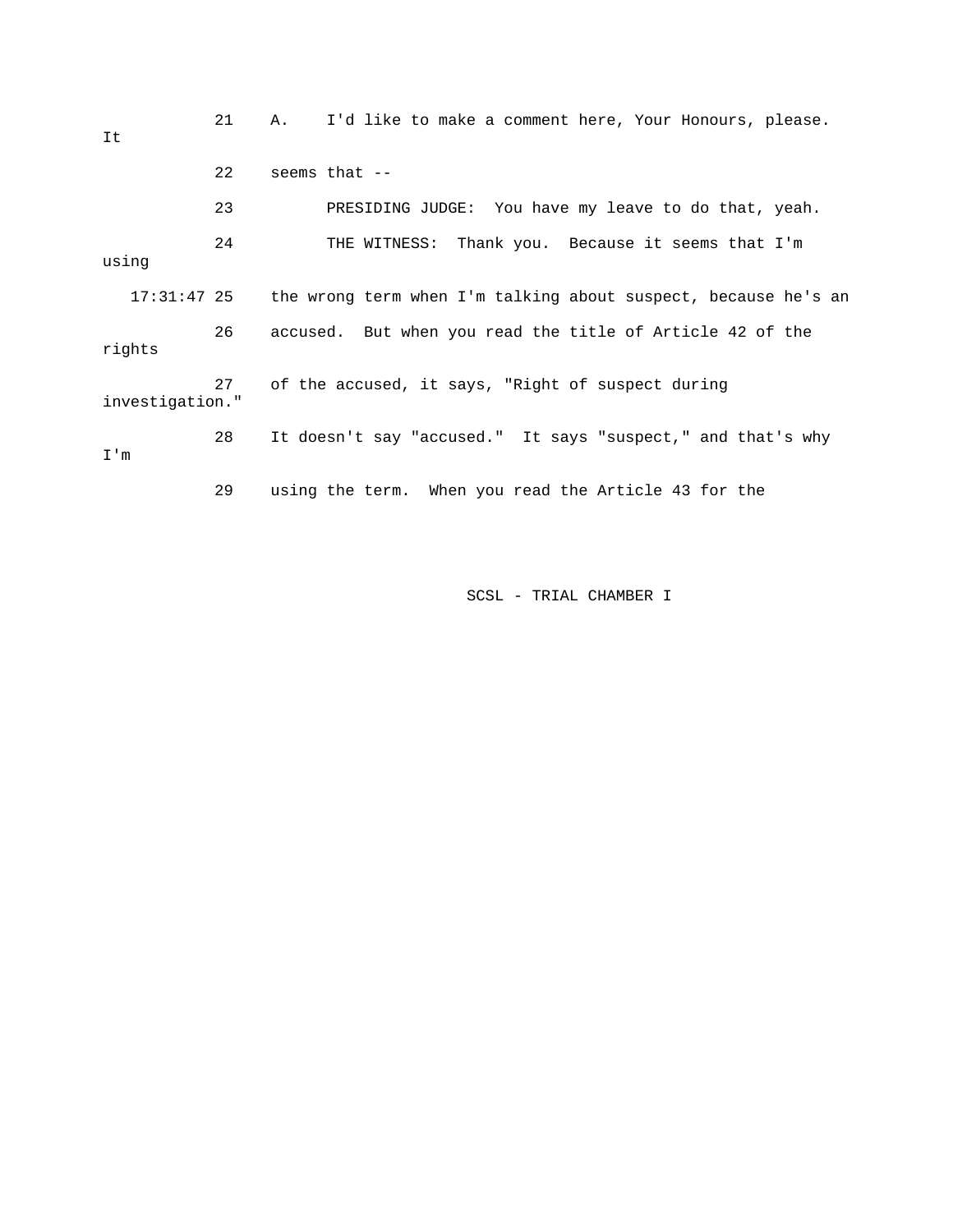21 A. I'd like to make a comment here, Your Honours, please. It

22 seems that --

23 PRESIDING JUDGE: You have my leave to do that, yeah.

24 THE WITNESS: Thank you. Because it seems that I'm using

17:31:47 25 the wrong term when I'm talking about suspect, because he's an

26 accused. But when you read the title of Article 42 of the rights

27 of the accused, it says, "Right of suspect during investigation."

28 It doesn't say "accused." It says "suspect," and that's why I'm

29 using the term. When you read the Article 43 for the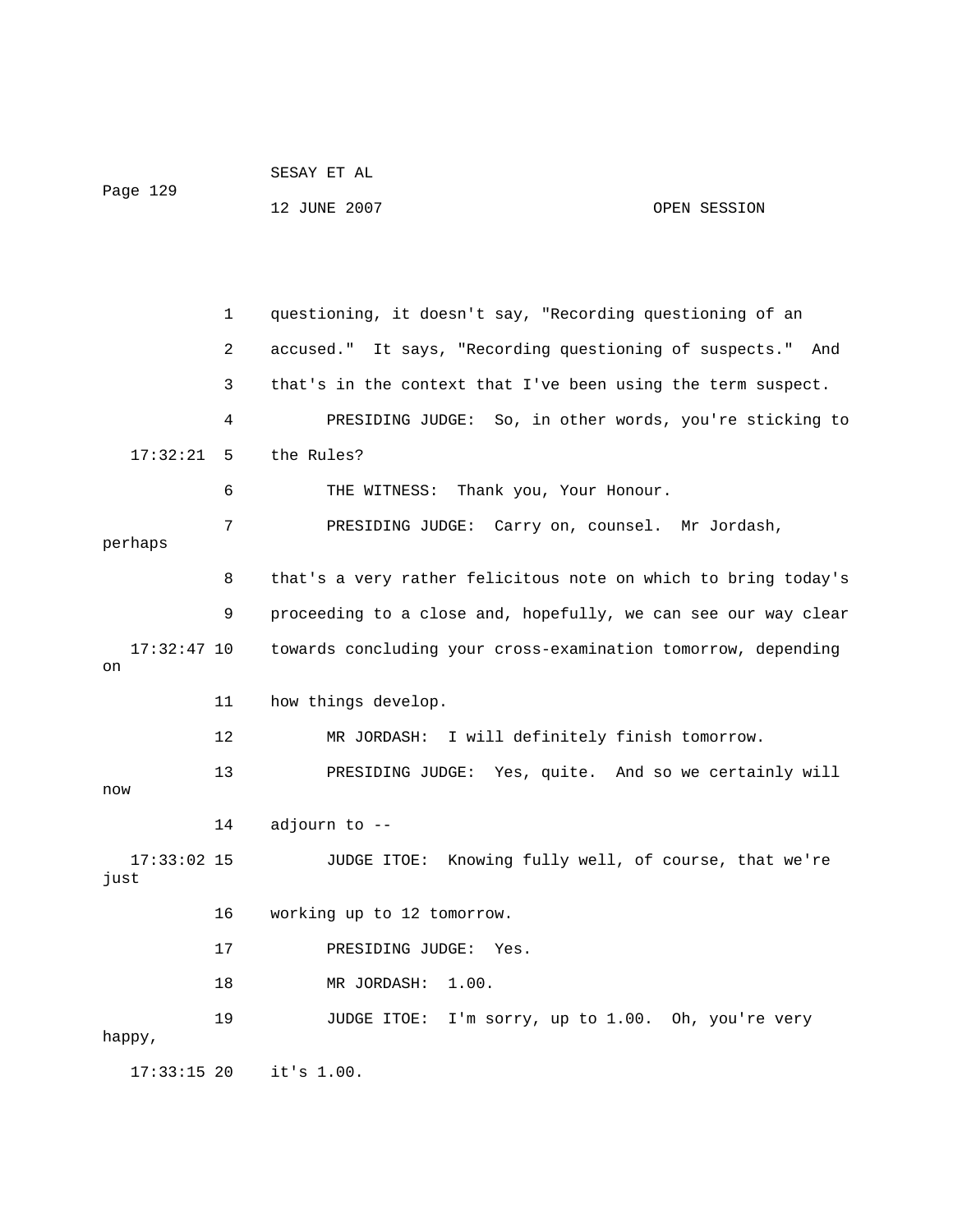questioning, it doesn't say, "Recording questioning of an accused." It says, "Recording questioning of suspects." And that's in the context that I've been using the term suspect.

PRESIDING JUDGE: So, in other words, you're sticking to the Rules?

THE WITNESS: Thank you, Your Honour.

PRESIDING JUDGE: Carry on, counsel. Mr Jordash, perhaps that's a very rather felicitous note on which to bring today's proceeding to a close and, hopefully, we can see our way clear towards concluding your cross-examination tomorrow, depending on how things develop.

MR JORDASH: I will definitely finish tomorrow.

PRESIDING JUDGE: Yes, quite. And so we certainly will now adjourn to --

JUDGE ITOE: Knowing fully well, of course, that we're just working up to 12 tomorrow.

PRESIDING JUDGE: Yes.

MR JORDASH: 1.00.

JUDGE ITOE: I'm sorry, up to 1.00. Oh, you're very happy, it's 1.00.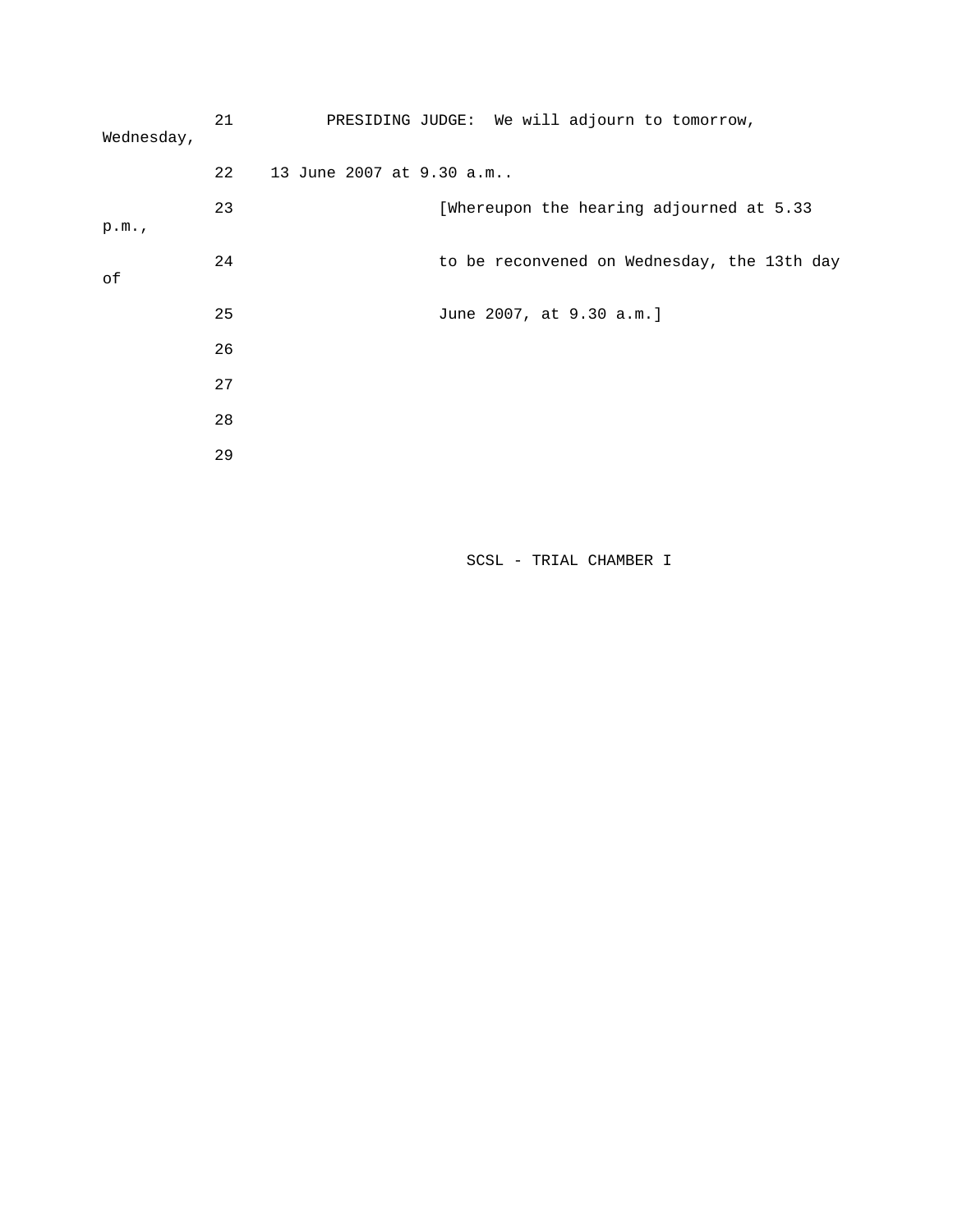PRESIDING JUDGE: We will adjourn to tomorrow, Wednesday, 13 June 2007 at 9.30 a.m..

[Whereupon the hearing adjourned at 5.33 p.m., to be reconvened on Wednesday, the 13th day of June 2007, at 9.30 a.m.]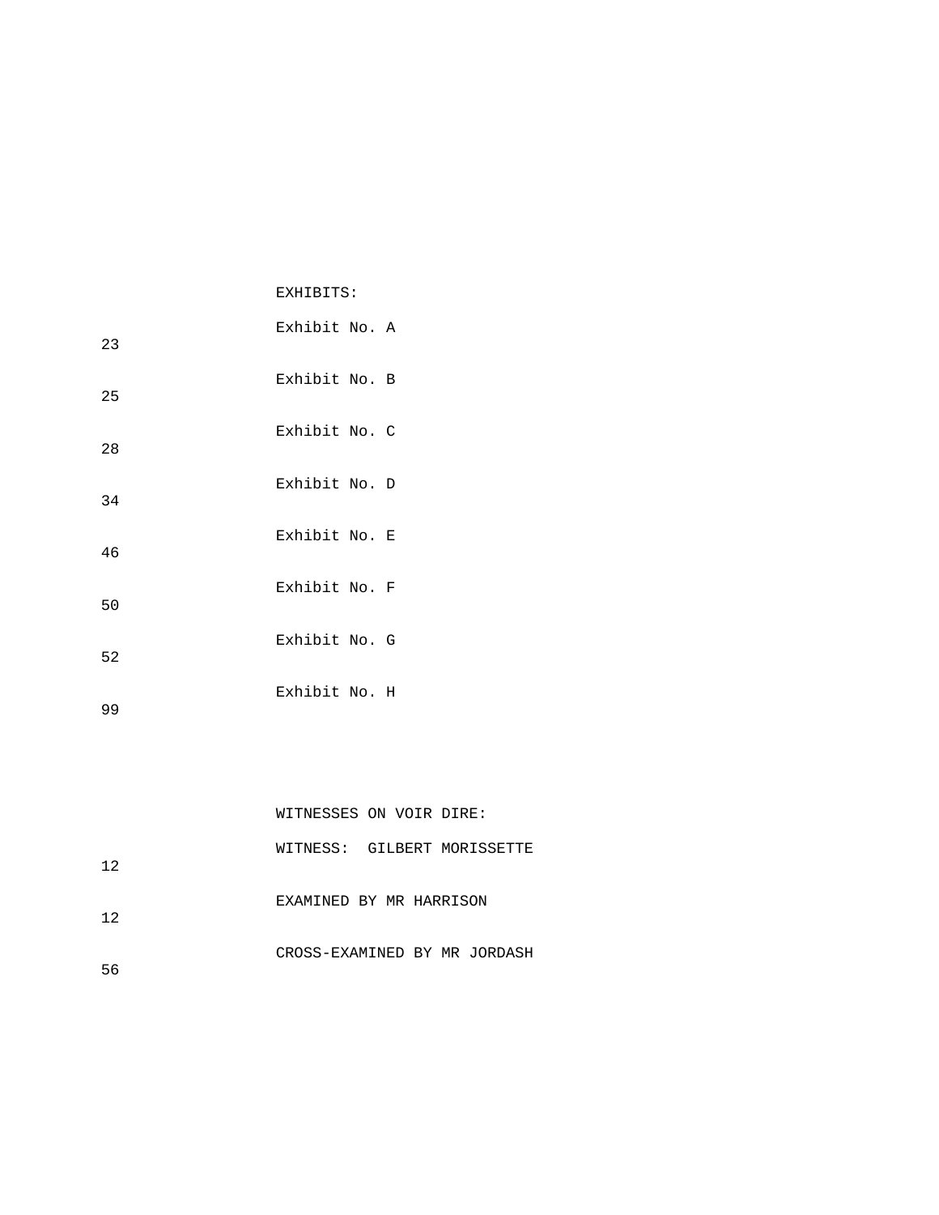EXHIBITS:

| | |
|---|---|
| Exhibit No. A | 23 |
| Exhibit No. B | 25 |
| Exhibit No. C | 28 |
| Exhibit No. D | 34 |
| Exhibit No. E | 46 |
| Exhibit No. F | 50 |
| Exhibit No. G | 52 |
| Exhibit No. H | 99 |

WITNESSES ON VOIR DIRE:

| | |
|---|---|
| WITNESS: GILBERT MORISSETTE | 12 |
| EXAMINED BY MR HARRISON | 12 |
| CROSS-EXAMINED BY MR JORDASH | 56 |